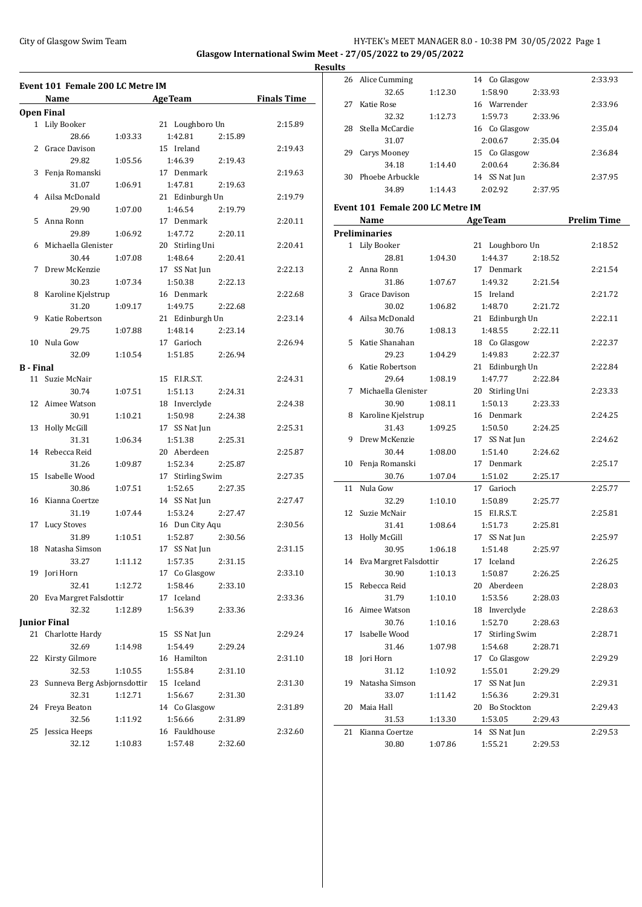Glasgow International Swim Meet - 27/05/2022 to 29/05/2022

**Results**

### Event 101 Female 200 LC Metre IM

| | Name | Age | Team | Finals Time |
|---|---|---|---|---|
| **Open Final** | | | | |
| 1 | Lily Booker | 21 | Loughboro Un | 2:15.89 |
| | 28.66 1:03.33 1:42.81 2:15.89 | | | |
| 2 | Grace Davison | 15 | Ireland | 2:19.43 |
| | 29.82 1:05.56 1:46.39 2:19.43 | | | |
| 3 | Fenja Romanski | 17 | Denmark | 2:19.63 |
| | 31.07 1:06.91 1:47.81 2:19.63 | | | |
| 4 | Ailsa McDonald | 21 | Edinburgh Un | 2:19.79 |
| | 29.90 1:07.00 1:46.54 2:19.79 | | | |
| 5 | Anna Ronn | 17 | Denmark | 2:20.11 |
| | 29.89 1:06.92 1:47.72 2:20.11 | | | |
| 6 | Michaella Glenister | 20 | Stirling Uni | 2:20.41 |
| | 30.44 1:07.08 1:48.64 2:20.41 | | | |
| 7 | Drew McKenzie | 17 | SS Nat Jun | 2:22.13 |
| | 30.23 1:07.34 1:50.38 2:22.13 | | | |
| 8 | Karoline Kjelstrup | 16 | Denmark | 2:22.68 |
| | 31.20 1:09.17 1:49.75 2:22.68 | | | |
| 9 | Katie Robertson | 21 | Edinburgh Un | 2:23.14 |
| | 29.75 1:07.88 1:48.14 2:23.14 | | | |
| 10 | Nula Gow | 17 | Garioch | 2:26.94 |
| | 32.09 1:10.54 1:51.85 2:26.94 | | | |
| **B - Final** | | | | |
| 11 | Suzie McNair | 15 | F.I.R.S.T. | 2:24.31 |
| | 30.74 1:07.51 1:51.13 2:24.31 | | | |
| 12 | Aimee Watson | 18 | Inverclyde | 2:24.38 |
| | 30.91 1:10.21 1:50.98 2:24.38 | | | |
| 13 | Holly McGill | 17 | SS Nat Jun | 2:25.31 |
| | 31.31 1:06.34 1:51.38 2:25.31 | | | |
| 14 | Rebecca Reid | 20 | Aberdeen | 2:25.87 |
| | 31.26 1:09.87 1:52.34 2:25.87 | | | |
| 15 | Isabelle Wood | 17 | Stirling Swim | 2:27.35 |
| | 30.86 1:07.51 1:52.65 2:27.35 | | | |
| 16 | Kianna Coertze | 14 | SS Nat Jun | 2:27.47 |
| | 31.19 1:07.44 1:53.24 2:27.47 | | | |
| 17 | Lucy Stoves | 16 | Dun City Aqu | 2:30.56 |
| | 31.89 1:10.51 1:52.87 2:30.56 | | | |
| 18 | Natasha Simson | 17 | SS Nat Jun | 2:31.15 |
| | 33.27 1:11.12 1:57.35 2:31.15 | | | |
| 19 | Jori Horn | 17 | Co Glasgow | 2:33.10 |
| | 32.41 1:12.72 1:58.46 2:33.10 | | | |
| 20 | Eva Margret Falsdottir | 17 | Iceland | 2:33.36 |
| | 32.32 1:12.89 1:56.39 2:33.36 | | | |
| **Junior Final** | | | | |
| 21 | Charlotte Hardy | 15 | SS Nat Jun | 2:29.24 |
| | 32.69 1:14.98 1:54.49 2:29.24 | | | |
| 22 | Kirsty Gilmore | 16 | Hamilton | 2:31.10 |
| | 32.53 1:10.55 1:55.84 2:31.10 | | | |
| 23 | Sunneva Berg Asbjornsdottir | 15 | Iceland | 2:31.30 |
| | 32.31 1:12.71 1:56.67 2:31.30 | | | |
| 24 | Freya Beaton | 14 | Co Glasgow | 2:31.89 |
| | 32.56 1:11.92 1:56.66 2:31.89 | | | |
| 25 | Jessica Heeps | 16 | Fauldhouse | 2:32.60 |
| | 32.12 1:10.83 1:57.48 2:32.60 | | | |
| 26 | Alice Cumming | 14 | Co Glasgow | 2:33.93 |
| | 32.65 1:12.30 1:58.90 2:33.93 | | | |
| 27 | Katie Rose | 16 | Warrender | 2:33.96 |
| | 32.32 1:12.73 1:59.73 2:33.96 | | | |
| 28 | Stella McCardie | 16 | Co Glasgow | 2:35.04 |
| | 31.07 2:00.67 2:35.04 | | | |
| 29 | Carys Mooney | 15 | Co Glasgow | 2:36.84 |
| | 34.18 1:14.40 2:00.64 2:36.84 | | | |
| 30 | Phoebe Arbuckle | 14 | SS Nat Jun | 2:37.95 |
| | 34.89 1:14.43 2:02.92 2:37.95 | | | |

### Event 101 Female 200 LC Metre IM

| | Name | Age | Team | Prelim Time |
|---|---|---|---|---|
| **Preliminaries** | | | | |
| 1 | Lily Booker | 21 | Loughboro Un | 2:18.52 |
| | 28.81 1:04.30 1:44.37 2:18.52 | | | |
| 2 | Anna Ronn | 17 | Denmark | 2:21.54 |
| | 31.86 1:07.67 1:49.32 2:21.54 | | | |
| 3 | Grace Davison | 15 | Ireland | 2:21.72 |
| | 30.02 1:06.82 1:48.70 2:21.72 | | | |
| 4 | Ailsa McDonald | 21 | Edinburgh Un | 2:22.11 |
| | 30.76 1:08.13 1:48.55 2:22.11 | | | |
| 5 | Katie Shanahan | 18 | Co Glasgow | 2:22.37 |
| | 29.23 1:04.29 1:49.83 2:22.37 | | | |
| 6 | Katie Robertson | 21 | Edinburgh Un | 2:22.84 |
| | 29.64 1:08.19 1:47.77 2:22.84 | | | |
| 7 | Michaella Glenister | 20 | Stirling Uni | 2:23.33 |
| | 30.90 1:08.11 1:50.13 2:23.33 | | | |
| 8 | Karoline Kjelstrup | 16 | Denmark | 2:24.25 |
| | 31.43 1:09.25 1:50.50 2:24.25 | | | |
| 9 | Drew McKenzie | 17 | SS Nat Jun | 2:24.62 |
| | 30.44 1:08.00 1:51.40 2:24.62 | | | |
| 10 | Fenja Romanski | 17 | Denmark | 2:25.17 |
| | 30.76 1:07.04 1:51.02 2:25.17 | | | |
| 11 | Nula Gow | 17 | Garioch | 2:25.77 |
| | 32.29 1:10.10 1:50.89 2:25.77 | | | |
| 12 | Suzie McNair | 15 | F.I.R.S.T. | 2:25.81 |
| | 31.41 1:08.64 1:51.73 2:25.81 | | | |
| 13 | Holly McGill | 17 | SS Nat Jun | 2:25.97 |
| | 30.95 1:06.18 1:51.48 2:25.97 | | | |
| 14 | Eva Margret Falsdottir | 17 | Iceland | 2:26.25 |
| | 30.90 1:10.13 1:50.87 2:26.25 | | | |
| 15 | Rebecca Reid | 20 | Aberdeen | 2:28.03 |
| | 31.79 1:10.10 1:53.56 2:28.03 | | | |
| 16 | Aimee Watson | 18 | Inverclyde | 2:28.63 |
| | 30.76 1:10.16 1:52.70 2:28.63 | | | |
| 17 | Isabelle Wood | 17 | Stirling Swim | 2:28.71 |
| | 31.46 1:07.98 1:54.68 2:28.71 | | | |
| 18 | Jori Horn | 17 | Co Glasgow | 2:29.29 |
| | 31.12 1:10.92 1:55.01 2:29.29 | | | |
| 19 | Natasha Simson | 17 | SS Nat Jun | 2:29.31 |
| | 33.07 1:11.42 1:56.36 2:29.31 | | | |
| 20 | Maia Hall | 20 | Bo Stockton | 2:29.43 |
| | 31.53 1:13.30 1:53.05 2:29.43 | | | |
| 21 | Kianna Coertze | 14 | SS Nat Jun | 2:29.53 |
| | 30.80 1:07.86 1:55.21 2:29.53 | | | |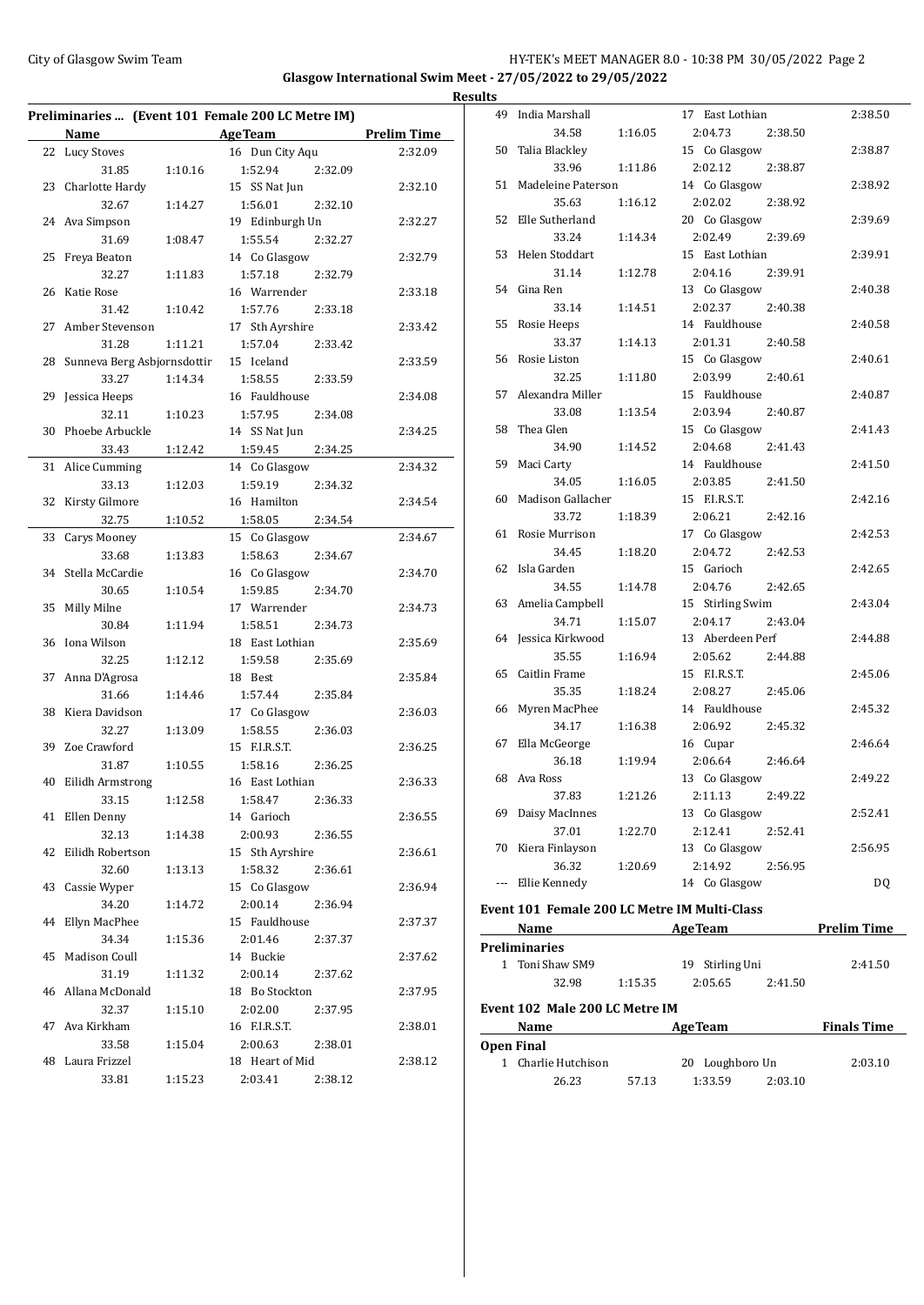## Preliminaries ... (Event 101 Female 200 LC Metre IM)

| | Name | Age | Team | Prelim Time |
|---|---|---|---|---|
| 22 | Lucy Stoves | 16 | Dun City Aqu | 2:32.09 |
| | 31.85 1:10.16 1:52.94 2:32.09 | | | |
| 23 | Charlotte Hardy | 15 | SS Nat Jun | 2:32.10 |
| | 32.67 1:14.27 1:56.01 2:32.10 | | | |
| 24 | Ava Simpson | 19 | Edinburgh Un | 2:32.27 |
| | 31.69 1:08.47 1:55.54 2:32.27 | | | |
| 25 | Freya Beaton | 14 | Co Glasgow | 2:32.79 |
| | 32.27 1:11.83 1:57.18 2:32.79 | | | |
| 26 | Katie Rose | 16 | Warrender | 2:33.18 |
| | 31.42 1:10.42 1:57.76 2:33.18 | | | |
| 27 | Amber Stevenson | 17 | Sth Ayrshire | 2:33.42 |
| | 31.28 1:11.21 1:57.04 2:33.42 | | | |
| 28 | Sunneva Berg Asbjornsdottir | 15 | Iceland | 2:33.59 |
| | 33.27 1:14.34 1:58.55 2:33.59 | | | |
| 29 | Jessica Heeps | 16 | Fauldhouse | 2:34.08 |
| | 32.11 1:10.23 1:57.95 2:34.08 | | | |
| 30 | Phoebe Arbuckle | 14 | SS Nat Jun | 2:34.25 |
| | 33.43 1:12.42 1:59.45 2:34.25 | | | |
| 31 | Alice Cumming | 14 | Co Glasgow | 2:34.32 |
| | 33.13 1:12.03 1:59.19 2:34.32 | | | |
| 32 | Kirsty Gilmore | 16 | Hamilton | 2:34.54 |
| | 32.75 1:10.52 1:58.05 2:34.54 | | | |
| 33 | Carys Mooney | 15 | Co Glasgow | 2:34.67 |
| | 33.68 1:13.83 1:58.63 2:34.67 | | | |
| 34 | Stella McCardie | 16 | Co Glasgow | 2:34.70 |
| | 30.65 1:10.54 1:59.85 2:34.70 | | | |
| 35 | Milly Milne | 17 | Warrender | 2:34.73 |
| | 30.84 1:11.94 1:58.51 2:34.73 | | | |
| 36 | Iona Wilson | 18 | East Lothian | 2:35.69 |
| | 32.25 1:12.12 1:59.58 2:35.69 | | | |
| 37 | Anna D'Agrosa | 18 | Best | 2:35.84 |
| | 31.66 1:14.46 1:57.44 2:35.84 | | | |
| 38 | Kiera Davidson | 17 | Co Glasgow | 2:36.03 |
| | 32.27 1:13.09 1:58.55 2:36.03 | | | |
| 39 | Zoe Crawford | 15 | F.I.R.S.T. | 2:36.25 |
| | 31.87 1:10.55 1:58.16 2:36.25 | | | |
| 40 | Eilidh Armstrong | 16 | East Lothian | 2:36.33 |
| | 33.15 1:12.58 1:58.47 2:36.33 | | | |
| 41 | Ellen Denny | 14 | Garioch | 2:36.55 |
| | 32.13 1:14.38 2:00.93 2:36.55 | | | |
| 42 | Eilidh Robertson | 15 | Sth Ayrshire | 2:36.61 |
| | 32.60 1:13.13 1:58.32 2:36.61 | | | |
| 43 | Cassie Wyper | 15 | Co Glasgow | 2:36.94 |
| | 34.20 1:14.72 2:00.14 2:36.94 | | | |
| 44 | Ellyn MacPhee | 15 | Fauldhouse | 2:37.37 |
| | 34.34 1:15.36 2:01.46 2:37.37 | | | |
| 45 | Madison Coull | 14 | Buckie | 2:37.62 |
| | 31.19 1:11.32 2:00.14 2:37.62 | | | |
| 46 | Allana McDonald | 18 | Bo Stockton | 2:37.95 |
| | 32.37 1:15.10 2:02.00 2:37.95 | | | |
| 47 | Ava Kirkham | 16 | F.I.R.S.T. | 2:38.01 |
| | 33.58 1:15.04 2:00.63 2:38.01 | | | |
| 48 | Laura Frizzel | 18 | Heart of Mid | 2:38.12 |
| | 33.81 1:15.23 2:03.41 2:38.12 | | | |
| 49 | India Marshall | 17 | East Lothian | 2:38.50 |
| | 34.58 1:16.05 2:04.73 2:38.50 | | | |
| 50 | Talia Blackley | 15 | Co Glasgow | 2:38.87 |
| | 33.96 1:11.86 2:02.12 2:38.87 | | | |
| 51 | Madeleine Paterson | 14 | Co Glasgow | 2:38.92 |
| | 35.63 1:16.12 2:02.02 2:38.92 | | | |
| 52 | Elle Sutherland | 20 | Co Glasgow | 2:39.69 |
| | 33.24 1:14.34 2:02.49 2:39.69 | | | |
| 53 | Helen Stoddart | 15 | East Lothian | 2:39.91 |
| | 31.14 1:12.78 2:04.16 2:39.91 | | | |
| 54 | Gina Ren | 13 | Co Glasgow | 2:40.38 |
| | 33.14 1:14.51 2:02.37 2:40.38 | | | |
| 55 | Rosie Heeps | 14 | Fauldhouse | 2:40.58 |
| | 33.37 1:14.13 2:01.31 2:40.58 | | | |
| 56 | Rosie Liston | 15 | Co Glasgow | 2:40.61 |
| | 32.25 1:11.80 2:03.99 2:40.61 | | | |
| 57 | Alexandra Miller | 15 | Fauldhouse | 2:40.87 |
| | 33.08 1:13.54 2:03.94 2:40.87 | | | |
| 58 | Thea Glen | 15 | Co Glasgow | 2:41.43 |
| | 34.90 1:14.52 2:04.68 2:41.43 | | | |
| 59 | Maci Carty | 14 | Fauldhouse | 2:41.50 |
| | 34.05 1:16.05 2:03.85 2:41.50 | | | |
| 60 | Madison Gallacher | 15 | F.I.R.S.T. | 2:42.16 |
| | 33.72 1:18.39 2:06.21 2:42.16 | | | |
| 61 | Rosie Murrison | 17 | Co Glasgow | 2:42.53 |
| | 34.45 1:18.20 2:04.72 2:42.53 | | | |
| 62 | Isla Garden | 15 | Garioch | 2:42.65 |
| | 34.55 1:14.78 2:04.76 2:42.65 | | | |
| 63 | Amelia Campbell | 15 | Stirling Swim | 2:43.04 |
| | 34.71 1:15.07 2:04.17 2:43.04 | | | |
| 64 | Jessica Kirkwood | 13 | Aberdeen Perf | 2:44.88 |
| | 35.55 1:16.94 2:05.62 2:44.88 | | | |
| 65 | Caitlin Frame | 15 | F.I.R.S.T. | 2:45.06 |
| | 35.35 1:18.24 2:08.27 2:45.06 | | | |
| 66 | Myren MacPhee | 14 | Fauldhouse | 2:45.32 |
| | 34.17 1:16.38 2:06.92 2:45.32 | | | |
| 67 | Ella McGeorge | 16 | Cupar | 2:46.64 |
| | 36.18 1:19.94 2:06.64 2:46.64 | | | |
| 68 | Ava Ross | 13 | Co Glasgow | 2:49.22 |
| | 37.83 1:21.26 2:11.13 2:49.22 | | | |
| 69 | Daisy MacInnes | 13 | Co Glasgow | 2:52.41 |
| | 37.01 1:22.70 2:12.41 2:52.41 | | | |
| 70 | Kiera Finlayson | 13 | Co Glasgow | 2:56.95 |
| | 36.32 1:20.69 2:14.92 2:56.95 | | | |
| --- | Ellie Kennedy | 14 | Co Glasgow | DQ |

## Event 101 Female 200 LC Metre IM Multi-Class

| | Name | Age | Team | Prelim Time |
|---|---|---|---|---|
| **Preliminaries** | | | | |
| 1 | Toni Shaw SM9 | 19 | Stirling Uni | 2:41.50 |
| | 32.98 1:15.35 2:05.65 2:41.50 | | | |

## Event 102 Male 200 LC Metre IM

| | Name | Age | Team | Finals Time |
|---|---|---|---|---|
| **Open Final** | | | | |
| 1 | Charlie Hutchison | 20 | Loughboro Un | 2:03.10 |
| | 26.23 57.13 1:33.59 2:03.10 | | | |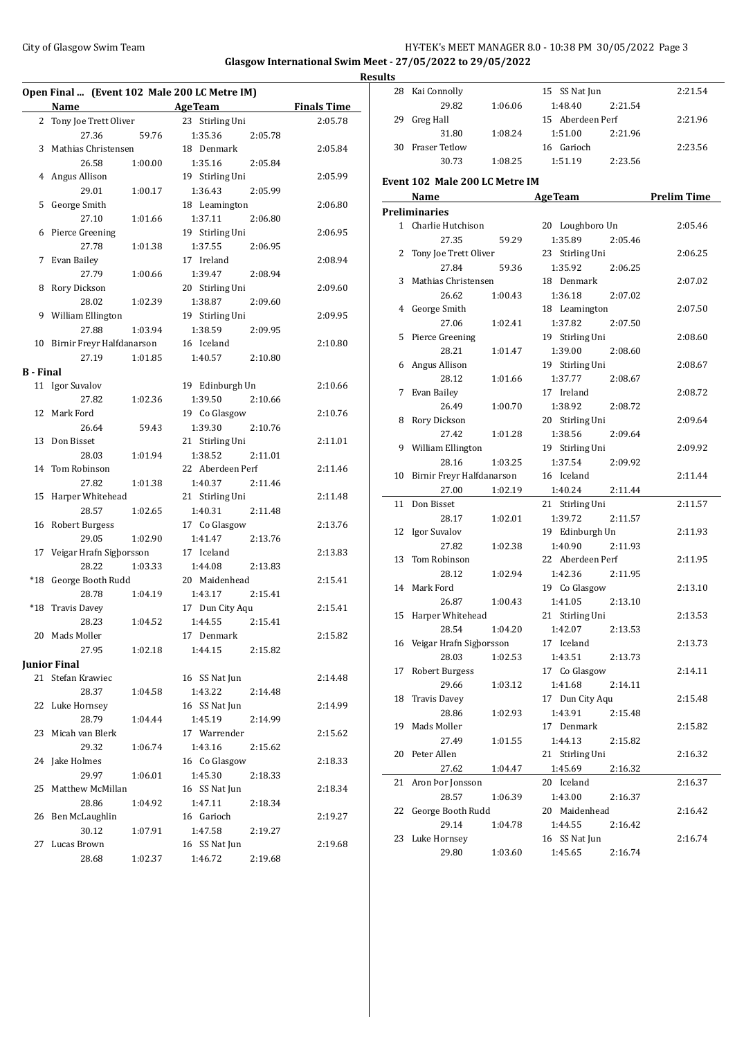## Glasgow International Swim Meet - 27/05/2022 to 29/05/2022

### Results

#### Open Final ... (Event 102 Male 200 LC Metre IM)

| | Name | AgeTeam | | | Finals Time |
|---|---|---|---|---|---|
| 2 | Tony Joe Trett Oliver | 23 Stirling Uni | | | 2:05.78 |
| | 27.36 | 59.76 | 1:35.36 | 2:05.78 | |
| 3 | Mathias Christensen | 18 Denmark | | | 2:05.84 |
| | 26.58 | 1:00.00 | 1:35.16 | 2:05.84 | |
| 4 | Angus Allison | 19 Stirling Uni | | | 2:05.99 |
| | 29.01 | 1:00.17 | 1:36.43 | 2:05.99 | |
| 5 | George Smith | 18 Leamington | | | 2:06.80 |
| | 27.10 | 1:01.66 | 1:37.11 | 2:06.80 | |
| 6 | Pierce Greening | 19 Stirling Uni | | | 2:06.95 |
| | 27.78 | 1:01.38 | 1:37.55 | 2:06.95 | |
| 7 | Evan Bailey | 17 Ireland | | | 2:08.94 |
| | 27.79 | 1:00.66 | 1:39.47 | 2:08.94 | |
| 8 | Rory Dickson | 20 Stirling Uni | | | 2:09.60 |
| | 28.02 | 1:02.39 | 1:38.87 | 2:09.60 | |
| 9 | William Ellington | 19 Stirling Uni | | | 2:09.95 |
| | 27.88 | 1:03.94 | 1:38.59 | 2:09.95 | |
| 10 | Birnir Freyr Halfdanarson | 16 Iceland | | | 2:10.80 |
| | 27.19 | 1:01.85 | 1:40.57 | 2:10.80 | |
| **B - Final** | | | | | |
| 11 | Igor Suvalov | 19 Edinburgh Un | | | 2:10.66 |
| | 27.82 | 1:02.36 | 1:39.50 | 2:10.66 | |
| 12 | Mark Ford | 19 Co Glasgow | | | 2:10.76 |
| | 26.64 | 59.43 | 1:39.30 | 2:10.76 | |
| 13 | Don Bisset | 21 Stirling Uni | | | 2:11.01 |
| | 28.03 | 1:01.94 | 1:38.52 | 2:11.01 | |
| 14 | Tom Robinson | 22 Aberdeen Perf | | | 2:11.46 |
| | 27.82 | 1:01.38 | 1:40.37 | 2:11.46 | |
| 15 | Harper Whitehead | 21 Stirling Uni | | | 2:11.48 |
| | 28.57 | 1:02.65 | 1:40.31 | 2:11.48 | |
| 16 | Robert Burgess | 17 Co Glasgow | | | 2:13.76 |
| | 29.05 | 1:02.90 | 1:41.47 | 2:13.76 | |
| 17 | Veigar Hrafn Sigþorsson | 17 Iceland | | | 2:13.83 |
| | 28.22 | 1:03.33 | 1:44.08 | 2:13.83 | |
| *18 | George Booth Rudd | 20 Maidenhead | | | 2:15.41 |
| | 28.78 | 1:04.19 | 1:43.17 | 2:15.41 | |
| *18 | Travis Davey | 17 Dun City Aqu | | | 2:15.41 |
| | 28.23 | 1:04.52 | 1:44.55 | 2:15.41 | |
| 20 | Mads Moller | 17 Denmark | | | 2:15.82 |
| | 27.95 | 1:02.18 | 1:44.15 | 2:15.82 | |
| **Junior Final** | | | | | |
| 21 | Stefan Krawiec | 16 SS Nat Jun | | | 2:14.48 |
| | 28.37 | 1:04.58 | 1:43.22 | 2:14.48 | |
| 22 | Luke Hornsey | 16 SS Nat Jun | | | 2:14.99 |
| | 28.79 | 1:04.44 | 1:45.19 | 2:14.99 | |
| 23 | Micah van Blerk | 17 Warrender | | | 2:15.62 |
| | 29.32 | 1:06.74 | 1:43.16 | 2:15.62 | |
| 24 | Jake Holmes | 16 Co Glasgow | | | 2:18.33 |
| | 29.97 | 1:06.01 | 1:45.30 | 2:18.33 | |
| 25 | Matthew McMillan | 16 SS Nat Jun | | | 2:18.34 |
| | 28.86 | 1:04.92 | 1:47.11 | 2:18.34 | |
| 26 | Ben McLaughlin | 16 Garioch | | | 2:19.27 |
| | 30.12 | 1:07.91 | 1:47.58 | 2:19.27 | |
| 27 | Lucas Brown | 16 SS Nat Jun | | | 2:19.68 |
| | 28.68 | 1:02.37 | 1:46.72 | 2:19.68 | |
| 28 | Kai Connolly | 15 SS Nat Jun | | | 2:21.54 |
| | 29.82 | 1:06.06 | 1:48.40 | 2:21.54 | |
| 29 | Greg Hall | 15 Aberdeen Perf | | | 2:21.96 |
| | 31.80 | 1:08.24 | 1:51.00 | 2:21.96 | |
| 30 | Fraser Tetlow | 16 Garioch | | | 2:23.56 |
| | 30.73 | 1:08.25 | 1:51.19 | 2:23.56 | |

#### Event 102 Male 200 LC Metre IM

| | Name | AgeTeam | | | Prelim Time |
|---|---|---|---|---|---|
| **Preliminaries** | | | | | |
| 1 | Charlie Hutchison | 20 Loughboro Un | | | 2:05.46 |
| | 27.35 | 59.29 | 1:35.89 | 2:05.46 | |
| 2 | Tony Joe Trett Oliver | 23 Stirling Uni | | | 2:06.25 |
| | 27.84 | 59.36 | 1:35.92 | 2:06.25 | |
| 3 | Mathias Christensen | 18 Denmark | | | 2:07.02 |
| | 26.62 | 1:00.43 | 1:36.18 | 2:07.02 | |
| 4 | George Smith | 18 Leamington | | | 2:07.50 |
| | 27.06 | 1:02.41 | 1:37.82 | 2:07.50 | |
| 5 | Pierce Greening | 19 Stirling Uni | | | 2:08.60 |
| | 28.21 | 1:01.47 | 1:39.00 | 2:08.60 | |
| 6 | Angus Allison | 19 Stirling Uni | | | 2:08.67 |
| | 28.12 | 1:01.66 | 1:37.77 | 2:08.67 | |
| 7 | Evan Bailey | 17 Ireland | | | 2:08.72 |
| | 26.49 | 1:00.70 | 1:38.92 | 2:08.72 | |
| 8 | Rory Dickson | 20 Stirling Uni | | | 2:09.64 |
| | 27.42 | 1:01.28 | 1:38.56 | 2:09.64 | |
| 9 | William Ellington | 19 Stirling Uni | | | 2:09.92 |
| | 28.16 | 1:03.25 | 1:37.54 | 2:09.92 | |
| 10 | Birnir Freyr Halfdanarson | 16 Iceland | | | 2:11.44 |
| | 27.00 | 1:02.19 | 1:40.24 | 2:11.44 | |
| 11 | Don Bisset | 21 Stirling Uni | | | 2:11.57 |
| | 28.17 | 1:02.01 | 1:39.72 | 2:11.57 | |
| 12 | Igor Suvalov | 19 Edinburgh Un | | | 2:11.93 |
| | 27.82 | 1:02.38 | 1:40.90 | 2:11.93 | |
| 13 | Tom Robinson | 22 Aberdeen Perf | | | 2:11.95 |
| | 28.12 | 1:02.94 | 1:42.36 | 2:11.95 | |
| 14 | Mark Ford | 19 Co Glasgow | | | 2:13.10 |
| | 26.87 | 1:00.43 | 1:41.05 | 2:13.10 | |
| 15 | Harper Whitehead | 21 Stirling Uni | | | 2:13.53 |
| | 28.54 | 1:04.20 | 1:42.07 | 2:13.53 | |
| 16 | Veigar Hrafn Sigþorsson | 17 Iceland | | | 2:13.73 |
| | 28.03 | 1:02.53 | 1:43.51 | 2:13.73 | |
| 17 | Robert Burgess | 17 Co Glasgow | | | 2:14.11 |
| | 29.66 | 1:03.12 | 1:41.68 | 2:14.11 | |
| 18 | Travis Davey | 17 Dun City Aqu | | | 2:15.48 |
| | 28.86 | 1:02.93 | 1:43.91 | 2:15.48 | |
| 19 | Mads Moller | 17 Denmark | | | 2:15.82 |
| | 27.49 | 1:01.55 | 1:44.13 | 2:15.82 | |
| 20 | Peter Allen | 21 Stirling Uni | | | 2:16.32 |
| | 27.62 | 1:04.47 | 1:45.69 | 2:16.32 | |
| 21 | Aron Þor Jonsson | 20 Iceland | | | 2:16.37 |
| | 28.57 | 1:06.39 | 1:43.00 | 2:16.37 | |
| 22 | George Booth Rudd | 20 Maidenhead | | | 2:16.42 |
| | 29.14 | 1:04.78 | 1:44.55 | 2:16.42 | |
| 23 | Luke Hornsey | 16 SS Nat Jun | | | 2:16.74 |
| | 29.80 | 1:03.60 | 1:45.65 | 2:16.74 | |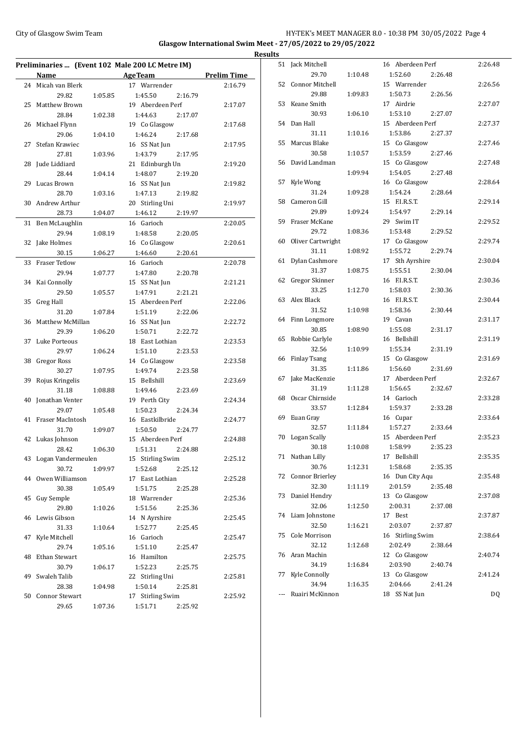**Glasgow International Swim Meet - 27/05/2022 to 29/05/2022**

**Results**

## Preliminaries ... (Event 102 Male 200 LC Metre IM)

| | Name | Age | Team | Prelim Time |
|---|---|---|---|---|
| 24 | Micah van Blerk | 17 | Warrender | 2:16.79 |
| | 29.82 1:05.85 1:45.50 2:16.79 | | | |
| 25 | Matthew Brown | 19 | Aberdeen Perf | 2:17.07 |
| | 28.84 1:02.38 1:44.63 2:17.07 | | | |
| 26 | Michael Flynn | 19 | Co Glasgow | 2:17.68 |
| | 29.06 1:04.10 1:46.24 2:17.68 | | | |
| 27 | Stefan Krawiec | 16 | SS Nat Jun | 2:17.95 |
| | 27.81 1:03.96 1:43.79 2:17.95 | | | |
| 28 | Jude Liddiard | 21 | Edinburgh Un | 2:19.20 |
| | 28.44 1:04.14 1:48.07 2:19.20 | | | |
| 29 | Lucas Brown | 16 | SS Nat Jun | 2:19.82 |
| | 28.70 1:03.16 1:47.13 2:19.82 | | | |
| 30 | Andrew Arthur | 20 | Stirling Uni | 2:19.97 |
| | 28.73 1:04.07 1:46.12 2:19.97 | | | |
| 31 | Ben McLaughlin | 16 | Garioch | 2:20.05 |
| | 29.94 1:08.19 1:48.58 2:20.05 | | | |
| 32 | Jake Holmes | 16 | Co Glasgow | 2:20.61 |
| | 30.15 1:06.27 1:46.60 2:20.61 | | | |
| 33 | Fraser Tetlow | 16 | Garioch | 2:20.78 |
| | 29.94 1:07.77 1:47.80 2:20.78 | | | |
| 34 | Kai Connolly | 15 | SS Nat Jun | 2:21.21 |
| | 29.50 1:05.57 1:47.91 2:21.21 | | | |
| 35 | Greg Hall | 15 | Aberdeen Perf | 2:22.06 |
| | 31.20 1:07.84 1:51.19 2:22.06 | | | |
| 36 | Matthew McMillan | 16 | SS Nat Jun | 2:22.72 |
| | 29.39 1:06.20 1:50.71 2:22.72 | | | |
| 37 | Luke Porteous | 18 | East Lothian | 2:23.53 |
| | 29.97 1:06.24 1:51.10 2:23.53 | | | |
| 38 | Gregor Ross | 14 | Co Glasgow | 2:23.58 |
| | 30.27 1:07.95 1:49.74 2:23.58 | | | |
| 39 | Rojus Kringelis | 15 | Bellshill | 2:23.69 |
| | 31.18 1:08.88 1:49.46 2:23.69 | | | |
| 40 | Jonathan Venter | 19 | Perth City | 2:24.34 |
| | 29.07 1:05.48 1:50.23 2:24.34 | | | |
| 41 | Fraser MacIntosh | 16 | Eastkilbride | 2:24.77 |
| | 31.70 1:09.07 1:50.50 2:24.77 | | | |
| 42 | Lukas Johnson | 15 | Aberdeen Perf | 2:24.88 |
| | 28.42 1:06.30 1:51.31 2:24.88 | | | |
| 43 | Logan Vandermeulen | 15 | Stirling Swim | 2:25.12 |
| | 30.72 1:09.97 1:52.68 2:25.12 | | | |
| 44 | Owen Williamson | 17 | East Lothian | 2:25.28 |
| | 30.38 1:05.49 1:51.75 2:25.28 | | | |
| 45 | Guy Semple | 18 | Warrender | 2:25.36 |
| | 29.80 1:10.26 1:51.56 2:25.36 | | | |
| 46 | Lewis Gibson | 14 | N Ayrshire | 2:25.45 |
| | 31.33 1:10.64 1:52.77 2:25.45 | | | |
| 47 | Kyle Mitchell | 16 | Garioch | 2:25.47 |
| | 29.74 1:05.16 1:51.10 2:25.47 | | | |
| 48 | Ethan Stewart | 16 | Hamilton | 2:25.75 |
| | 30.79 1:06.17 1:52.23 2:25.75 | | | |
| 49 | Swaleh Talib | 22 | Stirling Uni | 2:25.81 |
| | 28.38 1:04.98 1:50.14 2:25.81 | | | |
| 50 | Connor Stewart | 17 | Stirling Swim | 2:25.92 |
| | 29.65 1:07.36 1:51.71 2:25.92 | | | |
| 51 | Jack Mitchell | 16 | Aberdeen Perf | 2:26.48 |
| | 29.70 1:10.48 1:52.60 2:26.48 | | | |
| 52 | Connor Mitchell | 15 | Warrender | 2:26.56 |
| | 29.88 1:09.83 1:50.73 2:26.56 | | | |
| 53 | Keane Smith | 17 | Airdrie | 2:27.07 |
| | 30.93 1:06.10 1:53.10 2:27.07 | | | |
| 54 | Dan Hall | 15 | Aberdeen Perf | 2:27.37 |
| | 31.11 1:10.16 1:53.86 2:27.37 | | | |
| 55 | Marcus Blake | 15 | Co Glasgow | 2:27.46 |
| | 30.58 1:10.57 1:53.59 2:27.46 | | | |
| 56 | David Landman | 15 | Co Glasgow | 2:27.48 |
| | 1:09.94 1:54.05 2:27.48 | | | |
| 57 | Kyle Wong | 16 | Co Glasgow | 2:28.64 |
| | 31.24 1:09.28 1:54.24 2:28.64 | | | |
| 58 | Cameron Gill | 15 | F.I.R.S.T. | 2:29.14 |
| | 29.89 1:09.24 1:54.97 2:29.14 | | | |
| 59 | Fraser McKane | 29 | Swim IT | 2:29.52 |
| | 29.72 1:08.36 1:53.48 2:29.52 | | | |
| 60 | Oliver Cartwright | 17 | Co Glasgow | 2:29.74 |
| | 31.11 1:08.92 1:55.72 2:29.74 | | | |
| 61 | Dylan Cashmore | 17 | Sth Ayrshire | 2:30.04 |
| | 31.37 1:08.75 1:55.51 2:30.04 | | | |
| 62 | Gregor Skinner | 16 | F.I.R.S.T. | 2:30.36 |
| | 33.25 1:12.70 1:58.03 2:30.36 | | | |
| 63 | Alex Black | 16 | F.I.R.S.T. | 2:30.44 |
| | 31.52 1:10.98 1:58.36 2:30.44 | | | |
| 64 | Finn Longmore | 19 | Cavan | 2:31.17 |
| | 30.85 1:08.90 1:55.08 2:31.17 | | | |
| 65 | Robbie Carlyle | 16 | Bellshill | 2:31.19 |
| | 32.56 1:10.99 1:55.34 2:31.19 | | | |
| 66 | Finlay Tsang | 15 | Co Glasgow | 2:31.69 |
| | 31.35 1:11.86 1:56.60 2:31.69 | | | |
| 67 | Jake MacKenzie | 17 | Aberdeen Perf | 2:32.67 |
| | 31.19 1:11.28 1:56.65 2:32.67 | | | |
| 68 | Oscar Chirnside | 14 | Garioch | 2:33.28 |
| | 33.57 1:12.84 1:59.37 2:33.28 | | | |
| 69 | Euan Gray | 16 | Cupar | 2:33.64 |
| | 32.57 1:11.84 1:57.27 2:33.64 | | | |
| 70 | Logan Scally | 15 | Aberdeen Perf | 2:35.23 |
| | 30.18 1:10.08 1:58.99 2:35.23 | | | |
| 71 | Nathan Lilly | 17 | Bellshill | 2:35.35 |
| | 30.76 1:12.31 1:58.68 2:35.35 | | | |
| 72 | Connor Brierley | 16 | Dun City Aqu | 2:35.48 |
| | 32.30 1:11.19 2:01.59 2:35.48 | | | |
| 73 | Daniel Hendry | 13 | Co Glasgow | 2:37.08 |
| | 32.06 1:12.50 2:00.31 2:37.08 | | | |
| 74 | Liam Johnstone | 17 | Best | 2:37.87 |
| | 32.50 1:16.21 2:03.07 2:37.87 | | | |
| 75 | Cole Morrison | 16 | Stirling Swim | 2:38.64 |
| | 32.12 1:12.68 2:02.49 2:38.64 | | | |
| 76 | Aran Machin | 12 | Co Glasgow | 2:40.74 |
| | 34.19 1:16.84 2:03.90 2:40.74 | | | |
| 77 | Kyle Connolly | 13 | Co Glasgow | 2:41.24 |
| | 34.94 1:16.35 2:04.66 2:41.24 | | | |
| --- | Ruairi McKinnon | 18 | SS Nat Jun | DQ |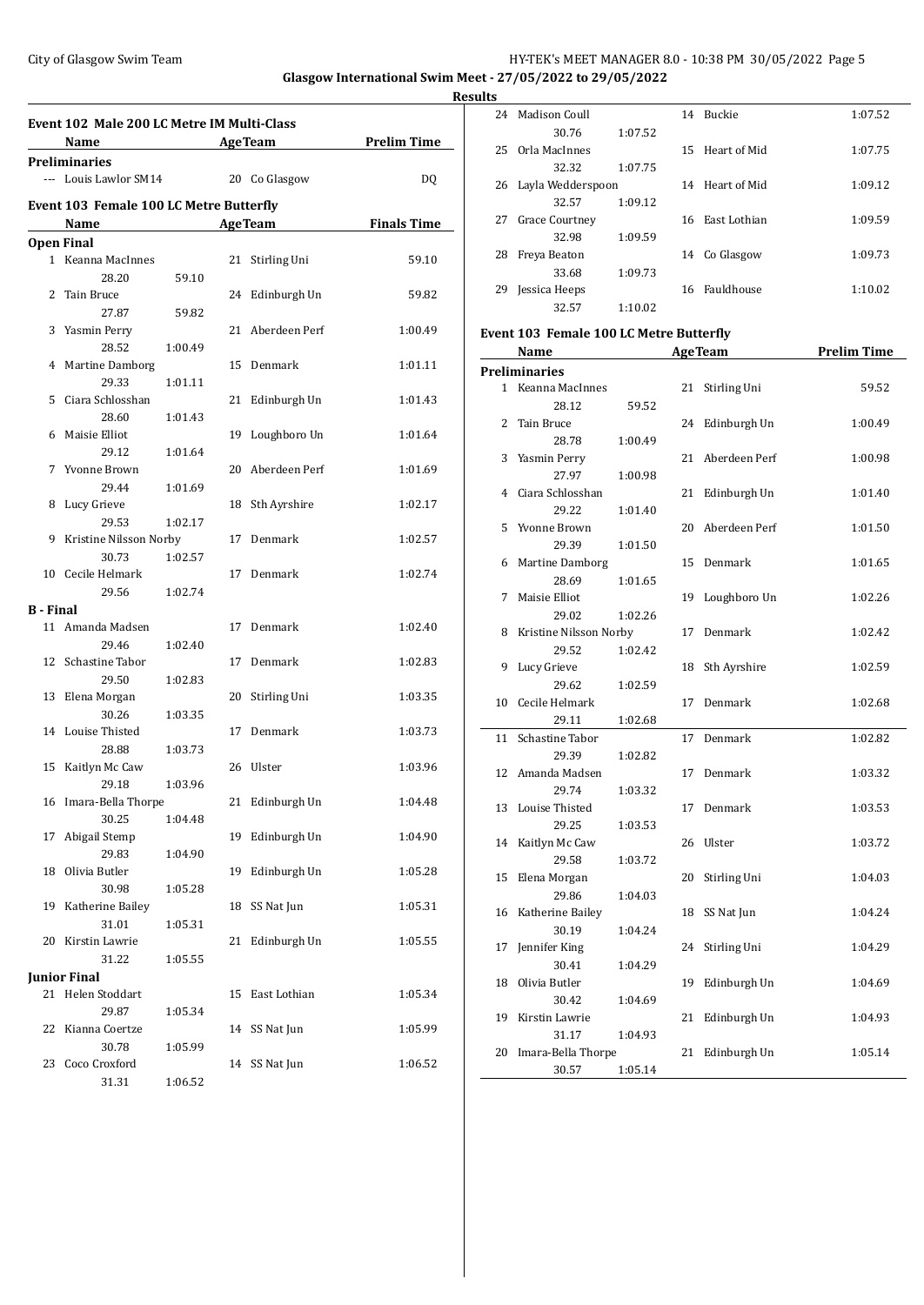**Glasgow International Swim Meet - 27/05/2022 to 29/05/2022**

**Results**

### Event 102 Male 200 LC Metre IM Multi-Class

| | Name | Age | Team | Prelim Time |
|---|---|---|---|---|
| **Preliminaries** | | | | |
| --- | Louis Lawlor SM14 | 20 | Co Glasgow | DQ |

### Event 103 Female 100 LC Metre Butterfly

| | Name | Age | Team | Finals Time |
|---|---|---|---|---|
| **Open Final** | | | | |
| 1 | Keanna MacInnes | 21 | Stirling Uni | 59.10 |
| | 28.20 59.10 | | | |
| 2 | Tain Bruce | 24 | Edinburgh Un | 59.82 |
| | 27.87 59.82 | | | |
| 3 | Yasmin Perry | 21 | Aberdeen Perf | 1:00.49 |
| | 28.52 1:00.49 | | | |
| 4 | Martine Damborg | 15 | Denmark | 1:01.11 |
| | 29.33 1:01.11 | | | |
| 5 | Ciara Schlosshan | 21 | Edinburgh Un | 1:01.43 |
| | 28.60 1:01.43 | | | |
| 6 | Maisie Elliot | 19 | Loughboro Un | 1:01.64 |
| | 29.12 1:01.64 | | | |
| 7 | Yvonne Brown | 20 | Aberdeen Perf | 1:01.69 |
| | 29.44 1:01.69 | | | |
| 8 | Lucy Grieve | 18 | Sth Ayrshire | 1:02.17 |
| | 29.53 1:02.17 | | | |
| 9 | Kristine Nilsson Norby | 17 | Denmark | 1:02.57 |
| | 30.73 1:02.57 | | | |
| 10 | Cecile Helmark | 17 | Denmark | 1:02.74 |
| | 29.56 1:02.74 | | | |
| **B - Final** | | | | |
| 11 | Amanda Madsen | 17 | Denmark | 1:02.40 |
| | 29.46 1:02.40 | | | |
| 12 | Schastine Tabor | 17 | Denmark | 1:02.83 |
| | 29.50 1:02.83 | | | |
| 13 | Elena Morgan | 20 | Stirling Uni | 1:03.35 |
| | 30.26 1:03.35 | | | |
| 14 | Louise Thisted | 17 | Denmark | 1:03.73 |
| | 28.88 1:03.73 | | | |
| 15 | Kaitlyn Mc Caw | 26 | Ulster | 1:03.96 |
| | 29.18 1:03.96 | | | |
| 16 | Imara-Bella Thorpe | 21 | Edinburgh Un | 1:04.48 |
| | 30.25 1:04.48 | | | |
| 17 | Abigail Stemp | 19 | Edinburgh Un | 1:04.90 |
| | 29.83 1:04.90 | | | |
| 18 | Olivia Butler | 19 | Edinburgh Un | 1:05.28 |
| | 30.98 1:05.28 | | | |
| 19 | Katherine Bailey | 18 | SS Nat Jun | 1:05.31 |
| | 31.01 1:05.31 | | | |
| 20 | Kirstin Lawrie | 21 | Edinburgh Un | 1:05.55 |
| | 31.22 1:05.55 | | | |
| **Junior Final** | | | | |
| 21 | Helen Stoddart | 15 | East Lothian | 1:05.34 |
| | 29.87 1:05.34 | | | |
| 22 | Kianna Coertze | 14 | SS Nat Jun | 1:05.99 |
| | 30.78 1:05.99 | | | |
| 23 | Coco Croxford | 14 | SS Nat Jun | 1:06.52 |
| | 31.31 1:06.52 | | | |
| 24 | Madison Coull | 14 | Buckie | 1:07.52 |
| | 30.76 1:07.52 | | | |
| 25 | Orla MacInnes | 15 | Heart of Mid | 1:07.75 |
| | 32.32 1:07.75 | | | |
| 26 | Layla Wedderspoon | 14 | Heart of Mid | 1:09.12 |
| | 32.57 1:09.12 | | | |
| 27 | Grace Courtney | 16 | East Lothian | 1:09.59 |
| | 32.98 1:09.59 | | | |
| 28 | Freya Beaton | 14 | Co Glasgow | 1:09.73 |
| | 33.68 1:09.73 | | | |
| 29 | Jessica Heeps | 16 | Fauldhouse | 1:10.02 |
| | 32.57 1:10.02 | | | |

### Event 103 Female 100 LC Metre Butterfly

| | Name | Age | Team | Prelim Time |
|---|---|---|---|---|
| **Preliminaries** | | | | |
| 1 | Keanna MacInnes | 21 | Stirling Uni | 59.52 |
| | 28.12 59.52 | | | |
| 2 | Tain Bruce | 24 | Edinburgh Un | 1:00.49 |
| | 28.78 1:00.49 | | | |
| 3 | Yasmin Perry | 21 | Aberdeen Perf | 1:00.98 |
| | 27.97 1:00.98 | | | |
| 4 | Ciara Schlosshan | 21 | Edinburgh Un | 1:01.40 |
| | 29.22 1:01.40 | | | |
| 5 | Yvonne Brown | 20 | Aberdeen Perf | 1:01.50 |
| | 29.39 1:01.50 | | | |
| 6 | Martine Damborg | 15 | Denmark | 1:01.65 |
| | 28.69 1:01.65 | | | |
| 7 | Maisie Elliot | 19 | Loughboro Un | 1:02.26 |
| | 29.02 1:02.26 | | | |
| 8 | Kristine Nilsson Norby | 17 | Denmark | 1:02.42 |
| | 29.52 1:02.42 | | | |
| 9 | Lucy Grieve | 18 | Sth Ayrshire | 1:02.59 |
| | 29.62 1:02.59 | | | |
| 10 | Cecile Helmark | 17 | Denmark | 1:02.68 |
| | 29.11 1:02.68 | | | |
| 11 | Schastine Tabor | 17 | Denmark | 1:02.82 |
| | 29.39 1:02.82 | | | |
| 12 | Amanda Madsen | 17 | Denmark | 1:03.32 |
| | 29.74 1:03.32 | | | |
| 13 | Louise Thisted | 17 | Denmark | 1:03.53 |
| | 29.25 1:03.53 | | | |
| 14 | Kaitlyn Mc Caw | 26 | Ulster | 1:03.72 |
| | 29.58 1:03.72 | | | |
| 15 | Elena Morgan | 20 | Stirling Uni | 1:04.03 |
| | 29.86 1:04.03 | | | |
| 16 | Katherine Bailey | 18 | SS Nat Jun | 1:04.24 |
| | 30.19 1:04.24 | | | |
| 17 | Jennifer King | 24 | Stirling Uni | 1:04.29 |
| | 30.41 1:04.29 | | | |
| 18 | Olivia Butler | 19 | Edinburgh Un | 1:04.69 |
| | 30.42 1:04.69 | | | |
| 19 | Kirstin Lawrie | 21 | Edinburgh Un | 1:04.93 |
| | 31.17 1:04.93 | | | |
| 20 | Imara-Bella Thorpe | 21 | Edinburgh Un | 1:05.14 |
| | 30.57 1:05.14 | | | |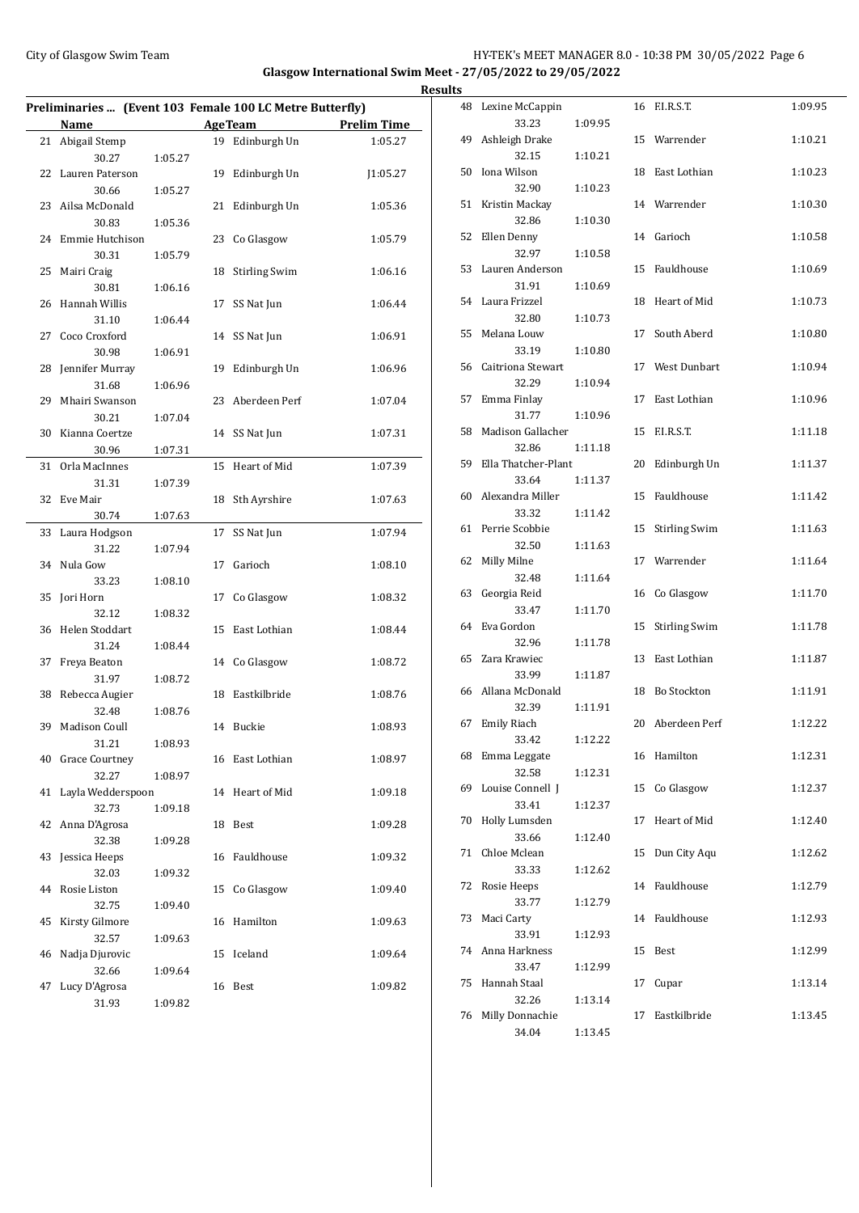Glasgow International Swim Meet - 27/05/2022 to 29/05/2022

Results

## Preliminaries ... (Event 103 Female 100 LC Metre Butterfly)

| | Name | Split | Age | Team | Prelim Time |
|---|---|---|---|---|---|
| 21 | Abigail Stemp | 30.27 | 19 | Edinburgh Un | 1:05.27 |
| 22 | Lauren Paterson | 30.66 | 19 | Edinburgh Un | J1:05.27 |
| 23 | Ailsa McDonald | 30.83 | 21 | Edinburgh Un | 1:05.36 |
| 24 | Emmie Hutchison | 30.31 | 23 | Co Glasgow | 1:05.79 |
| 25 | Mairi Craig | 30.81 | 18 | Stirling Swim | 1:06.16 |
| 26 | Hannah Willis | 31.10 | 17 | SS Nat Jun | 1:06.44 |
| 27 | Coco Croxford | 30.98 | 14 | SS Nat Jun | 1:06.91 |
| 28 | Jennifer Murray | 31.68 | 19 | Edinburgh Un | 1:06.96 |
| 29 | Mhairi Swanson | 30.21 | 23 | Aberdeen Perf | 1:07.04 |
| 30 | Kianna Coertze | 30.96 | 14 | SS Nat Jun | 1:07.31 |
| 31 | Orla MacInnes | 31.31 | 15 | Heart of Mid | 1:07.39 |
| 32 | Eve Mair | 30.74 | 18 | Sth Ayrshire | 1:07.63 |
| 33 | Laura Hodgson | 31.22 | 17 | SS Nat Jun | 1:07.94 |
| 34 | Nula Gow | 33.23 | 17 | Garioch | 1:08.10 |
| 35 | Jori Horn | 32.12 | 17 | Co Glasgow | 1:08.32 |
| 36 | Helen Stoddart | 31.24 | 15 | East Lothian | 1:08.44 |
| 37 | Freya Beaton | 31.97 | 14 | Co Glasgow | 1:08.72 |
| 38 | Rebecca Augier | 32.48 | 18 | Eastkilbride | 1:08.76 |
| 39 | Madison Coull | 31.21 | 14 | Buckie | 1:08.93 |
| 40 | Grace Courtney | 32.27 | 16 | East Lothian | 1:08.97 |
| 41 | Layla Wedderspoon | 32.73 | 14 | Heart of Mid | 1:09.18 |
| 42 | Anna D'Agrosa | 32.38 | 18 | Best | 1:09.28 |
| 43 | Jessica Heeps | 32.03 | 16 | Fauldhouse | 1:09.32 |
| 44 | Rosie Liston | 32.75 | 15 | Co Glasgow | 1:09.40 |
| 45 | Kirsty Gilmore | 32.57 | 16 | Hamilton | 1:09.63 |
| 46 | Nadja Djurovic | 32.66 | 15 | Iceland | 1:09.64 |
| 47 | Lucy D'Agrosa | 31.93 | 16 | Best | 1:09.82 |
| 48 | Lexine McCappin | 33.23 | 16 | F.I.R.S.T. | 1:09.95 |
| 49 | Ashleigh Drake | 32.15 | 15 | Warrender | 1:10.21 |
| 50 | Iona Wilson | 32.90 | 18 | East Lothian | 1:10.23 |
| 51 | Kristin Mackay | 32.86 | 14 | Warrender | 1:10.30 |
| 52 | Ellen Denny | 32.97 | 14 | Garioch | 1:10.58 |
| 53 | Lauren Anderson | 31.91 | 15 | Fauldhouse | 1:10.69 |
| 54 | Laura Frizzel | 32.80 | 18 | Heart of Mid | 1:10.73 |
| 55 | Melana Louw | 33.19 | 17 | South Aberd | 1:10.80 |
| 56 | Caitriona Stewart | 32.29 | 17 | West Dunbart | 1:10.94 |
| 57 | Emma Finlay | 31.77 | 17 | East Lothian | 1:10.96 |
| 58 | Madison Gallacher | 32.86 | 15 | F.I.R.S.T. | 1:11.18 |
| 59 | Ella Thatcher-Plant | 33.64 | 20 | Edinburgh Un | 1:11.37 |
| 60 | Alexandra Miller | 33.32 | 15 | Fauldhouse | 1:11.42 |
| 61 | Perrie Scobbie | 32.50 | 15 | Stirling Swim | 1:11.63 |
| 62 | Milly Milne | 32.48 | 17 | Warrender | 1:11.64 |
| 63 | Georgia Reid | 33.47 | 16 | Co Glasgow | 1:11.70 |
| 64 | Eva Gordon | 32.96 | 15 | Stirling Swim | 1:11.78 |
| 65 | Zara Krawiec | 33.99 | 13 | East Lothian | 1:11.87 |
| 66 | Allana McDonald | 32.39 | 18 | Bo Stockton | 1:11.91 |
| 67 | Emily Riach | 33.42 | 20 | Aberdeen Perf | 1:12.22 |
| 68 | Emma Leggate | 32.58 | 16 | Hamilton | 1:12.31 |
| 69 | Louise Connell J | 33.41 | 15 | Co Glasgow | 1:12.37 |
| 70 | Holly Lumsden | 33.66 | 17 | Heart of Mid | 1:12.40 |
| 71 | Chloe Mclean | 33.33 | 15 | Dun City Aqu | 1:12.62 |
| 72 | Rosie Heeps | 33.77 | 14 | Fauldhouse | 1:12.79 |
| 73 | Maci Carty | 33.91 | 14 | Fauldhouse | 1:12.93 |
| 74 | Anna Harkness | 33.47 | 15 | Best | 1:12.99 |
| 75 | Hannah Staal | 32.26 | 17 | Cupar | 1:13.14 |
| 76 | Milly Donnachie | 34.04 | 17 | Eastkilbride | 1:13.45 |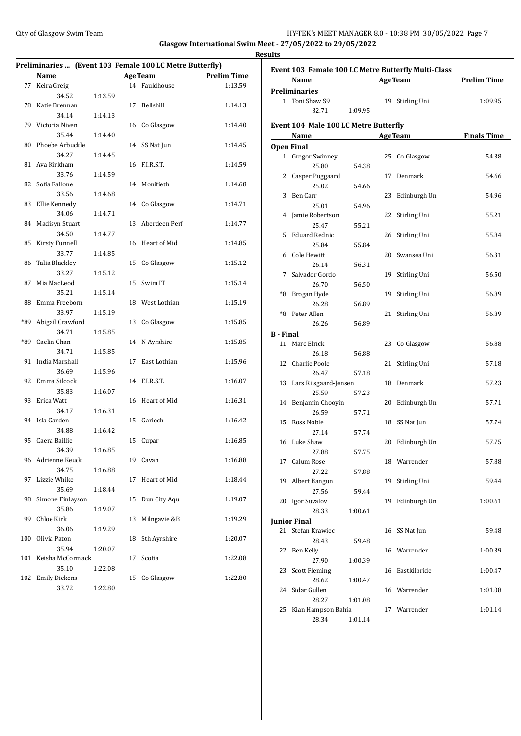## Results

### Preliminaries ... (Event 103 Female 100 LC Metre Butterfly)

| | Name | Age | Team | Prelim Time |
|---|---|---|---|---|
| 77 | Keira Greig | 14 | Fauldhouse | 1:13.59 |
| | 34.52 1:13.59 | | | |
| 78 | Katie Brennan | 17 | Bellshill | 1:14.13 |
| | 34.14 1:14.13 | | | |
| 79 | Victoria Niven | 16 | Co Glasgow | 1:14.40 |
| | 35.44 1:14.40 | | | |
| 80 | Phoebe Arbuckle | 14 | SS Nat Jun | 1:14.45 |
| | 34.27 1:14.45 | | | |
| 81 | Ava Kirkham | 16 | F.I.R.S.T. | 1:14.59 |
| | 33.76 1:14.59 | | | |
| 82 | Sofia Fallone | 14 | Monifieth | 1:14.68 |
| | 33.56 1:14.68 | | | |
| 83 | Ellie Kennedy | 14 | Co Glasgow | 1:14.71 |
| | 34.06 1:14.71 | | | |
| 84 | Madisyn Stuart | 13 | Aberdeen Perf | 1:14.77 |
| | 34.50 1:14.77 | | | |
| 85 | Kirsty Funnell | 16 | Heart of Mid | 1:14.85 |
| | 33.77 1:14.85 | | | |
| 86 | Talia Blackley | 15 | Co Glasgow | 1:15.12 |
| | 33.27 1:15.12 | | | |
| 87 | Mia MacLeod | 15 | Swim IT | 1:15.14 |
| | 35.21 1:15.14 | | | |
| 88 | Emma Freeborn | 18 | West Lothian | 1:15.19 |
| | 33.97 1:15.19 | | | |
| *89 | Abigail Crawford | 13 | Co Glasgow | 1:15.85 |
| | 34.71 1:15.85 | | | |
| *89 | Caelin Chan | 14 | N Ayrshire | 1:15.85 |
| | 34.71 1:15.85 | | | |
| 91 | India Marshall | 17 | East Lothian | 1:15.96 |
| | 36.69 1:15.96 | | | |
| 92 | Emma Silcock | 14 | F.I.R.S.T. | 1:16.07 |
| | 35.83 1:16.07 | | | |
| 93 | Erica Watt | 16 | Heart of Mid | 1:16.31 |
| | 34.17 1:16.31 | | | |
| 94 | Isla Garden | 15 | Garioch | 1:16.42 |
| | 34.88 1:16.42 | | | |
| 95 | Caera Baillie | 15 | Cupar | 1:16.85 |
| | 34.39 1:16.85 | | | |
| 96 | Adrienne Keuck | 19 | Cavan | 1:16.88 |
| | 34.75 1:16.88 | | | |
| 97 | Lizzie Whike | 17 | Heart of Mid | 1:18.44 |
| | 35.69 1:18.44 | | | |
| 98 | Simone Finlayson | 15 | Dun City Aqu | 1:19.07 |
| | 35.86 1:19.07 | | | |
| 99 | Chloe Kirk | 13 | Milngavie &B | 1:19.29 |
| | 36.06 1:19.29 | | | |
| 100 | Olivia Paton | 18 | Sth Ayrshire | 1:20.07 |
| | 35.94 1:20.07 | | | |
| 101 | Keisha McCormack | 17 | Scotia | 1:22.08 |
| | 35.10 1:22.08 | | | |
| 102 | Emily Dickens | 15 | Co Glasgow | 1:22.80 |
| | 33.72 1:22.80 | | | |

### Event 103 Female 100 LC Metre Butterfly Multi-Class

| | Name | Age | Team | Prelim Time |
|---|---|---|---|---|
| **Preliminaries** | | | | |
| 1 | Toni Shaw S9 | 19 | Stirling Uni | 1:09.95 |
| | 32.71 1:09.95 | | | |

### Event 104 Male 100 LC Metre Butterfly

| | Name | Age | Team | Finals Time |
|---|---|---|---|---|
| **Open Final** | | | | |
| 1 | Gregor Swinney | 25 | Co Glasgow | 54.38 |
| | 25.80 54.38 | | | |
| 2 | Casper Puggaard | 17 | Denmark | 54.66 |
| | 25.02 54.66 | | | |
| 3 | Ben Carr | 23 | Edinburgh Un | 54.96 |
| | 25.01 54.96 | | | |
| 4 | Jamie Robertson | 22 | Stirling Uni | 55.21 |
| | 25.47 55.21 | | | |
| 5 | Eduard Rednic | 26 | Stirling Uni | 55.84 |
| | 25.84 55.84 | | | |
| 6 | Cole Hewitt | 20 | Swansea Uni | 56.31 |
| | 26.14 56.31 | | | |
| 7 | Salvador Gordo | 19 | Stirling Uni | 56.50 |
| | 26.70 56.50 | | | |
| *8 | Brogan Hyde | 19 | Stirling Uni | 56.89 |
| | 26.28 56.89 | | | |
| *8 | Peter Allen | 21 | Stirling Uni | 56.89 |
| | 26.26 56.89 | | | |
| **B - Final** | | | | |
| 11 | Marc Elrick | 23 | Co Glasgow | 56.88 |
| | 26.18 56.88 | | | |
| 12 | Charlie Poole | 21 | Stirling Uni | 57.18 |
| | 26.47 57.18 | | | |
| 13 | Lars Riisgaard-Jensen | 18 | Denmark | 57.23 |
| | 25.59 57.23 | | | |
| 14 | Benjamin Chooyin | 20 | Edinburgh Un | 57.71 |
| | 26.59 57.71 | | | |
| 15 | Ross Noble | 18 | SS Nat Jun | 57.74 |
| | 27.14 57.74 | | | |
| 16 | Luke Shaw | 20 | Edinburgh Un | 57.75 |
| | 27.88 57.75 | | | |
| 17 | Calum Rose | 18 | Warrender | 57.88 |
| | 27.22 57.88 | | | |
| 19 | Albert Bangun | 19 | Stirling Uni | 59.44 |
| | 27.56 59.44 | | | |
| 20 | Igor Suvalov | 19 | Edinburgh Un | 1:00.61 |
| | 28.33 1:00.61 | | | |
| **Junior Final** | | | | |
| 21 | Stefan Krawiec | 16 | SS Nat Jun | 59.48 |
| | 28.43 59.48 | | | |
| 22 | Ben Kelly | 16 | Warrender | 1:00.39 |
| | 27.90 1:00.39 | | | |
| 23 | Scott Fleming | 16 | Eastkilbride | 1:00.47 |
| | 28.62 1:00.47 | | | |
| 24 | Sidar Gullen | 16 | Warrender | 1:01.08 |
| | 28.27 1:01.08 | | | |
| 25 | Kian Hampson Bahia | 17 | Warrender | 1:01.14 |
| | 28.34 1:01.14 | | | |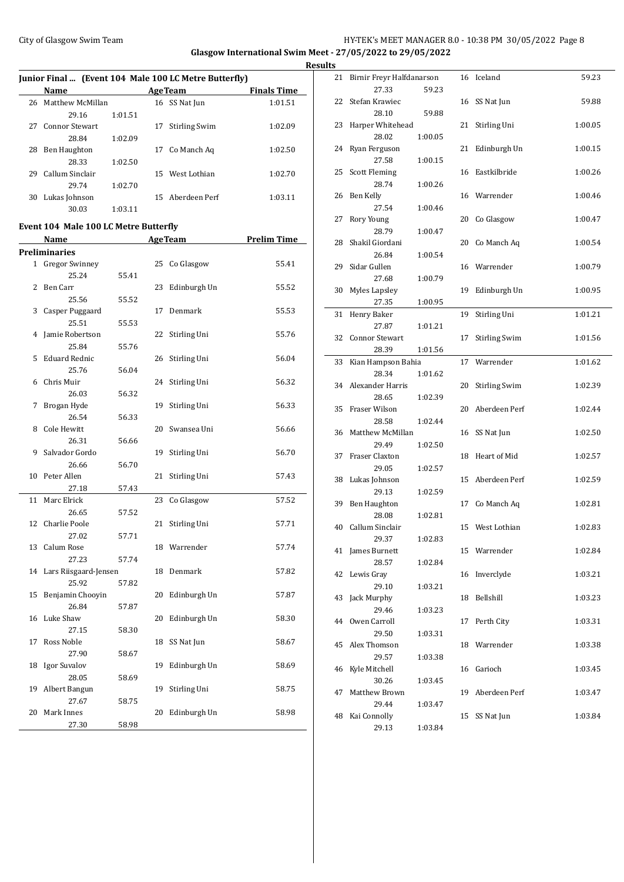## Results

### Junior Final ... (Event 104 Male 100 LC Metre Butterfly)

| | Name | Age | Team | Splits | | Finals Time |
|---|---|---|---|---|---|---|
| 26 | Matthew McMillan | 16 | SS Nat Jun | 29.16 | 1:01.51 | 1:01.51 |
| 27 | Connor Stewart | 17 | Stirling Swim | 28.84 | 1:02.09 | 1:02.09 |
| 28 | Ben Haughton | 17 | Co Manch Aq | 28.33 | 1:02.50 | 1:02.50 |
| 29 | Callum Sinclair | 15 | West Lothian | 29.74 | 1:02.70 | 1:02.70 |
| 30 | Lukas Johnson | 15 | Aberdeen Perf | 30.03 | 1:03.11 | 1:03.11 |

### Event 104 Male 100 LC Metre Butterfly

**Preliminaries**

| | Name | Age | Team | Splits | | Prelim Time |
|---|---|---|---|---|---|---|
| 1 | Gregor Swinney | 25 | Co Glasgow | 25.24 | 55.41 | 55.41 |
| 2 | Ben Carr | 23 | Edinburgh Un | 25.56 | 55.52 | 55.52 |
| 3 | Casper Puggaard | 17 | Denmark | 25.51 | 55.53 | 55.53 |
| 4 | Jamie Robertson | 22 | Stirling Uni | 25.84 | 55.76 | 55.76 |
| 5 | Eduard Rednic | 26 | Stirling Uni | 25.76 | 56.04 | 56.04 |
| 6 | Chris Muir | 24 | Stirling Uni | 26.03 | 56.32 | 56.32 |
| 7 | Brogan Hyde | 19 | Stirling Uni | 26.54 | 56.33 | 56.33 |
| 8 | Cole Hewitt | 20 | Swansea Uni | 26.31 | 56.66 | 56.66 |
| 9 | Salvador Gordo | 19 | Stirling Uni | 26.66 | 56.70 | 56.70 |
| 10 | Peter Allen | 21 | Stirling Uni | 27.18 | 57.43 | 57.43 |
| 11 | Marc Elrick | 23 | Co Glasgow | 26.65 | 57.52 | 57.52 |
| 12 | Charlie Poole | 21 | Stirling Uni | 27.02 | 57.71 | 57.71 |
| 13 | Calum Rose | 18 | Warrender | 27.23 | 57.74 | 57.74 |
| 14 | Lars Riisgaard-Jensen | 18 | Denmark | 25.92 | 57.82 | 57.82 |
| 15 | Benjamin Chooyin | 20 | Edinburgh Un | 26.84 | 57.87 | 57.87 |
| 16 | Luke Shaw | 20 | Edinburgh Un | 27.15 | 58.30 | 58.30 |
| 17 | Ross Noble | 18 | SS Nat Jun | 27.90 | 58.67 | 58.67 |
| 18 | Igor Suvalov | 19 | Edinburgh Un | 28.05 | 58.69 | 58.69 |
| 19 | Albert Bangun | 19 | Stirling Uni | 27.67 | 58.75 | 58.75 |
| 20 | Mark Innes | 20 | Edinburgh Un | 27.30 | 58.98 | 58.98 |
| 21 | Birnir Freyr Halfdanarson | 16 | Iceland | 27.33 | 59.23 | 59.23 |
| 22 | Stefan Krawiec | 16 | SS Nat Jun | 28.10 | 59.88 | 59.88 |
| 23 | Harper Whitehead | 21 | Stirling Uni | 28.02 | 1:00.05 | 1:00.05 |
| 24 | Ryan Ferguson | 21 | Edinburgh Un | 27.58 | 1:00.15 | 1:00.15 |
| 25 | Scott Fleming | 16 | Eastkilbride | 28.74 | 1:00.26 | 1:00.26 |
| 26 | Ben Kelly | 16 | Warrender | 27.54 | 1:00.46 | 1:00.46 |
| 27 | Rory Young | 20 | Co Glasgow | 28.79 | 1:00.47 | 1:00.47 |
| 28 | Shakil Giordani | 20 | Co Manch Aq | 26.84 | 1:00.54 | 1:00.54 |
| 29 | Sidar Gullen | 16 | Warrender | 27.68 | 1:00.79 | 1:00.79 |
| 30 | Myles Lapsley | 19 | Edinburgh Un | 27.35 | 1:00.95 | 1:00.95 |
| 31 | Henry Baker | 19 | Stirling Uni | 27.87 | 1:01.21 | 1:01.21 |
| 32 | Connor Stewart | 17 | Stirling Swim | 28.39 | 1:01.56 | 1:01.56 |
| 33 | Kian Hampson Bahia | 17 | Warrender | 28.34 | 1:01.62 | 1:01.62 |
| 34 | Alexander Harris | 20 | Stirling Swim | 28.65 | 1:02.39 | 1:02.39 |
| 35 | Fraser Wilson | 20 | Aberdeen Perf | 28.58 | 1:02.44 | 1:02.44 |
| 36 | Matthew McMillan | 16 | SS Nat Jun | 29.49 | 1:02.50 | 1:02.50 |
| 37 | Fraser Claxton | 18 | Heart of Mid | 29.05 | 1:02.57 | 1:02.57 |
| 38 | Lukas Johnson | 15 | Aberdeen Perf | 29.13 | 1:02.59 | 1:02.59 |
| 39 | Ben Haughton | 17 | Co Manch Aq | 28.08 | 1:02.81 | 1:02.81 |
| 40 | Callum Sinclair | 15 | West Lothian | 29.37 | 1:02.83 | 1:02.83 |
| 41 | James Burnett | 15 | Warrender | 28.57 | 1:02.84 | 1:02.84 |
| 42 | Lewis Gray | 16 | Inverclyde | 29.10 | 1:03.21 | 1:03.21 |
| 43 | Jack Murphy | 18 | Bellshill | 29.46 | 1:03.23 | 1:03.23 |
| 44 | Owen Carroll | 17 | Perth City | 29.50 | 1:03.31 | 1:03.31 |
| 45 | Alex Thomson | 18 | Warrender | 29.57 | 1:03.38 | 1:03.38 |
| 46 | Kyle Mitchell | 16 | Garioch | 30.26 | 1:03.45 | 1:03.45 |
| 47 | Matthew Brown | 19 | Aberdeen Perf | 29.44 | 1:03.47 | 1:03.47 |
| 48 | Kai Connolly | 15 | SS Nat Jun | 29.13 | 1:03.84 | 1:03.84 |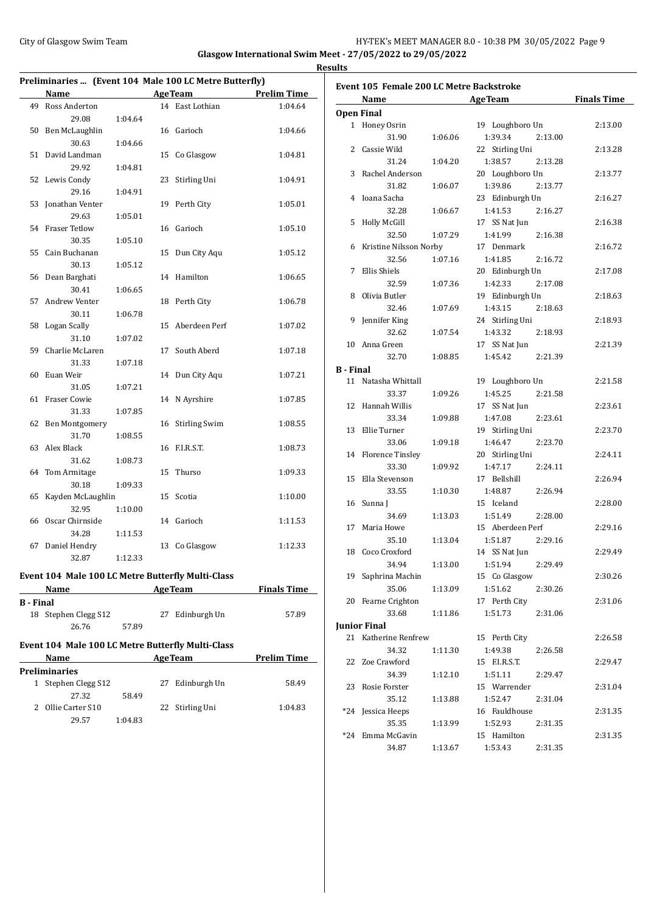## Results

### Preliminaries ... (Event 104 Male 100 LC Metre Butterfly)

| | Name | Age | Team | Prelim Time |
|---|---|---|---|---|
| 49 | Ross Anderton | 14 | East Lothian | 1:04.64 |
| | 29.08 1:04.64 | | | |
| 50 | Ben McLaughlin | 16 | Garioch | 1:04.66 |
| | 30.63 1:04.66 | | | |
| 51 | David Landman | 15 | Co Glasgow | 1:04.81 |
| | 29.92 1:04.81 | | | |
| 52 | Lewis Condy | 23 | Stirling Uni | 1:04.91 |
| | 29.16 1:04.91 | | | |
| 53 | Jonathan Venter | 19 | Perth City | 1:05.01 |
| | 29.63 1:05.01 | | | |
| 54 | Fraser Tetlow | 16 | Garioch | 1:05.10 |
| | 30.35 1:05.10 | | | |
| 55 | Cain Buchanan | 15 | Dun City Aqu | 1:05.12 |
| | 30.13 1:05.12 | | | |
| 56 | Dean Barghati | 14 | Hamilton | 1:06.65 |
| | 30.41 1:06.65 | | | |
| 57 | Andrew Venter | 18 | Perth City | 1:06.78 |
| | 30.11 1:06.78 | | | |
| 58 | Logan Scally | 15 | Aberdeen Perf | 1:07.02 |
| | 31.10 1:07.02 | | | |
| 59 | Charlie McLaren | 17 | South Aberd | 1:07.18 |
| | 31.33 1:07.18 | | | |
| 60 | Euan Weir | 14 | Dun City Aqu | 1:07.21 |
| | 31.05 1:07.21 | | | |
| 61 | Fraser Cowie | 14 | N Ayrshire | 1:07.85 |
| | 31.33 1:07.85 | | | |
| 62 | Ben Montgomery | 16 | Stirling Swim | 1:08.55 |
| | 31.70 1:08.55 | | | |
| 63 | Alex Black | 16 | F.I.R.S.T. | 1:08.73 |
| | 31.62 1:08.73 | | | |
| 64 | Tom Armitage | 15 | Thurso | 1:09.33 |
| | 30.18 1:09.33 | | | |
| 65 | Kayden McLaughlin | 15 | Scotia | 1:10.00 |
| | 32.95 1:10.00 | | | |
| 66 | Oscar Chirnside | 14 | Garioch | 1:11.53 |
| | 34.28 1:11.53 | | | |
| 67 | Daniel Hendry | 13 | Co Glasgow | 1:12.33 |
| | 32.87 1:12.33 | | | |

### Event 104 Male 100 LC Metre Butterfly Multi-Class

| | Name | Age | Team | Finals Time |
|---|---|---|---|---|
| **B - Final** | | | | |
| 18 | Stephen Clegg S12 | 27 | Edinburgh Un | 57.89 |
| | 26.76 57.89 | | | |

### Event 104 Male 100 LC Metre Butterfly Multi-Class

| | Name | Age | Team | Prelim Time |
|---|---|---|---|---|
| **Preliminaries** | | | | |
| 1 | Stephen Clegg S12 | 27 | Edinburgh Un | 58.49 |
| | 27.32 58.49 | | | |
| 2 | Ollie Carter S10 | 22 | Stirling Uni | 1:04.83 |
| | 29.57 1:04.83 | | | |

### Event 105 Female 200 LC Metre Backstroke

| | Name | Age | Team | Finals Time |
|---|---|---|---|---|
| **Open Final** | | | | |
| 1 | Honey Osrin | 19 | Loughboro Un | 2:13.00 |
| | 31.90 1:06.06 1:39.34 2:13.00 | | | |
| 2 | Cassie Wild | 22 | Stirling Uni | 2:13.28 |
| | 31.24 1:04.20 1:38.57 2:13.28 | | | |
| 3 | Rachel Anderson | 20 | Loughboro Un | 2:13.77 |
| | 31.82 1:06.07 1:39.86 2:13.77 | | | |
| 4 | Ioana Sacha | 23 | Edinburgh Un | 2:16.27 |
| | 32.28 1:06.67 1:41.53 2:16.27 | | | |
| 5 | Holly McGill | 17 | SS Nat Jun | 2:16.38 |
| | 32.50 1:07.29 1:41.99 2:16.38 | | | |
| 6 | Kristine Nilsson Norby | 17 | Denmark | 2:16.72 |
| | 32.56 1:07.16 1:41.85 2:16.72 | | | |
| 7 | Ellis Shiels | 20 | Edinburgh Un | 2:17.08 |
| | 32.59 1:07.36 1:42.33 2:17.08 | | | |
| 8 | Olivia Butler | 19 | Edinburgh Un | 2:18.63 |
| | 32.46 1:07.69 1:43.15 2:18.63 | | | |
| 9 | Jennifer King | 24 | Stirling Uni | 2:18.93 |
| | 32.62 1:07.54 1:43.32 2:18.93 | | | |
| 10 | Anna Green | 17 | SS Nat Jun | 2:21.39 |
| | 32.70 1:08.85 1:45.42 2:21.39 | | | |
| **B - Final** | | | | |
| 11 | Natasha Whittall | 19 | Loughboro Un | 2:21.58 |
| | 33.37 1:09.26 1:45.25 2:21.58 | | | |
| 12 | Hannah Willis | 17 | SS Nat Jun | 2:23.61 |
| | 33.34 1:09.88 1:47.08 2:23.61 | | | |
| 13 | Ellie Turner | 19 | Stirling Uni | 2:23.70 |
| | 33.06 1:09.18 1:46.47 2:23.70 | | | |
| 14 | Florence Tinsley | 20 | Stirling Uni | 2:24.11 |
| | 33.30 1:09.92 1:47.17 2:24.11 | | | |
| 15 | Ella Stevenson | 17 | Bellshill | 2:26.94 |
| | 33.55 1:10.30 1:48.87 2:26.94 | | | |
| 16 | Sunna J | 15 | Iceland | 2:28.00 |
| | 34.69 1:13.03 1:51.49 2:28.00 | | | |
| 17 | Maria Howe | 15 | Aberdeen Perf | 2:29.16 |
| | 35.10 1:13.04 1:51.87 2:29.16 | | | |
| 18 | Coco Croxford | 14 | SS Nat Jun | 2:29.49 |
| | 34.94 1:13.00 1:51.94 2:29.49 | | | |
| 19 | Saphrina Machin | 15 | Co Glasgow | 2:30.26 |
| | 35.06 1:13.09 1:51.62 2:30.26 | | | |
| 20 | Fearne Crighton | 17 | Perth City | 2:31.06 |
| | 33.68 1:11.86 1:51.73 2:31.06 | | | |
| **Junior Final** | | | | |
| 21 | Katherine Renfrew | 15 | Perth City | 2:26.58 |
| | 34.32 1:11.30 1:49.38 2:26.58 | | | |
| 22 | Zoe Crawford | 15 | F.I.R.S.T. | 2:29.47 |
| | 34.39 1:12.10 1:51.11 2:29.47 | | | |
| 23 | Rosie Forster | 15 | Warrender | 2:31.04 |
| | 35.12 1:13.88 1:52.47 2:31.04 | | | |
| *24 | Jessica Heeps | 16 | Fauldhouse | 2:31.35 |
| | 35.35 1:13.99 1:52.93 2:31.35 | | | |
| *24 | Emma McGavin | 15 | Hamilton | 2:31.35 |
| | 34.87 1:13.67 1:53.43 2:31.35 | | | |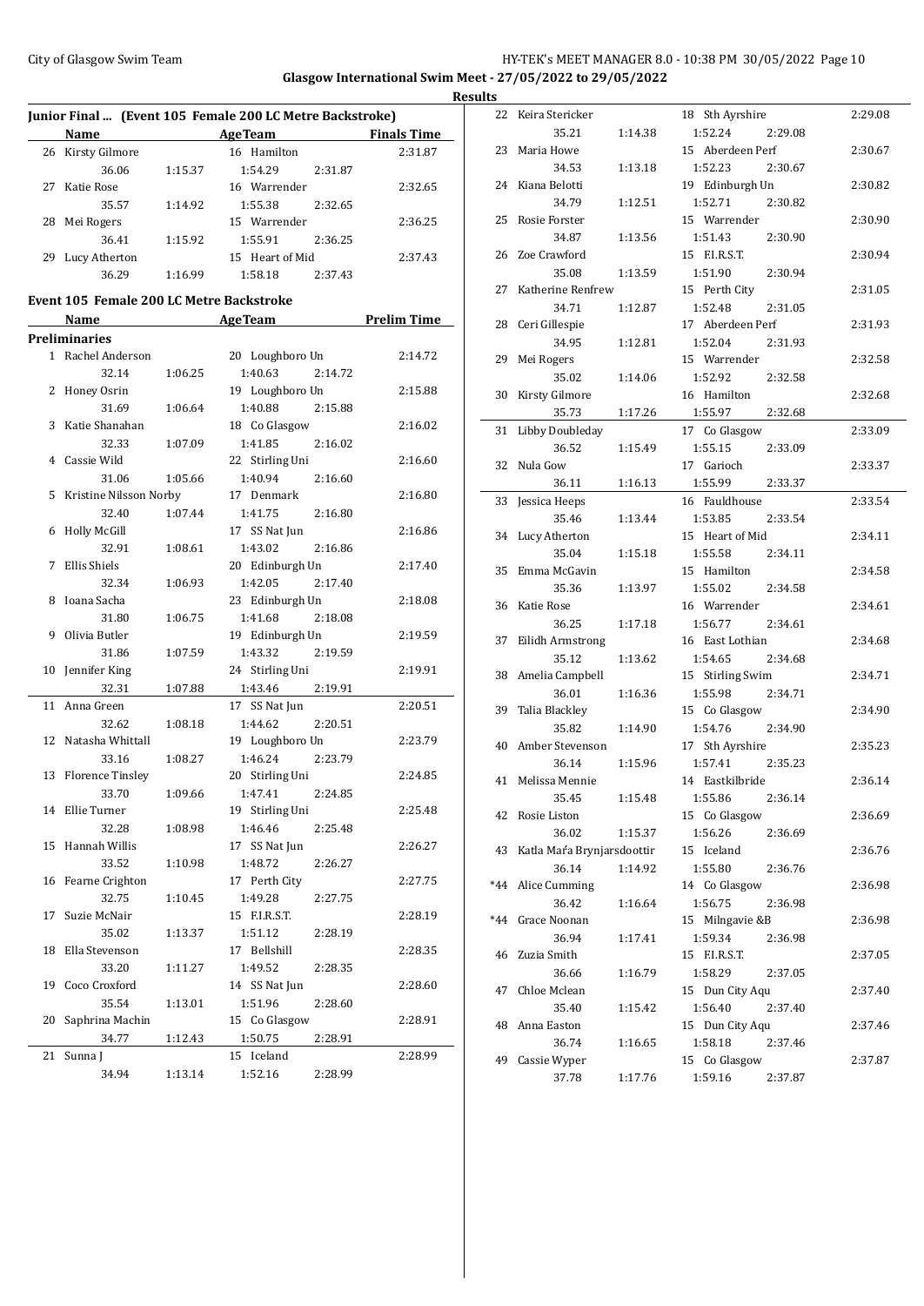City of Glasgow Swim Team

**Glasgow International Swim Meet - 27/05/2022 to 29/05/2022**

**Results**

### Junior Final ... (Event 105 Female 200 LC Metre Backstroke)

| | Name | | AgeTeam | | Finals Time |
|---|---|---|---|---|---|
| 26 | Kirsty Gilmore | | 16 Hamilton | | 2:31.87 |
| | 36.06 | 1:15.37 | 1:54.29 | 2:31.87 | |
| 27 | Katie Rose | | 16 Warrender | | 2:32.65 |
| | 35.57 | 1:14.92 | 1:55.38 | 2:32.65 | |
| 28 | Mei Rogers | | 15 Warrender | | 2:36.25 |
| | 36.41 | 1:15.92 | 1:55.91 | 2:36.25 | |
| 29 | Lucy Atherton | | 15 Heart of Mid | | 2:37.43 |
| | 36.29 | 1:16.99 | 1:58.18 | 2:37.43 | |

### Event 105 Female 200 LC Metre Backstroke

| | Name | | AgeTeam | | Prelim Time |
|---|---|---|---|---|---|
| **Preliminaries** | | | | | |
| 1 | Rachel Anderson | | 20 Loughboro Un | | 2:14.72 |
| | 32.14 | 1:06.25 | 1:40.63 | 2:14.72 | |
| 2 | Honey Osrin | | 19 Loughboro Un | | 2:15.88 |
| | 31.69 | 1:06.64 | 1:40.88 | 2:15.88 | |
| 3 | Katie Shanahan | | 18 Co Glasgow | | 2:16.02 |
| | 32.33 | 1:07.09 | 1:41.85 | 2:16.02 | |
| 4 | Cassie Wild | | 22 Stirling Uni | | 2:16.60 |
| | 31.06 | 1:05.66 | 1:40.94 | 2:16.60 | |
| 5 | Kristine Nilsson Norby | | 17 Denmark | | 2:16.80 |
| | 32.40 | 1:07.44 | 1:41.75 | 2:16.80 | |
| 6 | Holly McGill | | 17 SS Nat Jun | | 2:16.86 |
| | 32.91 | 1:08.61 | 1:43.02 | 2:16.86 | |
| 7 | Ellis Shiels | | 20 Edinburgh Un | | 2:17.40 |
| | 32.34 | 1:06.93 | 1:42.05 | 2:17.40 | |
| 8 | Ioana Sacha | | 23 Edinburgh Un | | 2:18.08 |
| | 31.80 | 1:06.75 | 1:41.68 | 2:18.08 | |
| 9 | Olivia Butler | | 19 Edinburgh Un | | 2:19.59 |
| | 31.86 | 1:07.59 | 1:43.32 | 2:19.59 | |
| 10 | Jennifer King | | 24 Stirling Uni | | 2:19.91 |
| | 32.31 | 1:07.88 | 1:43.46 | 2:19.91 | |
| 11 | Anna Green | | 17 SS Nat Jun | | 2:20.51 |
| | 32.62 | 1:08.18 | 1:44.62 | 2:20.51 | |
| 12 | Natasha Whittall | | 19 Loughboro Un | | 2:23.79 |
| | 33.16 | 1:08.27 | 1:46.24 | 2:23.79 | |
| 13 | Florence Tinsley | | 20 Stirling Uni | | 2:24.85 |
| | 33.70 | 1:09.66 | 1:47.41 | 2:24.85 | |
| 14 | Ellie Turner | | 19 Stirling Uni | | 2:25.48 |
| | 32.28 | 1:08.98 | 1:46.46 | 2:25.48 | |
| 15 | Hannah Willis | | 17 SS Nat Jun | | 2:26.27 |
| | 33.52 | 1:10.98 | 1:48.72 | 2:26.27 | |
| 16 | Fearne Crighton | | 17 Perth City | | 2:27.75 |
| | 32.75 | 1:10.45 | 1:49.28 | 2:27.75 | |
| 17 | Suzie McNair | | 15 F.I.R.S.T. | | 2:28.19 |
| | 35.02 | 1:13.37 | 1:51.12 | 2:28.19 | |
| 18 | Ella Stevenson | | 17 Bellshill | | 2:28.35 |
| | 33.20 | 1:11.27 | 1:49.52 | 2:28.35 | |
| 19 | Coco Croxford | | 14 SS Nat Jun | | 2:28.60 |
| | 35.54 | 1:13.01 | 1:51.96 | 2:28.60 | |
| 20 | Saphrina Machin | | 15 Co Glasgow | | 2:28.91 |
| | 34.77 | 1:12.43 | 1:50.75 | 2:28.91 | |
| 21 | Sunna J | | 15 Iceland | | 2:28.99 |
| | 34.94 | 1:13.14 | 1:52.16 | 2:28.99 | |
| 22 | Keira Stericker | | 18 Sth Ayrshire | | 2:29.08 |
| | 35.21 | 1:14.38 | 1:52.24 | 2:29.08 | |
| 23 | Maria Howe | | 15 Aberdeen Perf | | 2:30.67 |
| | 34.53 | 1:13.18 | 1:52.23 | 2:30.67 | |
| 24 | Kiana Belotti | | 19 Edinburgh Un | | 2:30.82 |
| | 34.79 | 1:12.51 | 1:52.71 | 2:30.82 | |
| 25 | Rosie Forster | | 15 Warrender | | 2:30.90 |
| | 34.87 | 1:13.56 | 1:51.43 | 2:30.90 | |
| 26 | Zoe Crawford | | 15 F.I.R.S.T. | | 2:30.94 |
| | 35.08 | 1:13.59 | 1:51.90 | 2:30.94 | |
| 27 | Katherine Renfrew | | 15 Perth City | | 2:31.05 |
| | 34.71 | 1:12.87 | 1:52.48 | 2:31.05 | |
| 28 | Ceri Gillespie | | 17 Aberdeen Perf | | 2:31.93 |
| | 34.95 | 1:12.81 | 1:52.04 | 2:31.93 | |
| 29 | Mei Rogers | | 15 Warrender | | 2:32.58 |
| | 35.02 | 1:14.06 | 1:52.92 | 2:32.58 | |
| 30 | Kirsty Gilmore | | 16 Hamilton | | 2:32.68 |
| | 35.73 | 1:17.26 | 1:55.97 | 2:32.68 | |
| 31 | Libby Doubleday | | 17 Co Glasgow | | 2:33.09 |
| | 36.52 | 1:15.49 | 1:55.15 | 2:33.09 | |
| 32 | Nula Gow | | 17 Garioch | | 2:33.37 |
| | 36.11 | 1:16.13 | 1:55.99 | 2:33.37 | |
| 33 | Jessica Heeps | | 16 Fauldhouse | | 2:33.54 |
| | 35.46 | 1:13.44 | 1:53.85 | 2:33.54 | |
| 34 | Lucy Atherton | | 15 Heart of Mid | | 2:34.11 |
| | 35.04 | 1:15.18 | 1:55.58 | 2:34.11 | |
| 35 | Emma McGavin | | 15 Hamilton | | 2:34.58 |
| | 35.36 | 1:13.97 | 1:55.02 | 2:34.58 | |
| 36 | Katie Rose | | 16 Warrender | | 2:34.61 |
| | 36.25 | 1:17.18 | 1:56.77 | 2:34.61 | |
| 37 | Eilidh Armstrong | | 16 East Lothian | | 2:34.68 |
| | 35.12 | 1:13.62 | 1:54.65 | 2:34.68 | |
| 38 | Amelia Campbell | | 15 Stirling Swim | | 2:34.71 |
| | 36.01 | 1:16.36 | 1:55.98 | 2:34.71 | |
| 39 | Talia Blackley | | 15 Co Glasgow | | 2:34.90 |
| | 35.82 | 1:14.90 | 1:54.76 | 2:34.90 | |
| 40 | Amber Stevenson | | 17 Sth Ayrshire | | 2:35.23 |
| | 36.14 | 1:15.96 | 1:57.41 | 2:35.23 | |
| 41 | Melissa Mennie | | 14 Eastkilbride | | 2:36.14 |
| | 35.45 | 1:15.48 | 1:55.86 | 2:36.14 | |
| 42 | Rosie Liston | | 15 Co Glasgow | | 2:36.69 |
| | 36.02 | 1:15.37 | 1:56.26 | 2:36.69 | |
| 43 | Katla María Brynjarsdoottir | | 15 Iceland | | 2:36.76 |
| | 36.14 | 1:14.92 | 1:55.80 | 2:36.76 | |
| *44 | Alice Cumming | | 14 Co Glasgow | | 2:36.98 |
| | 36.42 | 1:16.64 | 1:56.75 | 2:36.98 | |
| *44 | Grace Noonan | | 15 Milngavie &B | | 2:36.98 |
| | 36.94 | 1:17.41 | 1:59.34 | 2:36.98 | |
| 46 | Zuzia Smith | | 15 F.I.R.S.T. | | 2:37.05 |
| | 36.66 | 1:16.79 | 1:58.29 | 2:37.05 | |
| 47 | Chloe Mclean | | 15 Dun City Aqu | | 2:37.40 |
| | 35.40 | 1:15.42 | 1:56.40 | 2:37.40 | |
| 48 | Anna Easton | | 15 Dun City Aqu | | 2:37.46 |
| | 36.74 | 1:16.65 | 1:58.18 | 2:37.46 | |
| 49 | Cassie Wyper | | 15 Co Glasgow | | 2:37.87 |
| | 37.78 | 1:17.76 | 1:59.16 | 2:37.87 | |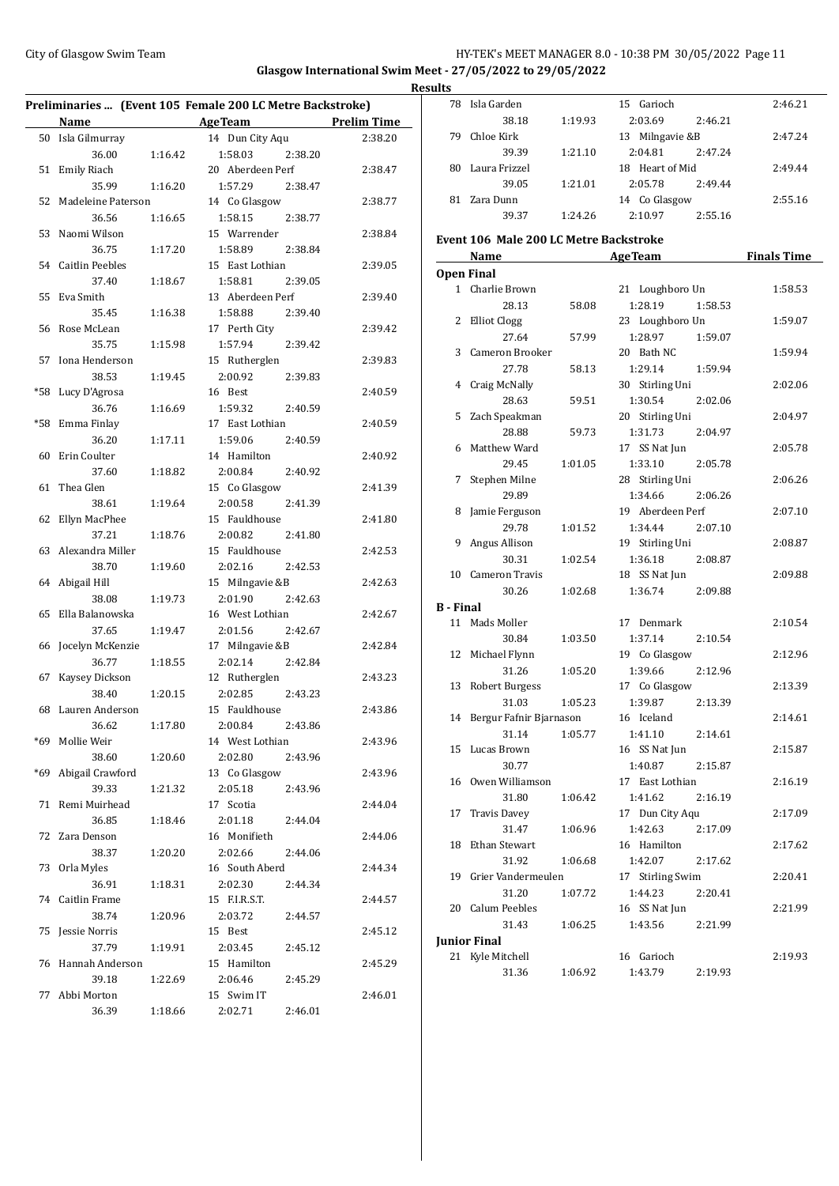## Preliminaries ... (Event 105 Female 200 LC Metre Backstroke)

| | Name | AgeTeam | Prelim Time |
|---|---|---|---|
| 50 | Isla Gilmurray | 14 Dun City Aqu | 2:38.20 |
| | 36.00 1:16.42 | 1:58.03 2:38.20 | |
| 51 | Emily Riach | 20 Aberdeen Perf | 2:38.47 |
| | 35.99 1:16.20 | 1:57.29 2:38.47 | |
| 52 | Madeleine Paterson | 14 Co Glasgow | 2:38.77 |
| | 36.56 1:16.65 | 1:58.15 2:38.77 | |
| 53 | Naomi Wilson | 15 Warrender | 2:38.84 |
| | 36.75 1:17.20 | 1:58.89 2:38.84 | |
| 54 | Caitlin Peebles | 15 East Lothian | 2:39.05 |
| | 37.40 1:18.67 | 1:58.81 2:39.05 | |
| 55 | Eva Smith | 13 Aberdeen Perf | 2:39.40 |
| | 35.45 1:16.38 | 1:58.88 2:39.40 | |
| 56 | Rose McLean | 17 Perth City | 2:39.42 |
| | 35.75 1:15.98 | 1:57.94 2:39.42 | |
| 57 | Iona Henderson | 15 Rutherglen | 2:39.83 |
| | 38.53 1:19.45 | 2:00.92 2:39.83 | |
| *58 | Lucy D'Agrosa | 16 Best | 2:40.59 |
| | 36.76 1:16.69 | 1:59.32 2:40.59 | |
| *58 | Emma Finlay | 17 East Lothian | 2:40.59 |
| | 36.20 1:17.11 | 1:59.06 2:40.59 | |
| 60 | Erin Coulter | 14 Hamilton | 2:40.92 |
| | 37.60 1:18.82 | 2:00.84 2:40.92 | |
| 61 | Thea Glen | 15 Co Glasgow | 2:41.39 |
| | 38.61 1:19.64 | 2:00.58 2:41.39 | |
| 62 | Ellyn MacPhee | 15 Fauldhouse | 2:41.80 |
| | 37.21 1:18.76 | 2:00.82 2:41.80 | |
| 63 | Alexandra Miller | 15 Fauldhouse | 2:42.53 |
| | 38.70 1:19.60 | 2:02.16 2:42.53 | |
| 64 | Abigail Hill | 15 Milngavie &B | 2:42.63 |
| | 38.08 1:19.73 | 2:01.90 2:42.63 | |
| 65 | Ella Balanowska | 16 West Lothian | 2:42.67 |
| | 37.65 1:19.47 | 2:01.56 2:42.67 | |
| 66 | Jocelyn McKenzie | 17 Milngavie &B | 2:42.84 |
| | 36.77 1:18.55 | 2:02.14 2:42.84 | |
| 67 | Kaysey Dickson | 12 Rutherglen | 2:43.23 |
| | 38.40 1:20.15 | 2:02.85 2:43.23 | |
| 68 | Lauren Anderson | 15 Fauldhouse | 2:43.86 |
| | 36.62 1:17.80 | 2:00.84 2:43.86 | |
| *69 | Mollie Weir | 14 West Lothian | 2:43.96 |
| | 38.60 1:20.60 | 2:02.80 2:43.96 | |
| *69 | Abigail Crawford | 13 Co Glasgow | 2:43.96 |
| | 39.33 1:21.32 | 2:05.18 2:43.96 | |
| 71 | Remi Muirhead | 17 Scotia | 2:44.04 |
| | 36.85 1:18.46 | 2:01.18 2:44.04 | |
| 72 | Zara Denson | 16 Monifieth | 2:44.06 |
| | 38.37 1:20.20 | 2:02.66 2:44.06 | |
| 73 | Orla Myles | 16 South Aberd | 2:44.34 |
| | 36.91 1:18.31 | 2:02.30 2:44.34 | |
| 74 | Caitlin Frame | 15 F.I.R.S.T. | 2:44.57 |
| | 38.74 1:20.96 | 2:03.72 2:44.57 | |
| 75 | Jessie Norris | 15 Best | 2:45.12 |
| | 37.79 1:19.91 | 2:03.45 2:45.12 | |
| 76 | Hannah Anderson | 15 Hamilton | 2:45.29 |
| | 39.18 1:22.69 | 2:06.46 2:45.29 | |
| 77 | Abbi Morton | 15 Swim IT | 2:46.01 |
| | 36.39 1:18.66 | 2:02.71 2:46.01 | |
| 78 | Isla Garden | 15 Garioch | 2:46.21 |
| | 38.18 1:19.93 | 2:03.69 2:46.21 | |
| 79 | Chloe Kirk | 13 Milngavie &B | 2:47.24 |
| | 39.39 1:21.10 | 2:04.81 2:47.24 | |
| 80 | Laura Frizzel | 18 Heart of Mid | 2:49.44 |
| | 39.05 1:21.01 | 2:05.78 2:49.44 | |
| 81 | Zara Dunn | 14 Co Glasgow | 2:55.16 |
| | 39.37 1:24.26 | 2:10.97 2:55.16 | |

## Event 106 Male 200 LC Metre Backstroke

| | Name | AgeTeam | Finals Time |
|---|---|---|---|
| **Open Final** | | | |
| 1 | Charlie Brown | 21 Loughboro Un | 1:58.53 |
| | 28.13 58.08 | 1:28.19 1:58.53 | |
| 2 | Elliot Clogg | 23 Loughboro Un | 1:59.07 |
| | 27.64 57.99 | 1:28.97 1:59.07 | |
| 3 | Cameron Brooker | 20 Bath NC | 1:59.94 |
| | 27.78 58.13 | 1:29.14 1:59.94 | |
| 4 | Craig McNally | 30 Stirling Uni | 2:02.06 |
| | 28.63 59.51 | 1:30.54 2:02.06 | |
| 5 | Zach Speakman | 20 Stirling Uni | 2:04.97 |
| | 28.88 59.73 | 1:31.73 2:04.97 | |
| 6 | Matthew Ward | 17 SS Nat Jun | 2:05.78 |
| | 29.45 1:01.05 | 1:33.10 2:05.78 | |
| 7 | Stephen Milne | 28 Stirling Uni | 2:06.26 |
| | 29.89 | 1:34.66 2:06.26 | |
| 8 | Jamie Ferguson | 19 Aberdeen Perf | 2:07.10 |
| | 29.78 1:01.52 | 1:34.44 2:07.10 | |
| 9 | Angus Allison | 19 Stirling Uni | 2:08.87 |
| | 30.31 1:02.54 | 1:36.18 2:08.87 | |
| 10 | Cameron Travis | 18 SS Nat Jun | 2:09.88 |
| | 30.26 1:02.68 | 1:36.74 2:09.88 | |
| **B - Final** | | | |
| 11 | Mads Moller | 17 Denmark | 2:10.54 |
| | 30.84 1:03.50 | 1:37.14 2:10.54 | |
| 12 | Michael Flynn | 19 Co Glasgow | 2:12.96 |
| | 31.26 1:05.20 | 1:39.66 2:12.96 | |
| 13 | Robert Burgess | 17 Co Glasgow | 2:13.39 |
| | 31.03 1:05.23 | 1:39.87 2:13.39 | |
| 14 | Bergur Fafnir Bjarnason | 16 Iceland | 2:14.61 |
| | 31.14 1:05.77 | 1:41.10 2:14.61 | |
| 15 | Lucas Brown | 16 SS Nat Jun | 2:15.87 |
| | 30.77 | 1:40.87 2:15.87 | |
| 16 | Owen Williamson | 17 East Lothian | 2:16.19 |
| | 31.80 1:06.42 | 1:41.62 2:16.19 | |
| 17 | Travis Davey | 17 Dun City Aqu | 2:17.09 |
| | 31.47 1:06.96 | 1:42.63 2:17.09 | |
| 18 | Ethan Stewart | 16 Hamilton | 2:17.62 |
| | 31.92 1:06.68 | 1:42.07 2:17.62 | |
| 19 | Grier Vandermeulen | 17 Stirling Swim | 2:20.41 |
| | 31.20 1:07.72 | 1:41.23 2:20.41 | |
| 20 | Calum Peebles | 16 SS Nat Jun | 2:21.99 |
| | 31.43 1:06.25 | 1:43.56 2:21.99 | |
| **Junior Final** | | | |
| 21 | Kyle Mitchell | 16 Garioch | 2:19.93 |
| | 31.36 1:06.92 | 1:43.79 2:19.93 | |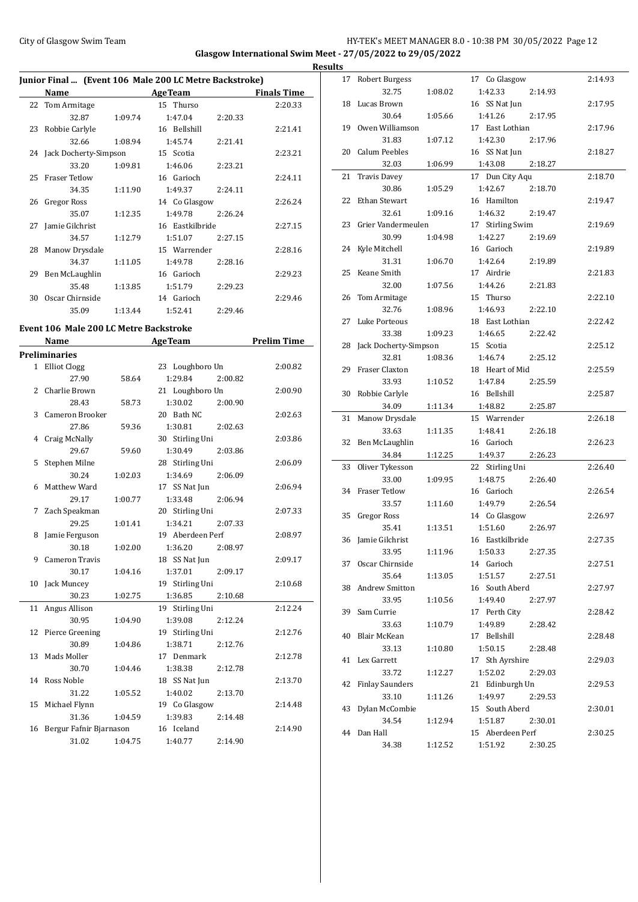Glasgow International Swim Meet - 27/05/2022 to 29/05/2022

Results

### Junior Final ... (Event 106 Male 200 LC Metre Backstroke)

| | Name | AgeTeam | | | Finals Time |
|---|---|---|---|---|---|
| 22 | Tom Armitage | 15 Thurso | | | 2:20.33 |
| | 32.87 | 1:09.74 | 1:47.04 | 2:20.33 | |
| 23 | Robbie Carlyle | 16 Bellshill | | | 2:21.41 |
| | 32.66 | 1:08.94 | 1:45.74 | 2:21.41 | |
| 24 | Jack Docherty-Simpson | 15 Scotia | | | 2:23.21 |
| | 33.20 | 1:09.81 | 1:46.06 | 2:23.21 | |
| 25 | Fraser Tetlow | 16 Garioch | | | 2:24.11 |
| | 34.35 | 1:11.90 | 1:49.37 | 2:24.11 | |
| 26 | Gregor Ross | 14 Co Glasgow | | | 2:26.24 |
| | 35.07 | 1:12.35 | 1:49.78 | 2:26.24 | |
| 27 | Jamie Gilchrist | 16 Eastkilbride | | | 2:27.15 |
| | 34.57 | 1:12.79 | 1:51.07 | 2:27.15 | |
| 28 | Manow Drysdale | 15 Warrender | | | 2:28.16 |
| | 34.37 | 1:11.05 | 1:49.78 | 2:28.16 | |
| 29 | Ben McLaughlin | 16 Garioch | | | 2:29.23 |
| | 35.48 | 1:13.85 | 1:51.79 | 2:29.23 | |
| 30 | Oscar Chirnside | 14 Garioch | | | 2:29.46 |
| | 35.09 | 1:13.44 | 1:52.41 | 2:29.46 | |

### Event 106 Male 200 LC Metre Backstroke

**Preliminaries**

| | Name | AgeTeam | | | Prelim Time |
|---|---|---|---|---|---|
| 1 | Elliot Clogg | 23 Loughboro Un | | | 2:00.82 |
| | 27.90 | 58.64 | 1:29.84 | 2:00.82 | |
| 2 | Charlie Brown | 21 Loughboro Un | | | 2:00.90 |
| | 28.43 | 58.73 | 1:30.02 | 2:00.90 | |
| 3 | Cameron Brooker | 20 Bath NC | | | 2:02.63 |
| | 27.86 | 59.36 | 1:30.81 | 2:02.63 | |
| 4 | Craig McNally | 30 Stirling Uni | | | 2:03.86 |
| | 29.67 | 59.60 | 1:30.49 | 2:03.86 | |
| 5 | Stephen Milne | 28 Stirling Uni | | | 2:06.09 |
| | 30.24 | 1:02.03 | 1:34.69 | 2:06.09 | |
| 6 | Matthew Ward | 17 SS Nat Jun | | | 2:06.94 |
| | 29.17 | 1:00.77 | 1:33.48 | 2:06.94 | |
| 7 | Zach Speakman | 20 Stirling Uni | | | 2:07.33 |
| | 29.25 | 1:01.41 | 1:34.21 | 2:07.33 | |
| 8 | Jamie Ferguson | 19 Aberdeen Perf | | | 2:08.97 |
| | 30.18 | 1:02.00 | 1:36.20 | 2:08.97 | |
| 9 | Cameron Travis | 18 SS Nat Jun | | | 2:09.17 |
| | 30.17 | 1:04.16 | 1:37.01 | 2:09.17 | |
| 10 | Jack Muncey | 19 Stirling Uni | | | 2:10.68 |
| | 30.23 | 1:02.75 | 1:36.85 | 2:10.68 | |
| 11 | Angus Allison | 19 Stirling Uni | | | 2:12.24 |
| | 30.95 | 1:04.90 | 1:39.08 | 2:12.24 | |
| 12 | Pierce Greening | 19 Stirling Uni | | | 2:12.76 |
| | 30.89 | 1:04.86 | 1:38.71 | 2:12.76 | |
| 13 | Mads Moller | 17 Denmark | | | 2:12.78 |
| | 30.70 | 1:04.46 | 1:38.38 | 2:12.78 | |
| 14 | Ross Noble | 18 SS Nat Jun | | | 2:13.70 |
| | 31.22 | 1:05.52 | 1:40.02 | 2:13.70 | |
| 15 | Michael Flynn | 19 Co Glasgow | | | 2:14.48 |
| | 31.36 | 1:04.59 | 1:39.83 | 2:14.48 | |
| 16 | Bergur Fafnir Bjarnason | 16 Iceland | | | 2:14.90 |
| | 31.02 | 1:04.75 | 1:40.77 | 2:14.90 | |
| 17 | Robert Burgess | 17 Co Glasgow | | | 2:14.93 |
| | 32.75 | 1:08.02 | 1:42.33 | 2:14.93 | |
| 18 | Lucas Brown | 16 SS Nat Jun | | | 2:17.95 |
| | 30.64 | 1:05.66 | 1:41.26 | 2:17.95 | |
| 19 | Owen Williamson | 17 East Lothian | | | 2:17.96 |
| | 31.83 | 1:07.12 | 1:42.30 | 2:17.96 | |
| 20 | Calum Peebles | 16 SS Nat Jun | | | 2:18.27 |
| | 32.03 | 1:06.99 | 1:43.08 | 2:18.27 | |
| 21 | Travis Davey | 17 Dun City Aqu | | | 2:18.70 |
| | 30.86 | 1:05.29 | 1:42.67 | 2:18.70 | |
| 22 | Ethan Stewart | 16 Hamilton | | | 2:19.47 |
| | 32.61 | 1:09.16 | 1:46.32 | 2:19.47 | |
| 23 | Grier Vandermeulen | 17 Stirling Swim | | | 2:19.69 |
| | 30.99 | 1:04.98 | 1:42.27 | 2:19.69 | |
| 24 | Kyle Mitchell | 16 Garioch | | | 2:19.89 |
| | 31.31 | 1:06.70 | 1:42.64 | 2:19.89 | |
| 25 | Keane Smith | 17 Airdrie | | | 2:21.83 |
| | 32.00 | 1:07.56 | 1:44.26 | 2:21.83 | |
| 26 | Tom Armitage | 15 Thurso | | | 2:22.10 |
| | 32.76 | 1:08.96 | 1:46.93 | 2:22.10 | |
| 27 | Luke Porteous | 18 East Lothian | | | 2:22.42 |
| | 33.38 | 1:09.23 | 1:46.65 | 2:22.42 | |
| 28 | Jack Docherty-Simpson | 15 Scotia | | | 2:25.12 |
| | 32.81 | 1:08.36 | 1:46.74 | 2:25.12 | |
| 29 | Fraser Claxton | 18 Heart of Mid | | | 2:25.59 |
| | 33.93 | 1:10.52 | 1:47.84 | 2:25.59 | |
| 30 | Robbie Carlyle | 16 Bellshill | | | 2:25.87 |
| | 34.09 | 1:11.34 | 1:48.82 | 2:25.87 | |
| 31 | Manow Drysdale | 15 Warrender | | | 2:26.18 |
| | 33.63 | 1:11.35 | 1:48.41 | 2:26.18 | |
| 32 | Ben McLaughlin | 16 Garioch | | | 2:26.23 |
| | 34.84 | 1:12.25 | 1:49.37 | 2:26.23 | |
| 33 | Oliver Tykesson | 22 Stirling Uni | | | 2:26.40 |
| | 33.00 | 1:09.95 | 1:48.75 | 2:26.40 | |
| 34 | Fraser Tetlow | 16 Garioch | | | 2:26.54 |
| | 33.57 | 1:11.60 | 1:49.79 | 2:26.54 | |
| 35 | Gregor Ross | 14 Co Glasgow | | | 2:26.97 |
| | 35.41 | 1:13.51 | 1:51.60 | 2:26.97 | |
| 36 | Jamie Gilchrist | 16 Eastkilbride | | | 2:27.35 |
| | 33.95 | 1:11.96 | 1:50.33 | 2:27.35 | |
| 37 | Oscar Chirnside | 14 Garioch | | | 2:27.51 |
| | 35.64 | 1:13.05 | 1:51.57 | 2:27.51 | |
| 38 | Andrew Smitton | 16 South Aberd | | | 2:27.97 |
| | 33.95 | 1:10.56 | 1:49.40 | 2:27.97 | |
| 39 | Sam Currie | 17 Perth City | | | 2:28.42 |
| | 33.63 | 1:10.79 | 1:49.89 | 2:28.42 | |
| 40 | Blair McKean | 17 Bellshill | | | 2:28.48 |
| | 33.13 | 1:10.80 | 1:50.15 | 2:28.48 | |
| 41 | Lex Garrett | 17 Sth Ayrshire | | | 2:29.03 |
| | 33.72 | 1:12.27 | 1:52.02 | 2:29.03 | |
| 42 | Finlay Saunders | 21 Edinburgh Un | | | 2:29.53 |
| | 33.10 | 1:11.26 | 1:49.97 | 2:29.53 | |
| 43 | Dylan McCombie | 15 South Aberd | | | 2:30.01 |
| | 34.54 | 1:12.94 | 1:51.87 | 2:30.01 | |
| 44 | Dan Hall | 15 Aberdeen Perf | | | 2:30.25 |
| | 34.38 | 1:12.52 | 1:51.92 | 2:30.25 | |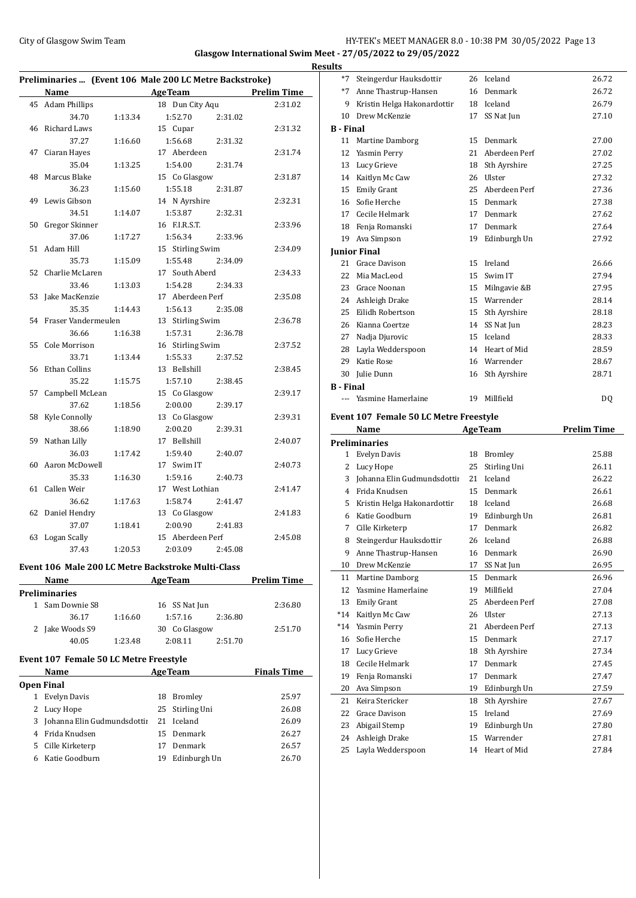Glasgow International Swim Meet - 27/05/2022 to 29/05/2022

Results

### Preliminaries ... (Event 106 Male 200 LC Metre Backstroke)

| | Name | | AgeTeam | | Prelim Time |
|---|---|---|---|---|---|
| 45 | Adam Phillips | | 18 Dun City Aqu | | 2:31.02 |
| | 34.70 | 1:13.34 | 1:52.70 | 2:31.02 | |
| 46 | Richard Laws | | 15 Cupar | | 2:31.32 |
| | 37.27 | 1:16.60 | 1:56.68 | 2:31.32 | |
| 47 | Ciaran Hayes | | 17 Aberdeen | | 2:31.74 |
| | 35.04 | 1:13.25 | 1:54.00 | 2:31.74 | |
| 48 | Marcus Blake | | 15 Co Glasgow | | 2:31.87 |
| | 36.23 | 1:15.60 | 1:55.18 | 2:31.87 | |
| 49 | Lewis Gibson | | 14 N Ayrshire | | 2:32.31 |
| | 34.51 | 1:14.07 | 1:53.87 | 2:32.31 | |
| 50 | Gregor Skinner | | 16 F.I.R.S.T. | | 2:33.96 |
| | 37.06 | 1:17.27 | 1:56.34 | 2:33.96 | |
| 51 | Adam Hill | | 15 Stirling Swim | | 2:34.09 |
| | 35.73 | 1:15.09 | 1:55.48 | 2:34.09 | |
| 52 | Charlie McLaren | | 17 South Aberd | | 2:34.33 |
| | 33.46 | 1:13.03 | 1:54.28 | 2:34.33 | |
| 53 | Jake MacKenzie | | 17 Aberdeen Perf | | 2:35.08 |
| | 35.35 | 1:14.43 | 1:56.13 | 2:35.08 | |
| 54 | Fraser Vandermeulen | | 13 Stirling Swim | | 2:36.78 |
| | 36.66 | 1:16.38 | 1:57.31 | 2:36.78 | |
| 55 | Cole Morrison | | 16 Stirling Swim | | 2:37.52 |
| | 33.71 | 1:13.44 | 1:55.33 | 2:37.52 | |
| 56 | Ethan Collins | | 13 Bellshill | | 2:38.45 |
| | 35.22 | 1:15.75 | 1:57.10 | 2:38.45 | |
| 57 | Campbell McLean | | 15 Co Glasgow | | 2:39.17 |
| | 37.62 | 1:18.56 | 2:00.00 | 2:39.17 | |
| 58 | Kyle Connolly | | 13 Co Glasgow | | 2:39.31 |
| | 38.66 | 1:18.90 | 2:00.20 | 2:39.31 | |
| 59 | Nathan Lilly | | 17 Bellshill | | 2:40.07 |
| | 36.03 | 1:17.42 | 1:59.40 | 2:40.07 | |
| 60 | Aaron McDowell | | 17 Swim IT | | 2:40.73 |
| | 35.33 | 1:16.30 | 1:59.16 | 2:40.73 | |
| 61 | Callen Weir | | 17 West Lothian | | 2:41.47 |
| | 36.62 | 1:17.63 | 1:58.74 | 2:41.47 | |
| 62 | Daniel Hendry | | 13 Co Glasgow | | 2:41.83 |
| | 37.07 | 1:18.41 | 2:00.90 | 2:41.83 | |
| 63 | Logan Scally | | 15 Aberdeen Perf | | 2:45.08 |
| | 37.43 | 1:20.53 | 2:03.09 | 2:45.08 | |

### Event 106 Male 200 LC Metre Backstroke Multi-Class

| | Name | | AgeTeam | | Prelim Time |
|---|---|---|---|---|---|
| **Preliminaries** | | | | | |
| 1 | Sam Downie S8 | | 16 SS Nat Jun | | 2:36.80 |
| | 36.17 | 1:16.60 | 1:57.16 | 2:36.80 | |
| 2 | Jake Woods S9 | | 30 Co Glasgow | | 2:51.70 |
| | 40.05 | 1:23.48 | 2:08.11 | 2:51.70 | |

### Event 107 Female 50 LC Metre Freestyle

| | Name | Age | Team | Finals Time |
|---|---|---|---|---|
| **Open Final** | | | | |
| 1 | Evelyn Davis | 18 | Bromley | 25.97 |
| 2 | Lucy Hope | 25 | Stirling Uni | 26.08 |
| 3 | Johanna Elin Gudmundsdottir | 21 | Iceland | 26.09 |
| 4 | Frida Knudsen | 15 | Denmark | 26.27 |
| 5 | Cille Kirketerp | 17 | Denmark | 26.57 |
| 6 | Katie Goodburn | 19 | Edinburgh Un | 26.70 |
| *7 | Steingerdur Hauksdottir | 26 | Iceland | 26.72 |
| *7 | Anne Thastrup-Hansen | 16 | Denmark | 26.72 |
| 9 | Kristin Helga Hakonardottir | 18 | Iceland | 26.79 |
| 10 | Drew McKenzie | 17 | SS Nat Jun | 27.10 |
| **B - Final** | | | | |
| 11 | Martine Damborg | 15 | Denmark | 27.00 |
| 12 | Yasmin Perry | 21 | Aberdeen Perf | 27.02 |
| 13 | Lucy Grieve | 18 | Sth Ayrshire | 27.25 |
| 14 | Kaitlyn Mc Caw | 26 | Ulster | 27.32 |
| 15 | Emily Grant | 25 | Aberdeen Perf | 27.36 |
| 16 | Sofie Herche | 15 | Denmark | 27.38 |
| 17 | Cecile Helmark | 17 | Denmark | 27.62 |
| 18 | Fenja Romanski | 17 | Denmark | 27.64 |
| 19 | Ava Simpson | 19 | Edinburgh Un | 27.92 |
| **Junior Final** | | | | |
| 21 | Grace Davison | 15 | Ireland | 26.66 |
| 22 | Mia MacLeod | 15 | Swim IT | 27.94 |
| 23 | Grace Noonan | 15 | Milngavie &B | 27.95 |
| 24 | Ashleigh Drake | 15 | Warrender | 28.14 |
| 25 | Eilidh Robertson | 15 | Sth Ayrshire | 28.18 |
| 26 | Kianna Coertze | 14 | SS Nat Jun | 28.23 |
| 27 | Nadja Djurovic | 15 | Iceland | 28.33 |
| 28 | Layla Wedderspoon | 14 | Heart of Mid | 28.59 |
| 29 | Katie Rose | 16 | Warrender | 28.67 |
| 30 | Julie Dunn | 16 | Sth Ayrshire | 28.71 |
| **B - Final** | | | | |
| --- | Yasmine Hamerlaine | 19 | Millfield | DQ |

### Event 107 Female 50 LC Metre Freestyle

| | Name | Age | Team | Prelim Time |
|---|---|---|---|---|
| **Preliminaries** | | | | |
| 1 | Evelyn Davis | 18 | Bromley | 25.88 |
| 2 | Lucy Hope | 25 | Stirling Uni | 26.11 |
| 3 | Johanna Elin Gudmundsdottir | 21 | Iceland | 26.22 |
| 4 | Frida Knudsen | 15 | Denmark | 26.61 |
| 5 | Kristin Helga Hakonardottir | 18 | Iceland | 26.68 |
| 6 | Katie Goodburn | 19 | Edinburgh Un | 26.81 |
| 7 | Cille Kirketerp | 17 | Denmark | 26.82 |
| 8 | Steingerdur Hauksdottir | 26 | Iceland | 26.88 |
| 9 | Anne Thastrup-Hansen | 16 | Denmark | 26.90 |
| 10 | Drew McKenzie | 17 | SS Nat Jun | 26.95 |
| 11 | Martine Damborg | 15 | Denmark | 26.96 |
| 12 | Yasmine Hamerlaine | 19 | Millfield | 27.04 |
| 13 | Emily Grant | 25 | Aberdeen Perf | 27.08 |
| *14 | Kaitlyn Mc Caw | 26 | Ulster | 27.13 |
| *14 | Yasmin Perry | 21 | Aberdeen Perf | 27.13 |
| 16 | Sofie Herche | 15 | Denmark | 27.17 |
| 17 | Lucy Grieve | 18 | Sth Ayrshire | 27.34 |
| 18 | Cecile Helmark | 17 | Denmark | 27.45 |
| 19 | Fenja Romanski | 17 | Denmark | 27.47 |
| 20 | Ava Simpson | 19 | Edinburgh Un | 27.59 |
| 21 | Keira Stericker | 18 | Sth Ayrshire | 27.67 |
| 22 | Grace Davison | 15 | Ireland | 27.69 |
| 23 | Abigail Stemp | 19 | Edinburgh Un | 27.80 |
| 24 | Ashleigh Drake | 15 | Warrender | 27.81 |
| 25 | Layla Wedderspoon | 14 | Heart of Mid | 27.84 |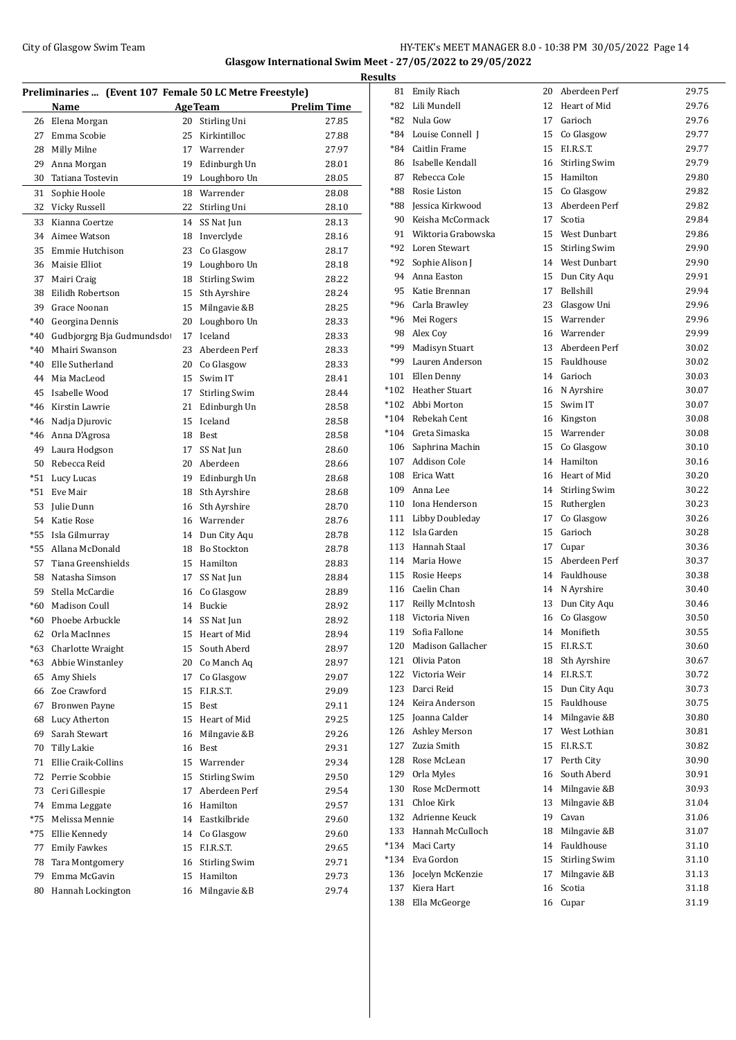**Glasgow International Swim Meet - 27/05/2022 to 29/05/2022**

**Results**

**Preliminaries ... (Event 107 Female 50 LC Metre Freestyle)**

| | Name | Age | Team | Prelim Time |
|---|---|---|---|---|
| 26 | Elena Morgan | 20 | Stirling Uni | 27.85 |
| 27 | Emma Scobie | 25 | Kirkintilloc | 27.88 |
| 28 | Milly Milne | 17 | Warrender | 27.97 |
| 29 | Anna Morgan | 19 | Edinburgh Un | 28.01 |
| 30 | Tatiana Tostevin | 19 | Loughboro Un | 28.05 |
| 31 | Sophie Hoole | 18 | Warrender | 28.08 |
| 32 | Vicky Russell | 22 | Stirling Uni | 28.10 |
| 33 | Kianna Coertze | 14 | SS Nat Jun | 28.13 |
| 34 | Aimee Watson | 18 | Inverclyde | 28.16 |
| 35 | Emmie Hutchison | 23 | Co Glasgow | 28.17 |
| 36 | Maisie Elliot | 19 | Loughboro Un | 28.18 |
| 37 | Mairi Craig | 18 | Stirling Swim | 28.22 |
| 38 | Eilidh Robertson | 15 | Sth Ayrshire | 28.24 |
| 39 | Grace Noonan | 15 | Milngavie &B | 28.25 |
| *40 | Georgina Dennis | 20 | Loughboro Un | 28.33 |
| *40 | Gudbjorgrg Bja Gudmundsdo | 17 | Iceland | 28.33 |
| *40 | Mhairi Swanson | 23 | Aberdeen Perf | 28.33 |
| *40 | Elle Sutherland | 20 | Co Glasgow | 28.33 |
| 44 | Mia MacLeod | 15 | Swim IT | 28.41 |
| 45 | Isabelle Wood | 17 | Stirling Swim | 28.44 |
| *46 | Kirstin Lawrie | 21 | Edinburgh Un | 28.58 |
| *46 | Nadja Djurovic | 15 | Iceland | 28.58 |
| *46 | Anna D'Agrosa | 18 | Best | 28.58 |
| 49 | Laura Hodgson | 17 | SS Nat Jun | 28.60 |
| 50 | Rebecca Reid | 20 | Aberdeen | 28.66 |
| *51 | Lucy Lucas | 19 | Edinburgh Un | 28.68 |
| *51 | Eve Mair | 18 | Sth Ayrshire | 28.68 |
| 53 | Julie Dunn | 16 | Sth Ayrshire | 28.70 |
| 54 | Katie Rose | 16 | Warrender | 28.76 |
| *55 | Isla Gilmurray | 14 | Dun City Aqu | 28.78 |
| *55 | Allana McDonald | 18 | Bo Stockton | 28.78 |
| 57 | Tiana Greenshields | 15 | Hamilton | 28.83 |
| 58 | Natasha Simson | 17 | SS Nat Jun | 28.84 |
| 59 | Stella McCardie | 16 | Co Glasgow | 28.89 |
| *60 | Madison Coull | 14 | Buckie | 28.92 |
| *60 | Phoebe Arbuckle | 14 | SS Nat Jun | 28.92 |
| 62 | Orla MacInnes | 15 | Heart of Mid | 28.94 |
| *63 | Charlotte Wraight | 15 | South Aberd | 28.97 |
| *63 | Abbie Winstanley | 20 | Co Manch Aq | 28.97 |
| 65 | Amy Shiels | 17 | Co Glasgow | 29.07 |
| 66 | Zoe Crawford | 15 | F.I.R.S.T. | 29.09 |
| 67 | Bronwen Payne | 15 | Best | 29.11 |
| 68 | Lucy Atherton | 15 | Heart of Mid | 29.25 |
| 69 | Sarah Stewart | 16 | Milngavie &B | 29.26 |
| 70 | Tilly Lakie | 16 | Best | 29.31 |
| 71 | Ellie Craik-Collins | 15 | Warrender | 29.34 |
| 72 | Perrie Scobbie | 15 | Stirling Swim | 29.50 |
| 73 | Ceri Gillespie | 17 | Aberdeen Perf | 29.54 |
| 74 | Emma Leggate | 16 | Hamilton | 29.57 |
| *75 | Melissa Mennie | 14 | Eastkilbride | 29.60 |
| *75 | Ellie Kennedy | 14 | Co Glasgow | 29.60 |
| 77 | Emily Fawkes | 15 | F.I.R.S.T. | 29.65 |
| 78 | Tara Montgomery | 16 | Stirling Swim | 29.71 |
| 79 | Emma McGavin | 15 | Hamilton | 29.73 |
| 80 | Hannah Lockington | 16 | Milngavie &B | 29.74 |
| 81 | Emily Riach | 20 | Aberdeen Perf | 29.75 |
| *82 | Lili Mundell | 12 | Heart of Mid | 29.76 |
| *82 | Nula Gow | 17 | Garioch | 29.76 |
| *84 | Louise Connell J | 15 | Co Glasgow | 29.77 |
| *84 | Caitlin Frame | 15 | F.I.R.S.T. | 29.77 |
| 86 | Isabelle Kendall | 16 | Stirling Swim | 29.79 |
| 87 | Rebecca Cole | 15 | Hamilton | 29.80 |
| *88 | Rosie Liston | 15 | Co Glasgow | 29.82 |
| *88 | Jessica Kirkwood | 13 | Aberdeen Perf | 29.82 |
| 90 | Keisha McCormack | 17 | Scotia | 29.84 |
| 91 | Wiktoria Grabowska | 15 | West Dunbart | 29.86 |
| *92 | Loren Stewart | 15 | Stirling Swim | 29.90 |
| *92 | Sophie Alison J | 14 | West Dunbart | 29.90 |
| 94 | Anna Easton | 15 | Dun City Aqu | 29.91 |
| 95 | Katie Brennan | 17 | Bellshill | 29.94 |
| *96 | Carla Brawley | 23 | Glasgow Uni | 29.96 |
| *96 | Mei Rogers | 15 | Warrender | 29.96 |
| 98 | Alex Coy | 16 | Warrender | 29.99 |
| *99 | Madisyn Stuart | 13 | Aberdeen Perf | 30.02 |
| *99 | Lauren Anderson | 15 | Fauldhouse | 30.02 |
| 101 | Ellen Denny | 14 | Garioch | 30.03 |
| *102 | Heather Stuart | 16 | N Ayrshire | 30.07 |
| *102 | Abbi Morton | 15 | Swim IT | 30.07 |
| *104 | Rebekah Cent | 16 | Kingston | 30.08 |
| *104 | Greta Simaska | 15 | Warrender | 30.08 |
| 106 | Saphrina Machin | 15 | Co Glasgow | 30.10 |
| 107 | Addison Cole | 14 | Hamilton | 30.16 |
| 108 | Erica Watt | 16 | Heart of Mid | 30.20 |
| 109 | Anna Lee | 14 | Stirling Swim | 30.22 |
| 110 | Iona Henderson | 15 | Rutherglen | 30.23 |
| 111 | Libby Doubleday | 17 | Co Glasgow | 30.26 |
| 112 | Isla Garden | 15 | Garioch | 30.28 |
| 113 | Hannah Staal | 17 | Cupar | 30.36 |
| 114 | Maria Howe | 15 | Aberdeen Perf | 30.37 |
| 115 | Rosie Heeps | 14 | Fauldhouse | 30.38 |
| 116 | Caelin Chan | 14 | N Ayrshire | 30.40 |
| 117 | Reilly McIntosh | 13 | Dun City Aqu | 30.46 |
| 118 | Victoria Niven | 16 | Co Glasgow | 30.50 |
| 119 | Sofia Fallone | 14 | Monifieth | 30.55 |
| 120 | Madison Gallacher | 15 | F.I.R.S.T. | 30.60 |
| 121 | Olivia Paton | 18 | Sth Ayrshire | 30.67 |
| 122 | Victoria Weir | 14 | F.I.R.S.T. | 30.72 |
| 123 | Darci Reid | 15 | Dun City Aqu | 30.73 |
| 124 | Keira Anderson | 15 | Fauldhouse | 30.75 |
| 125 | Joanna Calder | 14 | Milngavie &B | 30.80 |
| 126 | Ashley Merson | 17 | West Lothian | 30.81 |
| 127 | Zuzia Smith | 15 | F.I.R.S.T. | 30.82 |
| 128 | Rose McLean | 17 | Perth City | 30.90 |
| 129 | Orla Myles | 16 | South Aberd | 30.91 |
| 130 | Rose McDermott | 14 | Milngavie &B | 30.93 |
| 131 | Chloe Kirk | 13 | Milngavie &B | 31.04 |
| 132 | Adrienne Keuck | 19 | Cavan | 31.06 |
| 133 | Hannah McCulloch | 18 | Milngavie &B | 31.07 |
| *134 | Maci Carty | 14 | Fauldhouse | 31.10 |
| *134 | Eva Gordon | 15 | Stirling Swim | 31.10 |
| 136 | Jocelyn McKenzie | 17 | Milngavie &B | 31.13 |
| 137 | Kiera Hart | 16 | Scotia | 31.18 |
| 138 | Ella McGeorge | 16 | Cupar | 31.19 |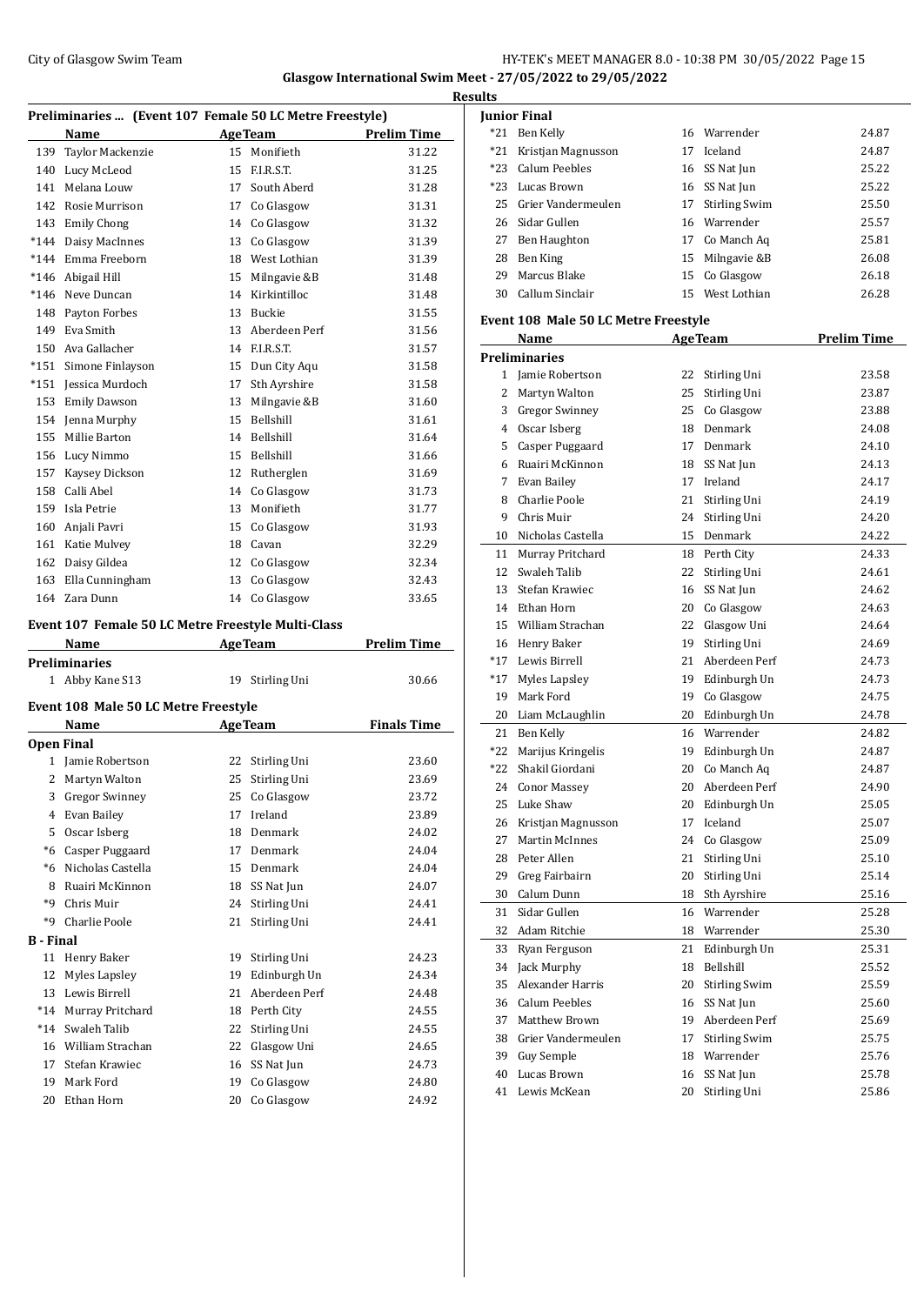# Glasgow International Swim Meet - 27/05/2022 to 29/05/2022

## Results

### Preliminaries ... (Event 107 Female 50 LC Metre Freestyle)

| | Name | Age | Team | Prelim Time |
|---|---|---|---|---|
| 139 | Taylor Mackenzie | 15 | Monifieth | 31.22 |
| 140 | Lucy McLeod | 15 | F.I.R.S.T. | 31.25 |
| 141 | Melana Louw | 17 | South Aberd | 31.28 |
| 142 | Rosie Murrison | 17 | Co Glasgow | 31.31 |
| 143 | Emily Chong | 14 | Co Glasgow | 31.32 |
| *144 | Daisy MacInnes | 13 | Co Glasgow | 31.39 |
| *144 | Emma Freeborn | 18 | West Lothian | 31.39 |
| *146 | Abigail Hill | 15 | Milngavie &B | 31.48 |
| *146 | Neve Duncan | 14 | Kirkintilloc | 31.48 |
| 148 | Payton Forbes | 13 | Buckie | 31.55 |
| 149 | Eva Smith | 13 | Aberdeen Perf | 31.56 |
| 150 | Ava Gallacher | 14 | F.I.R.S.T. | 31.57 |
| *151 | Simone Finlayson | 15 | Dun City Aqu | 31.58 |
| *151 | Jessica Murdoch | 17 | Sth Ayrshire | 31.58 |
| 153 | Emily Dawson | 13 | Milngavie &B | 31.60 |
| 154 | Jenna Murphy | 15 | Bellshill | 31.61 |
| 155 | Millie Barton | 14 | Bellshill | 31.64 |
| 156 | Lucy Nimmo | 15 | Bellshill | 31.66 |
| 157 | Kaysey Dickson | 12 | Rutherglen | 31.69 |
| 158 | Calli Abel | 14 | Co Glasgow | 31.73 |
| 159 | Isla Petrie | 13 | Monifieth | 31.77 |
| 160 | Anjali Pavri | 15 | Co Glasgow | 31.93 |
| 161 | Katie Mulvey | 18 | Cavan | 32.29 |
| 162 | Daisy Gildea | 12 | Co Glasgow | 32.34 |
| 163 | Ella Cunningham | 13 | Co Glasgow | 32.43 |
| 164 | Zara Dunn | 14 | Co Glasgow | 33.65 |

### Event 107 Female 50 LC Metre Freestyle Multi-Class

| | Name | Age | Team | Prelim Time |
|---|---|---|---|---|
| **Preliminaries** | | | | |
| 1 | Abby Kane S13 | 19 | Stirling Uni | 30.66 |

### Event 108 Male 50 LC Metre Freestyle

| | Name | Age | Team | Finals Time |
|---|---|---|---|---|
| **Open Final** | | | | |
| 1 | Jamie Robertson | 22 | Stirling Uni | 23.60 |
| 2 | Martyn Walton | 25 | Stirling Uni | 23.69 |
| 3 | Gregor Swinney | 25 | Co Glasgow | 23.72 |
| 4 | Evan Bailey | 17 | Ireland | 23.89 |
| 5 | Oscar Isberg | 18 | Denmark | 24.02 |
| *6 | Casper Puggaard | 17 | Denmark | 24.04 |
| *6 | Nicholas Castella | 15 | Denmark | 24.04 |
| 8 | Ruairi McKinnon | 18 | SS Nat Jun | 24.07 |
| *9 | Chris Muir | 24 | Stirling Uni | 24.41 |
| *9 | Charlie Poole | 21 | Stirling Uni | 24.41 |
| **B - Final** | | | | |
| 11 | Henry Baker | 19 | Stirling Uni | 24.23 |
| 12 | Myles Lapsley | 19 | Edinburgh Un | 24.34 |
| 13 | Lewis Birrell | 21 | Aberdeen Perf | 24.48 |
| *14 | Murray Pritchard | 18 | Perth City | 24.55 |
| *14 | Swaleh Talib | 22 | Stirling Uni | 24.55 |
| 16 | William Strachan | 22 | Glasgow Uni | 24.65 |
| 17 | Stefan Krawiec | 16 | SS Nat Jun | 24.73 |
| 19 | Mark Ford | 19 | Co Glasgow | 24.80 |
| 20 | Ethan Horn | 20 | Co Glasgow | 24.92 |
| **Junior Final** | | | | |
| *21 | Ben Kelly | 16 | Warrender | 24.87 |
| *21 | Kristjan Magnusson | 17 | Iceland | 24.87 |
| *23 | Calum Peebles | 16 | SS Nat Jun | 25.22 |
| *23 | Lucas Brown | 16 | SS Nat Jun | 25.22 |
| 25 | Grier Vandermeulen | 17 | Stirling Swim | 25.50 |
| 26 | Sidar Gullen | 16 | Warrender | 25.57 |
| 27 | Ben Haughton | 17 | Co Manch Aq | 25.81 |
| 28 | Ben King | 15 | Milngavie &B | 26.08 |
| 29 | Marcus Blake | 15 | Co Glasgow | 26.18 |
| 30 | Callum Sinclair | 15 | West Lothian | 26.28 |

### Event 108 Male 50 LC Metre Freestyle

| | Name | Age | Team | Prelim Time |
|---|---|---|---|---|
| **Preliminaries** | | | | |
| 1 | Jamie Robertson | 22 | Stirling Uni | 23.58 |
| 2 | Martyn Walton | 25 | Stirling Uni | 23.87 |
| 3 | Gregor Swinney | 25 | Co Glasgow | 23.88 |
| 4 | Oscar Isberg | 18 | Denmark | 24.08 |
| 5 | Casper Puggaard | 17 | Denmark | 24.10 |
| 6 | Ruairi McKinnon | 18 | SS Nat Jun | 24.13 |
| 7 | Evan Bailey | 17 | Ireland | 24.17 |
| 8 | Charlie Poole | 21 | Stirling Uni | 24.19 |
| 9 | Chris Muir | 24 | Stirling Uni | 24.20 |
| 10 | Nicholas Castella | 15 | Denmark | 24.22 |
| 11 | Murray Pritchard | 18 | Perth City | 24.33 |
| 12 | Swaleh Talib | 22 | Stirling Uni | 24.61 |
| 13 | Stefan Krawiec | 16 | SS Nat Jun | 24.62 |
| 14 | Ethan Horn | 20 | Co Glasgow | 24.63 |
| 15 | William Strachan | 22 | Glasgow Uni | 24.64 |
| 16 | Henry Baker | 19 | Stirling Uni | 24.69 |
| *17 | Lewis Birrell | 21 | Aberdeen Perf | 24.73 |
| *17 | Myles Lapsley | 19 | Edinburgh Un | 24.73 |
| 19 | Mark Ford | 19 | Co Glasgow | 24.75 |
| 20 | Liam McLaughlin | 20 | Edinburgh Un | 24.78 |
| 21 | Ben Kelly | 16 | Warrender | 24.82 |
| *22 | Marijus Kringelis | 19 | Edinburgh Un | 24.87 |
| *22 | Shakil Giordani | 20 | Co Manch Aq | 24.87 |
| 24 | Conor Massey | 20 | Aberdeen Perf | 24.90 |
| 25 | Luke Shaw | 20 | Edinburgh Un | 25.05 |
| 26 | Kristjan Magnusson | 17 | Iceland | 25.07 |
| 27 | Martin McInnes | 24 | Co Glasgow | 25.09 |
| 28 | Peter Allen | 21 | Stirling Uni | 25.10 |
| 29 | Greg Fairbairn | 20 | Stirling Uni | 25.14 |
| 30 | Calum Dunn | 18 | Sth Ayrshire | 25.16 |
| 31 | Sidar Gullen | 16 | Warrender | 25.28 |
| 32 | Adam Ritchie | 18 | Warrender | 25.30 |
| 33 | Ryan Ferguson | 21 | Edinburgh Un | 25.31 |
| 34 | Jack Murphy | 18 | Bellshill | 25.52 |
| 35 | Alexander Harris | 20 | Stirling Swim | 25.59 |
| 36 | Calum Peebles | 16 | SS Nat Jun | 25.60 |
| 37 | Matthew Brown | 19 | Aberdeen Perf | 25.69 |
| 38 | Grier Vandermeulen | 17 | Stirling Swim | 25.75 |
| 39 | Guy Semple | 18 | Warrender | 25.76 |
| 40 | Lucas Brown | 16 | SS Nat Jun | 25.78 |
| 41 | Lewis McKean | 20 | Stirling Uni | 25.86 |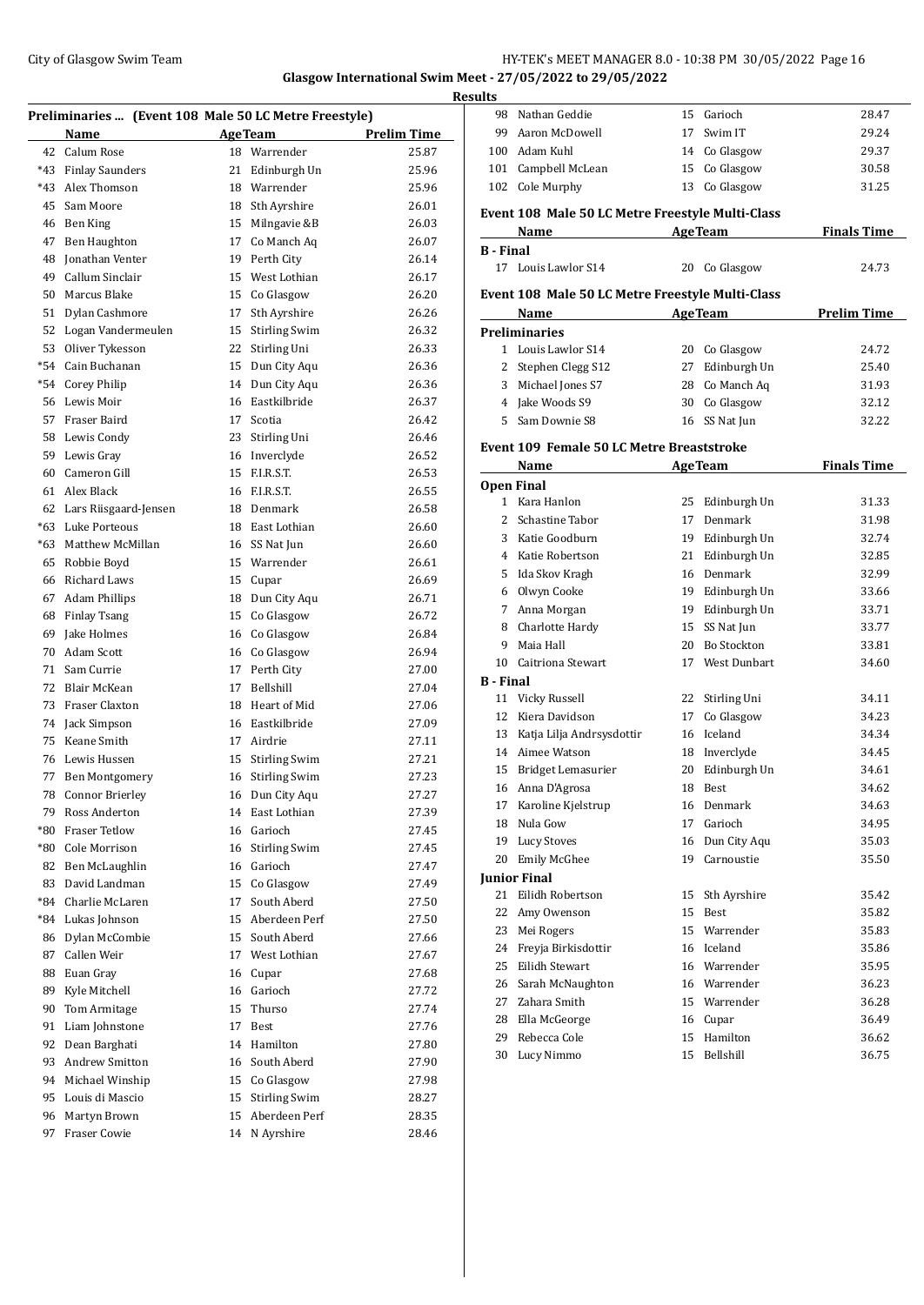**Glasgow International Swim Meet - 27/05/2022 to 29/05/2022**

**Results**

### Preliminaries ... (Event 108 Male 50 LC Metre Freestyle)

| | Name | Age | Team | Prelim Time |
|---|---|---|---|---|
| 42 | Calum Rose | 18 | Warrender | 25.87 |
| *43 | Finlay Saunders | 21 | Edinburgh Un | 25.96 |
| *43 | Alex Thomson | 18 | Warrender | 25.96 |
| 45 | Sam Moore | 18 | Sth Ayrshire | 26.01 |
| 46 | Ben King | 15 | Milngavie &B | 26.03 |
| 47 | Ben Haughton | 17 | Co Manch Aq | 26.07 |
| 48 | Jonathan Venter | 19 | Perth City | 26.14 |
| 49 | Callum Sinclair | 15 | West Lothian | 26.17 |
| 50 | Marcus Blake | 15 | Co Glasgow | 26.20 |
| 51 | Dylan Cashmore | 17 | Sth Ayrshire | 26.26 |
| 52 | Logan Vandermeulen | 15 | Stirling Swim | 26.32 |
| 53 | Oliver Tykesson | 22 | Stirling Uni | 26.33 |
| *54 | Cain Buchanan | 15 | Dun City Aqu | 26.36 |
| *54 | Corey Philip | 14 | Dun City Aqu | 26.36 |
| 56 | Lewis Moir | 16 | Eastkilbride | 26.37 |
| 57 | Fraser Baird | 17 | Scotia | 26.42 |
| 58 | Lewis Condy | 23 | Stirling Uni | 26.46 |
| 59 | Lewis Gray | 16 | Inverclyde | 26.52 |
| 60 | Cameron Gill | 15 | F.I.R.S.T. | 26.53 |
| 61 | Alex Black | 16 | F.I.R.S.T. | 26.55 |
| 62 | Lars Riisgaard-Jensen | 18 | Denmark | 26.58 |
| *63 | Luke Porteous | 18 | East Lothian | 26.60 |
| *63 | Matthew McMillan | 16 | SS Nat Jun | 26.60 |
| 65 | Robbie Boyd | 15 | Warrender | 26.61 |
| 66 | Richard Laws | 15 | Cupar | 26.69 |
| 67 | Adam Phillips | 18 | Dun City Aqu | 26.71 |
| 68 | Finlay Tsang | 15 | Co Glasgow | 26.72 |
| 69 | Jake Holmes | 16 | Co Glasgow | 26.84 |
| 70 | Adam Scott | 16 | Co Glasgow | 26.94 |
| 71 | Sam Currie | 17 | Perth City | 27.00 |
| 72 | Blair McKean | 17 | Bellshill | 27.04 |
| 73 | Fraser Claxton | 18 | Heart of Mid | 27.06 |
| 74 | Jack Simpson | 16 | Eastkilbride | 27.09 |
| 75 | Keane Smith | 17 | Airdrie | 27.11 |
| 76 | Lewis Hussen | 15 | Stirling Swim | 27.21 |
| 77 | Ben Montgomery | 16 | Stirling Swim | 27.23 |
| 78 | Connor Brierley | 16 | Dun City Aqu | 27.27 |
| 79 | Ross Anderton | 14 | East Lothian | 27.39 |
| *80 | Fraser Tetlow | 16 | Garioch | 27.45 |
| *80 | Cole Morrison | 16 | Stirling Swim | 27.45 |
| 82 | Ben McLaughlin | 16 | Garioch | 27.47 |
| 83 | David Landman | 15 | Co Glasgow | 27.49 |
| *84 | Charlie McLaren | 17 | South Aberd | 27.50 |
| *84 | Lukas Johnson | 15 | Aberdeen Perf | 27.50 |
| 86 | Dylan McCombie | 15 | South Aberd | 27.66 |
| 87 | Callen Weir | 17 | West Lothian | 27.67 |
| 88 | Euan Gray | 16 | Cupar | 27.68 |
| 89 | Kyle Mitchell | 16 | Garioch | 27.72 |
| 90 | Tom Armitage | 15 | Thurso | 27.74 |
| 91 | Liam Johnstone | 17 | Best | 27.76 |
| 92 | Dean Barghati | 14 | Hamilton | 27.80 |
| 93 | Andrew Smitton | 16 | South Aberd | 27.90 |
| 94 | Michael Winship | 15 | Co Glasgow | 27.98 |
| 95 | Louis di Mascio | 15 | Stirling Swim | 28.27 |
| 96 | Martyn Brown | 15 | Aberdeen Perf | 28.35 |
| 97 | Fraser Cowie | 14 | N Ayrshire | 28.46 |
| 98 | Nathan Geddie | 15 | Garioch | 28.47 |
| 99 | Aaron McDowell | 17 | Swim IT | 29.24 |
| 100 | Adam Kuhl | 14 | Co Glasgow | 29.37 |
| 101 | Campbell McLean | 15 | Co Glasgow | 30.58 |
| 102 | Cole Murphy | 13 | Co Glasgow | 31.25 |

### Event 108 Male 50 LC Metre Freestyle Multi-Class

| | Name | Age | Team | Finals Time |
|---|---|---|---|---|
| **B - Final** | | | | |
| 17 | Louis Lawlor S14 | 20 | Co Glasgow | 24.73 |

### Event 108 Male 50 LC Metre Freestyle Multi-Class

| | Name | Age | Team | Prelim Time |
|---|---|---|---|---|
| **Preliminaries** | | | | |
| 1 | Louis Lawlor S14 | 20 | Co Glasgow | 24.72 |
| 2 | Stephen Clegg S12 | 27 | Edinburgh Un | 25.40 |
| 3 | Michael Jones S7 | 28 | Co Manch Aq | 31.93 |
| 4 | Jake Woods S9 | 30 | Co Glasgow | 32.12 |
| 5 | Sam Downie S8 | 16 | SS Nat Jun | 32.22 |

### Event 109 Female 50 LC Metre Breaststroke

| | Name | Age | Team | Finals Time |
|---|---|---|---|---|
| **Open Final** | | | | |
| 1 | Kara Hanlon | 25 | Edinburgh Un | 31.33 |
| 2 | Schastine Tabor | 17 | Denmark | 31.98 |
| 3 | Katie Goodburn | 19 | Edinburgh Un | 32.74 |
| 4 | Katie Robertson | 21 | Edinburgh Un | 32.85 |
| 5 | Ida Skov Kragh | 16 | Denmark | 32.99 |
| 6 | Olwyn Cooke | 19 | Edinburgh Un | 33.66 |
| 7 | Anna Morgan | 19 | Edinburgh Un | 33.71 |
| 8 | Charlotte Hardy | 15 | SS Nat Jun | 33.77 |
| 9 | Maia Hall | 20 | Bo Stockton | 33.81 |
| 10 | Caitriona Stewart | 17 | West Dunbart | 34.60 |
| **B - Final** | | | | |
| 11 | Vicky Russell | 22 | Stirling Uni | 34.11 |
| 12 | Kiera Davidson | 17 | Co Glasgow | 34.23 |
| 13 | Katja Lilja Andrsysdottir | 16 | Iceland | 34.34 |
| 14 | Aimee Watson | 18 | Inverclyde | 34.45 |
| 15 | Bridget Lemasurier | 20 | Edinburgh Un | 34.61 |
| 16 | Anna D'Agrosa | 18 | Best | 34.62 |
| 17 | Karoline Kjelstrup | 16 | Denmark | 34.63 |
| 18 | Nula Gow | 17 | Garioch | 34.95 |
| 19 | Lucy Stoves | 16 | Dun City Aqu | 35.03 |
| 20 | Emily McGhee | 19 | Carnoustie | 35.50 |
| **Junior Final** | | | | |
| 21 | Eilidh Robertson | 15 | Sth Ayrshire | 35.42 |
| 22 | Amy Owenson | 15 | Best | 35.82 |
| 23 | Mei Rogers | 15 | Warrender | 35.83 |
| 24 | Freyja Birkisdottir | 16 | Iceland | 35.86 |
| 25 | Eilidh Stewart | 16 | Warrender | 35.95 |
| 26 | Sarah McNaughton | 16 | Warrender | 36.23 |
| 27 | Zahara Smith | 15 | Warrender | 36.28 |
| 28 | Ella McGeorge | 16 | Cupar | 36.49 |
| 29 | Rebecca Cole | 15 | Hamilton | 36.62 |
| 30 | Lucy Nimmo | 15 | Bellshill | 36.75 |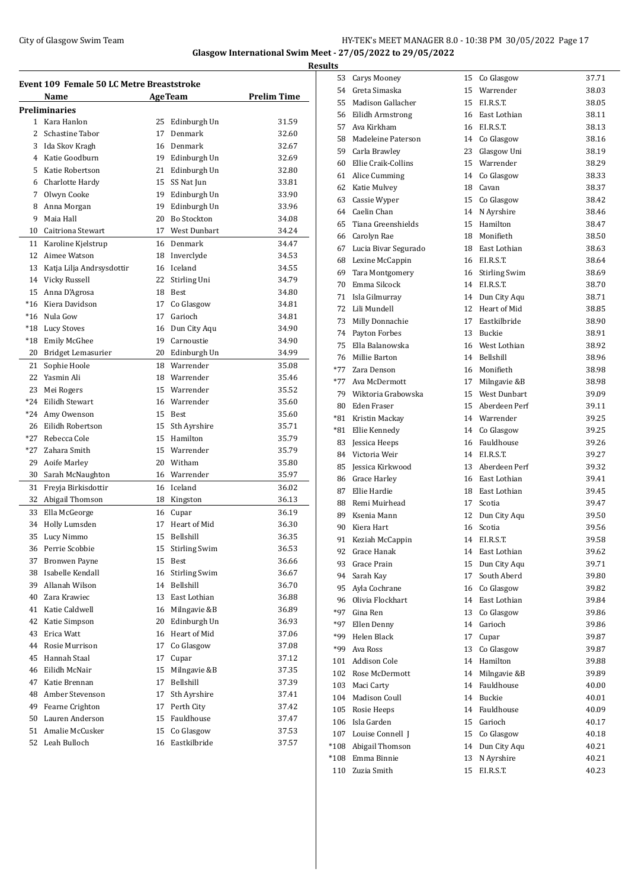**Glasgow International Swim Meet - 27/05/2022 to 29/05/2022**

**Results**

## Event 109 Female 50 LC Metre Breaststroke

| | Name | Age | Team | Prelim Time |
|---|---|---|---|---|
| **Preliminaries** | | | | |
| 1 | Kara Hanlon | 25 | Edinburgh Un | 31.59 |
| 2 | Schastine Tabor | 17 | Denmark | 32.60 |
| 3 | Ida Skov Kragh | 16 | Denmark | 32.67 |
| 4 | Katie Goodburn | 19 | Edinburgh Un | 32.69 |
| 5 | Katie Robertson | 21 | Edinburgh Un | 32.80 |
| 6 | Charlotte Hardy | 15 | SS Nat Jun | 33.81 |
| 7 | Olwyn Cooke | 19 | Edinburgh Un | 33.90 |
| 8 | Anna Morgan | 19 | Edinburgh Un | 33.96 |
| 9 | Maia Hall | 20 | Bo Stockton | 34.08 |
| 10 | Caitriona Stewart | 17 | West Dunbart | 34.24 |
| 11 | Karoline Kjelstrup | 16 | Denmark | 34.47 |
| 12 | Aimee Watson | 18 | Inverclyde | 34.53 |
| 13 | Katja Lilja Andrsysdottir | 16 | Iceland | 34.55 |
| 14 | Vicky Russell | 22 | Stirling Uni | 34.79 |
| 15 | Anna D'Agrosa | 18 | Best | 34.80 |
| *16 | Kiera Davidson | 17 | Co Glasgow | 34.81 |
| *16 | Nula Gow | 17 | Garioch | 34.81 |
| *18 | Lucy Stoves | 16 | Dun City Aqu | 34.90 |
| *18 | Emily McGhee | 19 | Carnoustie | 34.90 |
| 20 | Bridget Lemasurier | 20 | Edinburgh Un | 34.99 |
| 21 | Sophie Hoole | 18 | Warrender | 35.08 |
| 22 | Yasmin Ali | 18 | Warrender | 35.46 |
| 23 | Mei Rogers | 15 | Warrender | 35.52 |
| *24 | Eilidh Stewart | 16 | Warrender | 35.60 |
| *24 | Amy Owenson | 15 | Best | 35.60 |
| 26 | Eilidh Robertson | 15 | Sth Ayrshire | 35.71 |
| *27 | Rebecca Cole | 15 | Hamilton | 35.79 |
| *27 | Zahara Smith | 15 | Warrender | 35.79 |
| 29 | Aoife Marley | 20 | Witham | 35.80 |
| 30 | Sarah McNaughton | 16 | Warrender | 35.97 |
| 31 | Freyja Birkisdottir | 16 | Iceland | 36.02 |
| 32 | Abigail Thomson | 18 | Kingston | 36.13 |
| 33 | Ella McGeorge | 16 | Cupar | 36.19 |
| 34 | Holly Lumsden | 17 | Heart of Mid | 36.30 |
| 35 | Lucy Nimmo | 15 | Bellshill | 36.35 |
| 36 | Perrie Scobbie | 15 | Stirling Swim | 36.53 |
| 37 | Bronwen Payne | 15 | Best | 36.66 |
| 38 | Isabelle Kendall | 16 | Stirling Swim | 36.67 |
| 39 | Allanah Wilson | 14 | Bellshill | 36.70 |
| 40 | Zara Krawiec | 13 | East Lothian | 36.88 |
| 41 | Katie Caldwell | 16 | Milngavie &B | 36.89 |
| 42 | Katie Simpson | 20 | Edinburgh Un | 36.93 |
| 43 | Erica Watt | 16 | Heart of Mid | 37.06 |
| 44 | Rosie Murrison | 17 | Co Glasgow | 37.08 |
| 45 | Hannah Staal | 17 | Cupar | 37.12 |
| 46 | Eilidh McNair | 15 | Milngavie &B | 37.35 |
| 47 | Katie Brennan | 17 | Bellshill | 37.39 |
| 48 | Amber Stevenson | 17 | Sth Ayrshire | 37.41 |
| 49 | Fearne Crighton | 17 | Perth City | 37.42 |
| 50 | Lauren Anderson | 15 | Fauldhouse | 37.47 |
| 51 | Amalie McCusker | 15 | Co Glasgow | 37.53 |
| 52 | Leah Bulloch | 16 | Eastkilbride | 37.57 |
| 53 | Carys Mooney | 15 | Co Glasgow | 37.71 |
| 54 | Greta Simaska | 15 | Warrender | 38.03 |
| 55 | Madison Gallacher | 15 | F.I.R.S.T. | 38.05 |
| 56 | Eilidh Armstrong | 16 | East Lothian | 38.11 |
| 57 | Ava Kirkham | 16 | F.I.R.S.T. | 38.13 |
| 58 | Madeleine Paterson | 14 | Co Glasgow | 38.16 |
| 59 | Carla Brawley | 23 | Glasgow Uni | 38.19 |
| 60 | Ellie Craik-Collins | 15 | Warrender | 38.29 |
| 61 | Alice Cumming | 14 | Co Glasgow | 38.33 |
| 62 | Katie Mulvey | 18 | Cavan | 38.37 |
| 63 | Cassie Wyper | 15 | Co Glasgow | 38.42 |
| 64 | Caelin Chan | 14 | N Ayrshire | 38.46 |
| 65 | Tiana Greenshields | 15 | Hamilton | 38.47 |
| 66 | Carolyn Rae | 18 | Monifieth | 38.50 |
| 67 | Lucia Bivar Segurado | 18 | East Lothian | 38.63 |
| 68 | Lexine McCappin | 16 | F.I.R.S.T. | 38.64 |
| 69 | Tara Montgomery | 16 | Stirling Swim | 38.69 |
| 70 | Emma Silcock | 14 | F.I.R.S.T. | 38.70 |
| 71 | Isla Gilmurray | 14 | Dun City Aqu | 38.71 |
| 72 | Lili Mundell | 12 | Heart of Mid | 38.85 |
| 73 | Milly Donnachie | 17 | Eastkilbride | 38.90 |
| 74 | Payton Forbes | 13 | Buckie | 38.91 |
| 75 | Ella Balanowska | 16 | West Lothian | 38.92 |
| 76 | Millie Barton | 14 | Bellshill | 38.96 |
| *77 | Zara Denson | 16 | Monifieth | 38.98 |
| *77 | Ava McDermott | 17 | Milngavie &B | 38.98 |
| 79 | Wiktoria Grabowska | 15 | West Dunbart | 39.09 |
| 80 | Eden Fraser | 15 | Aberdeen Perf | 39.11 |
| *81 | Kristin Mackay | 14 | Warrender | 39.25 |
| *81 | Ellie Kennedy | 14 | Co Glasgow | 39.25 |
| 83 | Jessica Heeps | 16 | Fauldhouse | 39.26 |
| 84 | Victoria Weir | 14 | F.I.R.S.T. | 39.27 |
| 85 | Jessica Kirkwood | 13 | Aberdeen Perf | 39.32 |
| 86 | Grace Harley | 16 | East Lothian | 39.41 |
| 87 | Ellie Hardie | 18 | East Lothian | 39.45 |
| 88 | Remi Muirhead | 17 | Scotia | 39.47 |
| 89 | Ksenia Mann | 12 | Dun City Aqu | 39.50 |
| 90 | Kiera Hart | 16 | Scotia | 39.56 |
| 91 | Keziah McCappin | 14 | F.I.R.S.T. | 39.58 |
| 92 | Grace Hanak | 14 | East Lothian | 39.62 |
| 93 | Grace Prain | 15 | Dun City Aqu | 39.71 |
| 94 | Sarah Kay | 17 | South Aberd | 39.80 |
| 95 | Ayla Cochrane | 16 | Co Glasgow | 39.82 |
| 96 | Olivia Flockhart | 14 | East Lothian | 39.84 |
| *97 | Gina Ren | 13 | Co Glasgow | 39.86 |
| *97 | Ellen Denny | 14 | Garioch | 39.86 |
| *99 | Helen Black | 17 | Cupar | 39.87 |
| *99 | Ava Ross | 13 | Co Glasgow | 39.87 |
| 101 | Addison Cole | 14 | Hamilton | 39.88 |
| 102 | Rose McDermott | 14 | Milngavie &B | 39.89 |
| 103 | Maci Carty | 14 | Fauldhouse | 40.00 |
| 104 | Madison Coull | 14 | Buckie | 40.01 |
| 105 | Rosie Heeps | 14 | Fauldhouse | 40.09 |
| 106 | Isla Garden | 15 | Garioch | 40.17 |
| 107 | Louise Connell J | 15 | Co Glasgow | 40.18 |
| *108 | Abigail Thomson | 14 | Dun City Aqu | 40.21 |
| *108 | Emma Binnie | 13 | N Ayrshire | 40.21 |
| 110 | Zuzia Smith | 15 | F.I.R.S.T. | 40.23 |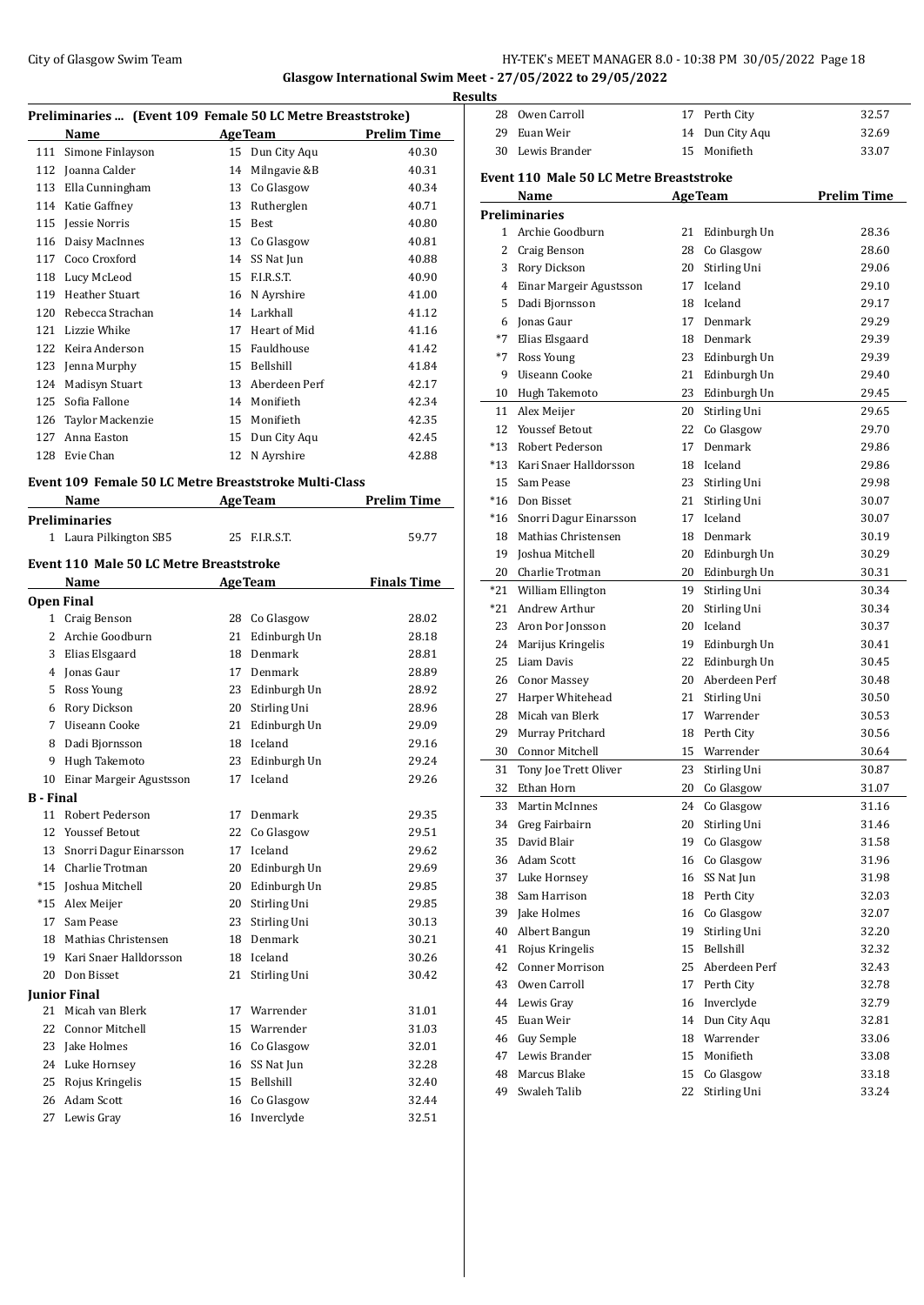**Glasgow International Swim Meet - 27/05/2022 to 29/05/2022**

**Results**

### Preliminaries ... (Event 109 Female 50 LC Metre Breaststroke)

| | Name | Age | Team | Prelim Time |
|---|---|---|---|---|
| 111 | Simone Finlayson | 15 | Dun City Aqu | 40.30 |
| 112 | Joanna Calder | 14 | Milngavie &B | 40.31 |
| 113 | Ella Cunningham | 13 | Co Glasgow | 40.34 |
| 114 | Katie Gaffney | 13 | Rutherglen | 40.71 |
| 115 | Jessie Norris | 15 | Best | 40.80 |
| 116 | Daisy MacInnes | 13 | Co Glasgow | 40.81 |
| 117 | Coco Croxford | 14 | SS Nat Jun | 40.88 |
| 118 | Lucy McLeod | 15 | F.I.R.S.T. | 40.90 |
| 119 | Heather Stuart | 16 | N Ayrshire | 41.00 |
| 120 | Rebecca Strachan | 14 | Larkhall | 41.12 |
| 121 | Lizzie Whike | 17 | Heart of Mid | 41.16 |
| 122 | Keira Anderson | 15 | Fauldhouse | 41.42 |
| 123 | Jenna Murphy | 15 | Bellshill | 41.84 |
| 124 | Madisyn Stuart | 13 | Aberdeen Perf | 42.17 |
| 125 | Sofia Fallone | 14 | Monifieth | 42.34 |
| 126 | Taylor Mackenzie | 15 | Monifieth | 42.35 |
| 127 | Anna Easton | 15 | Dun City Aqu | 42.45 |
| 128 | Evie Chan | 12 | N Ayrshire | 42.88 |

### Event 109 Female 50 LC Metre Breaststroke Multi-Class

| | Name | Age | Team | Prelim Time |
|---|---|---|---|---|
| **Preliminaries** | | | | |
| 1 | Laura Pilkington SB5 | 25 | F.I.R.S.T. | 59.77 |

### Event 110 Male 50 LC Metre Breaststroke

| | Name | Age | Team | Finals Time |
|---|---|---|---|---|
| **Open Final** | | | | |
| 1 | Craig Benson | 28 | Co Glasgow | 28.02 |
| 2 | Archie Goodburn | 21 | Edinburgh Un | 28.18 |
| 3 | Elias Elsgaard | 18 | Denmark | 28.81 |
| 4 | Jonas Gaur | 17 | Denmark | 28.89 |
| 5 | Ross Young | 23 | Edinburgh Un | 28.92 |
| 6 | Rory Dickson | 20 | Stirling Uni | 28.96 |
| 7 | Uiseann Cooke | 21 | Edinburgh Un | 29.09 |
| 8 | Dadi Bjornsson | 18 | Iceland | 29.16 |
| 9 | Hugh Takemoto | 23 | Edinburgh Un | 29.24 |
| 10 | Einar Margeir Agustsson | 17 | Iceland | 29.26 |
| **B - Final** | | | | |
| 11 | Robert Pederson | 17 | Denmark | 29.35 |
| 12 | Youssef Betout | 22 | Co Glasgow | 29.51 |
| 13 | Snorri Dagur Einarsson | 17 | Iceland | 29.62 |
| 14 | Charlie Trotman | 20 | Edinburgh Un | 29.69 |
| *15 | Joshua Mitchell | 20 | Edinburgh Un | 29.85 |
| *15 | Alex Meijer | 20 | Stirling Uni | 29.85 |
| 17 | Sam Pease | 23 | Stirling Uni | 30.13 |
| 18 | Mathias Christensen | 18 | Denmark | 30.21 |
| 19 | Kari Snaer Halldorsson | 18 | Iceland | 30.26 |
| 20 | Don Bisset | 21 | Stirling Uni | 30.42 |
| **Junior Final** | | | | |
| 21 | Micah van Blerk | 17 | Warrender | 31.01 |
| 22 | Connor Mitchell | 15 | Warrender | 31.03 |
| 23 | Jake Holmes | 16 | Co Glasgow | 32.01 |
| 24 | Luke Hornsey | 16 | SS Nat Jun | 32.28 |
| 25 | Rojus Kringelis | 15 | Bellshill | 32.40 |
| 26 | Adam Scott | 16 | Co Glasgow | 32.44 |
| 27 | Lewis Gray | 16 | Inverclyde | 32.51 |
| 28 | Owen Carroll | 17 | Perth City | 32.57 |
| 29 | Euan Weir | 14 | Dun City Aqu | 32.69 |
| 30 | Lewis Brander | 15 | Monifieth | 33.07 |

### Event 110 Male 50 LC Metre Breaststroke

| | Name | Age | Team | Prelim Time |
|---|---|---|---|---|
| **Preliminaries** | | | | |
| 1 | Archie Goodburn | 21 | Edinburgh Un | 28.36 |
| 2 | Craig Benson | 28 | Co Glasgow | 28.60 |
| 3 | Rory Dickson | 20 | Stirling Uni | 29.06 |
| 4 | Einar Margeir Agustsson | 17 | Iceland | 29.10 |
| 5 | Dadi Bjornsson | 18 | Iceland | 29.17 |
| 6 | Jonas Gaur | 17 | Denmark | 29.29 |
| *7 | Elias Elsgaard | 18 | Denmark | 29.39 |
| *7 | Ross Young | 23 | Edinburgh Un | 29.39 |
| 9 | Uiseann Cooke | 21 | Edinburgh Un | 29.40 |
| 10 | Hugh Takemoto | 23 | Edinburgh Un | 29.45 |
| 11 | Alex Meijer | 20 | Stirling Uni | 29.65 |
| 12 | Youssef Betout | 22 | Co Glasgow | 29.70 |
| *13 | Robert Pederson | 17 | Denmark | 29.86 |
| *13 | Kari Snaer Halldorsson | 18 | Iceland | 29.86 |
| 15 | Sam Pease | 23 | Stirling Uni | 29.98 |
| *16 | Don Bisset | 21 | Stirling Uni | 30.07 |
| *16 | Snorri Dagur Einarsson | 17 | Iceland | 30.07 |
| 18 | Mathias Christensen | 18 | Denmark | 30.19 |
| 19 | Joshua Mitchell | 20 | Edinburgh Un | 30.29 |
| 20 | Charlie Trotman | 20 | Edinburgh Un | 30.31 |
| *21 | William Ellington | 19 | Stirling Uni | 30.34 |
| *21 | Andrew Arthur | 20 | Stirling Uni | 30.34 |
| 23 | Aron Þor Jonsson | 20 | Iceland | 30.37 |
| 24 | Marijus Kringelis | 19 | Edinburgh Un | 30.41 |
| 25 | Liam Davis | 22 | Edinburgh Un | 30.45 |
| 26 | Conor Massey | 20 | Aberdeen Perf | 30.48 |
| 27 | Harper Whitehead | 21 | Stirling Uni | 30.50 |
| 28 | Micah van Blerk | 17 | Warrender | 30.53 |
| 29 | Murray Pritchard | 18 | Perth City | 30.56 |
| 30 | Connor Mitchell | 15 | Warrender | 30.64 |
| 31 | Tony Joe Trett Oliver | 23 | Stirling Uni | 30.87 |
| 32 | Ethan Horn | 20 | Co Glasgow | 31.07 |
| 33 | Martin McInnes | 24 | Co Glasgow | 31.16 |
| 34 | Greg Fairbairn | 20 | Stirling Uni | 31.46 |
| 35 | David Blair | 19 | Co Glasgow | 31.58 |
| 36 | Adam Scott | 16 | Co Glasgow | 31.96 |
| 37 | Luke Hornsey | 16 | SS Nat Jun | 31.98 |
| 38 | Sam Harrison | 18 | Perth City | 32.03 |
| 39 | Jake Holmes | 16 | Co Glasgow | 32.07 |
| 40 | Albert Bangun | 19 | Stirling Uni | 32.20 |
| 41 | Rojus Kringelis | 15 | Bellshill | 32.32 |
| 42 | Conner Morrison | 25 | Aberdeen Perf | 32.43 |
| 43 | Owen Carroll | 17 | Perth City | 32.78 |
| 44 | Lewis Gray | 16 | Inverclyde | 32.79 |
| 45 | Euan Weir | 14 | Dun City Aqu | 32.81 |
| 46 | Guy Semple | 18 | Warrender | 33.06 |
| 47 | Lewis Brander | 15 | Monifieth | 33.08 |
| 48 | Marcus Blake | 15 | Co Glasgow | 33.18 |
| 49 | Swaleh Talib | 22 | Stirling Uni | 33.24 |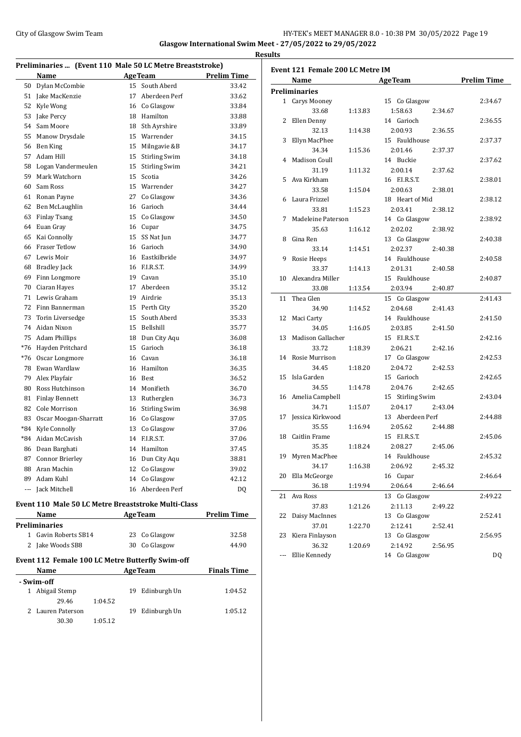## Glasgow International Swim Meet - 27/05/2022 to 29/05/2022

### Results

#### Preliminaries ... (Event 110 Male 50 LC Metre Breaststroke)

| | Name | Age | Team | Prelim Time |
|---|---|---|---|---|
| 50 | Dylan McCombie | 15 | South Aberd | 33.42 |
| 51 | Jake MacKenzie | 17 | Aberdeen Perf | 33.62 |
| 52 | Kyle Wong | 16 | Co Glasgow | 33.84 |
| 53 | Jake Percy | 18 | Hamilton | 33.88 |
| 54 | Sam Moore | 18 | Sth Ayrshire | 33.89 |
| 55 | Manow Drysdale | 15 | Warrender | 34.15 |
| 56 | Ben King | 15 | Milngavie &B | 34.17 |
| 57 | Adam Hill | 15 | Stirling Swim | 34.18 |
| 58 | Logan Vandermeulen | 15 | Stirling Swim | 34.21 |
| 59 | Mark Watchorn | 15 | Scotia | 34.26 |
| 60 | Sam Ross | 15 | Warrender | 34.27 |
| 61 | Ronan Payne | 27 | Co Glasgow | 34.36 |
| 62 | Ben McLaughlin | 16 | Garioch | 34.44 |
| 63 | Finlay Tsang | 15 | Co Glasgow | 34.50 |
| 64 | Euan Gray | 16 | Cupar | 34.75 |
| 65 | Kai Connolly | 15 | SS Nat Jun | 34.77 |
| 66 | Fraser Tetlow | 16 | Garioch | 34.90 |
| 67 | Lewis Moir | 16 | Eastkilbride | 34.97 |
| 68 | Bradley Jack | 16 | F.I.R.S.T. | 34.99 |
| 69 | Finn Longmore | 19 | Cavan | 35.10 |
| 70 | Ciaran Hayes | 17 | Aberdeen | 35.12 |
| 71 | Lewis Graham | 19 | Airdrie | 35.13 |
| 72 | Finn Bannerman | 15 | Perth City | 35.20 |
| 73 | Torin Liversedge | 15 | South Aberd | 35.33 |
| 74 | Aidan Nixon | 15 | Bellshill | 35.77 |
| 75 | Adam Phillips | 18 | Dun City Aqu | 36.08 |
| *76 | Hayden Pritchard | 15 | Garioch | 36.18 |
| *76 | Oscar Longmore | 16 | Cavan | 36.18 |
| 78 | Ewan Wardlaw | 16 | Hamilton | 36.35 |
| 79 | Alex Playfair | 16 | Best | 36.52 |
| 80 | Ross Hutchinson | 14 | Monifieth | 36.70 |
| 81 | Finlay Bennett | 13 | Rutherglen | 36.73 |
| 82 | Cole Morrison | 16 | Stirling Swim | 36.98 |
| 83 | Oscar Moogan-Sharratt | 16 | Co Glasgow | 37.05 |
| *84 | Kyle Connolly | 13 | Co Glasgow | 37.06 |
| *84 | Aidan McCavish | 14 | F.I.R.S.T. | 37.06 |
| 86 | Dean Barghati | 14 | Hamilton | 37.45 |
| 87 | Connor Brierley | 16 | Dun City Aqu | 38.81 |
| 88 | Aran Machin | 12 | Co Glasgow | 39.02 |
| 89 | Adam Kuhl | 14 | Co Glasgow | 42.12 |
| --- | Jack Mitchell | 16 | Aberdeen Perf | DQ |

#### Event 110 Male 50 LC Metre Breaststroke Multi-Class

| | Name | Age | Team | Prelim Time |
|---|---|---|---|---|
| **Preliminaries** | | | | |
| 1 | Gavin Roberts SB14 | 23 | Co Glasgow | 32.58 |
| 2 | Jake Woods SB8 | 30 | Co Glasgow | 44.90 |

#### Event 112 Female 100 LC Metre Butterfly Swim-off

| | Name | Age | Team | Finals Time |
|---|---|---|---|---|
| **- Swim-off** | | | | |
| 1 | Abigail Stemp | 19 | Edinburgh Un | 1:04.52 |
| | 29.46 1:04.52 | | | |
| 2 | Lauren Paterson | 19 | Edinburgh Un | 1:05.12 |
| | 30.30 1:05.12 | | | |

#### Event 121 Female 200 LC Metre IM

| | Name | Age | Team | Prelim Time |
|---|---|---|---|---|
| **Preliminaries** | | | | |
| 1 | Carys Mooney | 15 | Co Glasgow | 2:34.67 |
| | 33.68 1:13.83 1:58.63 2:34.67 | | | |
| 2 | Ellen Denny | 14 | Garioch | 2:36.55 |
| | 32.13 1:14.38 2:00.93 2:36.55 | | | |
| 3 | Ellyn MacPhee | 15 | Fauldhouse | 2:37.37 |
| | 34.34 1:15.36 2:01.46 2:37.37 | | | |
| 4 | Madison Coull | 14 | Buckie | 2:37.62 |
| | 31.19 1:11.32 2:00.14 2:37.62 | | | |
| 5 | Ava Kirkham | 16 | F.I.R.S.T. | 2:38.01 |
| | 33.58 1:15.04 2:00.63 2:38.01 | | | |
| 6 | Laura Frizzel | 18 | Heart of Mid | 2:38.12 |
| | 33.81 1:15.23 2:03.41 2:38.12 | | | |
| 7 | Madeleine Paterson | 14 | Co Glasgow | 2:38.92 |
| | 35.63 1:16.12 2:02.02 2:38.92 | | | |
| 8 | Gina Ren | 13 | Co Glasgow | 2:40.38 |
| | 33.14 1:14.51 2:02.37 2:40.38 | | | |
| 9 | Rosie Heeps | 14 | Fauldhouse | 2:40.58 |
| | 33.37 1:14.13 2:01.31 2:40.58 | | | |
| 10 | Alexandra Miller | 15 | Fauldhouse | 2:40.87 |
| | 33.08 1:13.54 2:03.94 2:40.87 | | | |
| 11 | Thea Glen | 15 | Co Glasgow | 2:41.43 |
| | 34.90 1:14.52 2:04.68 2:41.43 | | | |
| 12 | Maci Carty | 14 | Fauldhouse | 2:41.50 |
| | 34.05 1:16.05 2:03.85 2:41.50 | | | |
| 13 | Madison Gallacher | 15 | F.I.R.S.T. | 2:42.16 |
| | 33.72 1:18.39 2:06.21 2:42.16 | | | |
| 14 | Rosie Murrison | 17 | Co Glasgow | 2:42.53 |
| | 34.45 1:18.20 2:04.72 2:42.53 | | | |
| 15 | Isla Garden | 15 | Garioch | 2:42.65 |
| | 34.55 1:14.78 2:04.76 2:42.65 | | | |
| 16 | Amelia Campbell | 15 | Stirling Swim | 2:43.04 |
| | 34.71 1:15.07 2:04.17 2:43.04 | | | |
| 17 | Jessica Kirkwood | 13 | Aberdeen Perf | 2:44.88 |
| | 35.55 1:16.94 2:05.62 2:44.88 | | | |
| 18 | Caitlin Frame | 15 | F.I.R.S.T. | 2:45.06 |
| | 35.35 1:18.24 2:08.27 2:45.06 | | | |
| 19 | Myren MacPhee | 14 | Fauldhouse | 2:45.32 |
| | 34.17 1:16.38 2:06.92 2:45.32 | | | |
| 20 | Ella McGeorge | 16 | Cupar | 2:46.64 |
| | 36.18 1:19.94 2:06.64 2:46.64 | | | |
| 21 | Ava Ross | 13 | Co Glasgow | 2:49.22 |
| | 37.83 1:21.26 2:11.13 2:49.22 | | | |
| 22 | Daisy MacInnes | 13 | Co Glasgow | 2:52.41 |
| | 37.01 1:22.70 2:12.41 2:52.41 | | | |
| 23 | Kiera Finlayson | 13 | Co Glasgow | 2:56.95 |
| | 36.32 1:20.69 2:14.92 2:56.95 | | | |
| --- | Ellie Kennedy | 14 | Co Glasgow | DQ |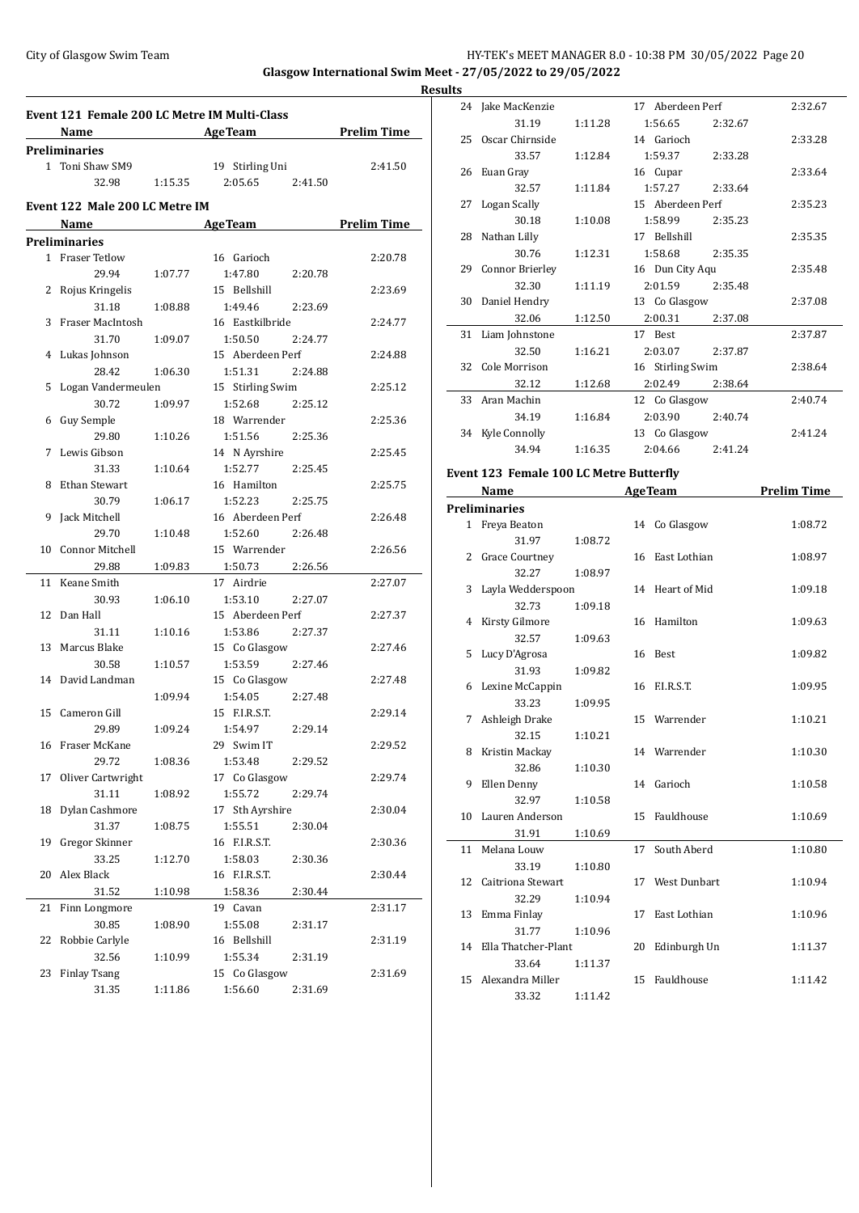# Glasgow International Swim Meet - 27/05/2022 to 29/05/2022

## Results

### Event 121 Female 200 LC Metre IM Multi-Class

| Name | Age | Team | Prelim Time |
|---|---|---|---|
| **Preliminaries** | | | |
| 1 Toni Shaw SM9 | 19 | Stirling Uni | 2:41.50 |
| 32.98 1:15.35 | | 2:05.65 2:41.50 | |

### Event 122 Male 200 LC Metre IM

| Name | Age | Team | Prelim Time |
|---|---|---|---|
| **Preliminaries** | | | |
| 1 Fraser Tetlow | 16 | Garioch | 2:20.78 |
| 29.94 1:07.77 | | 1:47.80 2:20.78 | |
| 2 Rojus Kringelis | 15 | Bellshill | 2:23.69 |
| 31.18 1:08.88 | | 1:49.46 2:23.69 | |
| 3 Fraser MacIntosh | 16 | Eastkilbride | 2:24.77 |
| 31.70 1:09.07 | | 1:50.50 2:24.77 | |
| 4 Lukas Johnson | 15 | Aberdeen Perf | 2:24.88 |
| 28.42 1:06.30 | | 1:51.31 2:24.88 | |
| 5 Logan Vandermeulen | 15 | Stirling Swim | 2:25.12 |
| 30.72 1:09.97 | | 1:52.68 2:25.12 | |
| 6 Guy Semple | 18 | Warrender | 2:25.36 |
| 29.80 1:10.26 | | 1:51.56 2:25.36 | |
| 7 Lewis Gibson | 14 | N Ayrshire | 2:25.45 |
| 31.33 1:10.64 | | 1:52.77 2:25.45 | |
| 8 Ethan Stewart | 16 | Hamilton | 2:25.75 |
| 30.79 1:06.17 | | 1:52.23 2:25.75 | |
| 9 Jack Mitchell | 16 | Aberdeen Perf | 2:26.48 |
| 29.70 1:10.48 | | 1:52.60 2:26.48 | |
| 10 Connor Mitchell | 15 | Warrender | 2:26.56 |
| 29.88 1:09.83 | | 1:50.73 2:26.56 | |
| 11 Keane Smith | 17 | Airdrie | 2:27.07 |
| 30.93 1:06.10 | | 1:53.10 2:27.07 | |
| 12 Dan Hall | 15 | Aberdeen Perf | 2:27.37 |
| 31.11 1:10.16 | | 1:53.86 2:27.37 | |
| 13 Marcus Blake | 15 | Co Glasgow | 2:27.46 |
| 30.58 1:10.57 | | 1:53.59 2:27.46 | |
| 14 David Landman | 15 | Co Glasgow | 2:27.48 |
| 1:09.94 | | 1:54.05 2:27.48 | |
| 15 Cameron Gill | 15 | F.I.R.S.T. | 2:29.14 |
| 29.89 1:09.24 | | 1:54.97 2:29.14 | |
| 16 Fraser McKane | 29 | Swim IT | 2:29.52 |
| 29.72 1:08.36 | | 1:53.48 2:29.52 | |
| 17 Oliver Cartwright | 17 | Co Glasgow | 2:29.74 |
| 31.11 1:08.92 | | 1:55.72 2:29.74 | |
| 18 Dylan Cashmore | 17 | Sth Ayrshire | 2:30.04 |
| 31.37 1:08.75 | | 1:55.51 2:30.04 | |
| 19 Gregor Skinner | 16 | F.I.R.S.T. | 2:30.36 |
| 33.25 1:12.70 | | 1:58.03 2:30.36 | |
| 20 Alex Black | 16 | F.I.R.S.T. | 2:30.44 |
| 31.52 1:10.98 | | 1:58.36 2:30.44 | |
| 21 Finn Longmore | 19 | Cavan | 2:31.17 |
| 30.85 1:08.90 | | 1:55.08 2:31.17 | |
| 22 Robbie Carlyle | 16 | Bellshill | 2:31.19 |
| 32.56 1:10.99 | | 1:55.34 2:31.19 | |
| 23 Finlay Tsang | 15 | Co Glasgow | 2:31.69 |
| 31.35 1:11.86 | | 1:56.60 2:31.69 | |
| 24 Jake MacKenzie | 17 | Aberdeen Perf | 2:32.67 |
| 31.19 1:11.28 | | 1:56.65 2:32.67 | |
| 25 Oscar Chirnside | 14 | Garioch | 2:33.28 |
| 33.57 1:12.84 | | 1:59.37 2:33.28 | |
| 26 Euan Gray | 16 | Cupar | 2:33.64 |
| 32.57 1:11.84 | | 1:57.27 2:33.64 | |
| 27 Logan Scally | 15 | Aberdeen Perf | 2:35.23 |
| 30.18 1:10.08 | | 1:58.99 2:35.23 | |
| 28 Nathan Lilly | 17 | Bellshill | 2:35.35 |
| 30.76 1:12.31 | | 1:58.68 2:35.35 | |
| 29 Connor Brierley | 16 | Dun City Aqu | 2:35.48 |
| 32.30 1:11.19 | | 2:01.59 2:35.48 | |
| 30 Daniel Hendry | 13 | Co Glasgow | 2:37.08 |
| 32.06 1:12.50 | | 2:00.31 2:37.08 | |
| 31 Liam Johnstone | 17 | Best | 2:37.87 |
| 32.50 1:16.21 | | 2:03.07 2:37.87 | |
| 32 Cole Morrison | 16 | Stirling Swim | 2:38.64 |
| 32.12 1:12.68 | | 2:02.49 2:38.64 | |
| 33 Aran Machin | 12 | Co Glasgow | 2:40.74 |
| 34.19 1:16.84 | | 2:03.90 2:40.74 | |
| 34 Kyle Connolly | 13 | Co Glasgow | 2:41.24 |
| 34.94 1:16.35 | | 2:04.66 2:41.24 | |

### Event 123 Female 100 LC Metre Butterfly

| Name | Age | Team | Prelim Time |
|---|---|---|---|
| **Preliminaries** | | | |
| 1 Freya Beaton | 14 | Co Glasgow | 1:08.72 |
| 31.97 1:08.72 | | | |
| 2 Grace Courtney | 16 | East Lothian | 1:08.97 |
| 32.27 1:08.97 | | | |
| 3 Layla Wedderspoon | 14 | Heart of Mid | 1:09.18 |
| 32.73 1:09.18 | | | |
| 4 Kirsty Gilmore | 16 | Hamilton | 1:09.63 |
| 32.57 1:09.63 | | | |
| 5 Lucy D'Agrosa | 16 | Best | 1:09.82 |
| 31.93 1:09.82 | | | |
| 6 Lexine McCappin | 16 | F.I.R.S.T. | 1:09.95 |
| 33.23 1:09.95 | | | |
| 7 Ashleigh Drake | 15 | Warrender | 1:10.21 |
| 32.15 1:10.21 | | | |
| 8 Kristin Mackay | 14 | Warrender | 1:10.30 |
| 32.86 1:10.30 | | | |
| 9 Ellen Denny | 14 | Garioch | 1:10.58 |
| 32.97 1:10.58 | | | |
| 10 Lauren Anderson | 15 | Fauldhouse | 1:10.69 |
| 31.91 1:10.69 | | | |
| 11 Melana Louw | 17 | South Aberd | 1:10.80 |
| 33.19 1:10.80 | | | |
| 12 Caitriona Stewart | 17 | West Dunbart | 1:10.94 |
| 32.29 1:10.94 | | | |
| 13 Emma Finlay | 17 | East Lothian | 1:10.96 |
| 31.77 1:10.96 | | | |
| 14 Ella Thatcher-Plant | 20 | Edinburgh Un | 1:11.37 |
| 33.64 1:11.37 | | | |
| 15 Alexandra Miller | 15 | Fauldhouse | 1:11.42 |
| 33.32 1:11.42 | | | |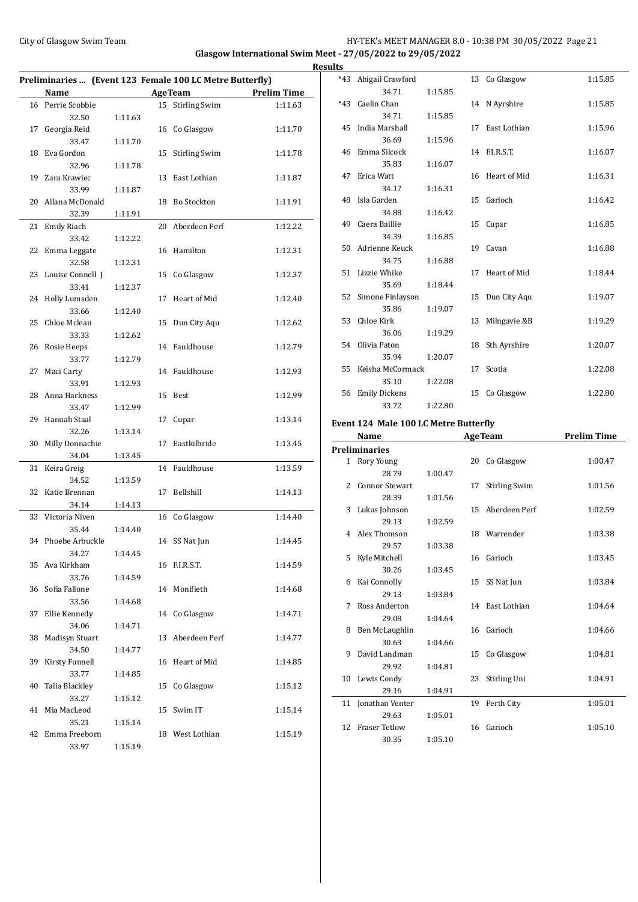## Glasgow International Swim Meet - 27/05/2022 to 29/05/2022

### Results

### Preliminaries ... (Event 123 Female 100 LC Metre Butterfly)

| | Name | Age | Team | Prelim Time |
|---|---|---|---|---|
| 16 | Perrie Scobbie | 15 | Stirling Swim | 1:11.63 |
| | 32.50 1:11.63 | | | |
| 17 | Georgia Reid | 16 | Co Glasgow | 1:11.70 |
| | 33.47 1:11.70 | | | |
| 18 | Eva Gordon | 15 | Stirling Swim | 1:11.78 |
| | 32.96 1:11.78 | | | |
| 19 | Zara Krawiec | 13 | East Lothian | 1:11.87 |
| | 33.99 1:11.87 | | | |
| 20 | Allana McDonald | 18 | Bo Stockton | 1:11.91 |
| | 32.39 1:11.91 | | | |
| 21 | Emily Riach | 20 | Aberdeen Perf | 1:12.22 |
| | 33.42 1:12.22 | | | |
| 22 | Emma Leggate | 16 | Hamilton | 1:12.31 |
| | 32.58 1:12.31 | | | |
| 23 | Louise Connell J | 15 | Co Glasgow | 1:12.37 |
| | 33.41 1:12.37 | | | |
| 24 | Holly Lumsden | 17 | Heart of Mid | 1:12.40 |
| | 33.66 1:12.40 | | | |
| 25 | Chloe Mclean | 15 | Dun City Aqu | 1:12.62 |
| | 33.33 1:12.62 | | | |
| 26 | Rosie Heeps | 14 | Fauldhouse | 1:12.79 |
| | 33.77 1:12.79 | | | |
| 27 | Maci Carty | 14 | Fauldhouse | 1:12.93 |
| | 33.91 1:12.93 | | | |
| 28 | Anna Harkness | 15 | Best | 1:12.99 |
| | 33.47 1:12.99 | | | |
| 29 | Hannah Staal | 17 | Cupar | 1:13.14 |
| | 32.26 1:13.14 | | | |
| 30 | Milly Donnachie | 17 | Eastkilbride | 1:13.45 |
| | 34.04 1:13.45 | | | |
| 31 | Keira Greig | 14 | Fauldhouse | 1:13.59 |
| | 34.52 1:13.59 | | | |
| 32 | Katie Brennan | 17 | Bellshill | 1:14.13 |
| | 34.14 1:14.13 | | | |
| 33 | Victoria Niven | 16 | Co Glasgow | 1:14.40 |
| | 35.44 1:14.40 | | | |
| 34 | Phoebe Arbuckle | 14 | SS Nat Jun | 1:14.45 |
| | 34.27 1:14.45 | | | |
| 35 | Ava Kirkham | 16 | F.I.R.S.T. | 1:14.59 |
| | 33.76 1:14.59 | | | |
| 36 | Sofia Fallone | 14 | Monifieth | 1:14.68 |
| | 33.56 1:14.68 | | | |
| 37 | Ellie Kennedy | 14 | Co Glasgow | 1:14.71 |
| | 34.06 1:14.71 | | | |
| 38 | Madisyn Stuart | 13 | Aberdeen Perf | 1:14.77 |
| | 34.50 1:14.77 | | | |
| 39 | Kirsty Funnell | 16 | Heart of Mid | 1:14.85 |
| | 33.77 1:14.85 | | | |
| 40 | Talia Blackley | 15 | Co Glasgow | 1:15.12 |
| | 33.27 1:15.12 | | | |
| 41 | Mia MacLeod | 15 | Swim IT | 1:15.14 |
| | 35.21 1:15.14 | | | |
| 42 | Emma Freeborn | 18 | West Lothian | 1:15.19 |
| | 33.97 1:15.19 | | | |
| *43 | Abigail Crawford | 13 | Co Glasgow | 1:15.85 |
| | 34.71 1:15.85 | | | |
| *43 | Caelin Chan | 14 | N Ayrshire | 1:15.85 |
| | 34.71 1:15.85 | | | |
| 45 | India Marshall | 17 | East Lothian | 1:15.96 |
| | 36.69 1:15.96 | | | |
| 46 | Emma Silcock | 14 | F.I.R.S.T. | 1:16.07 |
| | 35.83 1:16.07 | | | |
| 47 | Erica Watt | 16 | Heart of Mid | 1:16.31 |
| | 34.17 1:16.31 | | | |
| 48 | Isla Garden | 15 | Garioch | 1:16.42 |
| | 34.88 1:16.42 | | | |
| 49 | Caera Baillie | 15 | Cupar | 1:16.85 |
| | 34.39 1:16.85 | | | |
| 50 | Adrienne Keuck | 19 | Cavan | 1:16.88 |
| | 34.75 1:16.88 | | | |
| 51 | Lizzie Whike | 17 | Heart of Mid | 1:18.44 |
| | 35.69 1:18.44 | | | |
| 52 | Simone Finlayson | 15 | Dun City Aqu | 1:19.07 |
| | 35.86 1:19.07 | | | |
| 53 | Chloe Kirk | 13 | Milngavie &B | 1:19.29 |
| | 36.06 1:19.29 | | | |
| 54 | Olivia Paton | 18 | Sth Ayrshire | 1:20.07 |
| | 35.94 1:20.07 | | | |
| 55 | Keisha McCormack | 17 | Scotia | 1:22.08 |
| | 35.10 1:22.08 | | | |
| 56 | Emily Dickens | 15 | Co Glasgow | 1:22.80 |
| | 33.72 1:22.80 | | | |

### Event 124 Male 100 LC Metre Butterfly

| | Name | Age | Team | Prelim Time |
|---|---|---|---|---|
| **Preliminaries** | | | | |
| 1 | Rory Young | 20 | Co Glasgow | 1:00.47 |
| | 28.79 1:00.47 | | | |
| 2 | Connor Stewart | 17 | Stirling Swim | 1:01.56 |
| | 28.39 1:01.56 | | | |
| 3 | Lukas Johnson | 15 | Aberdeen Perf | 1:02.59 |
| | 29.13 1:02.59 | | | |
| 4 | Alex Thomson | 18 | Warrender | 1:03.38 |
| | 29.57 1:03.38 | | | |
| 5 | Kyle Mitchell | 16 | Garioch | 1:03.45 |
| | 30.26 1:03.45 | | | |
| 6 | Kai Connolly | 15 | SS Nat Jun | 1:03.84 |
| | 29.13 1:03.84 | | | |
| 7 | Ross Anderton | 14 | East Lothian | 1:04.64 |
| | 29.08 1:04.64 | | | |
| 8 | Ben McLaughlin | 16 | Garioch | 1:04.66 |
| | 30.63 1:04.66 | | | |
| 9 | David Landman | 15 | Co Glasgow | 1:04.81 |
| | 29.92 1:04.81 | | | |
| 10 | Lewis Condy | 23 | Stirling Uni | 1:04.91 |
| | 29.16 1:04.91 | | | |
| 11 | Jonathan Venter | 19 | Perth City | 1:05.01 |
| | 29.63 1:05.01 | | | |
| 12 | Fraser Tetlow | 16 | Garioch | 1:05.10 |
| | 30.35 1:05.10 | | | |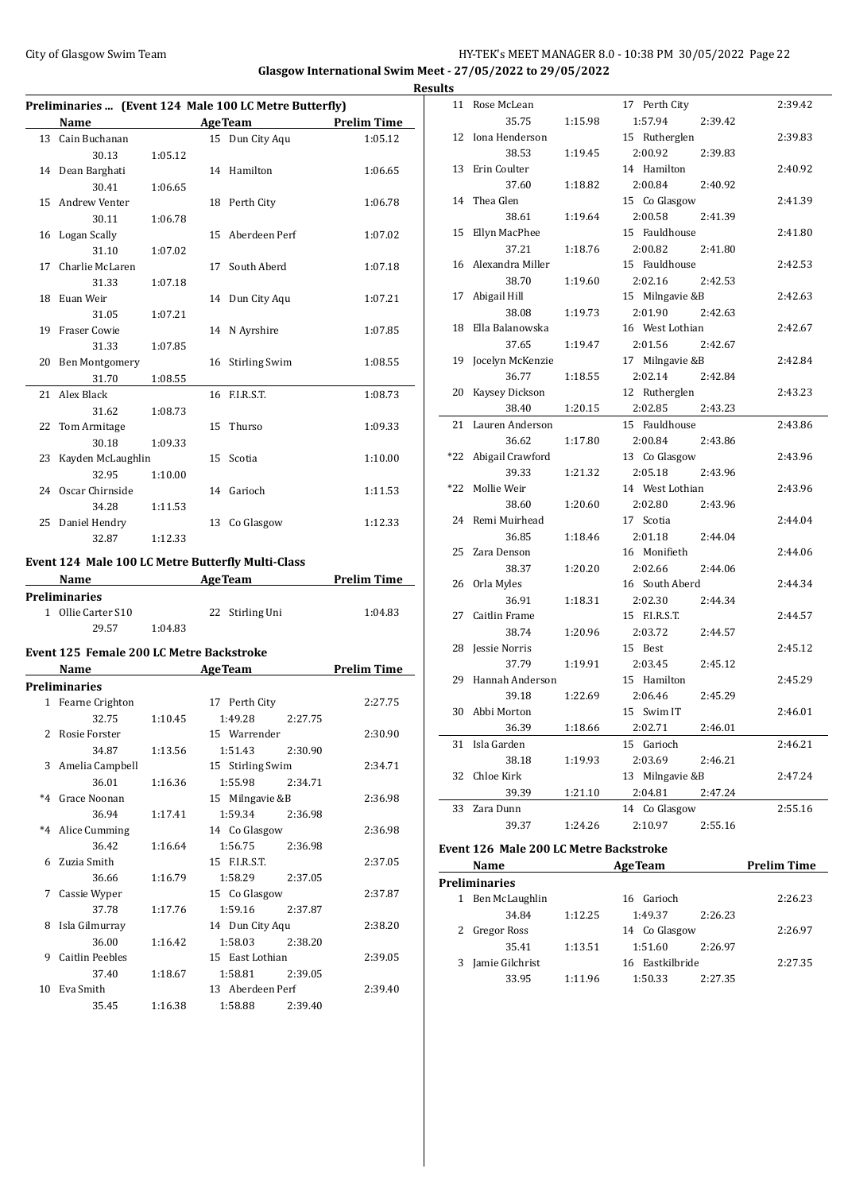Glasgow International Swim Meet - 27/05/2022 to 29/05/2022

Results

## Preliminaries ... (Event 124 Male 100 LC Metre Butterfly)

| | Name | AgeTeam | | Prelim Time |
|---|---|---|---|---|
| 13 | Cain Buchanan | 15 | Dun City Aqu | 1:05.12 |
| | 30.13 1:05.12 | | | |
| 14 | Dean Barghati | 14 | Hamilton | 1:06.65 |
| | 30.41 1:06.65 | | | |
| 15 | Andrew Venter | 18 | Perth City | 1:06.78 |
| | 30.11 1:06.78 | | | |
| 16 | Logan Scally | 15 | Aberdeen Perf | 1:07.02 |
| | 31.10 1:07.02 | | | |
| 17 | Charlie McLaren | 17 | South Aberd | 1:07.18 |
| | 31.33 1:07.18 | | | |
| 18 | Euan Weir | 14 | Dun City Aqu | 1:07.21 |
| | 31.05 1:07.21 | | | |
| 19 | Fraser Cowie | 14 | N Ayrshire | 1:07.85 |
| | 31.33 1:07.85 | | | |
| 20 | Ben Montgomery | 16 | Stirling Swim | 1:08.55 |
| | 31.70 1:08.55 | | | |
| 21 | Alex Black | 16 | F.I.R.S.T. | 1:08.73 |
| | 31.62 1:08.73 | | | |
| 22 | Tom Armitage | 15 | Thurso | 1:09.33 |
| | 30.18 1:09.33 | | | |
| 23 | Kayden McLaughlin | 15 | Scotia | 1:10.00 |
| | 32.95 1:10.00 | | | |
| 24 | Oscar Chirnside | 14 | Garioch | 1:11.53 |
| | 34.28 1:11.53 | | | |
| 25 | Daniel Hendry | 13 | Co Glasgow | 1:12.33 |
| | 32.87 1:12.33 | | | |

## Event 124 Male 100 LC Metre Butterfly Multi-Class

| | Name | AgeTeam | | Prelim Time |
|---|---|---|---|---|
| **Preliminaries** | | | | |
| 1 | Ollie Carter S10 | 22 | Stirling Uni | 1:04.83 |
| | 29.57 1:04.83 | | | |

## Event 125 Female 200 LC Metre Backstroke

| | Name | AgeTeam | | Prelim Time |
|---|---|---|---|---|
| **Preliminaries** | | | | |
| 1 | Fearne Crighton | 17 | Perth City | 2:27.75 |
| | 32.75 1:10.45 1:49.28 2:27.75 | | | |
| 2 | Rosie Forster | 15 | Warrender | 2:30.90 |
| | 34.87 1:13.56 1:51.43 2:30.90 | | | |
| 3 | Amelia Campbell | 15 | Stirling Swim | 2:34.71 |
| | 36.01 1:16.36 1:55.98 2:34.71 | | | |
| *4 | Grace Noonan | 15 | Milngavie &B | 2:36.98 |
| | 36.94 1:17.41 1:59.34 2:36.98 | | | |
| *4 | Alice Cumming | 14 | Co Glasgow | 2:36.98 |
| | 36.42 1:16.64 1:56.75 2:36.98 | | | |
| 6 | Zuzia Smith | 15 | F.I.R.S.T. | 2:37.05 |
| | 36.66 1:16.79 1:58.29 2:37.05 | | | |
| 7 | Cassie Wyper | 15 | Co Glasgow | 2:37.87 |
| | 37.78 1:17.76 1:59.16 2:37.87 | | | |
| 8 | Isla Gilmurray | 14 | Dun City Aqu | 2:38.20 |
| | 36.00 1:16.42 1:58.03 2:38.20 | | | |
| 9 | Caitlin Peebles | 15 | East Lothian | 2:39.05 |
| | 37.40 1:18.67 1:58.81 2:39.05 | | | |
| 10 | Eva Smith | 13 | Aberdeen Perf | 2:39.40 |
| | 35.45 1:16.38 1:58.88 2:39.40 | | | |
| 11 | Rose McLean | 17 | Perth City | 2:39.42 |
| | 35.75 1:15.98 1:57.94 2:39.42 | | | |
| 12 | Iona Henderson | 15 | Rutherglen | 2:39.83 |
| | 38.53 1:19.45 2:00.92 2:39.83 | | | |
| 13 | Erin Coulter | 14 | Hamilton | 2:40.92 |
| | 37.60 1:18.82 2:00.84 2:40.92 | | | |
| 14 | Thea Glen | 15 | Co Glasgow | 2:41.39 |
| | 38.61 1:19.64 2:00.58 2:41.39 | | | |
| 15 | Ellyn MacPhee | 15 | Fauldhouse | 2:41.80 |
| | 37.21 1:18.76 2:00.82 2:41.80 | | | |
| 16 | Alexandra Miller | 15 | Fauldhouse | 2:42.53 |
| | 38.70 1:19.60 2:02.16 2:42.53 | | | |
| 17 | Abigail Hill | 15 | Milngavie &B | 2:42.63 |
| | 38.08 1:19.73 2:01.90 2:42.63 | | | |
| 18 | Ella Balanowska | 16 | West Lothian | 2:42.67 |
| | 37.65 1:19.47 2:01.56 2:42.67 | | | |
| 19 | Jocelyn McKenzie | 17 | Milngavie &B | 2:42.84 |
| | 36.77 1:18.55 2:02.14 2:42.84 | | | |
| 20 | Kaysey Dickson | 12 | Rutherglen | 2:43.23 |
| | 38.40 1:20.15 2:02.85 2:43.23 | | | |
| 21 | Lauren Anderson | 15 | Fauldhouse | 2:43.86 |
| | 36.62 1:17.80 2:00.84 2:43.86 | | | |
| *22 | Abigail Crawford | 13 | Co Glasgow | 2:43.96 |
| | 39.33 1:21.32 2:05.18 2:43.96 | | | |
| *22 | Mollie Weir | 14 | West Lothian | 2:43.96 |
| | 38.60 1:20.60 2:02.80 2:43.96 | | | |
| 24 | Remi Muirhead | 17 | Scotia | 2:44.04 |
| | 36.85 1:18.46 2:01.18 2:44.04 | | | |
| 25 | Zara Denson | 16 | Monifieth | 2:44.06 |
| | 38.37 1:20.20 2:02.66 2:44.06 | | | |
| 26 | Orla Myles | 16 | South Aberd | 2:44.34 |
| | 36.91 1:18.31 2:02.30 2:44.34 | | | |
| 27 | Caitlin Frame | 15 | F.I.R.S.T. | 2:44.57 |
| | 38.74 1:20.96 2:03.72 2:44.57 | | | |
| 28 | Jessie Norris | 15 | Best | 2:45.12 |
| | 37.79 1:19.91 2:03.45 2:45.12 | | | |
| 29 | Hannah Anderson | 15 | Hamilton | 2:45.29 |
| | 39.18 1:22.69 2:06.46 2:45.29 | | | |
| 30 | Abbi Morton | 15 | Swim IT | 2:46.01 |
| | 36.39 1:18.66 2:02.71 2:46.01 | | | |
| 31 | Isla Garden | 15 | Garioch | 2:46.21 |
| | 38.18 1:19.93 2:03.69 2:46.21 | | | |
| 32 | Chloe Kirk | 13 | Milngavie &B | 2:47.24 |
| | 39.39 1:21.10 2:04.81 2:47.24 | | | |
| 33 | Zara Dunn | 14 | Co Glasgow | 2:55.16 |
| | 39.37 1:24.26 2:10.97 2:55.16 | | | |

## Event 126 Male 200 LC Metre Backstroke

| | Name | AgeTeam | | Prelim Time |
|---|---|---|---|---|
| **Preliminaries** | | | | |
| 1 | Ben McLaughlin | 16 | Garioch | 2:26.23 |
| | 34.84 1:12.25 1:49.37 2:26.23 | | | |
| 2 | Gregor Ross | 14 | Co Glasgow | 2:26.97 |
| | 35.41 1:13.51 1:51.60 2:26.97 | | | |
| 3 | Jamie Gilchrist | 16 | Eastkilbride | 2:27.35 |
| | 33.95 1:11.96 1:50.33 2:27.35 | | | |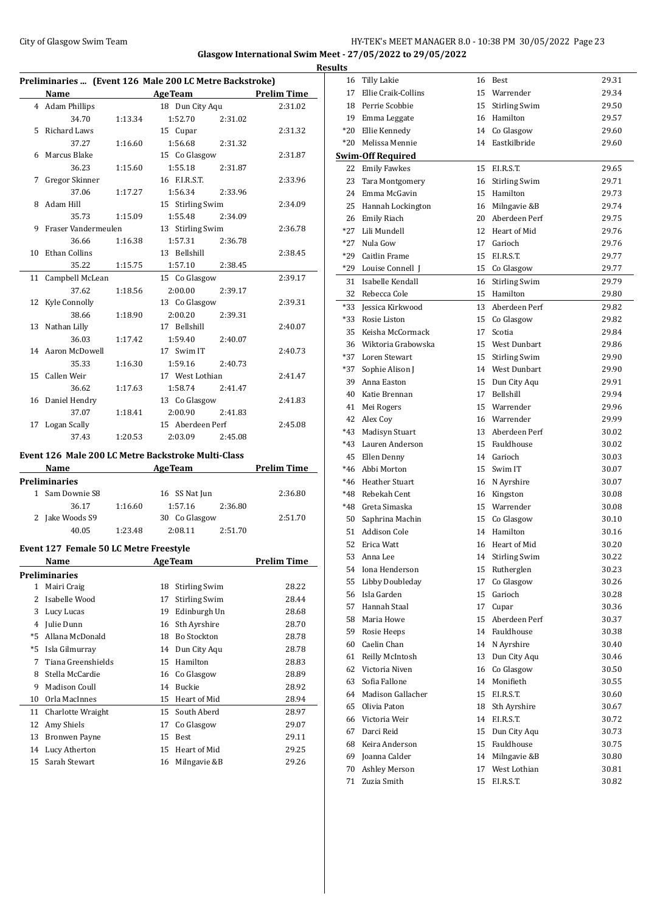**Glasgow International Swim Meet - 27/05/2022 to 29/05/2022**

**Results**

### Preliminaries ... (Event 126 Male 200 LC Metre Backstroke)

| | Name | Age | Team | Prelim Time |
|---|---|---|---|---|
| 4 | Adam Phillips | 18 | Dun City Aqu | 2:31.02 |
| | 34.70 1:13.34 1:52.70 2:31.02 | | | |
| 5 | Richard Laws | 15 | Cupar | 2:31.32 |
| | 37.27 1:16.60 1:56.68 2:31.32 | | | |
| 6 | Marcus Blake | 15 | Co Glasgow | 2:31.87 |
| | 36.23 1:15.60 1:55.18 2:31.87 | | | |
| 7 | Gregor Skinner | 16 | F.I.R.S.T. | 2:33.96 |
| | 37.06 1:17.27 1:56.34 2:33.96 | | | |
| 8 | Adam Hill | 15 | Stirling Swim | 2:34.09 |
| | 35.73 1:15.09 1:55.48 2:34.09 | | | |
| 9 | Fraser Vandermeulen | 13 | Stirling Swim | 2:36.78 |
| | 36.66 1:16.38 1:57.31 2:36.78 | | | |
| 10 | Ethan Collins | 13 | Bellshill | 2:38.45 |
| | 35.22 1:15.75 1:57.10 2:38.45 | | | |
| 11 | Campbell McLean | 15 | Co Glasgow | 2:39.17 |
| | 37.62 1:18.56 2:00.00 2:39.17 | | | |
| 12 | Kyle Connolly | 13 | Co Glasgow | 2:39.31 |
| | 38.66 1:18.90 2:00.20 2:39.31 | | | |
| 13 | Nathan Lilly | 17 | Bellshill | 2:40.07 |
| | 36.03 1:17.42 1:59.40 2:40.07 | | | |
| 14 | Aaron McDowell | 17 | Swim IT | 2:40.73 |
| | 35.33 1:16.30 1:59.16 2:40.73 | | | |
| 15 | Callen Weir | 17 | West Lothian | 2:41.47 |
| | 36.62 1:17.63 1:58.74 2:41.47 | | | |
| 16 | Daniel Hendry | 13 | Co Glasgow | 2:41.83 |
| | 37.07 1:18.41 2:00.90 2:41.83 | | | |
| 17 | Logan Scally | 15 | Aberdeen Perf | 2:45.08 |
| | 37.43 1:20.53 2:03.09 2:45.08 | | | |

### Event 126 Male 200 LC Metre Backstroke Multi-Class

| | Name | Age | Team | Prelim Time |
|---|---|---|---|---|
| **Preliminaries** | | | | |
| 1 | Sam Downie S8 | 16 | SS Nat Jun | 2:36.80 |
| | 36.17 1:16.60 1:57.16 2:36.80 | | | |
| 2 | Jake Woods S9 | 30 | Co Glasgow | 2:51.70 |
| | 40.05 1:23.48 2:08.11 2:51.70 | | | |

### Event 127 Female 50 LC Metre Freestyle

| | Name | Age | Team | Prelim Time |
|---|---|---|---|---|
| **Preliminaries** | | | | |
| 1 | Mairi Craig | 18 | Stirling Swim | 28.22 |
| 2 | Isabelle Wood | 17 | Stirling Swim | 28.44 |
| 3 | Lucy Lucas | 19 | Edinburgh Un | 28.68 |
| 4 | Julie Dunn | 16 | Sth Ayrshire | 28.70 |
| *5 | Allana McDonald | 18 | Bo Stockton | 28.78 |
| *5 | Isla Gilmurray | 14 | Dun City Aqu | 28.78 |
| 7 | Tiana Greenshields | 15 | Hamilton | 28.83 |
| 8 | Stella McCardie | 16 | Co Glasgow | 28.89 |
| 9 | Madison Coull | 14 | Buckie | 28.92 |
| 10 | Orla MacInnes | 15 | Heart of Mid | 28.94 |
| 11 | Charlotte Wraight | 15 | South Aberd | 28.97 |
| 12 | Amy Shiels | 17 | Co Glasgow | 29.07 |
| 13 | Bronwen Payne | 15 | Best | 29.11 |
| 14 | Lucy Atherton | 15 | Heart of Mid | 29.25 |
| 15 | Sarah Stewart | 16 | Milngavie &B | 29.26 |
| 16 | Tilly Lakie | 16 | Best | 29.31 |
| 17 | Ellie Craik-Collins | 15 | Warrender | 29.34 |
| 18 | Perrie Scobbie | 15 | Stirling Swim | 29.50 |
| 19 | Emma Leggate | 16 | Hamilton | 29.57 |
| *20 | Ellie Kennedy | 14 | Co Glasgow | 29.60 |
| *20 | Melissa Mennie | 14 | Eastkilbride | 29.60 |
| **Swim-Off Required** | | | | |
| 22 | Emily Fawkes | 15 | F.I.R.S.T. | 29.65 |
| 23 | Tara Montgomery | 16 | Stirling Swim | 29.71 |
| 24 | Emma McGavin | 15 | Hamilton | 29.73 |
| 25 | Hannah Lockington | 16 | Milngavie &B | 29.74 |
| 26 | Emily Riach | 20 | Aberdeen Perf | 29.75 |
| *27 | Lili Mundell | 12 | Heart of Mid | 29.76 |
| *27 | Nula Gow | 17 | Garioch | 29.76 |
| *29 | Caitlin Frame | 15 | F.I.R.S.T. | 29.77 |
| *29 | Louise Connell J | 15 | Co Glasgow | 29.77 |
| 31 | Isabelle Kendall | 16 | Stirling Swim | 29.79 |
| 32 | Rebecca Cole | 15 | Hamilton | 29.80 |
| *33 | Jessica Kirkwood | 13 | Aberdeen Perf | 29.82 |
| *33 | Rosie Liston | 15 | Co Glasgow | 29.82 |
| 35 | Keisha McCormack | 17 | Scotia | 29.84 |
| 36 | Wiktoria Grabowska | 15 | West Dunbart | 29.86 |
| *37 | Loren Stewart | 15 | Stirling Swim | 29.90 |
| *37 | Sophie Alison J | 14 | West Dunbart | 29.90 |
| 39 | Anna Easton | 15 | Dun City Aqu | 29.91 |
| 40 | Katie Brennan | 17 | Bellshill | 29.94 |
| 41 | Mei Rogers | 15 | Warrender | 29.96 |
| 42 | Alex Coy | 16 | Warrender | 29.99 |
| *43 | Madisyn Stuart | 13 | Aberdeen Perf | 30.02 |
| *43 | Lauren Anderson | 15 | Fauldhouse | 30.02 |
| 45 | Ellen Denny | 14 | Garioch | 30.03 |
| *46 | Abbi Morton | 15 | Swim IT | 30.07 |
| *46 | Heather Stuart | 16 | N Ayrshire | 30.07 |
| *48 | Rebekah Cent | 16 | Kingston | 30.08 |
| *48 | Greta Simaska | 15 | Warrender | 30.08 |
| 50 | Saphrina Machin | 15 | Co Glasgow | 30.10 |
| 51 | Addison Cole | 14 | Hamilton | 30.16 |
| 52 | Erica Watt | 16 | Heart of Mid | 30.20 |
| 53 | Anna Lee | 14 | Stirling Swim | 30.22 |
| 54 | Iona Henderson | 15 | Rutherglen | 30.23 |
| 55 | Libby Doubleday | 17 | Co Glasgow | 30.26 |
| 56 | Isla Garden | 15 | Garioch | 30.28 |
| 57 | Hannah Staal | 17 | Cupar | 30.36 |
| 58 | Maria Howe | 15 | Aberdeen Perf | 30.37 |
| 59 | Rosie Heeps | 14 | Fauldhouse | 30.38 |
| 60 | Caelin Chan | 14 | N Ayrshire | 30.40 |
| 61 | Reilly McIntosh | 13 | Dun City Aqu | 30.46 |
| 62 | Victoria Niven | 16 | Co Glasgow | 30.50 |
| 63 | Sofia Fallone | 14 | Monifieth | 30.55 |
| 64 | Madison Gallacher | 15 | F.I.R.S.T. | 30.60 |
| 65 | Olivia Paton | 18 | Sth Ayrshire | 30.67 |
| 66 | Victoria Weir | 14 | F.I.R.S.T. | 30.72 |
| 67 | Darci Reid | 15 | Dun City Aqu | 30.73 |
| 68 | Keira Anderson | 15 | Fauldhouse | 30.75 |
| 69 | Joanna Calder | 14 | Milngavie &B | 30.80 |
| 70 | Ashley Merson | 17 | West Lothian | 30.81 |
| 71 | Zuzia Smith | 15 | F.I.R.S.T. | 30.82 |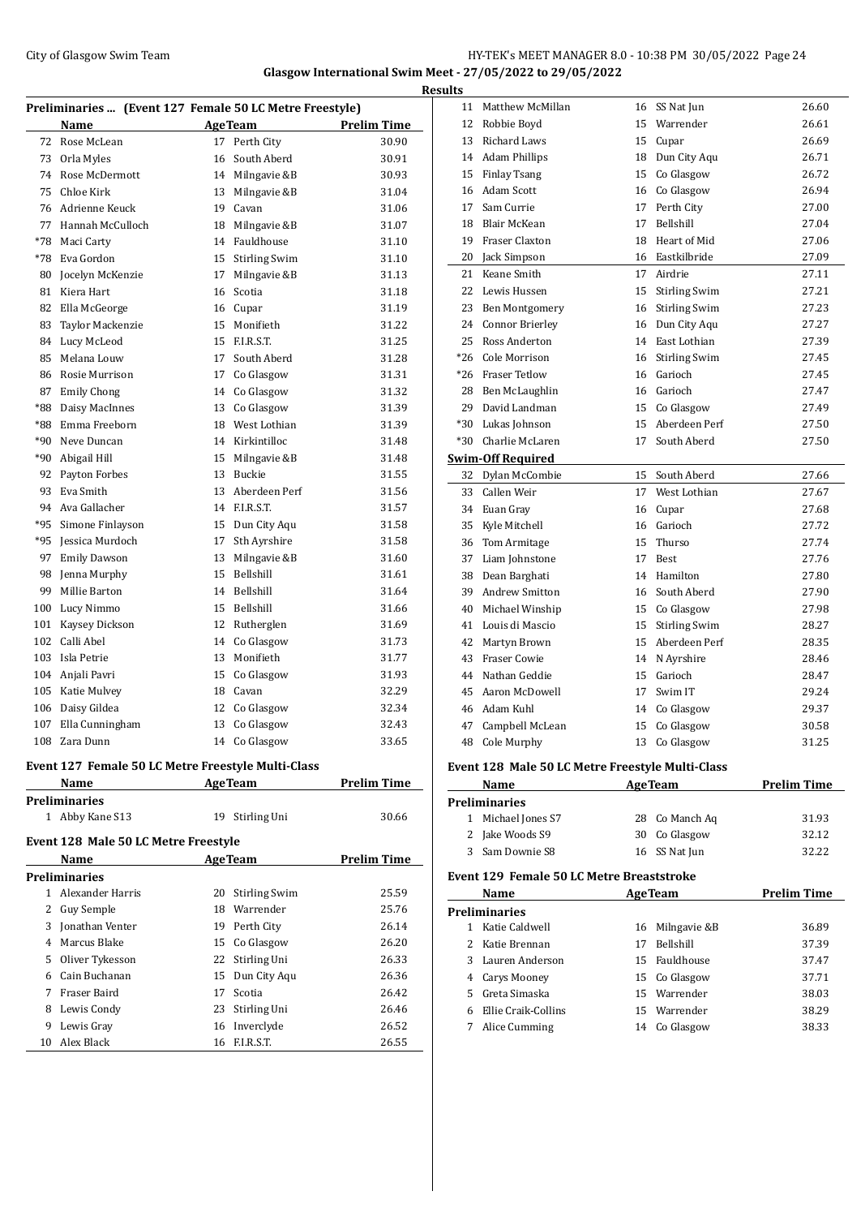**Results**

### Preliminaries ... (Event 127 Female 50 LC Metre Freestyle)

| | Name | Age | Team | Prelim Time |
|---|---|---|---|---|
| 72 | Rose McLean | 17 | Perth City | 30.90 |
| 73 | Orla Myles | 16 | South Aberd | 30.91 |
| 74 | Rose McDermott | 14 | Milngavie &B | 30.93 |
| 75 | Chloe Kirk | 13 | Milngavie &B | 31.04 |
| 76 | Adrienne Keuck | 19 | Cavan | 31.06 |
| 77 | Hannah McCulloch | 18 | Milngavie &B | 31.07 |
| *78 | Maci Carty | 14 | Fauldhouse | 31.10 |
| *78 | Eva Gordon | 15 | Stirling Swim | 31.10 |
| 80 | Jocelyn McKenzie | 17 | Milngavie &B | 31.13 |
| 81 | Kiera Hart | 16 | Scotia | 31.18 |
| 82 | Ella McGeorge | 16 | Cupar | 31.19 |
| 83 | Taylor Mackenzie | 15 | Monifieth | 31.22 |
| 84 | Lucy McLeod | 15 | F.I.R.S.T. | 31.25 |
| 85 | Melana Louw | 17 | South Aberd | 31.28 |
| 86 | Rosie Murrison | 17 | Co Glasgow | 31.31 |
| 87 | Emily Chong | 14 | Co Glasgow | 31.32 |
| *88 | Daisy MacInnes | 13 | Co Glasgow | 31.39 |
| *88 | Emma Freeborn | 18 | West Lothian | 31.39 |
| *90 | Neve Duncan | 14 | Kirkintilloc | 31.48 |
| *90 | Abigail Hill | 15 | Milngavie &B | 31.48 |
| 92 | Payton Forbes | 13 | Buckie | 31.55 |
| 93 | Eva Smith | 13 | Aberdeen Perf | 31.56 |
| 94 | Ava Gallacher | 14 | F.I.R.S.T. | 31.57 |
| *95 | Simone Finlayson | 15 | Dun City Aqu | 31.58 |
| *95 | Jessica Murdoch | 17 | Sth Ayrshire | 31.58 |
| 97 | Emily Dawson | 13 | Milngavie &B | 31.60 |
| 98 | Jenna Murphy | 15 | Bellshill | 31.61 |
| 99 | Millie Barton | 14 | Bellshill | 31.64 |
| 100 | Lucy Nimmo | 15 | Bellshill | 31.66 |
| 101 | Kaysey Dickson | 12 | Rutherglen | 31.69 |
| 102 | Calli Abel | 14 | Co Glasgow | 31.73 |
| 103 | Isla Petrie | 13 | Monifieth | 31.77 |
| 104 | Anjali Pavri | 15 | Co Glasgow | 31.93 |
| 105 | Katie Mulvey | 18 | Cavan | 32.29 |
| 106 | Daisy Gildea | 12 | Co Glasgow | 32.34 |
| 107 | Ella Cunningham | 13 | Co Glasgow | 32.43 |
| 108 | Zara Dunn | 14 | Co Glasgow | 33.65 |

### Event 127 Female 50 LC Metre Freestyle Multi-Class

| | Name | Age | Team | Prelim Time |
|---|---|---|---|---|
| **Preliminaries** | | | | |
| 1 | Abby Kane S13 | 19 | Stirling Uni | 30.66 |

### Event 128 Male 50 LC Metre Freestyle

| | Name | Age | Team | Prelim Time |
|---|---|---|---|---|
| **Preliminaries** | | | | |
| 1 | Alexander Harris | 20 | Stirling Swim | 25.59 |
| 2 | Guy Semple | 18 | Warrender | 25.76 |
| 3 | Jonathan Venter | 19 | Perth City | 26.14 |
| 4 | Marcus Blake | 15 | Co Glasgow | 26.20 |
| 5 | Oliver Tykesson | 22 | Stirling Uni | 26.33 |
| 6 | Cain Buchanan | 15 | Dun City Aqu | 26.36 |
| 7 | Fraser Baird | 17 | Scotia | 26.42 |
| 8 | Lewis Condy | 23 | Stirling Uni | 26.46 |
| 9 | Lewis Gray | 16 | Inverclyde | 26.52 |
| 10 | Alex Black | 16 | F.I.R.S.T. | 26.55 |
| 11 | Matthew McMillan | 16 | SS Nat Jun | 26.60 |
| 12 | Robbie Boyd | 15 | Warrender | 26.61 |
| 13 | Richard Laws | 15 | Cupar | 26.69 |
| 14 | Adam Phillips | 18 | Dun City Aqu | 26.71 |
| 15 | Finlay Tsang | 15 | Co Glasgow | 26.72 |
| 16 | Adam Scott | 16 | Co Glasgow | 26.94 |
| 17 | Sam Currie | 17 | Perth City | 27.00 |
| 18 | Blair McKean | 17 | Bellshill | 27.04 |
| 19 | Fraser Claxton | 18 | Heart of Mid | 27.06 |
| 20 | Jack Simpson | 16 | Eastkilbride | 27.09 |
| 21 | Keane Smith | 17 | Airdrie | 27.11 |
| 22 | Lewis Hussen | 15 | Stirling Swim | 27.21 |
| 23 | Ben Montgomery | 16 | Stirling Swim | 27.23 |
| 24 | Connor Brierley | 16 | Dun City Aqu | 27.27 |
| 25 | Ross Anderton | 14 | East Lothian | 27.39 |
| *26 | Cole Morrison | 16 | Stirling Swim | 27.45 |
| *26 | Fraser Tetlow | 16 | Garioch | 27.45 |
| 28 | Ben McLaughlin | 16 | Garioch | 27.47 |
| 29 | David Landman | 15 | Co Glasgow | 27.49 |
| *30 | Lukas Johnson | 15 | Aberdeen Perf | 27.50 |
| *30 | Charlie McLaren | 17 | South Aberd | 27.50 |
| **Swim-Off Required** | | | | |
| 32 | Dylan McCombie | 15 | South Aberd | 27.66 |
| 33 | Callen Weir | 17 | West Lothian | 27.67 |
| 34 | Euan Gray | 16 | Cupar | 27.68 |
| 35 | Kyle Mitchell | 16 | Garioch | 27.72 |
| 36 | Tom Armitage | 15 | Thurso | 27.74 |
| 37 | Liam Johnstone | 17 | Best | 27.76 |
| 38 | Dean Barghati | 14 | Hamilton | 27.80 |
| 39 | Andrew Smitton | 16 | South Aberd | 27.90 |
| 40 | Michael Winship | 15 | Co Glasgow | 27.98 |
| 41 | Louis di Mascio | 15 | Stirling Swim | 28.27 |
| 42 | Martyn Brown | 15 | Aberdeen Perf | 28.35 |
| 43 | Fraser Cowie | 14 | N Ayrshire | 28.46 |
| 44 | Nathan Geddie | 15 | Garioch | 28.47 |
| 45 | Aaron McDowell | 17 | Swim IT | 29.24 |
| 46 | Adam Kuhl | 14 | Co Glasgow | 29.37 |
| 47 | Campbell McLean | 15 | Co Glasgow | 30.58 |
| 48 | Cole Murphy | 13 | Co Glasgow | 31.25 |

### Event 128 Male 50 LC Metre Freestyle Multi-Class

| | Name | Age | Team | Prelim Time |
|---|---|---|---|---|
| **Preliminaries** | | | | |
| 1 | Michael Jones S7 | 28 | Co Manch Aq | 31.93 |
| 2 | Jake Woods S9 | 30 | Co Glasgow | 32.12 |
| 3 | Sam Downie S8 | 16 | SS Nat Jun | 32.22 |

### Event 129 Female 50 LC Metre Breaststroke

| | Name | Age | Team | Prelim Time |
|---|---|---|---|---|
| **Preliminaries** | | | | |
| 1 | Katie Caldwell | 16 | Milngavie &B | 36.89 |
| 2 | Katie Brennan | 17 | Bellshill | 37.39 |
| 3 | Lauren Anderson | 15 | Fauldhouse | 37.47 |
| 4 | Carys Mooney | 15 | Co Glasgow | 37.71 |
| 5 | Greta Simaska | 15 | Warrender | 38.03 |
| 6 | Ellie Craik-Collins | 15 | Warrender | 38.29 |
| 7 | Alice Cumming | 14 | Co Glasgow | 38.33 |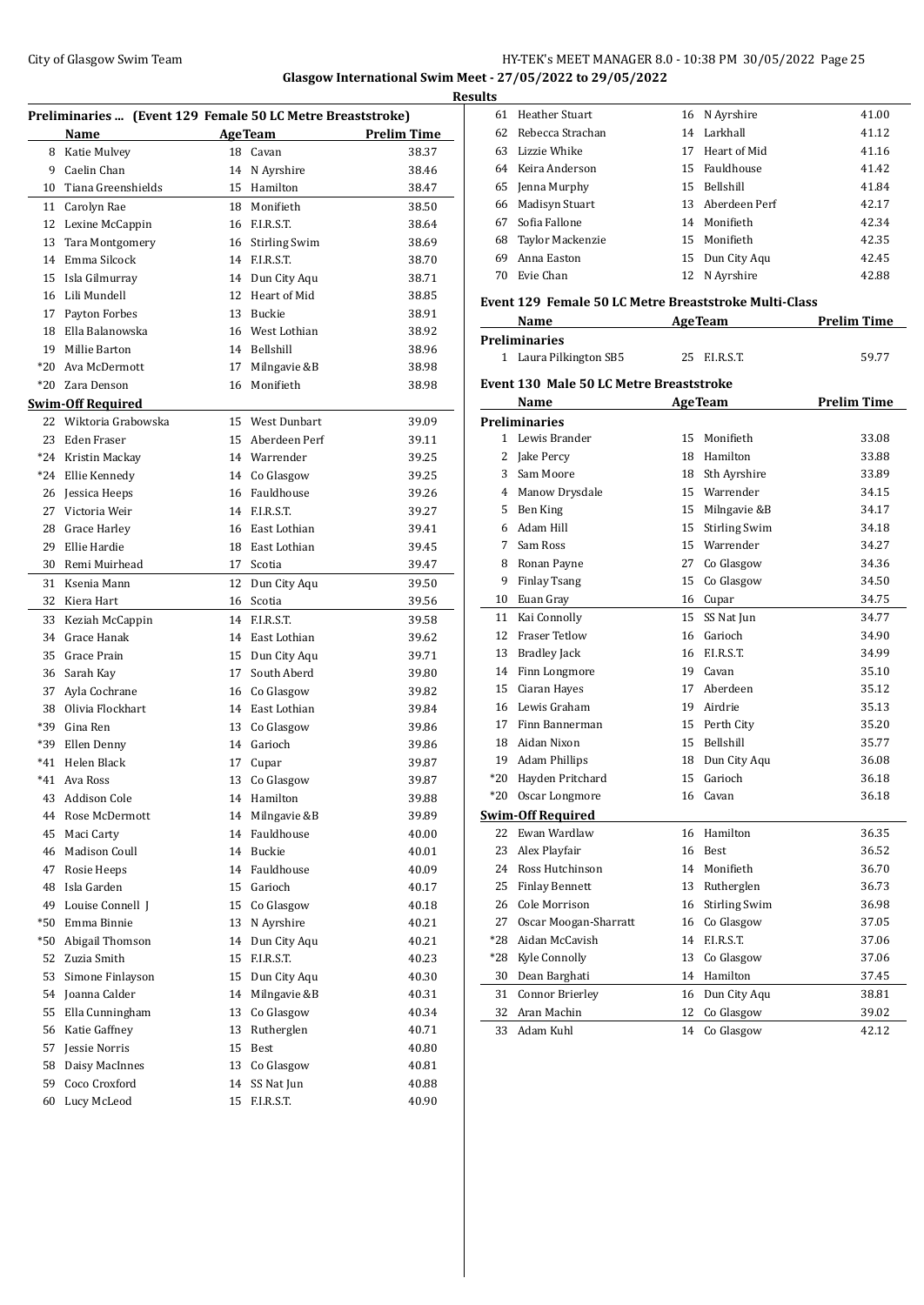**Glasgow International Swim Meet - 27/05/2022 to 29/05/2022**

**Results**

### Preliminaries ... (Event 129 Female 50 LC Metre Breaststroke)

| | Name | Age | Team | Prelim Time |
|---|---|---|---|---|
| 8 | Katie Mulvey | 18 | Cavan | 38.37 |
| 9 | Caelin Chan | 14 | N Ayrshire | 38.46 |
| 10 | Tiana Greenshields | 15 | Hamilton | 38.47 |
| 11 | Carolyn Rae | 18 | Monifieth | 38.50 |
| 12 | Lexine McCappin | 16 | F.I.R.S.T. | 38.64 |
| 13 | Tara Montgomery | 16 | Stirling Swim | 38.69 |
| 14 | Emma Silcock | 14 | F.I.R.S.T. | 38.70 |
| 15 | Isla Gilmurray | 14 | Dun City Aqu | 38.71 |
| 16 | Lili Mundell | 12 | Heart of Mid | 38.85 |
| 17 | Payton Forbes | 13 | Buckie | 38.91 |
| 18 | Ella Balanowska | 16 | West Lothian | 38.92 |
| 19 | Millie Barton | 14 | Bellshill | 38.96 |
| *20 | Ava McDermott | 17 | Milngavie &B | 38.98 |
| *20 | Zara Denson | 16 | Monifieth | 38.98 |
| **Swim-Off Required** | | | | |
| 22 | Wiktoria Grabowska | 15 | West Dunbart | 39.09 |
| 23 | Eden Fraser | 15 | Aberdeen Perf | 39.11 |
| *24 | Kristin Mackay | 14 | Warrender | 39.25 |
| *24 | Ellie Kennedy | 14 | Co Glasgow | 39.25 |
| 26 | Jessica Heeps | 16 | Fauldhouse | 39.26 |
| 27 | Victoria Weir | 14 | F.I.R.S.T. | 39.27 |
| 28 | Grace Harley | 16 | East Lothian | 39.41 |
| 29 | Ellie Hardie | 18 | East Lothian | 39.45 |
| 30 | Remi Muirhead | 17 | Scotia | 39.47 |
| 31 | Ksenia Mann | 12 | Dun City Aqu | 39.50 |
| 32 | Kiera Hart | 16 | Scotia | 39.56 |
| 33 | Keziah McCappin | 14 | F.I.R.S.T. | 39.58 |
| 34 | Grace Hanak | 14 | East Lothian | 39.62 |
| 35 | Grace Prain | 15 | Dun City Aqu | 39.71 |
| 36 | Sarah Kay | 17 | South Aberd | 39.80 |
| 37 | Ayla Cochrane | 16 | Co Glasgow | 39.82 |
| 38 | Olivia Flockhart | 14 | East Lothian | 39.84 |
| *39 | Gina Ren | 13 | Co Glasgow | 39.86 |
| *39 | Ellen Denny | 14 | Garioch | 39.86 |
| *41 | Helen Black | 17 | Cupar | 39.87 |
| *41 | Ava Ross | 13 | Co Glasgow | 39.87 |
| 43 | Addison Cole | 14 | Hamilton | 39.88 |
| 44 | Rose McDermott | 14 | Milngavie &B | 39.89 |
| 45 | Maci Carty | 14 | Fauldhouse | 40.00 |
| 46 | Madison Coull | 14 | Buckie | 40.01 |
| 47 | Rosie Heeps | 14 | Fauldhouse | 40.09 |
| 48 | Isla Garden | 15 | Garioch | 40.17 |
| 49 | Louise Connell J | 15 | Co Glasgow | 40.18 |
| *50 | Emma Binnie | 13 | N Ayrshire | 40.21 |
| *50 | Abigail Thomson | 14 | Dun City Aqu | 40.21 |
| 52 | Zuzia Smith | 15 | F.I.R.S.T. | 40.23 |
| 53 | Simone Finlayson | 15 | Dun City Aqu | 40.30 |
| 54 | Joanna Calder | 14 | Milngavie &B | 40.31 |
| 55 | Ella Cunningham | 13 | Co Glasgow | 40.34 |
| 56 | Katie Gaffney | 13 | Rutherglen | 40.71 |
| 57 | Jessie Norris | 15 | Best | 40.80 |
| 58 | Daisy MacInnes | 13 | Co Glasgow | 40.81 |
| 59 | Coco Croxford | 14 | SS Nat Jun | 40.88 |
| 60 | Lucy McLeod | 15 | F.I.R.S.T. | 40.90 |
| 61 | Heather Stuart | 16 | N Ayrshire | 41.00 |
| 62 | Rebecca Strachan | 14 | Larkhall | 41.12 |
| 63 | Lizzie Whike | 17 | Heart of Mid | 41.16 |
| 64 | Keira Anderson | 15 | Fauldhouse | 41.42 |
| 65 | Jenna Murphy | 15 | Bellshill | 41.84 |
| 66 | Madisyn Stuart | 13 | Aberdeen Perf | 42.17 |
| 67 | Sofia Fallone | 14 | Monifieth | 42.34 |
| 68 | Taylor Mackenzie | 15 | Monifieth | 42.35 |
| 69 | Anna Easton | 15 | Dun City Aqu | 42.45 |
| 70 | Evie Chan | 12 | N Ayrshire | 42.88 |

### Event 129 Female 50 LC Metre Breaststroke Multi-Class

| | Name | Age | Team | Prelim Time |
|---|---|---|---|---|
| **Preliminaries** | | | | |
| 1 | Laura Pilkington SB5 | 25 | F.I.R.S.T. | 59.77 |

### Event 130 Male 50 LC Metre Breaststroke

| | Name | Age | Team | Prelim Time |
|---|---|---|---|---|
| **Preliminaries** | | | | |
| 1 | Lewis Brander | 15 | Monifieth | 33.08 |
| 2 | Jake Percy | 18 | Hamilton | 33.88 |
| 3 | Sam Moore | 18 | Sth Ayrshire | 33.89 |
| 4 | Manow Drysdale | 15 | Warrender | 34.15 |
| 5 | Ben King | 15 | Milngavie &B | 34.17 |
| 6 | Adam Hill | 15 | Stirling Swim | 34.18 |
| 7 | Sam Ross | 15 | Warrender | 34.27 |
| 8 | Ronan Payne | 27 | Co Glasgow | 34.36 |
| 9 | Finlay Tsang | 15 | Co Glasgow | 34.50 |
| 10 | Euan Gray | 16 | Cupar | 34.75 |
| 11 | Kai Connolly | 15 | SS Nat Jun | 34.77 |
| 12 | Fraser Tetlow | 16 | Garioch | 34.90 |
| 13 | Bradley Jack | 16 | F.I.R.S.T. | 34.99 |
| 14 | Finn Longmore | 19 | Cavan | 35.10 |
| 15 | Ciaran Hayes | 17 | Aberdeen | 35.12 |
| 16 | Lewis Graham | 19 | Airdrie | 35.13 |
| 17 | Finn Bannerman | 15 | Perth City | 35.20 |
| 18 | Aidan Nixon | 15 | Bellshill | 35.77 |
| 19 | Adam Phillips | 18 | Dun City Aqu | 36.08 |
| *20 | Hayden Pritchard | 15 | Garioch | 36.18 |
| *20 | Oscar Longmore | 16 | Cavan | 36.18 |
| **Swim-Off Required** | | | | |
| 22 | Ewan Wardlaw | 16 | Hamilton | 36.35 |
| 23 | Alex Playfair | 16 | Best | 36.52 |
| 24 | Ross Hutchinson | 14 | Monifieth | 36.70 |
| 25 | Finlay Bennett | 13 | Rutherglen | 36.73 |
| 26 | Cole Morrison | 16 | Stirling Swim | 36.98 |
| 27 | Oscar Moogan-Sharratt | 16 | Co Glasgow | 37.05 |
| *28 | Aidan McCavish | 14 | F.I.R.S.T. | 37.06 |
| *28 | Kyle Connolly | 13 | Co Glasgow | 37.06 |
| 30 | Dean Barghati | 14 | Hamilton | 37.45 |
| 31 | Connor Brierley | 16 | Dun City Aqu | 38.81 |
| 32 | Aran Machin | 12 | Co Glasgow | 39.02 |
| 33 | Adam Kuhl | 14 | Co Glasgow | 42.12 |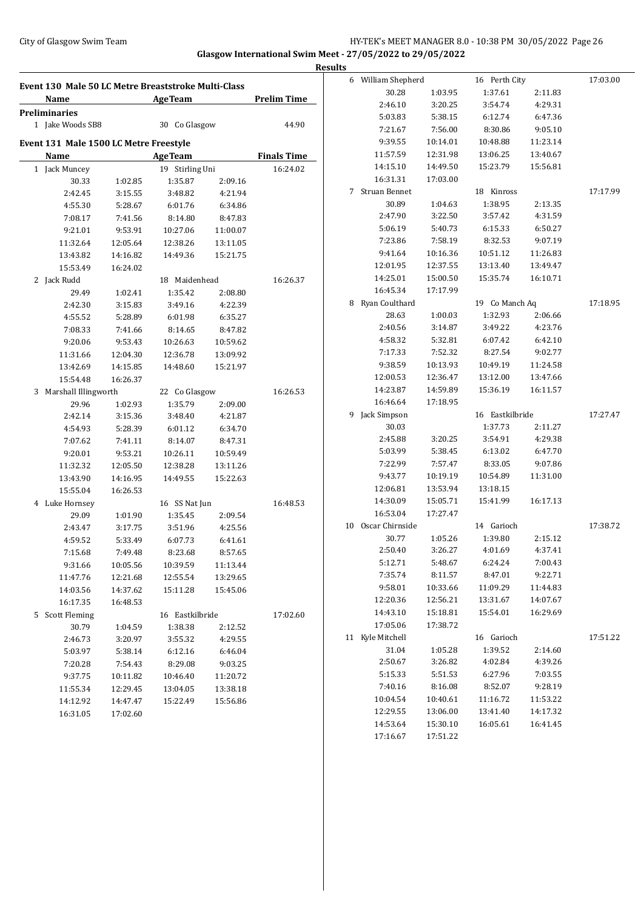**Glasgow International Swim Meet - 27/05/2022 to 29/05/2022**

**Results**

## Event 130 Male 50 LC Metre Breaststroke Multi-Class

| Name | Age | Team | Prelim Time |
|---|---|---|---|
| **Preliminaries** | | | |
| 1 Jake Woods SB8 | 30 | Co Glasgow | 44.90 |

## Event 131 Male 1500 LC Metre Freestyle

| Name | Age | Team | Finals Time |
|---|---|---|---|
| 1 Jack Muncey | 19 | Stirling Uni | 16:24.02 |

30.33, 1:02.85, 1:35.87, 2:09.16, 2:42.45, 3:15.55, 3:48.82, 4:21.94, 4:55.30, 5:28.67, 6:01.76, 6:34.86, 7:08.17, 7:41.56, 8:14.80, 8:47.83, 9:21.01, 9:53.91, 10:27.06, 11:00.07, 11:32.64, 12:05.64, 12:38.26, 13:11.05, 13:43.82, 14:16.82, 14:49.36, 15:21.75, 15:53.49, 16:24.02

| Name | Age | Team | Finals Time |
|---|---|---|---|
| 2 Jack Rudd | 18 | Maidenhead | 16:26.37 |

29.49, 1:02.41, 1:35.42, 2:08.80, 2:42.30, 3:15.83, 3:49.16, 4:22.39, 4:55.52, 5:28.89, 6:01.98, 6:35.27, 7:08.33, 7:41.66, 8:14.65, 8:47.82, 9:20.06, 9:53.43, 10:26.63, 10:59.62, 11:31.66, 12:04.30, 12:36.78, 13:09.92, 13:42.69, 14:15.85, 14:48.60, 15:21.97, 15:54.48, 16:26.37

| Name | Age | Team | Finals Time |
|---|---|---|---|
| 3 Marshall Illingworth | 22 | Co Glasgow | 16:26.53 |

29.96, 1:02.93, 1:35.79, 2:09.00, 2:42.14, 3:15.36, 3:48.40, 4:21.87, 4:54.93, 5:28.39, 6:01.12, 6:34.70, 7:07.62, 7:41.11, 8:14.07, 8:47.31, 9:20.01, 9:53.21, 10:26.11, 10:59.49, 11:32.32, 12:05.50, 12:38.28, 13:11.26, 13:43.90, 14:16.95, 14:49.55, 15:22.63, 15:55.04, 16:26.53

| Name | Age | Team | Finals Time |
|---|---|---|---|
| 4 Luke Hornsey | 16 | SS Nat Jun | 16:48.53 |

29.09, 1:01.90, 1:35.45, 2:09.54, 2:43.47, 3:17.75, 3:51.96, 4:25.56, 4:59.52, 5:33.49, 6:07.73, 6:41.61, 7:15.68, 7:49.48, 8:23.68, 8:57.65, 9:31.66, 10:05.56, 10:39.59, 11:13.44, 11:47.76, 12:21.68, 12:55.54, 13:29.65, 14:03.56, 14:37.62, 15:11.28, 15:45.06, 16:17.35, 16:48.53

| Name | Age | Team | Finals Time |
|---|---|---|---|
| 5 Scott Fleming | 16 | Eastkilbride | 17:02.60 |

30.79, 1:04.59, 1:38.38, 2:12.52, 2:46.73, 3:20.97, 3:55.32, 4:29.55, 5:03.97, 5:38.14, 6:12.16, 6:46.04, 7:20.28, 7:54.43, 8:29.08, 9:03.25, 9:37.75, 10:11.82, 10:46.40, 11:20.72, 11:55.34, 12:29.45, 13:04.05, 13:38.18, 14:12.92, 14:47.47, 15:22.49, 15:56.86, 16:31.05, 17:02.60

| Name | Age | Team | Finals Time |
|---|---|---|---|
| 6 William Shepherd | 16 | Perth City | 17:03.00 |

30.28, 1:03.95, 1:37.61, 2:11.83, 2:46.10, 3:20.25, 3:54.74, 4:29.31, 5:03.83, 5:38.15, 6:12.74, 6:47.36, 7:21.67, 7:56.00, 8:30.86, 9:05.10, 9:39.55, 10:14.01, 10:48.88, 11:23.14, 11:57.59, 12:31.98, 13:06.25, 13:40.67, 14:15.10, 14:49.50, 15:23.79, 15:56.81, 16:31.31, 17:03.00

| Name | Age | Team | Finals Time |
|---|---|---|---|
| 7 Struan Bennet | 18 | Kinross | 17:17.99 |

30.89, 1:04.63, 1:38.95, 2:13.35, 2:47.90, 3:22.50, 3:57.42, 4:31.59, 5:06.19, 5:40.73, 6:15.33, 6:50.27, 7:23.86, 7:58.19, 8:32.53, 9:07.19, 9:41.64, 10:16.36, 10:51.12, 11:26.83, 12:01.95, 12:37.55, 13:13.40, 13:49.47, 14:25.01, 15:00.50, 15:35.74, 16:10.71, 16:45.34, 17:17.99

| Name | Age | Team | Finals Time |
|---|---|---|---|
| 8 Ryan Coulthard | 19 | Co Manch Aq | 17:18.95 |

28.63, 1:00.03, 1:32.93, 2:06.66, 2:40.56, 3:14.87, 3:49.22, 4:23.76, 4:58.32, 5:32.81, 6:07.42, 6:42.10, 7:17.33, 7:52.32, 8:27.54, 9:02.77, 9:38.59, 10:13.93, 10:49.19, 11:24.58, 12:00.53, 12:36.47, 13:12.00, 13:47.66, 14:23.87, 14:59.89, 15:36.19, 16:11.57, 16:46.64, 17:18.95

| Name | Age | Team | Finals Time |
|---|---|---|---|
| 9 Jack Simpson | 16 | Eastkilbride | 17:27.47 |

30.03, 1:37.73, 2:11.27, 2:45.88, 3:20.25, 3:54.91, 4:29.38, 5:03.99, 5:38.45, 6:13.02, 6:47.70, 7:22.99, 7:57.47, 8:33.05, 9:07.86, 9:43.77, 10:19.19, 10:54.89, 11:31.00, 12:06.81, 13:53.94, 13:18.15, 14:30.09, 15:05.71, 15:41.99, 16:17.13, 16:53.04, 17:27.47

| Name | Age | Team | Finals Time |
|---|---|---|---|
| 10 Oscar Chirnside | 14 | Garioch | 17:38.72 |

30.77, 1:05.26, 1:39.80, 2:15.12, 2:50.40, 3:26.27, 4:01.69, 4:37.41, 5:12.71, 5:48.67, 6:24.24, 7:00.43, 7:35.74, 8:11.57, 8:47.01, 9:22.71, 9:58.01, 10:33.66, 11:09.29, 11:44.83, 12:20.36, 12:56.21, 13:31.67, 14:07.67, 14:43.10, 15:18.81, 15:54.01, 16:29.69, 17:05.06, 17:38.72

| Name | Age | Team | Finals Time |
|---|---|---|---|
| 11 Kyle Mitchell | 16 | Garioch | 17:51.22 |

31.04, 1:05.28, 1:39.52, 2:14.60, 2:50.67, 3:26.82, 4:02.84, 4:39.26, 5:15.33, 5:51.53, 6:27.96, 7:03.55, 7:40.16, 8:16.08, 8:52.07, 9:28.19, 10:04.54, 10:40.61, 11:16.72, 11:53.22, 12:29.55, 13:06.00, 13:41.40, 14:17.32, 14:53.64, 15:30.10, 16:05.61, 16:41.45, 17:16.67, 17:51.22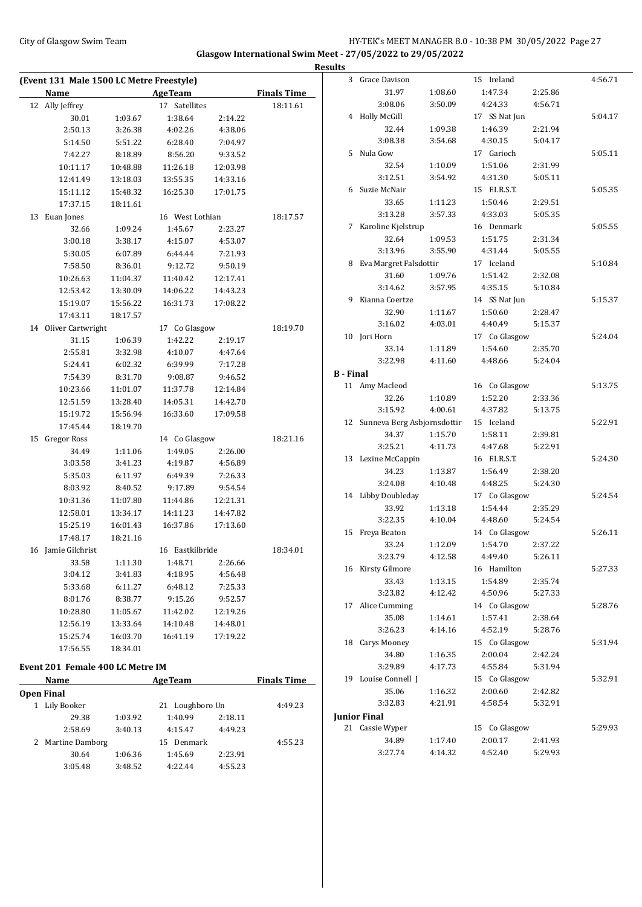## Glasgow International Swim Meet - 27/05/2022 to 29/05/2022

### Results

#### (Event 131 Male 1500 LC Metre Freestyle)

| Name | | AgeTeam | | Finals Time |
|---|---|---|---|---|
| 12 Ally Jeffrey | | 17 Satellites | | 18:11.61 |
| 30.01 | 1:03.67 | 1:38.64 | 2:14.22 | |
| 2:50.13 | 3:26.38 | 4:02.26 | 4:38.06 | |
| 5:14.50 | 5:51.22 | 6:28.40 | 7:04.97 | |
| 7:42.27 | 8:18.89 | 8:56.20 | 9:33.52 | |
| 10:11.17 | 10:48.88 | 11:26.18 | 12:03.98 | |
| 12:41.49 | 13:18.03 | 13:55.35 | 14:33.16 | |
| 15:11.12 | 15:48.32 | 16:25.30 | 17:01.75 | |
| 17:37.15 | 18:11.61 | | | |
| 13 Euan Jones | | 16 West Lothian | | 18:17.57 |
| 32.66 | 1:09.24 | 1:45.67 | 2:23.27 | |
| 3:00.18 | 3:38.17 | 4:15.07 | 4:53.07 | |
| 5:30.05 | 6:07.89 | 6:44.44 | 7:21.93 | |
| 7:58.50 | 8:36.01 | 9:12.72 | 9:50.19 | |
| 10:26.63 | 11:04.37 | 11:40.42 | 12:17.41 | |
| 12:53.42 | 13:30.09 | 14:06.22 | 14:43.23 | |
| 15:19.07 | 15:56.22 | 16:31.73 | 17:08.22 | |
| 17:43.11 | 18:17.57 | | | |
| 14 Oliver Cartwright | | 17 Co Glasgow | | 18:19.70 |
| 31.15 | 1:06.39 | 1:42.22 | 2:19.17 | |
| 2:55.81 | 3:32.98 | 4:10.07 | 4:47.64 | |
| 5:24.41 | 6:02.32 | 6:39.99 | 7:17.28 | |
| 7:54.39 | 8:31.70 | 9:08.87 | 9:46.52 | |
| 10:23.66 | 11:01.07 | 11:37.78 | 12:14.84 | |
| 12:51.59 | 13:28.40 | 14:05.31 | 14:42.70 | |
| 15:19.72 | 15:56.94 | 16:33.60 | 17:09.58 | |
| 17:45.44 | 18:19.70 | | | |
| 15 Gregor Ross | | 14 Co Glasgow | | 18:21.16 |
| 34.49 | 1:11.06 | 1:49.05 | 2:26.00 | |
| 3:03.58 | 3:41.23 | 4:19.87 | 4:56.89 | |
| 5:35.03 | 6:11.97 | 6:49.39 | 7:26.33 | |
| 8:03.92 | 8:40.52 | 9:17.89 | 9:54.54 | |
| 10:31.36 | 11:07.80 | 11:44.86 | 12:21.31 | |
| 12:58.01 | 13:34.17 | 14:11.23 | 14:47.82 | |
| 15:25.19 | 16:01.43 | 16:37.86 | 17:13.60 | |
| 17:48.17 | 18:21.16 | | | |
| 16 Jamie Gilchrist | | 16 Eastkilbride | | 18:34.01 |
| 33.58 | 1:11.30 | 1:48.71 | 2:26.66 | |
| 3:04.12 | 3:41.83 | 4:18.95 | 4:56.48 | |
| 5:33.68 | 6:11.27 | 6:48.12 | 7:25.33 | |
| 8:01.76 | 8:38.77 | 9:15.26 | 9:52.57 | |
| 10:28.80 | 11:05.67 | 11:42.02 | 12:19.26 | |
| 12:56.19 | 13:33.64 | 14:10.48 | 14:48.01 | |
| 15:25.74 | 16:03.70 | 16:41.19 | 17:19.22 | |
| 17:56.55 | 18:34.01 | | | |

#### Event 201 Female 400 LC Metre IM

| Name | | AgeTeam | | Finals Time |
|---|---|---|---|---|
| **Open Final** | | | | |
| 1 Lily Booker | | 21 Loughboro Un | | 4:49.23 |
| 29.38 | 1:03.92 | 1:40.99 | 2:18.11 | |
| 2:58.69 | 3:40.13 | 4:15.47 | 4:49.23 | |
| 2 Martine Damborg | | 15 Denmark | | 4:55.23 |
| 30.64 | 1:06.36 | 1:45.69 | 2:23.91 | |
| 3:05.48 | 3:48.52 | 4:22.44 | 4:55.23 | |
| 3 Grace Davison | | 15 Ireland | | 4:56.71 |
| 31.97 | 1:08.60 | 1:47.34 | 2:25.86 | |
| 3:08.06 | 3:50.09 | 4:24.33 | 4:56.71 | |
| 4 Holly McGill | | 17 SS Nat Jun | | 5:04.17 |
| 32.44 | 1:09.38 | 1:46.39 | 2:21.94 | |
| 3:08.38 | 3:54.68 | 4:30.15 | 5:04.17 | |
| 5 Nula Gow | | 17 Garioch | | 5:05.11 |
| 32.54 | 1:10.09 | 1:51.06 | 2:31.99 | |
| 3:12.51 | 3:54.92 | 4:31.30 | 5:05.11 | |
| 6 Suzie McNair | | 15 F.I.R.S.T. | | 5:05.35 |
| 33.65 | 1:11.23 | 1:50.46 | 2:29.51 | |
| 3:13.28 | 3:57.33 | 4:33.03 | 5:05.35 | |
| 7 Karoline Kjelstrup | | 16 Denmark | | 5:05.55 |
| 32.64 | 1:09.53 | 1:51.75 | 2:31.34 | |
| 3:13.96 | 3:55.90 | 4:31.44 | 5:05.55 | |
| 8 Eva Margret Falsdottir | | 17 Iceland | | 5:10.84 |
| 31.60 | 1:09.76 | 1:51.42 | 2:32.08 | |
| 3:14.62 | 3:57.95 | 4:35.15 | 5:10.84 | |
| 9 Kianna Coertze | | 14 SS Nat Jun | | 5:15.37 |
| 32.90 | 1:11.67 | 1:50.60 | 2:28.47 | |
| 3:16.02 | 4:03.01 | 4:40.49 | 5:15.37 | |
| 10 Jori Horn | | 17 Co Glasgow | | 5:24.04 |
| 33.14 | 1:11.89 | 1:54.60 | 2:35.70 | |
| 3:22.98 | 4:11.60 | 4:48.66 | 5:24.04 | |
| **B - Final** | | | | |
| 11 Amy Macleod | | 16 Co Glasgow | | 5:13.75 |
| 32.26 | 1:10.89 | 1:52.20 | 2:33.36 | |
| 3:15.92 | 4:00.61 | 4:37.82 | 5:13.75 | |
| 12 Sunneva Berg Asbjornsdottir | | 15 Iceland | | 5:22.91 |
| 34.37 | 1:15.70 | 1:58.11 | 2:39.81 | |
| 3:25.21 | 4:11.73 | 4:47.68 | 5:22.91 | |
| 13 Lexine McCappin | | 16 F.I.R.S.T. | | 5:24.30 |
| 34.23 | 1:13.87 | 1:56.49 | 2:38.20 | |
| 3:24.08 | 4:10.48 | 4:48.25 | 5:24.30 | |
| 14 Libby Doubleday | | 17 Co Glasgow | | 5:24.54 |
| 33.92 | 1:13.18 | 1:54.44 | 2:35.29 | |
| 3:22.35 | 4:10.04 | 4:48.60 | 5:24.54 | |
| 15 Freya Beaton | | 14 Co Glasgow | | 5:26.11 |
| 33.24 | 1:12.09 | 1:54.70 | 2:37.22 | |
| 3:23.79 | 4:12.58 | 4:49.40 | 5:26.11 | |
| 16 Kirsty Gilmore | | 16 Hamilton | | 5:27.33 |
| 33.43 | 1:13.15 | 1:54.89 | 2:35.74 | |
| 3:23.82 | 4:12.42 | 4:50.96 | 5:27.33 | |
| 17 Alice Cumming | | 14 Co Glasgow | | 5:28.76 |
| 35.08 | 1:14.61 | 1:57.41 | 2:38.64 | |
| 3:26.23 | 4:14.16 | 4:52.19 | 5:28.76 | |
| 18 Carys Mooney | | 15 Co Glasgow | | 5:31.94 |
| 34.80 | 1:16.35 | 2:00.04 | 2:42.24 | |
| 3:29.89 | 4:17.73 | 4:55.84 | 5:31.94 | |
| 19 Louise Connell J | | 15 Co Glasgow | | 5:32.91 |
| 35.06 | 1:16.32 | 2:00.60 | 2:42.82 | |
| 3:32.83 | 4:21.91 | 4:58.54 | 5:32.91 | |
| **Junior Final** | | | | |
| 21 Cassie Wyper | | 15 Co Glasgow | | 5:29.93 |
| 34.89 | 1:17.40 | 2:00.17 | 2:41.93 | |
| 3:27.74 | 4:14.32 | 4:52.40 | 5:29.93 | |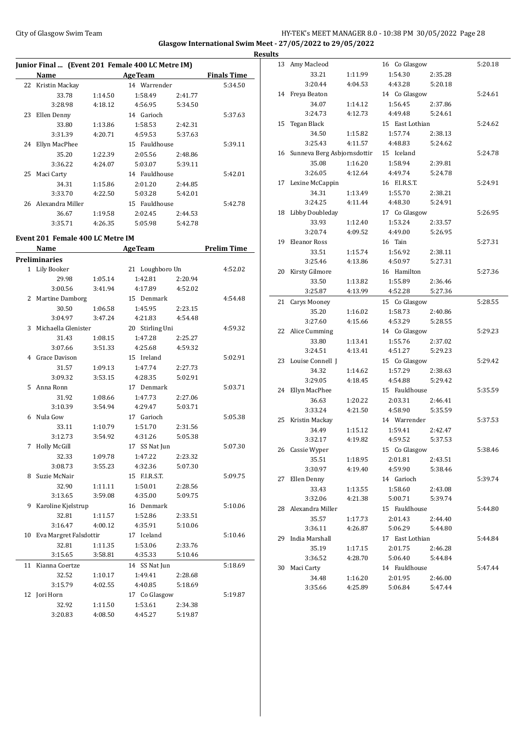Glasgow International Swim Meet - 27/05/2022 to 29/05/2022

Results

### Junior Final ... (Event 201 Female 400 LC Metre IM)

| | Name | Age | Team | Finals Time |
|---|---|---|---|---|
| 22 | Kristin Mackay | 14 | Warrender | 5:34.50 |
| | 33.78 1:14.50 1:58.49 2:41.77 | | | |
| | 3:28.98 4:18.12 4:56.95 5:34.50 | | | |
| 23 | Ellen Denny | 14 | Garioch | 5:37.63 |
| | 33.80 1:13.86 1:58.53 2:42.31 | | | |
| | 3:31.39 4:20.71 4:59.53 5:37.63 | | | |
| 24 | Ellyn MacPhee | 15 | Fauldhouse | 5:39.11 |
| | 35.20 1:22.39 2:05.56 2:48.86 | | | |
| | 3:36.22 4:24.07 5:03.07 5:39.11 | | | |
| 25 | Maci Carty | 14 | Fauldhouse | 5:42.01 |
| | 34.31 1:15.86 2:01.20 2:44.85 | | | |
| | 3:33.70 4:22.50 5:03.28 5:42.01 | | | |
| 26 | Alexandra Miller | 15 | Fauldhouse | 5:42.78 |
| | 36.67 1:19.58 2:02.45 2:44.53 | | | |
| | 3:35.71 4:26.35 5:05.98 5:42.78 | | | |

### Event 201 Female 400 LC Metre IM

**Preliminaries**

| | Name | Age | Team | Prelim Time |
|---|---|---|---|---|
| 1 | Lily Booker | 21 | Loughboro Un | 4:52.02 |
| | 29.98 1:05.14 1:42.81 2:20.94 | | | |
| | 3:00.56 3:41.94 4:17.89 4:52.02 | | | |
| 2 | Martine Damborg | 15 | Denmark | 4:54.48 |
| | 30.50 1:06.58 1:45.95 2:23.15 | | | |
| | 3:04.97 3:47.24 4:21.83 4:54.48 | | | |
| 3 | Michaella Glenister | 20 | Stirling Uni | 4:59.32 |
| | 31.43 1:08.15 1:47.28 2:25.27 | | | |
| | 3:07.66 3:51.33 4:25.68 4:59.32 | | | |
| 4 | Grace Davison | 15 | Ireland | 5:02.91 |
| | 31.57 1:09.13 1:47.74 2:27.73 | | | |
| | 3:09.32 3:53.15 4:28.35 5:02.91 | | | |
| 5 | Anna Ronn | 17 | Denmark | 5:03.71 |
| | 31.92 1:08.66 1:47.73 2:27.06 | | | |
| | 3:10.39 3:54.94 4:29.47 5:03.71 | | | |
| 6 | Nula Gow | 17 | Garioch | 5:05.38 |
| | 33.11 1:10.79 1:51.70 2:31.56 | | | |
| | 3:12.73 3:54.92 4:31.26 5:05.38 | | | |
| 7 | Holly McGill | 17 | SS Nat Jun | 5:07.30 |
| | 32.33 1:09.78 1:47.22 2:23.32 | | | |
| | 3:08.73 3:55.23 4:32.36 5:07.30 | | | |
| 8 | Suzie McNair | 15 | F.I.R.S.T. | 5:09.75 |
| | 32.90 1:11.11 1:50.01 2:28.56 | | | |
| | 3:13.65 3:59.08 4:35.00 5:09.75 | | | |
| 9 | Karoline Kjelstrup | 16 | Denmark | 5:10.06 |
| | 32.81 1:11.57 1:52.86 2:33.51 | | | |
| | 3:16.47 4:00.12 4:35.91 5:10.06 | | | |
| 10 | Eva Margret Falsdottir | 17 | Iceland | 5:10.46 |
| | 32.81 1:11.35 1:53.06 2:33.76 | | | |
| | 3:15.65 3:58.81 4:35.33 5:10.46 | | | |
| 11 | Kianna Coertze | 14 | SS Nat Jun | 5:18.69 |
| | 32.52 1:10.17 1:49.41 2:28.68 | | | |
| | 3:15.79 4:02.55 4:40.85 5:18.69 | | | |
| 12 | Jori Horn | 17 | Co Glasgow | 5:19.87 |
| | 32.92 1:11.50 1:53.61 2:34.38 | | | |
| | 3:20.83 4:08.50 4:45.27 5:19.87 | | | |
| 13 | Amy Macleod | 16 | Co Glasgow | 5:20.18 |
| | 33.21 1:11.99 1:54.30 2:35.28 | | | |
| | 3:20.44 4:04.53 4:43.28 5:20.18 | | | |
| 14 | Freya Beaton | 14 | Co Glasgow | 5:24.61 |
| | 34.07 1:14.12 1:56.45 2:37.86 | | | |
| | 3:24.73 4:12.73 4:49.48 5:24.61 | | | |
| 15 | Tegan Black | 15 | East Lothian | 5:24.62 |
| | 34.50 1:15.82 1:57.74 2:38.13 | | | |
| | 3:25.43 4:11.57 4:48.83 5:24.62 | | | |
| 16 | Sunneva Berg Asbjornsdottir | 15 | Iceland | 5:24.78 |
| | 35.08 1:16.20 1:58.94 2:39.81 | | | |
| | 3:26.05 4:12.64 4:49.74 5:24.78 | | | |
| 17 | Lexine McCappin | 16 | F.I.R.S.T. | 5:24.91 |
| | 34.31 1:13.49 1:55.70 2:38.21 | | | |
| | 3:24.25 4:11.44 4:48.30 5:24.91 | | | |
| 18 | Libby Doubleday | 17 | Co Glasgow | 5:26.95 |
| | 33.93 1:12.40 1:53.24 2:33.57 | | | |
| | 3:20.74 4:09.52 4:49.00 5:26.95 | | | |
| 19 | Eleanor Ross | 16 | Tain | 5:27.31 |
| | 33.51 1:15.74 1:56.92 2:38.11 | | | |
| | 3:25.46 4:13.86 4:50.97 5:27.31 | | | |
| 20 | Kirsty Gilmore | 16 | Hamilton | 5:27.36 |
| | 33.50 1:13.82 1:55.89 2:36.46 | | | |
| | 3:25.87 4:13.99 4:52.28 5:27.36 | | | |
| 21 | Carys Mooney | 15 | Co Glasgow | 5:28.55 |
| | 35.20 1:16.02 1:58.73 2:40.86 | | | |
| | 3:27.60 4:15.66 4:53.29 5:28.55 | | | |
| 22 | Alice Cumming | 14 | Co Glasgow | 5:29.23 |
| | 33.80 1:13.41 1:55.76 2:37.02 | | | |
| | 3:24.51 4:13.41 4:51.27 5:29.23 | | | |
| 23 | Louise Connell J | 15 | Co Glasgow | 5:29.42 |
| | 34.32 1:14.62 1:57.29 2:38.63 | | | |
| | 3:29.05 4:18.45 4:54.88 5:29.42 | | | |
| 24 | Ellyn MacPhee | 15 | Fauldhouse | 5:35.59 |
| | 36.63 1:20.22 2:03.31 2:46.41 | | | |
| | 3:33.24 4:21.50 4:58.90 5:35.59 | | | |
| 25 | Kristin Mackay | 14 | Warrender | 5:37.53 |
| | 34.49 1:15.12 1:59.41 2:42.47 | | | |
| | 3:32.17 4:19.82 4:59.52 5:37.53 | | | |
| 26 | Cassie Wyper | 15 | Co Glasgow | 5:38.46 |
| | 35.51 1:18.95 2:01.81 2:43.51 | | | |
| | 3:30.97 4:19.40 4:59.90 5:38.46 | | | |
| 27 | Ellen Denny | 14 | Garioch | 5:39.74 |
| | 33.43 1:13.55 1:58.60 2:43.08 | | | |
| | 3:32.06 4:21.38 5:00.71 5:39.74 | | | |
| 28 | Alexandra Miller | 15 | Fauldhouse | 5:44.80 |
| | 35.57 1:17.73 2:01.43 2:44.40 | | | |
| | 3:36.11 4:26.87 5:06.29 5:44.80 | | | |
| 29 | India Marshall | 17 | East Lothian | 5:44.84 |
| | 35.19 1:17.15 2:01.75 2:46.28 | | | |
| | 3:36.52 4:28.70 5:06.40 5:44.84 | | | |
| 30 | Maci Carty | 14 | Fauldhouse | 5:47.44 |
| | 34.48 1:16.20 2:01.95 2:46.00 | | | |
| | 3:35.66 4:25.89 5:06.84 5:47.44 | | | |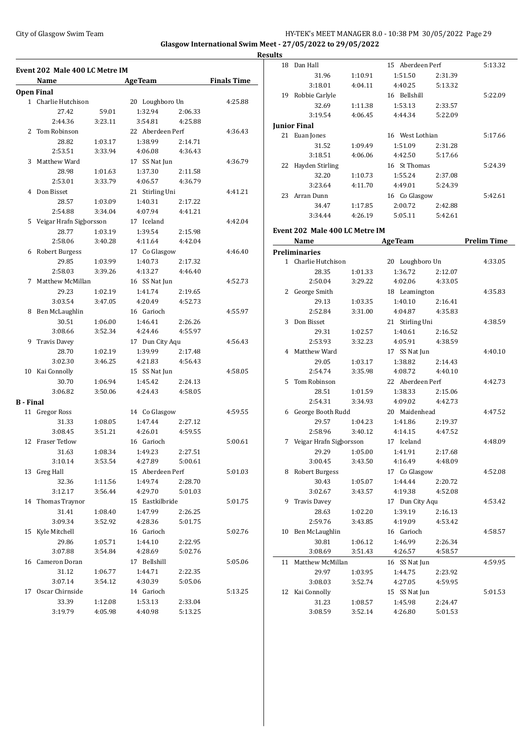Glasgow International Swim Meet - 27/05/2022 to 29/05/2022

Results

### Event 202 Male 400 LC Metre IM

| Name | | AgeTeam | | Finals Time |
|---|---|---|---|---|
| **Open Final** | | | | |
| 1 Charlie Hutchison | | 20 Loughboro Un | | 4:25.88 |
| 27.42 | 59.01 | 1:32.94 | 2:06.33 | |
| 2:44.36 | 3:23.11 | 3:54.81 | 4:25.88 | |
| 2 Tom Robinson | | 22 Aberdeen Perf | | 4:36.43 |
| 28.82 | 1:03.17 | 1:38.99 | 2:14.71 | |
| 2:53.51 | 3:33.94 | 4:06.08 | 4:36.43 | |
| 3 Matthew Ward | | 17 SS Nat Jun | | 4:36.79 |
| 28.98 | 1:01.63 | 1:37.30 | 2:11.58 | |
| 2:53.01 | 3:33.79 | 4:06.57 | 4:36.79 | |
| 4 Don Bisset | | 21 Stirling Uni | | 4:41.21 |
| 28.57 | 1:03.09 | 1:40.31 | 2:17.22 | |
| 2:54.88 | 3:34.04 | 4:07.94 | 4:41.21 | |
| 5 Veigar Hrafn Sigþorsson | | 17 Iceland | | 4:42.04 |
| 28.77 | 1:03.19 | 1:39.54 | 2:15.98 | |
| 2:58.06 | 3:40.28 | 4:11.64 | 4:42.04 | |
| 6 Robert Burgess | | 17 Co Glasgow | | 4:46.40 |
| 29.85 | 1:03.99 | 1:40.73 | 2:17.32 | |
| 2:58.03 | 3:39.26 | 4:13.27 | 4:46.40 | |
| 7 Matthew McMillan | | 16 SS Nat Jun | | 4:52.73 |
| 29.23 | 1:02.19 | 1:41.74 | 2:19.65 | |
| 3:03.54 | 3:47.05 | 4:20.49 | 4:52.73 | |
| 8 Ben McLaughlin | | 16 Garioch | | 4:55.97 |
| 30.51 | 1:06.00 | 1:46.41 | 2:26.26 | |
| 3:08.66 | 3:52.34 | 4:24.46 | 4:55.97 | |
| 9 Travis Davey | | 17 Dun City Aqu | | 4:56.43 |
| 28.70 | 1:02.19 | 1:39.99 | 2:17.48 | |
| 3:02.30 | 3:46.25 | 4:21.83 | 4:56.43 | |
| 10 Kai Connolly | | 15 SS Nat Jun | | 4:58.05 |
| 30.70 | 1:06.94 | 1:45.42 | 2:24.13 | |
| 3:06.82 | 3:50.06 | 4:24.43 | 4:58.05 | |
| **B - Final** | | | | |
| 11 Gregor Ross | | 14 Co Glasgow | | 4:59.55 |
| 31.33 | 1:08.05 | 1:47.44 | 2:27.12 | |
| 3:08.45 | 3:51.21 | 4:26.01 | 4:59.55 | |
| 12 Fraser Tetlow | | 16 Garioch | | 5:00.61 |
| 31.63 | 1:08.34 | 1:49.23 | 2:27.51 | |
| 3:10.14 | 3:53.54 | 4:27.89 | 5:00.61 | |
| 13 Greg Hall | | 15 Aberdeen Perf | | 5:01.03 |
| 32.36 | 1:11.56 | 1:49.74 | 2:28.70 | |
| 3:12.17 | 3:56.44 | 4:29.70 | 5:01.03 | |
| 14 Thomas Traynor | | 15 Eastkilbride | | 5:01.75 |
| 31.41 | 1:08.40 | 1:47.99 | 2:26.25 | |
| 3:09.34 | 3:52.92 | 4:28.36 | 5:01.75 | |
| 15 Kyle Mitchell | | 16 Garioch | | 5:02.76 |
| 29.86 | 1:05.71 | 1:44.10 | 2:22.95 | |
| 3:07.88 | 3:54.84 | 4:28.69 | 5:02.76 | |
| 16 Cameron Doran | | 17 Bellshill | | 5:05.06 |
| 31.12 | 1:06.77 | 1:44.71 | 2:22.35 | |
| 3:07.14 | 3:54.12 | 4:30.39 | 5:05.06 | |
| 17 Oscar Chirnside | | 14 Garioch | | 5:13.25 |
| 33.39 | 1:12.08 | 1:53.13 | 2:33.04 | |
| 3:19.79 | 4:05.98 | 4:40.98 | 5:13.25 | |
| 18 Dan Hall | | 15 Aberdeen Perf | | 5:13.32 |
| 31.96 | 1:10.91 | 1:51.50 | 2:31.39 | |
| 3:18.01 | 4:04.11 | 4:40.25 | 5:13.32 | |
| 19 Robbie Carlyle | | 16 Bellshill | | 5:22.09 |
| 32.69 | 1:11.38 | 1:53.13 | 2:33.57 | |
| 3:19.54 | 4:06.45 | 4:44.34 | 5:22.09 | |
| **Junior Final** | | | | |
| 21 Euan Jones | | 16 West Lothian | | 5:17.66 |
| 31.52 | 1:09.49 | 1:51.09 | 2:31.28 | |
| 3:18.51 | 4:06.06 | 4:42.50 | 5:17.66 | |
| 22 Hayden Stirling | | 16 St Thomas | | 5:24.39 |
| 32.20 | 1:10.73 | 1:55.24 | 2:37.08 | |
| 3:23.64 | 4:11.70 | 4:49.01 | 5:24.39 | |
| 23 Arran Dunn | | 16 Co Glasgow | | 5:42.61 |
| 34.47 | 1:17.85 | 2:00.72 | 2:42.88 | |
| 3:34.44 | 4:26.19 | 5:05.11 | 5:42.61 | |

### Event 202 Male 400 LC Metre IM

| Name | | AgeTeam | | Prelim Time |
|---|---|---|---|---|
| **Preliminaries** | | | | |
| 1 Charlie Hutchison | | 20 Loughboro Un | | 4:33.05 |
| 28.35 | 1:01.33 | 1:36.72 | 2:12.07 | |
| 2:50.04 | 3:29.22 | 4:02.06 | 4:33.05 | |
| 2 George Smith | | 18 Leamington | | 4:35.83 |
| 29.13 | 1:03.35 | 1:40.10 | 2:16.41 | |
| 2:52.84 | 3:31.00 | 4:04.87 | 4:35.83 | |
| 3 Don Bisset | | 21 Stirling Uni | | 4:38.59 |
| 29.31 | 1:02.57 | 1:40.61 | 2:16.52 | |
| 2:53.93 | 3:32.23 | 4:05.91 | 4:38.59 | |
| 4 Matthew Ward | | 17 SS Nat Jun | | 4:40.10 |
| 29.05 | 1:03.17 | 1:38.82 | 2:14.43 | |
| 2:54.74 | 3:35.98 | 4:08.72 | 4:40.10 | |
| 5 Tom Robinson | | 22 Aberdeen Perf | | 4:42.73 |
| 28.51 | 1:01.59 | 1:38.33 | 2:15.06 | |
| 2:54.31 | 3:34.93 | 4:09.02 | 4:42.73 | |
| 6 George Booth Rudd | | 20 Maidenhead | | 4:47.52 |
| 29.57 | 1:04.23 | 1:41.86 | 2:19.37 | |
| 2:58.96 | 3:40.12 | 4:14.15 | 4:47.52 | |
| 7 Veigar Hrafn Sigþorsson | | 17 Iceland | | 4:48.09 |
| 29.29 | 1:05.00 | 1:41.91 | 2:17.68 | |
| 3:00.45 | 3:43.50 | 4:16.49 | 4:48.09 | |
| 8 Robert Burgess | | 17 Co Glasgow | | 4:52.08 |
| 30.43 | 1:05.07 | 1:44.44 | 2:20.72 | |
| 3:02.67 | 3:43.57 | 4:19.38 | 4:52.08 | |
| 9 Travis Davey | | 17 Dun City Aqu | | 4:53.42 |
| 28.63 | 1:02.20 | 1:39.19 | 2:16.13 | |
| 2:59.76 | 3:43.85 | 4:19.09 | 4:53.42 | |
| 10 Ben McLaughlin | | 16 Garioch | | 4:58.57 |
| 30.81 | 1:06.12 | 1:46.99 | 2:26.34 | |
| 3:08.69 | 3:51.43 | 4:26.57 | 4:58.57 | |
| 11 Matthew McMillan | | 16 SS Nat Jun | | 4:59.95 |
| 29.97 | 1:03.95 | 1:44.75 | 2:23.92 | |
| 3:08.03 | 3:52.74 | 4:27.05 | 4:59.95 | |
| 12 Kai Connolly | | 15 SS Nat Jun | | 5:01.53 |
| 31.23 | 1:08.57 | 1:45.98 | 2:24.47 | |
| 3:08.59 | 3:52.14 | 4:26.80 | 5:01.53 | |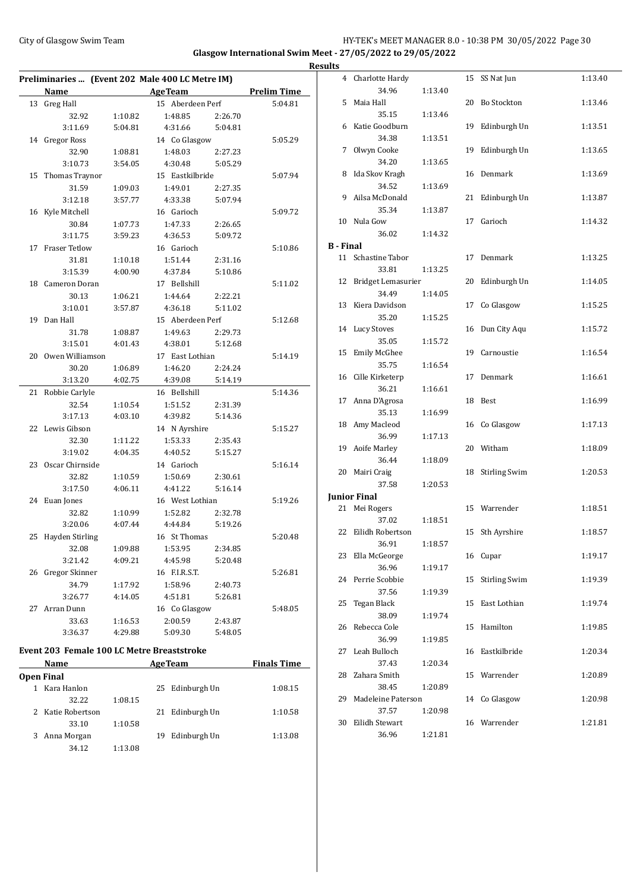## Glasgow International Swim Meet - 27/05/2022 to 29/05/2022

### Results

### Preliminaries ... (Event 202 Male 400 LC Metre IM)

| | Name | | AgeTeam | | Prelim Time |
|---|---|---|---|---|---|
| 13 | Greg Hall | | 15 Aberdeen Perf | | 5:04.81 |
| | 32.92 | 1:10.82 | 1:48.85 | 2:26.70 | |
| | 3:11.69 | 5:04.81 | 4:31.66 | 5:04.81 | |
| 14 | Gregor Ross | | 14 Co Glasgow | | 5:05.29 |
| | 32.90 | 1:08.81 | 1:48.03 | 2:27.23 | |
| | 3:10.73 | 3:54.05 | 4:30.48 | 5:05.29 | |
| 15 | Thomas Traynor | | 15 Eastkilbride | | 5:07.94 |
| | 31.59 | 1:09.03 | 1:49.01 | 2:27.35 | |
| | 3:12.18 | 3:57.77 | 4:33.38 | 5:07.94 | |
| 16 | Kyle Mitchell | | 16 Garioch | | 5:09.72 |
| | 30.84 | 1:07.73 | 1:47.33 | 2:26.65 | |
| | 3:11.75 | 3:59.23 | 4:36.53 | 5:09.72 | |
| 17 | Fraser Tetlow | | 16 Garioch | | 5:10.86 |
| | 31.81 | 1:10.18 | 1:51.44 | 2:31.16 | |
| | 3:15.39 | 4:00.90 | 4:37.84 | 5:10.86 | |
| 18 | Cameron Doran | | 17 Bellshill | | 5:11.02 |
| | 30.13 | 1:06.21 | 1:44.64 | 2:22.21 | |
| | 3:10.01 | 3:57.87 | 4:36.18 | 5:11.02 | |
| 19 | Dan Hall | | 15 Aberdeen Perf | | 5:12.68 |
| | 31.78 | 1:08.87 | 1:49.63 | 2:29.73 | |
| | 3:15.01 | 4:01.43 | 4:38.01 | 5:12.68 | |
| 20 | Owen Williamson | | 17 East Lothian | | 5:14.19 |
| | 30.20 | 1:06.89 | 1:46.20 | 2:24.24 | |
| | 3:13.20 | 4:02.75 | 4:39.08 | 5:14.19 | |
| 21 | Robbie Carlyle | | 16 Bellshill | | 5:14.36 |
| | 32.54 | 1:10.54 | 1:51.52 | 2:31.39 | |
| | 3:17.13 | 4:03.10 | 4:39.82 | 5:14.36 | |
| 22 | Lewis Gibson | | 14 N Ayrshire | | 5:15.27 |
| | 32.30 | 1:11.22 | 1:53.33 | 2:35.43 | |
| | 3:19.02 | 4:04.35 | 4:40.52 | 5:15.27 | |
| 23 | Oscar Chirnside | | 14 Garioch | | 5:16.14 |
| | 32.82 | 1:10.59 | 1:50.69 | 2:30.61 | |
| | 3:17.50 | 4:06.11 | 4:41.22 | 5:16.14 | |
| 24 | Euan Jones | | 16 West Lothian | | 5:19.26 |
| | 32.82 | 1:10.99 | 1:52.82 | 2:32.78 | |
| | 3:20.06 | 4:07.44 | 4:44.84 | 5:19.26 | |
| 25 | Hayden Stirling | | 16 St Thomas | | 5:20.48 |
| | 32.08 | 1:09.88 | 1:53.95 | 2:34.85 | |
| | 3:21.42 | 4:09.21 | 4:45.98 | 5:20.48 | |
| 26 | Gregor Skinner | | 16 F.I.R.S.T. | | 5:26.81 |
| | 34.79 | 1:17.92 | 1:58.96 | 2:40.73 | |
| | 3:26.77 | 4:14.05 | 4:51.81 | 5:26.81 | |
| 27 | Arran Dunn | | 16 Co Glasgow | | 5:48.05 |
| | 33.63 | 1:16.53 | 2:00.59 | 2:43.87 | |
| | 3:36.37 | 4:29.88 | 5:09.30 | 5:48.05 | |

### Event 203 Female 100 LC Metre Breaststroke

| | Name | | AgeTeam | Finals Time |
|---|---|---|---|---|
| **Open Final** | | | | |
| 1 | Kara Hanlon | | 25 Edinburgh Un | 1:08.15 |
| | 32.22 | 1:08.15 | | |
| 2 | Katie Robertson | | 21 Edinburgh Un | 1:10.58 |
| | 33.10 | 1:10.58 | | |
| 3 | Anna Morgan | | 19 Edinburgh Un | 1:13.08 |
| | 34.12 | 1:13.08 | | |
| 4 | Charlotte Hardy | | 15 SS Nat Jun | 1:13.40 |
| | 34.96 | 1:13.40 | | |
| 5 | Maia Hall | | 20 Bo Stockton | 1:13.46 |
| | 35.15 | 1:13.46 | | |
| 6 | Katie Goodburn | | 19 Edinburgh Un | 1:13.51 |
| | 34.38 | 1:13.51 | | |
| 7 | Olwyn Cooke | | 19 Edinburgh Un | 1:13.65 |
| | 34.20 | 1:13.65 | | |
| 8 | Ida Skov Kragh | | 16 Denmark | 1:13.69 |
| | 34.52 | 1:13.69 | | |
| 9 | Ailsa McDonald | | 21 Edinburgh Un | 1:13.87 |
| | 35.34 | 1:13.87 | | |
| 10 | Nula Gow | | 17 Garioch | 1:14.32 |
| | 36.02 | 1:14.32 | | |
| **B - Final** | | | | |
| 11 | Schastine Tabor | | 17 Denmark | 1:13.25 |
| | 33.81 | 1:13.25 | | |
| 12 | Bridget Lemasurier | | 20 Edinburgh Un | 1:14.05 |
| | 34.49 | 1:14.05 | | |
| 13 | Kiera Davidson | | 17 Co Glasgow | 1:15.25 |
| | 35.20 | 1:15.25 | | |
| 14 | Lucy Stoves | | 16 Dun City Aqu | 1:15.72 |
| | 35.05 | 1:15.72 | | |
| 15 | Emily McGhee | | 19 Carnoustie | 1:16.54 |
| | 35.75 | 1:16.54 | | |
| 16 | Cille Kirketerp | | 17 Denmark | 1:16.61 |
| | 36.21 | 1:16.61 | | |
| 17 | Anna D'Agrosa | | 18 Best | 1:16.99 |
| | 35.13 | 1:16.99 | | |
| 18 | Amy Macleod | | 16 Co Glasgow | 1:17.13 |
| | 36.99 | 1:17.13 | | |
| 19 | Aoife Marley | | 20 Witham | 1:18.09 |
| | 36.44 | 1:18.09 | | |
| 20 | Mairi Craig | | 18 Stirling Swim | 1:20.53 |
| | 37.58 | 1:20.53 | | |
| **Junior Final** | | | | |
| 21 | Mei Rogers | | 15 Warrender | 1:18.51 |
| | 37.02 | 1:18.51 | | |
| 22 | Eilidh Robertson | | 15 Sth Ayrshire | 1:18.57 |
| | 36.91 | 1:18.57 | | |
| 23 | Ella McGeorge | | 16 Cupar | 1:19.17 |
| | 36.96 | 1:19.17 | | |
| 24 | Perrie Scobbie | | 15 Stirling Swim | 1:19.39 |
| | 37.56 | 1:19.39 | | |
| 25 | Tegan Black | | 15 East Lothian | 1:19.74 |
| | 38.09 | 1:19.74 | | |
| 26 | Rebecca Cole | | 15 Hamilton | 1:19.85 |
| | 36.99 | 1:19.85 | | |
| 27 | Leah Bulloch | | 16 Eastkilbride | 1:20.34 |
| | 37.43 | 1:20.34 | | |
| 28 | Zahara Smith | | 15 Warrender | 1:20.89 |
| | 38.45 | 1:20.89 | | |
| 29 | Madeleine Paterson | | 14 Co Glasgow | 1:20.98 |
| | 37.57 | 1:20.98 | | |
| 30 | Eilidh Stewart | | 16 Warrender | 1:21.81 |
| | 36.96 | 1:21.81 | | |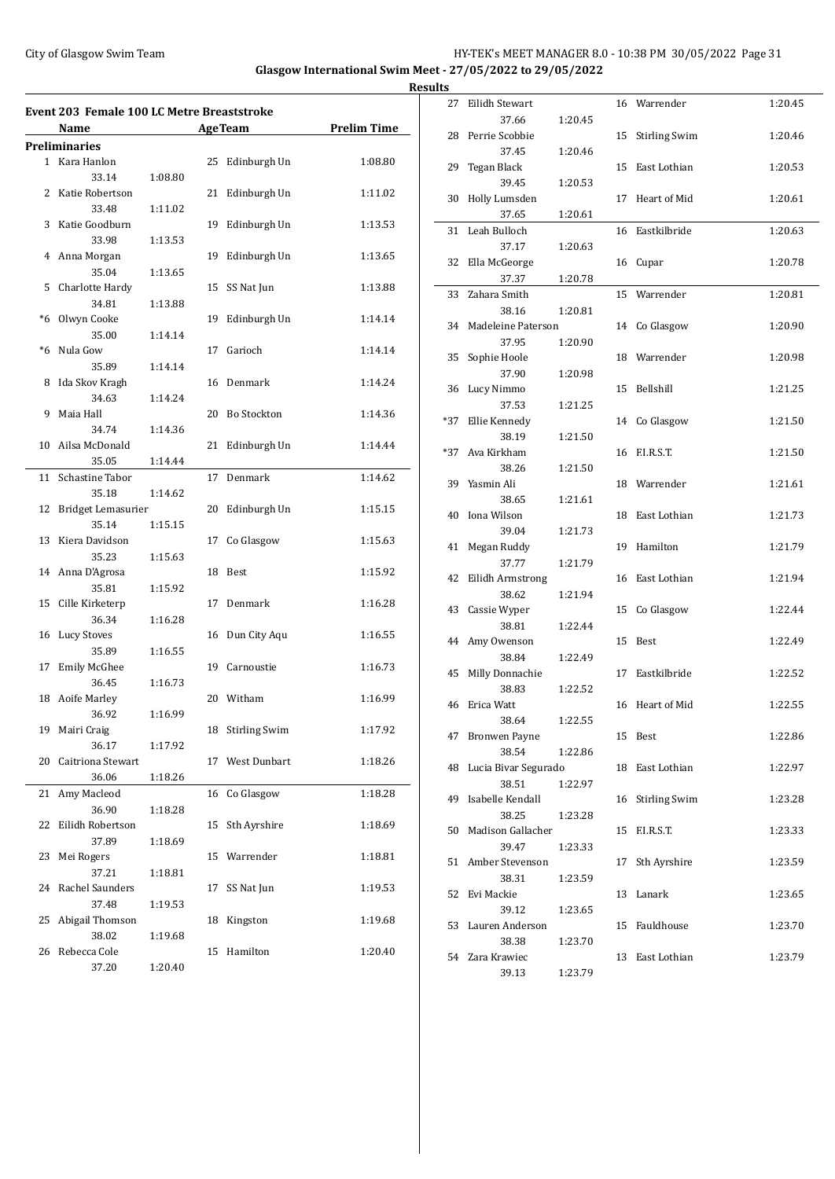**Glasgow International Swim Meet - 27/05/2022 to 29/05/2022**

**Results**

## Event 203 Female 100 LC Metre Breaststroke

**Preliminaries**

| | Name | Age | Team | Prelim Time | Split 50 | Split 100 |
|---|---|---|---|---|---|---|
| 1 | Kara Hanlon | 25 | Edinburgh Un | 1:08.80 | 33.14 | 1:08.80 |
| 2 | Katie Robertson | 21 | Edinburgh Un | 1:11.02 | 33.48 | 1:11.02 |
| 3 | Katie Goodburn | 19 | Edinburgh Un | 1:13.53 | 33.98 | 1:13.53 |
| 4 | Anna Morgan | 19 | Edinburgh Un | 1:13.65 | 35.04 | 1:13.65 |
| 5 | Charlotte Hardy | 15 | SS Nat Jun | 1:13.88 | 34.81 | 1:13.88 |
| *6 | Olwyn Cooke | 19 | Edinburgh Un | 1:14.14 | 35.00 | 1:14.14 |
| *6 | Nula Gow | 17 | Garioch | 1:14.14 | 35.89 | 1:14.14 |
| 8 | Ida Skov Kragh | 16 | Denmark | 1:14.24 | 34.63 | 1:14.24 |
| 9 | Maia Hall | 20 | Bo Stockton | 1:14.36 | 34.74 | 1:14.36 |
| 10 | Ailsa McDonald | 21 | Edinburgh Un | 1:14.44 | 35.05 | 1:14.44 |
| 11 | Schastine Tabor | 17 | Denmark | 1:14.62 | 35.18 | 1:14.62 |
| 12 | Bridget Lemasurier | 20 | Edinburgh Un | 1:15.15 | 35.14 | 1:15.15 |
| 13 | Kiera Davidson | 17 | Co Glasgow | 1:15.63 | 35.23 | 1:15.63 |
| 14 | Anna D'Agrosa | 18 | Best | 1:15.92 | 35.81 | 1:15.92 |
| 15 | Cille Kirketerp | 17 | Denmark | 1:16.28 | 36.34 | 1:16.28 |
| 16 | Lucy Stoves | 16 | Dun City Aqu | 1:16.55 | 35.89 | 1:16.55 |
| 17 | Emily McGhee | 19 | Carnoustie | 1:16.73 | 36.45 | 1:16.73 |
| 18 | Aoife Marley | 20 | Witham | 1:16.99 | 36.92 | 1:16.99 |
| 19 | Mairi Craig | 18 | Stirling Swim | 1:17.92 | 36.17 | 1:17.92 |
| 20 | Caitriona Stewart | 17 | West Dunbart | 1:18.26 | 36.06 | 1:18.26 |
| 21 | Amy Macleod | 16 | Co Glasgow | 1:18.28 | 36.90 | 1:18.28 |
| 22 | Eilidh Robertson | 15 | Sth Ayrshire | 1:18.69 | 37.89 | 1:18.69 |
| 23 | Mei Rogers | 15 | Warrender | 1:18.81 | 37.21 | 1:18.81 |
| 24 | Rachel Saunders | 17 | SS Nat Jun | 1:19.53 | 37.48 | 1:19.53 |
| 25 | Abigail Thomson | 18 | Kingston | 1:19.68 | 38.02 | 1:19.68 |
| 26 | Rebecca Cole | 15 | Hamilton | 1:20.40 | 37.20 | 1:20.40 |
| 27 | Eilidh Stewart | 16 | Warrender | 1:20.45 | 37.66 | 1:20.45 |
| 28 | Perrie Scobbie | 15 | Stirling Swim | 1:20.46 | 37.45 | 1:20.46 |
| 29 | Tegan Black | 15 | East Lothian | 1:20.53 | 39.45 | 1:20.53 |
| 30 | Holly Lumsden | 17 | Heart of Mid | 1:20.61 | 37.65 | 1:20.61 |
| 31 | Leah Bulloch | 16 | Eastkilbride | 1:20.63 | 37.17 | 1:20.63 |
| 32 | Ella McGeorge | 16 | Cupar | 1:20.78 | 37.37 | 1:20.78 |
| 33 | Zahara Smith | 15 | Warrender | 1:20.81 | 38.16 | 1:20.81 |
| 34 | Madeleine Paterson | 14 | Co Glasgow | 1:20.90 | 37.95 | 1:20.90 |
| 35 | Sophie Hoole | 18 | Warrender | 1:20.98 | 37.90 | 1:20.98 |
| 36 | Lucy Nimmo | 15 | Bellshill | 1:21.25 | 37.53 | 1:21.25 |
| *37 | Ellie Kennedy | 14 | Co Glasgow | 1:21.50 | 38.19 | 1:21.50 |
| *37 | Ava Kirkham | 16 | F.I.R.S.T. | 1:21.50 | 38.26 | 1:21.50 |
| 39 | Yasmin Ali | 18 | Warrender | 1:21.61 | 38.65 | 1:21.61 |
| 40 | Iona Wilson | 18 | East Lothian | 1:21.73 | 39.04 | 1:21.73 |
| 41 | Megan Ruddy | 19 | Hamilton | 1:21.79 | 37.77 | 1:21.79 |
| 42 | Eilidh Armstrong | 16 | East Lothian | 1:21.94 | 38.62 | 1:21.94 |
| 43 | Cassie Wyper | 15 | Co Glasgow | 1:22.44 | 38.81 | 1:22.44 |
| 44 | Amy Owenson | 15 | Best | 1:22.49 | 38.84 | 1:22.49 |
| 45 | Milly Donnachie | 17 | Eastkilbride | 1:22.52 | 38.83 | 1:22.52 |
| 46 | Erica Watt | 16 | Heart of Mid | 1:22.55 | 38.64 | 1:22.55 |
| 47 | Bronwen Payne | 15 | Best | 1:22.86 | 38.54 | 1:22.86 |
| 48 | Lucia Bivar Segurado | 18 | East Lothian | 1:22.97 | 38.51 | 1:22.97 |
| 49 | Isabelle Kendall | 16 | Stirling Swim | 1:23.28 | 38.25 | 1:23.28 |
| 50 | Madison Gallacher | 15 | F.I.R.S.T. | 1:23.33 | 39.47 | 1:23.33 |
| 51 | Amber Stevenson | 17 | Sth Ayrshire | 1:23.59 | 38.31 | 1:23.59 |
| 52 | Evi Mackie | 13 | Lanark | 1:23.65 | 39.12 | 1:23.65 |
| 53 | Lauren Anderson | 15 | Fauldhouse | 1:23.70 | 38.38 | 1:23.70 |
| 54 | Zara Krawiec | 13 | East Lothian | 1:23.79 | 39.13 | 1:23.79 |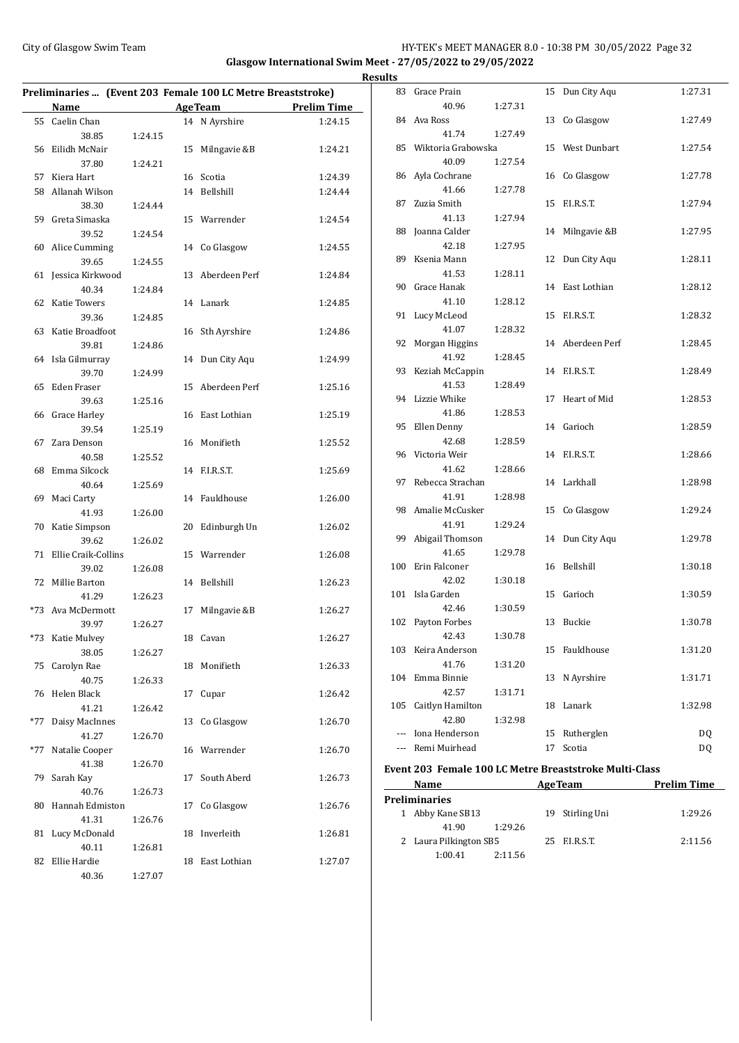## Glasgow International Swim Meet - 27/05/2022 to 29/05/2022

### Results

#### Preliminaries ... (Event 203 Female 100 LC Metre Breaststroke)

| | Name | Age | Team | Prelim Time |
|---|---|---|---|---|
| 55 | Caelin Chan | 14 | N Ayrshire | 1:24.15 |
| | 38.85 1:24.15 | | | |
| 56 | Eilidh McNair | 15 | Milngavie &B | 1:24.21 |
| | 37.80 1:24.21 | | | |
| 57 | Kiera Hart | 16 | Scotia | 1:24.39 |
| 58 | Allanah Wilson | 14 | Bellshill | 1:24.44 |
| | 38.30 1:24.44 | | | |
| 59 | Greta Simaska | 15 | Warrender | 1:24.54 |
| | 39.52 1:24.54 | | | |
| 60 | Alice Cumming | 14 | Co Glasgow | 1:24.55 |
| | 39.65 1:24.55 | | | |
| 61 | Jessica Kirkwood | 13 | Aberdeen Perf | 1:24.84 |
| | 40.34 1:24.84 | | | |
| 62 | Katie Towers | 14 | Lanark | 1:24.85 |
| | 39.36 1:24.85 | | | |
| 63 | Katie Broadfoot | 16 | Sth Ayrshire | 1:24.86 |
| | 39.81 1:24.86 | | | |
| 64 | Isla Gilmurray | 14 | Dun City Aqu | 1:24.99 |
| | 39.70 1:24.99 | | | |
| 65 | Eden Fraser | 15 | Aberdeen Perf | 1:25.16 |
| | 39.63 1:25.16 | | | |
| 66 | Grace Harley | 16 | East Lothian | 1:25.19 |
| | 39.54 1:25.19 | | | |
| 67 | Zara Denson | 16 | Monifieth | 1:25.52 |
| | 40.58 1:25.52 | | | |
| 68 | Emma Silcock | 14 | F.I.R.S.T. | 1:25.69 |
| | 40.64 1:25.69 | | | |
| 69 | Maci Carty | 14 | Fauldhouse | 1:26.00 |
| | 41.93 1:26.00 | | | |
| 70 | Katie Simpson | 20 | Edinburgh Un | 1:26.02 |
| | 39.62 1:26.02 | | | |
| 71 | Ellie Craik-Collins | 15 | Warrender | 1:26.08 |
| | 39.02 1:26.08 | | | |
| 72 | Millie Barton | 14 | Bellshill | 1:26.23 |
| | 41.29 1:26.23 | | | |
| *73 | Ava McDermott | 17 | Milngavie &B | 1:26.27 |
| | 39.97 1:26.27 | | | |
| *73 | Katie Mulvey | 18 | Cavan | 1:26.27 |
| | 38.05 1:26.27 | | | |
| 75 | Carolyn Rae | 18 | Monifieth | 1:26.33 |
| | 40.75 1:26.33 | | | |
| 76 | Helen Black | 17 | Cupar | 1:26.42 |
| | 41.21 1:26.42 | | | |
| *77 | Daisy MacInnes | 13 | Co Glasgow | 1:26.70 |
| | 41.27 1:26.70 | | | |
| *77 | Natalie Cooper | 16 | Warrender | 1:26.70 |
| | 41.38 1:26.70 | | | |
| 79 | Sarah Kay | 17 | South Aberd | 1:26.73 |
| | 40.76 1:26.73 | | | |
| 80 | Hannah Edmiston | 17 | Co Glasgow | 1:26.76 |
| | 41.31 1:26.76 | | | |
| 81 | Lucy McDonald | 18 | Inverleith | 1:26.81 |
| | 40.11 1:26.81 | | | |
| 82 | Ellie Hardie | 18 | East Lothian | 1:27.07 |
| | 40.36 1:27.07 | | | |
| 83 | Grace Prain | 15 | Dun City Aqu | 1:27.31 |
| | 40.96 1:27.31 | | | |
| 84 | Ava Ross | 13 | Co Glasgow | 1:27.49 |
| | 41.74 1:27.49 | | | |
| 85 | Wiktoria Grabowska | 15 | West Dunbart | 1:27.54 |
| | 40.09 1:27.54 | | | |
| 86 | Ayla Cochrane | 16 | Co Glasgow | 1:27.78 |
| | 41.66 1:27.78 | | | |
| 87 | Zuzia Smith | 15 | F.I.R.S.T. | 1:27.94 |
| | 41.13 1:27.94 | | | |
| 88 | Joanna Calder | 14 | Milngavie &B | 1:27.95 |
| | 42.18 1:27.95 | | | |
| 89 | Ksenia Mann | 12 | Dun City Aqu | 1:28.11 |
| | 41.53 1:28.11 | | | |
| 90 | Grace Hanak | 14 | East Lothian | 1:28.12 |
| | 41.10 1:28.12 | | | |
| 91 | Lucy McLeod | 15 | F.I.R.S.T. | 1:28.32 |
| | 41.07 1:28.32 | | | |
| 92 | Morgan Higgins | 14 | Aberdeen Perf | 1:28.45 |
| | 41.92 1:28.45 | | | |
| 93 | Keziah McCappin | 14 | F.I.R.S.T. | 1:28.49 |
| | 41.53 1:28.49 | | | |
| 94 | Lizzie Whike | 17 | Heart of Mid | 1:28.53 |
| | 41.86 1:28.53 | | | |
| 95 | Ellen Denny | 14 | Garioch | 1:28.59 |
| | 42.68 1:28.59 | | | |
| 96 | Victoria Weir | 14 | F.I.R.S.T. | 1:28.66 |
| | 41.62 1:28.66 | | | |
| 97 | Rebecca Strachan | 14 | Larkhall | 1:28.98 |
| | 41.91 1:28.98 | | | |
| 98 | Amalie McCusker | 15 | Co Glasgow | 1:29.24 |
| | 41.91 1:29.24 | | | |
| 99 | Abigail Thomson | 14 | Dun City Aqu | 1:29.78 |
| | 41.65 1:29.78 | | | |
| 100 | Erin Falconer | 16 | Bellshill | 1:30.18 |
| | 42.02 1:30.18 | | | |
| 101 | Isla Garden | 15 | Garioch | 1:30.59 |
| | 42.46 1:30.59 | | | |
| 102 | Payton Forbes | 13 | Buckie | 1:30.78 |
| | 42.43 1:30.78 | | | |
| 103 | Keira Anderson | 15 | Fauldhouse | 1:31.20 |
| | 41.76 1:31.20 | | | |
| 104 | Emma Binnie | 13 | N Ayrshire | 1:31.71 |
| | 42.57 1:31.71 | | | |
| 105 | Caitlyn Hamilton | 18 | Lanark | 1:32.98 |
| | 42.80 1:32.98 | | | |
| --- | Iona Henderson | 15 | Rutherglen | DQ |
| --- | Remi Muirhead | 17 | Scotia | DQ |

#### Event 203 Female 100 LC Metre Breaststroke Multi-Class

| | Name | Age | Team | Prelim Time |
|---|---|---|---|---|
| **Preliminaries** | | | | |
| 1 | Abby Kane SB13 | 19 | Stirling Uni | 1:29.26 |
| | 41.90 1:29.26 | | | |
| 2 | Laura Pilkington SB5 | 25 | F.I.R.S.T. | 2:11.56 |
| | 1:00.41 2:11.56 | | | |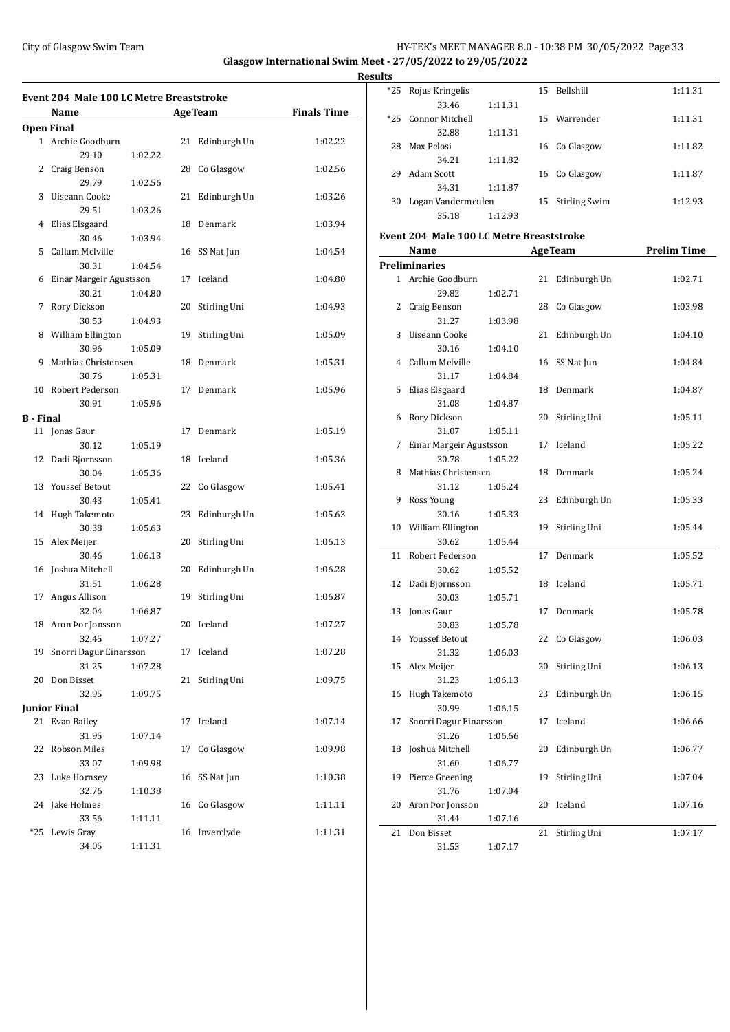Glasgow International Swim Meet - 27/05/2022 to 29/05/2022

Results

## Event 204 Male 100 LC Metre Breaststroke

| | Name | Age | Team | Finals Time |
|---|---|---|---|---|
| **Open Final** | | | | |
| 1 | Archie Goodburn | 21 | Edinburgh Un | 1:02.22 |
| | 29.10 1:02.22 | | | |
| 2 | Craig Benson | 28 | Co Glasgow | 1:02.56 |
| | 29.79 1:02.56 | | | |
| 3 | Uiseann Cooke | 21 | Edinburgh Un | 1:03.26 |
| | 29.51 1:03.26 | | | |
| 4 | Elias Elsgaard | 18 | Denmark | 1:03.94 |
| | 30.46 1:03.94 | | | |
| 5 | Callum Melville | 16 | SS Nat Jun | 1:04.54 |
| | 30.31 1:04.54 | | | |
| 6 | Einar Margeir Agustsson | 17 | Iceland | 1:04.80 |
| | 30.21 1:04.80 | | | |
| 7 | Rory Dickson | 20 | Stirling Uni | 1:04.93 |
| | 30.53 1:04.93 | | | |
| 8 | William Ellington | 19 | Stirling Uni | 1:05.09 |
| | 30.96 1:05.09 | | | |
| 9 | Mathias Christensen | 18 | Denmark | 1:05.31 |
| | 30.76 1:05.31 | | | |
| 10 | Robert Pederson | 17 | Denmark | 1:05.96 |
| | 30.91 1:05.96 | | | |
| **B - Final** | | | | |
| 11 | Jonas Gaur | 17 | Denmark | 1:05.19 |
| | 30.12 1:05.19 | | | |
| 12 | Dadi Bjornsson | 18 | Iceland | 1:05.36 |
| | 30.04 1:05.36 | | | |
| 13 | Youssef Betout | 22 | Co Glasgow | 1:05.41 |
| | 30.43 1:05.41 | | | |
| 14 | Hugh Takemoto | 23 | Edinburgh Un | 1:05.63 |
| | 30.38 1:05.63 | | | |
| 15 | Alex Meijer | 20 | Stirling Uni | 1:06.13 |
| | 30.46 1:06.13 | | | |
| 16 | Joshua Mitchell | 20 | Edinburgh Un | 1:06.28 |
| | 31.51 1:06.28 | | | |
| 17 | Angus Allison | 19 | Stirling Uni | 1:06.87 |
| | 32.04 1:06.87 | | | |
| 18 | Aron Þor Jonsson | 20 | Iceland | 1:07.27 |
| | 32.45 1:07.27 | | | |
| 19 | Snorri Dagur Einarsson | 17 | Iceland | 1:07.28 |
| | 31.25 1:07.28 | | | |
| 20 | Don Bisset | 21 | Stirling Uni | 1:09.75 |
| | 32.95 1:09.75 | | | |
| **Junior Final** | | | | |
| 21 | Evan Bailey | 17 | Ireland | 1:07.14 |
| | 31.95 1:07.14 | | | |
| 22 | Robson Miles | 17 | Co Glasgow | 1:09.98 |
| | 33.07 1:09.98 | | | |
| 23 | Luke Hornsey | 16 | SS Nat Jun | 1:10.38 |
| | 32.76 1:10.38 | | | |
| 24 | Jake Holmes | 16 | Co Glasgow | 1:11.11 |
| | 33.56 1:11.11 | | | |
| *25 | Lewis Gray | 16 | Inverclyde | 1:11.31 |
| | 34.05 1:11.31 | | | |
| *25 | Rojus Kringelis | 15 | Bellshill | 1:11.31 |
| | 33.46 1:11.31 | | | |
| *25 | Connor Mitchell | 15 | Warrender | 1:11.31 |
| | 32.88 1:11.31 | | | |
| 28 | Max Pelosi | 16 | Co Glasgow | 1:11.82 |
| | 34.21 1:11.82 | | | |
| 29 | Adam Scott | 16 | Co Glasgow | 1:11.87 |
| | 34.31 1:11.87 | | | |
| 30 | Logan Vandermeulen | 15 | Stirling Swim | 1:12.93 |
| | 35.18 1:12.93 | | | |

## Event 204 Male 100 LC Metre Breaststroke

| | Name | Age | Team | Prelim Time |
|---|---|---|---|---|
| **Preliminaries** | | | | |
| 1 | Archie Goodburn | 21 | Edinburgh Un | 1:02.71 |
| | 29.82 1:02.71 | | | |
| 2 | Craig Benson | 28 | Co Glasgow | 1:03.98 |
| | 31.27 1:03.98 | | | |
| 3 | Uiseann Cooke | 21 | Edinburgh Un | 1:04.10 |
| | 30.16 1:04.10 | | | |
| 4 | Callum Melville | 16 | SS Nat Jun | 1:04.84 |
| | 31.17 1:04.84 | | | |
| 5 | Elias Elsgaard | 18 | Denmark | 1:04.87 |
| | 31.08 1:04.87 | | | |
| 6 | Rory Dickson | 20 | Stirling Uni | 1:05.11 |
| | 31.07 1:05.11 | | | |
| 7 | Einar Margeir Agustsson | 17 | Iceland | 1:05.22 |
| | 30.78 1:05.22 | | | |
| 8 | Mathias Christensen | 18 | Denmark | 1:05.24 |
| | 31.12 1:05.24 | | | |
| 9 | Ross Young | 23 | Edinburgh Un | 1:05.33 |
| | 30.16 1:05.33 | | | |
| 10 | William Ellington | 19 | Stirling Uni | 1:05.44 |
| | 30.62 1:05.44 | | | |
| 11 | Robert Pederson | 17 | Denmark | 1:05.52 |
| | 30.62 1:05.52 | | | |
| 12 | Dadi Bjornsson | 18 | Iceland | 1:05.71 |
| | 30.03 1:05.71 | | | |
| 13 | Jonas Gaur | 17 | Denmark | 1:05.78 |
| | 30.83 1:05.78 | | | |
| 14 | Youssef Betout | 22 | Co Glasgow | 1:06.03 |
| | 31.32 1:06.03 | | | |
| 15 | Alex Meijer | 20 | Stirling Uni | 1:06.13 |
| | 31.23 1:06.13 | | | |
| 16 | Hugh Takemoto | 23 | Edinburgh Un | 1:06.15 |
| | 30.99 1:06.15 | | | |
| 17 | Snorri Dagur Einarsson | 17 | Iceland | 1:06.66 |
| | 31.26 1:06.66 | | | |
| 18 | Joshua Mitchell | 20 | Edinburgh Un | 1:06.77 |
| | 31.60 1:06.77 | | | |
| 19 | Pierce Greening | 19 | Stirling Uni | 1:07.04 |
| | 31.76 1:07.04 | | | |
| 20 | Aron Þor Jonsson | 20 | Iceland | 1:07.16 |
| | 31.44 1:07.16 | | | |
| 21 | Don Bisset | 21 | Stirling Uni | 1:07.17 |
| | 31.53 1:07.17 | | | |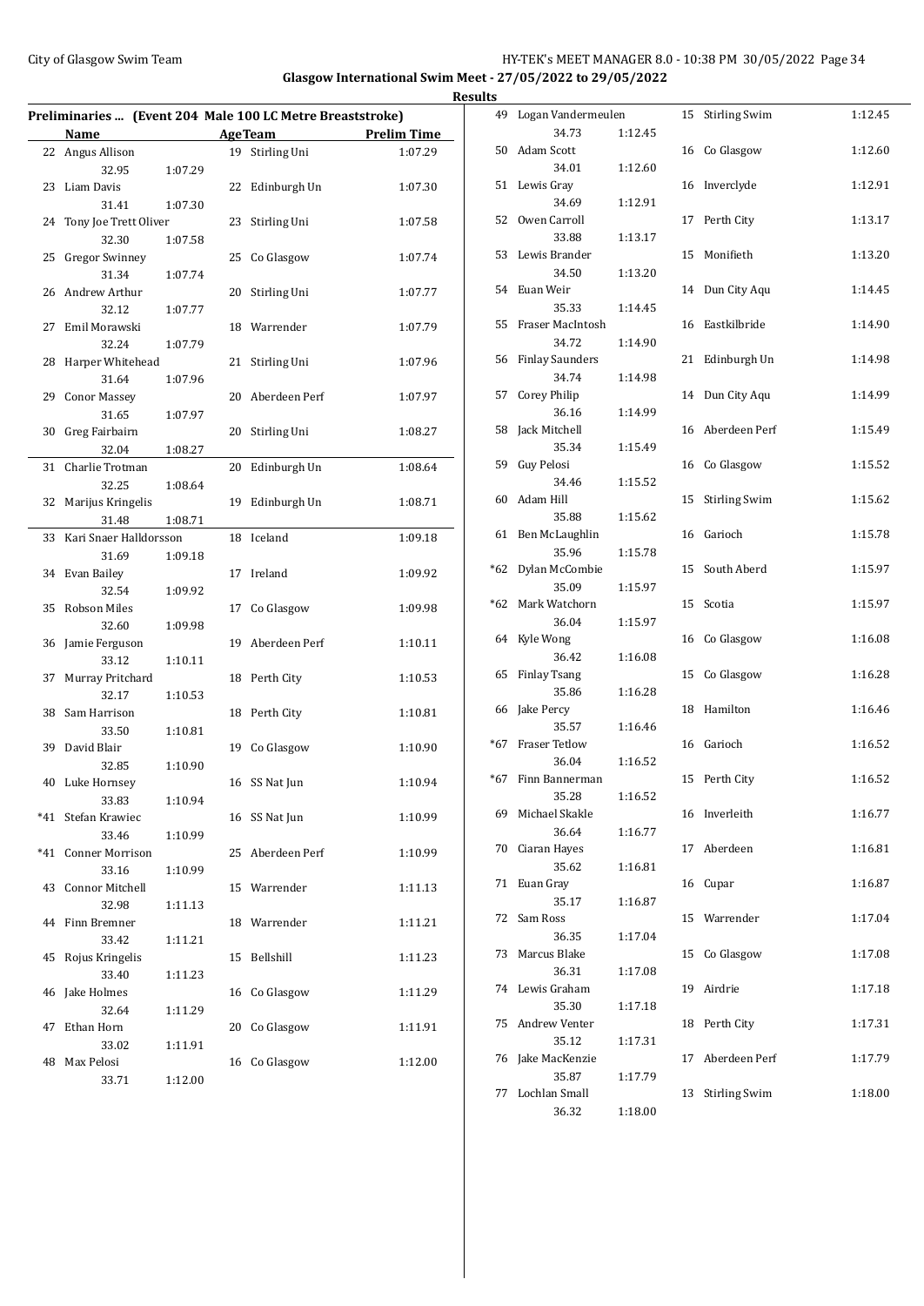## Glasgow International Swim Meet - 27/05/2022 to 29/05/2022

### Results

#### Preliminaries ... (Event 204 Male 100 LC Metre Breaststroke)

| | Name | Age | Team | Prelim Time |
|---|---|---|---|---|
| 22 | Angus Allison | 19 | Stirling Uni | 1:07.29 |
| | 32.95 1:07.29 | | | |
| 23 | Liam Davis | 22 | Edinburgh Un | 1:07.30 |
| | 31.41 1:07.30 | | | |
| 24 | Tony Joe Trett Oliver | 23 | Stirling Uni | 1:07.58 |
| | 32.30 1:07.58 | | | |
| 25 | Gregor Swinney | 25 | Co Glasgow | 1:07.74 |
| | 31.34 1:07.74 | | | |
| 26 | Andrew Arthur | 20 | Stirling Uni | 1:07.77 |
| | 32.12 1:07.77 | | | |
| 27 | Emil Morawski | 18 | Warrender | 1:07.79 |
| | 32.24 1:07.79 | | | |
| 28 | Harper Whitehead | 21 | Stirling Uni | 1:07.96 |
| | 31.64 1:07.96 | | | |
| 29 | Conor Massey | 20 | Aberdeen Perf | 1:07.97 |
| | 31.65 1:07.97 | | | |
| 30 | Greg Fairbairn | 20 | Stirling Uni | 1:08.27 |
| | 32.04 1:08.27 | | | |
| 31 | Charlie Trotman | 20 | Edinburgh Un | 1:08.64 |
| | 32.25 1:08.64 | | | |
| 32 | Marijus Kringelis | 19 | Edinburgh Un | 1:08.71 |
| | 31.48 1:08.71 | | | |
| 33 | Kari Snaer Halldorsson | 18 | Iceland | 1:09.18 |
| | 31.69 1:09.18 | | | |
| 34 | Evan Bailey | 17 | Ireland | 1:09.92 |
| | 32.54 1:09.92 | | | |
| 35 | Robson Miles | 17 | Co Glasgow | 1:09.98 |
| | 32.60 1:09.98 | | | |
| 36 | Jamie Ferguson | 19 | Aberdeen Perf | 1:10.11 |
| | 33.12 1:10.11 | | | |
| 37 | Murray Pritchard | 18 | Perth City | 1:10.53 |
| | 32.17 1:10.53 | | | |
| 38 | Sam Harrison | 18 | Perth City | 1:10.81 |
| | 33.50 1:10.81 | | | |
| 39 | David Blair | 19 | Co Glasgow | 1:10.90 |
| | 32.85 1:10.90 | | | |
| 40 | Luke Hornsey | 16 | SS Nat Jun | 1:10.94 |
| | 33.83 1:10.94 | | | |
| *41 | Stefan Krawiec | 16 | SS Nat Jun | 1:10.99 |
| | 33.46 1:10.99 | | | |
| *41 | Conner Morrison | 25 | Aberdeen Perf | 1:10.99 |
| | 33.16 1:10.99 | | | |
| 43 | Connor Mitchell | 15 | Warrender | 1:11.13 |
| | 32.98 1:11.13 | | | |
| 44 | Finn Bremner | 18 | Warrender | 1:11.21 |
| | 33.42 1:11.21 | | | |
| 45 | Rojus Kringelis | 15 | Bellshill | 1:11.23 |
| | 33.40 1:11.23 | | | |
| 46 | Jake Holmes | 16 | Co Glasgow | 1:11.29 |
| | 32.64 1:11.29 | | | |
| 47 | Ethan Horn | 20 | Co Glasgow | 1:11.91 |
| | 33.02 1:11.91 | | | |
| 48 | Max Pelosi | 16 | Co Glasgow | 1:12.00 |
| | 33.71 1:12.00 | | | |
| 49 | Logan Vandermeulen | 15 | Stirling Swim | 1:12.45 |
| | 34.73 1:12.45 | | | |
| 50 | Adam Scott | 16 | Co Glasgow | 1:12.60 |
| | 34.01 1:12.60 | | | |
| 51 | Lewis Gray | 16 | Inverclyde | 1:12.91 |
| | 34.69 1:12.91 | | | |
| 52 | Owen Carroll | 17 | Perth City | 1:13.17 |
| | 33.88 1:13.17 | | | |
| 53 | Lewis Brander | 15 | Monifieth | 1:13.20 |
| | 34.50 1:13.20 | | | |
| 54 | Euan Weir | 14 | Dun City Aqu | 1:14.45 |
| | 35.33 1:14.45 | | | |
| 55 | Fraser MacIntosh | 16 | Eastkilbride | 1:14.90 |
| | 34.72 1:14.90 | | | |
| 56 | Finlay Saunders | 21 | Edinburgh Un | 1:14.98 |
| | 34.74 1:14.98 | | | |
| 57 | Corey Philip | 14 | Dun City Aqu | 1:14.99 |
| | 36.16 1:14.99 | | | |
| 58 | Jack Mitchell | 16 | Aberdeen Perf | 1:15.49 |
| | 35.34 1:15.49 | | | |
| 59 | Guy Pelosi | 16 | Co Glasgow | 1:15.52 |
| | 34.46 1:15.52 | | | |
| 60 | Adam Hill | 15 | Stirling Swim | 1:15.62 |
| | 35.88 1:15.62 | | | |
| 61 | Ben McLaughlin | 16 | Garioch | 1:15.78 |
| | 35.96 1:15.78 | | | |
| *62 | Dylan McCombie | 15 | South Aberd | 1:15.97 |
| | 35.09 1:15.97 | | | |
| *62 | Mark Watchorn | 15 | Scotia | 1:15.97 |
| | 36.04 1:15.97 | | | |
| 64 | Kyle Wong | 16 | Co Glasgow | 1:16.08 |
| | 36.42 1:16.08 | | | |
| 65 | Finlay Tsang | 15 | Co Glasgow | 1:16.28 |
| | 35.86 1:16.28 | | | |
| 66 | Jake Percy | 18 | Hamilton | 1:16.46 |
| | 35.57 1:16.46 | | | |
| *67 | Fraser Tetlow | 16 | Garioch | 1:16.52 |
| | 36.04 1:16.52 | | | |
| *67 | Finn Bannerman | 15 | Perth City | 1:16.52 |
| | 35.28 1:16.52 | | | |
| 69 | Michael Skakle | 16 | Inverleith | 1:16.77 |
| | 36.64 1:16.77 | | | |
| 70 | Ciaran Hayes | 17 | Aberdeen | 1:16.81 |
| | 35.62 1:16.81 | | | |
| 71 | Euan Gray | 16 | Cupar | 1:16.87 |
| | 35.17 1:16.87 | | | |
| 72 | Sam Ross | 15 | Warrender | 1:17.04 |
| | 36.35 1:17.04 | | | |
| 73 | Marcus Blake | 15 | Co Glasgow | 1:17.08 |
| | 36.31 1:17.08 | | | |
| 74 | Lewis Graham | 19 | Airdrie | 1:17.18 |
| | 35.30 1:17.18 | | | |
| 75 | Andrew Venter | 18 | Perth City | 1:17.31 |
| | 35.12 1:17.31 | | | |
| 76 | Jake MacKenzie | 17 | Aberdeen Perf | 1:17.79 |
| | 35.87 1:17.79 | | | |
| 77 | Lochlan Small | 13 | Stirling Swim | 1:18.00 |
| | 36.32 1:18.00 | | | |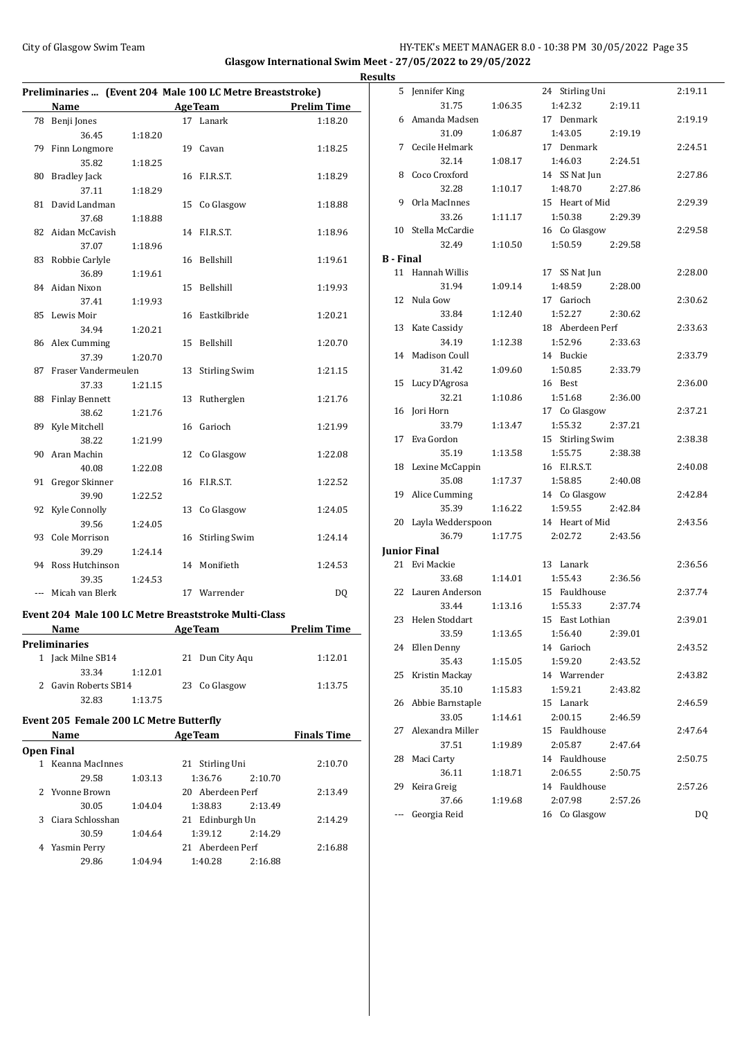**Glasgow International Swim Meet - 27/05/2022 to 29/05/2022**

**Results**

## Preliminaries ... (Event 204 Male 100 LC Metre Breaststroke)

| | Name | | AgeTeam | Prelim Time |
|---|---|---|---|---|
| 78 | Benji Jones | | 17 Lanark | 1:18.20 |
| | 36.45 | 1:18.20 | | |
| 79 | Finn Longmore | | 19 Cavan | 1:18.25 |
| | 35.82 | 1:18.25 | | |
| 80 | Bradley Jack | | 16 F.I.R.S.T. | 1:18.29 |
| | 37.11 | 1:18.29 | | |
| 81 | David Landman | | 15 Co Glasgow | 1:18.88 |
| | 37.68 | 1:18.88 | | |
| 82 | Aidan McCavish | | 14 F.I.R.S.T. | 1:18.96 |
| | 37.07 | 1:18.96 | | |
| 83 | Robbie Carlyle | | 16 Bellshill | 1:19.61 |
| | 36.89 | 1:19.61 | | |
| 84 | Aidan Nixon | | 15 Bellshill | 1:19.93 |
| | 37.41 | 1:19.93 | | |
| 85 | Lewis Moir | | 16 Eastkilbride | 1:20.21 |
| | 34.94 | 1:20.21 | | |
| 86 | Alex Cumming | | 15 Bellshill | 1:20.70 |
| | 37.39 | 1:20.70 | | |
| 87 | Fraser Vandermeulen | | 13 Stirling Swim | 1:21.15 |
| | 37.33 | 1:21.15 | | |
| 88 | Finlay Bennett | | 13 Rutherglen | 1:21.76 |
| | 38.62 | 1:21.76 | | |
| 89 | Kyle Mitchell | | 16 Garioch | 1:21.99 |
| | 38.22 | 1:21.99 | | |
| 90 | Aran Machin | | 12 Co Glasgow | 1:22.08 |
| | 40.08 | 1:22.08 | | |
| 91 | Gregor Skinner | | 16 F.I.R.S.T. | 1:22.52 |
| | 39.90 | 1:22.52 | | |
| 92 | Kyle Connolly | | 13 Co Glasgow | 1:24.05 |
| | 39.56 | 1:24.05 | | |
| 93 | Cole Morrison | | 16 Stirling Swim | 1:24.14 |
| | 39.29 | 1:24.14 | | |
| 94 | Ross Hutchinson | | 14 Monifieth | 1:24.53 |
| | 39.35 | 1:24.53 | | |
| --- | Micah van Blerk | | 17 Warrender | DQ |

## Event 204 Male 100 LC Metre Breaststroke Multi-Class

| | Name | | AgeTeam | Prelim Time |
|---|---|---|---|---|
| **Preliminaries** | | | | |
| 1 | Jack Milne SB14 | | 21 Dun City Aqu | 1:12.01 |
| | 33.34 | 1:12.01 | | |
| 2 | Gavin Roberts SB14 | | 23 Co Glasgow | 1:13.75 |
| | 32.83 | 1:13.75 | | |

## Event 205 Female 200 LC Metre Butterfly

| | Name | | AgeTeam | | Finals Time |
|---|---|---|---|---|---|
| **Open Final** | | | | | |
| 1 | Keanna MacInnes | | 21 Stirling Uni | | 2:10.70 |
| | 29.58 | 1:03.13 | 1:36.76 | 2:10.70 | |
| 2 | Yvonne Brown | | 20 Aberdeen Perf | | 2:13.49 |
| | 30.05 | 1:04.04 | 1:38.83 | 2:13.49 | |
| 3 | Ciara Schlosshan | | 21 Edinburgh Un | | 2:14.29 |
| | 30.59 | 1:04.64 | 1:39.12 | 2:14.29 | |
| 4 | Yasmin Perry | | 21 Aberdeen Perf | | 2:16.88 |
| | 29.86 | 1:04.94 | 1:40.28 | 2:16.88 | |
| 5 | Jennifer King | | 24 Stirling Uni | | 2:19.11 |
| | 31.75 | 1:06.35 | 1:42.32 | 2:19.11 | |
| 6 | Amanda Madsen | | 17 Denmark | | 2:19.19 |
| | 31.09 | 1:06.87 | 1:43.05 | 2:19.19 | |
| 7 | Cecile Helmark | | 17 Denmark | | 2:24.51 |
| | 32.14 | 1:08.17 | 1:46.03 | 2:24.51 | |
| 8 | Coco Croxford | | 14 SS Nat Jun | | 2:27.86 |
| | 32.28 | 1:10.17 | 1:48.70 | 2:27.86 | |
| 9 | Orla MacInnes | | 15 Heart of Mid | | 2:29.39 |
| | 33.26 | 1:11.17 | 1:50.38 | 2:29.39 | |
| 10 | Stella McCardie | | 16 Co Glasgow | | 2:29.58 |
| | 32.49 | 1:10.50 | 1:50.59 | 2:29.58 | |
| **B - Final** | | | | | |
| 11 | Hannah Willis | | 17 SS Nat Jun | | 2:28.00 |
| | 31.94 | 1:09.14 | 1:48.59 | 2:28.00 | |
| 12 | Nula Gow | | 17 Garioch | | 2:30.62 |
| | 33.84 | 1:12.40 | 1:52.27 | 2:30.62 | |
| 13 | Kate Cassidy | | 18 Aberdeen Perf | | 2:33.63 |
| | 34.19 | 1:12.38 | 1:52.96 | 2:33.63 | |
| 14 | Madison Coull | | 14 Buckie | | 2:33.79 |
| | 31.42 | 1:09.60 | 1:50.85 | 2:33.79 | |
| 15 | Lucy D'Agrosa | | 16 Best | | 2:36.00 |
| | 32.21 | 1:10.86 | 1:51.68 | 2:36.00 | |
| 16 | Jori Horn | | 17 Co Glasgow | | 2:37.21 |
| | 33.79 | 1:13.47 | 1:55.32 | 2:37.21 | |
| 17 | Eva Gordon | | 15 Stirling Swim | | 2:38.38 |
| | 35.19 | 1:13.58 | 1:55.75 | 2:38.38 | |
| 18 | Lexine McCappin | | 16 F.I.R.S.T. | | 2:40.08 |
| | 35.08 | 1:17.37 | 1:58.85 | 2:40.08 | |
| 19 | Alice Cumming | | 14 Co Glasgow | | 2:42.84 |
| | 35.39 | 1:16.22 | 1:59.55 | 2:42.84 | |
| 20 | Layla Wedderspoon | | 14 Heart of Mid | | 2:43.56 |
| | 36.79 | 1:17.75 | 2:02.72 | 2:43.56 | |
| **Junior Final** | | | | | |
| 21 | Evi Mackie | | 13 Lanark | | 2:36.56 |
| | 33.68 | 1:14.01 | 1:55.43 | 2:36.56 | |
| 22 | Lauren Anderson | | 15 Fauldhouse | | 2:37.74 |
| | 33.44 | 1:13.16 | 1:55.33 | 2:37.74 | |
| 23 | Helen Stoddart | | 15 East Lothian | | 2:39.01 |
| | 33.59 | 1:13.65 | 1:56.40 | 2:39.01 | |
| 24 | Ellen Denny | | 14 Garioch | | 2:43.52 |
| | 35.43 | 1:15.05 | 1:59.20 | 2:43.52 | |
| 25 | Kristin Mackay | | 14 Warrender | | 2:43.82 |
| | 35.10 | 1:15.83 | 1:59.21 | 2:43.82 | |
| 26 | Abbie Barnstaple | | 15 Lanark | | 2:46.59 |
| | 33.05 | 1:14.61 | 2:00.15 | 2:46.59 | |
| 27 | Alexandra Miller | | 15 Fauldhouse | | 2:47.64 |
| | 37.51 | 1:19.89 | 2:05.87 | 2:47.64 | |
| 28 | Maci Carty | | 14 Fauldhouse | | 2:50.75 |
| | 36.11 | 1:18.71 | 2:06.55 | 2:50.75 | |
| 29 | Keira Greig | | 14 Fauldhouse | | 2:57.26 |
| | 37.66 | 1:19.68 | 2:07.98 | 2:57.26 | |
| --- | Georgia Reid | | 16 Co Glasgow | | DQ |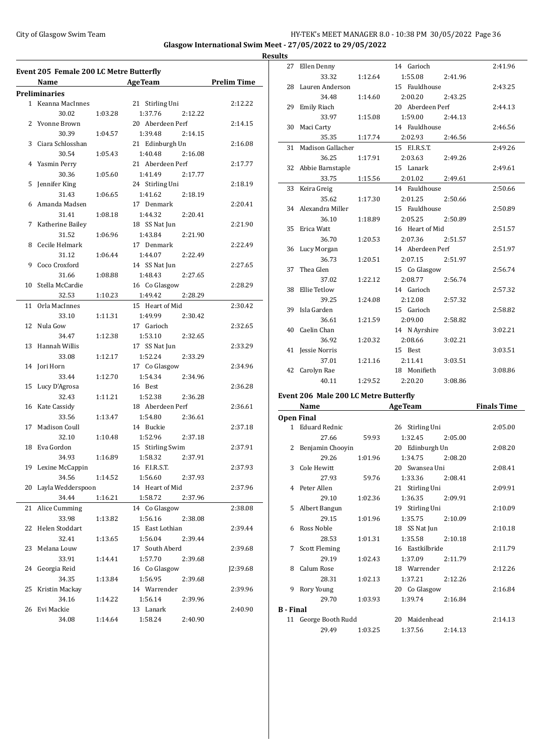Glasgow International Swim Meet - 27/05/2022 to 29/05/2022

Results

## Event 205 Female 200 LC Metre Butterfly

| | Name | Age | Team | Prelim Time |
|---|---|---|---|---|
| **Preliminaries** | | | | |
| 1 | Keanna MacInnes | 21 | Stirling Uni | 2:12.22 |
| | 30.02 1:03.28 1:37.76 2:12.22 | | | |
| 2 | Yvonne Brown | 20 | Aberdeen Perf | 2:14.15 |
| | 30.39 1:04.57 1:39.48 2:14.15 | | | |
| 3 | Ciara Schlosshan | 21 | Edinburgh Un | 2:16.08 |
| | 30.54 1:05.43 1:40.48 2:16.08 | | | |
| 4 | Yasmin Perry | 21 | Aberdeen Perf | 2:17.77 |
| | 30.36 1:05.60 1:41.49 2:17.77 | | | |
| 5 | Jennifer King | 24 | Stirling Uni | 2:18.19 |
| | 31.43 1:06.65 1:41.62 2:18.19 | | | |
| 6 | Amanda Madsen | 17 | Denmark | 2:20.41 |
| | 31.41 1:08.18 1:44.32 2:20.41 | | | |
| 7 | Katherine Bailey | 18 | SS Nat Jun | 2:21.90 |
| | 31.52 1:06.96 1:43.84 2:21.90 | | | |
| 8 | Cecile Helmark | 17 | Denmark | 2:22.49 |
| | 31.12 1:06.44 1:44.07 2:22.49 | | | |
| 9 | Coco Croxford | 14 | SS Nat Jun | 2:27.65 |
| | 31.66 1:08.88 1:48.43 2:27.65 | | | |
| 10 | Stella McCardie | 16 | Co Glasgow | 2:28.29 |
| | 32.53 1:10.23 1:49.42 2:28.29 | | | |
| 11 | Orla MacInnes | 15 | Heart of Mid | 2:30.42 |
| | 33.10 1:11.31 1:49.99 2:30.42 | | | |
| 12 | Nula Gow | 17 | Garioch | 2:32.65 |
| | 34.47 1:12.38 1:53.10 2:32.65 | | | |
| 13 | Hannah Willis | 17 | SS Nat Jun | 2:33.29 |
| | 33.08 1:12.17 1:52.24 2:33.29 | | | |
| 14 | Jori Horn | 17 | Co Glasgow | 2:34.96 |
| | 33.44 1:12.70 1:54.34 2:34.96 | | | |
| 15 | Lucy D'Agrosa | 16 | Best | 2:36.28 |
| | 32.43 1:11.21 1:52.38 2:36.28 | | | |
| 16 | Kate Cassidy | 18 | Aberdeen Perf | 2:36.61 |
| | 33.56 1:13.47 1:54.80 2:36.61 | | | |
| 17 | Madison Coull | 14 | Buckie | 2:37.18 |
| | 32.10 1:10.48 1:52.96 2:37.18 | | | |
| 18 | Eva Gordon | 15 | Stirling Swim | 2:37.91 |
| | 34.93 1:16.89 1:58.32 2:37.91 | | | |
| 19 | Lexine McCappin | 16 | F.I.R.S.T. | 2:37.93 |
| | 34.56 1:14.52 1:56.60 2:37.93 | | | |
| 20 | Layla Wedderspoon | 14 | Heart of Mid | 2:37.96 |
| | 34.44 1:16.21 1:58.72 2:37.96 | | | |
| 21 | Alice Cumming | 14 | Co Glasgow | 2:38.08 |
| | 33.98 1:13.82 1:56.16 2:38.08 | | | |
| 22 | Helen Stoddart | 15 | East Lothian | 2:39.44 |
| | 32.41 1:13.65 1:56.04 2:39.44 | | | |
| 23 | Melana Louw | 17 | South Aberd | 2:39.68 |
| | 33.91 1:14.41 1:57.70 2:39.68 | | | |
| 24 | Georgia Reid | 16 | Co Glasgow | J2:39.68 |
| | 34.35 1:13.84 1:56.95 2:39.68 | | | |
| 25 | Kristin Mackay | 14 | Warrender | 2:39.96 |
| | 34.16 1:14.22 1:56.14 2:39.96 | | | |
| 26 | Evi Mackie | 13 | Lanark | 2:40.90 |
| | 34.08 1:14.64 1:58.24 2:40.90 | | | |
| 27 | Ellen Denny | 14 | Garioch | 2:41.96 |
| | 33.32 1:12.64 1:55.08 2:41.96 | | | |
| 28 | Lauren Anderson | 15 | Fauldhouse | 2:43.25 |
| | 34.48 1:14.60 2:00.20 2:43.25 | | | |
| 29 | Emily Riach | 20 | Aberdeen Perf | 2:44.13 |
| | 33.97 1:15.08 1:59.00 2:44.13 | | | |
| 30 | Maci Carty | 14 | Fauldhouse | 2:46.56 |
| | 35.35 1:17.74 2:02.93 2:46.56 | | | |
| 31 | Madison Gallacher | 15 | F.I.R.S.T. | 2:49.26 |
| | 36.25 1:17.91 2:03.63 2:49.26 | | | |
| 32 | Abbie Barnstaple | 15 | Lanark | 2:49.61 |
| | 33.75 1:15.56 2:01.02 2:49.61 | | | |
| 33 | Keira Greig | 14 | Fauldhouse | 2:50.66 |
| | 35.62 1:17.30 2:01.25 2:50.66 | | | |
| 34 | Alexandra Miller | 15 | Fauldhouse | 2:50.89 |
| | 36.10 1:18.89 2:05.25 2:50.89 | | | |
| 35 | Erica Watt | 16 | Heart of Mid | 2:51.57 |
| | 36.70 1:20.53 2:07.36 2:51.57 | | | |
| 36 | Lucy Morgan | 14 | Aberdeen Perf | 2:51.97 |
| | 36.73 1:20.51 2:07.15 2:51.97 | | | |
| 37 | Thea Glen | 15 | Co Glasgow | 2:56.74 |
| | 37.02 1:22.12 2:08.77 2:56.74 | | | |
| 38 | Ellie Tetlow | 14 | Garioch | 2:57.32 |
| | 39.25 1:24.08 2:12.08 2:57.32 | | | |
| 39 | Isla Garden | 15 | Garioch | 2:58.82 |
| | 36.61 1:21.59 2:09.00 2:58.82 | | | |
| 40 | Caelin Chan | 14 | N Ayrshire | 3:02.21 |
| | 36.92 1:20.32 2:08.66 3:02.21 | | | |
| 41 | Jessie Norris | 15 | Best | 3:03.51 |
| | 37.01 1:21.16 2:11.41 3:03.51 | | | |
| 42 | Carolyn Rae | 18 | Monifieth | 3:08.86 |
| | 40.11 1:29.52 2:20.20 3:08.86 | | | |

## Event 206 Male 200 LC Metre Butterfly

| | Name | Age | Team | Finals Time |
|---|---|---|---|---|
| **Open Final** | | | | |
| 1 | Eduard Rednic | 26 | Stirling Uni | 2:05.00 |
| | 27.66 59.93 1:32.45 2:05.00 | | | |
| 2 | Benjamin Chooyin | 20 | Edinburgh Un | 2:08.20 |
| | 29.26 1:01.96 1:34.75 2:08.20 | | | |
| 3 | Cole Hewitt | 20 | Swansea Uni | 2:08.41 |
| | 27.93 59.76 1:33.36 2:08.41 | | | |
| 4 | Peter Allen | 21 | Stirling Uni | 2:09.91 |
| | 29.10 1:02.36 1:36.35 2:09.91 | | | |
| 5 | Albert Bangun | 19 | Stirling Uni | 2:10.09 |
| | 29.15 1:01.96 1:35.75 2:10.09 | | | |
| 6 | Ross Noble | 18 | SS Nat Jun | 2:10.18 |
| | 28.53 1:01.31 1:35.58 2:10.18 | | | |
| 7 | Scott Fleming | 16 | Eastkilbride | 2:11.79 |
| | 29.19 1:02.43 1:37.09 2:11.79 | | | |
| 8 | Calum Rose | 18 | Warrender | 2:12.26 |
| | 28.31 1:02.13 1:37.21 2:12.26 | | | |
| 9 | Rory Young | 20 | Co Glasgow | 2:16.84 |
| | 29.70 1:03.93 1:39.74 2:16.84 | | | |
| **B - Final** | | | | |
| 11 | George Booth Rudd | 20 | Maidenhead | 2:14.13 |
| | 29.49 1:03.25 1:37.56 2:14.13 | | | |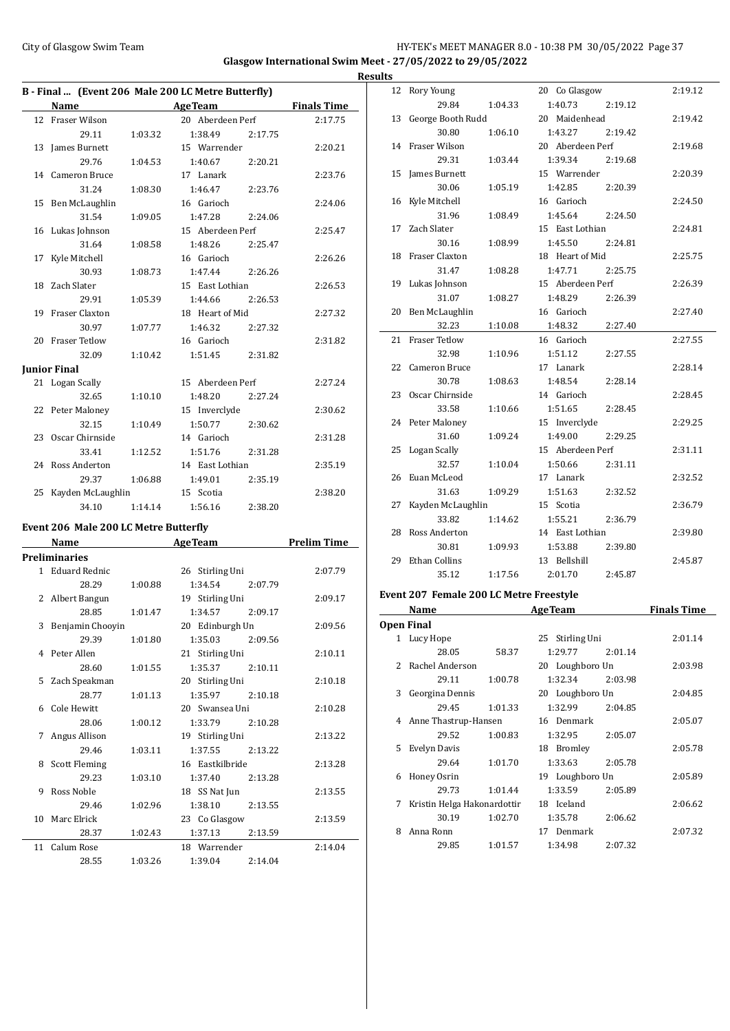## Glasgow International Swim Meet - 27/05/2022 to 29/05/2022

### Results

### B - Final ... (Event 206 Male 200 LC Metre Butterfly)

| | Name | AgeTeam | | | Finals Time |
|---|---|---|---|---|---|
| 12 | Fraser Wilson | 20 Aberdeen Perf | | | 2:17.75 |
| | 29.11 | 1:03.32 | 1:38.49 | 2:17.75 | |
| 13 | James Burnett | 15 Warrender | | | 2:20.21 |
| | 29.76 | 1:04.53 | 1:40.67 | 2:20.21 | |
| 14 | Cameron Bruce | 17 Lanark | | | 2:23.76 |
| | 31.24 | 1:08.30 | 1:46.47 | 2:23.76 | |
| 15 | Ben McLaughlin | 16 Garioch | | | 2:24.06 |
| | 31.54 | 1:09.05 | 1:47.28 | 2:24.06 | |
| 16 | Lukas Johnson | 15 Aberdeen Perf | | | 2:25.47 |
| | 31.64 | 1:08.58 | 1:48.26 | 2:25.47 | |
| 17 | Kyle Mitchell | 16 Garioch | | | 2:26.26 |
| | 30.93 | 1:08.73 | 1:47.44 | 2:26.26 | |
| 18 | Zach Slater | 15 East Lothian | | | 2:26.53 |
| | 29.91 | 1:05.39 | 1:44.66 | 2:26.53 | |
| 19 | Fraser Claxton | 18 Heart of Mid | | | 2:27.32 |
| | 30.97 | 1:07.77 | 1:46.32 | 2:27.32 | |
| 20 | Fraser Tetlow | 16 Garioch | | | 2:31.82 |
| | 32.09 | 1:10.42 | 1:51.45 | 2:31.82 | |
| **Junior Final** | | | | | |
| 21 | Logan Scally | 15 Aberdeen Perf | | | 2:27.24 |
| | 32.65 | 1:10.10 | 1:48.20 | 2:27.24 | |
| 22 | Peter Maloney | 15 Inverclyde | | | 2:30.62 |
| | 32.15 | 1:10.49 | 1:50.77 | 2:30.62 | |
| 23 | Oscar Chirnside | 14 Garioch | | | 2:31.28 |
| | 33.41 | 1:12.52 | 1:51.76 | 2:31.28 | |
| 24 | Ross Anderton | 14 East Lothian | | | 2:35.19 |
| | 29.37 | 1:06.88 | 1:49.01 | 2:35.19 | |
| 25 | Kayden McLaughlin | 15 Scotia | | | 2:38.20 |
| | 34.10 | 1:14.14 | 1:56.16 | 2:38.20 | |

### Event 206 Male 200 LC Metre Butterfly

| | Name | AgeTeam | | | Prelim Time |
|---|---|---|---|---|---|
| **Preliminaries** | | | | | |
| 1 | Eduard Rednic | 26 Stirling Uni | | | 2:07.79 |
| | 28.29 | 1:00.88 | 1:34.54 | 2:07.79 | |
| 2 | Albert Bangun | 19 Stirling Uni | | | 2:09.17 |
| | 28.85 | 1:01.47 | 1:34.57 | 2:09.17 | |
| 3 | Benjamin Chooyin | 20 Edinburgh Un | | | 2:09.56 |
| | 29.39 | 1:01.80 | 1:35.03 | 2:09.56 | |
| 4 | Peter Allen | 21 Stirling Uni | | | 2:10.11 |
| | 28.60 | 1:01.55 | 1:35.37 | 2:10.11 | |
| 5 | Zach Speakman | 20 Stirling Uni | | | 2:10.18 |
| | 28.77 | 1:01.13 | 1:35.97 | 2:10.18 | |
| 6 | Cole Hewitt | 20 Swansea Uni | | | 2:10.28 |
| | 28.06 | 1:00.12 | 1:33.79 | 2:10.28 | |
| 7 | Angus Allison | 19 Stirling Uni | | | 2:13.22 |
| | 29.46 | 1:03.11 | 1:37.55 | 2:13.22 | |
| 8 | Scott Fleming | 16 Eastkilbride | | | 2:13.28 |
| | 29.23 | 1:03.10 | 1:37.40 | 2:13.28 | |
| 9 | Ross Noble | 18 SS Nat Jun | | | 2:13.55 |
| | 29.46 | 1:02.96 | 1:38.10 | 2:13.55 | |
| 10 | Marc Elrick | 23 Co Glasgow | | | 2:13.59 |
| | 28.37 | 1:02.43 | 1:37.13 | 2:13.59 | |
| 11 | Calum Rose | 18 Warrender | | | 2:14.04 |
| | 28.55 | 1:03.26 | 1:39.04 | 2:14.04 | |
| 12 | Rory Young | 20 Co Glasgow | | | 2:19.12 |
| | 29.84 | 1:04.33 | 1:40.73 | 2:19.12 | |
| 13 | George Booth Rudd | 20 Maidenhead | | | 2:19.42 |
| | 30.80 | 1:06.10 | 1:43.27 | 2:19.42 | |
| 14 | Fraser Wilson | 20 Aberdeen Perf | | | 2:19.68 |
| | 29.31 | 1:03.44 | 1:39.34 | 2:19.68 | |
| 15 | James Burnett | 15 Warrender | | | 2:20.39 |
| | 30.06 | 1:05.19 | 1:42.85 | 2:20.39 | |
| 16 | Kyle Mitchell | 16 Garioch | | | 2:24.50 |
| | 31.96 | 1:08.49 | 1:45.64 | 2:24.50 | |
| 17 | Zach Slater | 15 East Lothian | | | 2:24.81 |
| | 30.16 | 1:08.99 | 1:45.50 | 2:24.81 | |
| 18 | Fraser Claxton | 18 Heart of Mid | | | 2:25.75 |
| | 31.47 | 1:08.28 | 1:47.71 | 2:25.75 | |
| 19 | Lukas Johnson | 15 Aberdeen Perf | | | 2:26.39 |
| | 31.07 | 1:08.27 | 1:48.29 | 2:26.39 | |
| 20 | Ben McLaughlin | 16 Garioch | | | 2:27.40 |
| | 32.23 | 1:10.08 | 1:48.32 | 2:27.40 | |
| 21 | Fraser Tetlow | 16 Garioch | | | 2:27.55 |
| | 32.98 | 1:10.96 | 1:51.12 | 2:27.55 | |
| 22 | Cameron Bruce | 17 Lanark | | | 2:28.14 |
| | 30.78 | 1:08.63 | 1:48.54 | 2:28.14 | |
| 23 | Oscar Chirnside | 14 Garioch | | | 2:28.45 |
| | 33.58 | 1:10.66 | 1:51.65 | 2:28.45 | |
| 24 | Peter Maloney | 15 Inverclyde | | | 2:29.25 |
| | 31.60 | 1:09.24 | 1:49.00 | 2:29.25 | |
| 25 | Logan Scally | 15 Aberdeen Perf | | | 2:31.11 |
| | 32.57 | 1:10.04 | 1:50.66 | 2:31.11 | |
| 26 | Euan McLeod | 17 Lanark | | | 2:32.52 |
| | 31.63 | 1:09.29 | 1:51.63 | 2:32.52 | |
| 27 | Kayden McLaughlin | 15 Scotia | | | 2:36.79 |
| | 33.82 | 1:14.62 | 1:55.21 | 2:36.79 | |
| 28 | Ross Anderton | 14 East Lothian | | | 2:39.80 |
| | 30.81 | 1:09.93 | 1:53.88 | 2:39.80 | |
| 29 | Ethan Collins | 13 Bellshill | | | 2:45.87 |
| | 35.12 | 1:17.56 | 2:01.70 | 2:45.87 | |

### Event 207 Female 200 LC Metre Freestyle

| | Name | AgeTeam | | | Finals Time |
|---|---|---|---|---|---|
| **Open Final** | | | | | |
| 1 | Lucy Hope | 25 Stirling Uni | | | 2:01.14 |
| | 28.05 | 58.37 | 1:29.77 | 2:01.14 | |
| 2 | Rachel Anderson | 20 Loughboro Un | | | 2:03.98 |
| | 29.11 | 1:00.78 | 1:32.34 | 2:03.98 | |
| 3 | Georgina Dennis | 20 Loughboro Un | | | 2:04.85 |
| | 29.45 | 1:01.33 | 1:32.99 | 2:04.85 | |
| 4 | Anne Thastrup-Hansen | 16 Denmark | | | 2:05.07 |
| | 29.52 | 1:00.83 | 1:32.95 | 2:05.07 | |
| 5 | Evelyn Davis | 18 Bromley | | | 2:05.78 |
| | 29.64 | 1:01.70 | 1:33.63 | 2:05.78 | |
| 6 | Honey Osrin | 19 Loughboro Un | | | 2:05.89 |
| | 29.73 | 1:01.44 | 1:33.59 | 2:05.89 | |
| 7 | Kristin Helga Hakonardottir | 18 Iceland | | | 2:06.62 |
| | 30.19 | 1:02.70 | 1:35.78 | 2:06.62 | |
| 8 | Anna Ronn | 17 Denmark | | | 2:07.32 |
| | 29.85 | 1:01.57 | 1:34.98 | 2:07.32 | |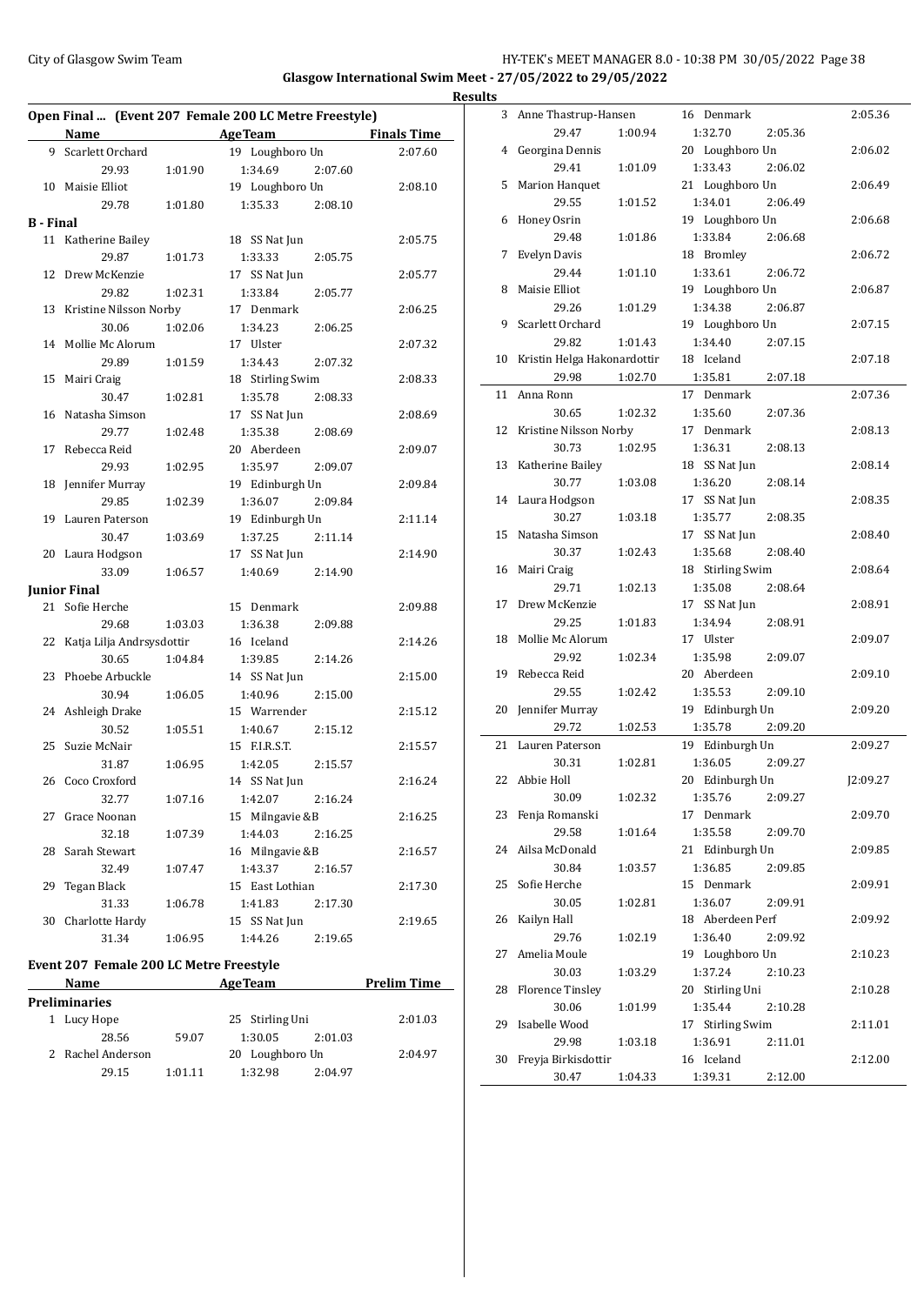Glasgow International Swim Meet - 27/05/2022 to 29/05/2022

Results

## Open Final ... (Event 207 Female 200 LC Metre Freestyle)

| | Name | Age | Team | Finals Time |
|---|---|---|---|---|
| 9 | Scarlett Orchard | 19 | Loughboro Un | 2:07.60 |
| | 29.93 1:01.90 1:34.69 2:07.60 | | | |
| 10 | Maisie Elliot | 19 | Loughboro Un | 2:08.10 |
| | 29.78 1:01.80 1:35.33 2:08.10 | | | |
| **B - Final** | | | | |
| 11 | Katherine Bailey | 18 | SS Nat Jun | 2:05.75 |
| | 29.87 1:01.73 1:33.33 2:05.75 | | | |
| 12 | Drew McKenzie | 17 | SS Nat Jun | 2:05.77 |
| | 29.82 1:02.31 1:33.84 2:05.77 | | | |
| 13 | Kristine Nilsson Norby | 17 | Denmark | 2:06.25 |
| | 30.06 1:02.06 1:34.23 2:06.25 | | | |
| 14 | Mollie Mc Alorum | 17 | Ulster | 2:07.32 |
| | 29.89 1:01.59 1:34.43 2:07.32 | | | |
| 15 | Mairi Craig | 18 | Stirling Swim | 2:08.33 |
| | 30.47 1:02.81 1:35.78 2:08.33 | | | |
| 16 | Natasha Simson | 17 | SS Nat Jun | 2:08.69 |
| | 29.77 1:02.48 1:35.38 2:08.69 | | | |
| 17 | Rebecca Reid | 20 | Aberdeen | 2:09.07 |
| | 29.93 1:02.95 1:35.97 2:09.07 | | | |
| 18 | Jennifer Murray | 19 | Edinburgh Un | 2:09.84 |
| | 29.85 1:02.39 1:36.07 2:09.84 | | | |
| 19 | Lauren Paterson | 19 | Edinburgh Un | 2:11.14 |
| | 30.47 1:03.69 1:37.25 2:11.14 | | | |
| 20 | Laura Hodgson | 17 | SS Nat Jun | 2:14.90 |
| | 33.09 1:06.57 1:40.69 2:14.90 | | | |
| **Junior Final** | | | | |
| 21 | Sofie Herche | 15 | Denmark | 2:09.88 |
| | 29.68 1:03.03 1:36.38 2:09.88 | | | |
| 22 | Katja Lilja Andrsysdottir | 16 | Iceland | 2:14.26 |
| | 30.65 1:04.84 1:39.85 2:14.26 | | | |
| 23 | Phoebe Arbuckle | 14 | SS Nat Jun | 2:15.00 |
| | 30.94 1:06.05 1:40.96 2:15.00 | | | |
| 24 | Ashleigh Drake | 15 | Warrender | 2:15.12 |
| | 30.52 1:05.51 1:40.67 2:15.12 | | | |
| 25 | Suzie McNair | 15 | F.I.R.S.T. | 2:15.57 |
| | 31.87 1:06.95 1:42.05 2:15.57 | | | |
| 26 | Coco Croxford | 14 | SS Nat Jun | 2:16.24 |
| | 32.77 1:07.16 1:42.07 2:16.24 | | | |
| 27 | Grace Noonan | 15 | Milngavie &B | 2:16.25 |
| | 32.18 1:07.39 1:44.03 2:16.25 | | | |
| 28 | Sarah Stewart | 16 | Milngavie &B | 2:16.57 |
| | 32.49 1:07.47 1:43.37 2:16.57 | | | |
| 29 | Tegan Black | 15 | East Lothian | 2:17.30 |
| | 31.33 1:06.78 1:41.83 2:17.30 | | | |
| 30 | Charlotte Hardy | 15 | SS Nat Jun | 2:19.65 |
| | 31.34 1:06.95 1:44.26 2:19.65 | | | |

## Event 207 Female 200 LC Metre Freestyle

| | Name | Age | Team | Prelim Time |
|---|---|---|---|---|
| **Preliminaries** | | | | |
| 1 | Lucy Hope | 25 | Stirling Uni | 2:01.03 |
| | 28.56 59.07 1:30.05 2:01.03 | | | |
| 2 | Rachel Anderson | 20 | Loughboro Un | 2:04.97 |
| | 29.15 1:01.11 1:32.98 2:04.97 | | | |
| 3 | Anne Thastrup-Hansen | 16 | Denmark | 2:05.36 |
| | 29.47 1:00.94 1:32.70 2:05.36 | | | |
| 4 | Georgina Dennis | 20 | Loughboro Un | 2:06.02 |
| | 29.41 1:01.09 1:33.43 2:06.02 | | | |
| 5 | Marion Hanquet | 21 | Loughboro Un | 2:06.49 |
| | 29.55 1:01.52 1:34.01 2:06.49 | | | |
| 6 | Honey Osrin | 19 | Loughboro Un | 2:06.68 |
| | 29.48 1:01.86 1:33.84 2:06.68 | | | |
| 7 | Evelyn Davis | 18 | Bromley | 2:06.72 |
| | 29.44 1:01.10 1:33.61 2:06.72 | | | |
| 8 | Maisie Elliot | 19 | Loughboro Un | 2:06.87 |
| | 29.26 1:01.29 1:34.38 2:06.87 | | | |
| 9 | Scarlett Orchard | 19 | Loughboro Un | 2:07.15 |
| | 29.82 1:01.43 1:34.40 2:07.15 | | | |
| 10 | Kristin Helga Hakonardottir | 18 | Iceland | 2:07.18 |
| | 29.98 1:02.70 1:35.81 2:07.18 | | | |
| 11 | Anna Ronn | 17 | Denmark | 2:07.36 |
| | 30.65 1:02.32 1:35.60 2:07.36 | | | |
| 12 | Kristine Nilsson Norby | 17 | Denmark | 2:08.13 |
| | 30.73 1:02.95 1:36.31 2:08.13 | | | |
| 13 | Katherine Bailey | 18 | SS Nat Jun | 2:08.14 |
| | 30.77 1:03.08 1:36.20 2:08.14 | | | |
| 14 | Laura Hodgson | 17 | SS Nat Jun | 2:08.35 |
| | 30.27 1:03.18 1:35.77 2:08.35 | | | |
| 15 | Natasha Simson | 17 | SS Nat Jun | 2:08.40 |
| | 30.37 1:02.43 1:35.68 2:08.40 | | | |
| 16 | Mairi Craig | 18 | Stirling Swim | 2:08.64 |
| | 29.71 1:02.13 1:35.08 2:08.64 | | | |
| 17 | Drew McKenzie | 17 | SS Nat Jun | 2:08.91 |
| | 29.25 1:01.83 1:34.94 2:08.91 | | | |
| 18 | Mollie Mc Alorum | 17 | Ulster | 2:09.07 |
| | 29.92 1:02.34 1:35.98 2:09.07 | | | |
| 19 | Rebecca Reid | 20 | Aberdeen | 2:09.10 |
| | 29.55 1:02.42 1:35.53 2:09.10 | | | |
| 20 | Jennifer Murray | 19 | Edinburgh Un | 2:09.20 |
| | 29.72 1:02.53 1:35.78 2:09.20 | | | |
| 21 | Lauren Paterson | 19 | Edinburgh Un | 2:09.27 |
| | 30.31 1:02.81 1:36.05 2:09.27 | | | |
| 22 | Abbie Holl | 20 | Edinburgh Un | J2:09.27 |
| | 30.09 1:02.32 1:35.76 2:09.27 | | | |
| 23 | Fenja Romanski | 17 | Denmark | 2:09.70 |
| | 29.58 1:01.64 1:35.58 2:09.70 | | | |
| 24 | Ailsa McDonald | 21 | Edinburgh Un | 2:09.85 |
| | 30.84 1:03.57 1:36.85 2:09.85 | | | |
| 25 | Sofie Herche | 15 | Denmark | 2:09.91 |
| | 30.05 1:02.81 1:36.07 2:09.91 | | | |
| 26 | Kailyn Hall | 18 | Aberdeen Perf | 2:09.92 |
| | 29.76 1:02.19 1:36.40 2:09.92 | | | |
| 27 | Amelia Moule | 19 | Loughboro Un | 2:10.23 |
| | 30.03 1:03.29 1:37.24 2:10.23 | | | |
| 28 | Florence Tinsley | 20 | Stirling Uni | 2:10.28 |
| | 30.06 1:01.99 1:35.44 2:10.28 | | | |
| 29 | Isabelle Wood | 17 | Stirling Swim | 2:11.01 |
| | 29.98 1:03.18 1:36.91 2:11.01 | | | |
| 30 | Freyja Birkisdottir | 16 | Iceland | 2:12.00 |
| | 30.47 1:04.33 1:39.31 2:12.00 | | | |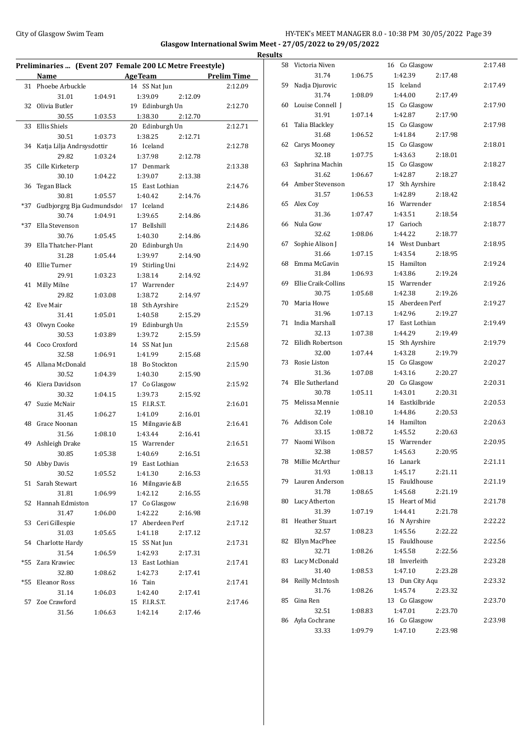**Glasgow International Swim Meet - 27/05/2022 to 29/05/2022**

**Results**

## Preliminaries ... (Event 207 Female 200 LC Metre Freestyle)

| | Name | AgeTeam | | Prelim Time |
|---|---|---|---|---|
| 31 | Phoebe Arbuckle | 14 SS Nat Jun | | 2:12.09 |
| | 31.01 1:04.91 | 1:39.09 | 2:12.09 | |
| 32 | Olivia Butler | 19 Edinburgh Un | | 2:12.70 |
| | 30.55 1:03.53 | 1:38.30 | 2:12.70 | |
| 33 | Ellis Shiels | 20 Edinburgh Un | | 2:12.71 |
| | 30.51 1:03.73 | 1:38.25 | 2:12.71 | |
| 34 | Katja Lilja Andrsysdottir | 16 Iceland | | 2:12.78 |
| | 29.82 1:03.24 | 1:37.98 | 2:12.78 | |
| 35 | Cille Kirketerp | 17 Denmark | | 2:13.38 |
| | 30.10 1:04.22 | 1:39.07 | 2:13.38 | |
| 36 | Tegan Black | 15 East Lothian | | 2:14.76 |
| | 30.81 1:05.57 | 1:40.42 | 2:14.76 | |
| *37 | Gudbjorgrg Bja Gudmundsdo | 17 Iceland | | 2:14.86 |
| | 30.74 1:04.91 | 1:39.65 | 2:14.86 | |
| *37 | Ella Stevenson | 17 Bellshill | | 2:14.86 |
| | 30.76 1:05.45 | 1:40.30 | 2:14.86 | |
| 39 | Ella Thatcher-Plant | 20 Edinburgh Un | | 2:14.90 |
| | 31.28 1:05.44 | 1:39.97 | 2:14.90 | |
| 40 | Ellie Turner | 19 Stirling Uni | | 2:14.92 |
| | 29.91 1:03.23 | 1:38.14 | 2:14.92 | |
| 41 | Milly Milne | 17 Warrender | | 2:14.97 |
| | 29.82 1:03.08 | 1:38.72 | 2:14.97 | |
| 42 | Eve Mair | 18 Sth Ayrshire | | 2:15.29 |
| | 31.41 1:05.01 | 1:40.58 | 2:15.29 | |
| 43 | Olwyn Cooke | 19 Edinburgh Un | | 2:15.59 |
| | 30.53 1:03.89 | 1:39.72 | 2:15.59 | |
| 44 | Coco Croxford | 14 SS Nat Jun | | 2:15.68 |
| | 32.58 1:06.91 | 1:41.99 | 2:15.68 | |
| 45 | Allana McDonald | 18 Bo Stockton | | 2:15.90 |
| | 30.52 1:04.39 | 1:40.30 | 2:15.90 | |
| 46 | Kiera Davidson | 17 Co Glasgow | | 2:15.92 |
| | 30.32 1:04.15 | 1:39.73 | 2:15.92 | |
| 47 | Suzie McNair | 15 F.I.R.S.T. | | 2:16.01 |
| | 31.45 1:06.27 | 1:41.09 | 2:16.01 | |
| 48 | Grace Noonan | 15 Milngavie &B | | 2:16.41 |
| | 31.56 1:08.10 | 1:43.44 | 2:16.41 | |
| 49 | Ashleigh Drake | 15 Warrender | | 2:16.51 |
| | 30.85 1:05.38 | 1:40.69 | 2:16.51 | |
| 50 | Abby Davis | 19 East Lothian | | 2:16.53 |
| | 30.52 1:05.52 | 1:41.30 | 2:16.53 | |
| 51 | Sarah Stewart | 16 Milngavie &B | | 2:16.55 |
| | 31.81 1:06.99 | 1:42.12 | 2:16.55 | |
| 52 | Hannah Edmiston | 17 Co Glasgow | | 2:16.98 |
| | 31.47 1:06.00 | 1:42.22 | 2:16.98 | |
| 53 | Ceri Gillespie | 17 Aberdeen Perf | | 2:17.12 |
| | 31.03 1:05.65 | 1:41.18 | 2:17.12 | |
| 54 | Charlotte Hardy | 15 SS Nat Jun | | 2:17.31 |
| | 31.54 1:06.59 | 1:42.93 | 2:17.31 | |
| *55 | Zara Krawiec | 13 East Lothian | | 2:17.41 |
| | 32.80 1:08.62 | 1:42.73 | 2:17.41 | |
| *55 | Eleanor Ross | 16 Tain | | 2:17.41 |
| | 31.14 1:06.03 | 1:42.40 | 2:17.41 | |
| 57 | Zoe Crawford | 15 F.I.R.S.T. | | 2:17.46 |
| | 31.56 1:06.63 | 1:42.14 | 2:17.46 | |
| 58 | Victoria Niven | 16 Co Glasgow | | 2:17.48 |
| | 31.74 1:06.75 | 1:42.39 | 2:17.48 | |
| 59 | Nadja Djurovic | 15 Iceland | | 2:17.49 |
| | 31.74 1:08.09 | 1:44.00 | 2:17.49 | |
| 60 | Louise Connell J | 15 Co Glasgow | | 2:17.90 |
| | 31.91 1:07.14 | 1:42.87 | 2:17.90 | |
| 61 | Talia Blackley | 15 Co Glasgow | | 2:17.98 |
| | 31.68 1:06.52 | 1:41.84 | 2:17.98 | |
| 62 | Carys Mooney | 15 Co Glasgow | | 2:18.01 |
| | 32.18 1:07.75 | 1:43.63 | 2:18.01 | |
| 63 | Saphrina Machin | 15 Co Glasgow | | 2:18.27 |
| | 31.62 1:06.67 | 1:42.87 | 2:18.27 | |
| 64 | Amber Stevenson | 17 Sth Ayrshire | | 2:18.42 |
| | 31.57 1:06.53 | 1:42.89 | 2:18.42 | |
| 65 | Alex Coy | 16 Warrender | | 2:18.54 |
| | 31.36 1:07.47 | 1:43.51 | 2:18.54 | |
| 66 | Nula Gow | 17 Garioch | | 2:18.77 |
| | 32.62 1:08.06 | 1:44.22 | 2:18.77 | |
| 67 | Sophie Alison J | 14 West Dunbart | | 2:18.95 |
| | 31.66 1:07.15 | 1:43.54 | 2:18.95 | |
| 68 | Emma McGavin | 15 Hamilton | | 2:19.24 |
| | 31.84 1:06.93 | 1:43.86 | 2:19.24 | |
| 69 | Ellie Craik-Collins | 15 Warrender | | 2:19.26 |
| | 30.75 1:05.68 | 1:42.38 | 2:19.26 | |
| 70 | Maria Howe | 15 Aberdeen Perf | | 2:19.27 |
| | 31.96 1:07.13 | 1:42.96 | 2:19.27 | |
| 71 | India Marshall | 17 East Lothian | | 2:19.49 |
| | 32.13 1:07.38 | 1:44.29 | 2:19.49 | |
| 72 | Eilidh Robertson | 15 Sth Ayrshire | | 2:19.79 |
| | 32.00 1:07.44 | 1:43.28 | 2:19.79 | |
| 73 | Rosie Liston | 15 Co Glasgow | | 2:20.27 |
| | 31.36 1:07.08 | 1:43.16 | 2:20.27 | |
| 74 | Elle Sutherland | 20 Co Glasgow | | 2:20.31 |
| | 30.78 1:05.11 | 1:43.01 | 2:20.31 | |
| 75 | Melissa Mennie | 14 Eastkilbride | | 2:20.53 |
| | 32.19 1:08.10 | 1:44.86 | 2:20.53 | |
| 76 | Addison Cole | 14 Hamilton | | 2:20.63 |
| | 33.15 1:08.72 | 1:45.52 | 2:20.63 | |
| 77 | Naomi Wilson | 15 Warrender | | 2:20.95 |
| | 32.38 1:08.57 | 1:45.63 | 2:20.95 | |
| 78 | Millie McArthur | 16 Lanark | | 2:21.11 |
| | 31.93 1:08.13 | 1:45.17 | 2:21.11 | |
| 79 | Lauren Anderson | 15 Fauldhouse | | 2:21.19 |
| | 31.78 1:08.65 | 1:45.68 | 2:21.19 | |
| 80 | Lucy Atherton | 15 Heart of Mid | | 2:21.78 |
| | 31.39 1:07.19 | 1:44.41 | 2:21.78 | |
| 81 | Heather Stuart | 16 N Ayrshire | | 2:22.22 |
| | 32.57 1:08.23 | 1:45.56 | 2:22.22 | |
| 82 | Ellyn MacPhee | 15 Fauldhouse | | 2:22.56 |
| | 32.71 1:08.26 | 1:45.58 | 2:22.56 | |
| 83 | Lucy McDonald | 18 Inverleith | | 2:23.28 |
| | 31.40 1:08.53 | 1:47.10 | 2:23.28 | |
| 84 | Reilly McIntosh | 13 Dun City Aqu | | 2:23.32 |
| | 31.76 1:08.26 | 1:45.74 | 2:23.32 | |
| 85 | Gina Ren | 13 Co Glasgow | | 2:23.70 |
| | 32.51 1:08.83 | 1:47.01 | 2:23.70 | |
| 86 | Ayla Cochrane | 16 Co Glasgow | | 2:23.98 |
| | 33.33 1:09.79 | 1:47.10 | 2:23.98 | |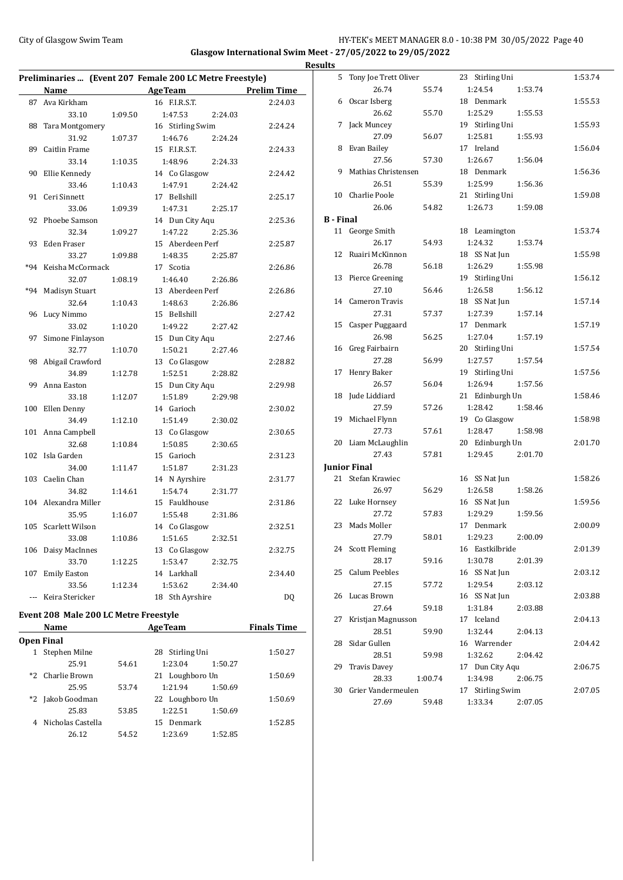Glasgow International Swim Meet - 27/05/2022 to 29/05/2022

Results

## Preliminaries ... (Event 207 Female 200 LC Metre Freestyle)

| | Name | Age | Team | Prelim Time |
|---|---|---|---|---|
| 87 | Ava Kirkham | 16 | F.I.R.S.T. | 2:24.03 |
| | 33.10 | 1:09.50 | 1:47.53 | 2:24.03 |
| 88 | Tara Montgomery | 16 | Stirling Swim | 2:24.24 |
| | 31.92 | 1:07.37 | 1:46.76 | 2:24.24 |
| 89 | Caitlin Frame | 15 | F.I.R.S.T. | 2:24.33 |
| | 33.14 | 1:10.35 | 1:48.96 | 2:24.33 |
| 90 | Ellie Kennedy | 14 | Co Glasgow | 2:24.42 |
| | 33.46 | 1:10.43 | 1:47.91 | 2:24.42 |
| 91 | Ceri Sinnett | 17 | Bellshill | 2:25.17 |
| | 33.06 | 1:09.39 | 1:47.31 | 2:25.17 |
| 92 | Phoebe Samson | 14 | Dun City Aqu | 2:25.36 |
| | 32.34 | 1:09.27 | 1:47.22 | 2:25.36 |
| 93 | Eden Fraser | 15 | Aberdeen Perf | 2:25.87 |
| | 33.27 | 1:09.88 | 1:48.35 | 2:25.87 |
| *94 | Keisha McCormack | 17 | Scotia | 2:26.86 |
| | 32.07 | 1:08.19 | 1:46.40 | 2:26.86 |
| *94 | Madisyn Stuart | 13 | Aberdeen Perf | 2:26.86 |
| | 32.64 | 1:10.43 | 1:48.63 | 2:26.86 |
| 96 | Lucy Nimmo | 15 | Bellshill | 2:27.42 |
| | 33.02 | 1:10.20 | 1:49.22 | 2:27.42 |
| 97 | Simone Finlayson | 15 | Dun City Aqu | 2:27.46 |
| | 32.77 | 1:10.70 | 1:50.21 | 2:27.46 |
| 98 | Abigail Crawford | 13 | Co Glasgow | 2:28.82 |
| | 34.89 | 1:12.78 | 1:52.51 | 2:28.82 |
| 99 | Anna Easton | 15 | Dun City Aqu | 2:29.98 |
| | 33.18 | 1:12.07 | 1:51.89 | 2:29.98 |
| 100 | Ellen Denny | 14 | Garioch | 2:30.02 |
| | 34.49 | 1:12.10 | 1:51.49 | 2:30.02 |
| 101 | Anna Campbell | 13 | Co Glasgow | 2:30.65 |
| | 32.68 | 1:10.84 | 1:50.85 | 2:30.65 |
| 102 | Isla Garden | 15 | Garioch | 2:31.23 |
| | 34.00 | 1:11.47 | 1:51.87 | 2:31.23 |
| 103 | Caelin Chan | 14 | N Ayrshire | 2:31.77 |
| | 34.82 | 1:14.61 | 1:54.74 | 2:31.77 |
| 104 | Alexandra Miller | 15 | Fauldhouse | 2:31.86 |
| | 35.95 | 1:16.07 | 1:55.48 | 2:31.86 |
| 105 | Scarlett Wilson | 14 | Co Glasgow | 2:32.51 |
| | 33.08 | 1:10.86 | 1:51.65 | 2:32.51 |
| 106 | Daisy MacInnes | 13 | Co Glasgow | 2:32.75 |
| | 33.70 | 1:12.25 | 1:53.47 | 2:32.75 |
| 107 | Emily Easton | 14 | Larkhall | 2:34.40 |
| | 33.56 | 1:12.34 | 1:53.62 | 2:34.40 |
| --- | Keira Stericker | 18 | Sth Ayrshire | DQ |

## Event 208 Male 200 LC Metre Freestyle

| | Name | Age | Team | Finals Time |
|---|---|---|---|---|
| **Open Final** | | | | |
| 1 | Stephen Milne | 28 | Stirling Uni | 1:50.27 |
| | 25.91 | 54.61 | 1:23.04 | 1:50.27 |
| *2 | Charlie Brown | 21 | Loughboro Un | 1:50.69 |
| | 25.95 | 53.74 | 1:21.94 | 1:50.69 |
| *2 | Jakob Goodman | 22 | Loughboro Un | 1:50.69 |
| | 25.83 | 53.85 | 1:22.51 | 1:50.69 |
| 4 | Nicholas Castella | 15 | Denmark | 1:52.85 |
| | 26.12 | 54.52 | 1:23.69 | 1:52.85 |
| 5 | Tony Joe Trett Oliver | 23 | Stirling Uni | 1:53.74 |
| | 26.74 | 55.74 | 1:24.54 | 1:53.74 |
| 6 | Oscar Isberg | 18 | Denmark | 1:55.53 |
| | 26.62 | 55.70 | 1:25.29 | 1:55.53 |
| 7 | Jack Muncey | 19 | Stirling Uni | 1:55.93 |
| | 27.09 | 56.07 | 1:25.81 | 1:55.93 |
| 8 | Evan Bailey | 17 | Ireland | 1:56.04 |
| | 27.56 | 57.30 | 1:26.67 | 1:56.04 |
| 9 | Mathias Christensen | 18 | Denmark | 1:56.36 |
| | 26.51 | 55.39 | 1:25.99 | 1:56.36 |
| 10 | Charlie Poole | 21 | Stirling Uni | 1:59.08 |
| | 26.06 | 54.82 | 1:26.73 | 1:59.08 |
| **B - Final** | | | | |
| 11 | George Smith | 18 | Leamington | 1:53.74 |
| | 26.17 | 54.93 | 1:24.32 | 1:53.74 |
| 12 | Ruairi McKinnon | 18 | SS Nat Jun | 1:55.98 |
| | 26.78 | 56.18 | 1:26.29 | 1:55.98 |
| 13 | Pierce Greening | 19 | Stirling Uni | 1:56.12 |
| | 27.10 | 56.46 | 1:26.58 | 1:56.12 |
| 14 | Cameron Travis | 18 | SS Nat Jun | 1:57.14 |
| | 27.31 | 57.37 | 1:27.39 | 1:57.14 |
| 15 | Casper Puggaard | 17 | Denmark | 1:57.19 |
| | 26.98 | 56.25 | 1:27.04 | 1:57.19 |
| 16 | Greg Fairbairn | 20 | Stirling Uni | 1:57.54 |
| | 27.28 | 56.99 | 1:27.57 | 1:57.54 |
| 17 | Henry Baker | 19 | Stirling Uni | 1:57.56 |
| | 26.57 | 56.04 | 1:26.94 | 1:57.56 |
| 18 | Jude Liddiard | 21 | Edinburgh Un | 1:58.46 |
| | 27.59 | 57.26 | 1:28.42 | 1:58.46 |
| 19 | Michael Flynn | 19 | Co Glasgow | 1:58.98 |
| | 27.73 | 57.61 | 1:28.47 | 1:58.98 |
| 20 | Liam McLaughlin | 20 | Edinburgh Un | 2:01.70 |
| | 27.43 | 57.81 | 1:29.45 | 2:01.70 |
| **Junior Final** | | | | |
| 21 | Stefan Krawiec | 16 | SS Nat Jun | 1:58.26 |
| | 26.97 | 56.29 | 1:26.58 | 1:58.26 |
| 22 | Luke Hornsey | 16 | SS Nat Jun | 1:59.56 |
| | 27.72 | 57.83 | 1:29.29 | 1:59.56 |
| 23 | Mads Moller | 17 | Denmark | 2:00.09 |
| | 27.79 | 58.01 | 1:29.23 | 2:00.09 |
| 24 | Scott Fleming | 16 | Eastkilbride | 2:01.39 |
| | 28.17 | 59.16 | 1:30.78 | 2:01.39 |
| 25 | Calum Peebles | 16 | SS Nat Jun | 2:03.12 |
| | 27.15 | 57.72 | 1:29.54 | 2:03.12 |
| 26 | Lucas Brown | 16 | SS Nat Jun | 2:03.88 |
| | 27.64 | 59.18 | 1:31.84 | 2:03.88 |
| 27 | Kristjan Magnusson | 17 | Iceland | 2:04.13 |
| | 28.51 | 59.90 | 1:32.44 | 2:04.13 |
| 28 | Sidar Gullen | 16 | Warrender | 2:04.42 |
| | 28.51 | 59.98 | 1:32.62 | 2:04.42 |
| 29 | Travis Davey | 17 | Dun City Aqu | 2:06.75 |
| | 28.33 | 1:00.74 | 1:34.98 | 2:06.75 |
| 30 | Grier Vandermeulen | 17 | Stirling Swim | 2:07.05 |
| | 27.69 | 59.48 | 1:33.34 | 2:07.05 |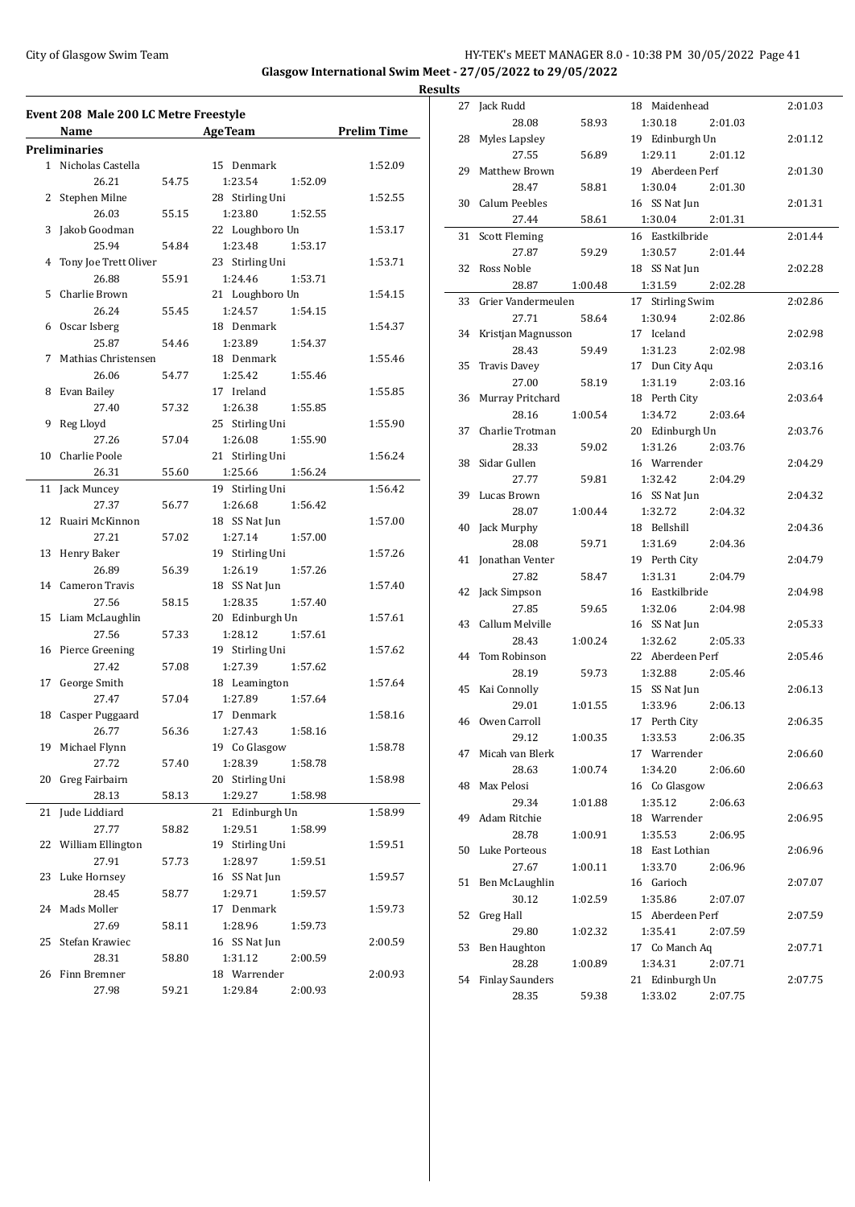**Glasgow International Swim Meet - 27/05/2022 to 29/05/2022**

**Results**

## Event 208 Male 200 LC Metre Freestyle

| | Name | Age | Team | Prelim Time |
|---|---|---|---|---|
| **Preliminaries** | | | | |
| 1 | Nicholas Castella | 15 | Denmark | 1:52.09 |
| | 26.21 / 54.75 / 1:23.54 / 1:52.09 | | | |
| 2 | Stephen Milne | 28 | Stirling Uni | 1:52.55 |
| | 26.03 / 55.15 / 1:23.80 / 1:52.55 | | | |
| 3 | Jakob Goodman | 22 | Loughboro Un | 1:53.17 |
| | 25.94 / 54.84 / 1:23.48 / 1:53.17 | | | |
| 4 | Tony Joe Trett Oliver | 23 | Stirling Uni | 1:53.71 |
| | 26.88 / 55.91 / 1:24.46 / 1:53.71 | | | |
| 5 | Charlie Brown | 21 | Loughboro Un | 1:54.15 |
| | 26.24 / 55.45 / 1:24.57 / 1:54.15 | | | |
| 6 | Oscar Isberg | 18 | Denmark | 1:54.37 |
| | 25.87 / 54.46 / 1:23.89 / 1:54.37 | | | |
| 7 | Mathias Christensen | 18 | Denmark | 1:55.46 |
| | 26.06 / 54.77 / 1:25.42 / 1:55.46 | | | |
| 8 | Evan Bailey | 17 | Ireland | 1:55.85 |
| | 27.40 / 57.32 / 1:26.38 / 1:55.85 | | | |
| 9 | Reg Lloyd | 25 | Stirling Uni | 1:55.90 |
| | 27.26 / 57.04 / 1:26.08 / 1:55.90 | | | |
| 10 | Charlie Poole | 21 | Stirling Uni | 1:56.24 |
| | 26.31 / 55.60 / 1:25.66 / 1:56.24 | | | |
| 11 | Jack Muncey | 19 | Stirling Uni | 1:56.42 |
| | 27.37 / 56.77 / 1:26.68 / 1:56.42 | | | |
| 12 | Ruairi McKinnon | 18 | SS Nat Jun | 1:57.00 |
| | 27.21 / 57.02 / 1:27.14 / 1:57.00 | | | |
| 13 | Henry Baker | 19 | Stirling Uni | 1:57.26 |
| | 26.89 / 56.39 / 1:26.19 / 1:57.26 | | | |
| 14 | Cameron Travis | 18 | SS Nat Jun | 1:57.40 |
| | 27.56 / 58.15 / 1:28.35 / 1:57.40 | | | |
| 15 | Liam McLaughlin | 20 | Edinburgh Un | 1:57.61 |
| | 27.56 / 57.33 / 1:28.12 / 1:57.61 | | | |
| 16 | Pierce Greening | 19 | Stirling Uni | 1:57.62 |
| | 27.42 / 57.08 / 1:27.39 / 1:57.62 | | | |
| 17 | George Smith | 18 | Leamington | 1:57.64 |
| | 27.47 / 57.04 / 1:27.89 / 1:57.64 | | | |
| 18 | Casper Puggaard | 17 | Denmark | 1:58.16 |
| | 26.77 / 56.36 / 1:27.43 / 1:58.16 | | | |
| 19 | Michael Flynn | 19 | Co Glasgow | 1:58.78 |
| | 27.72 / 57.40 / 1:28.39 / 1:58.78 | | | |
| 20 | Greg Fairbairn | 20 | Stirling Uni | 1:58.98 |
| | 28.13 / 58.13 / 1:29.27 / 1:58.98 | | | |
| 21 | Jude Liddiard | 21 | Edinburgh Un | 1:58.99 |
| | 27.77 / 58.82 / 1:29.51 / 1:58.99 | | | |
| 22 | William Ellington | 19 | Stirling Uni | 1:59.51 |
| | 27.91 / 57.73 / 1:28.97 / 1:59.51 | | | |
| 23 | Luke Hornsey | 16 | SS Nat Jun | 1:59.57 |
| | 28.45 / 58.77 / 1:29.71 / 1:59.57 | | | |
| 24 | Mads Moller | 17 | Denmark | 1:59.73 |
| | 27.69 / 58.11 / 1:28.96 / 1:59.73 | | | |
| 25 | Stefan Krawiec | 16 | SS Nat Jun | 2:00.59 |
| | 28.31 / 58.80 / 1:31.12 / 2:00.59 | | | |
| 26 | Finn Bremner | 18 | Warrender | 2:00.93 |
| | 27.98 / 59.21 / 1:29.84 / 2:00.93 | | | |
| 27 | Jack Rudd | 18 | Maidenhead | 2:01.03 |
| | 28.08 / 58.93 / 1:30.18 / 2:01.03 | | | |
| 28 | Myles Lapsley | 19 | Edinburgh Un | 2:01.12 |
| | 27.55 / 56.89 / 1:29.11 / 2:01.12 | | | |
| 29 | Matthew Brown | 19 | Aberdeen Perf | 2:01.30 |
| | 28.47 / 58.81 / 1:30.04 / 2:01.30 | | | |
| 30 | Calum Peebles | 16 | SS Nat Jun | 2:01.31 |
| | 27.44 / 58.61 / 1:30.04 / 2:01.31 | | | |
| 31 | Scott Fleming | 16 | Eastkilbride | 2:01.44 |
| | 27.87 / 59.29 / 1:30.57 / 2:01.44 | | | |
| 32 | Ross Noble | 18 | SS Nat Jun | 2:02.28 |
| | 28.87 / 1:00.48 / 1:31.59 / 2:02.28 | | | |
| 33 | Grier Vandermeulen | 17 | Stirling Swim | 2:02.86 |
| | 27.71 / 58.64 / 1:30.94 / 2:02.86 | | | |
| 34 | Kristjan Magnusson | 17 | Iceland | 2:02.98 |
| | 28.43 / 59.49 / 1:31.23 / 2:02.98 | | | |
| 35 | Travis Davey | 17 | Dun City Aqu | 2:03.16 |
| | 27.00 / 58.19 / 1:31.19 / 2:03.16 | | | |
| 36 | Murray Pritchard | 18 | Perth City | 2:03.64 |
| | 28.16 / 1:00.54 / 1:34.72 / 2:03.64 | | | |
| 37 | Charlie Trotman | 20 | Edinburgh Un | 2:03.76 |
| | 28.33 / 59.02 / 1:31.26 / 2:03.76 | | | |
| 38 | Sidar Gullen | 16 | Warrender | 2:04.29 |
| | 27.77 / 59.81 / 1:32.42 / 2:04.29 | | | |
| 39 | Lucas Brown | 16 | SS Nat Jun | 2:04.32 |
| | 28.07 / 1:00.44 / 1:32.72 / 2:04.32 | | | |
| 40 | Jack Murphy | 18 | Bellshill | 2:04.36 |
| | 28.08 / 59.71 / 1:31.69 / 2:04.36 | | | |
| 41 | Jonathan Venter | 19 | Perth City | 2:04.79 |
| | 27.82 / 58.47 / 1:31.31 / 2:04.79 | | | |
| 42 | Jack Simpson | 16 | Eastkilbride | 2:04.98 |
| | 27.85 / 59.65 / 1:32.06 / 2:04.98 | | | |
| 43 | Callum Melville | 16 | SS Nat Jun | 2:05.33 |
| | 28.43 / 1:00.24 / 1:32.62 / 2:05.33 | | | |
| 44 | Tom Robinson | 22 | Aberdeen Perf | 2:05.46 |
| | 28.19 / 59.73 / 1:32.88 / 2:05.46 | | | |
| 45 | Kai Connolly | 15 | SS Nat Jun | 2:06.13 |
| | 29.01 / 1:01.55 / 1:33.96 / 2:06.13 | | | |
| 46 | Owen Carroll | 17 | Perth City | 2:06.35 |
| | 29.12 / 1:00.35 / 1:33.53 / 2:06.35 | | | |
| 47 | Micah van Blerk | 17 | Warrender | 2:06.60 |
| | 28.63 / 1:00.74 / 1:34.20 / 2:06.60 | | | |
| 48 | Max Pelosi | 16 | Co Glasgow | 2:06.63 |
| | 29.34 / 1:01.88 / 1:35.12 / 2:06.63 | | | |
| 49 | Adam Ritchie | 18 | Warrender | 2:06.95 |
| | 28.78 / 1:00.91 / 1:35.53 / 2:06.95 | | | |
| 50 | Luke Porteous | 18 | East Lothian | 2:06.96 |
| | 27.67 / 1:00.11 / 1:33.70 / 2:06.96 | | | |
| 51 | Ben McLaughlin | 16 | Garioch | 2:07.07 |
| | 30.12 / 1:02.59 / 1:35.86 / 2:07.07 | | | |
| 52 | Greg Hall | 15 | Aberdeen Perf | 2:07.59 |
| | 29.80 / 1:02.32 / 1:35.41 / 2:07.59 | | | |
| 53 | Ben Haughton | 17 | Co Manch Aq | 2:07.71 |
| | 28.28 / 1:00.89 / 1:34.31 / 2:07.71 | | | |
| 54 | Finlay Saunders | 21 | Edinburgh Un | 2:07.75 |
| | 28.35 / 59.38 / 1:33.02 / 2:07.75 | | | |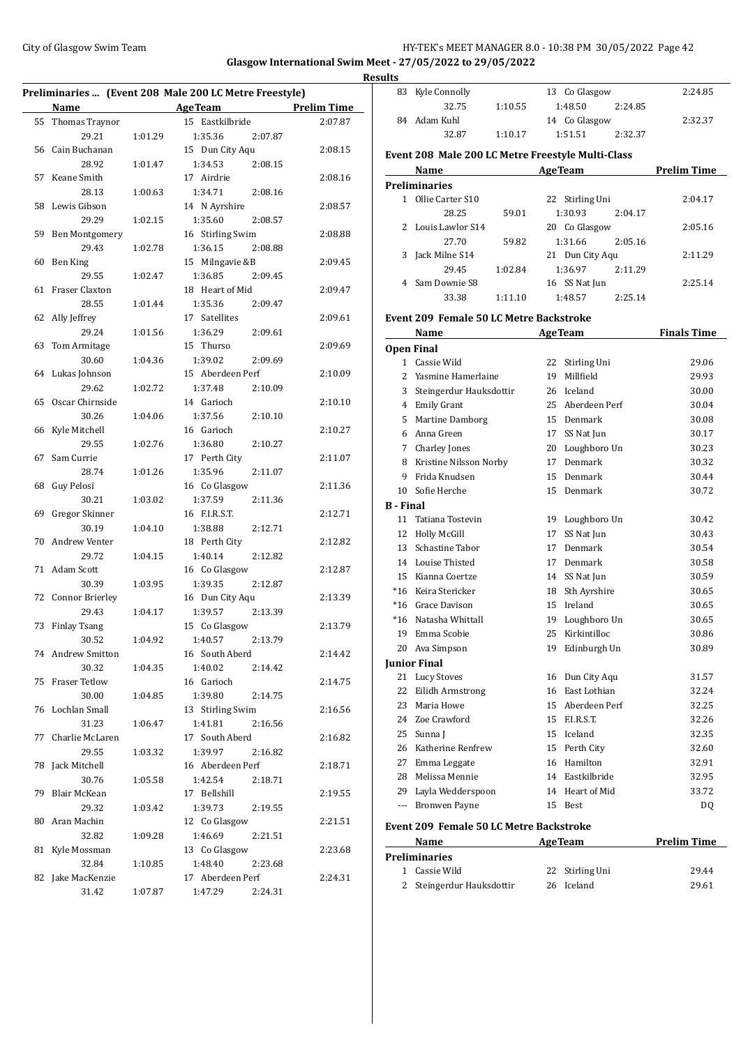City of Glasgow Swim Team

**Glasgow International Swim Meet - 27/05/2022 to 29/05/2022**

**Results**

### Preliminaries ... (Event 208 Male 200 LC Metre Freestyle)

| | Name | AgeTeam | | Prelim Time |
|---|---|---|---|---|
| 55 | Thomas Traynor | 15 Eastkilbride | | 2:07.87 |
| | 29.21 | 1:01.29 | 1:35.36 2:07.87 | |
| 56 | Cain Buchanan | 15 Dun City Aqu | | 2:08.15 |
| | 28.92 | 1:01.47 | 1:34.53 2:08.15 | |
| 57 | Keane Smith | 17 Airdrie | | 2:08.16 |
| | 28.13 | 1:00.63 | 1:34.71 2:08.16 | |
| 58 | Lewis Gibson | 14 N Ayrshire | | 2:08.57 |
| | 29.29 | 1:02.15 | 1:35.60 2:08.57 | |
| 59 | Ben Montgomery | 16 Stirling Swim | | 2:08.88 |
| | 29.43 | 1:02.78 | 1:36.15 2:08.88 | |
| 60 | Ben King | 15 Milngavie &B | | 2:09.45 |
| | 29.55 | 1:02.47 | 1:36.85 2:09.45 | |
| 61 | Fraser Claxton | 18 Heart of Mid | | 2:09.47 |
| | 28.55 | 1:01.44 | 1:35.36 2:09.47 | |
| 62 | Ally Jeffrey | 17 Satellites | | 2:09.61 |
| | 29.24 | 1:01.56 | 1:36.29 2:09.61 | |
| 63 | Tom Armitage | 15 Thurso | | 2:09.69 |
| | 30.60 | 1:04.36 | 1:39.02 2:09.69 | |
| 64 | Lukas Johnson | 15 Aberdeen Perf | | 2:10.09 |
| | 29.62 | 1:02.72 | 1:37.48 2:10.09 | |
| 65 | Oscar Chirnside | 14 Garioch | | 2:10.10 |
| | 30.26 | 1:04.06 | 1:37.56 2:10.10 | |
| 66 | Kyle Mitchell | 16 Garioch | | 2:10.27 |
| | 29.55 | 1:02.76 | 1:36.80 2:10.27 | |
| 67 | Sam Currie | 17 Perth City | | 2:11.07 |
| | 28.74 | 1:01.26 | 1:35.96 2:11.07 | |
| 68 | Guy Pelosi | 16 Co Glasgow | | 2:11.36 |
| | 30.21 | 1:03.02 | 1:37.59 2:11.36 | |
| 69 | Gregor Skinner | 16 F.I.R.S.T. | | 2:12.71 |
| | 30.19 | 1:04.10 | 1:38.88 2:12.71 | |
| 70 | Andrew Venter | 18 Perth City | | 2:12.82 |
| | 29.72 | 1:04.15 | 1:40.14 2:12.82 | |
| 71 | Adam Scott | 16 Co Glasgow | | 2:12.87 |
| | 30.39 | 1:03.95 | 1:39.35 2:12.87 | |
| 72 | Connor Brierley | 16 Dun City Aqu | | 2:13.39 |
| | 29.43 | 1:04.17 | 1:39.57 2:13.39 | |
| 73 | Finlay Tsang | 15 Co Glasgow | | 2:13.79 |
| | 30.52 | 1:04.92 | 1:40.57 2:13.79 | |
| 74 | Andrew Smitton | 16 South Aberd | | 2:14.42 |
| | 30.32 | 1:04.35 | 1:40.02 2:14.42 | |
| 75 | Fraser Tetlow | 16 Garioch | | 2:14.75 |
| | 30.00 | 1:04.85 | 1:39.80 2:14.75 | |
| 76 | Lochlan Small | 13 Stirling Swim | | 2:16.56 |
| | 31.23 | 1:06.47 | 1:41.81 2:16.56 | |
| 77 | Charlie McLaren | 17 South Aberd | | 2:16.82 |
| | 29.55 | 1:03.32 | 1:39.97 2:16.82 | |
| 78 | Jack Mitchell | 16 Aberdeen Perf | | 2:18.71 |
| | 30.76 | 1:05.58 | 1:42.54 2:18.71 | |
| 79 | Blair McKean | 17 Bellshill | | 2:19.55 |
| | 29.32 | 1:03.42 | 1:39.73 2:19.55 | |
| 80 | Aran Machin | 12 Co Glasgow | | 2:21.51 |
| | 32.82 | 1:09.28 | 1:46.69 2:21.51 | |
| 81 | Kyle Mossman | 13 Co Glasgow | | 2:23.68 |
| | 32.84 | 1:10.85 | 1:48.40 2:23.68 | |
| 82 | Jake MacKenzie | 17 Aberdeen Perf | | 2:24.31 |
| | 31.42 | 1:07.87 | 1:47.29 2:24.31 | |
| 83 | Kyle Connolly | 13 Co Glasgow | | 2:24.85 |
| | 32.75 | 1:10.55 | 1:48.50 2:24.85 | |
| 84 | Adam Kuhl | 14 Co Glasgow | | 2:32.37 |
| | 32.87 | 1:10.17 | 1:51.51 2:32.37 | |

### Event 208 Male 200 LC Metre Freestyle Multi-Class

| | Name | AgeTeam | | Prelim Time |
|---|---|---|---|---|
| **Preliminaries** | | | | |
| 1 | Ollie Carter S10 | 22 Stirling Uni | | 2:04.17 |
| | 28.25 | 59.01 | 1:30.93 2:04.17 | |
| 2 | Louis Lawlor S14 | 20 Co Glasgow | | 2:05.16 |
| | 27.70 | 59.82 | 1:31.66 2:05.16 | |
| 3 | Jack Milne S14 | 21 Dun City Aqu | | 2:11.29 |
| | 29.45 | 1:02.84 | 1:36.97 2:11.29 | |
| 4 | Sam Downie S8 | 16 SS Nat Jun | | 2:25.14 |
| | 33.38 | 1:11.10 | 1:48.57 2:25.14 | |

### Event 209 Female 50 LC Metre Backstroke

| | Name | Age | Team | Finals Time |
|---|---|---|---|---|
| **Open Final** | | | | |
| 1 | Cassie Wild | 22 | Stirling Uni | 29.06 |
| 2 | Yasmine Hamerlaine | 19 | Millfield | 29.93 |
| 3 | Steingerdur Hauksdottir | 26 | Iceland | 30.00 |
| 4 | Emily Grant | 25 | Aberdeen Perf | 30.04 |
| 5 | Martine Damborg | 15 | Denmark | 30.08 |
| 6 | Anna Green | 17 | SS Nat Jun | 30.17 |
| 7 | Charley Jones | 20 | Loughboro Un | 30.23 |
| 8 | Kristine Nilsson Norby | 17 | Denmark | 30.32 |
| 9 | Frida Knudsen | 15 | Denmark | 30.44 |
| 10 | Sofie Herche | 15 | Denmark | 30.72 |
| **B - Final** | | | | |
| 11 | Tatiana Tostevin | 19 | Loughboro Un | 30.42 |
| 12 | Holly McGill | 17 | SS Nat Jun | 30.43 |
| 13 | Schastine Tabor | 17 | Denmark | 30.54 |
| 14 | Louise Thisted | 17 | Denmark | 30.58 |
| 15 | Kianna Coertze | 14 | SS Nat Jun | 30.59 |
| *16 | Keira Stericker | 18 | Sth Ayrshire | 30.65 |
| *16 | Grace Davison | 15 | Ireland | 30.65 |
| *16 | Natasha Whittall | 19 | Loughboro Un | 30.65 |
| 19 | Emma Scobie | 25 | Kirkintilloc | 30.86 |
| 20 | Ava Simpson | 19 | Edinburgh Un | 30.89 |
| **Junior Final** | | | | |
| 21 | Lucy Stoves | 16 | Dun City Aqu | 31.57 |
| 22 | Eilidh Armstrong | 16 | East Lothian | 32.24 |
| 23 | Maria Howe | 15 | Aberdeen Perf | 32.25 |
| 24 | Zoe Crawford | 15 | F.I.R.S.T. | 32.26 |
| 25 | Sunna J | 15 | Iceland | 32.35 |
| 26 | Katherine Renfrew | 15 | Perth City | 32.60 |
| 27 | Emma Leggate | 16 | Hamilton | 32.91 |
| 28 | Melissa Mennie | 14 | Eastkilbride | 32.95 |
| 29 | Layla Wedderspoon | 14 | Heart of Mid | 33.72 |
| --- | Bronwen Payne | 15 | Best | DQ |

### Event 209 Female 50 LC Metre Backstroke

| | Name | Age | Team | Prelim Time |
|---|---|---|---|---|
| **Preliminaries** | | | | |
| 1 | Cassie Wild | 22 | Stirling Uni | 29.44 |
| 2 | Steingerdur Hauksdottir | 26 | Iceland | 29.61 |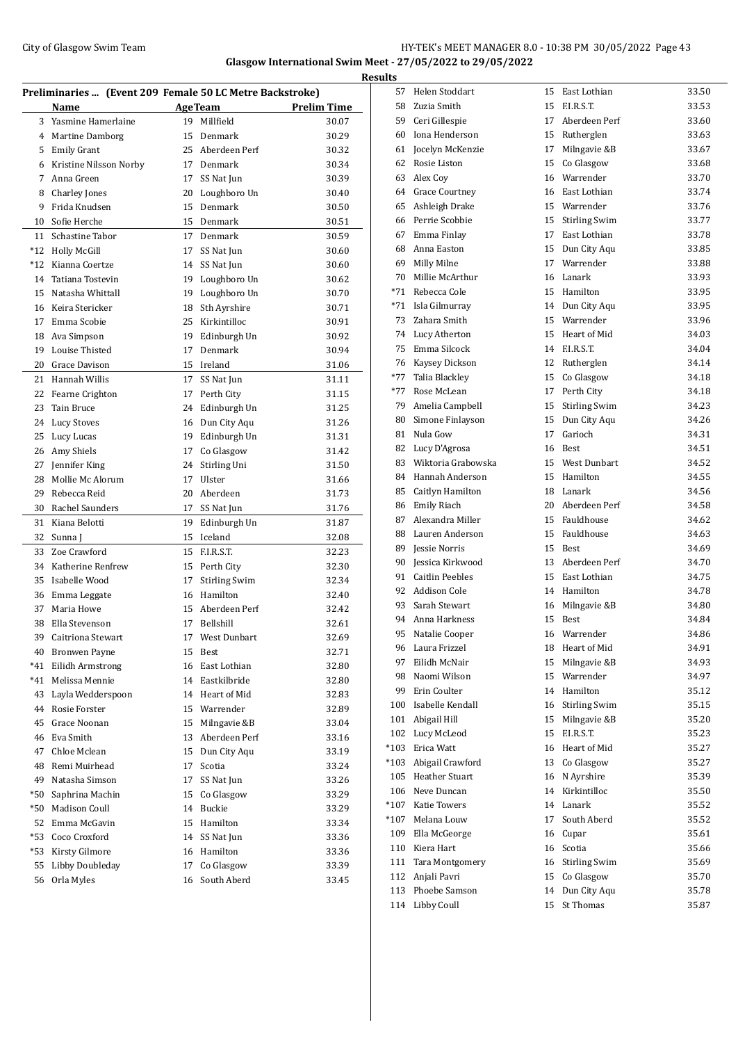**Glasgow International Swim Meet - 27/05/2022 to 29/05/2022**

**Results**

### Preliminaries ... (Event 209 Female 50 LC Metre Backstroke)

| | Name | Age | Team | Prelim Time |
|---|---|---|---|---|
| 3 | Yasmine Hamerlaine | 19 | Millfield | 30.07 |
| 4 | Martine Damborg | 15 | Denmark | 30.29 |
| 5 | Emily Grant | 25 | Aberdeen Perf | 30.32 |
| 6 | Kristine Nilsson Norby | 17 | Denmark | 30.34 |
| 7 | Anna Green | 17 | SS Nat Jun | 30.39 |
| 8 | Charley Jones | 20 | Loughboro Un | 30.40 |
| 9 | Frida Knudsen | 15 | Denmark | 30.50 |
| 10 | Sofie Herche | 15 | Denmark | 30.51 |
| 11 | Schastine Tabor | 17 | Denmark | 30.59 |
| *12 | Holly McGill | 17 | SS Nat Jun | 30.60 |
| *12 | Kianna Coertze | 14 | SS Nat Jun | 30.60 |
| 14 | Tatiana Tostevin | 19 | Loughboro Un | 30.62 |
| 15 | Natasha Whittall | 19 | Loughboro Un | 30.70 |
| 16 | Keira Stericker | 18 | Sth Ayrshire | 30.71 |
| 17 | Emma Scobie | 25 | Kirkintilloc | 30.91 |
| 18 | Ava Simpson | 19 | Edinburgh Un | 30.92 |
| 19 | Louise Thisted | 17 | Denmark | 30.94 |
| 20 | Grace Davison | 15 | Ireland | 31.06 |
| 21 | Hannah Willis | 17 | SS Nat Jun | 31.11 |
| 22 | Fearne Crighton | 17 | Perth City | 31.15 |
| 23 | Tain Bruce | 24 | Edinburgh Un | 31.25 |
| 24 | Lucy Stoves | 16 | Dun City Aqu | 31.26 |
| 25 | Lucy Lucas | 19 | Edinburgh Un | 31.31 |
| 26 | Amy Shiels | 17 | Co Glasgow | 31.42 |
| 27 | Jennifer King | 24 | Stirling Uni | 31.50 |
| 28 | Mollie Mc Alorum | 17 | Ulster | 31.66 |
| 29 | Rebecca Reid | 20 | Aberdeen | 31.73 |
| 30 | Rachel Saunders | 17 | SS Nat Jun | 31.76 |
| 31 | Kiana Belotti | 19 | Edinburgh Un | 31.87 |
| 32 | Sunna J | 15 | Iceland | 32.08 |
| 33 | Zoe Crawford | 15 | F.I.R.S.T. | 32.23 |
| 34 | Katherine Renfrew | 15 | Perth City | 32.30 |
| 35 | Isabelle Wood | 17 | Stirling Swim | 32.34 |
| 36 | Emma Leggate | 16 | Hamilton | 32.40 |
| 37 | Maria Howe | 15 | Aberdeen Perf | 32.42 |
| 38 | Ella Stevenson | 17 | Bellshill | 32.61 |
| 39 | Caitriona Stewart | 17 | West Dunbart | 32.69 |
| 40 | Bronwen Payne | 15 | Best | 32.71 |
| *41 | Eilidh Armstrong | 16 | East Lothian | 32.80 |
| *41 | Melissa Mennie | 14 | Eastkilbride | 32.80 |
| 43 | Layla Wedderspoon | 14 | Heart of Mid | 32.83 |
| 44 | Rosie Forster | 15 | Warrender | 32.89 |
| 45 | Grace Noonan | 15 | Milngavie &B | 33.04 |
| 46 | Eva Smith | 13 | Aberdeen Perf | 33.16 |
| 47 | Chloe Mclean | 15 | Dun City Aqu | 33.19 |
| 48 | Remi Muirhead | 17 | Scotia | 33.24 |
| 49 | Natasha Simson | 17 | SS Nat Jun | 33.26 |
| *50 | Saphrina Machin | 15 | Co Glasgow | 33.29 |
| *50 | Madison Coull | 14 | Buckie | 33.29 |
| 52 | Emma McGavin | 15 | Hamilton | 33.34 |
| *53 | Coco Croxford | 14 | SS Nat Jun | 33.36 |
| *53 | Kirsty Gilmore | 16 | Hamilton | 33.36 |
| 55 | Libby Doubleday | 17 | Co Glasgow | 33.39 |
| 56 | Orla Myles | 16 | South Aberd | 33.45 |
| 57 | Helen Stoddart | 15 | East Lothian | 33.50 |
| 58 | Zuzia Smith | 15 | F.I.R.S.T. | 33.53 |
| 59 | Ceri Gillespie | 17 | Aberdeen Perf | 33.60 |
| 60 | Iona Henderson | 15 | Rutherglen | 33.63 |
| 61 | Jocelyn McKenzie | 17 | Milngavie &B | 33.67 |
| 62 | Rosie Liston | 15 | Co Glasgow | 33.68 |
| 63 | Alex Coy | 16 | Warrender | 33.70 |
| 64 | Grace Courtney | 16 | East Lothian | 33.74 |
| 65 | Ashleigh Drake | 15 | Warrender | 33.76 |
| 66 | Perrie Scobbie | 15 | Stirling Swim | 33.77 |
| 67 | Emma Finlay | 17 | East Lothian | 33.78 |
| 68 | Anna Easton | 15 | Dun City Aqu | 33.85 |
| 69 | Milly Milne | 17 | Warrender | 33.88 |
| 70 | Millie McArthur | 16 | Lanark | 33.93 |
| *71 | Rebecca Cole | 15 | Hamilton | 33.95 |
| *71 | Isla Gilmurray | 14 | Dun City Aqu | 33.95 |
| 73 | Zahara Smith | 15 | Warrender | 33.96 |
| 74 | Lucy Atherton | 15 | Heart of Mid | 34.03 |
| 75 | Emma Silcock | 14 | F.I.R.S.T. | 34.04 |
| 76 | Kaysey Dickson | 12 | Rutherglen | 34.14 |
| *77 | Talia Blackley | 15 | Co Glasgow | 34.18 |
| *77 | Rose McLean | 17 | Perth City | 34.18 |
| 79 | Amelia Campbell | 15 | Stirling Swim | 34.23 |
| 80 | Simone Finlayson | 15 | Dun City Aqu | 34.26 |
| 81 | Nula Gow | 17 | Garioch | 34.31 |
| 82 | Lucy D'Agrosa | 16 | Best | 34.51 |
| 83 | Wiktoria Grabowska | 15 | West Dunbart | 34.52 |
| 84 | Hannah Anderson | 15 | Hamilton | 34.55 |
| 85 | Caitlyn Hamilton | 18 | Lanark | 34.56 |
| 86 | Emily Riach | 20 | Aberdeen Perf | 34.58 |
| 87 | Alexandra Miller | 15 | Fauldhouse | 34.62 |
| 88 | Lauren Anderson | 15 | Fauldhouse | 34.63 |
| 89 | Jessie Norris | 15 | Best | 34.69 |
| 90 | Jessica Kirkwood | 13 | Aberdeen Perf | 34.70 |
| 91 | Caitlin Peebles | 15 | East Lothian | 34.75 |
| 92 | Addison Cole | 14 | Hamilton | 34.78 |
| 93 | Sarah Stewart | 16 | Milngavie &B | 34.80 |
| 94 | Anna Harkness | 15 | Best | 34.84 |
| 95 | Natalie Cooper | 16 | Warrender | 34.86 |
| 96 | Laura Frizzel | 18 | Heart of Mid | 34.91 |
| 97 | Eilidh McNair | 15 | Milngavie &B | 34.93 |
| 98 | Naomi Wilson | 15 | Warrender | 34.97 |
| 99 | Erin Coulter | 14 | Hamilton | 35.12 |
| 100 | Isabelle Kendall | 16 | Stirling Swim | 35.15 |
| 101 | Abigail Hill | 15 | Milngavie &B | 35.20 |
| 102 | Lucy McLeod | 15 | F.I.R.S.T. | 35.23 |
| *103 | Erica Watt | 16 | Heart of Mid | 35.27 |
| *103 | Abigail Crawford | 13 | Co Glasgow | 35.27 |
| 105 | Heather Stuart | 16 | N Ayrshire | 35.39 |
| 106 | Neve Duncan | 14 | Kirkintilloc | 35.50 |
| *107 | Katie Towers | 14 | Lanark | 35.52 |
| *107 | Melana Louw | 17 | South Aberd | 35.52 |
| 109 | Ella McGeorge | 16 | Cupar | 35.61 |
| 110 | Kiera Hart | 16 | Scotia | 35.66 |
| 111 | Tara Montgomery | 16 | Stirling Swim | 35.69 |
| 112 | Anjali Pavri | 15 | Co Glasgow | 35.70 |
| 113 | Phoebe Samson | 14 | Dun City Aqu | 35.78 |
| 114 | Libby Coull | 15 | St Thomas | 35.87 |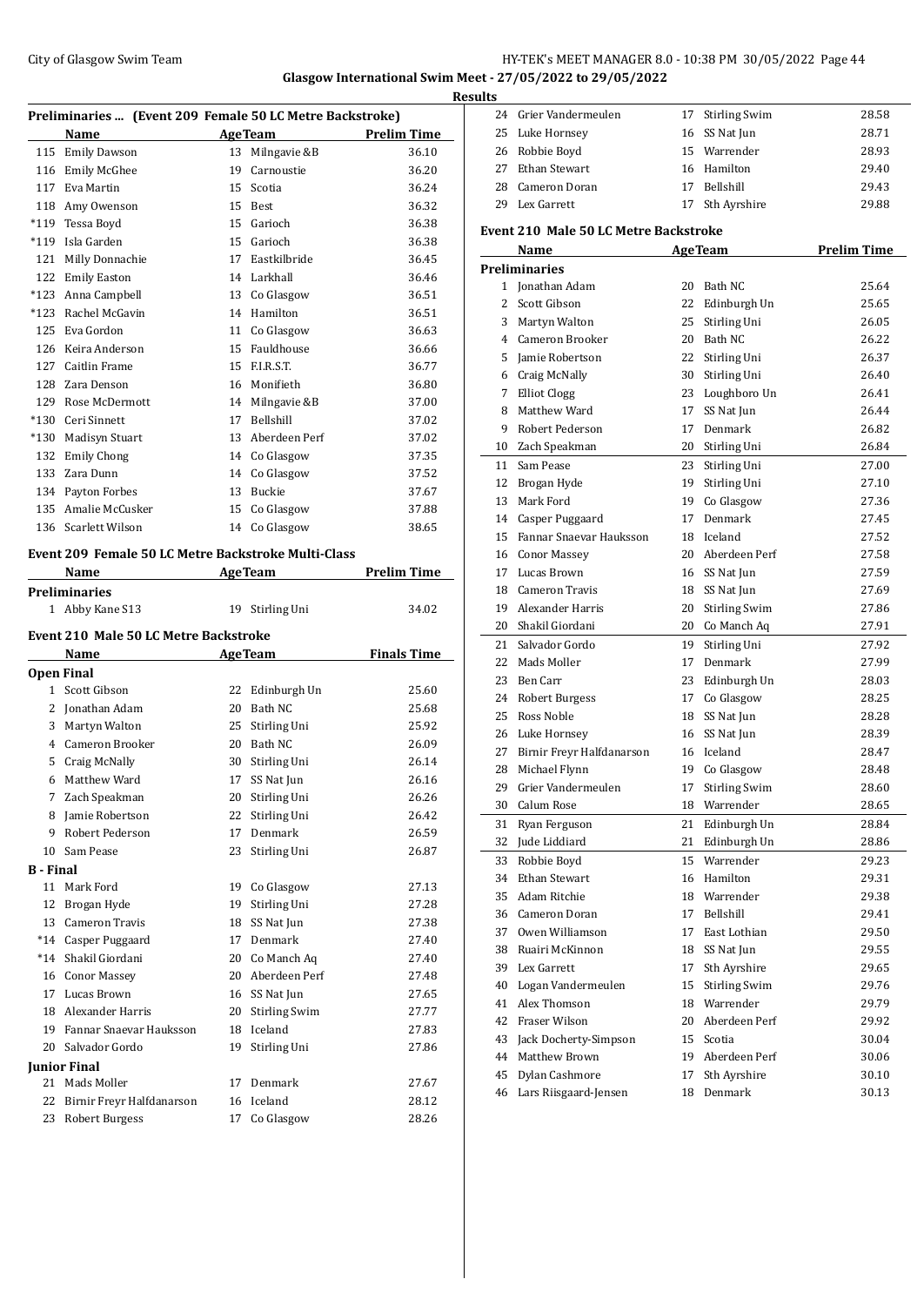## Glasgow International Swim Meet - 27/05/2022 to 29/05/2022

### Results

#### Preliminaries ... (Event 209 Female 50 LC Metre Backstroke)

| | Name | Age | Team | Prelim Time |
|---|---|---|---|---|
| 115 | Emily Dawson | 13 | Milngavie &B | 36.10 |
| 116 | Emily McGhee | 19 | Carnoustie | 36.20 |
| 117 | Eva Martin | 15 | Scotia | 36.24 |
| 118 | Amy Owenson | 15 | Best | 36.32 |
| *119 | Tessa Boyd | 15 | Garioch | 36.38 |
| *119 | Isla Garden | 15 | Garioch | 36.38 |
| 121 | Milly Donnachie | 17 | Eastkilbride | 36.45 |
| 122 | Emily Easton | 14 | Larkhall | 36.46 |
| *123 | Anna Campbell | 13 | Co Glasgow | 36.51 |
| *123 | Rachel McGavin | 14 | Hamilton | 36.51 |
| 125 | Eva Gordon | 11 | Co Glasgow | 36.63 |
| 126 | Keira Anderson | 15 | Fauldhouse | 36.66 |
| 127 | Caitlin Frame | 15 | F.I.R.S.T. | 36.77 |
| 128 | Zara Denson | 16 | Monifieth | 36.80 |
| 129 | Rose McDermott | 14 | Milngavie &B | 37.00 |
| *130 | Ceri Sinnett | 17 | Bellshill | 37.02 |
| *130 | Madisyn Stuart | 13 | Aberdeen Perf | 37.02 |
| 132 | Emily Chong | 14 | Co Glasgow | 37.35 |
| 133 | Zara Dunn | 14 | Co Glasgow | 37.52 |
| 134 | Payton Forbes | 13 | Buckie | 37.67 |
| 135 | Amalie McCusker | 15 | Co Glasgow | 37.88 |
| 136 | Scarlett Wilson | 14 | Co Glasgow | 38.65 |

#### Event 209 Female 50 LC Metre Backstroke Multi-Class

| | Name | Age | Team | Prelim Time |
|---|---|---|---|---|
| **Preliminaries** | | | | |
| 1 | Abby Kane S13 | 19 | Stirling Uni | 34.02 |

#### Event 210 Male 50 LC Metre Backstroke

| | Name | Age | Team | Finals Time |
|---|---|---|---|---|
| **Open Final** | | | | |
| 1 | Scott Gibson | 22 | Edinburgh Un | 25.60 |
| 2 | Jonathan Adam | 20 | Bath NC | 25.68 |
| 3 | Martyn Walton | 25 | Stirling Uni | 25.92 |
| 4 | Cameron Brooker | 20 | Bath NC | 26.09 |
| 5 | Craig McNally | 30 | Stirling Uni | 26.14 |
| 6 | Matthew Ward | 17 | SS Nat Jun | 26.16 |
| 7 | Zach Speakman | 20 | Stirling Uni | 26.26 |
| 8 | Jamie Robertson | 22 | Stirling Uni | 26.42 |
| 9 | Robert Pederson | 17 | Denmark | 26.59 |
| 10 | Sam Pease | 23 | Stirling Uni | 26.87 |
| **B - Final** | | | | |
| 11 | Mark Ford | 19 | Co Glasgow | 27.13 |
| 12 | Brogan Hyde | 19 | Stirling Uni | 27.28 |
| 13 | Cameron Travis | 18 | SS Nat Jun | 27.38 |
| *14 | Casper Puggaard | 17 | Denmark | 27.40 |
| *14 | Shakil Giordani | 20 | Co Manch Aq | 27.40 |
| 16 | Conor Massey | 20 | Aberdeen Perf | 27.48 |
| 17 | Lucas Brown | 16 | SS Nat Jun | 27.65 |
| 18 | Alexander Harris | 20 | Stirling Swim | 27.77 |
| 19 | Fannar Snaevar Hauksson | 18 | Iceland | 27.83 |
| 20 | Salvador Gordo | 19 | Stirling Uni | 27.86 |
| **Junior Final** | | | | |
| 21 | Mads Moller | 17 | Denmark | 27.67 |
| 22 | Birnir Freyr Halfdanarson | 16 | Iceland | 28.12 |
| 23 | Robert Burgess | 17 | Co Glasgow | 28.26 |
| 24 | Grier Vandermeulen | 17 | Stirling Swim | 28.58 |
| 25 | Luke Hornsey | 16 | SS Nat Jun | 28.71 |
| 26 | Robbie Boyd | 15 | Warrender | 28.93 |
| 27 | Ethan Stewart | 16 | Hamilton | 29.40 |
| 28 | Cameron Doran | 17 | Bellshill | 29.43 |
| 29 | Lex Garrett | 17 | Sth Ayrshire | 29.88 |

#### Event 210 Male 50 LC Metre Backstroke

| | Name | Age | Team | Prelim Time |
|---|---|---|---|---|
| **Preliminaries** | | | | |
| 1 | Jonathan Adam | 20 | Bath NC | 25.64 |
| 2 | Scott Gibson | 22 | Edinburgh Un | 25.65 |
| 3 | Martyn Walton | 25 | Stirling Uni | 26.05 |
| 4 | Cameron Brooker | 20 | Bath NC | 26.22 |
| 5 | Jamie Robertson | 22 | Stirling Uni | 26.37 |
| 6 | Craig McNally | 30 | Stirling Uni | 26.40 |
| 7 | Elliot Clogg | 23 | Loughboro Un | 26.41 |
| 8 | Matthew Ward | 17 | SS Nat Jun | 26.44 |
| 9 | Robert Pederson | 17 | Denmark | 26.82 |
| 10 | Zach Speakman | 20 | Stirling Uni | 26.84 |
| 11 | Sam Pease | 23 | Stirling Uni | 27.00 |
| 12 | Brogan Hyde | 19 | Stirling Uni | 27.10 |
| 13 | Mark Ford | 19 | Co Glasgow | 27.36 |
| 14 | Casper Puggaard | 17 | Denmark | 27.45 |
| 15 | Fannar Snaevar Hauksson | 18 | Iceland | 27.52 |
| 16 | Conor Massey | 20 | Aberdeen Perf | 27.58 |
| 17 | Lucas Brown | 16 | SS Nat Jun | 27.59 |
| 18 | Cameron Travis | 18 | SS Nat Jun | 27.69 |
| 19 | Alexander Harris | 20 | Stirling Swim | 27.86 |
| 20 | Shakil Giordani | 20 | Co Manch Aq | 27.91 |
| 21 | Salvador Gordo | 19 | Stirling Uni | 27.92 |
| 22 | Mads Moller | 17 | Denmark | 27.99 |
| 23 | Ben Carr | 23 | Edinburgh Un | 28.03 |
| 24 | Robert Burgess | 17 | Co Glasgow | 28.25 |
| 25 | Ross Noble | 18 | SS Nat Jun | 28.28 |
| 26 | Luke Hornsey | 16 | SS Nat Jun | 28.39 |
| 27 | Birnir Freyr Halfdanarson | 16 | Iceland | 28.47 |
| 28 | Michael Flynn | 19 | Co Glasgow | 28.48 |
| 29 | Grier Vandermeulen | 17 | Stirling Swim | 28.60 |
| 30 | Calum Rose | 18 | Warrender | 28.65 |
| 31 | Ryan Ferguson | 21 | Edinburgh Un | 28.84 |
| 32 | Jude Liddiard | 21 | Edinburgh Un | 28.86 |
| 33 | Robbie Boyd | 15 | Warrender | 29.23 |
| 34 | Ethan Stewart | 16 | Hamilton | 29.31 |
| 35 | Adam Ritchie | 18 | Warrender | 29.38 |
| 36 | Cameron Doran | 17 | Bellshill | 29.41 |
| 37 | Owen Williamson | 17 | East Lothian | 29.50 |
| 38 | Ruairi McKinnon | 18 | SS Nat Jun | 29.55 |
| 39 | Lex Garrett | 17 | Sth Ayrshire | 29.65 |
| 40 | Logan Vandermeulen | 15 | Stirling Swim | 29.76 |
| 41 | Alex Thomson | 18 | Warrender | 29.79 |
| 42 | Fraser Wilson | 20 | Aberdeen Perf | 29.92 |
| 43 | Jack Docherty-Simpson | 15 | Scotia | 30.04 |
| 44 | Matthew Brown | 19 | Aberdeen Perf | 30.06 |
| 45 | Dylan Cashmore | 17 | Sth Ayrshire | 30.10 |
| 46 | Lars Riisgaard-Jensen | 18 | Denmark | 30.13 |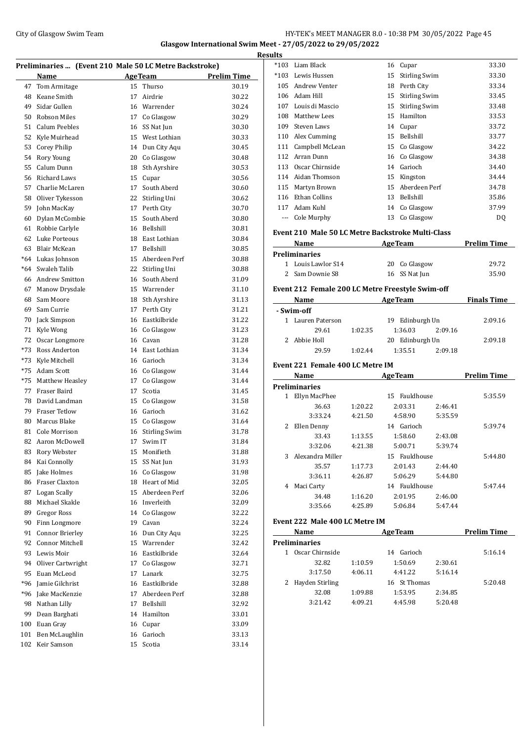# Glasgow International Swim Meet - 27/05/2022 to 29/05/2022

## Results

### Preliminaries ... (Event 210 Male 50 LC Metre Backstroke)

| | Name | Age | Team | Prelim Time |
|---|---|---|---|---|
| 47 | Tom Armitage | 15 | Thurso | 30.19 |
| 48 | Keane Smith | 17 | Airdrie | 30.22 |
| 49 | Sidar Gullen | 16 | Warrender | 30.24 |
| 50 | Robson Miles | 17 | Co Glasgow | 30.29 |
| 51 | Calum Peebles | 16 | SS Nat Jun | 30.30 |
| 52 | Kyle Muirhead | 15 | West Lothian | 30.33 |
| 53 | Corey Philip | 14 | Dun City Aqu | 30.45 |
| 54 | Rory Young | 20 | Co Glasgow | 30.48 |
| 55 | Calum Dunn | 18 | Sth Ayrshire | 30.53 |
| 56 | Richard Laws | 15 | Cupar | 30.56 |
| 57 | Charlie McLaren | 17 | South Aberd | 30.60 |
| 58 | Oliver Tykesson | 22 | Stirling Uni | 30.62 |
| 59 | John MacKay | 17 | Perth City | 30.70 |
| 60 | Dylan McCombie | 15 | South Aberd | 30.80 |
| 61 | Robbie Carlyle | 16 | Bellshill | 30.81 |
| 62 | Luke Porteous | 18 | East Lothian | 30.84 |
| 63 | Blair McKean | 17 | Bellshill | 30.85 |
| *64 | Lukas Johnson | 15 | Aberdeen Perf | 30.88 |
| *64 | Swaleh Talib | 22 | Stirling Uni | 30.88 |
| 66 | Andrew Smitton | 16 | South Aberd | 31.09 |
| 67 | Manow Drysdale | 15 | Warrender | 31.10 |
| 68 | Sam Moore | 18 | Sth Ayrshire | 31.13 |
| 69 | Sam Currie | 17 | Perth City | 31.21 |
| 70 | Jack Simpson | 16 | Eastkilbride | 31.22 |
| 71 | Kyle Wong | 16 | Co Glasgow | 31.23 |
| 72 | Oscar Longmore | 16 | Cavan | 31.28 |
| *73 | Ross Anderton | 14 | East Lothian | 31.34 |
| *73 | Kyle Mitchell | 16 | Garioch | 31.34 |
| *75 | Adam Scott | 16 | Co Glasgow | 31.44 |
| *75 | Matthew Heasley | 17 | Co Glasgow | 31.44 |
| 77 | Fraser Baird | 17 | Scotia | 31.45 |
| 78 | David Landman | 15 | Co Glasgow | 31.58 |
| 79 | Fraser Tetlow | 16 | Garioch | 31.62 |
| 80 | Marcus Blake | 15 | Co Glasgow | 31.64 |
| 81 | Cole Morrison | 16 | Stirling Swim | 31.78 |
| 82 | Aaron McDowell | 17 | Swim IT | 31.84 |
| 83 | Rory Webster | 15 | Monifieth | 31.88 |
| 84 | Kai Connolly | 15 | SS Nat Jun | 31.93 |
| 85 | Jake Holmes | 16 | Co Glasgow | 31.98 |
| 86 | Fraser Claxton | 18 | Heart of Mid | 32.05 |
| 87 | Logan Scally | 15 | Aberdeen Perf | 32.06 |
| 88 | Michael Skakle | 16 | Inverleith | 32.09 |
| 89 | Gregor Ross | 14 | Co Glasgow | 32.22 |
| 90 | Finn Longmore | 19 | Cavan | 32.24 |
| 91 | Connor Brierley | 16 | Dun City Aqu | 32.25 |
| 92 | Connor Mitchell | 15 | Warrender | 32.42 |
| 93 | Lewis Moir | 16 | Eastkilbride | 32.64 |
| 94 | Oliver Cartwright | 17 | Co Glasgow | 32.71 |
| 95 | Euan McLeod | 17 | Lanark | 32.75 |
| *96 | Jamie Gilchrist | 16 | Eastkilbride | 32.88 |
| *96 | Jake MacKenzie | 17 | Aberdeen Perf | 32.88 |
| 98 | Nathan Lilly | 17 | Bellshill | 32.92 |
| 99 | Dean Barghati | 14 | Hamilton | 33.01 |
| 100 | Euan Gray | 16 | Cupar | 33.09 |
| 101 | Ben McLaughlin | 16 | Garioch | 33.13 |
| 102 | Keir Samson | 15 | Scotia | 33.14 |
| *103 | Liam Black | 16 | Cupar | 33.30 |
| *103 | Lewis Hussen | 15 | Stirling Swim | 33.30 |
| 105 | Andrew Venter | 18 | Perth City | 33.34 |
| 106 | Adam Hill | 15 | Stirling Swim | 33.45 |
| 107 | Louis di Mascio | 15 | Stirling Swim | 33.48 |
| 108 | Matthew Lees | 15 | Hamilton | 33.53 |
| 109 | Steven Laws | 14 | Cupar | 33.72 |
| 110 | Alex Cumming | 15 | Bellshill | 33.77 |
| 111 | Campbell McLean | 15 | Co Glasgow | 34.22 |
| 112 | Arran Dunn | 16 | Co Glasgow | 34.38 |
| 113 | Oscar Chirnside | 14 | Garioch | 34.40 |
| 114 | Aidan Thomson | 15 | Kingston | 34.44 |
| 115 | Martyn Brown | 15 | Aberdeen Perf | 34.78 |
| 116 | Ethan Collins | 13 | Bellshill | 35.86 |
| 117 | Adam Kuhl | 14 | Co Glasgow | 37.99 |
| --- | Cole Murphy | 13 | Co Glasgow | DQ |

### Event 210 Male 50 LC Metre Backstroke Multi-Class

| | Name | Age | Team | Prelim Time |
|---|---|---|---|---|
| **Preliminaries** | | | | |
| 1 | Louis Lawlor S14 | 20 | Co Glasgow | 29.72 |
| 2 | Sam Downie S8 | 16 | SS Nat Jun | 35.90 |

### Event 212 Female 200 LC Metre Freestyle Swim-off

| | Name | Age | Team | Finals Time |
|---|---|---|---|---|
| **- Swim-off** | | | | |
| 1 | Lauren Paterson | 19 | Edinburgh Un | 2:09.16 |
| | 29.61 / 1:02.35 / 1:36.03 / 2:09.16 | | | |
| 2 | Abbie Holl | 20 | Edinburgh Un | 2:09.18 |
| | 29.59 / 1:02.44 / 1:35.51 / 2:09.18 | | | |

### Event 221 Female 400 LC Metre IM

| | Name | Age | Team | Prelim Time |
|---|---|---|---|---|
| **Preliminaries** | | | | |
| 1 | Ellyn MacPhee | 15 | Fauldhouse | 5:35.59 |
| | 36.63 / 1:20.22 / 2:03.31 / 2:46.41 / 3:33.24 / 4:21.50 / 4:58.90 / 5:35.59 | | | |
| 2 | Ellen Denny | 14 | Garioch | 5:39.74 |
| | 33.43 / 1:13.55 / 1:58.60 / 2:43.08 / 3:32.06 / 4:21.38 / 5:00.71 / 5:39.74 | | | |
| 3 | Alexandra Miller | 15 | Fauldhouse | 5:44.80 |
| | 35.57 / 1:17.73 / 2:01.43 / 2:44.40 / 3:36.11 / 4:26.87 / 5:06.29 / 5:44.80 | | | |
| 4 | Maci Carty | 14 | Fauldhouse | 5:47.44 |
| | 34.48 / 1:16.20 / 2:01.95 / 2:46.00 / 3:35.66 / 4:25.89 / 5:06.84 / 5:47.44 | | | |

### Event 222 Male 400 LC Metre IM

| | Name | Age | Team | Prelim Time |
|---|---|---|---|---|
| **Preliminaries** | | | | |
| 1 | Oscar Chirnside | 14 | Garioch | 5:16.14 |
| | 32.82 / 1:10.59 / 1:50.69 / 2:30.61 / 3:17.50 / 4:06.11 / 4:41.22 / 5:16.14 | | | |
| 2 | Hayden Stirling | 16 | St Thomas | 5:20.48 |
| | 32.08 / 1:09.88 / 1:53.95 / 2:34.85 / 3:21.42 / 4:09.21 / 4:45.98 / 5:20.48 | | | |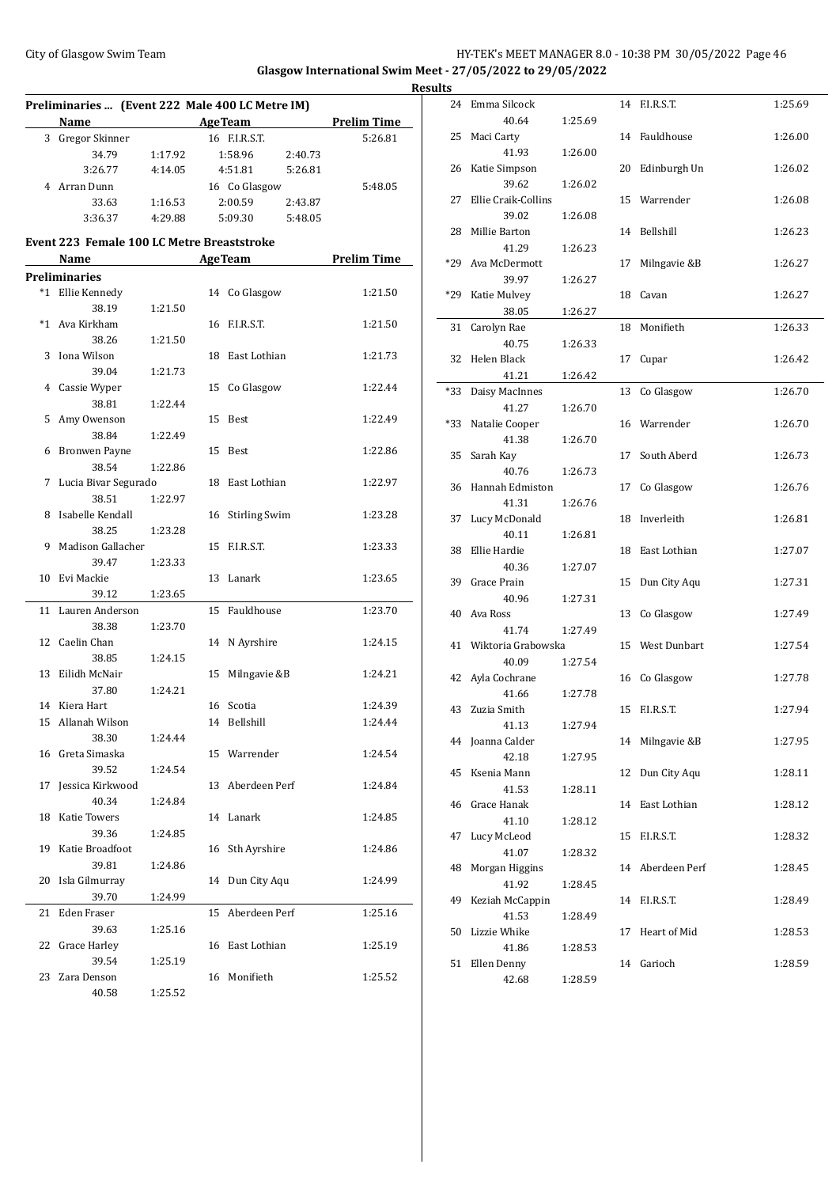Glasgow International Swim Meet - 27/05/2022 to 29/05/2022

Results

## Preliminaries ... (Event 222 Male 400 LC Metre IM)

| | Name | Age | Team | Prelim Time |
|---|---|---|---|---|
| 3 | Gregor Skinner | 16 | F.I.R.S.T. | 5:26.81 |
| | 34.79 1:17.92 1:58.96 2:40.73 | | | |
| | 3:26.77 4:14.05 4:51.81 5:26.81 | | | |
| 4 | Arran Dunn | 16 | Co Glasgow | 5:48.05 |
| | 33.63 1:16.53 2:00.59 2:43.87 | | | |
| | 3:36.37 4:29.88 5:09.30 5:48.05 | | | |

## Event 223 Female 100 LC Metre Breaststroke

| | Name | Age | Team | Prelim Time | Splits |
|---|---|---|---|---|---|
| **Preliminaries** | | | | | |
| *1 | Ellie Kennedy | 14 | Co Glasgow | 1:21.50 | 38.19 1:21.50 |
| *1 | Ava Kirkham | 16 | F.I.R.S.T. | 1:21.50 | 38.26 1:21.50 |
| 3 | Iona Wilson | 18 | East Lothian | 1:21.73 | 39.04 1:21.73 |
| 4 | Cassie Wyper | 15 | Co Glasgow | 1:22.44 | 38.81 1:22.44 |
| 5 | Amy Owenson | 15 | Best | 1:22.49 | 38.84 1:22.49 |
| 6 | Bronwen Payne | 15 | Best | 1:22.86 | 38.54 1:22.86 |
| 7 | Lucia Bivar Segurado | 18 | East Lothian | 1:22.97 | 38.51 1:22.97 |
| 8 | Isabelle Kendall | 16 | Stirling Swim | 1:23.28 | 38.25 1:23.28 |
| 9 | Madison Gallacher | 15 | F.I.R.S.T. | 1:23.33 | 39.47 1:23.33 |
| 10 | Evi Mackie | 13 | Lanark | 1:23.65 | 39.12 1:23.65 |
| 11 | Lauren Anderson | 15 | Fauldhouse | 1:23.70 | 38.38 1:23.70 |
| 12 | Caelin Chan | 14 | N Ayrshire | 1:24.15 | 38.85 1:24.15 |
| 13 | Eilidh McNair | 15 | Milngavie &B | 1:24.21 | 37.80 1:24.21 |
| 14 | Kiera Hart | 16 | Scotia | 1:24.39 | |
| 15 | Allanah Wilson | 14 | Bellshill | 1:24.44 | 38.30 1:24.44 |
| 16 | Greta Simaska | 15 | Warrender | 1:24.54 | 39.52 1:24.54 |
| 17 | Jessica Kirkwood | 13 | Aberdeen Perf | 1:24.84 | 40.34 1:24.84 |
| 18 | Katie Towers | 14 | Lanark | 1:24.85 | 39.36 1:24.85 |
| 19 | Katie Broadfoot | 16 | Sth Ayrshire | 1:24.86 | 39.81 1:24.86 |
| 20 | Isla Gilmurray | 14 | Dun City Aqu | 1:24.99 | 39.70 1:24.99 |
| 21 | Eden Fraser | 15 | Aberdeen Perf | 1:25.16 | 39.63 1:25.16 |
| 22 | Grace Harley | 16 | East Lothian | 1:25.19 | 39.54 1:25.19 |
| 23 | Zara Denson | 16 | Monifieth | 1:25.52 | 40.58 1:25.52 |
| 24 | Emma Silcock | 14 | F.I.R.S.T. | 1:25.69 | 40.64 1:25.69 |
| 25 | Maci Carty | 14 | Fauldhouse | 1:26.00 | 41.93 1:26.00 |
| 26 | Katie Simpson | 20 | Edinburgh Un | 1:26.02 | 39.62 1:26.02 |
| 27 | Ellie Craik-Collins | 15 | Warrender | 1:26.08 | 39.02 1:26.08 |
| 28 | Millie Barton | 14 | Bellshill | 1:26.23 | 41.29 1:26.23 |
| *29 | Ava McDermott | 17 | Milngavie &B | 1:26.27 | 39.97 1:26.27 |
| *29 | Katie Mulvey | 18 | Cavan | 1:26.27 | 38.05 1:26.27 |
| 31 | Carolyn Rae | 18 | Monifieth | 1:26.33 | 40.75 1:26.33 |
| 32 | Helen Black | 17 | Cupar | 1:26.42 | 41.21 1:26.42 |
| *33 | Daisy MacInnes | 13 | Co Glasgow | 1:26.70 | 41.27 1:26.70 |
| *33 | Natalie Cooper | 16 | Warrender | 1:26.70 | 41.38 1:26.70 |
| 35 | Sarah Kay | 17 | South Aberd | 1:26.73 | 40.76 1:26.73 |
| 36 | Hannah Edmiston | 17 | Co Glasgow | 1:26.76 | 41.31 1:26.76 |
| 37 | Lucy McDonald | 18 | Inverleith | 1:26.81 | 40.11 1:26.81 |
| 38 | Ellie Hardie | 18 | East Lothian | 1:27.07 | 40.36 1:27.07 |
| 39 | Grace Prain | 15 | Dun City Aqu | 1:27.31 | 40.96 1:27.31 |
| 40 | Ava Ross | 13 | Co Glasgow | 1:27.49 | 41.74 1:27.49 |
| 41 | Wiktoria Grabowska | 15 | West Dunbart | 1:27.54 | 40.09 1:27.54 |
| 42 | Ayla Cochrane | 16 | Co Glasgow | 1:27.78 | 41.66 1:27.78 |
| 43 | Zuzia Smith | 15 | F.I.R.S.T. | 1:27.94 | 41.13 1:27.94 |
| 44 | Joanna Calder | 14 | Milngavie &B | 1:27.95 | 42.18 1:27.95 |
| 45 | Ksenia Mann | 12 | Dun City Aqu | 1:28.11 | 41.53 1:28.11 |
| 46 | Grace Hanak | 14 | East Lothian | 1:28.12 | 41.10 1:28.12 |
| 47 | Lucy McLeod | 15 | F.I.R.S.T. | 1:28.32 | 41.07 1:28.32 |
| 48 | Morgan Higgins | 14 | Aberdeen Perf | 1:28.45 | 41.92 1:28.45 |
| 49 | Keziah McCappin | 14 | F.I.R.S.T. | 1:28.49 | 41.53 1:28.49 |
| 50 | Lizzie Whike | 17 | Heart of Mid | 1:28.53 | 41.86 1:28.53 |
| 51 | Ellen Denny | 14 | Garioch | 1:28.59 | 42.68 1:28.59 |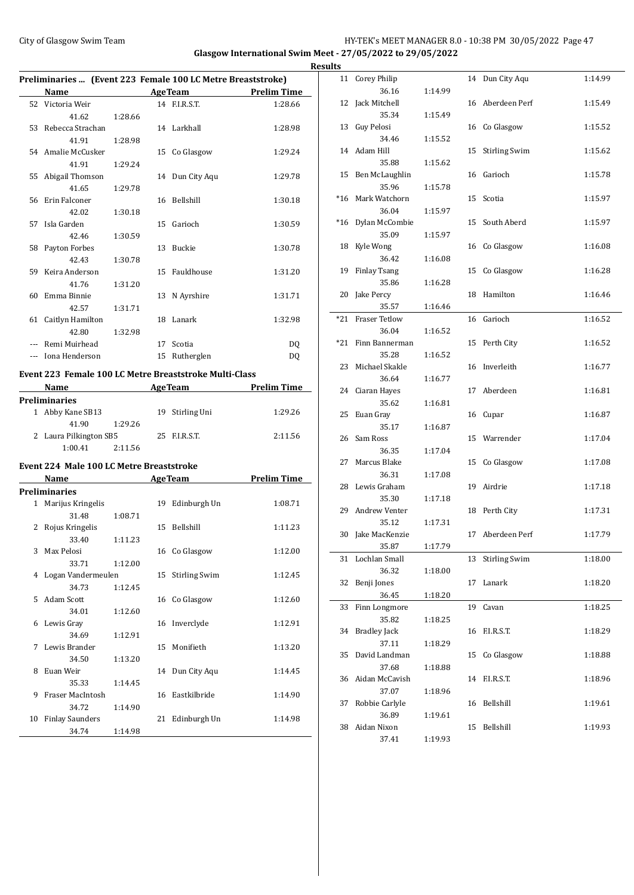## Glasgow International Swim Meet - 27/05/2022 to 29/05/2022

### Results

#### Preliminaries ... (Event 223 Female 100 LC Metre Breaststroke)

| | Name | | Age | Team | Prelim Time |
|---|---|---|---|---|---|
| 52 | Victoria Weir | | 14 | F.I.R.S.T. | 1:28.66 |
| | 41.62 | 1:28.66 | | | |
| 53 | Rebecca Strachan | | 14 | Larkhall | 1:28.98 |
| | 41.91 | 1:28.98 | | | |
| 54 | Amalie McCusker | | 15 | Co Glasgow | 1:29.24 |
| | 41.91 | 1:29.24 | | | |
| 55 | Abigail Thomson | | 14 | Dun City Aqu | 1:29.78 |
| | 41.65 | 1:29.78 | | | |
| 56 | Erin Falconer | | 16 | Bellshill | 1:30.18 |
| | 42.02 | 1:30.18 | | | |
| 57 | Isla Garden | | 15 | Garioch | 1:30.59 |
| | 42.46 | 1:30.59 | | | |
| 58 | Payton Forbes | | 13 | Buckie | 1:30.78 |
| | 42.43 | 1:30.78 | | | |
| 59 | Keira Anderson | | 15 | Fauldhouse | 1:31.20 |
| | 41.76 | 1:31.20 | | | |
| 60 | Emma Binnie | | 13 | N Ayrshire | 1:31.71 |
| | 42.57 | 1:31.71 | | | |
| 61 | Caitlyn Hamilton | | 18 | Lanark | 1:32.98 |
| | 42.80 | 1:32.98 | | | |
| --- | Remi Muirhead | | 17 | Scotia | DQ |
| --- | Iona Henderson | | 15 | Rutherglen | DQ |

#### Event 223 Female 100 LC Metre Breaststroke Multi-Class

| | Name | | Age | Team | Prelim Time |
|---|---|---|---|---|---|
| **Preliminaries** | | | | | |
| 1 | Abby Kane SB13 | | 19 | Stirling Uni | 1:29.26 |
| | 41.90 | 1:29.26 | | | |
| 2 | Laura Pilkington SB5 | | 25 | F.I.R.S.T. | 2:11.56 |
| | 1:00.41 | 2:11.56 | | | |

#### Event 224 Male 100 LC Metre Breaststroke

| | Name | | Age | Team | Prelim Time |
|---|---|---|---|---|---|
| **Preliminaries** | | | | | |
| 1 | Marijus Kringelis | | 19 | Edinburgh Un | 1:08.71 |
| | 31.48 | 1:08.71 | | | |
| 2 | Rojus Kringelis | | 15 | Bellshill | 1:11.23 |
| | 33.40 | 1:11.23 | | | |
| 3 | Max Pelosi | | 16 | Co Glasgow | 1:12.00 |
| | 33.71 | 1:12.00 | | | |
| 4 | Logan Vandermeulen | | 15 | Stirling Swim | 1:12.45 |
| | 34.73 | 1:12.45 | | | |
| 5 | Adam Scott | | 16 | Co Glasgow | 1:12.60 |
| | 34.01 | 1:12.60 | | | |
| 6 | Lewis Gray | | 16 | Inverclyde | 1:12.91 |
| | 34.69 | 1:12.91 | | | |
| 7 | Lewis Brander | | 15 | Monifieth | 1:13.20 |
| | 34.50 | 1:13.20 | | | |
| 8 | Euan Weir | | 14 | Dun City Aqu | 1:14.45 |
| | 35.33 | 1:14.45 | | | |
| 9 | Fraser MacIntosh | | 16 | Eastkilbride | 1:14.90 |
| | 34.72 | 1:14.90 | | | |
| 10 | Finlay Saunders | | 21 | Edinburgh Un | 1:14.98 |
| | 34.74 | 1:14.98 | | | |
| 11 | Corey Philip | | 14 | Dun City Aqu | 1:14.99 |
| | 36.16 | 1:14.99 | | | |
| 12 | Jack Mitchell | | 16 | Aberdeen Perf | 1:15.49 |
| | 35.34 | 1:15.49 | | | |
| 13 | Guy Pelosi | | 16 | Co Glasgow | 1:15.52 |
| | 34.46 | 1:15.52 | | | |
| 14 | Adam Hill | | 15 | Stirling Swim | 1:15.62 |
| | 35.88 | 1:15.62 | | | |
| 15 | Ben McLaughlin | | 16 | Garioch | 1:15.78 |
| | 35.96 | 1:15.78 | | | |
| *16 | Mark Watchorn | | 15 | Scotia | 1:15.97 |
| | 36.04 | 1:15.97 | | | |
| *16 | Dylan McCombie | | 15 | South Aberd | 1:15.97 |
| | 35.09 | 1:15.97 | | | |
| 18 | Kyle Wong | | 16 | Co Glasgow | 1:16.08 |
| | 36.42 | 1:16.08 | | | |
| 19 | Finlay Tsang | | 15 | Co Glasgow | 1:16.28 |
| | 35.86 | 1:16.28 | | | |
| 20 | Jake Percy | | 18 | Hamilton | 1:16.46 |
| | 35.57 | 1:16.46 | | | |
| *21 | Fraser Tetlow | | 16 | Garioch | 1:16.52 |
| | 36.04 | 1:16.52 | | | |
| *21 | Finn Bannerman | | 15 | Perth City | 1:16.52 |
| | 35.28 | 1:16.52 | | | |
| 23 | Michael Skakle | | 16 | Inverleith | 1:16.77 |
| | 36.64 | 1:16.77 | | | |
| 24 | Ciaran Hayes | | 17 | Aberdeen | 1:16.81 |
| | 35.62 | 1:16.81 | | | |
| 25 | Euan Gray | | 16 | Cupar | 1:16.87 |
| | 35.17 | 1:16.87 | | | |
| 26 | Sam Ross | | 15 | Warrender | 1:17.04 |
| | 36.35 | 1:17.04 | | | |
| 27 | Marcus Blake | | 15 | Co Glasgow | 1:17.08 |
| | 36.31 | 1:17.08 | | | |
| 28 | Lewis Graham | | 19 | Airdrie | 1:17.18 |
| | 35.30 | 1:17.18 | | | |
| 29 | Andrew Venter | | 18 | Perth City | 1:17.31 |
| | 35.12 | 1:17.31 | | | |
| 30 | Jake MacKenzie | | 17 | Aberdeen Perf | 1:17.79 |
| | 35.87 | 1:17.79 | | | |
| 31 | Lochlan Small | | 13 | Stirling Swim | 1:18.00 |
| | 36.32 | 1:18.00 | | | |
| 32 | Benji Jones | | 17 | Lanark | 1:18.20 |
| | 36.45 | 1:18.20 | | | |
| 33 | Finn Longmore | | 19 | Cavan | 1:18.25 |
| | 35.82 | 1:18.25 | | | |
| 34 | Bradley Jack | | 16 | F.I.R.S.T. | 1:18.29 |
| | 37.11 | 1:18.29 | | | |
| 35 | David Landman | | 15 | Co Glasgow | 1:18.88 |
| | 37.68 | 1:18.88 | | | |
| 36 | Aidan McCavish | | 14 | F.I.R.S.T. | 1:18.96 |
| | 37.07 | 1:18.96 | | | |
| 37 | Robbie Carlyle | | 16 | Bellshill | 1:19.61 |
| | 36.89 | 1:19.61 | | | |
| 38 | Aidan Nixon | | 15 | Bellshill | 1:19.93 |
| | 37.41 | 1:19.93 | | | |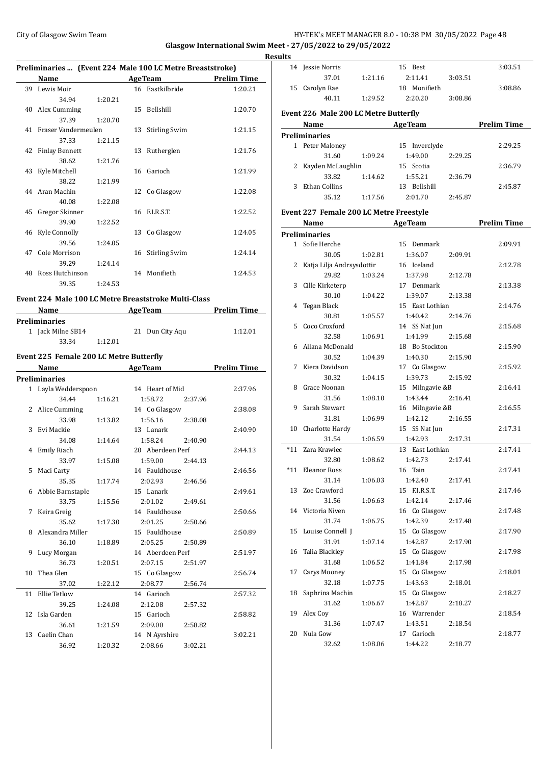Glasgow International Swim Meet - 27/05/2022 to 29/05/2022

Results

### Preliminaries ... (Event 224 Male 100 LC Metre Breaststroke)

| | Name | AgeTeam | Prelim Time |
|---|---|---|---|
| 39 | Lewis Moir | 16 Eastkilbride | 1:20.21 |
| | 34.94 1:20.21 | | |
| 40 | Alex Cumming | 15 Bellshill | 1:20.70 |
| | 37.39 1:20.70 | | |
| 41 | Fraser Vandermeulen | 13 Stirling Swim | 1:21.15 |
| | 37.33 1:21.15 | | |
| 42 | Finlay Bennett | 13 Rutherglen | 1:21.76 |
| | 38.62 1:21.76 | | |
| 43 | Kyle Mitchell | 16 Garioch | 1:21.99 |
| | 38.22 1:21.99 | | |
| 44 | Aran Machin | 12 Co Glasgow | 1:22.08 |
| | 40.08 1:22.08 | | |
| 45 | Gregor Skinner | 16 F.I.R.S.T. | 1:22.52 |
| | 39.90 1:22.52 | | |
| 46 | Kyle Connolly | 13 Co Glasgow | 1:24.05 |
| | 39.56 1:24.05 | | |
| 47 | Cole Morrison | 16 Stirling Swim | 1:24.14 |
| | 39.29 1:24.14 | | |
| 48 | Ross Hutchinson | 14 Monifieth | 1:24.53 |
| | 39.35 1:24.53 | | |

### Event 224 Male 100 LC Metre Breaststroke Multi-Class

| | Name | AgeTeam | Prelim Time |
|---|---|---|---|
| **Preliminaries** | | | |
| 1 | Jack Milne SB14 | 21 Dun City Aqu | 1:12.01 |
| | 33.34 1:12.01 | | |

### Event 225 Female 200 LC Metre Butterfly

| | Name | AgeTeam | Prelim Time |
|---|---|---|---|
| **Preliminaries** | | | |
| 1 | Layla Wedderspoon | 14 Heart of Mid | 2:37.96 |
| | 34.44 1:16.21 1:58.72 2:37.96 | | |
| 2 | Alice Cumming | 14 Co Glasgow | 2:38.08 |
| | 33.98 1:13.82 1:56.16 2:38.08 | | |
| 3 | Evi Mackie | 13 Lanark | 2:40.90 |
| | 34.08 1:14.64 1:58.24 2:40.90 | | |
| 4 | Emily Riach | 20 Aberdeen Perf | 2:44.13 |
| | 33.97 1:15.08 1:59.00 2:44.13 | | |
| 5 | Maci Carty | 14 Fauldhouse | 2:46.56 |
| | 35.35 1:17.74 2:02.93 2:46.56 | | |
| 6 | Abbie Barnstaple | 15 Lanark | 2:49.61 |
| | 33.75 1:15.56 2:01.02 2:49.61 | | |
| 7 | Keira Greig | 14 Fauldhouse | 2:50.66 |
| | 35.62 1:17.30 2:01.25 2:50.66 | | |
| 8 | Alexandra Miller | 15 Fauldhouse | 2:50.89 |
| | 36.10 1:18.89 2:05.25 2:50.89 | | |
| 9 | Lucy Morgan | 14 Aberdeen Perf | 2:51.97 |
| | 36.73 1:20.51 2:07.15 2:51.97 | | |
| 10 | Thea Glen | 15 Co Glasgow | 2:56.74 |
| | 37.02 1:22.12 2:08.77 2:56.74 | | |
| 11 | Ellie Tetlow | 14 Garioch | 2:57.32 |
| | 39.25 1:24.08 2:12.08 2:57.32 | | |
| 12 | Isla Garden | 15 Garioch | 2:58.82 |
| | 36.61 1:21.59 2:09.00 2:58.82 | | |
| 13 | Caelin Chan | 14 N Ayrshire | 3:02.21 |
| | 36.92 1:20.32 2:08.66 3:02.21 | | |
| 14 | Jessie Norris | 15 Best | 3:03.51 |
| | 37.01 1:21.16 2:11.41 3:03.51 | | |
| 15 | Carolyn Rae | 18 Monifieth | 3:08.86 |
| | 40.11 1:29.52 2:20.20 3:08.86 | | |

### Event 226 Male 200 LC Metre Butterfly

| | Name | AgeTeam | Prelim Time |
|---|---|---|---|
| **Preliminaries** | | | |
| 1 | Peter Maloney | 15 Inverclyde | 2:29.25 |
| | 31.60 1:09.24 1:49.00 2:29.25 | | |
| 2 | Kayden McLaughlin | 15 Scotia | 2:36.79 |
| | 33.82 1:14.62 1:55.21 2:36.79 | | |
| 3 | Ethan Collins | 13 Bellshill | 2:45.87 |
| | 35.12 1:17.56 2:01.70 2:45.87 | | |

### Event 227 Female 200 LC Metre Freestyle

| | Name | AgeTeam | Prelim Time |
|---|---|---|---|
| **Preliminaries** | | | |
| 1 | Sofie Herche | 15 Denmark | 2:09.91 |
| | 30.05 1:02.81 1:36.07 2:09.91 | | |
| 2 | Katja Lilja Andrsysdottir | 16 Iceland | 2:12.78 |
| | 29.82 1:03.24 1:37.98 2:12.78 | | |
| 3 | Cille Kirketerp | 17 Denmark | 2:13.38 |
| | 30.10 1:04.22 1:39.07 2:13.38 | | |
| 4 | Tegan Black | 15 East Lothian | 2:14.76 |
| | 30.81 1:05.57 1:40.42 2:14.76 | | |
| 5 | Coco Croxford | 14 SS Nat Jun | 2:15.68 |
| | 32.58 1:06.91 1:41.99 2:15.68 | | |
| 6 | Allana McDonald | 18 Bo Stockton | 2:15.90 |
| | 30.52 1:04.39 1:40.30 2:15.90 | | |
| 7 | Kiera Davidson | 17 Co Glasgow | 2:15.92 |
| | 30.32 1:04.15 1:39.73 2:15.92 | | |
| 8 | Grace Noonan | 15 Milngavie &B | 2:16.41 |
| | 31.56 1:08.10 1:43.44 2:16.41 | | |
| 9 | Sarah Stewart | 16 Milngavie &B | 2:16.55 |
| | 31.81 1:06.99 1:42.12 2:16.55 | | |
| 10 | Charlotte Hardy | 15 SS Nat Jun | 2:17.31 |
| | 31.54 1:06.59 1:42.93 2:17.31 | | |
| *11 | Zara Krawiec | 13 East Lothian | 2:17.41 |
| | 32.80 1:08.62 1:42.73 2:17.41 | | |
| *11 | Eleanor Ross | 16 Tain | 2:17.41 |
| | 31.14 1:06.03 1:42.40 2:17.41 | | |
| 13 | Zoe Crawford | 15 F.I.R.S.T. | 2:17.46 |
| | 31.56 1:06.63 1:42.14 2:17.46 | | |
| 14 | Victoria Niven | 16 Co Glasgow | 2:17.48 |
| | 31.74 1:06.75 1:42.39 2:17.48 | | |
| 15 | Louise Connell J | 15 Co Glasgow | 2:17.90 |
| | 31.91 1:07.14 1:42.87 2:17.90 | | |
| 16 | Talia Blackley | 15 Co Glasgow | 2:17.98 |
| | 31.68 1:06.52 1:41.84 2:17.98 | | |
| 17 | Carys Mooney | 15 Co Glasgow | 2:18.01 |
| | 32.18 1:07.75 1:43.63 2:18.01 | | |
| 18 | Saphrina Machin | 15 Co Glasgow | 2:18.27 |
| | 31.62 1:06.67 1:42.87 2:18.27 | | |
| 19 | Alex Coy | 16 Warrender | 2:18.54 |
| | 31.36 1:07.47 1:43.51 2:18.54 | | |
| 20 | Nula Gow | 17 Garioch | 2:18.77 |
| | 32.62 1:08.06 1:44.22 2:18.77 | | |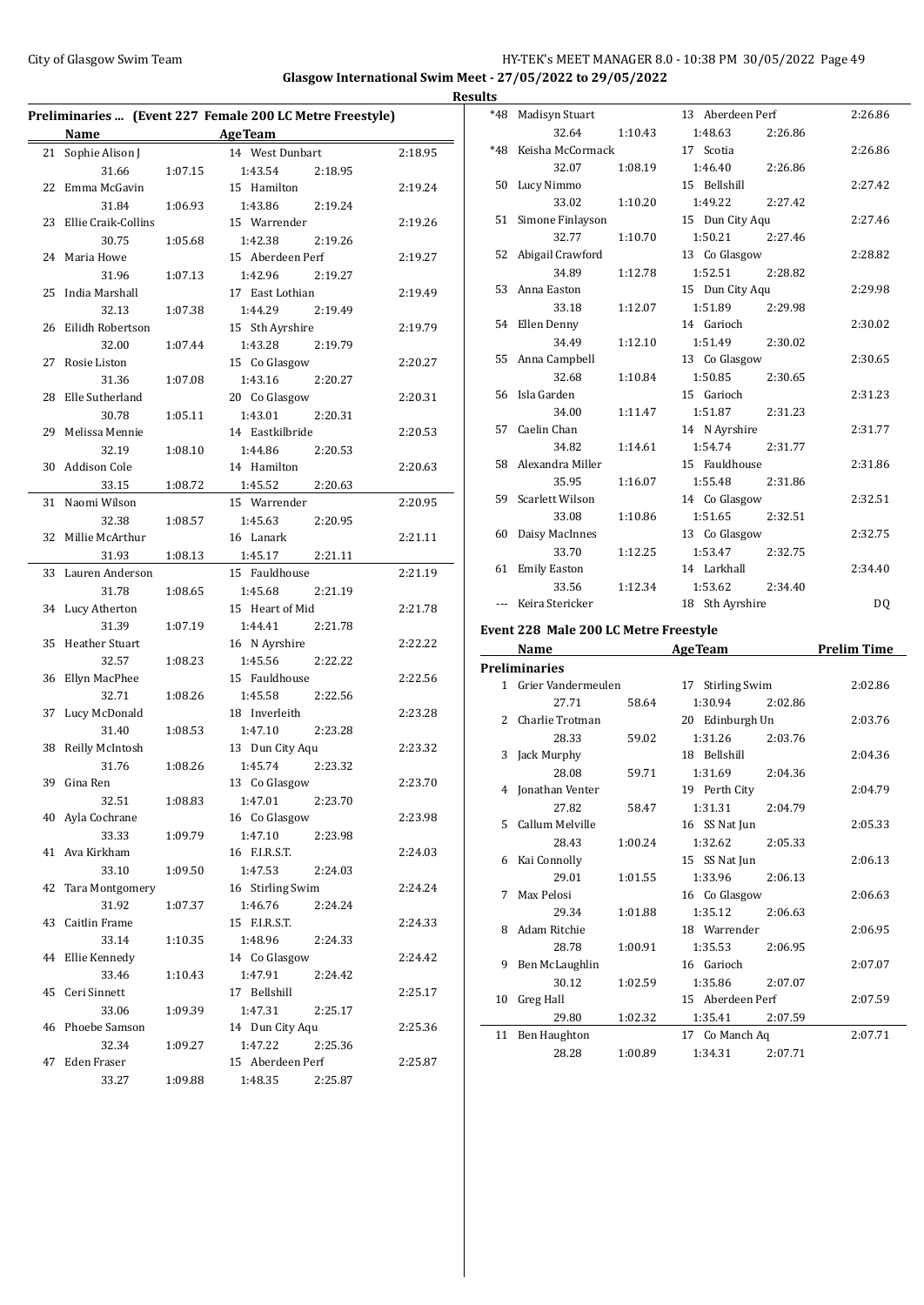Glasgow International Swim Meet - 27/05/2022 to 29/05/2022

Results

## Preliminaries ... (Event 227 Female 200 LC Metre Freestyle)

| | Name | Age | Team | | Time |
|---|---|---|---|---|---|
| 21 | Sophie Alison J | 14 | West Dunbart | | 2:18.95 |
| | 31.66 | 1:07.15 | 1:43.54 | 2:18.95 | |
| 22 | Emma McGavin | 15 | Hamilton | | 2:19.24 |
| | 31.84 | 1:06.93 | 1:43.86 | 2:19.24 | |
| 23 | Ellie Craik-Collins | 15 | Warrender | | 2:19.26 |
| | 30.75 | 1:05.68 | 1:42.38 | 2:19.26 | |
| 24 | Maria Howe | 15 | Aberdeen Perf | | 2:19.27 |
| | 31.96 | 1:07.13 | 1:42.96 | 2:19.27 | |
| 25 | India Marshall | 17 | East Lothian | | 2:19.49 |
| | 32.13 | 1:07.38 | 1:44.29 | 2:19.49 | |
| 26 | Eilidh Robertson | 15 | Sth Ayrshire | | 2:19.79 |
| | 32.00 | 1:07.44 | 1:43.28 | 2:19.79 | |
| 27 | Rosie Liston | 15 | Co Glasgow | | 2:20.27 |
| | 31.36 | 1:07.08 | 1:43.16 | 2:20.27 | |
| 28 | Elle Sutherland | 20 | Co Glasgow | | 2:20.31 |
| | 30.78 | 1:05.11 | 1:43.01 | 2:20.31 | |
| 29 | Melissa Mennie | 14 | Eastkilbride | | 2:20.53 |
| | 32.19 | 1:08.10 | 1:44.86 | 2:20.53 | |
| 30 | Addison Cole | 14 | Hamilton | | 2:20.63 |
| | 33.15 | 1:08.72 | 1:45.52 | 2:20.63 | |
| 31 | Naomi Wilson | 15 | Warrender | | 2:20.95 |
| | 32.38 | 1:08.57 | 1:45.63 | 2:20.95 | |
| 32 | Millie McArthur | 16 | Lanark | | 2:21.11 |
| | 31.93 | 1:08.13 | 1:45.17 | 2:21.11 | |
| 33 | Lauren Anderson | 15 | Fauldhouse | | 2:21.19 |
| | 31.78 | 1:08.65 | 1:45.68 | 2:21.19 | |
| 34 | Lucy Atherton | 15 | Heart of Mid | | 2:21.78 |
| | 31.39 | 1:07.19 | 1:44.41 | 2:21.78 | |
| 35 | Heather Stuart | 16 | N Ayrshire | | 2:22.22 |
| | 32.57 | 1:08.23 | 1:45.56 | 2:22.22 | |
| 36 | Ellyn MacPhee | 15 | Fauldhouse | | 2:22.56 |
| | 32.71 | 1:08.26 | 1:45.58 | 2:22.56 | |
| 37 | Lucy McDonald | 18 | Inverleith | | 2:23.28 |
| | 31.40 | 1:08.53 | 1:47.10 | 2:23.28 | |
| 38 | Reilly McIntosh | 13 | Dun City Aqu | | 2:23.32 |
| | 31.76 | 1:08.26 | 1:45.74 | 2:23.32 | |
| 39 | Gina Ren | 13 | Co Glasgow | | 2:23.70 |
| | 32.51 | 1:08.83 | 1:47.01 | 2:23.70 | |
| 40 | Ayla Cochrane | 16 | Co Glasgow | | 2:23.98 |
| | 33.33 | 1:09.79 | 1:47.10 | 2:23.98 | |
| 41 | Ava Kirkham | 16 | F.I.R.S.T. | | 2:24.03 |
| | 33.10 | 1:09.50 | 1:47.53 | 2:24.03 | |
| 42 | Tara Montgomery | 16 | Stirling Swim | | 2:24.24 |
| | 31.92 | 1:07.37 | 1:46.76 | 2:24.24 | |
| 43 | Caitlin Frame | 15 | F.I.R.S.T. | | 2:24.33 |
| | 33.14 | 1:10.35 | 1:48.96 | 2:24.33 | |
| 44 | Ellie Kennedy | 14 | Co Glasgow | | 2:24.42 |
| | 33.46 | 1:10.43 | 1:47.91 | 2:24.42 | |
| 45 | Ceri Sinnett | 17 | Bellshill | | 2:25.17 |
| | 33.06 | 1:09.39 | 1:47.31 | 2:25.17 | |
| 46 | Phoebe Samson | 14 | Dun City Aqu | | 2:25.36 |
| | 32.34 | 1:09.27 | 1:47.22 | 2:25.36 | |
| 47 | Eden Fraser | 15 | Aberdeen Perf | | 2:25.87 |
| | 33.27 | 1:09.88 | 1:48.35 | 2:25.87 | |
| *48 | Madisyn Stuart | 13 | Aberdeen Perf | | 2:26.86 |
| | 32.64 | 1:10.43 | 1:48.63 | 2:26.86 | |
| *48 | Keisha McCormack | 17 | Scotia | | 2:26.86 |
| | 32.07 | 1:08.19 | 1:46.40 | 2:26.86 | |
| 50 | Lucy Nimmo | 15 | Bellshill | | 2:27.42 |
| | 33.02 | 1:10.20 | 1:49.22 | 2:27.42 | |
| 51 | Simone Finlayson | 15 | Dun City Aqu | | 2:27.46 |
| | 32.77 | 1:10.70 | 1:50.21 | 2:27.46 | |
| 52 | Abigail Crawford | 13 | Co Glasgow | | 2:28.82 |
| | 34.89 | 1:12.78 | 1:52.51 | 2:28.82 | |
| 53 | Anna Easton | 15 | Dun City Aqu | | 2:29.98 |
| | 33.18 | 1:12.07 | 1:51.89 | 2:29.98 | |
| 54 | Ellen Denny | 14 | Garioch | | 2:30.02 |
| | 34.49 | 1:12.10 | 1:51.49 | 2:30.02 | |
| 55 | Anna Campbell | 13 | Co Glasgow | | 2:30.65 |
| | 32.68 | 1:10.84 | 1:50.85 | 2:30.65 | |
| 56 | Isla Garden | 15 | Garioch | | 2:31.23 |
| | 34.00 | 1:11.47 | 1:51.87 | 2:31.23 | |
| 57 | Caelin Chan | 14 | N Ayrshire | | 2:31.77 |
| | 34.82 | 1:14.61 | 1:54.74 | 2:31.77 | |
| 58 | Alexandra Miller | 15 | Fauldhouse | | 2:31.86 |
| | 35.95 | 1:16.07 | 1:55.48 | 2:31.86 | |
| 59 | Scarlett Wilson | 14 | Co Glasgow | | 2:32.51 |
| | 33.08 | 1:10.86 | 1:51.65 | 2:32.51 | |
| 60 | Daisy MacInnes | 13 | Co Glasgow | | 2:32.75 |
| | 33.70 | 1:12.25 | 1:53.47 | 2:32.75 | |
| 61 | Emily Easton | 14 | Larkhall | | 2:34.40 |
| | 33.56 | 1:12.34 | 1:53.62 | 2:34.40 | |
| --- | Keira Stericker | 18 | Sth Ayrshire | | DQ |

## Event 228 Male 200 LC Metre Freestyle

| | Name | Age | Team | | Prelim Time |
|---|---|---|---|---|---|
| **Preliminaries** | | | | | |
| 1 | Grier Vandermeulen | 17 | Stirling Swim | | 2:02.86 |
| | 27.71 | 58.64 | 1:30.94 | 2:02.86 | |
| 2 | Charlie Trotman | 20 | Edinburgh Un | | 2:03.76 |
| | 28.33 | 59.02 | 1:31.26 | 2:03.76 | |
| 3 | Jack Murphy | 18 | Bellshill | | 2:04.36 |
| | 28.08 | 59.71 | 1:31.69 | 2:04.36 | |
| 4 | Jonathan Venter | 19 | Perth City | | 2:04.79 |
| | 27.82 | 58.47 | 1:31.31 | 2:04.79 | |
| 5 | Callum Melville | 16 | SS Nat Jun | | 2:05.33 |
| | 28.43 | 1:00.24 | 1:32.62 | 2:05.33 | |
| 6 | Kai Connolly | 15 | SS Nat Jun | | 2:06.13 |
| | 29.01 | 1:01.55 | 1:33.96 | 2:06.13 | |
| 7 | Max Pelosi | 16 | Co Glasgow | | 2:06.63 |
| | 29.34 | 1:01.88 | 1:35.12 | 2:06.63 | |
| 8 | Adam Ritchie | 18 | Warrender | | 2:06.95 |
| | 28.78 | 1:00.91 | 1:35.53 | 2:06.95 | |
| 9 | Ben McLaughlin | 16 | Garioch | | 2:07.07 |
| | 30.12 | 1:02.59 | 1:35.86 | 2:07.07 | |
| 10 | Greg Hall | 15 | Aberdeen Perf | | 2:07.59 |
| | 29.80 | 1:02.32 | 1:35.41 | 2:07.59 | |
| 11 | Ben Haughton | 17 | Co Manch Aq | | 2:07.71 |
| | 28.28 | 1:00.89 | 1:34.31 | 2:07.71 | |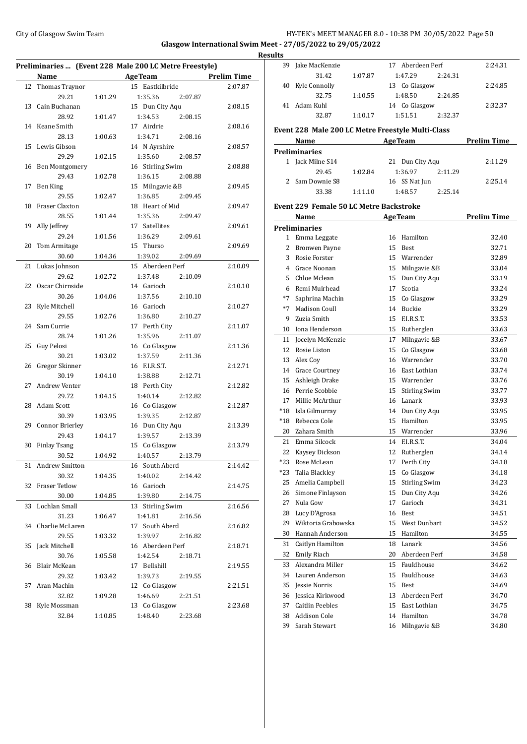Glasgow International Swim Meet - 27/05/2022 to 29/05/2022

Results

### Preliminaries ... (Event 228 Male 200 LC Metre Freestyle)

| | Name | AgeTeam | | Prelim Time |
|---|---|---|---|---|
| 12 | Thomas Traynor | 15 | Eastkilbride | 2:07.87 |
| | 29.21 1:01.29 | 1:35.36 2:07.87 | | |
| 13 | Cain Buchanan | 15 | Dun City Aqu | 2:08.15 |
| | 28.92 1:01.47 | 1:34.53 2:08.15 | | |
| 14 | Keane Smith | 17 | Airdrie | 2:08.16 |
| | 28.13 1:00.63 | 1:34.71 2:08.16 | | |
| 15 | Lewis Gibson | 14 | N Ayrshire | 2:08.57 |
| | 29.29 1:02.15 | 1:35.60 2:08.57 | | |
| 16 | Ben Montgomery | 16 | Stirling Swim | 2:08.88 |
| | 29.43 1:02.78 | 1:36.15 2:08.88 | | |
| 17 | Ben King | 15 | Milngavie &B | 2:09.45 |
| | 29.55 1:02.47 | 1:36.85 2:09.45 | | |
| 18 | Fraser Claxton | 18 | Heart of Mid | 2:09.47 |
| | 28.55 1:01.44 | 1:35.36 2:09.47 | | |
| 19 | Ally Jeffrey | 17 | Satellites | 2:09.61 |
| | 29.24 1:01.56 | 1:36.29 2:09.61 | | |
| 20 | Tom Armitage | 15 | Thurso | 2:09.69 |
| | 30.60 1:04.36 | 1:39.02 2:09.69 | | |
| 21 | Lukas Johnson | 15 | Aberdeen Perf | 2:10.09 |
| | 29.62 1:02.72 | 1:37.48 2:10.09 | | |
| 22 | Oscar Chirnside | 14 | Garioch | 2:10.10 |
| | 30.26 1:04.06 | 1:37.56 2:10.10 | | |
| 23 | Kyle Mitchell | 16 | Garioch | 2:10.27 |
| | 29.55 1:02.76 | 1:36.80 2:10.27 | | |
| 24 | Sam Currie | 17 | Perth City | 2:11.07 |
| | 28.74 1:01.26 | 1:35.96 2:11.07 | | |
| 25 | Guy Pelosi | 16 | Co Glasgow | 2:11.36 |
| | 30.21 1:03.02 | 1:37.59 2:11.36 | | |
| 26 | Gregor Skinner | 16 | F.I.R.S.T. | 2:12.71 |
| | 30.19 1:04.10 | 1:38.88 2:12.71 | | |
| 27 | Andrew Venter | 18 | Perth City | 2:12.82 |
| | 29.72 1:04.15 | 1:40.14 2:12.82 | | |
| 28 | Adam Scott | 16 | Co Glasgow | 2:12.87 |
| | 30.39 1:03.95 | 1:39.35 2:12.87 | | |
| 29 | Connor Brierley | 16 | Dun City Aqu | 2:13.39 |
| | 29.43 1:04.17 | 1:39.57 2:13.39 | | |
| 30 | Finlay Tsang | 15 | Co Glasgow | 2:13.79 |
| | 30.52 1:04.92 | 1:40.57 2:13.79 | | |
| 31 | Andrew Smitton | 16 | South Aberd | 2:14.42 |
| | 30.32 1:04.35 | 1:40.02 2:14.42 | | |
| 32 | Fraser Tetlow | 16 | Garioch | 2:14.75 |
| | 30.00 1:04.85 | 1:39.80 2:14.75 | | |
| 33 | Lochlan Small | 13 | Stirling Swim | 2:16.56 |
| | 31.23 1:06.47 | 1:41.81 2:16.56 | | |
| 34 | Charlie McLaren | 17 | South Aberd | 2:16.82 |
| | 29.55 1:03.32 | 1:39.97 2:16.82 | | |
| 35 | Jack Mitchell | 16 | Aberdeen Perf | 2:18.71 |
| | 30.76 1:05.58 | 1:42.54 2:18.71 | | |
| 36 | Blair McKean | 17 | Bellshill | 2:19.55 |
| | 29.32 1:03.42 | 1:39.73 2:19.55 | | |
| 37 | Aran Machin | 12 | Co Glasgow | 2:21.51 |
| | 32.82 1:09.28 | 1:46.69 2:21.51 | | |
| 38 | Kyle Mossman | 13 | Co Glasgow | 2:23.68 |
| | 32.84 1:10.85 | 1:48.40 2:23.68 | | |
| 39 | Jake MacKenzie | 17 | Aberdeen Perf | 2:24.31 |
| | 31.42 1:07.87 | 1:47.29 2:24.31 | | |
| 40 | Kyle Connolly | 13 | Co Glasgow | 2:24.85 |
| | 32.75 1:10.55 | 1:48.50 2:24.85 | | |
| 41 | Adam Kuhl | 14 | Co Glasgow | 2:32.37 |
| | 32.87 1:10.17 | 1:51.51 2:32.37 | | |

### Event 228 Male 200 LC Metre Freestyle Multi-Class

| | Name | AgeTeam | | Prelim Time |
|---|---|---|---|---|
| **Preliminaries** | | | | |
| 1 | Jack Milne S14 | 21 | Dun City Aqu | 2:11.29 |
| | 29.45 1:02.84 | 1:36.97 2:11.29 | | |
| 2 | Sam Downie S8 | 16 | SS Nat Jun | 2:25.14 |
| | 33.38 1:11.10 | 1:48.57 2:25.14 | | |

### Event 229 Female 50 LC Metre Backstroke

| | Name | AgeTeam | | Prelim Time |
|---|---|---|---|---|
| **Preliminaries** | | | | |
| 1 | Emma Leggate | 16 | Hamilton | 32.40 |
| 2 | Bronwen Payne | 15 | Best | 32.71 |
| 3 | Rosie Forster | 15 | Warrender | 32.89 |
| 4 | Grace Noonan | 15 | Milngavie &B | 33.04 |
| 5 | Chloe Mclean | 15 | Dun City Aqu | 33.19 |
| 6 | Remi Muirhead | 17 | Scotia | 33.24 |
| *7 | Saphrina Machin | 15 | Co Glasgow | 33.29 |
| *7 | Madison Coull | 14 | Buckie | 33.29 |
| 9 | Zuzia Smith | 15 | F.I.R.S.T. | 33.53 |
| 10 | Iona Henderson | 15 | Rutherglen | 33.63 |
| 11 | Jocelyn McKenzie | 17 | Milngavie &B | 33.67 |
| 12 | Rosie Liston | 15 | Co Glasgow | 33.68 |
| 13 | Alex Coy | 16 | Warrender | 33.70 |
| 14 | Grace Courtney | 16 | East Lothian | 33.74 |
| 15 | Ashleigh Drake | 15 | Warrender | 33.76 |
| 16 | Perrie Scobbie | 15 | Stirling Swim | 33.77 |
| 17 | Millie McArthur | 16 | Lanark | 33.93 |
| *18 | Isla Gilmurray | 14 | Dun City Aqu | 33.95 |
| *18 | Rebecca Cole | 15 | Hamilton | 33.95 |
| 20 | Zahara Smith | 15 | Warrender | 33.96 |
| 21 | Emma Silcock | 14 | F.I.R.S.T. | 34.04 |
| 22 | Kaysey Dickson | 12 | Rutherglen | 34.14 |
| *23 | Rose McLean | 17 | Perth City | 34.18 |
| *23 | Talia Blackley | 15 | Co Glasgow | 34.18 |
| 25 | Amelia Campbell | 15 | Stirling Swim | 34.23 |
| 26 | Simone Finlayson | 15 | Dun City Aqu | 34.26 |
| 27 | Nula Gow | 17 | Garioch | 34.31 |
| 28 | Lucy D'Agrosa | 16 | Best | 34.51 |
| 29 | Wiktoria Grabowska | 15 | West Dunbart | 34.52 |
| 30 | Hannah Anderson | 15 | Hamilton | 34.55 |
| 31 | Caitlyn Hamilton | 18 | Lanark | 34.56 |
| 32 | Emily Riach | 20 | Aberdeen Perf | 34.58 |
| 33 | Alexandra Miller | 15 | Fauldhouse | 34.62 |
| 34 | Lauren Anderson | 15 | Fauldhouse | 34.63 |
| 35 | Jessie Norris | 15 | Best | 34.69 |
| 36 | Jessica Kirkwood | 13 | Aberdeen Perf | 34.70 |
| 37 | Caitlin Peebles | 15 | East Lothian | 34.75 |
| 38 | Addison Cole | 14 | Hamilton | 34.78 |
| 39 | Sarah Stewart | 16 | Milngavie &B | 34.80 |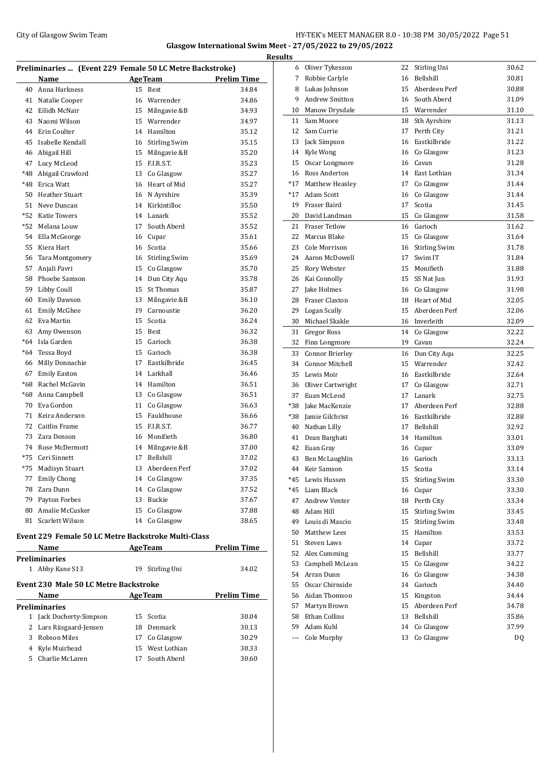## Glasgow International Swim Meet - 27/05/2022 to 29/05/2022

### Results

### Preliminaries ... (Event 229 Female 50 LC Metre Backstroke)

| | Name | Age | Team | Prelim Time |
|---|---|---|---|---|
| 40 | Anna Harkness | 15 | Best | 34.84 |
| 41 | Natalie Cooper | 16 | Warrender | 34.86 |
| 42 | Eilidh McNair | 15 | Milngavie &B | 34.93 |
| 43 | Naomi Wilson | 15 | Warrender | 34.97 |
| 44 | Erin Coulter | 14 | Hamilton | 35.12 |
| 45 | Isabelle Kendall | 16 | Stirling Swim | 35.15 |
| 46 | Abigail Hill | 15 | Milngavie &B | 35.20 |
| 47 | Lucy McLeod | 15 | F.I.R.S.T. | 35.23 |
| *48 | Abigail Crawford | 13 | Co Glasgow | 35.27 |
| *48 | Erica Watt | 16 | Heart of Mid | 35.27 |
| 50 | Heather Stuart | 16 | N Ayrshire | 35.39 |
| 51 | Neve Duncan | 14 | Kirkintilloc | 35.50 |
| *52 | Katie Towers | 14 | Lanark | 35.52 |
| *52 | Melana Louw | 17 | South Aberd | 35.52 |
| 54 | Ella McGeorge | 16 | Cupar | 35.61 |
| 55 | Kiera Hart | 16 | Scotia | 35.66 |
| 56 | Tara Montgomery | 16 | Stirling Swim | 35.69 |
| 57 | Anjali Pavri | 15 | Co Glasgow | 35.70 |
| 58 | Phoebe Samson | 14 | Dun City Aqu | 35.78 |
| 59 | Libby Coull | 15 | St Thomas | 35.87 |
| 60 | Emily Dawson | 13 | Milngavie &B | 36.10 |
| 61 | Emily McGhee | 19 | Carnoustie | 36.20 |
| 62 | Eva Martin | 15 | Scotia | 36.24 |
| 63 | Amy Owenson | 15 | Best | 36.32 |
| *64 | Isla Garden | 15 | Garioch | 36.38 |
| *64 | Tessa Boyd | 15 | Garioch | 36.38 |
| 66 | Milly Donnachie | 17 | Eastkilbride | 36.45 |
| 67 | Emily Easton | 14 | Larkhall | 36.46 |
| *68 | Rachel McGavin | 14 | Hamilton | 36.51 |
| *68 | Anna Campbell | 13 | Co Glasgow | 36.51 |
| 70 | Eva Gordon | 11 | Co Glasgow | 36.63 |
| 71 | Keira Anderson | 15 | Fauldhouse | 36.66 |
| 72 | Caitlin Frame | 15 | F.I.R.S.T. | 36.77 |
| 73 | Zara Denson | 16 | Monifieth | 36.80 |
| 74 | Rose McDermott | 14 | Milngavie &B | 37.00 |
| *75 | Ceri Sinnett | 17 | Bellshill | 37.02 |
| *75 | Madisyn Stuart | 13 | Aberdeen Perf | 37.02 |
| 77 | Emily Chong | 14 | Co Glasgow | 37.35 |
| 78 | Zara Dunn | 14 | Co Glasgow | 37.52 |
| 79 | Payton Forbes | 13 | Buckie | 37.67 |
| 80 | Amalie McCusker | 15 | Co Glasgow | 37.88 |
| 81 | Scarlett Wilson | 14 | Co Glasgow | 38.65 |

### Event 229 Female 50 LC Metre Backstroke Multi-Class

| | Name | Age | Team | Prelim Time |
|---|---|---|---|---|
| **Preliminaries** | | | | |
| 1 | Abby Kane S13 | 19 | Stirling Uni | 34.02 |

### Event 230 Male 50 LC Metre Backstroke

| | Name | Age | Team | Prelim Time |
|---|---|---|---|---|
| **Preliminaries** | | | | |
| 1 | Jack Docherty-Simpson | 15 | Scotia | 30.04 |
| 2 | Lars Riisgaard-Jensen | 18 | Denmark | 30.13 |
| 3 | Robson Miles | 17 | Co Glasgow | 30.29 |
| 4 | Kyle Muirhead | 15 | West Lothian | 30.33 |
| 5 | Charlie McLaren | 17 | South Aberd | 30.60 |
| 6 | Oliver Tykesson | 22 | Stirling Uni | 30.62 |
| 7 | Robbie Carlyle | 16 | Bellshill | 30.81 |
| 8 | Lukas Johnson | 15 | Aberdeen Perf | 30.88 |
| 9 | Andrew Smitton | 16 | South Aberd | 31.09 |
| 10 | Manow Drysdale | 15 | Warrender | 31.10 |
| 11 | Sam Moore | 18 | Sth Ayrshire | 31.13 |
| 12 | Sam Currie | 17 | Perth City | 31.21 |
| 13 | Jack Simpson | 16 | Eastkilbride | 31.22 |
| 14 | Kyle Wong | 16 | Co Glasgow | 31.23 |
| 15 | Oscar Longmore | 16 | Cavan | 31.28 |
| 16 | Ross Anderton | 14 | East Lothian | 31.34 |
| *17 | Matthew Heasley | 17 | Co Glasgow | 31.44 |
| *17 | Adam Scott | 16 | Co Glasgow | 31.44 |
| 19 | Fraser Baird | 17 | Scotia | 31.45 |
| 20 | David Landman | 15 | Co Glasgow | 31.58 |
| 21 | Fraser Tetlow | 16 | Garioch | 31.62 |
| 22 | Marcus Blake | 15 | Co Glasgow | 31.64 |
| 23 | Cole Morrison | 16 | Stirling Swim | 31.78 |
| 24 | Aaron McDowell | 17 | Swim IT | 31.84 |
| 25 | Rory Webster | 15 | Monifieth | 31.88 |
| 26 | Kai Connolly | 15 | SS Nat Jun | 31.93 |
| 27 | Jake Holmes | 16 | Co Glasgow | 31.98 |
| 28 | Fraser Claxton | 18 | Heart of Mid | 32.05 |
| 29 | Logan Scally | 15 | Aberdeen Perf | 32.06 |
| 30 | Michael Skakle | 16 | Inverleith | 32.09 |
| 31 | Gregor Ross | 14 | Co Glasgow | 32.22 |
| 32 | Finn Longmore | 19 | Cavan | 32.24 |
| 33 | Connor Brierley | 16 | Dun City Aqu | 32.25 |
| 34 | Connor Mitchell | 15 | Warrender | 32.42 |
| 35 | Lewis Moir | 16 | Eastkilbride | 32.64 |
| 36 | Oliver Cartwright | 17 | Co Glasgow | 32.71 |
| 37 | Euan McLeod | 17 | Lanark | 32.75 |
| *38 | Jake MacKenzie | 17 | Aberdeen Perf | 32.88 |
| *38 | Jamie Gilchrist | 16 | Eastkilbride | 32.88 |
| 40 | Nathan Lilly | 17 | Bellshill | 32.92 |
| 41 | Dean Barghati | 14 | Hamilton | 33.01 |
| 42 | Euan Gray | 16 | Cupar | 33.09 |
| 43 | Ben McLaughlin | 16 | Garioch | 33.13 |
| 44 | Keir Samson | 15 | Scotia | 33.14 |
| *45 | Lewis Hussen | 15 | Stirling Swim | 33.30 |
| *45 | Liam Black | 16 | Cupar | 33.30 |
| 47 | Andrew Venter | 18 | Perth City | 33.34 |
| 48 | Adam Hill | 15 | Stirling Swim | 33.45 |
| 49 | Louis di Mascio | 15 | Stirling Swim | 33.48 |
| 50 | Matthew Lees | 15 | Hamilton | 33.53 |
| 51 | Steven Laws | 14 | Cupar | 33.72 |
| 52 | Alex Cumming | 15 | Bellshill | 33.77 |
| 53 | Campbell McLean | 15 | Co Glasgow | 34.22 |
| 54 | Arran Dunn | 16 | Co Glasgow | 34.38 |
| 55 | Oscar Chirnside | 14 | Garioch | 34.40 |
| 56 | Aidan Thomson | 15 | Kingston | 34.44 |
| 57 | Martyn Brown | 15 | Aberdeen Perf | 34.78 |
| 58 | Ethan Collins | 13 | Bellshill | 35.86 |
| 59 | Adam Kuhl | 14 | Co Glasgow | 37.99 |
| --- | Cole Murphy | 13 | Co Glasgow | DQ |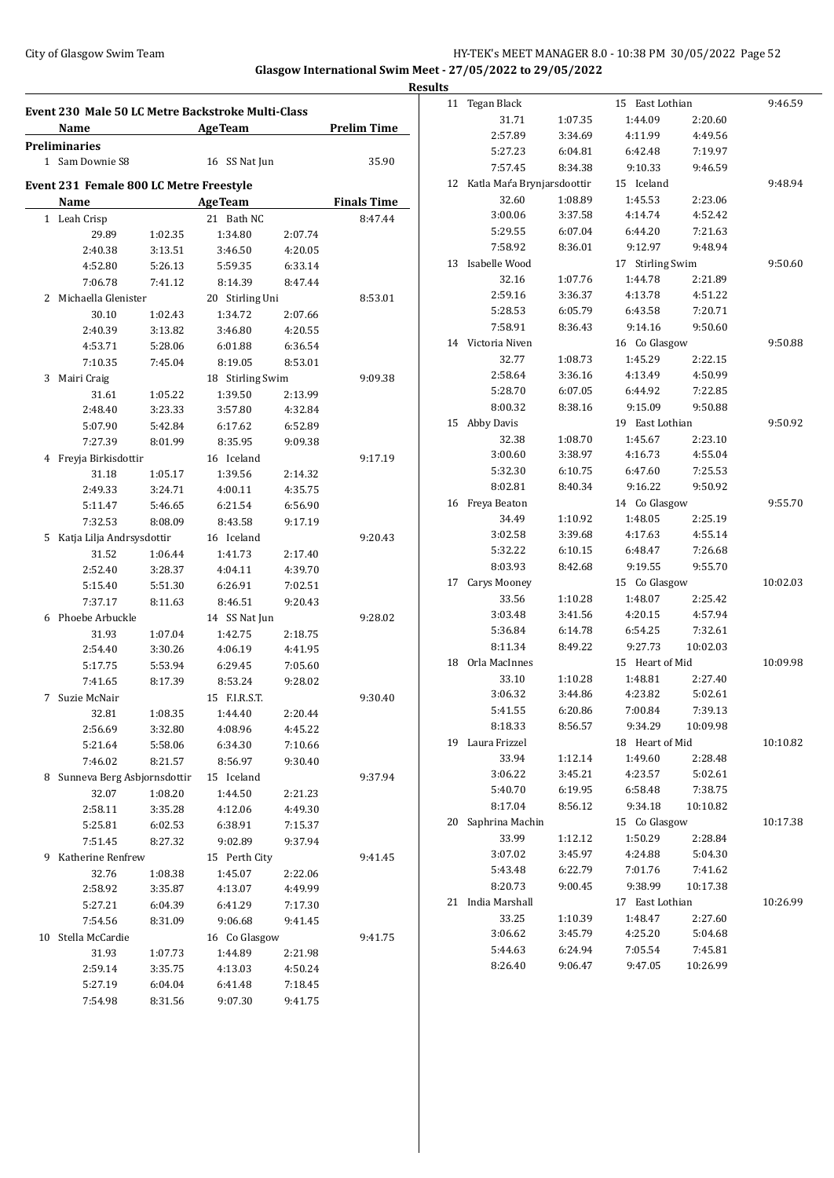Glasgow International Swim Meet - 27/05/2022 to 29/05/2022

**Results**

## Event 230 Male 50 LC Metre Backstroke Multi-Class

| Name | Age | Team | Prelim Time |
|---|---|---|---|
| **Preliminaries** | | | |
| 1 Sam Downie S8 | 16 | SS Nat Jun | 35.90 |

## Event 231 Female 800 LC Metre Freestyle

| Name | Age | Team | Finals Time |
|---|---|---|---|
| 1 Leah Crisp | 21 | Bath NC | 8:47.44 |
| 29.89 1:02.35 1:34.80 2:07.74 | | | |
| 2:40.38 3:13.51 3:46.50 4:20.05 | | | |
| 4:52.80 5:26.13 5:59.35 6:33.14 | | | |
| 7:06.78 7:41.12 8:14.39 8:47.44 | | | |
| 2 Michaella Glenister | 20 | Stirling Uni | 8:53.01 |
| 30.10 1:02.43 1:34.72 2:07.66 | | | |
| 2:40.39 3:13.82 3:46.80 4:20.55 | | | |
| 4:53.71 5:28.06 6:01.88 6:36.54 | | | |
| 7:10.35 7:45.04 8:19.05 8:53.01 | | | |
| 3 Mairi Craig | 18 | Stirling Swim | 9:09.38 |
| 31.61 1:05.22 1:39.50 2:13.99 | | | |
| 2:48.40 3:23.33 3:57.80 4:32.84 | | | |
| 5:07.90 5:42.84 6:17.62 6:52.89 | | | |
| 7:27.39 8:01.99 8:35.95 9:09.38 | | | |
| 4 Freyja Birkisdottir | 16 | Iceland | 9:17.19 |
| 31.18 1:05.17 1:39.56 2:14.32 | | | |
| 2:49.33 3:24.71 4:00.11 4:35.75 | | | |
| 5:11.47 5:46.65 6:21.54 6:56.90 | | | |
| 7:32.53 8:08.09 8:43.58 9:17.19 | | | |
| 5 Katja Lilja Andrsysdottir | 16 | Iceland | 9:20.43 |
| 31.52 1:06.44 1:41.73 2:17.40 | | | |
| 2:52.40 3:28.37 4:04.11 4:39.70 | | | |
| 5:15.40 5:51.30 6:26.91 7:02.51 | | | |
| 7:37.17 8:11.63 8:46.51 9:20.43 | | | |
| 6 Phoebe Arbuckle | 14 | SS Nat Jun | 9:28.02 |
| 31.93 1:07.04 1:42.75 2:18.75 | | | |
| 2:54.40 3:30.26 4:06.19 4:41.95 | | | |
| 5:17.75 5:53.94 6:29.45 7:05.60 | | | |
| 7:41.65 8:17.39 8:53.24 9:28.02 | | | |
| 7 Suzie McNair | 15 | F.I.R.S.T. | 9:30.40 |
| 32.81 1:08.35 1:44.40 2:20.44 | | | |
| 2:56.69 3:32.80 4:08.96 4:45.22 | | | |
| 5:21.64 5:58.06 6:34.30 7:10.66 | | | |
| 7:46.02 8:21.57 8:56.97 9:30.40 | | | |
| 8 Sunneva Berg Asbjornsdottir | 15 | Iceland | 9:37.94 |
| 32.07 1:08.20 1:44.50 2:21.23 | | | |
| 2:58.11 3:35.28 4:12.06 4:49.30 | | | |
| 5:25.81 6:02.53 6:38.91 7:15.37 | | | |
| 7:51.45 8:27.32 9:02.89 9:37.94 | | | |
| 9 Katherine Renfrew | 15 | Perth City | 9:41.45 |
| 32.76 1:08.38 1:45.07 2:22.06 | | | |
| 2:58.92 3:35.87 4:13.07 4:49.99 | | | |
| 5:27.21 6:04.39 6:41.29 7:17.30 | | | |
| 7:54.56 8:31.09 9:06.68 9:41.45 | | | |
| 10 Stella McCardie | 16 | Co Glasgow | 9:41.75 |
| 31.93 1:07.73 1:44.89 2:21.98 | | | |
| 2:59.14 3:35.75 4:13.03 4:50.24 | | | |
| 5:27.19 6:04.04 6:41.48 7:18.45 | | | |
| 7:54.98 8:31.56 9:07.30 9:41.75 | | | |
| 11 Tegan Black | 15 | East Lothian | 9:46.59 |
| 31.71 1:07.35 1:44.09 2:20.60 | | | |
| 2:57.89 3:34.69 4:11.99 4:49.56 | | | |
| 5:27.23 6:04.81 6:42.48 7:19.97 | | | |
| 7:57.45 8:34.38 9:10.33 9:46.59 | | | |
| 12 Katla Maŕa Brynjarsdoottir | 15 | Iceland | 9:48.94 |
| 32.60 1:08.89 1:45.53 2:23.06 | | | |
| 3:00.06 3:37.58 4:14.74 4:52.42 | | | |
| 5:29.55 6:07.04 6:44.20 7:21.63 | | | |
| 7:58.92 8:36.01 9:12.97 9:48.94 | | | |
| 13 Isabelle Wood | 17 | Stirling Swim | 9:50.60 |
| 32.16 1:07.76 1:44.78 2:21.89 | | | |
| 2:59.16 3:36.37 4:13.78 4:51.22 | | | |
| 5:28.53 6:05.79 6:43.58 7:20.71 | | | |
| 7:58.91 8:36.43 9:14.16 9:50.60 | | | |
| 14 Victoria Niven | 16 | Co Glasgow | 9:50.88 |
| 32.77 1:08.73 1:45.29 2:22.15 | | | |
| 2:58.64 3:36.16 4:13.49 4:50.99 | | | |
| 5:28.70 6:07.05 6:44.92 7:22.85 | | | |
| 8:00.32 8:38.16 9:15.09 9:50.88 | | | |
| 15 Abby Davis | 19 | East Lothian | 9:50.92 |
| 32.38 1:08.70 1:45.67 2:23.10 | | | |
| 3:00.60 3:38.97 4:16.73 4:55.04 | | | |
| 5:32.30 6:10.75 6:47.60 7:25.53 | | | |
| 8:02.81 8:40.34 9:16.22 9:50.92 | | | |
| 16 Freya Beaton | 14 | Co Glasgow | 9:55.70 |
| 34.49 1:10.92 1:48.05 2:25.19 | | | |
| 3:02.58 3:39.68 4:17.63 4:55.14 | | | |
| 5:32.22 6:10.15 6:48.47 7:26.68 | | | |
| 8:03.93 8:42.68 9:19.55 9:55.70 | | | |
| 17 Carys Mooney | 15 | Co Glasgow | 10:02.03 |
| 33.56 1:10.28 1:48.07 2:25.42 | | | |
| 3:03.48 3:41.56 4:20.15 4:57.94 | | | |
| 5:36.84 6:14.78 6:54.25 7:32.61 | | | |
| 8:11.34 8:49.22 9:27.73 10:02.03 | | | |
| 18 Orla MacInnes | 15 | Heart of Mid | 10:09.98 |
| 33.10 1:10.28 1:48.81 2:27.40 | | | |
| 3:06.32 3:44.86 4:23.82 5:02.61 | | | |
| 5:41.55 6:20.86 7:00.84 7:39.13 | | | |
| 8:18.33 8:56.57 9:34.29 10:09.98 | | | |
| 19 Laura Frizzel | 18 | Heart of Mid | 10:10.82 |
| 33.94 1:12.14 1:49.60 2:28.48 | | | |
| 3:06.22 3:45.21 4:23.57 5:02.61 | | | |
| 5:40.70 6:19.95 6:58.48 7:38.75 | | | |
| 8:17.04 8:56.12 9:34.18 10:10.82 | | | |
| 20 Saphrina Machin | 15 | Co Glasgow | 10:17.38 |
| 33.99 1:12.12 1:50.29 2:28.84 | | | |
| 3:07.02 3:45.97 4:24.88 5:04.30 | | | |
| 5:43.48 6:22.79 7:01.76 7:41.62 | | | |
| 8:20.73 9:00.45 9:38.99 10:17.38 | | | |
| 21 India Marshall | 17 | East Lothian | 10:26.99 |
| 33.25 1:10.39 1:48.47 2:27.60 | | | |
| 3:06.62 3:45.79 4:25.20 5:04.68 | | | |
| 5:44.63 6:24.94 7:05.54 7:45.81 | | | |
| 8:26.40 9:06.47 9:47.05 10:26.99 | | | |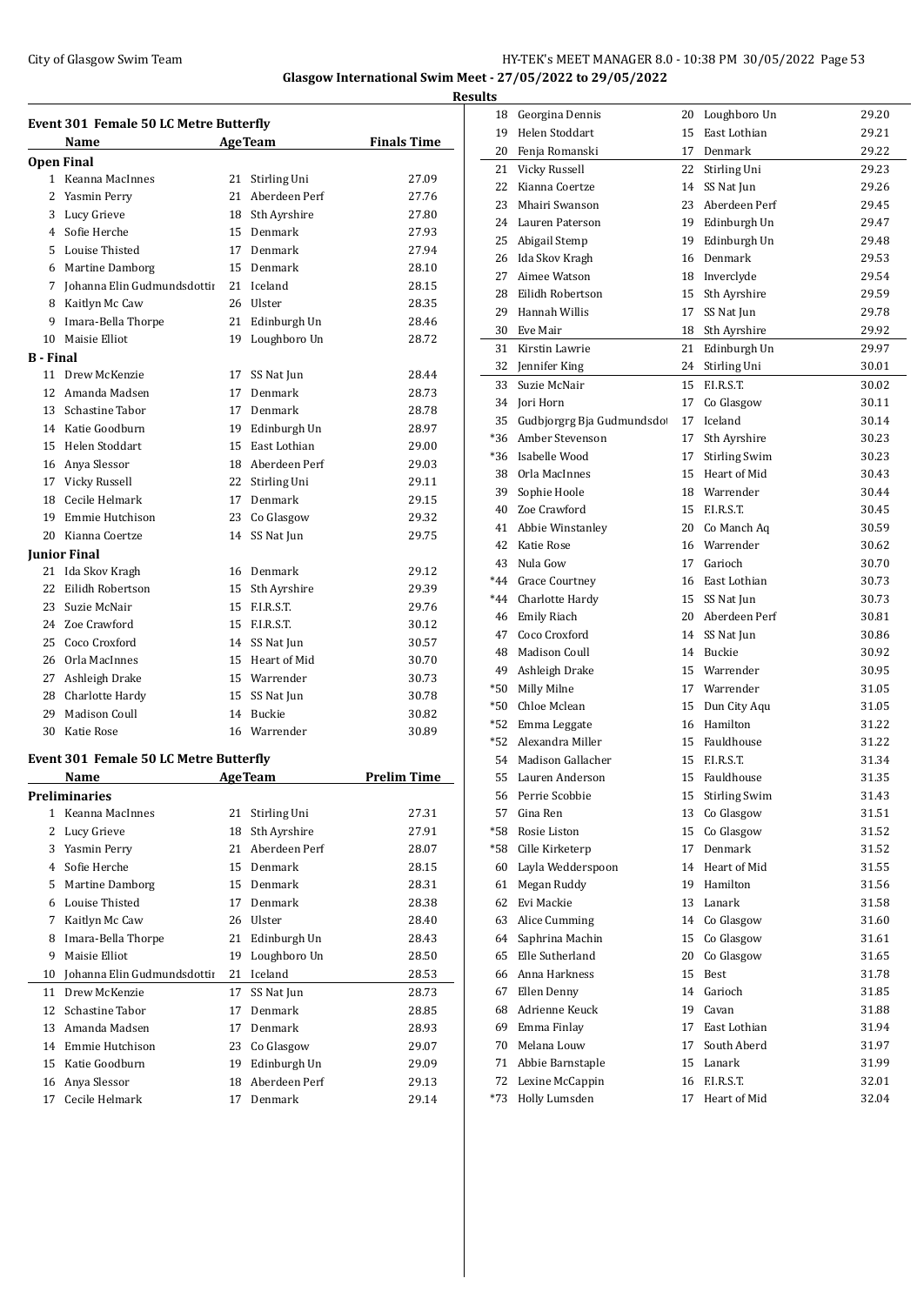## Glasgow International Swim Meet - 27/05/2022 to 29/05/2022

### Results

#### Event 301 Female 50 LC Metre Butterfly

| | Name | Age | Team | Finals Time |
|---|---|---|---|---|
| **Open Final** | | | | |
| 1 | Keanna MacInnes | 21 | Stirling Uni | 27.09 |
| 2 | Yasmin Perry | 21 | Aberdeen Perf | 27.76 |
| 3 | Lucy Grieve | 18 | Sth Ayrshire | 27.80 |
| 4 | Sofie Herche | 15 | Denmark | 27.93 |
| 5 | Louise Thisted | 17 | Denmark | 27.94 |
| 6 | Martine Damborg | 15 | Denmark | 28.10 |
| 7 | Johanna Elin Gudmundsdottir | 21 | Iceland | 28.15 |
| 8 | Kaitlyn Mc Caw | 26 | Ulster | 28.35 |
| 9 | Imara-Bella Thorpe | 21 | Edinburgh Un | 28.46 |
| 10 | Maisie Elliot | 19 | Loughboro Un | 28.72 |
| **B - Final** | | | | |
| 11 | Drew McKenzie | 17 | SS Nat Jun | 28.44 |
| 12 | Amanda Madsen | 17 | Denmark | 28.73 |
| 13 | Schastine Tabor | 17 | Denmark | 28.78 |
| 14 | Katie Goodburn | 19 | Edinburgh Un | 28.97 |
| 15 | Helen Stoddart | 15 | East Lothian | 29.00 |
| 16 | Anya Slessor | 18 | Aberdeen Perf | 29.03 |
| 17 | Vicky Russell | 22 | Stirling Uni | 29.11 |
| 18 | Cecile Helmark | 17 | Denmark | 29.15 |
| 19 | Emmie Hutchison | 23 | Co Glasgow | 29.32 |
| 20 | Kianna Coertze | 14 | SS Nat Jun | 29.75 |
| **Junior Final** | | | | |
| 21 | Ida Skov Kragh | 16 | Denmark | 29.12 |
| 22 | Eilidh Robertson | 15 | Sth Ayrshire | 29.39 |
| 23 | Suzie McNair | 15 | F.I.R.S.T. | 29.76 |
| 24 | Zoe Crawford | 15 | F.I.R.S.T. | 30.12 |
| 25 | Coco Croxford | 14 | SS Nat Jun | 30.57 |
| 26 | Orla MacInnes | 15 | Heart of Mid | 30.70 |
| 27 | Ashleigh Drake | 15 | Warrender | 30.73 |
| 28 | Charlotte Hardy | 15 | SS Nat Jun | 30.78 |
| 29 | Madison Coull | 14 | Buckie | 30.82 |
| 30 | Katie Rose | 16 | Warrender | 30.89 |

#### Event 301 Female 50 LC Metre Butterfly

| | Name | Age | Team | Prelim Time |
|---|---|---|---|---|
| **Preliminaries** | | | | |
| 1 | Keanna MacInnes | 21 | Stirling Uni | 27.31 |
| 2 | Lucy Grieve | 18 | Sth Ayrshire | 27.91 |
| 3 | Yasmin Perry | 21 | Aberdeen Perf | 28.07 |
| 4 | Sofie Herche | 15 | Denmark | 28.15 |
| 5 | Martine Damborg | 15 | Denmark | 28.31 |
| 6 | Louise Thisted | 17 | Denmark | 28.38 |
| 7 | Kaitlyn Mc Caw | 26 | Ulster | 28.40 |
| 8 | Imara-Bella Thorpe | 21 | Edinburgh Un | 28.43 |
| 9 | Maisie Elliot | 19 | Loughboro Un | 28.50 |
| 10 | Johanna Elin Gudmundsdottir | 21 | Iceland | 28.53 |
| 11 | Drew McKenzie | 17 | SS Nat Jun | 28.73 |
| 12 | Schastine Tabor | 17 | Denmark | 28.85 |
| 13 | Amanda Madsen | 17 | Denmark | 28.93 |
| 14 | Emmie Hutchison | 23 | Co Glasgow | 29.07 |
| 15 | Katie Goodburn | 19 | Edinburgh Un | 29.09 |
| 16 | Anya Slessor | 18 | Aberdeen Perf | 29.13 |
| 17 | Cecile Helmark | 17 | Denmark | 29.14 |
| 18 | Georgina Dennis | 20 | Loughboro Un | 29.20 |
| 19 | Helen Stoddart | 15 | East Lothian | 29.21 |
| 20 | Fenja Romanski | 17 | Denmark | 29.22 |
| 21 | Vicky Russell | 22 | Stirling Uni | 29.23 |
| 22 | Kianna Coertze | 14 | SS Nat Jun | 29.26 |
| 23 | Mhairi Swanson | 23 | Aberdeen Perf | 29.45 |
| 24 | Lauren Paterson | 19 | Edinburgh Un | 29.47 |
| 25 | Abigail Stemp | 19 | Edinburgh Un | 29.48 |
| 26 | Ida Skov Kragh | 16 | Denmark | 29.53 |
| 27 | Aimee Watson | 18 | Inverclyde | 29.54 |
| 28 | Eilidh Robertson | 15 | Sth Ayrshire | 29.59 |
| 29 | Hannah Willis | 17 | SS Nat Jun | 29.78 |
| 30 | Eve Mair | 18 | Sth Ayrshire | 29.92 |
| 31 | Kirstin Lawrie | 21 | Edinburgh Un | 29.97 |
| 32 | Jennifer King | 24 | Stirling Uni | 30.01 |
| 33 | Suzie McNair | 15 | F.I.R.S.T. | 30.02 |
| 34 | Jori Horn | 17 | Co Glasgow | 30.11 |
| 35 | Gudbjorgrg Bja Gudmundsdot | 17 | Iceland | 30.14 |
| *36 | Amber Stevenson | 17 | Sth Ayrshire | 30.23 |
| *36 | Isabelle Wood | 17 | Stirling Swim | 30.23 |
| 38 | Orla MacInnes | 15 | Heart of Mid | 30.43 |
| 39 | Sophie Hoole | 18 | Warrender | 30.44 |
| 40 | Zoe Crawford | 15 | F.I.R.S.T. | 30.45 |
| 41 | Abbie Winstanley | 20 | Co Manch Aq | 30.59 |
| 42 | Katie Rose | 16 | Warrender | 30.62 |
| 43 | Nula Gow | 17 | Garioch | 30.70 |
| *44 | Grace Courtney | 16 | East Lothian | 30.73 |
| *44 | Charlotte Hardy | 15 | SS Nat Jun | 30.73 |
| 46 | Emily Riach | 20 | Aberdeen Perf | 30.81 |
| 47 | Coco Croxford | 14 | SS Nat Jun | 30.86 |
| 48 | Madison Coull | 14 | Buckie | 30.92 |
| 49 | Ashleigh Drake | 15 | Warrender | 30.95 |
| *50 | Milly Milne | 17 | Warrender | 31.05 |
| *50 | Chloe Mclean | 15 | Dun City Aqu | 31.05 |
| *52 | Emma Leggate | 16 | Hamilton | 31.22 |
| *52 | Alexandra Miller | 15 | Fauldhouse | 31.22 |
| 54 | Madison Gallacher | 15 | F.I.R.S.T. | 31.34 |
| 55 | Lauren Anderson | 15 | Fauldhouse | 31.35 |
| 56 | Perrie Scobbie | 15 | Stirling Swim | 31.43 |
| 57 | Gina Ren | 13 | Co Glasgow | 31.51 |
| *58 | Rosie Liston | 15 | Co Glasgow | 31.52 |
| *58 | Cille Kirketerp | 17 | Denmark | 31.52 |
| 60 | Layla Wedderspoon | 14 | Heart of Mid | 31.55 |
| 61 | Megan Ruddy | 19 | Hamilton | 31.56 |
| 62 | Evi Mackie | 13 | Lanark | 31.58 |
| 63 | Alice Cumming | 14 | Co Glasgow | 31.60 |
| 64 | Saphrina Machin | 15 | Co Glasgow | 31.61 |
| 65 | Elle Sutherland | 20 | Co Glasgow | 31.65 |
| 66 | Anna Harkness | 15 | Best | 31.78 |
| 67 | Ellen Denny | 14 | Garioch | 31.85 |
| 68 | Adrienne Keuck | 19 | Cavan | 31.88 |
| 69 | Emma Finlay | 17 | East Lothian | 31.94 |
| 70 | Melana Louw | 17 | South Aberd | 31.97 |
| 71 | Abbie Barnstaple | 15 | Lanark | 31.99 |
| 72 | Lexine McCappin | 16 | F.I.R.S.T. | 32.01 |
| *73 | Holly Lumsden | 17 | Heart of Mid | 32.04 |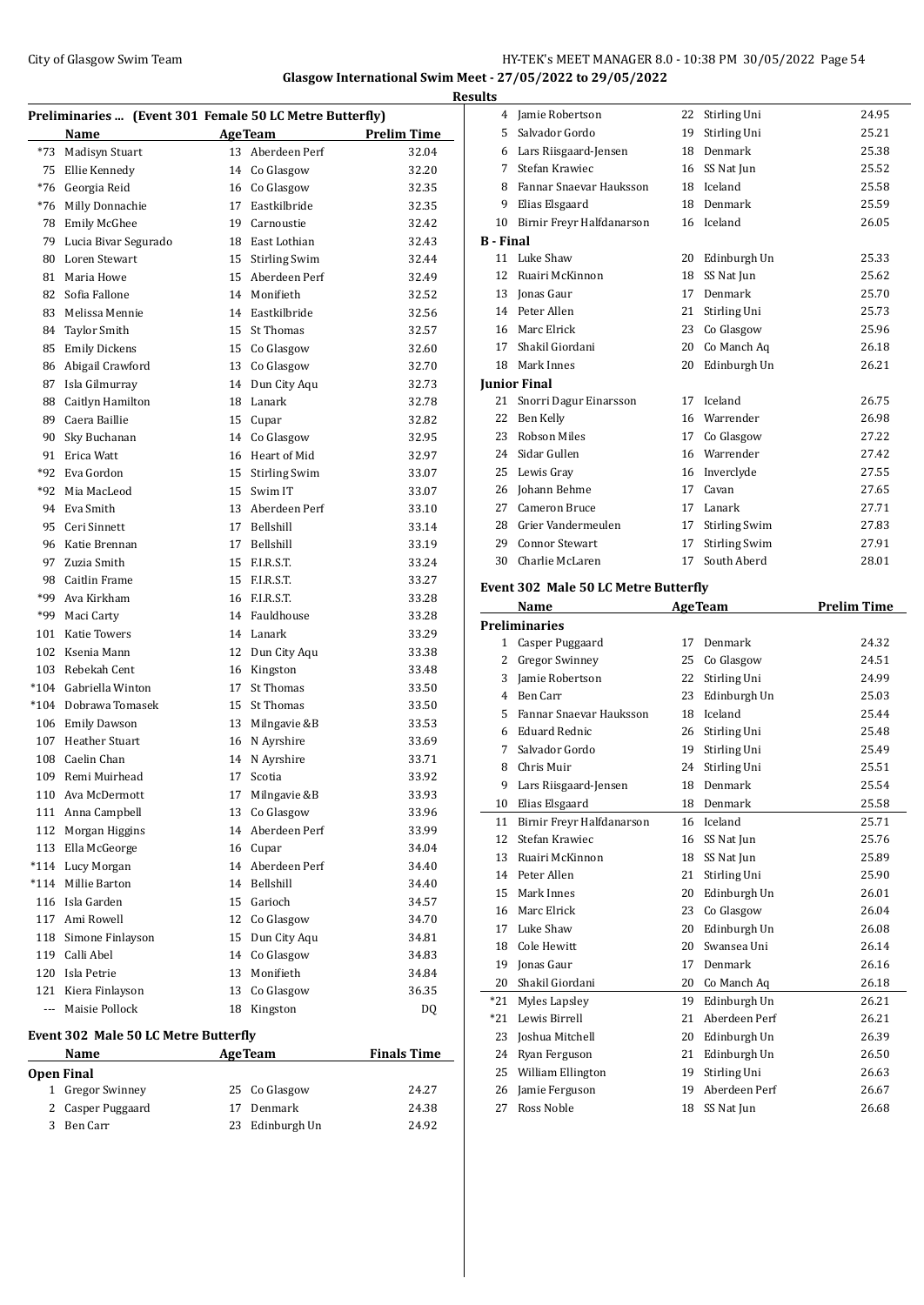## Glasgow International Swim Meet - 27/05/2022 to 29/05/2022

### Results

#### Preliminaries ... (Event 301 Female 50 LC Metre Butterfly)

| | Name | Age | Team | Prelim Time |
|---|---|---|---|---|
| *73 | Madisyn Stuart | 13 | Aberdeen Perf | 32.04 |
| 75 | Ellie Kennedy | 14 | Co Glasgow | 32.20 |
| *76 | Georgia Reid | 16 | Co Glasgow | 32.35 |
| *76 | Milly Donnachie | 17 | Eastkilbride | 32.35 |
| 78 | Emily McGhee | 19 | Carnoustie | 32.42 |
| 79 | Lucia Bivar Segurado | 18 | East Lothian | 32.43 |
| 80 | Loren Stewart | 15 | Stirling Swim | 32.44 |
| 81 | Maria Howe | 15 | Aberdeen Perf | 32.49 |
| 82 | Sofia Fallone | 14 | Monifieth | 32.52 |
| 83 | Melissa Mennie | 14 | Eastkilbride | 32.56 |
| 84 | Taylor Smith | 15 | St Thomas | 32.57 |
| 85 | Emily Dickens | 15 | Co Glasgow | 32.60 |
| 86 | Abigail Crawford | 13 | Co Glasgow | 32.70 |
| 87 | Isla Gilmurray | 14 | Dun City Aqu | 32.73 |
| 88 | Caitlyn Hamilton | 18 | Lanark | 32.78 |
| 89 | Caera Baillie | 15 | Cupar | 32.82 |
| 90 | Sky Buchanan | 14 | Co Glasgow | 32.95 |
| 91 | Erica Watt | 16 | Heart of Mid | 32.97 |
| *92 | Eva Gordon | 15 | Stirling Swim | 33.07 |
| *92 | Mia MacLeod | 15 | Swim IT | 33.07 |
| 94 | Eva Smith | 13 | Aberdeen Perf | 33.10 |
| 95 | Ceri Sinnett | 17 | Bellshill | 33.14 |
| 96 | Katie Brennan | 17 | Bellshill | 33.19 |
| 97 | Zuzia Smith | 15 | F.I.R.S.T. | 33.24 |
| 98 | Caitlin Frame | 15 | F.I.R.S.T. | 33.27 |
| *99 | Ava Kirkham | 16 | F.I.R.S.T. | 33.28 |
| *99 | Maci Carty | 14 | Fauldhouse | 33.28 |
| 101 | Katie Towers | 14 | Lanark | 33.29 |
| 102 | Ksenia Mann | 12 | Dun City Aqu | 33.38 |
| 103 | Rebekah Cent | 16 | Kingston | 33.48 |
| *104 | Gabriella Winton | 17 | St Thomas | 33.50 |
| *104 | Dobrawa Tomasek | 15 | St Thomas | 33.50 |
| 106 | Emily Dawson | 13 | Milngavie &B | 33.53 |
| 107 | Heather Stuart | 16 | N Ayrshire | 33.69 |
| 108 | Caelin Chan | 14 | N Ayrshire | 33.71 |
| 109 | Remi Muirhead | 17 | Scotia | 33.92 |
| 110 | Ava McDermott | 17 | Milngavie &B | 33.93 |
| 111 | Anna Campbell | 13 | Co Glasgow | 33.96 |
| 112 | Morgan Higgins | 14 | Aberdeen Perf | 33.99 |
| 113 | Ella McGeorge | 16 | Cupar | 34.04 |
| *114 | Lucy Morgan | 14 | Aberdeen Perf | 34.40 |
| *114 | Millie Barton | 14 | Bellshill | 34.40 |
| 116 | Isla Garden | 15 | Garioch | 34.57 |
| 117 | Ami Rowell | 12 | Co Glasgow | 34.70 |
| 118 | Simone Finlayson | 15 | Dun City Aqu | 34.81 |
| 119 | Calli Abel | 14 | Co Glasgow | 34.83 |
| 120 | Isla Petrie | 13 | Monifieth | 34.84 |
| 121 | Kiera Finlayson | 13 | Co Glasgow | 36.35 |
| --- | Maisie Pollock | 18 | Kingston | DQ |

#### Event 302 Male 50 LC Metre Butterfly

| | Name | Age | Team | Finals Time |
|---|---|---|---|---|
| **Open Final** | | | | |
| 1 | Gregor Swinney | 25 | Co Glasgow | 24.27 |
| 2 | Casper Puggaard | 17 | Denmark | 24.38 |
| 3 | Ben Carr | 23 | Edinburgh Un | 24.92 |
| 4 | Jamie Robertson | 22 | Stirling Uni | 24.95 |
| 5 | Salvador Gordo | 19 | Stirling Uni | 25.21 |
| 6 | Lars Riisgaard-Jensen | 18 | Denmark | 25.38 |
| 7 | Stefan Krawiec | 16 | SS Nat Jun | 25.52 |
| 8 | Fannar Snaevar Hauksson | 18 | Iceland | 25.58 |
| 9 | Elias Elsgaard | 18 | Denmark | 25.59 |
| 10 | Birnir Freyr Halfdanarson | 16 | Iceland | 26.05 |
| **B - Final** | | | | |
| 11 | Luke Shaw | 20 | Edinburgh Un | 25.33 |
| 12 | Ruairi McKinnon | 18 | SS Nat Jun | 25.62 |
| 13 | Jonas Gaur | 17 | Denmark | 25.70 |
| 14 | Peter Allen | 21 | Stirling Uni | 25.73 |
| 16 | Marc Elrick | 23 | Co Glasgow | 25.96 |
| 17 | Shakil Giordani | 20 | Co Manch Aq | 26.18 |
| 18 | Mark Innes | 20 | Edinburgh Un | 26.21 |
| **Junior Final** | | | | |
| 21 | Snorri Dagur Einarsson | 17 | Iceland | 26.75 |
| 22 | Ben Kelly | 16 | Warrender | 26.98 |
| 23 | Robson Miles | 17 | Co Glasgow | 27.22 |
| 24 | Sidar Gullen | 16 | Warrender | 27.42 |
| 25 | Lewis Gray | 16 | Inverclyde | 27.55 |
| 26 | Johann Behme | 17 | Cavan | 27.65 |
| 27 | Cameron Bruce | 17 | Lanark | 27.71 |
| 28 | Grier Vandermeulen | 17 | Stirling Swim | 27.83 |
| 29 | Connor Stewart | 17 | Stirling Swim | 27.91 |
| 30 | Charlie McLaren | 17 | South Aberd | 28.01 |

#### Event 302 Male 50 LC Metre Butterfly

| | Name | Age | Team | Prelim Time |
|---|---|---|---|---|
| **Preliminaries** | | | | |
| 1 | Casper Puggaard | 17 | Denmark | 24.32 |
| 2 | Gregor Swinney | 25 | Co Glasgow | 24.51 |
| 3 | Jamie Robertson | 22 | Stirling Uni | 24.99 |
| 4 | Ben Carr | 23 | Edinburgh Un | 25.03 |
| 5 | Fannar Snaevar Hauksson | 18 | Iceland | 25.44 |
| 6 | Eduard Rednic | 26 | Stirling Uni | 25.48 |
| 7 | Salvador Gordo | 19 | Stirling Uni | 25.49 |
| 8 | Chris Muir | 24 | Stirling Uni | 25.51 |
| 9 | Lars Riisgaard-Jensen | 18 | Denmark | 25.54 |
| 10 | Elias Elsgaard | 18 | Denmark | 25.58 |
| 11 | Birnir Freyr Halfdanarson | 16 | Iceland | 25.71 |
| 12 | Stefan Krawiec | 16 | SS Nat Jun | 25.76 |
| 13 | Ruairi McKinnon | 18 | SS Nat Jun | 25.89 |
| 14 | Peter Allen | 21 | Stirling Uni | 25.90 |
| 15 | Mark Innes | 20 | Edinburgh Un | 26.01 |
| 16 | Marc Elrick | 23 | Co Glasgow | 26.04 |
| 17 | Luke Shaw | 20 | Edinburgh Un | 26.08 |
| 18 | Cole Hewitt | 20 | Swansea Uni | 26.14 |
| 19 | Jonas Gaur | 17 | Denmark | 26.16 |
| 20 | Shakil Giordani | 20 | Co Manch Aq | 26.18 |
| *21 | Myles Lapsley | 19 | Edinburgh Un | 26.21 |
| *21 | Lewis Birrell | 21 | Aberdeen Perf | 26.21 |
| 23 | Joshua Mitchell | 20 | Edinburgh Un | 26.39 |
| 24 | Ryan Ferguson | 21 | Edinburgh Un | 26.50 |
| 25 | William Ellington | 19 | Stirling Uni | 26.63 |
| 26 | Jamie Ferguson | 19 | Aberdeen Perf | 26.67 |
| 27 | Ross Noble | 18 | SS Nat Jun | 26.68 |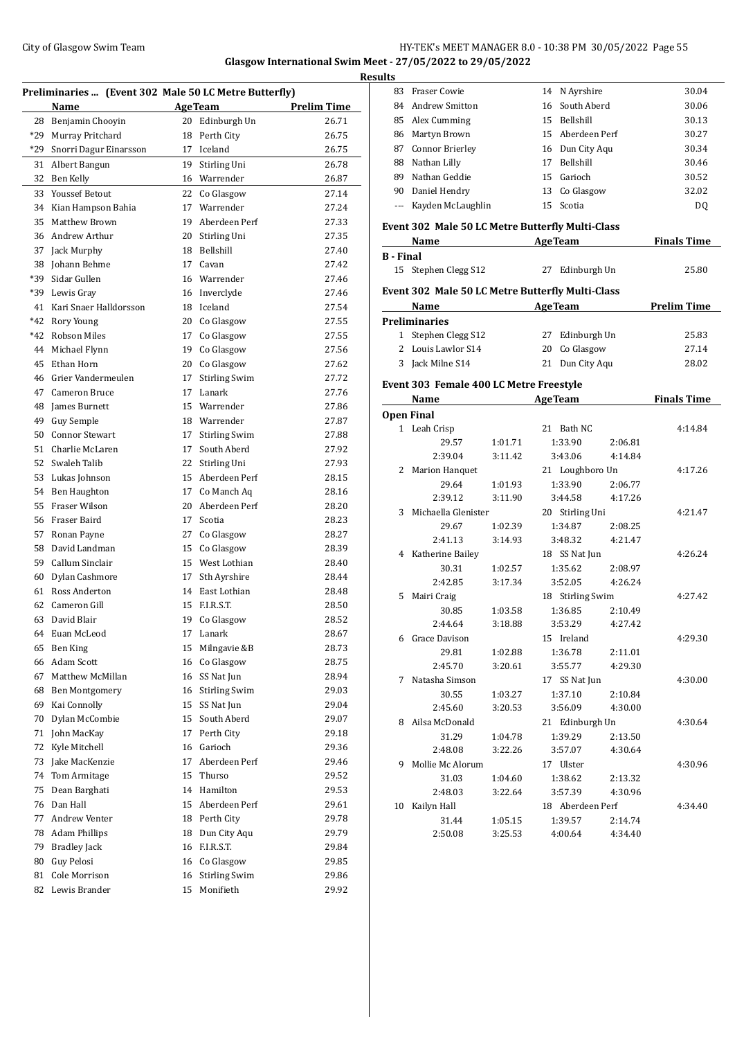**Glasgow International Swim Meet - 27/05/2022 to 29/05/2022**

**Results**

### Preliminaries ... (Event 302 Male 50 LC Metre Butterfly)

| | Name | Age | Team | Prelim Time |
|---|---|---|---|---|
| 28 | Benjamin Chooyin | 20 | Edinburgh Un | 26.71 |
| *29 | Murray Pritchard | 18 | Perth City | 26.75 |
| *29 | Snorri Dagur Einarsson | 17 | Iceland | 26.75 |
| 31 | Albert Bangun | 19 | Stirling Uni | 26.78 |
| 32 | Ben Kelly | 16 | Warrender | 26.87 |
| 33 | Youssef Betout | 22 | Co Glasgow | 27.14 |
| 34 | Kian Hampson Bahia | 17 | Warrender | 27.24 |
| 35 | Matthew Brown | 19 | Aberdeen Perf | 27.33 |
| 36 | Andrew Arthur | 20 | Stirling Uni | 27.35 |
| 37 | Jack Murphy | 18 | Bellshill | 27.40 |
| 38 | Johann Behme | 17 | Cavan | 27.42 |
| *39 | Sidar Gullen | 16 | Warrender | 27.46 |
| *39 | Lewis Gray | 16 | Inverclyde | 27.46 |
| 41 | Kari Snaer Halldorsson | 18 | Iceland | 27.54 |
| *42 | Rory Young | 20 | Co Glasgow | 27.55 |
| *42 | Robson Miles | 17 | Co Glasgow | 27.55 |
| 44 | Michael Flynn | 19 | Co Glasgow | 27.56 |
| 45 | Ethan Horn | 20 | Co Glasgow | 27.62 |
| 46 | Grier Vandermeulen | 17 | Stirling Swim | 27.72 |
| 47 | Cameron Bruce | 17 | Lanark | 27.76 |
| 48 | James Burnett | 15 | Warrender | 27.86 |
| 49 | Guy Semple | 18 | Warrender | 27.87 |
| 50 | Connor Stewart | 17 | Stirling Swim | 27.88 |
| 51 | Charlie McLaren | 17 | South Aberd | 27.92 |
| 52 | Swaleh Talib | 22 | Stirling Uni | 27.93 |
| 53 | Lukas Johnson | 15 | Aberdeen Perf | 28.15 |
| 54 | Ben Haughton | 17 | Co Manch Aq | 28.16 |
| 55 | Fraser Wilson | 20 | Aberdeen Perf | 28.20 |
| 56 | Fraser Baird | 17 | Scotia | 28.23 |
| 57 | Ronan Payne | 27 | Co Glasgow | 28.27 |
| 58 | David Landman | 15 | Co Glasgow | 28.39 |
| 59 | Callum Sinclair | 15 | West Lothian | 28.40 |
| 60 | Dylan Cashmore | 17 | Sth Ayrshire | 28.44 |
| 61 | Ross Anderton | 14 | East Lothian | 28.48 |
| 62 | Cameron Gill | 15 | F.I.R.S.T. | 28.50 |
| 63 | David Blair | 19 | Co Glasgow | 28.52 |
| 64 | Euan McLeod | 17 | Lanark | 28.67 |
| 65 | Ben King | 15 | Milngavie &B | 28.73 |
| 66 | Adam Scott | 16 | Co Glasgow | 28.75 |
| 67 | Matthew McMillan | 16 | SS Nat Jun | 28.94 |
| 68 | Ben Montgomery | 16 | Stirling Swim | 29.03 |
| 69 | Kai Connolly | 15 | SS Nat Jun | 29.04 |
| 70 | Dylan McCombie | 15 | South Aberd | 29.07 |
| 71 | John MacKay | 17 | Perth City | 29.18 |
| 72 | Kyle Mitchell | 16 | Garioch | 29.36 |
| 73 | Jake MacKenzie | 17 | Aberdeen Perf | 29.46 |
| 74 | Tom Armitage | 15 | Thurso | 29.52 |
| 75 | Dean Barghati | 14 | Hamilton | 29.53 |
| 76 | Dan Hall | 15 | Aberdeen Perf | 29.61 |
| 77 | Andrew Venter | 18 | Perth City | 29.78 |
| 78 | Adam Phillips | 18 | Dun City Aqu | 29.79 |
| 79 | Bradley Jack | 16 | F.I.R.S.T. | 29.84 |
| 80 | Guy Pelosi | 16 | Co Glasgow | 29.85 |
| 81 | Cole Morrison | 16 | Stirling Swim | 29.86 |
| 82 | Lewis Brander | 15 | Monifieth | 29.92 |
| 83 | Fraser Cowie | 14 | N Ayrshire | 30.04 |
| 84 | Andrew Smitton | 16 | South Aberd | 30.06 |
| 85 | Alex Cumming | 15 | Bellshill | 30.13 |
| 86 | Martyn Brown | 15 | Aberdeen Perf | 30.27 |
| 87 | Connor Brierley | 16 | Dun City Aqu | 30.34 |
| 88 | Nathan Lilly | 17 | Bellshill | 30.46 |
| 89 | Nathan Geddie | 15 | Garioch | 30.52 |
| 90 | Daniel Hendry | 13 | Co Glasgow | 32.02 |
| --- | Kayden McLaughlin | 15 | Scotia | DQ |

### Event 302 Male 50 LC Metre Butterfly Multi-Class

| | Name | Age | Team | Finals Time |
|---|---|---|---|---|
| **B - Final** | | | | |
| 15 | Stephen Clegg S12 | 27 | Edinburgh Un | 25.80 |

### Event 302 Male 50 LC Metre Butterfly Multi-Class

| | Name | Age | Team | Prelim Time |
|---|---|---|---|---|
| **Preliminaries** | | | | |
| 1 | Stephen Clegg S12 | 27 | Edinburgh Un | 25.83 |
| 2 | Louis Lawlor S14 | 20 | Co Glasgow | 27.14 |
| 3 | Jack Milne S14 | 21 | Dun City Aqu | 28.02 |

### Event 303 Female 400 LC Metre Freestyle

| | Name | Age | Team | Finals Time |
|---|---|---|---|---|
| **Open Final** | | | | |
| 1 | Leah Crisp | 21 | Bath NC | 4:14.84 |
| | 29.57 1:01.71 1:33.90 2:06.81 2:39.04 3:11.42 3:43.06 4:14.84 | | | |
| 2 | Marion Hanquet | 21 | Loughboro Un | 4:17.26 |
| | 29.64 1:01.93 1:33.90 2:06.77 2:39.12 3:11.90 3:44.58 4:17.26 | | | |
| 3 | Michaella Glenister | 20 | Stirling Uni | 4:21.47 |
| | 29.67 1:02.39 1:34.87 2:08.25 2:41.13 3:14.93 3:48.32 4:21.47 | | | |
| 4 | Katherine Bailey | 18 | SS Nat Jun | 4:26.24 |
| | 30.31 1:02.57 1:35.62 2:08.97 2:42.85 3:17.34 3:52.05 4:26.24 | | | |
| 5 | Mairi Craig | 18 | Stirling Swim | 4:27.42 |
| | 30.85 1:03.58 1:36.85 2:10.49 2:44.64 3:18.88 3:53.29 4:27.42 | | | |
| 6 | Grace Davison | 15 | Ireland | 4:29.30 |
| | 29.81 1:02.88 1:36.78 2:11.01 2:45.70 3:20.61 3:55.77 4:29.30 | | | |
| 7 | Natasha Simson | 17 | SS Nat Jun | 4:30.00 |
| | 30.55 1:03.27 1:37.10 2:10.84 2:45.60 3:20.53 3:56.09 4:30.00 | | | |
| 8 | Ailsa McDonald | 21 | Edinburgh Un | 4:30.64 |
| | 31.29 1:04.78 1:39.29 2:13.50 2:48.08 3:22.26 3:57.07 4:30.64 | | | |
| 9 | Mollie Mc Alorum | 17 | Ulster | 4:30.96 |
| | 31.03 1:04.60 1:38.62 2:13.32 2:48.03 3:22.64 3:57.39 4:30.96 | | | |
| 10 | Kailyn Hall | 18 | Aberdeen Perf | 4:34.40 |
| | 31.44 1:05.15 1:39.57 2:14.74 2:50.08 3:25.53 4:00.64 4:34.40 | | | |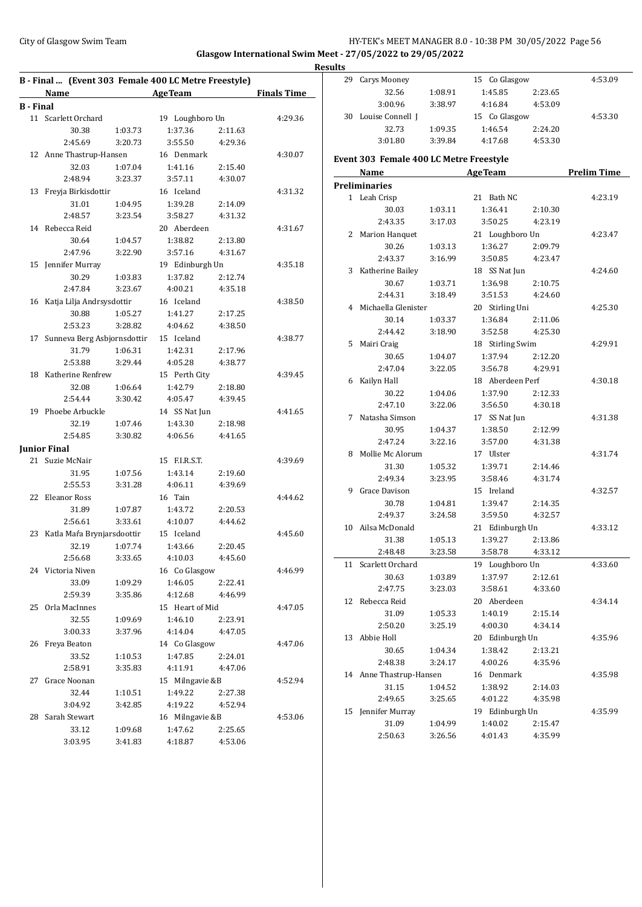## Glasgow International Swim Meet - 27/05/2022 to 29/05/2022

### Results

#### B - Final ... (Event 303 Female 400 LC Metre Freestyle)

| | Name | Age | Team | Finals Time |
|---|---|---|---|---|
| **B - Final** | | | | |
| 11 | Scarlett Orchard | 19 | Loughboro Un | 4:29.36 |
| | 30.38, 1:03.73, 1:37.36, 2:11.63, 2:45.69, 3:20.73, 3:55.50, 4:29.36 | | | |
| 12 | Anne Thastrup-Hansen | 16 | Denmark | 4:30.07 |
| | 32.03, 1:07.04, 1:41.16, 2:15.40, 2:48.94, 3:23.37, 3:57.11, 4:30.07 | | | |
| 13 | Freyja Birkisdottir | 16 | Iceland | 4:31.32 |
| | 31.01, 1:04.95, 1:39.28, 2:14.09, 2:48.57, 3:23.54, 3:58.27, 4:31.32 | | | |
| 14 | Rebecca Reid | 20 | Aberdeen | 4:31.67 |
| | 30.64, 1:04.57, 1:38.82, 2:13.80, 2:47.96, 3:22.90, 3:57.16, 4:31.67 | | | |
| 15 | Jennifer Murray | 19 | Edinburgh Un | 4:35.18 |
| | 30.29, 1:03.83, 1:37.82, 2:12.74, 2:47.84, 3:23.67, 4:00.21, 4:35.18 | | | |
| 16 | Katja Lilja Andrsysdottir | 16 | Iceland | 4:38.50 |
| | 30.88, 1:05.27, 1:41.27, 2:17.25, 2:53.23, 3:28.82, 4:04.62, 4:38.50 | | | |
| 17 | Sunneva Berg Asbjornsdottir | 15 | Iceland | 4:38.77 |
| | 31.79, 1:06.31, 1:42.31, 2:17.96, 2:53.88, 3:29.44, 4:05.28, 4:38.77 | | | |
| 18 | Katherine Renfrew | 15 | Perth City | 4:39.45 |
| | 32.08, 1:06.64, 1:42.79, 2:18.80, 2:54.44, 3:30.42, 4:05.47, 4:39.45 | | | |
| 19 | Phoebe Arbuckle | 14 | SS Nat Jun | 4:41.65 |
| | 32.19, 1:07.46, 1:43.30, 2:18.98, 2:54.85, 3:30.82, 4:06.56, 4:41.65 | | | |
| **Junior Final** | | | | |
| 21 | Suzie McNair | 15 | F.I.R.S.T. | 4:39.69 |
| | 31.95, 1:07.56, 1:43.14, 2:19.60, 2:55.53, 3:31.28, 4:06.11, 4:39.69 | | | |
| 22 | Eleanor Ross | 16 | Tain | 4:44.62 |
| | 31.89, 1:07.87, 1:43.72, 2:20.53, 2:56.61, 3:33.61, 4:10.07, 4:44.62 | | | |
| 23 | Katla Mařa Brynjarsdoottir | 15 | Iceland | 4:45.60 |
| | 32.19, 1:07.74, 1:43.66, 2:20.45, 2:56.68, 3:33.65, 4:10.03, 4:45.60 | | | |
| 24 | Victoria Niven | 16 | Co Glasgow | 4:46.99 |
| | 33.09, 1:09.29, 1:46.05, 2:22.41, 2:59.39, 3:35.86, 4:12.68, 4:46.99 | | | |
| 25 | Orla MacInnes | 15 | Heart of Mid | 4:47.05 |
| | 32.55, 1:09.69, 1:46.10, 2:23.91, 3:00.33, 3:37.96, 4:14.04, 4:47.05 | | | |
| 26 | Freya Beaton | 14 | Co Glasgow | 4:47.06 |
| | 33.52, 1:10.53, 1:47.85, 2:24.01, 2:58.91, 3:35.83, 4:11.91, 4:47.06 | | | |
| 27 | Grace Noonan | 15 | Milngavie &B | 4:52.94 |
| | 32.44, 1:10.51, 1:49.22, 2:27.38, 3:04.92, 3:42.85, 4:19.22, 4:52.94 | | | |
| 28 | Sarah Stewart | 16 | Milngavie &B | 4:53.06 |
| | 33.12, 1:09.68, 1:47.62, 2:25.65, 3:03.95, 3:41.83, 4:18.87, 4:53.06 | | | |
| 29 | Carys Mooney | 15 | Co Glasgow | 4:53.09 |
| | 32.56, 1:08.91, 1:45.85, 2:23.65, 3:00.96, 3:38.97, 4:16.84, 4:53.09 | | | |
| 30 | Louise Connell J | 15 | Co Glasgow | 4:53.30 |
| | 32.73, 1:09.35, 1:46.54, 2:24.20, 3:01.80, 3:39.84, 4:17.68, 4:53.30 | | | |

#### Event 303 Female 400 LC Metre Freestyle

| | Name | Age | Team | Prelim Time |
|---|---|---|---|---|
| **Preliminaries** | | | | |
| 1 | Leah Crisp | 21 | Bath NC | 4:23.19 |
| | 30.03, 1:03.11, 1:36.41, 2:10.30, 2:43.35, 3:17.03, 3:50.25, 4:23.19 | | | |
| 2 | Marion Hanquet | 21 | Loughboro Un | 4:23.47 |
| | 30.26, 1:03.13, 1:36.27, 2:09.79, 2:43.37, 3:16.99, 3:50.85, 4:23.47 | | | |
| 3 | Katherine Bailey | 18 | SS Nat Jun | 4:24.60 |
| | 30.67, 1:03.71, 1:36.98, 2:10.75, 2:44.31, 3:18.49, 3:51.53, 4:24.60 | | | |
| 4 | Michaella Glenister | 20 | Stirling Uni | 4:25.30 |
| | 30.14, 1:03.37, 1:36.84, 2:11.06, 2:44.42, 3:18.90, 3:52.58, 4:25.30 | | | |
| 5 | Mairi Craig | 18 | Stirling Swim | 4:29.91 |
| | 30.65, 1:04.07, 1:37.94, 2:12.20, 2:47.04, 3:22.05, 3:56.78, 4:29.91 | | | |
| 6 | Kailyn Hall | 18 | Aberdeen Perf | 4:30.18 |
| | 30.22, 1:04.06, 1:37.90, 2:12.33, 2:47.10, 3:22.06, 3:56.50, 4:30.18 | | | |
| 7 | Natasha Simson | 17 | SS Nat Jun | 4:31.38 |
| | 30.95, 1:04.37, 1:38.50, 2:12.99, 2:47.24, 3:22.16, 3:57.00, 4:31.38 | | | |
| 8 | Mollie Mc Alorum | 17 | Ulster | 4:31.74 |
| | 31.30, 1:05.32, 1:39.71, 2:14.46, 2:49.34, 3:23.95, 3:58.46, 4:31.74 | | | |
| 9 | Grace Davison | 15 | Ireland | 4:32.57 |
| | 30.78, 1:04.81, 1:39.47, 2:14.35, 2:49.37, 3:24.58, 3:59.50, 4:32.57 | | | |
| 10 | Ailsa McDonald | 21 | Edinburgh Un | 4:33.12 |
| | 31.38, 1:05.13, 1:39.27, 2:13.86, 2:48.48, 3:23.58, 3:58.78, 4:33.12 | | | |
| 11 | Scarlett Orchard | 19 | Loughboro Un | 4:33.60 |
| | 30.63, 1:03.89, 1:37.97, 2:12.61, 2:47.75, 3:23.03, 3:58.61, 4:33.60 | | | |
| 12 | Rebecca Reid | 20 | Aberdeen | 4:34.14 |
| | 31.09, 1:05.33, 1:40.19, 2:15.14, 2:50.20, 3:25.19, 4:00.30, 4:34.14 | | | |
| 13 | Abbie Holl | 20 | Edinburgh Un | 4:35.96 |
| | 30.65, 1:04.34, 1:38.42, 2:13.21, 2:48.38, 3:24.17, 4:00.26, 4:35.96 | | | |
| 14 | Anne Thastrup-Hansen | 16 | Denmark | 4:35.98 |
| | 31.15, 1:04.52, 1:38.92, 2:14.03, 2:49.65, 3:25.65, 4:01.22, 4:35.98 | | | |
| 15 | Jennifer Murray | 19 | Edinburgh Un | 4:35.99 |
| | 31.09, 1:04.99, 1:40.02, 2:15.47, 2:50.63, 3:26.56, 4:01.43, 4:35.99 | | | |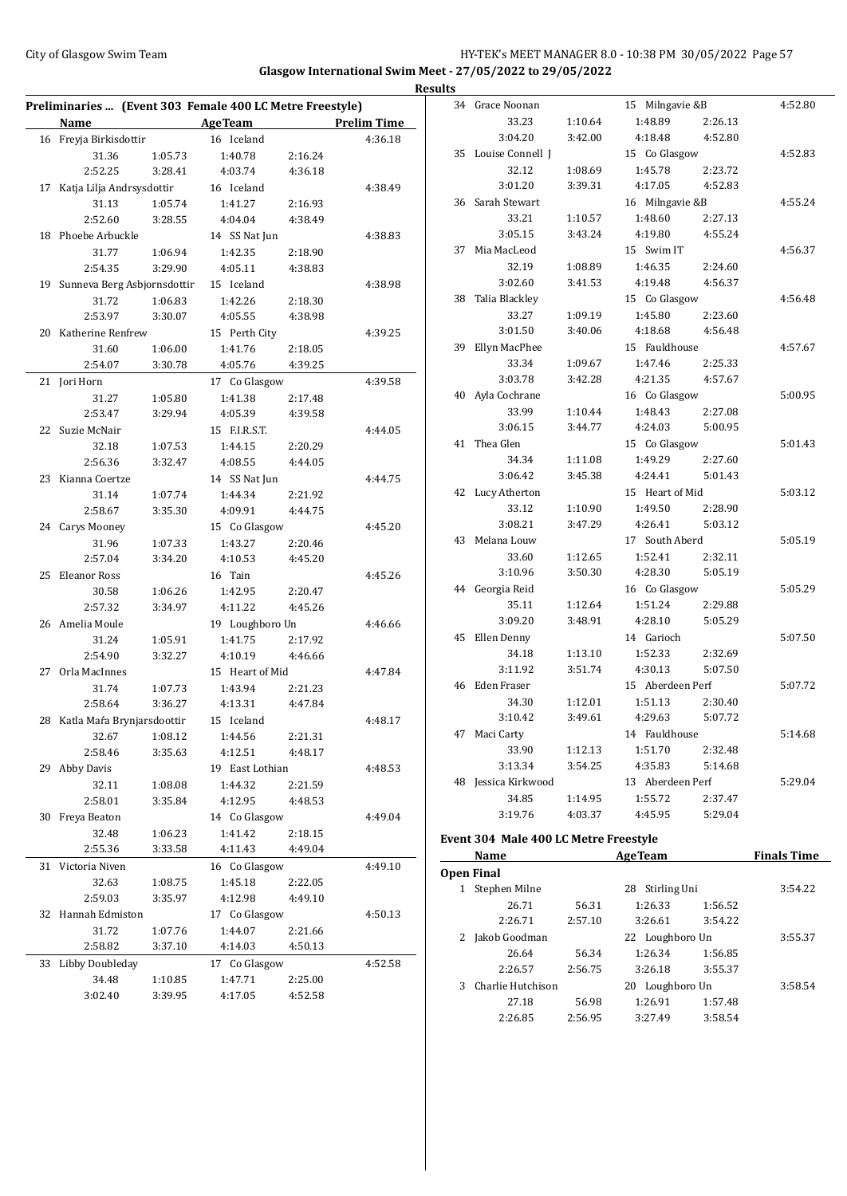## Glasgow International Swim Meet - 27/05/2022 to 29/05/2022

### Results

### Preliminaries ... (Event 303 Female 400 LC Metre Freestyle)

| | Name | Age | Team | | Prelim Time |
|---|---|---|---|---|---|
| 16 | Freyja Birkisdottir | 16 | Iceland | | 4:36.18 |
| | 31.36 | 1:05.73 | 1:40.78 | 2:16.24 | |
| | 2:52.25 | 3:28.41 | 4:03.74 | 4:36.18 | |
| 17 | Katja Lilja Andrsysdottir | 16 | Iceland | | 4:38.49 |
| | 31.13 | 1:05.74 | 1:41.27 | 2:16.93 | |
| | 2:52.60 | 3:28.55 | 4:04.04 | 4:38.49 | |
| 18 | Phoebe Arbuckle | 14 | SS Nat Jun | | 4:38.83 |
| | 31.77 | 1:06.94 | 1:42.35 | 2:18.90 | |
| | 2:54.35 | 3:29.90 | 4:05.11 | 4:38.83 | |
| 19 | Sunneva Berg Asbjornsdottir | 15 | Iceland | | 4:38.98 |
| | 31.72 | 1:06.83 | 1:42.26 | 2:18.30 | |
| | 2:53.97 | 3:30.07 | 4:05.55 | 4:38.98 | |
| 20 | Katherine Renfrew | 15 | Perth City | | 4:39.25 |
| | 31.60 | 1:06.00 | 1:41.76 | 2:18.05 | |
| | 2:54.07 | 3:30.78 | 4:05.76 | 4:39.25 | |
| 21 | Jori Horn | 17 | Co Glasgow | | 4:39.58 |
| | 31.27 | 1:05.80 | 1:41.38 | 2:17.48 | |
| | 2:53.47 | 3:29.94 | 4:05.39 | 4:39.58 | |
| 22 | Suzie McNair | 15 | F.I.R.S.T. | | 4:44.05 |
| | 32.18 | 1:07.53 | 1:44.15 | 2:20.29 | |
| | 2:56.36 | 3:32.47 | 4:08.55 | 4:44.05 | |
| 23 | Kianna Coertze | 14 | SS Nat Jun | | 4:44.75 |
| | 31.14 | 1:07.74 | 1:44.34 | 2:21.92 | |
| | 2:58.67 | 3:35.30 | 4:09.91 | 4:44.75 | |
| 24 | Carys Mooney | 15 | Co Glasgow | | 4:45.20 |
| | 31.96 | 1:07.33 | 1:43.27 | 2:20.46 | |
| | 2:57.04 | 3:34.20 | 4:10.53 | 4:45.20 | |
| 25 | Eleanor Ross | 16 | Tain | | 4:45.26 |
| | 30.58 | 1:06.26 | 1:42.95 | 2:20.47 | |
| | 2:57.32 | 3:34.97 | 4:11.22 | 4:45.26 | |
| 26 | Amelia Moule | 19 | Loughboro Un | | 4:46.66 |
| | 31.24 | 1:05.91 | 1:41.75 | 2:17.92 | |
| | 2:54.90 | 3:32.27 | 4:10.19 | 4:46.66 | |
| 27 | Orla MacInnes | 15 | Heart of Mid | | 4:47.84 |
| | 31.74 | 1:07.73 | 1:43.94 | 2:21.23 | |
| | 2:58.64 | 3:36.27 | 4:13.31 | 4:47.84 | |
| 28 | Katla Mar̄a Brynjarsdoottir | 15 | Iceland | | 4:48.17 |
| | 32.67 | 1:08.12 | 1:44.56 | 2:21.31 | |
| | 2:58.46 | 3:35.63 | 4:12.51 | 4:48.17 | |
| 29 | Abby Davis | 19 | East Lothian | | 4:48.53 |
| | 32.11 | 1:08.08 | 1:44.32 | 2:21.59 | |
| | 2:58.01 | 3:35.84 | 4:12.95 | 4:48.53 | |
| 30 | Freya Beaton | 14 | Co Glasgow | | 4:49.04 |
| | 32.48 | 1:06.23 | 1:41.42 | 2:18.15 | |
| | 2:55.36 | 3:33.58 | 4:11.43 | 4:49.04 | |
| 31 | Victoria Niven | 16 | Co Glasgow | | 4:49.10 |
| | 32.63 | 1:08.75 | 1:45.18 | 2:22.05 | |
| | 2:59.03 | 3:35.97 | 4:12.98 | 4:49.10 | |
| 32 | Hannah Edmiston | 17 | Co Glasgow | | 4:50.13 |
| | 31.72 | 1:07.76 | 1:44.07 | 2:21.66 | |
| | 2:58.82 | 3:37.10 | 4:14.03 | 4:50.13 | |
| 33 | Libby Doubleday | 17 | Co Glasgow | | 4:52.58 |
| | 34.48 | 1:10.85 | 1:47.71 | 2:25.00 | |
| | 3:02.40 | 3:39.95 | 4:17.05 | 4:52.58 | |
| 34 | Grace Noonan | 15 | Milngavie &B | | 4:52.80 |
| | 33.23 | 1:10.64 | 1:48.89 | 2:26.13 | |
| | 3:04.20 | 3:42.00 | 4:18.48 | 4:52.80 | |
| 35 | Louise Connell J | 15 | Co Glasgow | | 4:52.83 |
| | 32.12 | 1:08.69 | 1:45.78 | 2:23.72 | |
| | 3:01.20 | 3:39.31 | 4:17.05 | 4:52.83 | |
| 36 | Sarah Stewart | 16 | Milngavie &B | | 4:55.24 |
| | 33.21 | 1:10.57 | 1:48.60 | 2:27.13 | |
| | 3:05.15 | 3:43.24 | 4:19.80 | 4:55.24 | |
| 37 | Mia MacLeod | 15 | Swim IT | | 4:56.37 |
| | 32.19 | 1:08.89 | 1:46.35 | 2:24.60 | |
| | 3:02.60 | 3:41.53 | 4:19.48 | 4:56.37 | |
| 38 | Talia Blackley | 15 | Co Glasgow | | 4:56.48 |
| | 33.27 | 1:09.19 | 1:45.80 | 2:23.60 | |
| | 3:01.50 | 3:40.06 | 4:18.68 | 4:56.48 | |
| 39 | Ellyn MacPhee | 15 | Fauldhouse | | 4:57.67 |
| | 33.34 | 1:09.67 | 1:47.46 | 2:25.33 | |
| | 3:03.78 | 3:42.28 | 4:21.35 | 4:57.67 | |
| 40 | Ayla Cochrane | 16 | Co Glasgow | | 5:00.95 |
| | 33.99 | 1:10.44 | 1:48.43 | 2:27.08 | |
| | 3:06.15 | 3:44.77 | 4:24.03 | 5:00.95 | |
| 41 | Thea Glen | 15 | Co Glasgow | | 5:01.43 |
| | 34.34 | 1:11.08 | 1:49.29 | 2:27.60 | |
| | 3:06.42 | 3:45.38 | 4:24.41 | 5:01.43 | |
| 42 | Lucy Atherton | 15 | Heart of Mid | | 5:03.12 |
| | 33.12 | 1:10.90 | 1:49.50 | 2:28.90 | |
| | 3:08.21 | 3:47.29 | 4:26.41 | 5:03.12 | |
| 43 | Melana Louw | 17 | South Aberd | | 5:05.19 |
| | 33.60 | 1:12.65 | 1:52.41 | 2:32.11 | |
| | 3:10.96 | 3:50.30 | 4:28.30 | 5:05.19 | |
| 44 | Georgia Reid | 16 | Co Glasgow | | 5:05.29 |
| | 35.11 | 1:12.64 | 1:51.24 | 2:29.88 | |
| | 3:09.20 | 3:48.91 | 4:28.10 | 5:05.29 | |
| 45 | Ellen Denny | 14 | Garioch | | 5:07.50 |
| | 34.18 | 1:13.10 | 1:52.33 | 2:32.69 | |
| | 3:11.92 | 3:51.74 | 4:30.13 | 5:07.50 | |
| 46 | Eden Fraser | 15 | Aberdeen Perf | | 5:07.72 |
| | 34.30 | 1:12.01 | 1:51.13 | 2:30.40 | |
| | 3:10.42 | 3:49.61 | 4:29.63 | 5:07.72 | |
| 47 | Maci Carty | 14 | Fauldhouse | | 5:14.68 |
| | 33.90 | 1:12.13 | 1:51.70 | 2:32.48 | |
| | 3:13.34 | 3:54.25 | 4:35.83 | 5:14.68 | |
| 48 | Jessica Kirkwood | 13 | Aberdeen Perf | | 5:29.04 |
| | 34.85 | 1:14.95 | 1:55.72 | 2:37.47 | |
| | 3:19.76 | 4:03.37 | 4:45.95 | 5:29.04 | |

### Event 304 Male 400 LC Metre Freestyle

| | Name | Age | Team | | Finals Time |
|---|---|---|---|---|---|
| **Open Final** | | | | | |
| 1 | Stephen Milne | 28 | Stirling Uni | | 3:54.22 |
| | 26.71 | 56.31 | 1:26.33 | 1:56.52 | |
| | 2:26.71 | 2:57.10 | 3:26.61 | 3:54.22 | |
| 2 | Jakob Goodman | 22 | Loughboro Un | | 3:55.37 |
| | 26.64 | 56.34 | 1:26.34 | 1:56.85 | |
| | 2:26.57 | 2:56.75 | 3:26.18 | 3:55.37 | |
| 3 | Charlie Hutchison | 20 | Loughboro Un | | 3:58.54 |
| | 27.18 | 56.98 | 1:26.91 | 1:57.48 | |
| | 2:26.85 | 2:56.95 | 3:27.49 | 3:58.54 | |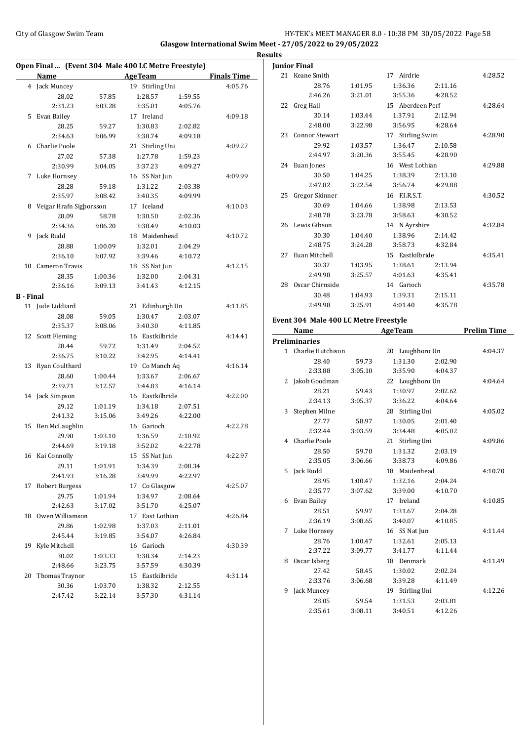Glasgow International Swim Meet - 27/05/2022 to 29/05/2022

**Results**

## Open Final ... (Event 304 Male 400 LC Metre Freestyle)

| | Name | AgeTeam | | Finals Time |
|---|---|---|---|---|
| 4 | Jack Muncey | 19 Stirling Uni | | 4:05.76 |
| | 28.02 57.85 | 1:28.57 | 1:59.55 | |
| | 2:31.23 3:03.28 | 3:35.01 | 4:05.76 | |
| 5 | Evan Bailey | 17 Ireland | | 4:09.18 |
| | 28.25 59.27 | 1:30.83 | 2:02.82 | |
| | 2:34.63 3:06.99 | 3:38.74 | 4:09.18 | |
| 6 | Charlie Poole | 21 Stirling Uni | | 4:09.27 |
| | 27.02 57.38 | 1:27.78 | 1:59.23 | |
| | 2:30.99 3:04.05 | 3:37.23 | 4:09.27 | |
| 7 | Luke Hornsey | 16 SS Nat Jun | | 4:09.99 |
| | 28.28 59.18 | 1:31.22 | 2:03.38 | |
| | 2:35.97 3:08.42 | 3:40.35 | 4:09.99 | |
| 8 | Veigar Hrafn Sigþorsson | 17 Iceland | | 4:10.03 |
| | 28.09 58.78 | 1:30.50 | 2:02.36 | |
| | 2:34.36 3:06.20 | 3:38.49 | 4:10.03 | |
| 9 | Jack Rudd | 18 Maidenhead | | 4:10.72 |
| | 28.88 1:00.09 | 1:32.01 | 2:04.29 | |
| | 2:36.10 3:07.92 | 3:39.46 | 4:10.72 | |
| 10 | Cameron Travis | 18 SS Nat Jun | | 4:12.15 |
| | 28.35 1:00.36 | 1:32.00 | 2:04.31 | |
| | 2:36.16 3:09.13 | 3:41.43 | 4:12.15 | |

### B - Final

| | Name | AgeTeam | | Finals Time |
|---|---|---|---|---|
| 11 | Jude Liddiard | 21 Edinburgh Un | | 4:11.85 |
| | 28.08 59.05 | 1:30.47 | 2:03.07 | |
| | 2:35.37 3:08.06 | 3:40.30 | 4:11.85 | |
| 12 | Scott Fleming | 16 Eastkilbride | | 4:14.41 |
| | 28.44 59.72 | 1:31.49 | 2:04.52 | |
| | 2:36.75 3:10.22 | 3:42.95 | 4:14.41 | |
| 13 | Ryan Coulthard | 19 Co Manch Aq | | 4:16.14 |
| | 28.60 1:00.44 | 1:33.67 | 2:06.67 | |
| | 2:39.71 3:12.57 | 3:44.83 | 4:16.14 | |
| 14 | Jack Simpson | 16 Eastkilbride | | 4:22.00 |
| | 29.12 1:01.19 | 1:34.18 | 2:07.51 | |
| | 2:41.32 3:15.06 | 3:49.26 | 4:22.00 | |
| 15 | Ben McLaughlin | 16 Garioch | | 4:22.78 |
| | 29.90 1:03.10 | 1:36.59 | 2:10.92 | |
| | 2:44.69 3:19.18 | 3:52.02 | 4:22.78 | |
| 16 | Kai Connolly | 15 SS Nat Jun | | 4:22.97 |
| | 29.11 1:01.91 | 1:34.39 | 2:08.34 | |
| | 2:41.93 3:16.28 | 3:49.99 | 4:22.97 | |
| 17 | Robert Burgess | 17 Co Glasgow | | 4:25.07 |
| | 29.75 1:01.94 | 1:34.97 | 2:08.64 | |
| | 2:42.63 3:17.02 | 3:51.70 | 4:25.07 | |
| 18 | Owen Williamson | 17 East Lothian | | 4:26.84 |
| | 29.86 1:02.98 | 1:37.03 | 2:11.01 | |
| | 2:45.44 3:19.85 | 3:54.07 | 4:26.84 | |
| 19 | Kyle Mitchell | 16 Garioch | | 4:30.39 |
| | 30.02 1:03.33 | 1:38.34 | 2:14.23 | |
| | 2:48.66 3:23.75 | 3:57.59 | 4:30.39 | |
| 20 | Thomas Traynor | 15 Eastkilbride | | 4:31.14 |
| | 30.36 1:03.70 | 1:38.32 | 2:12.55 | |
| | 2:47.42 3:22.14 | 3:57.30 | 4:31.14 | |

### Junior Final

| | Name | AgeTeam | | Finals Time |
|---|---|---|---|---|
| 21 | Keane Smith | 17 Airdrie | | 4:28.52 |
| | 28.76 1:01.95 | 1:36.36 | 2:11.16 | |
| | 2:46.26 3:21.01 | 3:55.36 | 4:28.52 | |
| 22 | Greg Hall | 15 Aberdeen Perf | | 4:28.64 |
| | 30.14 1:03.44 | 1:37.91 | 2:12.94 | |
| | 2:48.00 3:22.98 | 3:56.95 | 4:28.64 | |
| 23 | Connor Stewart | 17 Stirling Swim | | 4:28.90 |
| | 29.92 1:03.57 | 1:36.47 | 2:10.58 | |
| | 2:44.97 3:20.36 | 3:55.45 | 4:28.90 | |
| 24 | Euan Jones | 16 West Lothian | | 4:29.88 |
| | 30.50 1:04.25 | 1:38.39 | 2:13.10 | |
| | 2:47.82 3:22.54 | 3:56.74 | 4:29.88 | |
| 25 | Gregor Skinner | 16 F.I.R.S.T. | | 4:30.52 |
| | 30.69 1:04.66 | 1:38.98 | 2:13.53 | |
| | 2:48.78 3:23.78 | 3:58.63 | 4:30.52 | |
| 26 | Lewis Gibson | 14 N Ayrshire | | 4:32.84 |
| | 30.30 1:04.40 | 1:38.96 | 2:14.42 | |
| | 2:48.75 3:24.28 | 3:58.73 | 4:32.84 | |
| 27 | Euan Mitchell | 15 Eastkilbride | | 4:35.41 |
| | 30.37 1:03.95 | 1:38.61 | 2:13.94 | |
| | 2:49.98 3:25.57 | 4:01.63 | 4:35.41 | |
| 28 | Oscar Chirnside | 14 Garioch | | 4:35.78 |
| | 30.48 1:04.93 | 1:39.31 | 2:15.11 | |
| | 2:49.98 3:25.91 | 4:01.40 | 4:35.78 | |

## Event 304 Male 400 LC Metre Freestyle

| | Name | AgeTeam | | Prelim Time |
|---|---|---|---|---|
| **Preliminaries** | | | | |
| 1 | Charlie Hutchison | 20 Loughboro Un | | 4:04.37 |
| | 28.40 59.73 | 1:31.30 | 2:02.90 | |
| | 2:33.88 3:05.10 | 3:35.90 | 4:04.37 | |
| 2 | Jakob Goodman | 22 Loughboro Un | | 4:04.64 |
| | 28.21 59.43 | 1:30.97 | 2:02.62 | |
| | 2:34.13 3:05.37 | 3:36.22 | 4:04.64 | |
| 3 | Stephen Milne | 28 Stirling Uni | | 4:05.02 |
| | 27.77 58.97 | 1:30.05 | 2:01.40 | |
| | 2:32.44 3:03.59 | 3:34.48 | 4:05.02 | |
| 4 | Charlie Poole | 21 Stirling Uni | | 4:09.86 |
| | 28.50 59.70 | 1:31.32 | 2:03.19 | |
| | 2:35.05 3:06.66 | 3:38.73 | 4:09.86 | |
| 5 | Jack Rudd | 18 Maidenhead | | 4:10.70 |
| | 28.95 1:00.47 | 1:32.16 | 2:04.24 | |
| | 2:35.77 3:07.62 | 3:39.00 | 4:10.70 | |
| 6 | Evan Bailey | 17 Ireland | | 4:10.85 |
| | 28.51 59.97 | 1:31.67 | 2:04.28 | |
| | 2:36.19 3:08.65 | 3:40.07 | 4:10.85 | |
| 7 | Luke Hornsey | 16 SS Nat Jun | | 4:11.44 |
| | 28.76 1:00.47 | 1:32.61 | 2:05.13 | |
| | 2:37.22 3:09.77 | 3:41.77 | 4:11.44 | |
| 8 | Oscar Isberg | 18 Denmark | | 4:11.49 |
| | 27.42 58.45 | 1:30.02 | 2:02.24 | |
| | 2:33.76 3:06.68 | 3:39.28 | 4:11.49 | |
| 9 | Jack Muncey | 19 Stirling Uni | | 4:12.26 |
| | 28.05 59.54 | 1:31.53 | 2:03.81 | |
| | 2:35.61 3:08.11 | 3:40.51 | 4:12.26 | |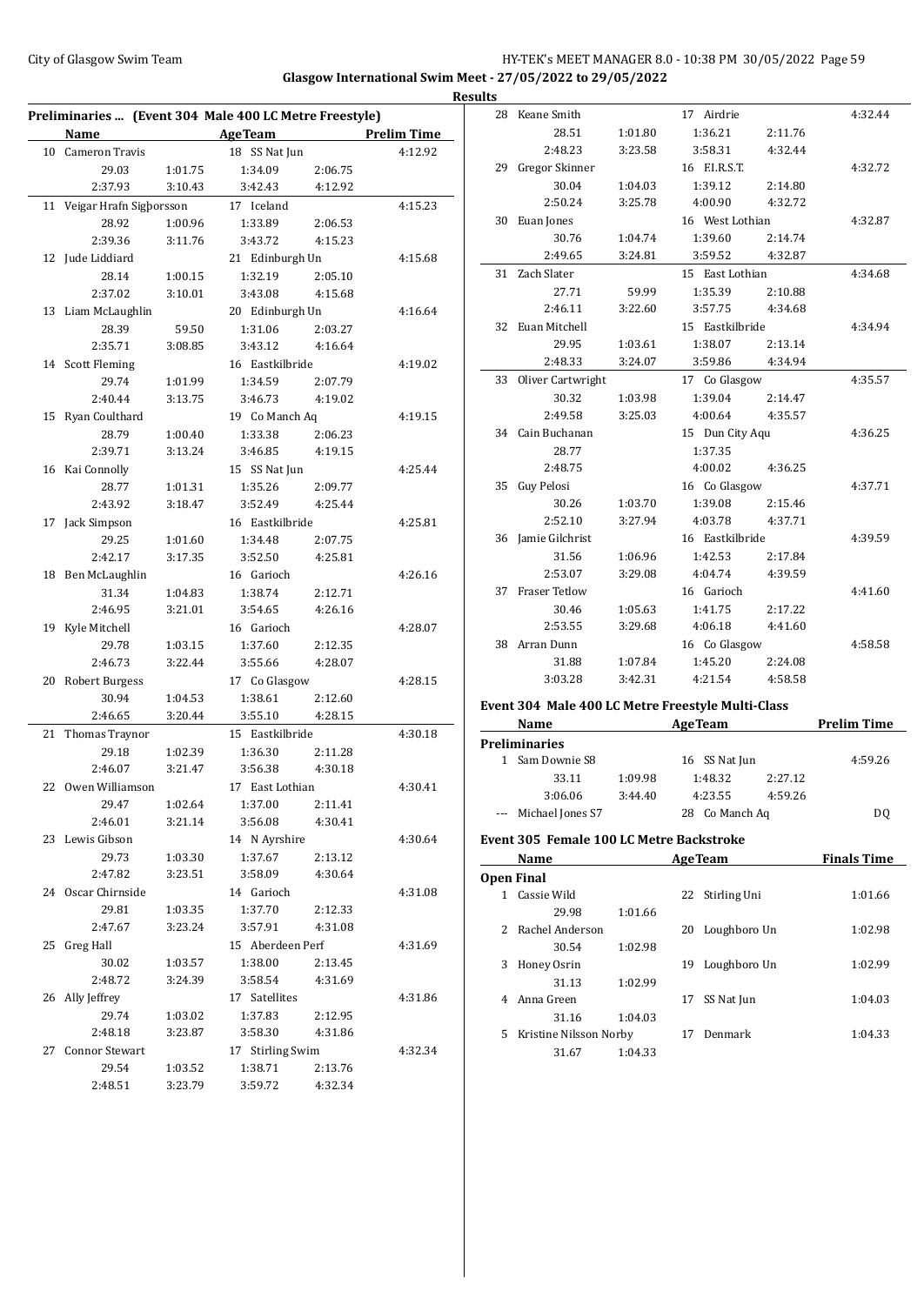**Glasgow International Swim Meet - 27/05/2022 to 29/05/2022**

**Results**

## Preliminaries ... (Event 304 Male 400 LC Metre Freestyle)

| | Name | AgeTeam | | | Prelim Time |
|---|---|---|---|---|---|
| 10 | Cameron Travis | 18 SS Nat Jun | | | 4:12.92 |
| | 29.03 | 1:01.75 | 1:34.09 | 2:06.75 | |
| | 2:37.93 | 3:10.43 | 3:42.43 | 4:12.92 | |
| 11 | Veigar Hrafn Sigþorsson | 17 Iceland | | | 4:15.23 |
| | 28.92 | 1:00.96 | 1:33.89 | 2:06.53 | |
| | 2:39.36 | 3:11.76 | 3:43.72 | 4:15.23 | |
| 12 | Jude Liddiard | 21 Edinburgh Un | | | 4:15.68 |
| | 28.14 | 1:00.15 | 1:32.19 | 2:05.10 | |
| | 2:37.02 | 3:10.01 | 3:43.08 | 4:15.68 | |
| 13 | Liam McLaughlin | 20 Edinburgh Un | | | 4:16.64 |
| | 28.39 | 59.50 | 1:31.06 | 2:03.27 | |
| | 2:35.71 | 3:08.85 | 3:43.12 | 4:16.64 | |
| 14 | Scott Fleming | 16 Eastkilbride | | | 4:19.02 |
| | 29.74 | 1:01.99 | 1:34.59 | 2:07.79 | |
| | 2:40.44 | 3:13.75 | 3:46.73 | 4:19.02 | |
| 15 | Ryan Coulthard | 19 Co Manch Aq | | | 4:19.15 |
| | 28.79 | 1:00.40 | 1:33.38 | 2:06.23 | |
| | 2:39.71 | 3:13.24 | 3:46.85 | 4:19.15 | |
| 16 | Kai Connolly | 15 SS Nat Jun | | | 4:25.44 |
| | 28.77 | 1:01.31 | 1:35.26 | 2:09.77 | |
| | 2:43.92 | 3:18.47 | 3:52.49 | 4:25.44 | |
| 17 | Jack Simpson | 16 Eastkilbride | | | 4:25.81 |
| | 29.25 | 1:01.60 | 1:34.48 | 2:07.75 | |
| | 2:42.17 | 3:17.35 | 3:52.50 | 4:25.81 | |
| 18 | Ben McLaughlin | 16 Garioch | | | 4:26.16 |
| | 31.34 | 1:04.83 | 1:38.74 | 2:12.71 | |
| | 2:46.95 | 3:21.01 | 3:54.65 | 4:26.16 | |
| 19 | Kyle Mitchell | 16 Garioch | | | 4:28.07 |
| | 29.78 | 1:03.15 | 1:37.60 | 2:12.35 | |
| | 2:46.73 | 3:22.44 | 3:55.66 | 4:28.07 | |
| 20 | Robert Burgess | 17 Co Glasgow | | | 4:28.15 |
| | 30.94 | 1:04.53 | 1:38.61 | 2:12.60 | |
| | 2:46.65 | 3:20.44 | 3:55.10 | 4:28.15 | |
| 21 | Thomas Traynor | 15 Eastkilbride | | | 4:30.18 |
| | 29.18 | 1:02.39 | 1:36.30 | 2:11.28 | |
| | 2:46.07 | 3:21.47 | 3:56.38 | 4:30.18 | |
| 22 | Owen Williamson | 17 East Lothian | | | 4:30.41 |
| | 29.47 | 1:02.64 | 1:37.00 | 2:11.41 | |
| | 2:46.01 | 3:21.14 | 3:56.08 | 4:30.41 | |
| 23 | Lewis Gibson | 14 N Ayrshire | | | 4:30.64 |
| | 29.73 | 1:03.30 | 1:37.67 | 2:13.12 | |
| | 2:47.82 | 3:23.51 | 3:58.09 | 4:30.64 | |
| 24 | Oscar Chirnside | 14 Garioch | | | 4:31.08 |
| | 29.81 | 1:03.35 | 1:37.70 | 2:12.33 | |
| | 2:47.67 | 3:23.24 | 3:57.91 | 4:31.08 | |
| 25 | Greg Hall | 15 Aberdeen Perf | | | 4:31.69 |
| | 30.02 | 1:03.57 | 1:38.00 | 2:13.45 | |
| | 2:48.72 | 3:24.39 | 3:58.54 | 4:31.69 | |
| 26 | Ally Jeffrey | 17 Satellites | | | 4:31.86 |
| | 29.74 | 1:03.02 | 1:37.83 | 2:12.95 | |
| | 2:48.18 | 3:23.87 | 3:58.30 | 4:31.86 | |
| 27 | Connor Stewart | 17 Stirling Swim | | | 4:32.34 |
| | 29.54 | 1:03.52 | 1:38.71 | 2:13.76 | |
| | 2:48.51 | 3:23.79 | 3:59.72 | 4:32.34 | |
| 28 | Keane Smith | 17 Airdrie | | | 4:32.44 |
| | 28.51 | 1:01.80 | 1:36.21 | 2:11.76 | |
| | 2:48.23 | 3:23.58 | 3:58.31 | 4:32.44 | |
| 29 | Gregor Skinner | 16 F.I.R.S.T. | | | 4:32.72 |
| | 30.04 | 1:04.03 | 1:39.12 | 2:14.80 | |
| | 2:50.24 | 3:25.78 | 4:00.90 | 4:32.72 | |
| 30 | Euan Jones | 16 West Lothian | | | 4:32.87 |
| | 30.76 | 1:04.74 | 1:39.60 | 2:14.74 | |
| | 2:49.65 | 3:24.81 | 3:59.52 | 4:32.87 | |
| 31 | Zach Slater | 15 East Lothian | | | 4:34.68 |
| | 27.71 | 59.99 | 1:35.39 | 2:10.88 | |
| | 2:46.11 | 3:22.60 | 3:57.75 | 4:34.68 | |
| 32 | Euan Mitchell | 15 Eastkilbride | | | 4:34.94 |
| | 29.95 | 1:03.61 | 1:38.07 | 2:13.14 | |
| | 2:48.33 | 3:24.07 | 3:59.86 | 4:34.94 | |
| 33 | Oliver Cartwright | 17 Co Glasgow | | | 4:35.57 |
| | 30.32 | 1:03.98 | 1:39.04 | 2:14.47 | |
| | 2:49.58 | 3:25.03 | 4:00.64 | 4:35.57 | |
| 34 | Cain Buchanan | 15 Dun City Aqu | | | 4:36.25 |
| | 28.77 | | 1:37.35 | | |
| | 2:48.75 | | 4:00.02 | 4:36.25 | |
| 35 | Guy Pelosi | 16 Co Glasgow | | | 4:37.71 |
| | 30.26 | 1:03.70 | 1:39.08 | 2:15.46 | |
| | 2:52.10 | 3:27.94 | 4:03.78 | 4:37.71 | |
| 36 | Jamie Gilchrist | 16 Eastkilbride | | | 4:39.59 |
| | 31.56 | 1:06.96 | 1:42.53 | 2:17.84 | |
| | 2:53.07 | 3:29.08 | 4:04.74 | 4:39.59 | |
| 37 | Fraser Tetlow | 16 Garioch | | | 4:41.60 |
| | 30.46 | 1:05.63 | 1:41.75 | 2:17.22 | |
| | 2:53.55 | 3:29.68 | 4:06.18 | 4:41.60 | |
| 38 | Arran Dunn | 16 Co Glasgow | | | 4:58.58 |
| | 31.88 | 1:07.84 | 1:45.20 | 2:24.08 | |
| | 3:03.28 | 3:42.31 | 4:21.54 | 4:58.58 | |

## Event 304 Male 400 LC Metre Freestyle Multi-Class

| | Name | AgeTeam | | | Prelim Time |
|---|---|---|---|---|---|
| **Preliminaries** | | | | | |
| 1 | Sam Downie S8 | 16 SS Nat Jun | | | 4:59.26 |
| | 33.11 | 1:09.98 | 1:48.32 | 2:27.12 | |
| | 3:06.06 | 3:44.40 | 4:23.55 | 4:59.26 | |
| --- | Michael Jones S7 | 28 Co Manch Aq | | | DQ |

## Event 305 Female 100 LC Metre Backstroke

| | Name | AgeTeam | Finals Time |
|---|---|---|---|
| **Open Final** | | | |
| 1 | Cassie Wild | 22 Stirling Uni | 1:01.66 |
| | 29.98 | 1:01.66 | |
| 2 | Rachel Anderson | 20 Loughboro Un | 1:02.98 |
| | 30.54 | 1:02.98 | |
| 3 | Honey Osrin | 19 Loughboro Un | 1:02.99 |
| | 31.13 | 1:02.99 | |
| 4 | Anna Green | 17 SS Nat Jun | 1:04.03 |
| | 31.16 | 1:04.03 | |
| 5 | Kristine Nilsson Norby | 17 Denmark | 1:04.33 |
| | 31.67 | 1:04.33 | |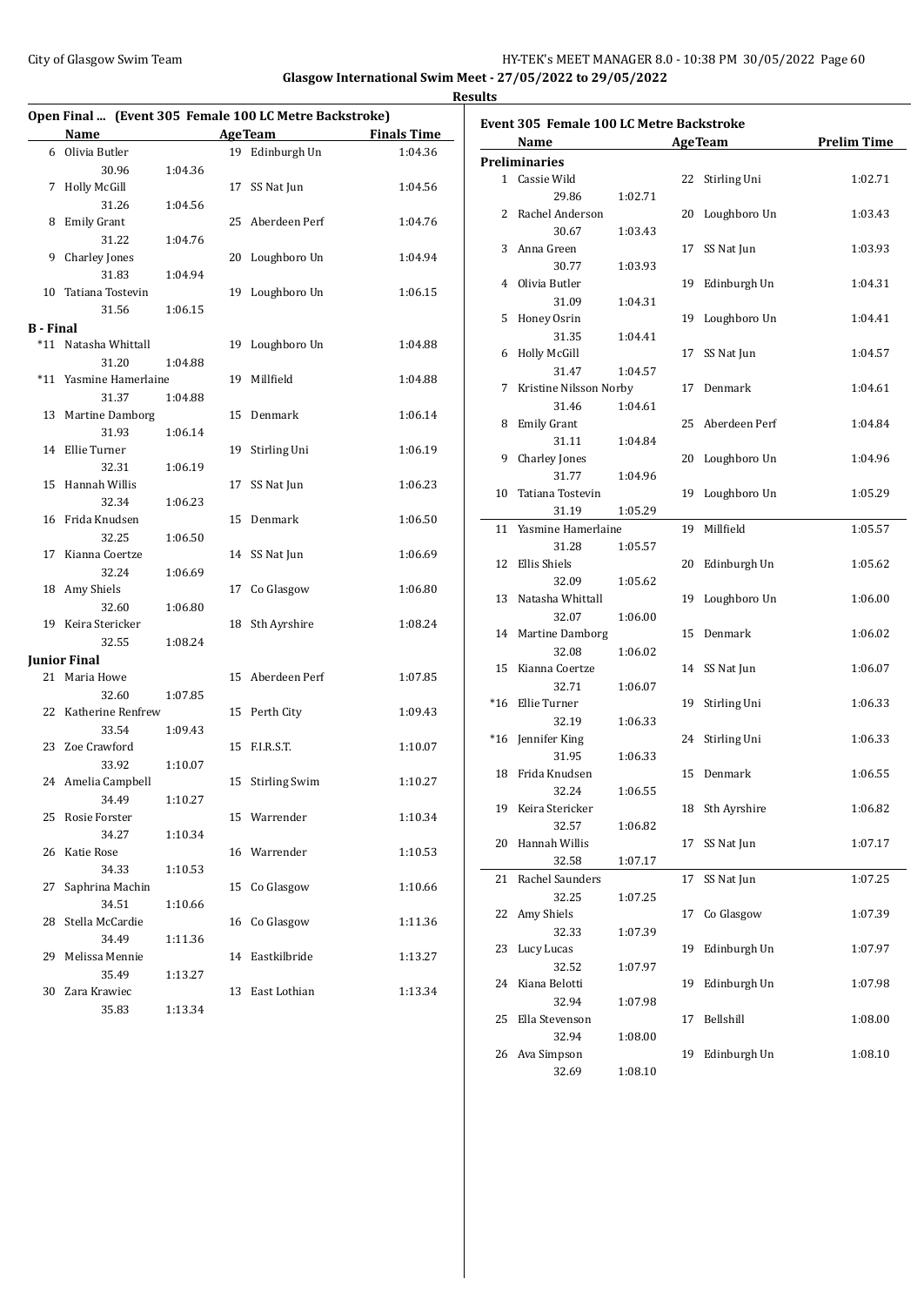## Glasgow International Swim Meet - 27/05/2022 to 29/05/2022

### Results

#### Open Final ... (Event 305 Female 100 LC Metre Backstroke)

| | Name | | Age | Team | Finals Time |
|---|---|---|---|---|---|
| 6 | Olivia Butler | | 19 | Edinburgh Un | 1:04.36 |
| | 30.96 | 1:04.36 | | | |
| 7 | Holly McGill | | 17 | SS Nat Jun | 1:04.56 |
| | 31.26 | 1:04.56 | | | |
| 8 | Emily Grant | | 25 | Aberdeen Perf | 1:04.76 |
| | 31.22 | 1:04.76 | | | |
| 9 | Charley Jones | | 20 | Loughboro Un | 1:04.94 |
| | 31.83 | 1:04.94 | | | |
| 10 | Tatiana Tostevin | | 19 | Loughboro Un | 1:06.15 |
| | 31.56 | 1:06.15 | | | |
| **B - Final** | | | | | |
| *11 | Natasha Whittall | | 19 | Loughboro Un | 1:04.88 |
| | 31.20 | 1:04.88 | | | |
| *11 | Yasmine Hamerlaine | | 19 | Millfield | 1:04.88 |
| | 31.37 | 1:04.88 | | | |
| 13 | Martine Damborg | | 15 | Denmark | 1:06.14 |
| | 31.93 | 1:06.14 | | | |
| 14 | Ellie Turner | | 19 | Stirling Uni | 1:06.19 |
| | 32.31 | 1:06.19 | | | |
| 15 | Hannah Willis | | 17 | SS Nat Jun | 1:06.23 |
| | 32.34 | 1:06.23 | | | |
| 16 | Frida Knudsen | | 15 | Denmark | 1:06.50 |
| | 32.25 | 1:06.50 | | | |
| 17 | Kianna Coertze | | 14 | SS Nat Jun | 1:06.69 |
| | 32.24 | 1:06.69 | | | |
| 18 | Amy Shiels | | 17 | Co Glasgow | 1:06.80 |
| | 32.60 | 1:06.80 | | | |
| 19 | Keira Stericker | | 18 | Sth Ayrshire | 1:08.24 |
| | 32.55 | 1:08.24 | | | |
| **Junior Final** | | | | | |
| 21 | Maria Howe | | 15 | Aberdeen Perf | 1:07.85 |
| | 32.60 | 1:07.85 | | | |
| 22 | Katherine Renfrew | | 15 | Perth City | 1:09.43 |
| | 33.54 | 1:09.43 | | | |
| 23 | Zoe Crawford | | 15 | F.I.R.S.T. | 1:10.07 |
| | 33.92 | 1:10.07 | | | |
| 24 | Amelia Campbell | | 15 | Stirling Swim | 1:10.27 |
| | 34.49 | 1:10.27 | | | |
| 25 | Rosie Forster | | 15 | Warrender | 1:10.34 |
| | 34.27 | 1:10.34 | | | |
| 26 | Katie Rose | | 16 | Warrender | 1:10.53 |
| | 34.33 | 1:10.53 | | | |
| 27 | Saphrina Machin | | 15 | Co Glasgow | 1:10.66 |
| | 34.51 | 1:10.66 | | | |
| 28 | Stella McCardie | | 16 | Co Glasgow | 1:11.36 |
| | 34.49 | 1:11.36 | | | |
| 29 | Melissa Mennie | | 14 | Eastkilbride | 1:13.27 |
| | 35.49 | 1:13.27 | | | |
| 30 | Zara Krawiec | | 13 | East Lothian | 1:13.34 |
| | 35.83 | 1:13.34 | | | |

#### Event 305 Female 100 LC Metre Backstroke

| | Name | | Age | Team | Prelim Time |
|---|---|---|---|---|---|
| **Preliminaries** | | | | | |
| 1 | Cassie Wild | | 22 | Stirling Uni | 1:02.71 |
| | 29.86 | 1:02.71 | | | |
| 2 | Rachel Anderson | | 20 | Loughboro Un | 1:03.43 |
| | 30.67 | 1:03.43 | | | |
| 3 | Anna Green | | 17 | SS Nat Jun | 1:03.93 |
| | 30.77 | 1:03.93 | | | |
| 4 | Olivia Butler | | 19 | Edinburgh Un | 1:04.31 |
| | 31.09 | 1:04.31 | | | |
| 5 | Honey Osrin | | 19 | Loughboro Un | 1:04.41 |
| | 31.35 | 1:04.41 | | | |
| 6 | Holly McGill | | 17 | SS Nat Jun | 1:04.57 |
| | 31.47 | 1:04.57 | | | |
| 7 | Kristine Nilsson Norby | | 17 | Denmark | 1:04.61 |
| | 31.46 | 1:04.61 | | | |
| 8 | Emily Grant | | 25 | Aberdeen Perf | 1:04.84 |
| | 31.11 | 1:04.84 | | | |
| 9 | Charley Jones | | 20 | Loughboro Un | 1:04.96 |
| | 31.77 | 1:04.96 | | | |
| 10 | Tatiana Tostevin | | 19 | Loughboro Un | 1:05.29 |
| | 31.19 | 1:05.29 | | | |
| 11 | Yasmine Hamerlaine | | 19 | Millfield | 1:05.57 |
| | 31.28 | 1:05.57 | | | |
| 12 | Ellis Shiels | | 20 | Edinburgh Un | 1:05.62 |
| | 32.09 | 1:05.62 | | | |
| 13 | Natasha Whittall | | 19 | Loughboro Un | 1:06.00 |
| | 32.07 | 1:06.00 | | | |
| 14 | Martine Damborg | | 15 | Denmark | 1:06.02 |
| | 32.08 | 1:06.02 | | | |
| 15 | Kianna Coertze | | 14 | SS Nat Jun | 1:06.07 |
| | 32.71 | 1:06.07 | | | |
| *16 | Ellie Turner | | 19 | Stirling Uni | 1:06.33 |
| | 32.19 | 1:06.33 | | | |
| *16 | Jennifer King | | 24 | Stirling Uni | 1:06.33 |
| | 31.95 | 1:06.33 | | | |
| 18 | Frida Knudsen | | 15 | Denmark | 1:06.55 |
| | 32.24 | 1:06.55 | | | |
| 19 | Keira Stericker | | 18 | Sth Ayrshire | 1:06.82 |
| | 32.57 | 1:06.82 | | | |
| 20 | Hannah Willis | | 17 | SS Nat Jun | 1:07.17 |
| | 32.58 | 1:07.17 | | | |
| 21 | Rachel Saunders | | 17 | SS Nat Jun | 1:07.25 |
| | 32.25 | 1:07.25 | | | |
| 22 | Amy Shiels | | 17 | Co Glasgow | 1:07.39 |
| | 32.33 | 1:07.39 | | | |
| 23 | Lucy Lucas | | 19 | Edinburgh Un | 1:07.97 |
| | 32.52 | 1:07.97 | | | |
| 24 | Kiana Belotti | | 19 | Edinburgh Un | 1:07.98 |
| | 32.94 | 1:07.98 | | | |
| 25 | Ella Stevenson | | 17 | Bellshill | 1:08.00 |
| | 32.94 | 1:08.00 | | | |
| 26 | Ava Simpson | | 19 | Edinburgh Un | 1:08.10 |
| | 32.69 | 1:08.10 | | | |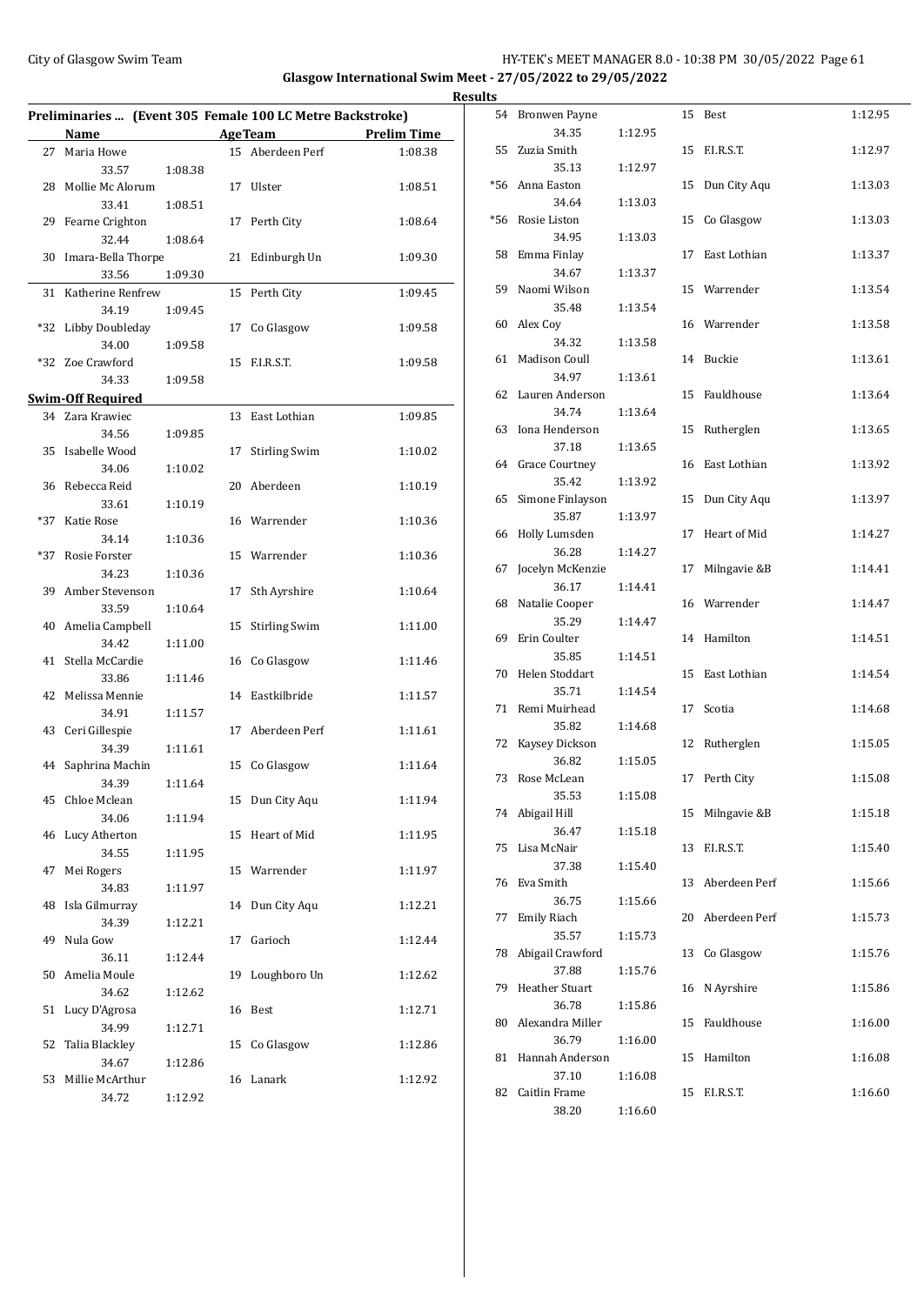**Glasgow International Swim Meet - 27/05/2022 to 29/05/2022**

**Results**

## Preliminaries ... (Event 305 Female 100 LC Metre Backstroke)

| | Name | Age | Team | Prelim Time | Split | Time |
|---|---|---|---|---|---|---|
| 27 | Maria Howe | 15 | Aberdeen Perf | 1:08.38 | 33.57 | 1:08.38 |
| 28 | Mollie Mc Alorum | 17 | Ulster | 1:08.51 | 33.41 | 1:08.51 |
| 29 | Fearne Crighton | 17 | Perth City | 1:08.64 | 32.44 | 1:08.64 |
| 30 | Imara-Bella Thorpe | 21 | Edinburgh Un | 1:09.30 | 33.56 | 1:09.30 |
| 31 | Katherine Renfrew | 15 | Perth City | 1:09.45 | 34.19 | 1:09.45 |
| *32 | Libby Doubleday | 17 | Co Glasgow | 1:09.58 | 34.00 | 1:09.58 |
| *32 | Zoe Crawford | 15 | F.I.R.S.T. | 1:09.58 | 34.33 | 1:09.58 |

**Swim-Off Required**

| | Name | Age | Team | Prelim Time | Split | Time |
|---|---|---|---|---|---|---|
| 34 | Zara Krawiec | 13 | East Lothian | 1:09.85 | 34.56 | 1:09.85 |
| 35 | Isabelle Wood | 17 | Stirling Swim | 1:10.02 | 34.06 | 1:10.02 |
| 36 | Rebecca Reid | 20 | Aberdeen | 1:10.19 | 33.61 | 1:10.19 |
| *37 | Katie Rose | 16 | Warrender | 1:10.36 | 34.14 | 1:10.36 |
| *37 | Rosie Forster | 15 | Warrender | 1:10.36 | 34.23 | 1:10.36 |
| 39 | Amber Stevenson | 17 | Sth Ayrshire | 1:10.64 | 33.59 | 1:10.64 |
| 40 | Amelia Campbell | 15 | Stirling Swim | 1:11.00 | 34.42 | 1:11.00 |
| 41 | Stella McCardie | 16 | Co Glasgow | 1:11.46 | 33.86 | 1:11.46 |
| 42 | Melissa Mennie | 14 | Eastkilbride | 1:11.57 | 34.91 | 1:11.57 |
| 43 | Ceri Gillespie | 17 | Aberdeen Perf | 1:11.61 | 34.39 | 1:11.61 |
| 44 | Saphrina Machin | 15 | Co Glasgow | 1:11.64 | 34.39 | 1:11.64 |
| 45 | Chloe Mclean | 15 | Dun City Aqu | 1:11.94 | 34.06 | 1:11.94 |
| 46 | Lucy Atherton | 15 | Heart of Mid | 1:11.95 | 34.55 | 1:11.95 |
| 47 | Mei Rogers | 15 | Warrender | 1:11.97 | 34.83 | 1:11.97 |
| 48 | Isla Gilmurray | 14 | Dun City Aqu | 1:12.21 | 34.39 | 1:12.21 |
| 49 | Nula Gow | 17 | Garioch | 1:12.44 | 36.11 | 1:12.44 |
| 50 | Amelia Moule | 19 | Loughboro Un | 1:12.62 | 34.62 | 1:12.62 |
| 51 | Lucy D'Agrosa | 16 | Best | 1:12.71 | 34.99 | 1:12.71 |
| 52 | Talia Blackley | 15 | Co Glasgow | 1:12.86 | 34.67 | 1:12.86 |
| 53 | Millie McArthur | 16 | Lanark | 1:12.92 | 34.72 | 1:12.92 |
| 54 | Bronwen Payne | 15 | Best | 1:12.95 | 34.35 | 1:12.95 |
| 55 | Zuzia Smith | 15 | F.I.R.S.T. | 1:12.97 | 35.13 | 1:12.97 |
| *56 | Anna Easton | 15 | Dun City Aqu | 1:13.03 | 34.64 | 1:13.03 |
| *56 | Rosie Liston | 15 | Co Glasgow | 1:13.03 | 34.95 | 1:13.03 |
| 58 | Emma Finlay | 17 | East Lothian | 1:13.37 | 34.67 | 1:13.37 |
| 59 | Naomi Wilson | 15 | Warrender | 1:13.54 | 35.48 | 1:13.54 |
| 60 | Alex Coy | 16 | Warrender | 1:13.58 | 34.32 | 1:13.58 |
| 61 | Madison Coull | 14 | Buckie | 1:13.61 | 34.97 | 1:13.61 |
| 62 | Lauren Anderson | 15 | Fauldhouse | 1:13.64 | 34.74 | 1:13.64 |
| 63 | Iona Henderson | 15 | Rutherglen | 1:13.65 | 37.18 | 1:13.65 |
| 64 | Grace Courtney | 16 | East Lothian | 1:13.92 | 35.42 | 1:13.92 |
| 65 | Simone Finlayson | 15 | Dun City Aqu | 1:13.97 | 35.87 | 1:13.97 |
| 66 | Holly Lumsden | 17 | Heart of Mid | 1:14.27 | 36.28 | 1:14.27 |
| 67 | Jocelyn McKenzie | 17 | Milngavie &B | 1:14.41 | 36.17 | 1:14.41 |
| 68 | Natalie Cooper | 16 | Warrender | 1:14.47 | 35.29 | 1:14.47 |
| 69 | Erin Coulter | 14 | Hamilton | 1:14.51 | 35.85 | 1:14.51 |
| 70 | Helen Stoddart | 15 | East Lothian | 1:14.54 | 35.71 | 1:14.54 |
| 71 | Remi Muirhead | 17 | Scotia | 1:14.68 | 35.82 | 1:14.68 |
| 72 | Kaysey Dickson | 12 | Rutherglen | 1:15.05 | 36.82 | 1:15.05 |
| 73 | Rose McLean | 17 | Perth City | 1:15.08 | 35.53 | 1:15.08 |
| 74 | Abigail Hill | 15 | Milngavie &B | 1:15.18 | 36.47 | 1:15.18 |
| 75 | Lisa McNair | 13 | F.I.R.S.T. | 1:15.40 | 37.38 | 1:15.40 |
| 76 | Eva Smith | 13 | Aberdeen Perf | 1:15.66 | 36.75 | 1:15.66 |
| 77 | Emily Riach | 20 | Aberdeen Perf | 1:15.73 | 35.57 | 1:15.73 |
| 78 | Abigail Crawford | 13 | Co Glasgow | 1:15.76 | 37.88 | 1:15.76 |
| 79 | Heather Stuart | 16 | N Ayrshire | 1:15.86 | 36.78 | 1:15.86 |
| 80 | Alexandra Miller | 15 | Fauldhouse | 1:16.00 | 36.79 | 1:16.00 |
| 81 | Hannah Anderson | 15 | Hamilton | 1:16.08 | 37.10 | 1:16.08 |
| 82 | Caitlin Frame | 15 | F.I.R.S.T. | 1:16.60 | 38.20 | 1:16.60 |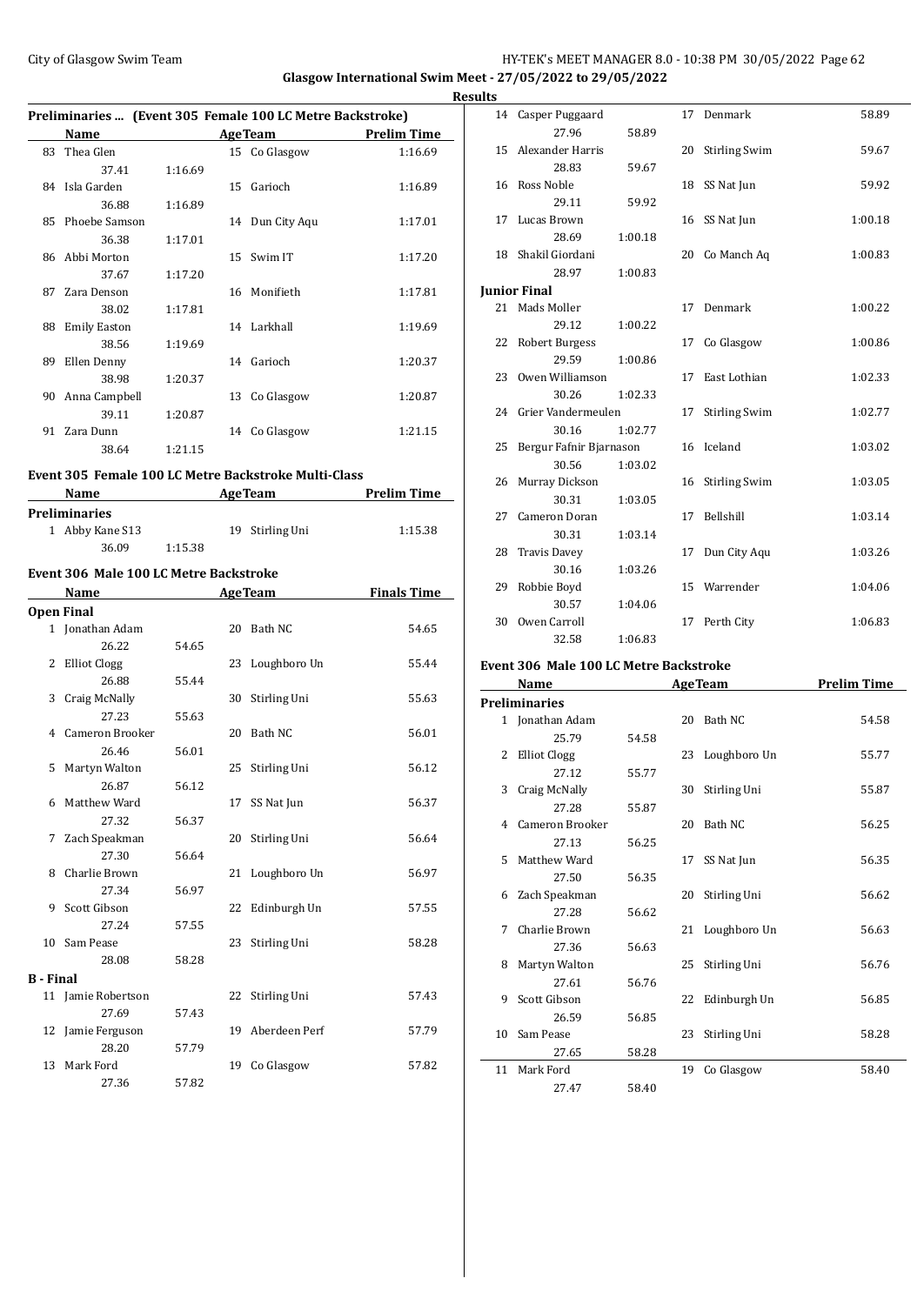**Glasgow International Swim Meet - 27/05/2022 to 29/05/2022**

**Results**

### Preliminaries ... (Event 305 Female 100 LC Metre Backstroke)

| | Name | | Age | Team | Prelim Time |
|---|---|---|---|---|---|
| 83 | Thea Glen | | 15 | Co Glasgow | 1:16.69 |
| | 37.41 | 1:16.69 | | | |
| 84 | Isla Garden | | 15 | Garioch | 1:16.89 |
| | 36.88 | 1:16.89 | | | |
| 85 | Phoebe Samson | | 14 | Dun City Aqu | 1:17.01 |
| | 36.38 | 1:17.01 | | | |
| 86 | Abbi Morton | | 15 | Swim IT | 1:17.20 |
| | 37.67 | 1:17.20 | | | |
| 87 | Zara Denson | | 16 | Monifieth | 1:17.81 |
| | 38.02 | 1:17.81 | | | |
| 88 | Emily Easton | | 14 | Larkhall | 1:19.69 |
| | 38.56 | 1:19.69 | | | |
| 89 | Ellen Denny | | 14 | Garioch | 1:20.37 |
| | 38.98 | 1:20.37 | | | |
| 90 | Anna Campbell | | 13 | Co Glasgow | 1:20.87 |
| | 39.11 | 1:20.87 | | | |
| 91 | Zara Dunn | | 14 | Co Glasgow | 1:21.15 |
| | 38.64 | 1:21.15 | | | |

### Event 305 Female 100 LC Metre Backstroke Multi-Class

| | Name | | Age | Team | Prelim Time |
|---|---|---|---|---|---|
| **Preliminaries** | | | | | |
| 1 | Abby Kane S13 | | 19 | Stirling Uni | 1:15.38 |
| | 36.09 | 1:15.38 | | | |

### Event 306 Male 100 LC Metre Backstroke

| | Name | | Age | Team | Finals Time |
|---|---|---|---|---|---|
| **Open Final** | | | | | |
| 1 | Jonathan Adam | | 20 | Bath NC | 54.65 |
| | 26.22 | 54.65 | | | |
| 2 | Elliot Clogg | | 23 | Loughboro Un | 55.44 |
| | 26.88 | 55.44 | | | |
| 3 | Craig McNally | | 30 | Stirling Uni | 55.63 |
| | 27.23 | 55.63 | | | |
| 4 | Cameron Brooker | | 20 | Bath NC | 56.01 |
| | 26.46 | 56.01 | | | |
| 5 | Martyn Walton | | 25 | Stirling Uni | 56.12 |
| | 26.87 | 56.12 | | | |
| 6 | Matthew Ward | | 17 | SS Nat Jun | 56.37 |
| | 27.32 | 56.37 | | | |
| 7 | Zach Speakman | | 20 | Stirling Uni | 56.64 |
| | 27.30 | 56.64 | | | |
| 8 | Charlie Brown | | 21 | Loughboro Un | 56.97 |
| | 27.34 | 56.97 | | | |
| 9 | Scott Gibson | | 22 | Edinburgh Un | 57.55 |
| | 27.24 | 57.55 | | | |
| 10 | Sam Pease | | 23 | Stirling Uni | 58.28 |
| | 28.08 | 58.28 | | | |
| **B - Final** | | | | | |
| 11 | Jamie Robertson | | 22 | Stirling Uni | 57.43 |
| | 27.69 | 57.43 | | | |
| 12 | Jamie Ferguson | | 19 | Aberdeen Perf | 57.79 |
| | 28.20 | 57.79 | | | |
| 13 | Mark Ford | | 19 | Co Glasgow | 57.82 |
| | 27.36 | 57.82 | | | |
| 14 | Casper Puggaard | | 17 | Denmark | 58.89 |
| | 27.96 | 58.89 | | | |
| 15 | Alexander Harris | | 20 | Stirling Swim | 59.67 |
| | 28.83 | 59.67 | | | |
| 16 | Ross Noble | | 18 | SS Nat Jun | 59.92 |
| | 29.11 | 59.92 | | | |
| 17 | Lucas Brown | | 16 | SS Nat Jun | 1:00.18 |
| | 28.69 | 1:00.18 | | | |
| 18 | Shakil Giordani | | 20 | Co Manch Aq | 1:00.83 |
| | 28.97 | 1:00.83 | | | |
| **Junior Final** | | | | | |
| 21 | Mads Moller | | 17 | Denmark | 1:00.22 |
| | 29.12 | 1:00.22 | | | |
| 22 | Robert Burgess | | 17 | Co Glasgow | 1:00.86 |
| | 29.59 | 1:00.86 | | | |
| 23 | Owen Williamson | | 17 | East Lothian | 1:02.33 |
| | 30.26 | 1:02.33 | | | |
| 24 | Grier Vandermeulen | | 17 | Stirling Swim | 1:02.77 |
| | 30.16 | 1:02.77 | | | |
| 25 | Bergur Fafnir Bjarnason | | 16 | Iceland | 1:03.02 |
| | 30.56 | 1:03.02 | | | |
| 26 | Murray Dickson | | 16 | Stirling Swim | 1:03.05 |
| | 30.31 | 1:03.05 | | | |
| 27 | Cameron Doran | | 17 | Bellshill | 1:03.14 |
| | 30.31 | 1:03.14 | | | |
| 28 | Travis Davey | | 17 | Dun City Aqu | 1:03.26 |
| | 30.16 | 1:03.26 | | | |
| 29 | Robbie Boyd | | 15 | Warrender | 1:04.06 |
| | 30.57 | 1:04.06 | | | |
| 30 | Owen Carroll | | 17 | Perth City | 1:06.83 |
| | 32.58 | 1:06.83 | | | |

### Event 306 Male 100 LC Metre Backstroke

| | Name | | Age | Team | Prelim Time |
|---|---|---|---|---|---|
| **Preliminaries** | | | | | |
| 1 | Jonathan Adam | | 20 | Bath NC | 54.58 |
| | 25.79 | 54.58 | | | |
| 2 | Elliot Clogg | | 23 | Loughboro Un | 55.77 |
| | 27.12 | 55.77 | | | |
| 3 | Craig McNally | | 30 | Stirling Uni | 55.87 |
| | 27.28 | 55.87 | | | |
| 4 | Cameron Brooker | | 20 | Bath NC | 56.25 |
| | 27.13 | 56.25 | | | |
| 5 | Matthew Ward | | 17 | SS Nat Jun | 56.35 |
| | 27.50 | 56.35 | | | |
| 6 | Zach Speakman | | 20 | Stirling Uni | 56.62 |
| | 27.28 | 56.62 | | | |
| 7 | Charlie Brown | | 21 | Loughboro Un | 56.63 |
| | 27.36 | 56.63 | | | |
| 8 | Martyn Walton | | 25 | Stirling Uni | 56.76 |
| | 27.61 | 56.76 | | | |
| 9 | Scott Gibson | | 22 | Edinburgh Un | 56.85 |
| | 26.59 | 56.85 | | | |
| 10 | Sam Pease | | 23 | Stirling Uni | 58.28 |
| | 27.65 | 58.28 | | | |
| 11 | Mark Ford | | 19 | Co Glasgow | 58.40 |
| | 27.47 | 58.40 | | | |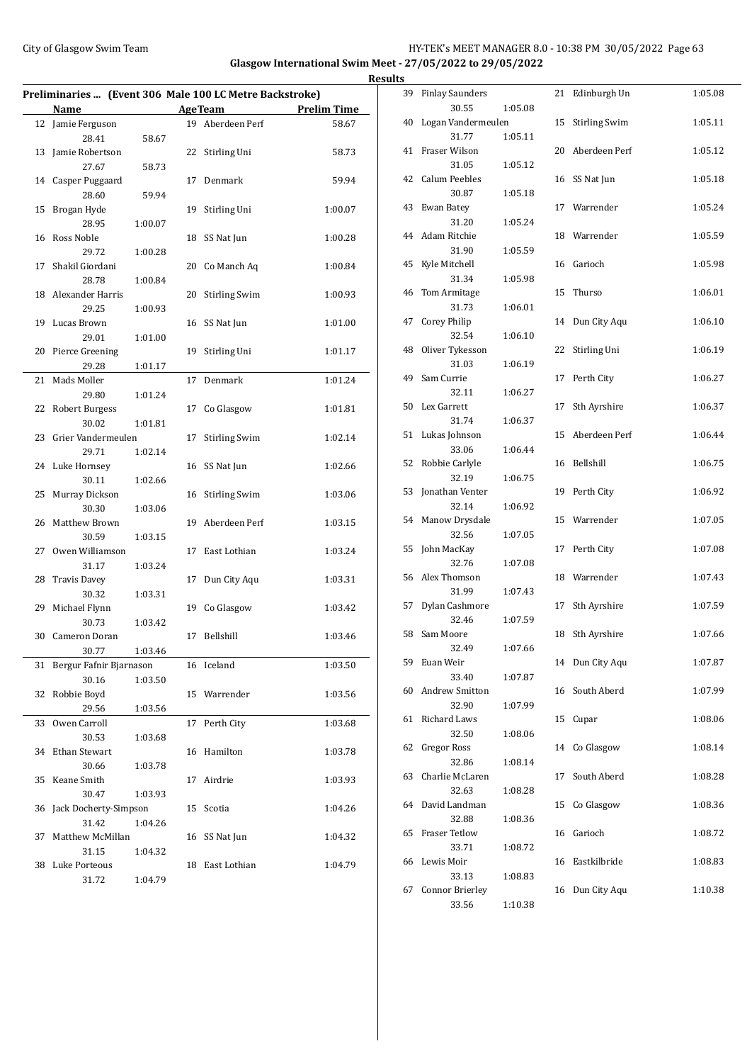**Glasgow International Swim Meet - 27/05/2022 to 29/05/2022**

**Results**

## Preliminaries ... (Event 306 Male 100 LC Metre Backstroke)

| | Name | Age | Team | Prelim Time |
|---|---|---|---|---|
| 12 | Jamie Ferguson | 19 | Aberdeen Perf | 58.67 |
| | 28.41 58.67 | | | |
| 13 | Jamie Robertson | 22 | Stirling Uni | 58.73 |
| | 27.67 58.73 | | | |
| 14 | Casper Puggaard | 17 | Denmark | 59.94 |
| | 28.60 59.94 | | | |
| 15 | Brogan Hyde | 19 | Stirling Uni | 1:00.07 |
| | 28.95 1:00.07 | | | |
| 16 | Ross Noble | 18 | SS Nat Jun | 1:00.28 |
| | 29.72 1:00.28 | | | |
| 17 | Shakil Giordani | 20 | Co Manch Aq | 1:00.84 |
| | 28.78 1:00.84 | | | |
| 18 | Alexander Harris | 20 | Stirling Swim | 1:00.93 |
| | 29.25 1:00.93 | | | |
| 19 | Lucas Brown | 16 | SS Nat Jun | 1:01.00 |
| | 29.01 1:01.00 | | | |
| 20 | Pierce Greening | 19 | Stirling Uni | 1:01.17 |
| | 29.28 1:01.17 | | | |
| 21 | Mads Moller | 17 | Denmark | 1:01.24 |
| | 29.80 1:01.24 | | | |
| 22 | Robert Burgess | 17 | Co Glasgow | 1:01.81 |
| | 30.02 1:01.81 | | | |
| 23 | Grier Vandermeulen | 17 | Stirling Swim | 1:02.14 |
| | 29.71 1:02.14 | | | |
| 24 | Luke Hornsey | 16 | SS Nat Jun | 1:02.66 |
| | 30.11 1:02.66 | | | |
| 25 | Murray Dickson | 16 | Stirling Swim | 1:03.06 |
| | 30.30 1:03.06 | | | |
| 26 | Matthew Brown | 19 | Aberdeen Perf | 1:03.15 |
| | 30.59 1:03.15 | | | |
| 27 | Owen Williamson | 17 | East Lothian | 1:03.24 |
| | 31.17 1:03.24 | | | |
| 28 | Travis Davey | 17 | Dun City Aqu | 1:03.31 |
| | 30.32 1:03.31 | | | |
| 29 | Michael Flynn | 19 | Co Glasgow | 1:03.42 |
| | 30.73 1:03.42 | | | |
| 30 | Cameron Doran | 17 | Bellshill | 1:03.46 |
| | 30.77 1:03.46 | | | |
| 31 | Bergur Fafnir Bjarnason | 16 | Iceland | 1:03.50 |
| | 30.16 1:03.50 | | | |
| 32 | Robbie Boyd | 15 | Warrender | 1:03.56 |
| | 29.56 1:03.56 | | | |
| 33 | Owen Carroll | 17 | Perth City | 1:03.68 |
| | 30.53 1:03.68 | | | |
| 34 | Ethan Stewart | 16 | Hamilton | 1:03.78 |
| | 30.66 1:03.78 | | | |
| 35 | Keane Smith | 17 | Airdrie | 1:03.93 |
| | 30.47 1:03.93 | | | |
| 36 | Jack Docherty-Simpson | 15 | Scotia | 1:04.26 |
| | 31.42 1:04.26 | | | |
| 37 | Matthew McMillan | 16 | SS Nat Jun | 1:04.32 |
| | 31.15 1:04.32 | | | |
| 38 | Luke Porteous | 18 | East Lothian | 1:04.79 |
| | 31.72 1:04.79 | | | |
| 39 | Finlay Saunders | 21 | Edinburgh Un | 1:05.08 |
| | 30.55 1:05.08 | | | |
| 40 | Logan Vandermeulen | 15 | Stirling Swim | 1:05.11 |
| | 31.77 1:05.11 | | | |
| 41 | Fraser Wilson | 20 | Aberdeen Perf | 1:05.12 |
| | 31.05 1:05.12 | | | |
| 42 | Calum Peebles | 16 | SS Nat Jun | 1:05.18 |
| | 30.87 1:05.18 | | | |
| 43 | Ewan Batey | 17 | Warrender | 1:05.24 |
| | 31.20 1:05.24 | | | |
| 44 | Adam Ritchie | 18 | Warrender | 1:05.59 |
| | 31.90 1:05.59 | | | |
| 45 | Kyle Mitchell | 16 | Garioch | 1:05.98 |
| | 31.34 1:05.98 | | | |
| 46 | Tom Armitage | 15 | Thurso | 1:06.01 |
| | 31.73 1:06.01 | | | |
| 47 | Corey Philip | 14 | Dun City Aqu | 1:06.10 |
| | 32.54 1:06.10 | | | |
| 48 | Oliver Tykesson | 22 | Stirling Uni | 1:06.19 |
| | 31.03 1:06.19 | | | |
| 49 | Sam Currie | 17 | Perth City | 1:06.27 |
| | 32.11 1:06.27 | | | |
| 50 | Lex Garrett | 17 | Sth Ayrshire | 1:06.37 |
| | 31.74 1:06.37 | | | |
| 51 | Lukas Johnson | 15 | Aberdeen Perf | 1:06.44 |
| | 33.06 1:06.44 | | | |
| 52 | Robbie Carlyle | 16 | Bellshill | 1:06.75 |
| | 32.19 1:06.75 | | | |
| 53 | Jonathan Venter | 19 | Perth City | 1:06.92 |
| | 32.14 1:06.92 | | | |
| 54 | Manow Drysdale | 15 | Warrender | 1:07.05 |
| | 32.56 1:07.05 | | | |
| 55 | John MacKay | 17 | Perth City | 1:07.08 |
| | 32.76 1:07.08 | | | |
| 56 | Alex Thomson | 18 | Warrender | 1:07.43 |
| | 31.99 1:07.43 | | | |
| 57 | Dylan Cashmore | 17 | Sth Ayrshire | 1:07.59 |
| | 32.46 1:07.59 | | | |
| 58 | Sam Moore | 18 | Sth Ayrshire | 1:07.66 |
| | 32.49 1:07.66 | | | |
| 59 | Euan Weir | 14 | Dun City Aqu | 1:07.87 |
| | 33.40 1:07.87 | | | |
| 60 | Andrew Smitton | 16 | South Aberd | 1:07.99 |
| | 32.90 1:07.99 | | | |
| 61 | Richard Laws | 15 | Cupar | 1:08.06 |
| | 32.50 1:08.06 | | | |
| 62 | Gregor Ross | 14 | Co Glasgow | 1:08.14 |
| | 32.86 1:08.14 | | | |
| 63 | Charlie McLaren | 17 | South Aberd | 1:08.28 |
| | 32.63 1:08.28 | | | |
| 64 | David Landman | 15 | Co Glasgow | 1:08.36 |
| | 32.88 1:08.36 | | | |
| 65 | Fraser Tetlow | 16 | Garioch | 1:08.72 |
| | 33.71 1:08.72 | | | |
| 66 | Lewis Moir | 16 | Eastkilbride | 1:08.83 |
| | 33.13 1:08.83 | | | |
| 67 | Connor Brierley | 16 | Dun City Aqu | 1:10.38 |
| | 33.56 1:10.38 | | | |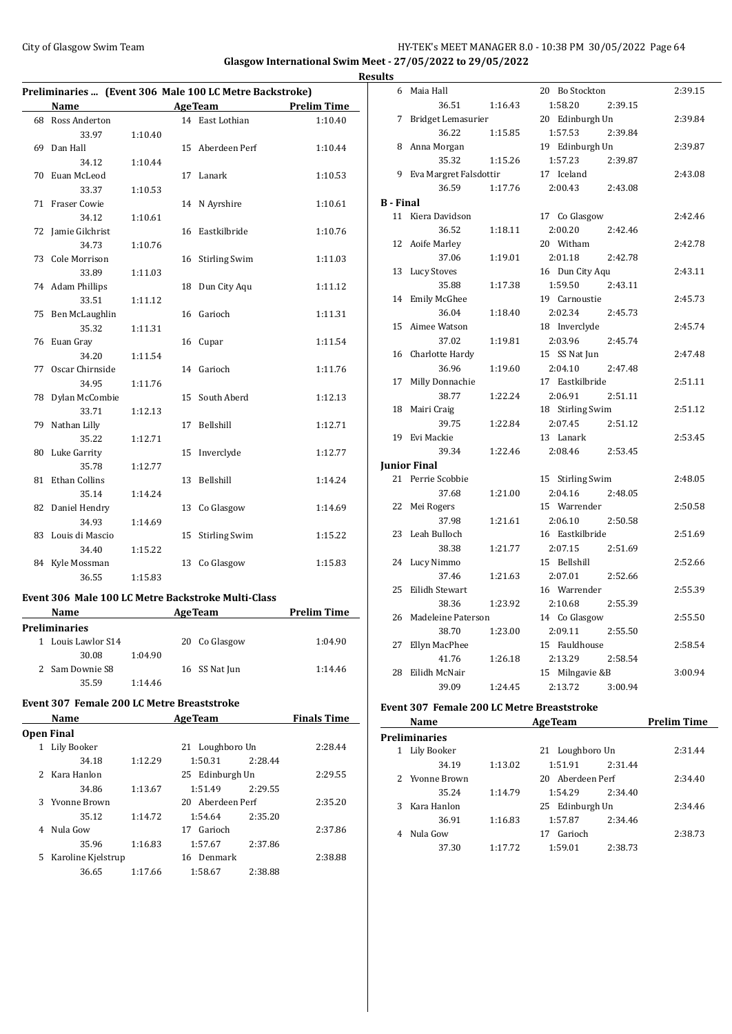Glasgow International Swim Meet - 27/05/2022 to 29/05/2022

**Results**

### Preliminaries ... (Event 306 Male 100 LC Metre Backstroke)

| | Name | | Age | Team | Prelim Time |
|---|---|---|---|---|---|
| 68 | Ross Anderton | | 14 | East Lothian | 1:10.40 |
| | 33.97 | 1:10.40 | | | |
| 69 | Dan Hall | | 15 | Aberdeen Perf | 1:10.44 |
| | 34.12 | 1:10.44 | | | |
| 70 | Euan McLeod | | 17 | Lanark | 1:10.53 |
| | 33.37 | 1:10.53 | | | |
| 71 | Fraser Cowie | | 14 | N Ayrshire | 1:10.61 |
| | 34.12 | 1:10.61 | | | |
| 72 | Jamie Gilchrist | | 16 | Eastkilbride | 1:10.76 |
| | 34.73 | 1:10.76 | | | |
| 73 | Cole Morrison | | 16 | Stirling Swim | 1:11.03 |
| | 33.89 | 1:11.03 | | | |
| 74 | Adam Phillips | | 18 | Dun City Aqu | 1:11.12 |
| | 33.51 | 1:11.12 | | | |
| 75 | Ben McLaughlin | | 16 | Garioch | 1:11.31 |
| | 35.32 | 1:11.31 | | | |
| 76 | Euan Gray | | 16 | Cupar | 1:11.54 |
| | 34.20 | 1:11.54 | | | |
| 77 | Oscar Chirnside | | 14 | Garioch | 1:11.76 |
| | 34.95 | 1:11.76 | | | |
| 78 | Dylan McCombie | | 15 | South Aberd | 1:12.13 |
| | 33.71 | 1:12.13 | | | |
| 79 | Nathan Lilly | | 17 | Bellshill | 1:12.71 |
| | 35.22 | 1:12.71 | | | |
| 80 | Luke Garrity | | 15 | Inverclyde | 1:12.77 |
| | 35.78 | 1:12.77 | | | |
| 81 | Ethan Collins | | 13 | Bellshill | 1:14.24 |
| | 35.14 | 1:14.24 | | | |
| 82 | Daniel Hendry | | 13 | Co Glasgow | 1:14.69 |
| | 34.93 | 1:14.69 | | | |
| 83 | Louis di Mascio | | 15 | Stirling Swim | 1:15.22 |
| | 34.40 | 1:15.22 | | | |
| 84 | Kyle Mossman | | 13 | Co Glasgow | 1:15.83 |
| | 36.55 | 1:15.83 | | | |

### Event 306 Male 100 LC Metre Backstroke Multi-Class

| | Name | | Age | Team | Prelim Time |
|---|---|---|---|---|---|
| **Preliminaries** | | | | | |
| 1 | Louis Lawlor S14 | | 20 | Co Glasgow | 1:04.90 |
| | 30.08 | 1:04.90 | | | |
| 2 | Sam Downie S8 | | 16 | SS Nat Jun | 1:14.46 |
| | 35.59 | 1:14.46 | | | |

### Event 307 Female 200 LC Metre Breaststroke

| | Name | | Age | Team | | Finals Time |
|---|---|---|---|---|---|---|
| **Open Final** | | | | | | |
| 1 | Lily Booker | | 21 | Loughboro Un | | 2:28.44 |
| | 34.18 | 1:12.29 | | 1:50.31 | 2:28.44 | |
| 2 | Kara Hanlon | | 25 | Edinburgh Un | | 2:29.55 |
| | 34.86 | 1:13.67 | | 1:51.49 | 2:29.55 | |
| 3 | Yvonne Brown | | 20 | Aberdeen Perf | | 2:35.20 |
| | 35.12 | 1:14.72 | | 1:54.64 | 2:35.20 | |
| 4 | Nula Gow | | 17 | Garioch | | 2:37.86 |
| | 35.96 | 1:16.83 | | 1:57.67 | 2:37.86 | |
| 5 | Karoline Kjelstrup | | 16 | Denmark | | 2:38.88 |
| | 36.65 | 1:17.66 | | 1:58.67 | 2:38.88 | |
| 6 | Maia Hall | | 20 | Bo Stockton | | 2:39.15 |
| | 36.51 | 1:16.43 | | 1:58.20 | 2:39.15 | |
| 7 | Bridget Lemasurier | | 20 | Edinburgh Un | | 2:39.84 |
| | 36.22 | 1:15.85 | | 1:57.53 | 2:39.84 | |
| 8 | Anna Morgan | | 19 | Edinburgh Un | | 2:39.87 |
| | 35.32 | 1:15.26 | | 1:57.23 | 2:39.87 | |
| 9 | Eva Margret Falsdottir | | 17 | Iceland | | 2:43.08 |
| | 36.59 | 1:17.76 | | 2:00.43 | 2:43.08 | |
| **B - Final** | | | | | | |
| 11 | Kiera Davidson | | 17 | Co Glasgow | | 2:42.46 |
| | 36.52 | 1:18.11 | | 2:00.20 | 2:42.46 | |
| 12 | Aoife Marley | | 20 | Witham | | 2:42.78 |
| | 37.06 | 1:19.01 | | 2:01.18 | 2:42.78 | |
| 13 | Lucy Stoves | | 16 | Dun City Aqu | | 2:43.11 |
| | 35.88 | 1:17.38 | | 1:59.50 | 2:43.11 | |
| 14 | Emily McGhee | | 19 | Carnoustie | | 2:45.73 |
| | 36.04 | 1:18.40 | | 2:02.34 | 2:45.73 | |
| 15 | Aimee Watson | | 18 | Inverclyde | | 2:45.74 |
| | 37.02 | 1:19.81 | | 2:03.96 | 2:45.74 | |
| 16 | Charlotte Hardy | | 15 | SS Nat Jun | | 2:47.48 |
| | 36.96 | 1:19.60 | | 2:04.10 | 2:47.48 | |
| 17 | Milly Donnachie | | 17 | Eastkilbride | | 2:51.11 |
| | 38.77 | 1:22.24 | | 2:06.91 | 2:51.11 | |
| 18 | Mairi Craig | | 18 | Stirling Swim | | 2:51.12 |
| | 39.75 | 1:22.84 | | 2:07.45 | 2:51.12 | |
| 19 | Evi Mackie | | 13 | Lanark | | 2:53.45 |
| | 39.34 | 1:22.46 | | 2:08.46 | 2:53.45 | |
| **Junior Final** | | | | | | |
| 21 | Perrie Scobbie | | 15 | Stirling Swim | | 2:48.05 |
| | 37.68 | 1:21.00 | | 2:04.16 | 2:48.05 | |
| 22 | Mei Rogers | | 15 | Warrender | | 2:50.58 |
| | 37.98 | 1:21.61 | | 2:06.10 | 2:50.58 | |
| 23 | Leah Bulloch | | 16 | Eastkilbride | | 2:51.69 |
| | 38.38 | 1:21.77 | | 2:07.15 | 2:51.69 | |
| 24 | Lucy Nimmo | | 15 | Bellshill | | 2:52.66 |
| | 37.46 | 1:21.63 | | 2:07.01 | 2:52.66 | |
| 25 | Eilidh Stewart | | 16 | Warrender | | 2:55.39 |
| | 38.36 | 1:23.92 | | 2:10.68 | 2:55.39 | |
| 26 | Madeleine Paterson | | 14 | Co Glasgow | | 2:55.50 |
| | 38.70 | 1:23.00 | | 2:09.11 | 2:55.50 | |
| 27 | Ellyn MacPhee | | 15 | Fauldhouse | | 2:58.54 |
| | 41.76 | 1:26.18 | | 2:13.29 | 2:58.54 | |
| 28 | Eilidh McNair | | 15 | Milngavie &B | | 3:00.94 |
| | 39.09 | 1:24.45 | | 2:13.72 | 3:00.94 | |

### Event 307 Female 200 LC Metre Breaststroke

| | Name | | Age | Team | | Prelim Time |
|---|---|---|---|---|---|---|
| **Preliminaries** | | | | | | |
| 1 | Lily Booker | | 21 | Loughboro Un | | 2:31.44 |
| | 34.19 | 1:13.02 | | 1:51.91 | 2:31.44 | |
| 2 | Yvonne Brown | | 20 | Aberdeen Perf | | 2:34.40 |
| | 35.24 | 1:14.79 | | 1:54.29 | 2:34.40 | |
| 3 | Kara Hanlon | | 25 | Edinburgh Un | | 2:34.46 |
| | 36.91 | 1:16.83 | | 1:57.87 | 2:34.46 | |
| 4 | Nula Gow | | 17 | Garioch | | 2:38.73 |
| | 37.30 | 1:17.72 | | 1:59.01 | 2:38.73 | |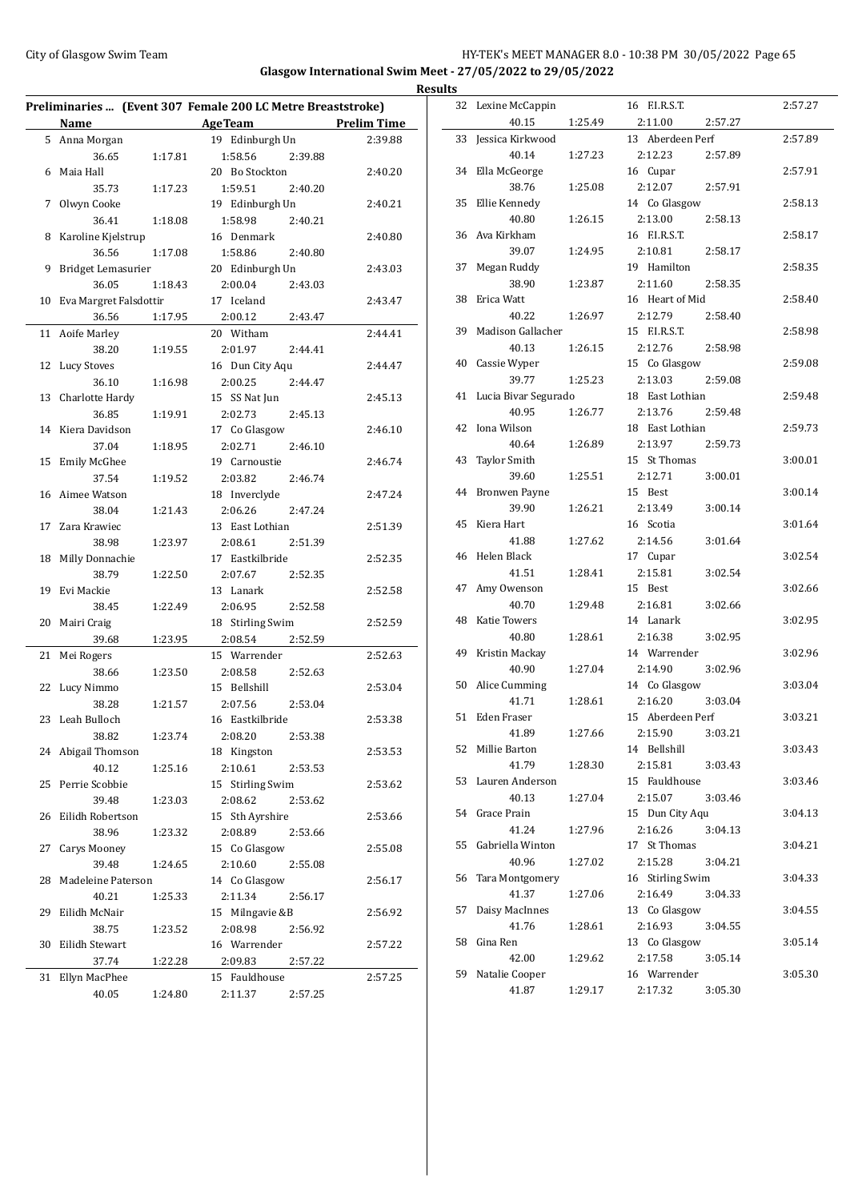**Glasgow International Swim Meet - 27/05/2022 to 29/05/2022**

**Results**

## Preliminaries ... (Event 307 Female 200 LC Metre Breaststroke)

| | Name | Age | Team | Prelim Time |
|---|---|---|---|---|
| 5 | Anna Morgan | 19 | Edinburgh Un | 2:39.88 |
| | 36.65 | 1:17.81 | 1:58.56 | 2:39.88 |
| 6 | Maia Hall | 20 | Bo Stockton | 2:40.20 |
| | 35.73 | 1:17.23 | 1:59.51 | 2:40.20 |
| 7 | Olwyn Cooke | 19 | Edinburgh Un | 2:40.21 |
| | 36.41 | 1:18.08 | 1:58.98 | 2:40.21 |
| 8 | Karoline Kjelstrup | 16 | Denmark | 2:40.80 |
| | 36.56 | 1:17.08 | 1:58.86 | 2:40.80 |
| 9 | Bridget Lemasurier | 20 | Edinburgh Un | 2:43.03 |
| | 36.05 | 1:18.43 | 2:00.04 | 2:43.03 |
| 10 | Eva Margret Falsdottir | 17 | Iceland | 2:43.47 |
| | 36.56 | 1:17.95 | 2:00.12 | 2:43.47 |
| 11 | Aoife Marley | 20 | Witham | 2:44.41 |
| | 38.20 | 1:19.55 | 2:01.97 | 2:44.41 |
| 12 | Lucy Stoves | 16 | Dun City Aqu | 2:44.47 |
| | 36.10 | 1:16.98 | 2:00.25 | 2:44.47 |
| 13 | Charlotte Hardy | 15 | SS Nat Jun | 2:45.13 |
| | 36.85 | 1:19.91 | 2:02.73 | 2:45.13 |
| 14 | Kiera Davidson | 17 | Co Glasgow | 2:46.10 |
| | 37.04 | 1:18.95 | 2:02.71 | 2:46.10 |
| 15 | Emily McGhee | 19 | Carnoustie | 2:46.74 |
| | 37.54 | 1:19.52 | 2:03.82 | 2:46.74 |
| 16 | Aimee Watson | 18 | Inverclyde | 2:47.24 |
| | 38.04 | 1:21.43 | 2:06.26 | 2:47.24 |
| 17 | Zara Krawiec | 13 | East Lothian | 2:51.39 |
| | 38.98 | 1:23.97 | 2:08.61 | 2:51.39 |
| 18 | Milly Donnachie | 17 | Eastkilbride | 2:52.35 |
| | 38.79 | 1:22.50 | 2:07.67 | 2:52.35 |
| 19 | Evi Mackie | 13 | Lanark | 2:52.58 |
| | 38.45 | 1:22.49 | 2:06.95 | 2:52.58 |
| 20 | Mairi Craig | 18 | Stirling Swim | 2:52.59 |
| | 39.68 | 1:23.95 | 2:08.54 | 2:52.59 |
| 21 | Mei Rogers | 15 | Warrender | 2:52.63 |
| | 38.66 | 1:23.50 | 2:08.58 | 2:52.63 |
| 22 | Lucy Nimmo | 15 | Bellshill | 2:53.04 |
| | 38.28 | 1:21.57 | 2:07.56 | 2:53.04 |
| 23 | Leah Bulloch | 16 | Eastkilbride | 2:53.38 |
| | 38.82 | 1:23.74 | 2:08.20 | 2:53.38 |
| 24 | Abigail Thomson | 18 | Kingston | 2:53.53 |
| | 40.12 | 1:25.16 | 2:10.61 | 2:53.53 |
| 25 | Perrie Scobbie | 15 | Stirling Swim | 2:53.62 |
| | 39.48 | 1:23.03 | 2:08.62 | 2:53.62 |
| 26 | Eilidh Robertson | 15 | Sth Ayrshire | 2:53.66 |
| | 38.96 | 1:23.32 | 2:08.89 | 2:53.66 |
| 27 | Carys Mooney | 15 | Co Glasgow | 2:55.08 |
| | 39.48 | 1:24.65 | 2:10.60 | 2:55.08 |
| 28 | Madeleine Paterson | 14 | Co Glasgow | 2:56.17 |
| | 40.21 | 1:25.33 | 2:11.34 | 2:56.17 |
| 29 | Eilidh McNair | 15 | Milngavie &B | 2:56.92 |
| | 38.75 | 1:23.52 | 2:08.98 | 2:56.92 |
| 30 | Eilidh Stewart | 16 | Warrender | 2:57.22 |
| | 37.74 | 1:22.28 | 2:09.83 | 2:57.22 |
| 31 | Ellyn MacPhee | 15 | Fauldhouse | 2:57.25 |
| | 40.05 | 1:24.80 | 2:11.37 | 2:57.25 |
| 32 | Lexine McCappin | 16 | F.I.R.S.T. | 2:57.27 |
| | 40.15 | 1:25.49 | 2:11.00 | 2:57.27 |
| 33 | Jessica Kirkwood | 13 | Aberdeen Perf | 2:57.89 |
| | 40.14 | 1:27.23 | 2:12.23 | 2:57.89 |
| 34 | Ella McGeorge | 16 | Cupar | 2:57.91 |
| | 38.76 | 1:25.08 | 2:12.07 | 2:57.91 |
| 35 | Ellie Kennedy | 14 | Co Glasgow | 2:58.13 |
| | 40.80 | 1:26.15 | 2:13.00 | 2:58.13 |
| 36 | Ava Kirkham | 16 | F.I.R.S.T. | 2:58.17 |
| | 39.07 | 1:24.95 | 2:10.81 | 2:58.17 |
| 37 | Megan Ruddy | 19 | Hamilton | 2:58.35 |
| | 38.90 | 1:23.87 | 2:11.60 | 2:58.35 |
| 38 | Erica Watt | 16 | Heart of Mid | 2:58.40 |
| | 40.22 | 1:26.97 | 2:12.79 | 2:58.40 |
| 39 | Madison Gallacher | 15 | F.I.R.S.T. | 2:58.98 |
| | 40.13 | 1:26.15 | 2:12.76 | 2:58.98 |
| 40 | Cassie Wyper | 15 | Co Glasgow | 2:59.08 |
| | 39.77 | 1:25.23 | 2:13.03 | 2:59.08 |
| 41 | Lucia Bivar Segurado | 18 | East Lothian | 2:59.48 |
| | 40.95 | 1:26.77 | 2:13.76 | 2:59.48 |
| 42 | Iona Wilson | 18 | East Lothian | 2:59.73 |
| | 40.64 | 1:26.89 | 2:13.97 | 2:59.73 |
| 43 | Taylor Smith | 15 | St Thomas | 3:00.01 |
| | 39.60 | 1:25.51 | 2:12.71 | 3:00.01 |
| 44 | Bronwen Payne | 15 | Best | 3:00.14 |
| | 39.90 | 1:26.21 | 2:13.49 | 3:00.14 |
| 45 | Kiera Hart | 16 | Scotia | 3:01.64 |
| | 41.88 | 1:27.62 | 2:14.56 | 3:01.64 |
| 46 | Helen Black | 17 | Cupar | 3:02.54 |
| | 41.51 | 1:28.41 | 2:15.81 | 3:02.54 |
| 47 | Amy Owenson | 15 | Best | 3:02.66 |
| | 40.70 | 1:29.48 | 2:16.81 | 3:02.66 |
| 48 | Katie Towers | 14 | Lanark | 3:02.95 |
| | 40.80 | 1:28.61 | 2:16.38 | 3:02.95 |
| 49 | Kristin Mackay | 14 | Warrender | 3:02.96 |
| | 40.90 | 1:27.04 | 2:14.90 | 3:02.96 |
| 50 | Alice Cumming | 14 | Co Glasgow | 3:03.04 |
| | 41.71 | 1:28.61 | 2:16.20 | 3:03.04 |
| 51 | Eden Fraser | 15 | Aberdeen Perf | 3:03.21 |
| | 41.89 | 1:27.66 | 2:15.90 | 3:03.21 |
| 52 | Millie Barton | 14 | Bellshill | 3:03.43 |
| | 41.79 | 1:28.30 | 2:15.81 | 3:03.43 |
| 53 | Lauren Anderson | 15 | Fauldhouse | 3:03.46 |
| | 40.13 | 1:27.04 | 2:15.07 | 3:03.46 |
| 54 | Grace Prain | 15 | Dun City Aqu | 3:04.13 |
| | 41.24 | 1:27.96 | 2:16.26 | 3:04.13 |
| 55 | Gabriella Winton | 17 | St Thomas | 3:04.21 |
| | 40.96 | 1:27.02 | 2:15.28 | 3:04.21 |
| 56 | Tara Montgomery | 16 | Stirling Swim | 3:04.33 |
| | 41.37 | 1:27.06 | 2:16.49 | 3:04.33 |
| 57 | Daisy MacInnes | 13 | Co Glasgow | 3:04.55 |
| | 41.76 | 1:28.61 | 2:16.93 | 3:04.55 |
| 58 | Gina Ren | 13 | Co Glasgow | 3:05.14 |
| | 42.00 | 1:29.62 | 2:17.58 | 3:05.14 |
| 59 | Natalie Cooper | 16 | Warrender | 3:05.30 |
| | 41.87 | 1:29.17 | 2:17.32 | 3:05.30 |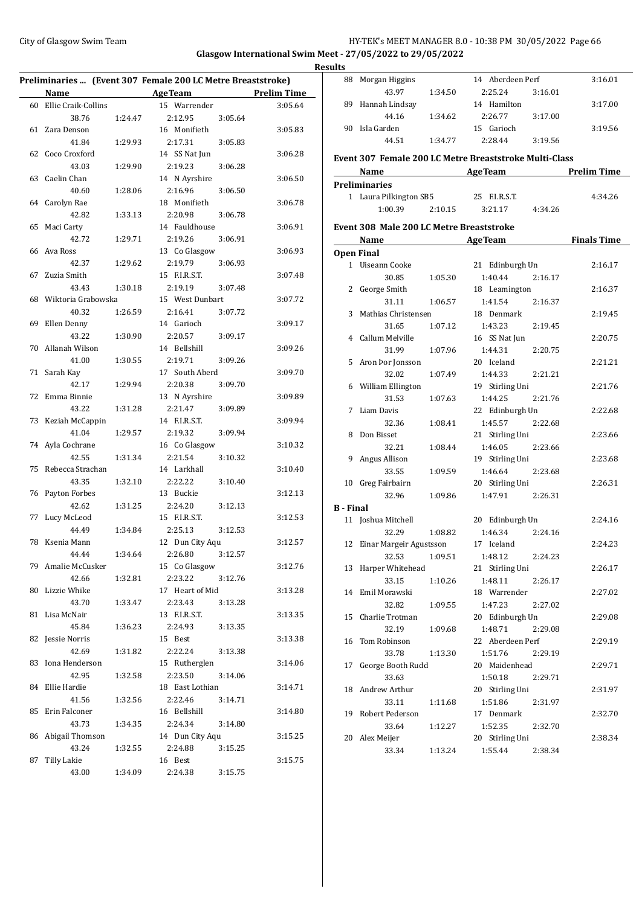Glasgow International Swim Meet - 27/05/2022 to 29/05/2022

**Results**

## Preliminaries ... (Event 307 Female 200 LC Metre Breaststroke)

| | Name | Age | Team | Prelim Time |
|---|---|---|---|---|
| 60 | Ellie Craik-Collins | 15 | Warrender | 3:05.64 |
| | 38.76 1:24.47 2:12.95 3:05.64 | | | |
| 61 | Zara Denson | 16 | Monifieth | 3:05.83 |
| | 41.84 1:29.93 2:17.31 3:05.83 | | | |
| 62 | Coco Croxford | 14 | SS Nat Jun | 3:06.28 |
| | 43.03 1:29.90 2:19.23 3:06.28 | | | |
| 63 | Caelin Chan | 14 | N Ayrshire | 3:06.50 |
| | 40.60 1:28.06 2:16.96 3:06.50 | | | |
| 64 | Carolyn Rae | 18 | Monifieth | 3:06.78 |
| | 42.82 1:33.13 2:20.98 3:06.78 | | | |
| 65 | Maci Carty | 14 | Fauldhouse | 3:06.91 |
| | 42.72 1:29.71 2:19.26 3:06.91 | | | |
| 66 | Ava Ross | 13 | Co Glasgow | 3:06.93 |
| | 42.37 1:29.62 2:19.79 3:06.93 | | | |
| 67 | Zuzia Smith | 15 | F.I.R.S.T. | 3:07.48 |
| | 43.43 1:30.18 2:19.19 3:07.48 | | | |
| 68 | Wiktoria Grabowska | 15 | West Dunbart | 3:07.72 |
| | 40.32 1:26.59 2:16.41 3:07.72 | | | |
| 69 | Ellen Denny | 14 | Garioch | 3:09.17 |
| | 43.22 1:30.90 2:20.57 3:09.17 | | | |
| 70 | Allanah Wilson | 14 | Bellshill | 3:09.26 |
| | 41.00 1:30.55 2:19.71 3:09.26 | | | |
| 71 | Sarah Kay | 17 | South Aberd | 3:09.70 |
| | 42.17 1:29.94 2:20.38 3:09.70 | | | |
| 72 | Emma Binnie | 13 | N Ayrshire | 3:09.89 |
| | 43.22 1:31.28 2:21.47 3:09.89 | | | |
| 73 | Keziah McCappin | 14 | F.I.R.S.T. | 3:09.94 |
| | 41.04 1:29.57 2:19.32 3:09.94 | | | |
| 74 | Ayla Cochrane | 16 | Co Glasgow | 3:10.32 |
| | 42.55 1:31.34 2:21.54 3:10.32 | | | |
| 75 | Rebecca Strachan | 14 | Larkhall | 3:10.40 |
| | 43.35 1:32.10 2:22.22 3:10.40 | | | |
| 76 | Payton Forbes | 13 | Buckie | 3:12.13 |
| | 42.62 1:31.25 2:24.20 3:12.13 | | | |
| 77 | Lucy McLeod | 15 | F.I.R.S.T. | 3:12.53 |
| | 44.49 1:34.84 2:25.13 3:12.53 | | | |
| 78 | Ksenia Mann | 12 | Dun City Aqu | 3:12.57 |
| | 44.44 1:34.64 2:26.80 3:12.57 | | | |
| 79 | Amalie McCusker | 15 | Co Glasgow | 3:12.76 |
| | 42.66 1:32.81 2:23.22 3:12.76 | | | |
| 80 | Lizzie Whike | 17 | Heart of Mid | 3:13.28 |
| | 43.70 1:33.47 2:23.43 3:13.28 | | | |
| 81 | Lisa McNair | 13 | F.I.R.S.T. | 3:13.35 |
| | 45.84 1:36.23 2:24.93 3:13.35 | | | |
| 82 | Jessie Norris | 15 | Best | 3:13.38 |
| | 42.69 1:31.82 2:22.24 3:13.38 | | | |
| 83 | Iona Henderson | 15 | Rutherglen | 3:14.06 |
| | 42.95 1:32.58 2:23.50 3:14.06 | | | |
| 84 | Ellie Hardie | 18 | East Lothian | 3:14.71 |
| | 41.56 1:32.56 2:22.46 3:14.71 | | | |
| 85 | Erin Falconer | 16 | Bellshill | 3:14.80 |
| | 43.73 1:34.35 2:24.34 3:14.80 | | | |
| 86 | Abigail Thomson | 14 | Dun City Aqu | 3:15.25 |
| | 43.24 1:32.55 2:24.88 3:15.25 | | | |
| 87 | Tilly Lakie | 16 | Best | 3:15.75 |
| | 43.00 1:34.09 2:24.38 3:15.75 | | | |
| 88 | Morgan Higgins | 14 | Aberdeen Perf | 3:16.01 |
| | 43.97 1:34.50 2:25.24 3:16.01 | | | |
| 89 | Hannah Lindsay | 14 | Hamilton | 3:17.00 |
| | 44.16 1:34.62 2:26.77 3:17.00 | | | |
| 90 | Isla Garden | 15 | Garioch | 3:19.56 |
| | 44.51 1:34.77 2:28.44 3:19.56 | | | |

## Event 307 Female 200 LC Metre Breaststroke Multi-Class

| | Name | Age | Team | Prelim Time |
|---|---|---|---|---|
| **Preliminaries** | | | | |
| 1 | Laura Pilkington SB5 | 25 | F.I.R.S.T. | 4:34.26 |
| | 1:00.39 2:10.15 3:21.17 4:34.26 | | | |

## Event 308 Male 200 LC Metre Breaststroke

| | Name | Age | Team | Finals Time |
|---|---|---|---|---|
| **Open Final** | | | | |
| 1 | Uiseann Cooke | 21 | Edinburgh Un | 2:16.17 |
| | 30.85 1:05.30 1:40.44 2:16.17 | | | |
| 2 | George Smith | 18 | Leamington | 2:16.37 |
| | 31.11 1:06.57 1:41.54 2:16.37 | | | |
| 3 | Mathias Christensen | 18 | Denmark | 2:19.45 |
| | 31.65 1:07.12 1:43.23 2:19.45 | | | |
| 4 | Callum Melville | 16 | SS Nat Jun | 2:20.75 |
| | 31.99 1:07.96 1:44.31 2:20.75 | | | |
| 5 | Aron Þor Jonsson | 20 | Iceland | 2:21.21 |
| | 32.02 1:07.49 1:44.33 2:21.21 | | | |
| 6 | William Ellington | 19 | Stirling Uni | 2:21.76 |
| | 31.53 1:07.63 1:44.25 2:21.76 | | | |
| 7 | Liam Davis | 22 | Edinburgh Un | 2:22.68 |
| | 32.36 1:08.41 1:45.57 2:22.68 | | | |
| 8 | Don Bisset | 21 | Stirling Uni | 2:23.66 |
| | 32.21 1:08.44 1:46.05 2:23.66 | | | |
| 9 | Angus Allison | 19 | Stirling Uni | 2:23.68 |
| | 33.55 1:09.59 1:46.64 2:23.68 | | | |
| 10 | Greg Fairbairn | 20 | Stirling Uni | 2:26.31 |
| | 32.96 1:09.86 1:47.91 2:26.31 | | | |
| **B - Final** | | | | |
| 11 | Joshua Mitchell | 20 | Edinburgh Un | 2:24.16 |
| | 32.29 1:08.82 1:46.34 2:24.16 | | | |
| 12 | Einar Margeir Agustsson | 17 | Iceland | 2:24.23 |
| | 32.53 1:09.51 1:48.12 2:24.23 | | | |
| 13 | Harper Whitehead | 21 | Stirling Uni | 2:26.17 |
| | 33.15 1:10.26 1:48.11 2:26.17 | | | |
| 14 | Emil Morawski | 18 | Warrender | 2:27.02 |
| | 32.82 1:09.55 1:47.23 2:27.02 | | | |
| 15 | Charlie Trotman | 20 | Edinburgh Un | 2:29.08 |
| | 32.19 1:09.68 1:48.71 2:29.08 | | | |
| 16 | Tom Robinson | 22 | Aberdeen Perf | 2:29.19 |
| | 33.78 1:13.30 1:51.76 2:29.19 | | | |
| 17 | George Booth Rudd | 20 | Maidenhead | 2:29.71 |
| | 33.63 1:50.18 2:29.71 | | | |
| 18 | Andrew Arthur | 20 | Stirling Uni | 2:31.97 |
| | 33.11 1:11.68 1:51.86 2:31.97 | | | |
| 19 | Robert Pederson | 17 | Denmark | 2:32.70 |
| | 33.64 1:12.27 1:52.35 2:32.70 | | | |
| 20 | Alex Meijer | 20 | Stirling Uni | 2:38.34 |
| | 33.34 1:13.24 1:55.44 2:38.34 | | | |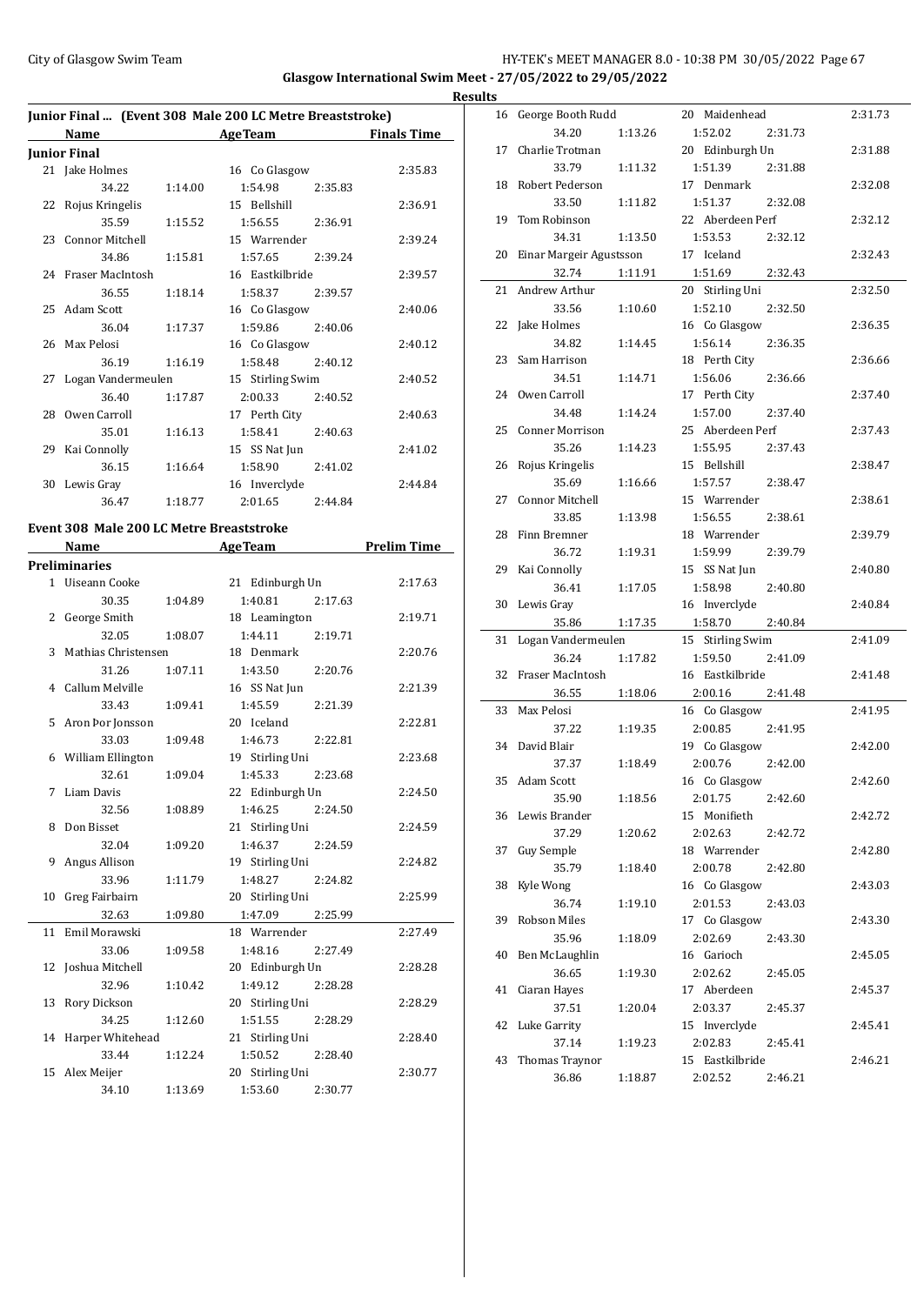## Junior Final ... (Event 308 Male 200 LC Metre Breaststroke)

| | Name | Age | Team | Finals Time |
|---|---|---|---|---|
| **Junior Final** | | | | |
| 21 | Jake Holmes | 16 | Co Glasgow | 2:35.83 |
| | 34.22 1:14.00 1:54.98 2:35.83 | | | |
| 22 | Rojus Kringelis | 15 | Bellshill | 2:36.91 |
| | 35.59 1:15.52 1:56.55 2:36.91 | | | |
| 23 | Connor Mitchell | 15 | Warrender | 2:39.24 |
| | 34.86 1:15.81 1:57.65 2:39.24 | | | |
| 24 | Fraser MacIntosh | 16 | Eastkilbride | 2:39.57 |
| | 36.55 1:18.14 1:58.37 2:39.57 | | | |
| 25 | Adam Scott | 16 | Co Glasgow | 2:40.06 |
| | 36.04 1:17.37 1:59.86 2:40.06 | | | |
| 26 | Max Pelosi | 16 | Co Glasgow | 2:40.12 |
| | 36.19 1:16.19 1:58.48 2:40.12 | | | |
| 27 | Logan Vandermeulen | 15 | Stirling Swim | 2:40.52 |
| | 36.40 1:17.87 2:00.33 2:40.52 | | | |
| 28 | Owen Carroll | 17 | Perth City | 2:40.63 |
| | 35.01 1:16.13 1:58.41 2:40.63 | | | |
| 29 | Kai Connolly | 15 | SS Nat Jun | 2:41.02 |
| | 36.15 1:16.64 1:58.90 2:41.02 | | | |
| 30 | Lewis Gray | 16 | Inverclyde | 2:44.84 |
| | 36.47 1:18.77 2:01.65 2:44.84 | | | |

## Event 308 Male 200 LC Metre Breaststroke

| | Name | Age | Team | Prelim Time |
|---|---|---|---|---|
| **Preliminaries** | | | | |
| 1 | Uiseann Cooke | 21 | Edinburgh Un | 2:17.63 |
| | 30.35 1:04.89 1:40.81 2:17.63 | | | |
| 2 | George Smith | 18 | Leamington | 2:19.71 |
| | 32.05 1:08.07 1:44.11 2:19.71 | | | |
| 3 | Mathias Christensen | 18 | Denmark | 2:20.76 |
| | 31.26 1:07.11 1:43.50 2:20.76 | | | |
| 4 | Callum Melville | 16 | SS Nat Jun | 2:21.39 |
| | 33.43 1:09.41 1:45.59 2:21.39 | | | |
| 5 | Aron Þor Jonsson | 20 | Iceland | 2:22.81 |
| | 33.03 1:09.48 1:46.73 2:22.81 | | | |
| 6 | William Ellington | 19 | Stirling Uni | 2:23.68 |
| | 32.61 1:09.04 1:45.33 2:23.68 | | | |
| 7 | Liam Davis | 22 | Edinburgh Un | 2:24.50 |
| | 32.56 1:08.89 1:46.25 2:24.50 | | | |
| 8 | Don Bisset | 21 | Stirling Uni | 2:24.59 |
| | 32.04 1:09.20 1:46.37 2:24.59 | | | |
| 9 | Angus Allison | 19 | Stirling Uni | 2:24.82 |
| | 33.96 1:11.79 1:48.27 2:24.82 | | | |
| 10 | Greg Fairbairn | 20 | Stirling Uni | 2:25.99 |
| | 32.63 1:09.80 1:47.09 2:25.99 | | | |
| 11 | Emil Morawski | 18 | Warrender | 2:27.49 |
| | 33.06 1:09.58 1:48.16 2:27.49 | | | |
| 12 | Joshua Mitchell | 20 | Edinburgh Un | 2:28.28 |
| | 32.96 1:10.42 1:49.12 2:28.28 | | | |
| 13 | Rory Dickson | 20 | Stirling Uni | 2:28.29 |
| | 34.25 1:12.60 1:51.55 2:28.29 | | | |
| 14 | Harper Whitehead | 21 | Stirling Uni | 2:28.40 |
| | 33.44 1:12.24 1:50.52 2:28.40 | | | |
| 15 | Alex Meijer | 20 | Stirling Uni | 2:30.77 |
| | 34.10 1:13.69 1:53.60 2:30.77 | | | |
| 16 | George Booth Rudd | 20 | Maidenhead | 2:31.73 |
| | 34.20 1:13.26 1:52.02 2:31.73 | | | |
| 17 | Charlie Trotman | 20 | Edinburgh Un | 2:31.88 |
| | 33.79 1:11.32 1:51.39 2:31.88 | | | |
| 18 | Robert Pederson | 17 | Denmark | 2:32.08 |
| | 33.50 1:11.82 1:51.37 2:32.08 | | | |
| 19 | Tom Robinson | 22 | Aberdeen Perf | 2:32.12 |
| | 34.31 1:13.50 1:53.53 2:32.12 | | | |
| 20 | Einar Margeir Agustsson | 17 | Iceland | 2:32.43 |
| | 32.74 1:11.91 1:51.69 2:32.43 | | | |
| 21 | Andrew Arthur | 20 | Stirling Uni | 2:32.50 |
| | 33.56 1:10.60 1:52.10 2:32.50 | | | |
| 22 | Jake Holmes | 16 | Co Glasgow | 2:36.35 |
| | 34.82 1:14.45 1:56.14 2:36.35 | | | |
| 23 | Sam Harrison | 18 | Perth City | 2:36.66 |
| | 34.51 1:14.71 1:56.06 2:36.66 | | | |
| 24 | Owen Carroll | 17 | Perth City | 2:37.40 |
| | 34.48 1:14.24 1:57.00 2:37.40 | | | |
| 25 | Conner Morrison | 25 | Aberdeen Perf | 2:37.43 |
| | 35.26 1:14.23 1:55.95 2:37.43 | | | |
| 26 | Rojus Kringelis | 15 | Bellshill | 2:38.47 |
| | 35.69 1:16.66 1:57.57 2:38.47 | | | |
| 27 | Connor Mitchell | 15 | Warrender | 2:38.61 |
| | 33.85 1:13.98 1:56.55 2:38.61 | | | |
| 28 | Finn Bremner | 18 | Warrender | 2:39.79 |
| | 36.72 1:19.31 1:59.99 2:39.79 | | | |
| 29 | Kai Connolly | 15 | SS Nat Jun | 2:40.80 |
| | 36.41 1:17.05 1:58.98 2:40.80 | | | |
| 30 | Lewis Gray | 16 | Inverclyde | 2:40.84 |
| | 35.86 1:17.35 1:58.70 2:40.84 | | | |
| 31 | Logan Vandermeulen | 15 | Stirling Swim | 2:41.09 |
| | 36.24 1:17.82 1:59.50 2:41.09 | | | |
| 32 | Fraser MacIntosh | 16 | Eastkilbride | 2:41.48 |
| | 36.55 1:18.06 2:00.16 2:41.48 | | | |
| 33 | Max Pelosi | 16 | Co Glasgow | 2:41.95 |
| | 37.22 1:19.35 2:00.85 2:41.95 | | | |
| 34 | David Blair | 19 | Co Glasgow | 2:42.00 |
| | 37.37 1:18.49 2:00.76 2:42.00 | | | |
| 35 | Adam Scott | 16 | Co Glasgow | 2:42.60 |
| | 35.90 1:18.56 2:01.75 2:42.60 | | | |
| 36 | Lewis Brander | 15 | Monifieth | 2:42.72 |
| | 37.29 1:20.62 2:02.63 2:42.72 | | | |
| 37 | Guy Semple | 18 | Warrender | 2:42.80 |
| | 35.79 1:18.40 2:00.78 2:42.80 | | | |
| 38 | Kyle Wong | 16 | Co Glasgow | 2:43.03 |
| | 36.74 1:19.10 2:01.53 2:43.03 | | | |
| 39 | Robson Miles | 17 | Co Glasgow | 2:43.30 |
| | 35.96 1:18.09 2:02.69 2:43.30 | | | |
| 40 | Ben McLaughlin | 16 | Garioch | 2:45.05 |
| | 36.65 1:19.30 2:02.62 2:45.05 | | | |
| 41 | Ciaran Hayes | 17 | Aberdeen | 2:45.37 |
| | 37.51 1:20.04 2:03.37 2:45.37 | | | |
| 42 | Luke Garrity | 15 | Inverclyde | 2:45.41 |
| | 37.14 1:19.23 2:02.83 2:45.41 | | | |
| 43 | Thomas Traynor | 15 | Eastkilbride | 2:46.21 |
| | 36.86 1:18.87 2:02.52 2:46.21 | | | |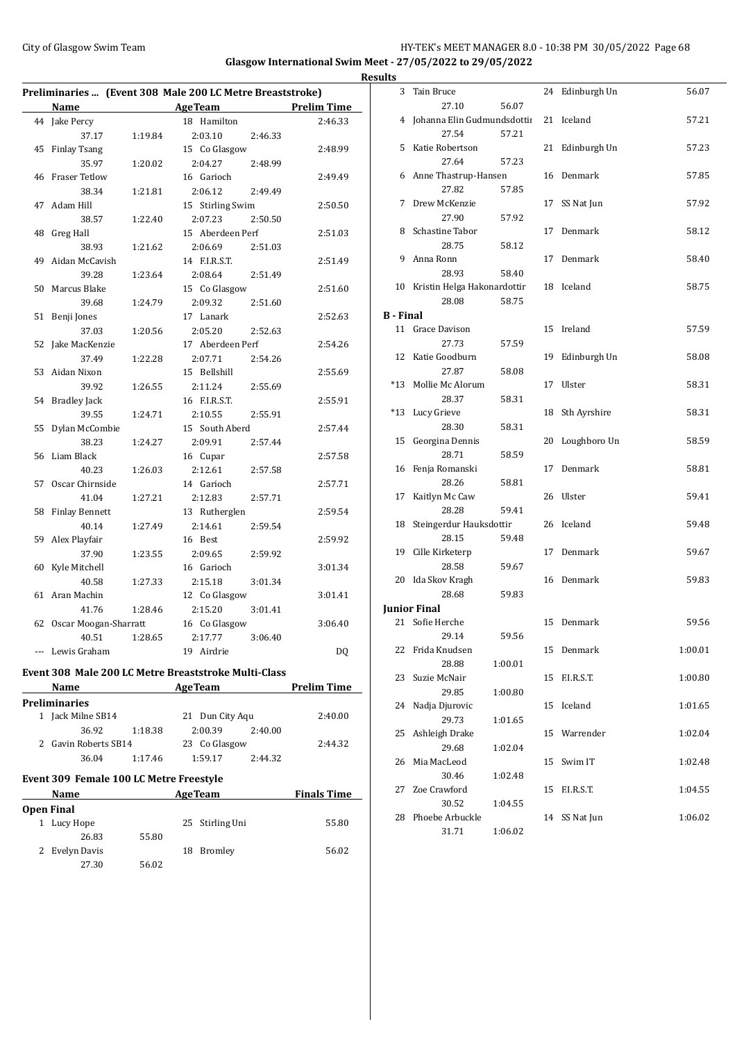## Glasgow International Swim Meet - 27/05/2022 to 29/05/2022

### Results

#### Preliminaries ... (Event 308 Male 200 LC Metre Breaststroke)

| | Name | AgeTeam | | | Prelim Time |
|---|---|---|---|---|---|
| 44 | Jake Percy | 18 Hamilton | | | 2:46.33 |
| | 37.17 | 1:19.84 | 2:03.10 | 2:46.33 | |
| 45 | Finlay Tsang | 15 Co Glasgow | | | 2:48.99 |
| | 35.97 | 1:20.02 | 2:04.27 | 2:48.99 | |
| 46 | Fraser Tetlow | 16 Garioch | | | 2:49.49 |
| | 38.34 | 1:21.81 | 2:06.12 | 2:49.49 | |
| 47 | Adam Hill | 15 Stirling Swim | | | 2:50.50 |
| | 38.57 | 1:22.40 | 2:07.23 | 2:50.50 | |
| 48 | Greg Hall | 15 Aberdeen Perf | | | 2:51.03 |
| | 38.93 | 1:21.62 | 2:06.69 | 2:51.03 | |
| 49 | Aidan McCavish | 14 F.I.R.S.T. | | | 2:51.49 |
| | 39.28 | 1:23.64 | 2:08.64 | 2:51.49 | |
| 50 | Marcus Blake | 15 Co Glasgow | | | 2:51.60 |
| | 39.68 | 1:24.79 | 2:09.32 | 2:51.60 | |
| 51 | Benji Jones | 17 Lanark | | | 2:52.63 |
| | 37.03 | 1:20.56 | 2:05.20 | 2:52.63 | |
| 52 | Jake MacKenzie | 17 Aberdeen Perf | | | 2:54.26 |
| | 37.49 | 1:22.28 | 2:07.71 | 2:54.26 | |
| 53 | Aidan Nixon | 15 Bellshill | | | 2:55.69 |
| | 39.92 | 1:26.55 | 2:11.24 | 2:55.69 | |
| 54 | Bradley Jack | 16 F.I.R.S.T. | | | 2:55.91 |
| | 39.55 | 1:24.71 | 2:10.55 | 2:55.91 | |
| 55 | Dylan McCombie | 15 South Aberd | | | 2:57.44 |
| | 38.23 | 1:24.27 | 2:09.91 | 2:57.44 | |
| 56 | Liam Black | 16 Cupar | | | 2:57.58 |
| | 40.23 | 1:26.03 | 2:12.61 | 2:57.58 | |
| 57 | Oscar Chirnside | 14 Garioch | | | 2:57.71 |
| | 41.04 | 1:27.21 | 2:12.83 | 2:57.71 | |
| 58 | Finlay Bennett | 13 Rutherglen | | | 2:59.54 |
| | 40.14 | 1:27.49 | 2:14.61 | 2:59.54 | |
| 59 | Alex Playfair | 16 Best | | | 2:59.92 |
| | 37.90 | 1:23.55 | 2:09.65 | 2:59.92 | |
| 60 | Kyle Mitchell | 16 Garioch | | | 3:01.34 |
| | 40.58 | 1:27.33 | 2:15.18 | 3:01.34 | |
| 61 | Aran Machin | 12 Co Glasgow | | | 3:01.41 |
| | 41.76 | 1:28.46 | 2:15.20 | 3:01.41 | |
| 62 | Oscar Moogan-Sharratt | 16 Co Glasgow | | | 3:06.40 |
| | 40.51 | 1:28.65 | 2:17.77 | 3:06.40 | |
| --- | Lewis Graham | 19 Airdrie | | | DQ |

#### Event 308 Male 200 LC Metre Breaststroke Multi-Class

| | Name | AgeTeam | | | Prelim Time |
|---|---|---|---|---|---|
| **Preliminaries** | | | | | |
| 1 | Jack Milne SB14 | 21 Dun City Aqu | | | 2:40.00 |
| | 36.92 | 1:18.38 | 2:00.39 | 2:40.00 | |
| 2 | Gavin Roberts SB14 | 23 Co Glasgow | | | 2:44.32 |
| | 36.04 | 1:17.46 | 1:59.17 | 2:44.32 | |

#### Event 309 Female 100 LC Metre Freestyle

| | Name | | AgeTeam | Finals Time |
|---|---|---|---|---|
| **Open Final** | | | | |
| 1 | Lucy Hope | | 25 Stirling Uni | 55.80 |
| | 26.83 | 55.80 | | |
| 2 | Evelyn Davis | | 18 Bromley | 56.02 |
| | 27.30 | 56.02 | | |
| 3 | Tain Bruce | | 24 Edinburgh Un | 56.07 |
| | 27.10 | 56.07 | | |
| 4 | Johanna Elin Gudmundsdottir | | 21 Iceland | 57.21 |
| | 27.54 | 57.21 | | |
| 5 | Katie Robertson | | 21 Edinburgh Un | 57.23 |
| | 27.64 | 57.23 | | |
| 6 | Anne Thastrup-Hansen | | 16 Denmark | 57.85 |
| | 27.82 | 57.85 | | |
| 7 | Drew McKenzie | | 17 SS Nat Jun | 57.92 |
| | 27.90 | 57.92 | | |
| 8 | Schastine Tabor | | 17 Denmark | 58.12 |
| | 28.75 | 58.12 | | |
| 9 | Anna Ronn | | 17 Denmark | 58.40 |
| | 28.93 | 58.40 | | |
| 10 | Kristin Helga Hakonardottir | | 18 Iceland | 58.75 |
| | 28.08 | 58.75 | | |
| **B - Final** | | | | |
| 11 | Grace Davison | | 15 Ireland | 57.59 |
| | 27.73 | 57.59 | | |
| 12 | Katie Goodburn | | 19 Edinburgh Un | 58.08 |
| | 27.87 | 58.08 | | |
| *13 | Mollie Mc Alorum | | 17 Ulster | 58.31 |
| | 28.37 | 58.31 | | |
| *13 | Lucy Grieve | | 18 Sth Ayrshire | 58.31 |
| | 28.30 | 58.31 | | |
| 15 | Georgina Dennis | | 20 Loughboro Un | 58.59 |
| | 28.71 | 58.59 | | |
| 16 | Fenja Romanski | | 17 Denmark | 58.81 |
| | 28.26 | 58.81 | | |
| 17 | Kaitlyn Mc Caw | | 26 Ulster | 59.41 |
| | 28.28 | 59.41 | | |
| 18 | Steingerdur Hauksdottir | | 26 Iceland | 59.48 |
| | 28.15 | 59.48 | | |
| 19 | Cille Kirketerp | | 17 Denmark | 59.67 |
| | 28.58 | 59.67 | | |
| 20 | Ida Skov Kragh | | 16 Denmark | 59.83 |
| | 28.68 | 59.83 | | |
| **Junior Final** | | | | |
| 21 | Sofie Herche | | 15 Denmark | 59.56 |
| | 29.14 | 59.56 | | |
| 22 | Frida Knudsen | | 15 Denmark | 1:00.01 |
| | 28.88 | 1:00.01 | | |
| 23 | Suzie McNair | | 15 F.I.R.S.T. | 1:00.80 |
| | 29.85 | 1:00.80 | | |
| 24 | Nadja Djurovic | | 15 Iceland | 1:01.65 |
| | 29.73 | 1:01.65 | | |
| 25 | Ashleigh Drake | | 15 Warrender | 1:02.04 |
| | 29.68 | 1:02.04 | | |
| 26 | Mia MacLeod | | 15 Swim IT | 1:02.48 |
| | 30.46 | 1:02.48 | | |
| 27 | Zoe Crawford | | 15 F.I.R.S.T. | 1:04.55 |
| | 30.52 | 1:04.55 | | |
| 28 | Phoebe Arbuckle | | 14 SS Nat Jun | 1:06.02 |
| | 31.71 | 1:06.02 | | |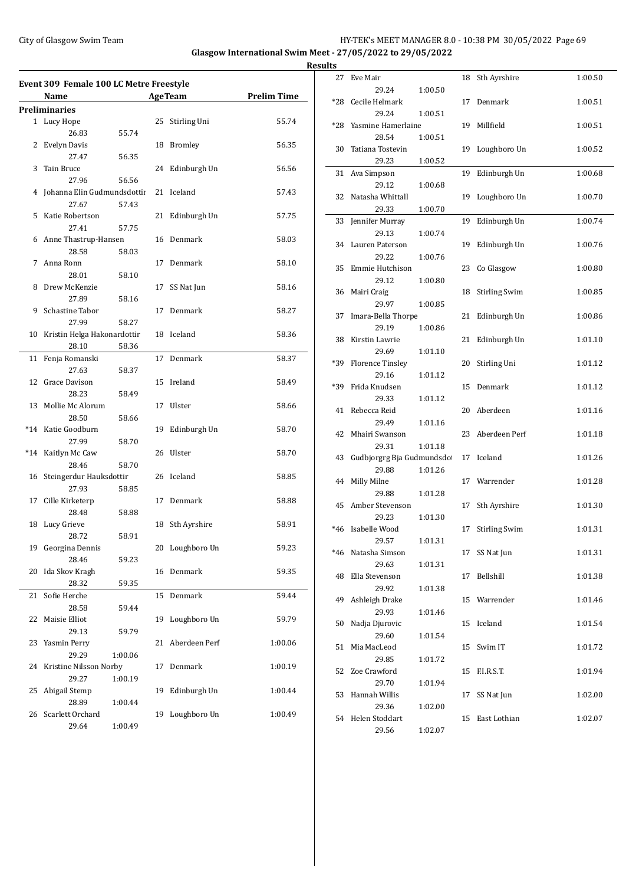City of Glasgow Swim Team

**Glasgow International Swim Meet - 27/05/2022 to 29/05/2022**

**Results**

## Event 309 Female 100 LC Metre Freestyle

**Preliminaries**

| Place | Name | Age | Team | Prelim Time | Split 50 | Split 100 |
|---|---|---|---|---|---|---|
| 1 | Lucy Hope | 25 | Stirling Uni | 55.74 | 26.83 | 55.74 |
| 2 | Evelyn Davis | 18 | Bromley | 56.35 | 27.47 | 56.35 |
| 3 | Tain Bruce | 24 | Edinburgh Un | 56.56 | 27.96 | 56.56 |
| 4 | Johanna Elin Gudmundsdottir | 21 | Iceland | 57.43 | 27.67 | 57.43 |
| 5 | Katie Robertson | 21 | Edinburgh Un | 57.75 | 27.41 | 57.75 |
| 6 | Anne Thastrup-Hansen | 16 | Denmark | 58.03 | 28.58 | 58.03 |
| 7 | Anna Ronn | 17 | Denmark | 58.10 | 28.01 | 58.10 |
| 8 | Drew McKenzie | 17 | SS Nat Jun | 58.16 | 27.89 | 58.16 |
| 9 | Schastine Tabor | 17 | Denmark | 58.27 | 27.99 | 58.27 |
| 10 | Kristin Helga Hakonardottir | 18 | Iceland | 58.36 | 28.10 | 58.36 |
| 11 | Fenja Romanski | 17 | Denmark | 58.37 | 27.63 | 58.37 |
| 12 | Grace Davison | 15 | Ireland | 58.49 | 28.23 | 58.49 |
| 13 | Mollie Mc Alorum | 17 | Ulster | 58.66 | 28.50 | 58.66 |
| *14 | Katie Goodburn | 19 | Edinburgh Un | 58.70 | 27.99 | 58.70 |
| *14 | Kaitlyn Mc Caw | 26 | Ulster | 58.70 | 28.46 | 58.70 |
| 16 | Steingerdur Hauksdottir | 26 | Iceland | 58.85 | 27.93 | 58.85 |
| 17 | Cille Kirketerp | 17 | Denmark | 58.88 | 28.48 | 58.88 |
| 18 | Lucy Grieve | 18 | Sth Ayrshire | 58.91 | 28.72 | 58.91 |
| 19 | Georgina Dennis | 20 | Loughboro Un | 59.23 | 28.46 | 59.23 |
| 20 | Ida Skov Kragh | 16 | Denmark | 59.35 | 28.32 | 59.35 |
| 21 | Sofie Herche | 15 | Denmark | 59.44 | 28.58 | 59.44 |
| 22 | Maisie Elliot | 19 | Loughboro Un | 59.79 | 29.13 | 59.79 |
| 23 | Yasmin Perry | 21 | Aberdeen Perf | 1:00.06 | 29.29 | 1:00.06 |
| 24 | Kristine Nilsson Norby | 17 | Denmark | 1:00.19 | 29.27 | 1:00.19 |
| 25 | Abigail Stemp | 19 | Edinburgh Un | 1:00.44 | 28.89 | 1:00.44 |
| 26 | Scarlett Orchard | 19 | Loughboro Un | 1:00.49 | 29.64 | 1:00.49 |
| 27 | Eve Mair | 18 | Sth Ayrshire | 1:00.50 | 29.24 | 1:00.50 |
| *28 | Cecile Helmark | 17 | Denmark | 1:00.51 | 29.24 | 1:00.51 |
| *28 | Yasmine Hamerlaine | 19 | Millfield | 1:00.51 | 28.54 | 1:00.51 |
| 30 | Tatiana Tostevin | 19 | Loughboro Un | 1:00.52 | 29.23 | 1:00.52 |
| 31 | Ava Simpson | 19 | Edinburgh Un | 1:00.68 | 29.12 | 1:00.68 |
| 32 | Natasha Whittall | 19 | Loughboro Un | 1:00.70 | 29.33 | 1:00.70 |
| 33 | Jennifer Murray | 19 | Edinburgh Un | 1:00.74 | 29.13 | 1:00.74 |
| 34 | Lauren Paterson | 19 | Edinburgh Un | 1:00.76 | 29.22 | 1:00.76 |
| 35 | Emmie Hutchison | 23 | Co Glasgow | 1:00.80 | 29.12 | 1:00.80 |
| 36 | Mairi Craig | 18 | Stirling Swim | 1:00.85 | 29.97 | 1:00.85 |
| 37 | Imara-Bella Thorpe | 21 | Edinburgh Un | 1:00.86 | 29.19 | 1:00.86 |
| 38 | Kirstin Lawrie | 21 | Edinburgh Un | 1:01.10 | 29.69 | 1:01.10 |
| *39 | Florence Tinsley | 20 | Stirling Uni | 1:01.12 | 29.16 | 1:01.12 |
| *39 | Frida Knudsen | 15 | Denmark | 1:01.12 | 29.33 | 1:01.12 |
| 41 | Rebecca Reid | 20 | Aberdeen | 1:01.16 | 29.49 | 1:01.16 |
| 42 | Mhairi Swanson | 23 | Aberdeen Perf | 1:01.18 | 29.31 | 1:01.18 |
| 43 | Gudbjorgrg Bja Gudmundsdot | 17 | Iceland | 1:01.26 | 29.88 | 1:01.26 |
| 44 | Milly Milne | 17 | Warrender | 1:01.28 | 29.88 | 1:01.28 |
| 45 | Amber Stevenson | 17 | Sth Ayrshire | 1:01.30 | 29.23 | 1:01.30 |
| *46 | Isabelle Wood | 17 | Stirling Swim | 1:01.31 | 29.57 | 1:01.31 |
| *46 | Natasha Simson | 17 | SS Nat Jun | 1:01.31 | 29.63 | 1:01.31 |
| 48 | Ella Stevenson | 17 | Bellshill | 1:01.38 | 29.92 | 1:01.38 |
| 49 | Ashleigh Drake | 15 | Warrender | 1:01.46 | 29.93 | 1:01.46 |
| 50 | Nadja Djurovic | 15 | Iceland | 1:01.54 | 29.60 | 1:01.54 |
| 51 | Mia MacLeod | 15 | Swim IT | 1:01.72 | 29.85 | 1:01.72 |
| 52 | Zoe Crawford | 15 | F.I.R.S.T. | 1:01.94 | 29.70 | 1:01.94 |
| 53 | Hannah Willis | 17 | SS Nat Jun | 1:02.00 | 29.36 | 1:02.00 |
| 54 | Helen Stoddart | 15 | East Lothian | 1:02.07 | 29.56 | 1:02.07 |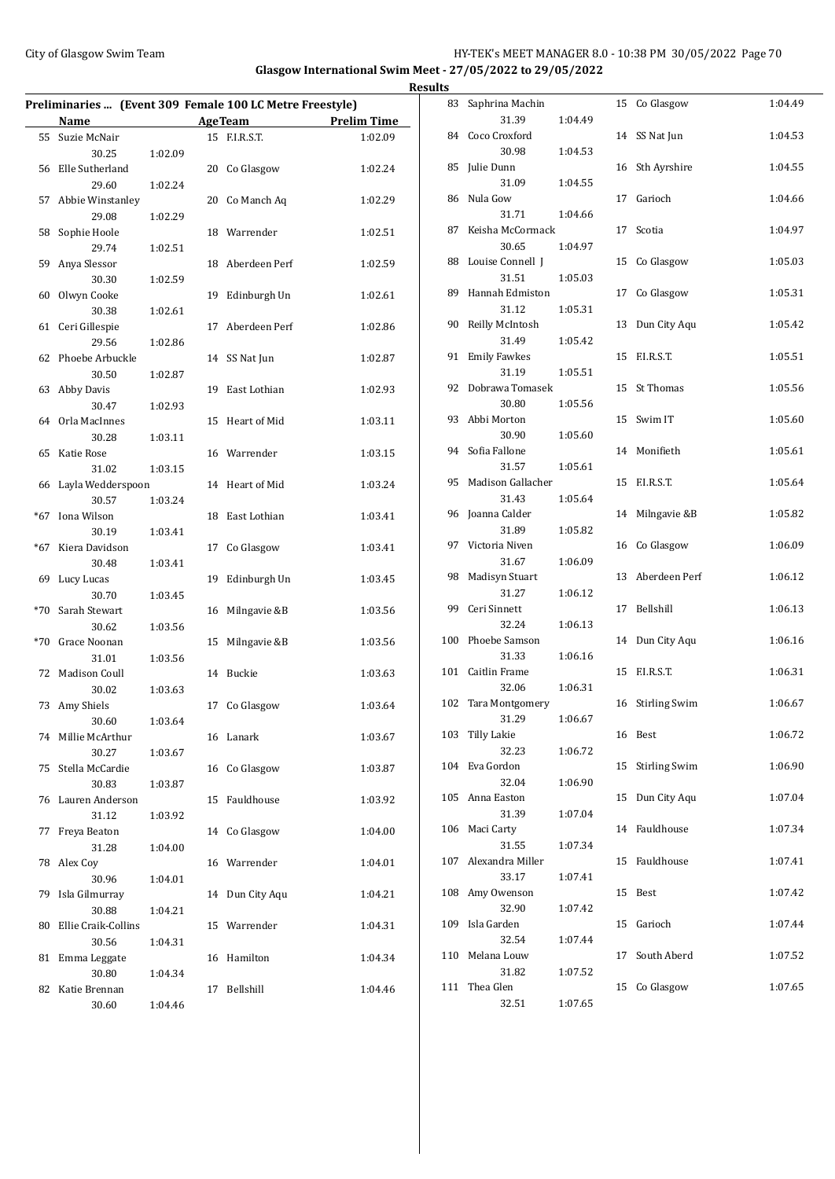**Glasgow International Swim Meet - 27/05/2022 to 29/05/2022**

**Results**

**Preliminaries ... (Event 309 Female 100 LC Metre Freestyle)**

| | Name | AgeTeam | | Prelim Time |
|---|---|---|---|---|
| 55 | Suzie McNair | 15 | F.I.R.S.T. | 1:02.09 |
| | 30.25 1:02.09 | | | |
| 56 | Elle Sutherland | 20 | Co Glasgow | 1:02.24 |
| | 29.60 1:02.24 | | | |
| 57 | Abbie Winstanley | 20 | Co Manch Aq | 1:02.29 |
| | 29.08 1:02.29 | | | |
| 58 | Sophie Hoole | 18 | Warrender | 1:02.51 |
| | 29.74 1:02.51 | | | |
| 59 | Anya Slessor | 18 | Aberdeen Perf | 1:02.59 |
| | 30.30 1:02.59 | | | |
| 60 | Olwyn Cooke | 19 | Edinburgh Un | 1:02.61 |
| | 30.38 1:02.61 | | | |
| 61 | Ceri Gillespie | 17 | Aberdeen Perf | 1:02.86 |
| | 29.56 1:02.86 | | | |
| 62 | Phoebe Arbuckle | 14 | SS Nat Jun | 1:02.87 |
| | 30.50 1:02.87 | | | |
| 63 | Abby Davis | 19 | East Lothian | 1:02.93 |
| | 30.47 1:02.93 | | | |
| 64 | Orla MacInnes | 15 | Heart of Mid | 1:03.11 |
| | 30.28 1:03.11 | | | |
| 65 | Katie Rose | 16 | Warrender | 1:03.15 |
| | 31.02 1:03.15 | | | |
| 66 | Layla Wedderspoon | 14 | Heart of Mid | 1:03.24 |
| | 30.57 1:03.24 | | | |
| *67 | Iona Wilson | 18 | East Lothian | 1:03.41 |
| | 30.19 1:03.41 | | | |
| *67 | Kiera Davidson | 17 | Co Glasgow | 1:03.41 |
| | 30.48 1:03.41 | | | |
| 69 | Lucy Lucas | 19 | Edinburgh Un | 1:03.45 |
| | 30.70 1:03.45 | | | |
| *70 | Sarah Stewart | 16 | Milngavie &B | 1:03.56 |
| | 30.62 1:03.56 | | | |
| *70 | Grace Noonan | 15 | Milngavie &B | 1:03.56 |
| | 31.01 1:03.56 | | | |
| 72 | Madison Coull | 14 | Buckie | 1:03.63 |
| | 30.02 1:03.63 | | | |
| 73 | Amy Shiels | 17 | Co Glasgow | 1:03.64 |
| | 30.60 1:03.64 | | | |
| 74 | Millie McArthur | 16 | Lanark | 1:03.67 |
| | 30.27 1:03.67 | | | |
| 75 | Stella McCardie | 16 | Co Glasgow | 1:03.87 |
| | 30.83 1:03.87 | | | |
| 76 | Lauren Anderson | 15 | Fauldhouse | 1:03.92 |
| | 31.12 1:03.92 | | | |
| 77 | Freya Beaton | 14 | Co Glasgow | 1:04.00 |
| | 31.28 1:04.00 | | | |
| 78 | Alex Coy | 16 | Warrender | 1:04.01 |
| | 30.96 1:04.01 | | | |
| 79 | Isla Gilmurray | 14 | Dun City Aqu | 1:04.21 |
| | 30.88 1:04.21 | | | |
| 80 | Ellie Craik-Collins | 15 | Warrender | 1:04.31 |
| | 30.56 1:04.31 | | | |
| 81 | Emma Leggate | 16 | Hamilton | 1:04.34 |
| | 30.80 1:04.34 | | | |
| 82 | Katie Brennan | 17 | Bellshill | 1:04.46 |
| | 30.60 1:04.46 | | | |
| 83 | Saphrina Machin | 15 | Co Glasgow | 1:04.49 |
| | 31.39 1:04.49 | | | |
| 84 | Coco Croxford | 14 | SS Nat Jun | 1:04.53 |
| | 30.98 1:04.53 | | | |
| 85 | Julie Dunn | 16 | Sth Ayrshire | 1:04.55 |
| | 31.09 1:04.55 | | | |
| 86 | Nula Gow | 17 | Garioch | 1:04.66 |
| | 31.71 1:04.66 | | | |
| 87 | Keisha McCormack | 17 | Scotia | 1:04.97 |
| | 30.65 1:04.97 | | | |
| 88 | Louise Connell J | 15 | Co Glasgow | 1:05.03 |
| | 31.51 1:05.03 | | | |
| 89 | Hannah Edmiston | 17 | Co Glasgow | 1:05.31 |
| | 31.12 1:05.31 | | | |
| 90 | Reilly McIntosh | 13 | Dun City Aqu | 1:05.42 |
| | 31.49 1:05.42 | | | |
| 91 | Emily Fawkes | 15 | F.I.R.S.T. | 1:05.51 |
| | 31.19 1:05.51 | | | |
| 92 | Dobrawa Tomasek | 15 | St Thomas | 1:05.56 |
| | 30.80 1:05.56 | | | |
| 93 | Abbi Morton | 15 | Swim IT | 1:05.60 |
| | 30.90 1:05.60 | | | |
| 94 | Sofia Fallone | 14 | Monifieth | 1:05.61 |
| | 31.57 1:05.61 | | | |
| 95 | Madison Gallacher | 15 | F.I.R.S.T. | 1:05.64 |
| | 31.43 1:05.64 | | | |
| 96 | Joanna Calder | 14 | Milngavie &B | 1:05.82 |
| | 31.89 1:05.82 | | | |
| 97 | Victoria Niven | 16 | Co Glasgow | 1:06.09 |
| | 31.67 1:06.09 | | | |
| 98 | Madisyn Stuart | 13 | Aberdeen Perf | 1:06.12 |
| | 31.27 1:06.12 | | | |
| 99 | Ceri Sinnett | 17 | Bellshill | 1:06.13 |
| | 32.24 1:06.13 | | | |
| 100 | Phoebe Samson | 14 | Dun City Aqu | 1:06.16 |
| | 31.33 1:06.16 | | | |
| 101 | Caitlin Frame | 15 | F.I.R.S.T. | 1:06.31 |
| | 32.06 1:06.31 | | | |
| 102 | Tara Montgomery | 16 | Stirling Swim | 1:06.67 |
| | 31.29 1:06.67 | | | |
| 103 | Tilly Lakie | 16 | Best | 1:06.72 |
| | 32.23 1:06.72 | | | |
| 104 | Eva Gordon | 15 | Stirling Swim | 1:06.90 |
| | 32.04 1:06.90 | | | |
| 105 | Anna Easton | 15 | Dun City Aqu | 1:07.04 |
| | 31.39 1:07.04 | | | |
| 106 | Maci Carty | 14 | Fauldhouse | 1:07.34 |
| | 31.55 1:07.34 | | | |
| 107 | Alexandra Miller | 15 | Fauldhouse | 1:07.41 |
| | 33.17 1:07.41 | | | |
| 108 | Amy Owenson | 15 | Best | 1:07.42 |
| | 32.90 1:07.42 | | | |
| 109 | Isla Garden | 15 | Garioch | 1:07.44 |
| | 32.54 1:07.44 | | | |
| 110 | Melana Louw | 17 | South Aberd | 1:07.52 |
| | 31.82 1:07.52 | | | |
| 111 | Thea Glen | 15 | Co Glasgow | 1:07.65 |
| | 32.51 1:07.65 | | | |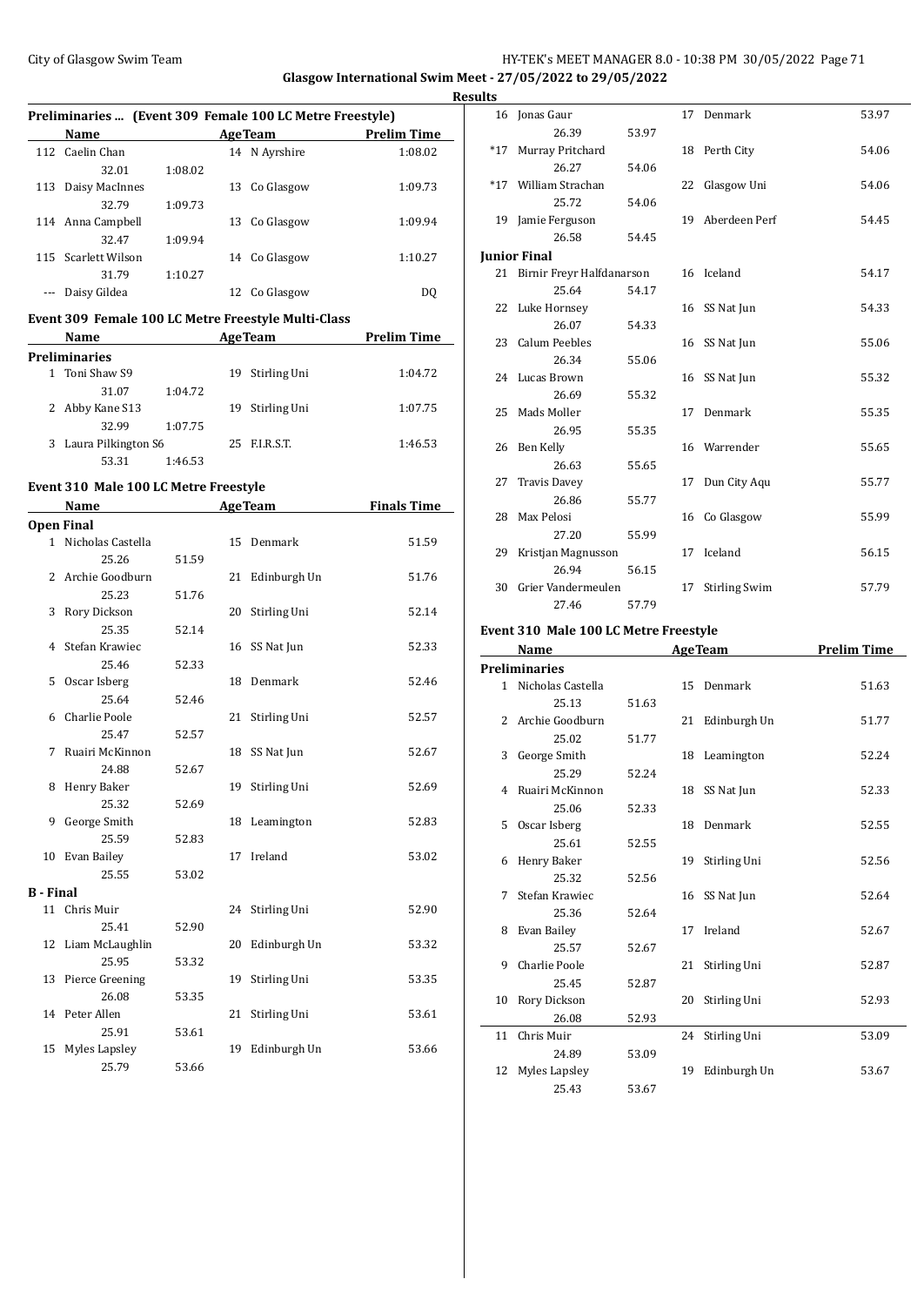Glasgow International Swim Meet - 27/05/2022 to 29/05/2022

Results

### Preliminaries ... (Event 309 Female 100 LC Metre Freestyle)

| | Name | | Age | Team | Prelim Time |
|---|---|---|---|---|---|
| 112 | Caelin Chan | | 14 | N Ayrshire | 1:08.02 |
| | 32.01 | 1:08.02 | | | |
| 113 | Daisy MacInnes | | 13 | Co Glasgow | 1:09.73 |
| | 32.79 | 1:09.73 | | | |
| 114 | Anna Campbell | | 13 | Co Glasgow | 1:09.94 |
| | 32.47 | 1:09.94 | | | |
| 115 | Scarlett Wilson | | 14 | Co Glasgow | 1:10.27 |
| | 31.79 | 1:10.27 | | | |
| --- | Daisy Gildea | | 12 | Co Glasgow | DQ |

### Event 309 Female 100 LC Metre Freestyle Multi-Class

| | Name | | Age | Team | Prelim Time |
|---|---|---|---|---|---|
| **Preliminaries** | | | | | |
| 1 | Toni Shaw S9 | | 19 | Stirling Uni | 1:04.72 |
| | 31.07 | 1:04.72 | | | |
| 2 | Abby Kane S13 | | 19 | Stirling Uni | 1:07.75 |
| | 32.99 | 1:07.75 | | | |
| 3 | Laura Pilkington S6 | | 25 | F.I.R.S.T. | 1:46.53 |
| | 53.31 | 1:46.53 | | | |

### Event 310 Male 100 LC Metre Freestyle

| | Name | | Age | Team | Finals Time |
|---|---|---|---|---|---|
| **Open Final** | | | | | |
| 1 | Nicholas Castella | | 15 | Denmark | 51.59 |
| | 25.26 | 51.59 | | | |
| 2 | Archie Goodburn | | 21 | Edinburgh Un | 51.76 |
| | 25.23 | 51.76 | | | |
| 3 | Rory Dickson | | 20 | Stirling Uni | 52.14 |
| | 25.35 | 52.14 | | | |
| 4 | Stefan Krawiec | | 16 | SS Nat Jun | 52.33 |
| | 25.46 | 52.33 | | | |
| 5 | Oscar Isberg | | 18 | Denmark | 52.46 |
| | 25.64 | 52.46 | | | |
| 6 | Charlie Poole | | 21 | Stirling Uni | 52.57 |
| | 25.47 | 52.57 | | | |
| 7 | Ruairi McKinnon | | 18 | SS Nat Jun | 52.67 |
| | 24.88 | 52.67 | | | |
| 8 | Henry Baker | | 19 | Stirling Uni | 52.69 |
| | 25.32 | 52.69 | | | |
| 9 | George Smith | | 18 | Leamington | 52.83 |
| | 25.59 | 52.83 | | | |
| 10 | Evan Bailey | | 17 | Ireland | 53.02 |
| | 25.55 | 53.02 | | | |
| **B - Final** | | | | | |
| 11 | Chris Muir | | 24 | Stirling Uni | 52.90 |
| | 25.41 | 52.90 | | | |
| 12 | Liam McLaughlin | | 20 | Edinburgh Un | 53.32 |
| | 25.95 | 53.32 | | | |
| 13 | Pierce Greening | | 19 | Stirling Uni | 53.35 |
| | 26.08 | 53.35 | | | |
| 14 | Peter Allen | | 21 | Stirling Uni | 53.61 |
| | 25.91 | 53.61 | | | |
| 15 | Myles Lapsley | | 19 | Edinburgh Un | 53.66 |
| | 25.79 | 53.66 | | | |
| 16 | Jonas Gaur | | 17 | Denmark | 53.97 |
| | 26.39 | 53.97 | | | |
| *17 | Murray Pritchard | | 18 | Perth City | 54.06 |
| | 26.27 | 54.06 | | | |
| *17 | William Strachan | | 22 | Glasgow Uni | 54.06 |
| | 25.72 | 54.06 | | | |
| 19 | Jamie Ferguson | | 19 | Aberdeen Perf | 54.45 |
| | 26.58 | 54.45 | | | |
| **Junior Final** | | | | | |
| 21 | Birnir Freyr Halfdanarson | | 16 | Iceland | 54.17 |
| | 25.64 | 54.17 | | | |
| 22 | Luke Hornsey | | 16 | SS Nat Jun | 54.33 |
| | 26.07 | 54.33 | | | |
| 23 | Calum Peebles | | 16 | SS Nat Jun | 55.06 |
| | 26.34 | 55.06 | | | |
| 24 | Lucas Brown | | 16 | SS Nat Jun | 55.32 |
| | 26.69 | 55.32 | | | |
| 25 | Mads Moller | | 17 | Denmark | 55.35 |
| | 26.95 | 55.35 | | | |
| 26 | Ben Kelly | | 16 | Warrender | 55.65 |
| | 26.63 | 55.65 | | | |
| 27 | Travis Davey | | 17 | Dun City Aqu | 55.77 |
| | 26.86 | 55.77 | | | |
| 28 | Max Pelosi | | 16 | Co Glasgow | 55.99 |
| | 27.20 | 55.99 | | | |
| 29 | Kristjan Magnusson | | 17 | Iceland | 56.15 |
| | 26.94 | 56.15 | | | |
| 30 | Grier Vandermeulen | | 17 | Stirling Swim | 57.79 |
| | 27.46 | 57.79 | | | |

### Event 310 Male 100 LC Metre Freestyle

| | Name | | Age | Team | Prelim Time |
|---|---|---|---|---|---|
| **Preliminaries** | | | | | |
| 1 | Nicholas Castella | | 15 | Denmark | 51.63 |
| | 25.13 | 51.63 | | | |
| 2 | Archie Goodburn | | 21 | Edinburgh Un | 51.77 |
| | 25.02 | 51.77 | | | |
| 3 | George Smith | | 18 | Leamington | 52.24 |
| | 25.29 | 52.24 | | | |
| 4 | Ruairi McKinnon | | 18 | SS Nat Jun | 52.33 |
| | 25.06 | 52.33 | | | |
| 5 | Oscar Isberg | | 18 | Denmark | 52.55 |
| | 25.61 | 52.55 | | | |
| 6 | Henry Baker | | 19 | Stirling Uni | 52.56 |
| | 25.32 | 52.56 | | | |
| 7 | Stefan Krawiec | | 16 | SS Nat Jun | 52.64 |
| | 25.36 | 52.64 | | | |
| 8 | Evan Bailey | | 17 | Ireland | 52.67 |
| | 25.57 | 52.67 | | | |
| 9 | Charlie Poole | | 21 | Stirling Uni | 52.87 |
| | 25.45 | 52.87 | | | |
| 10 | Rory Dickson | | 20 | Stirling Uni | 52.93 |
| | 26.08 | 52.93 | | | |
| 11 | Chris Muir | | 24 | Stirling Uni | 53.09 |
| | 24.89 | 53.09 | | | |
| 12 | Myles Lapsley | | 19 | Edinburgh Un | 53.67 |
| | 25.43 | 53.67 | | | |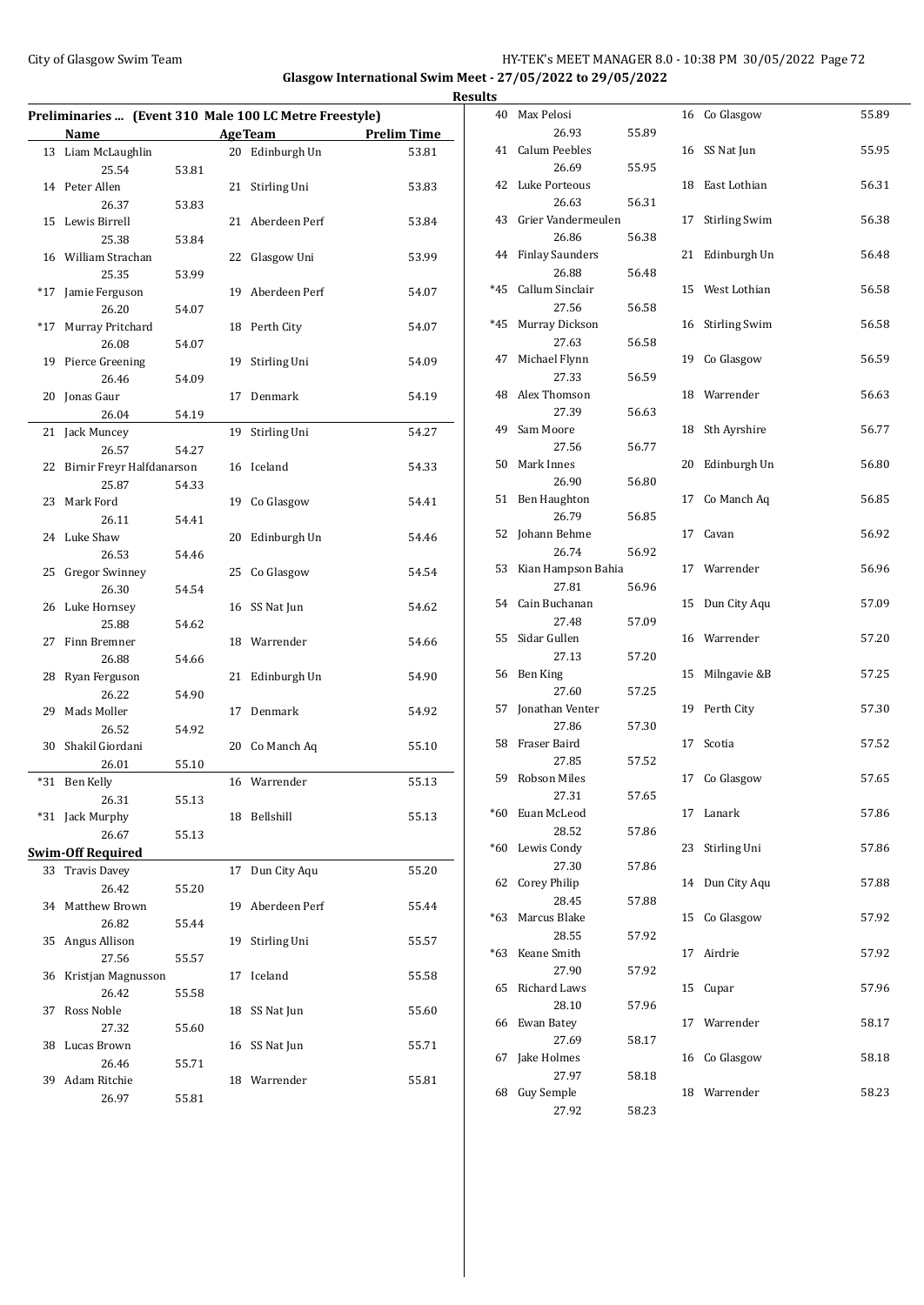## Glasgow International Swim Meet - 27/05/2022 to 29/05/2022

### Results

**Preliminaries ... (Event 310 Male 100 LC Metre Freestyle)**

| | Name | Age | Team | Prelim Time |
|---|---|---|---|---|
| 13 | Liam McLaughlin | 20 | Edinburgh Un | 53.81 |
| | 25.54 53.81 | | | |
| 14 | Peter Allen | 21 | Stirling Uni | 53.83 |
| | 26.37 53.83 | | | |
| 15 | Lewis Birrell | 21 | Aberdeen Perf | 53.84 |
| | 25.38 53.84 | | | |
| 16 | William Strachan | 22 | Glasgow Uni | 53.99 |
| | 25.35 53.99 | | | |
| *17 | Jamie Ferguson | 19 | Aberdeen Perf | 54.07 |
| | 26.20 54.07 | | | |
| *17 | Murray Pritchard | 18 | Perth City | 54.07 |
| | 26.08 54.07 | | | |
| 19 | Pierce Greening | 19 | Stirling Uni | 54.09 |
| | 26.46 54.09 | | | |
| 20 | Jonas Gaur | 17 | Denmark | 54.19 |
| | 26.04 54.19 | | | |
| 21 | Jack Muncey | 19 | Stirling Uni | 54.27 |
| | 26.57 54.27 | | | |
| 22 | Birnir Freyr Halfdanarson | 16 | Iceland | 54.33 |
| | 25.87 54.33 | | | |
| 23 | Mark Ford | 19 | Co Glasgow | 54.41 |
| | 26.11 54.41 | | | |
| 24 | Luke Shaw | 20 | Edinburgh Un | 54.46 |
| | 26.53 54.46 | | | |
| 25 | Gregor Swinney | 25 | Co Glasgow | 54.54 |
| | 26.30 54.54 | | | |
| 26 | Luke Hornsey | 16 | SS Nat Jun | 54.62 |
| | 25.88 54.62 | | | |
| 27 | Finn Bremner | 18 | Warrender | 54.66 |
| | 26.88 54.66 | | | |
| 28 | Ryan Ferguson | 21 | Edinburgh Un | 54.90 |
| | 26.22 54.90 | | | |
| 29 | Mads Moller | 17 | Denmark | 54.92 |
| | 26.52 54.92 | | | |
| 30 | Shakil Giordani | 20 | Co Manch Aq | 55.10 |
| | 26.01 55.10 | | | |
| *31 | Ben Kelly | 16 | Warrender | 55.13 |
| | 26.31 55.13 | | | |
| *31 | Jack Murphy | 18 | Bellshill | 55.13 |
| | 26.67 55.13 | | | |

**Swim-Off Required**

| | Name | Age | Team | Prelim Time |
|---|---|---|---|---|
| 33 | Travis Davey | 17 | Dun City Aqu | 55.20 |
| | 26.42 55.20 | | | |
| 34 | Matthew Brown | 19 | Aberdeen Perf | 55.44 |
| | 26.82 55.44 | | | |
| 35 | Angus Allison | 19 | Stirling Uni | 55.57 |
| | 27.56 55.57 | | | |
| 36 | Kristjan Magnusson | 17 | Iceland | 55.58 |
| | 26.42 55.58 | | | |
| 37 | Ross Noble | 18 | SS Nat Jun | 55.60 |
| | 27.32 55.60 | | | |
| 38 | Lucas Brown | 16 | SS Nat Jun | 55.71 |
| | 26.46 55.71 | | | |
| 39 | Adam Ritchie | 18 | Warrender | 55.81 |
| | 26.97 55.81 | | | |
| 40 | Max Pelosi | 16 | Co Glasgow | 55.89 |
| | 26.93 55.89 | | | |
| 41 | Calum Peebles | 16 | SS Nat Jun | 55.95 |
| | 26.69 55.95 | | | |
| 42 | Luke Porteous | 18 | East Lothian | 56.31 |
| | 26.63 56.31 | | | |
| 43 | Grier Vandermeulen | 17 | Stirling Swim | 56.38 |
| | 26.86 56.38 | | | |
| 44 | Finlay Saunders | 21 | Edinburgh Un | 56.48 |
| | 26.88 56.48 | | | |
| *45 | Callum Sinclair | 15 | West Lothian | 56.58 |
| | 27.56 56.58 | | | |
| *45 | Murray Dickson | 16 | Stirling Swim | 56.58 |
| | 27.63 56.58 | | | |
| 47 | Michael Flynn | 19 | Co Glasgow | 56.59 |
| | 27.33 56.59 | | | |
| 48 | Alex Thomson | 18 | Warrender | 56.63 |
| | 27.39 56.63 | | | |
| 49 | Sam Moore | 18 | Sth Ayrshire | 56.77 |
| | 27.56 56.77 | | | |
| 50 | Mark Innes | 20 | Edinburgh Un | 56.80 |
| | 26.90 56.80 | | | |
| 51 | Ben Haughton | 17 | Co Manch Aq | 56.85 |
| | 26.79 56.85 | | | |
| 52 | Johann Behme | 17 | Cavan | 56.92 |
| | 26.74 56.92 | | | |
| 53 | Kian Hampson Bahia | 17 | Warrender | 56.96 |
| | 27.81 56.96 | | | |
| 54 | Cain Buchanan | 15 | Dun City Aqu | 57.09 |
| | 27.48 57.09 | | | |
| 55 | Sidar Gullen | 16 | Warrender | 57.20 |
| | 27.13 57.20 | | | |
| 56 | Ben King | 15 | Milngavie &B | 57.25 |
| | 27.60 57.25 | | | |
| 57 | Jonathan Venter | 19 | Perth City | 57.30 |
| | 27.86 57.30 | | | |
| 58 | Fraser Baird | 17 | Scotia | 57.52 |
| | 27.85 57.52 | | | |
| 59 | Robson Miles | 17 | Co Glasgow | 57.65 |
| | 27.31 57.65 | | | |
| *60 | Euan McLeod | 17 | Lanark | 57.86 |
| | 28.52 57.86 | | | |
| *60 | Lewis Condy | 23 | Stirling Uni | 57.86 |
| | 27.30 57.86 | | | |
| 62 | Corey Philip | 14 | Dun City Aqu | 57.88 |
| | 28.45 57.88 | | | |
| *63 | Marcus Blake | 15 | Co Glasgow | 57.92 |
| | 28.55 57.92 | | | |
| *63 | Keane Smith | 17 | Airdrie | 57.92 |
| | 27.90 57.92 | | | |
| 65 | Richard Laws | 15 | Cupar | 57.96 |
| | 28.10 57.96 | | | |
| 66 | Ewan Batey | 17 | Warrender | 58.17 |
| | 27.69 58.17 | | | |
| 67 | Jake Holmes | 16 | Co Glasgow | 58.18 |
| | 27.97 58.18 | | | |
| 68 | Guy Semple | 18 | Warrender | 58.23 |
| | 27.92 58.23 | | | |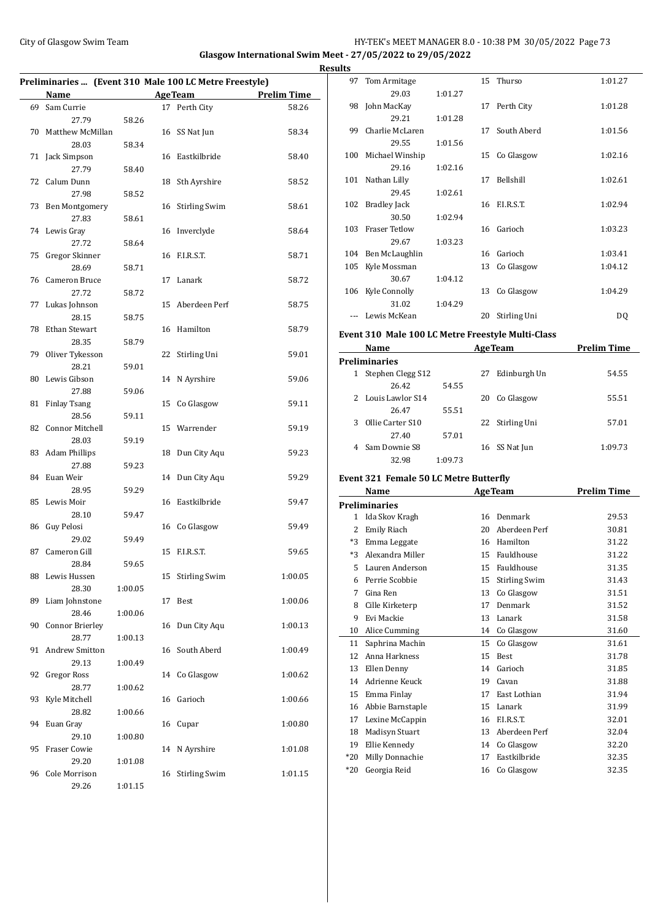## Glasgow International Swim Meet - 27/05/2022 to 29/05/2022

### Results

### Preliminaries ... (Event 310 Male 100 LC Metre Freestyle)

| | Name | | Age | Team | Prelim Time |
|---|---|---|---|---|---|
| 69 | Sam Currie | | 17 | Perth City | 58.26 |
| | 27.79 | 58.26 | | | |
| 70 | Matthew McMillan | | 16 | SS Nat Jun | 58.34 |
| | 28.03 | 58.34 | | | |
| 71 | Jack Simpson | | 16 | Eastkilbride | 58.40 |
| | 27.79 | 58.40 | | | |
| 72 | Calum Dunn | | 18 | Sth Ayrshire | 58.52 |
| | 27.98 | 58.52 | | | |
| 73 | Ben Montgomery | | 16 | Stirling Swim | 58.61 |
| | 27.83 | 58.61 | | | |
| 74 | Lewis Gray | | 16 | Inverclyde | 58.64 |
| | 27.72 | 58.64 | | | |
| 75 | Gregor Skinner | | 16 | F.I.R.S.T. | 58.71 |
| | 28.69 | 58.71 | | | |
| 76 | Cameron Bruce | | 17 | Lanark | 58.72 |
| | 27.72 | 58.72 | | | |
| 77 | Lukas Johnson | | 15 | Aberdeen Perf | 58.75 |
| | 28.15 | 58.75 | | | |
| 78 | Ethan Stewart | | 16 | Hamilton | 58.79 |
| | 28.35 | 58.79 | | | |
| 79 | Oliver Tykesson | | 22 | Stirling Uni | 59.01 |
| | 28.21 | 59.01 | | | |
| 80 | Lewis Gibson | | 14 | N Ayrshire | 59.06 |
| | 27.88 | 59.06 | | | |
| 81 | Finlay Tsang | | 15 | Co Glasgow | 59.11 |
| | 28.56 | 59.11 | | | |
| 82 | Connor Mitchell | | 15 | Warrender | 59.19 |
| | 28.03 | 59.19 | | | |
| 83 | Adam Phillips | | 18 | Dun City Aqu | 59.23 |
| | 27.88 | 59.23 | | | |
| 84 | Euan Weir | | 14 | Dun City Aqu | 59.29 |
| | 28.95 | 59.29 | | | |
| 85 | Lewis Moir | | 16 | Eastkilbride | 59.47 |
| | 28.10 | 59.47 | | | |
| 86 | Guy Pelosi | | 16 | Co Glasgow | 59.49 |
| | 29.02 | 59.49 | | | |
| 87 | Cameron Gill | | 15 | F.I.R.S.T. | 59.65 |
| | 28.84 | 59.65 | | | |
| 88 | Lewis Hussen | | 15 | Stirling Swim | 1:00.05 |
| | 28.30 | 1:00.05 | | | |
| 89 | Liam Johnstone | | 17 | Best | 1:00.06 |
| | 28.46 | 1:00.06 | | | |
| 90 | Connor Brierley | | 16 | Dun City Aqu | 1:00.13 |
| | 28.77 | 1:00.13 | | | |
| 91 | Andrew Smitton | | 16 | South Aberd | 1:00.49 |
| | 29.13 | 1:00.49 | | | |
| 92 | Gregor Ross | | 14 | Co Glasgow | 1:00.62 |
| | 28.77 | 1:00.62 | | | |
| 93 | Kyle Mitchell | | 16 | Garioch | 1:00.66 |
| | 28.82 | 1:00.66 | | | |
| 94 | Euan Gray | | 16 | Cupar | 1:00.80 |
| | 29.10 | 1:00.80 | | | |
| 95 | Fraser Cowie | | 14 | N Ayrshire | 1:01.08 |
| | 29.20 | 1:01.08 | | | |
| 96 | Cole Morrison | | 16 | Stirling Swim | 1:01.15 |
| | 29.26 | 1:01.15 | | | |
| 97 | Tom Armitage | | 15 | Thurso | 1:01.27 |
| | 29.03 | 1:01.27 | | | |
| 98 | John MacKay | | 17 | Perth City | 1:01.28 |
| | 29.21 | 1:01.28 | | | |
| 99 | Charlie McLaren | | 17 | South Aberd | 1:01.56 |
| | 29.55 | 1:01.56 | | | |
| 100 | Michael Winship | | 15 | Co Glasgow | 1:02.16 |
| | 29.16 | 1:02.16 | | | |
| 101 | Nathan Lilly | | 17 | Bellshill | 1:02.61 |
| | 29.45 | 1:02.61 | | | |
| 102 | Bradley Jack | | 16 | F.I.R.S.T. | 1:02.94 |
| | 30.50 | 1:02.94 | | | |
| 103 | Fraser Tetlow | | 16 | Garioch | 1:03.23 |
| | 29.67 | 1:03.23 | | | |
| 104 | Ben McLaughlin | | 16 | Garioch | 1:03.41 |
| 105 | Kyle Mossman | | 13 | Co Glasgow | 1:04.12 |
| | 30.67 | 1:04.12 | | | |
| 106 | Kyle Connolly | | 13 | Co Glasgow | 1:04.29 |
| | 31.02 | 1:04.29 | | | |
| --- | Lewis McKean | | 20 | Stirling Uni | DQ |

### Event 310 Male 100 LC Metre Freestyle Multi-Class

| | Name | | Age | Team | Prelim Time |
|---|---|---|---|---|---|
| **Preliminaries** | | | | | |
| 1 | Stephen Clegg S12 | | 27 | Edinburgh Un | 54.55 |
| | 26.42 | 54.55 | | | |
| 2 | Louis Lawlor S14 | | 20 | Co Glasgow | 55.51 |
| | 26.47 | 55.51 | | | |
| 3 | Ollie Carter S10 | | 22 | Stirling Uni | 57.01 |
| | 27.40 | 57.01 | | | |
| 4 | Sam Downie S8 | | 16 | SS Nat Jun | 1:09.73 |
| | 32.98 | 1:09.73 | | | |

### Event 321 Female 50 LC Metre Butterfly

| | Name | Age | Team | Prelim Time |
|---|---|---|---|---|
| **Preliminaries** | | | | |
| 1 | Ida Skov Kragh | 16 | Denmark | 29.53 |
| 2 | Emily Riach | 20 | Aberdeen Perf | 30.81 |
| *3 | Emma Leggate | 16 | Hamilton | 31.22 |
| *3 | Alexandra Miller | 15 | Fauldhouse | 31.22 |
| 5 | Lauren Anderson | 15 | Fauldhouse | 31.35 |
| 6 | Perrie Scobbie | 15 | Stirling Swim | 31.43 |
| 7 | Gina Ren | 13 | Co Glasgow | 31.51 |
| 8 | Cille Kirketerp | 17 | Denmark | 31.52 |
| 9 | Evi Mackie | 13 | Lanark | 31.58 |
| 10 | Alice Cumming | 14 | Co Glasgow | 31.60 |
| 11 | Saphrina Machin | 15 | Co Glasgow | 31.61 |
| 12 | Anna Harkness | 15 | Best | 31.78 |
| 13 | Ellen Denny | 14 | Garioch | 31.85 |
| 14 | Adrienne Keuck | 19 | Cavan | 31.88 |
| 15 | Emma Finlay | 17 | East Lothian | 31.94 |
| 16 | Abbie Barnstaple | 15 | Lanark | 31.99 |
| 17 | Lexine McCappin | 16 | F.I.R.S.T. | 32.01 |
| 18 | Madisyn Stuart | 13 | Aberdeen Perf | 32.04 |
| 19 | Ellie Kennedy | 14 | Co Glasgow | 32.20 |
| *20 | Milly Donnachie | 17 | Eastkilbride | 32.35 |
| *20 | Georgia Reid | 16 | Co Glasgow | 32.35 |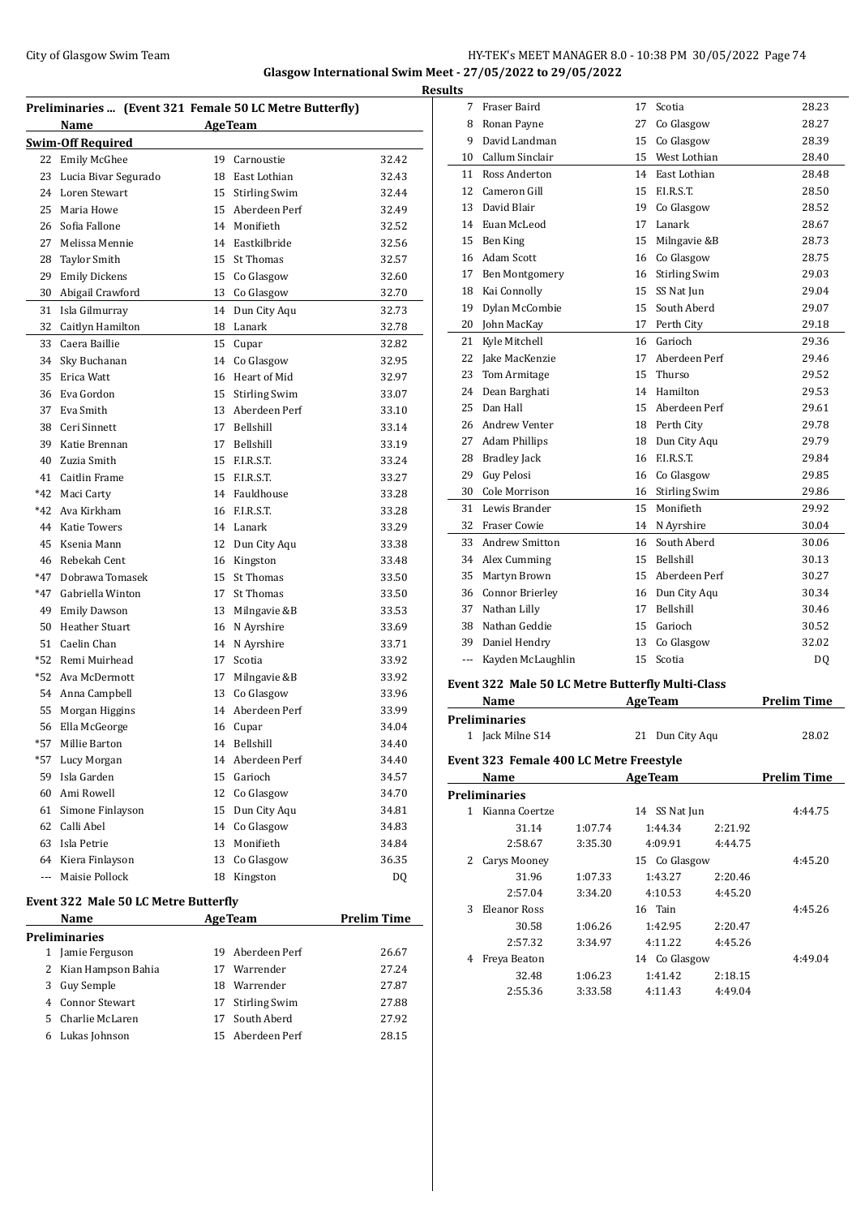## Glasgow International Swim Meet - 27/05/2022 to 29/05/2022

### Results

#### Preliminaries ... (Event 321 Female 50 LC Metre Butterfly)

| | Name | Age | Team | |
|---|---|---|---|---|
| **Swim-Off Required** | | | | |
| 22 | Emily McGhee | 19 | Carnoustie | 32.42 |
| 23 | Lucia Bivar Segurado | 18 | East Lothian | 32.43 |
| 24 | Loren Stewart | 15 | Stirling Swim | 32.44 |
| 25 | Maria Howe | 15 | Aberdeen Perf | 32.49 |
| 26 | Sofia Fallone | 14 | Monifieth | 32.52 |
| 27 | Melissa Mennie | 14 | Eastkilbride | 32.56 |
| 28 | Taylor Smith | 15 | St Thomas | 32.57 |
| 29 | Emily Dickens | 15 | Co Glasgow | 32.60 |
| 30 | Abigail Crawford | 13 | Co Glasgow | 32.70 |
| 31 | Isla Gilmurray | 14 | Dun City Aqu | 32.73 |
| 32 | Caitlyn Hamilton | 18 | Lanark | 32.78 |
| 33 | Caera Baillie | 15 | Cupar | 32.82 |
| 34 | Sky Buchanan | 14 | Co Glasgow | 32.95 |
| 35 | Erica Watt | 16 | Heart of Mid | 32.97 |
| 36 | Eva Gordon | 15 | Stirling Swim | 33.07 |
| 37 | Eva Smith | 13 | Aberdeen Perf | 33.10 |
| 38 | Ceri Sinnett | 17 | Bellshill | 33.14 |
| 39 | Katie Brennan | 17 | Bellshill | 33.19 |
| 40 | Zuzia Smith | 15 | F.I.R.S.T. | 33.24 |
| 41 | Caitlin Frame | 15 | F.I.R.S.T. | 33.27 |
| *42 | Maci Carty | 14 | Fauldhouse | 33.28 |
| *42 | Ava Kirkham | 16 | F.I.R.S.T. | 33.28 |
| 44 | Katie Towers | 14 | Lanark | 33.29 |
| 45 | Ksenia Mann | 12 | Dun City Aqu | 33.38 |
| 46 | Rebekah Cent | 16 | Kingston | 33.48 |
| *47 | Dobrawa Tomasek | 15 | St Thomas | 33.50 |
| *47 | Gabriella Winton | 17 | St Thomas | 33.50 |
| 49 | Emily Dawson | 13 | Milngavie &B | 33.53 |
| 50 | Heather Stuart | 16 | N Ayrshire | 33.69 |
| 51 | Caelin Chan | 14 | N Ayrshire | 33.71 |
| *52 | Remi Muirhead | 17 | Scotia | 33.92 |
| *52 | Ava McDermott | 17 | Milngavie &B | 33.92 |
| 54 | Anna Campbell | 13 | Co Glasgow | 33.96 |
| 55 | Morgan Higgins | 14 | Aberdeen Perf | 33.99 |
| 56 | Ella McGeorge | 16 | Cupar | 34.04 |
| *57 | Millie Barton | 14 | Bellshill | 34.40 |
| *57 | Lucy Morgan | 14 | Aberdeen Perf | 34.40 |
| 59 | Isla Garden | 15 | Garioch | 34.57 |
| 60 | Ami Rowell | 12 | Co Glasgow | 34.70 |
| 61 | Simone Finlayson | 15 | Dun City Aqu | 34.81 |
| 62 | Calli Abel | 14 | Co Glasgow | 34.83 |
| 63 | Isla Petrie | 13 | Monifieth | 34.84 |
| 64 | Kiera Finlayson | 13 | Co Glasgow | 36.35 |
| --- | Maisie Pollock | 18 | Kingston | DQ |

#### Event 322 Male 50 LC Metre Butterfly

| | Name | Age | Team | Prelim Time |
|---|---|---|---|---|
| **Preliminaries** | | | | |
| 1 | Jamie Ferguson | 19 | Aberdeen Perf | 26.67 |
| 2 | Kian Hampson Bahia | 17 | Warrender | 27.24 |
| 3 | Guy Semple | 18 | Warrender | 27.87 |
| 4 | Connor Stewart | 17 | Stirling Swim | 27.88 |
| 5 | Charlie McLaren | 17 | South Aberd | 27.92 |
| 6 | Lukas Johnson | 15 | Aberdeen Perf | 28.15 |
| 7 | Fraser Baird | 17 | Scotia | 28.23 |
| 8 | Ronan Payne | 27 | Co Glasgow | 28.27 |
| 9 | David Landman | 15 | Co Glasgow | 28.39 |
| 10 | Callum Sinclair | 15 | West Lothian | 28.40 |
| 11 | Ross Anderton | 14 | East Lothian | 28.48 |
| 12 | Cameron Gill | 15 | F.I.R.S.T. | 28.50 |
| 13 | David Blair | 19 | Co Glasgow | 28.52 |
| 14 | Euan McLeod | 17 | Lanark | 28.67 |
| 15 | Ben King | 15 | Milngavie &B | 28.73 |
| 16 | Adam Scott | 16 | Co Glasgow | 28.75 |
| 17 | Ben Montgomery | 16 | Stirling Swim | 29.03 |
| 18 | Kai Connolly | 15 | SS Nat Jun | 29.04 |
| 19 | Dylan McCombie | 15 | South Aberd | 29.07 |
| 20 | John MacKay | 17 | Perth City | 29.18 |
| 21 | Kyle Mitchell | 16 | Garioch | 29.36 |
| 22 | Jake MacKenzie | 17 | Aberdeen Perf | 29.46 |
| 23 | Tom Armitage | 15 | Thurso | 29.52 |
| 24 | Dean Barghati | 14 | Hamilton | 29.53 |
| 25 | Dan Hall | 15 | Aberdeen Perf | 29.61 |
| 26 | Andrew Venter | 18 | Perth City | 29.78 |
| 27 | Adam Phillips | 18 | Dun City Aqu | 29.79 |
| 28 | Bradley Jack | 16 | F.I.R.S.T. | 29.84 |
| 29 | Guy Pelosi | 16 | Co Glasgow | 29.85 |
| 30 | Cole Morrison | 16 | Stirling Swim | 29.86 |
| 31 | Lewis Brander | 15 | Monifieth | 29.92 |
| 32 | Fraser Cowie | 14 | N Ayrshire | 30.04 |
| 33 | Andrew Smitton | 16 | South Aberd | 30.06 |
| 34 | Alex Cumming | 15 | Bellshill | 30.13 |
| 35 | Martyn Brown | 15 | Aberdeen Perf | 30.27 |
| 36 | Connor Brierley | 16 | Dun City Aqu | 30.34 |
| 37 | Nathan Lilly | 17 | Bellshill | 30.46 |
| 38 | Nathan Geddie | 15 | Garioch | 30.52 |
| 39 | Daniel Hendry | 13 | Co Glasgow | 32.02 |
| --- | Kayden McLaughlin | 15 | Scotia | DQ |

#### Event 322 Male 50 LC Metre Butterfly Multi-Class

| | Name | Age | Team | Prelim Time |
|---|---|---|---|---|
| **Preliminaries** | | | | |
| 1 | Jack Milne S14 | 21 | Dun City Aqu | 28.02 |

#### Event 323 Female 400 LC Metre Freestyle

| | Name | Age | Team | Prelim Time |
|---|---|---|---|---|
| **Preliminaries** | | | | |
| 1 | Kianna Coertze | 14 | SS Nat Jun | 4:44.75 |
| | 31.14 / 1:07.74 / 1:44.34 / 2:21.92 | | | |
| | 2:58.67 / 3:35.30 / 4:09.91 / 4:44.75 | | | |
| 2 | Carys Mooney | 15 | Co Glasgow | 4:45.20 |
| | 31.96 / 1:07.33 / 1:43.27 / 2:20.46 | | | |
| | 2:57.04 / 3:34.20 / 4:10.53 / 4:45.20 | | | |
| 3 | Eleanor Ross | 16 | Tain | 4:45.26 |
| | 30.58 / 1:06.26 / 1:42.95 / 2:20.47 | | | |
| | 2:57.32 / 3:34.97 / 4:11.22 / 4:45.26 | | | |
| 4 | Freya Beaton | 14 | Co Glasgow | 4:49.04 |
| | 32.48 / 1:06.23 / 1:41.42 / 2:18.15 | | | |
| | 2:55.36 / 3:33.58 / 4:11.43 / 4:49.04 | | | |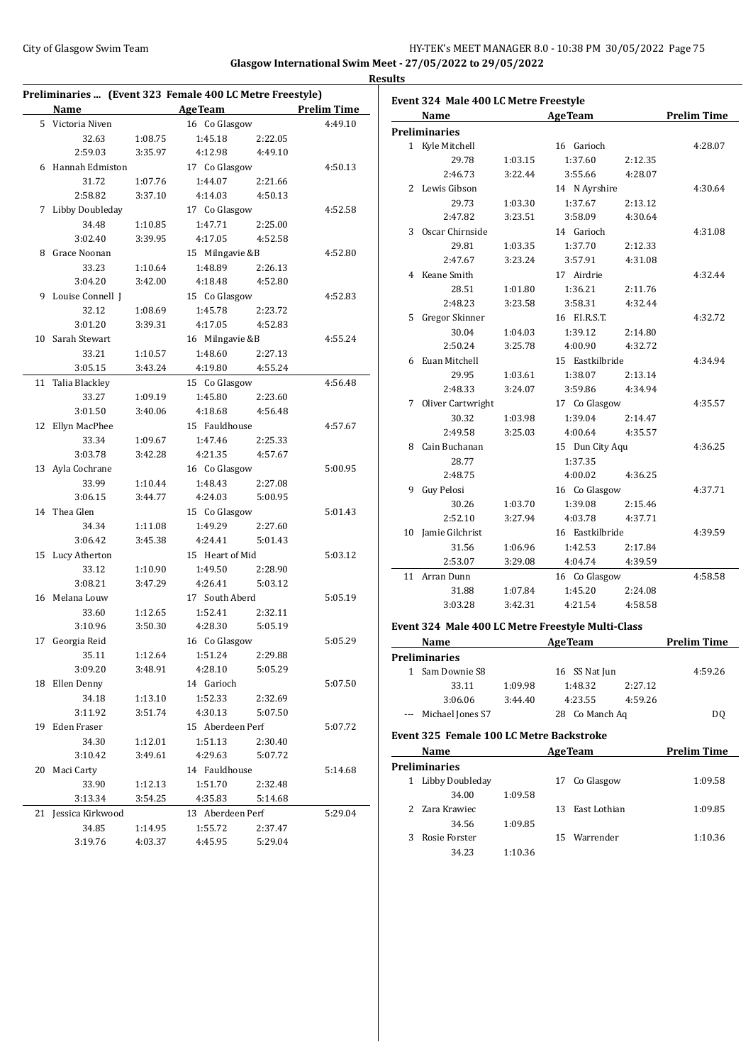Glasgow International Swim Meet - 27/05/2022 to 29/05/2022

Results

### Preliminaries ... (Event 323 Female 400 LC Metre Freestyle)

| | Name | | AgeTeam | | Prelim Time |
|---|---|---|---|---|---|
| 5 | Victoria Niven | | 16 Co Glasgow | | 4:49.10 |
| | 32.63 | 1:08.75 | 1:45.18 | 2:22.05 | |
| | 2:59.03 | 3:35.97 | 4:12.98 | 4:49.10 | |
| 6 | Hannah Edmiston | | 17 Co Glasgow | | 4:50.13 |
| | 31.72 | 1:07.76 | 1:44.07 | 2:21.66 | |
| | 2:58.82 | 3:37.10 | 4:14.03 | 4:50.13 | |
| 7 | Libby Doubleday | | 17 Co Glasgow | | 4:52.58 |
| | 34.48 | 1:10.85 | 1:47.71 | 2:25.00 | |
| | 3:02.40 | 3:39.95 | 4:17.05 | 4:52.58 | |
| 8 | Grace Noonan | | 15 Milngavie &B | | 4:52.80 |
| | 33.23 | 1:10.64 | 1:48.89 | 2:26.13 | |
| | 3:04.20 | 3:42.00 | 4:18.48 | 4:52.80 | |
| 9 | Louise Connell J | | 15 Co Glasgow | | 4:52.83 |
| | 32.12 | 1:08.69 | 1:45.78 | 2:23.72 | |
| | 3:01.20 | 3:39.31 | 4:17.05 | 4:52.83 | |
| 10 | Sarah Stewart | | 16 Milngavie &B | | 4:55.24 |
| | 33.21 | 1:10.57 | 1:48.60 | 2:27.13 | |
| | 3:05.15 | 3:43.24 | 4:19.80 | 4:55.24 | |
| 11 | Talia Blackley | | 15 Co Glasgow | | 4:56.48 |
| | 33.27 | 1:09.19 | 1:45.80 | 2:23.60 | |
| | 3:01.50 | 3:40.06 | 4:18.68 | 4:56.48 | |
| 12 | Ellyn MacPhee | | 15 Fauldhouse | | 4:57.67 |
| | 33.34 | 1:09.67 | 1:47.46 | 2:25.33 | |
| | 3:03.78 | 3:42.28 | 4:21.35 | 4:57.67 | |
| 13 | Ayla Cochrane | | 16 Co Glasgow | | 5:00.95 |
| | 33.99 | 1:10.44 | 1:48.43 | 2:27.08 | |
| | 3:06.15 | 3:44.77 | 4:24.03 | 5:00.95 | |
| 14 | Thea Glen | | 15 Co Glasgow | | 5:01.43 |
| | 34.34 | 1:11.08 | 1:49.29 | 2:27.60 | |
| | 3:06.42 | 3:45.38 | 4:24.41 | 5:01.43 | |
| 15 | Lucy Atherton | | 15 Heart of Mid | | 5:03.12 |
| | 33.12 | 1:10.90 | 1:49.50 | 2:28.90 | |
| | 3:08.21 | 3:47.29 | 4:26.41 | 5:03.12 | |
| 16 | Melana Louw | | 17 South Aberd | | 5:05.19 |
| | 33.60 | 1:12.65 | 1:52.41 | 2:32.11 | |
| | 3:10.96 | 3:50.30 | 4:28.30 | 5:05.19 | |
| 17 | Georgia Reid | | 16 Co Glasgow | | 5:05.29 |
| | 35.11 | 1:12.64 | 1:51.24 | 2:29.88 | |
| | 3:09.20 | 3:48.91 | 4:28.10 | 5:05.29 | |
| 18 | Ellen Denny | | 14 Garioch | | 5:07.50 |
| | 34.18 | 1:13.10 | 1:52.33 | 2:32.69 | |
| | 3:11.92 | 3:51.74 | 4:30.13 | 5:07.50 | |
| 19 | Eden Fraser | | 15 Aberdeen Perf | | 5:07.72 |
| | 34.30 | 1:12.01 | 1:51.13 | 2:30.40 | |
| | 3:10.42 | 3:49.61 | 4:29.63 | 5:07.72 | |
| 20 | Maci Carty | | 14 Fauldhouse | | 5:14.68 |
| | 33.90 | 1:12.13 | 1:51.70 | 2:32.48 | |
| | 3:13.34 | 3:54.25 | 4:35.83 | 5:14.68 | |
| 21 | Jessica Kirkwood | | 13 Aberdeen Perf | | 5:29.04 |
| | 34.85 | 1:14.95 | 1:55.72 | 2:37.47 | |
| | 3:19.76 | 4:03.37 | 4:45.95 | 5:29.04 | |

### Event 324 Male 400 LC Metre Freestyle

| | Name | | AgeTeam | | Prelim Time |
|---|---|---|---|---|---|
| **Preliminaries** | | | | | |
| 1 | Kyle Mitchell | | 16 Garioch | | 4:28.07 |
| | 29.78 | 1:03.15 | 1:37.60 | 2:12.35 | |
| | 2:46.73 | 3:22.44 | 3:55.66 | 4:28.07 | |
| 2 | Lewis Gibson | | 14 N Ayrshire | | 4:30.64 |
| | 29.73 | 1:03.30 | 1:37.67 | 2:13.12 | |
| | 2:47.82 | 3:23.51 | 3:58.09 | 4:30.64 | |
| 3 | Oscar Chirnside | | 14 Garioch | | 4:31.08 |
| | 29.81 | 1:03.35 | 1:37.70 | 2:12.33 | |
| | 2:47.67 | 3:23.24 | 3:57.91 | 4:31.08 | |
| 4 | Keane Smith | | 17 Airdrie | | 4:32.44 |
| | 28.51 | 1:01.80 | 1:36.21 | 2:11.76 | |
| | 2:48.23 | 3:23.58 | 3:58.31 | 4:32.44 | |
| 5 | Gregor Skinner | | 16 F.I.R.S.T. | | 4:32.72 |
| | 30.04 | 1:04.03 | 1:39.12 | 2:14.80 | |
| | 2:50.24 | 3:25.78 | 4:00.90 | 4:32.72 | |
| 6 | Euan Mitchell | | 15 Eastkilbride | | 4:34.94 |
| | 29.95 | 1:03.61 | 1:38.07 | 2:13.14 | |
| | 2:48.33 | 3:24.07 | 3:59.86 | 4:34.94 | |
| 7 | Oliver Cartwright | | 17 Co Glasgow | | 4:35.57 |
| | 30.32 | 1:03.98 | 1:39.04 | 2:14.47 | |
| | 2:49.58 | 3:25.03 | 4:00.64 | 4:35.57 | |
| 8 | Cain Buchanan | | 15 Dun City Aqu | | 4:36.25 |
| | 28.77 | | 1:37.35 | | |
| | 2:48.75 | | 4:00.02 | 4:36.25 | |
| 9 | Guy Pelosi | | 16 Co Glasgow | | 4:37.71 |
| | 30.26 | 1:03.70 | 1:39.08 | 2:15.46 | |
| | 2:52.10 | 3:27.94 | 4:03.78 | 4:37.71 | |
| 10 | Jamie Gilchrist | | 16 Eastkilbride | | 4:39.59 |
| | 31.56 | 1:06.96 | 1:42.53 | 2:17.84 | |
| | 2:53.07 | 3:29.08 | 4:04.74 | 4:39.59 | |
| 11 | Arran Dunn | | 16 Co Glasgow | | 4:58.58 |
| | 31.88 | 1:07.84 | 1:45.20 | 2:24.08 | |
| | 3:03.28 | 3:42.31 | 4:21.54 | 4:58.58 | |

### Event 324 Male 400 LC Metre Freestyle Multi-Class

| | Name | | AgeTeam | | Prelim Time |
|---|---|---|---|---|---|
| **Preliminaries** | | | | | |
| 1 | Sam Downie S8 | | 16 SS Nat Jun | | 4:59.26 |
| | 33.11 | 1:09.98 | 1:48.32 | 2:27.12 | |
| | 3:06.06 | 3:44.40 | 4:23.55 | 4:59.26 | |
| --- | Michael Jones S7 | | 28 Co Manch Aq | | DQ |

### Event 325 Female 100 LC Metre Backstroke

| | Name | | AgeTeam | Prelim Time |
|---|---|---|---|---|
| **Preliminaries** | | | | |
| 1 | Libby Doubleday | | 17 Co Glasgow | 1:09.58 |
| | 34.00 | 1:09.58 | | |
| 2 | Zara Krawiec | | 13 East Lothian | 1:09.85 |
| | 34.56 | 1:09.85 | | |
| 3 | Rosie Forster | | 15 Warrender | 1:10.36 |
| | 34.23 | 1:10.36 | | |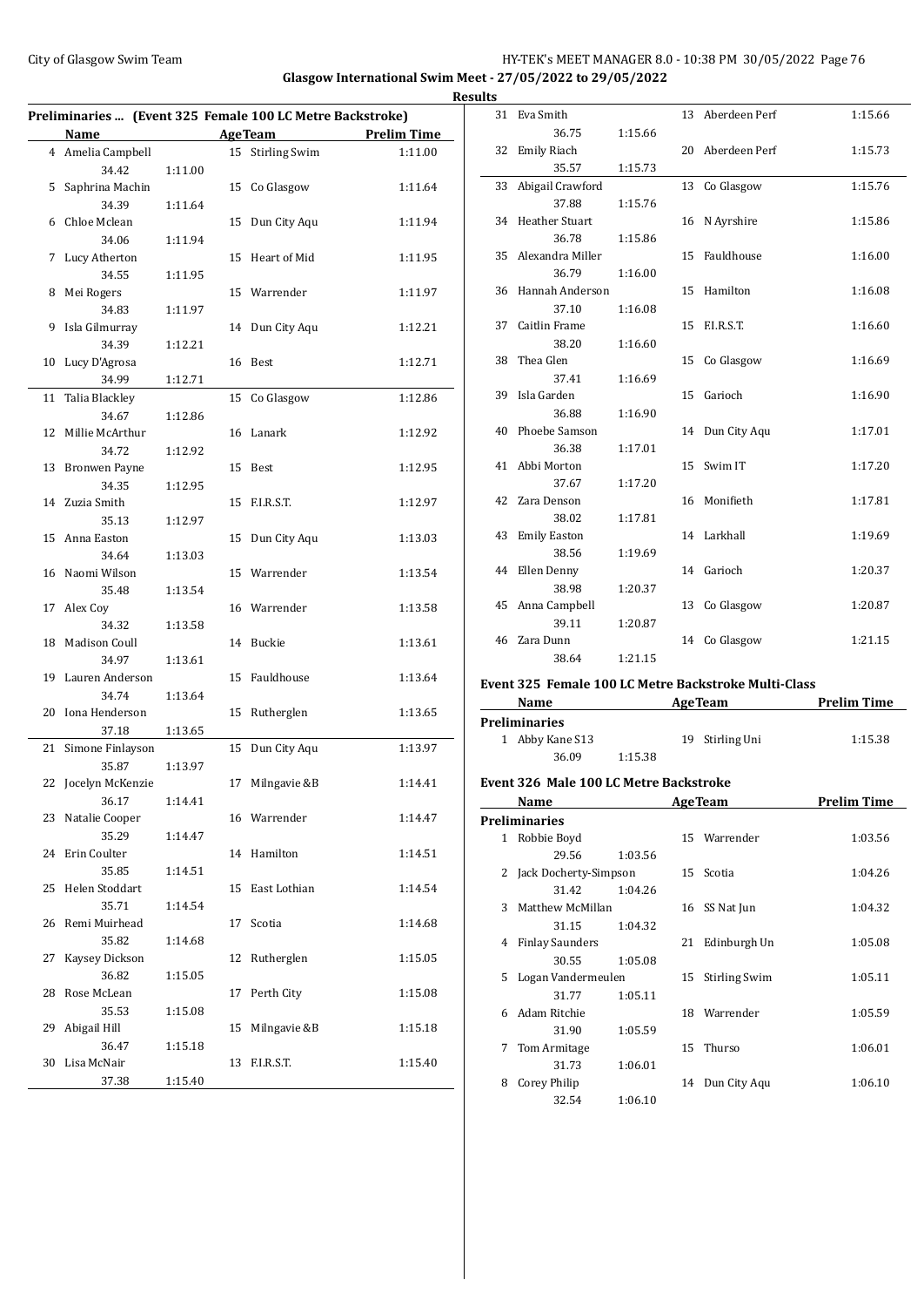Glasgow International Swim Meet - 27/05/2022 to 29/05/2022

## Results

### Preliminaries ... (Event 325 Female 100 LC Metre Backstroke)

| | Name | | Age | Team | Prelim Time |
|---|---|---|---|---|---|
| 4 | Amelia Campbell | | 15 | Stirling Swim | 1:11.00 |
| | 34.42 | 1:11.00 | | | |
| 5 | Saphrina Machin | | 15 | Co Glasgow | 1:11.64 |
| | 34.39 | 1:11.64 | | | |
| 6 | Chloe Mclean | | 15 | Dun City Aqu | 1:11.94 |
| | 34.06 | 1:11.94 | | | |
| 7 | Lucy Atherton | | 15 | Heart of Mid | 1:11.95 |
| | 34.55 | 1:11.95 | | | |
| 8 | Mei Rogers | | 15 | Warrender | 1:11.97 |
| | 34.83 | 1:11.97 | | | |
| 9 | Isla Gilmurray | | 14 | Dun City Aqu | 1:12.21 |
| | 34.39 | 1:12.21 | | | |
| 10 | Lucy D'Agrosa | | 16 | Best | 1:12.71 |
| | 34.99 | 1:12.71 | | | |
| 11 | Talia Blackley | | 15 | Co Glasgow | 1:12.86 |
| | 34.67 | 1:12.86 | | | |
| 12 | Millie McArthur | | 16 | Lanark | 1:12.92 |
| | 34.72 | 1:12.92 | | | |
| 13 | Bronwen Payne | | 15 | Best | 1:12.95 |
| | 34.35 | 1:12.95 | | | |
| 14 | Zuzia Smith | | 15 | F.I.R.S.T. | 1:12.97 |
| | 35.13 | 1:12.97 | | | |
| 15 | Anna Easton | | 15 | Dun City Aqu | 1:13.03 |
| | 34.64 | 1:13.03 | | | |
| 16 | Naomi Wilson | | 15 | Warrender | 1:13.54 |
| | 35.48 | 1:13.54 | | | |
| 17 | Alex Coy | | 16 | Warrender | 1:13.58 |
| | 34.32 | 1:13.58 | | | |
| 18 | Madison Coull | | 14 | Buckie | 1:13.61 |
| | 34.97 | 1:13.61 | | | |
| 19 | Lauren Anderson | | 15 | Fauldhouse | 1:13.64 |
| | 34.74 | 1:13.64 | | | |
| 20 | Iona Henderson | | 15 | Rutherglen | 1:13.65 |
| | 37.18 | 1:13.65 | | | |
| 21 | Simone Finlayson | | 15 | Dun City Aqu | 1:13.97 |
| | 35.87 | 1:13.97 | | | |
| 22 | Jocelyn McKenzie | | 17 | Milngavie &B | 1:14.41 |
| | 36.17 | 1:14.41 | | | |
| 23 | Natalie Cooper | | 16 | Warrender | 1:14.47 |
| | 35.29 | 1:14.47 | | | |
| 24 | Erin Coulter | | 14 | Hamilton | 1:14.51 |
| | 35.85 | 1:14.51 | | | |
| 25 | Helen Stoddart | | 15 | East Lothian | 1:14.54 |
| | 35.71 | 1:14.54 | | | |
| 26 | Remi Muirhead | | 17 | Scotia | 1:14.68 |
| | 35.82 | 1:14.68 | | | |
| 27 | Kaysey Dickson | | 12 | Rutherglen | 1:15.05 |
| | 36.82 | 1:15.05 | | | |
| 28 | Rose McLean | | 17 | Perth City | 1:15.08 |
| | 35.53 | 1:15.08 | | | |
| 29 | Abigail Hill | | 15 | Milngavie &B | 1:15.18 |
| | 36.47 | 1:15.18 | | | |
| 30 | Lisa McNair | | 13 | F.I.R.S.T. | 1:15.40 |
| | 37.38 | 1:15.40 | | | |
| 31 | Eva Smith | | 13 | Aberdeen Perf | 1:15.66 |
| | 36.75 | 1:15.66 | | | |
| 32 | Emily Riach | | 20 | Aberdeen Perf | 1:15.73 |
| | 35.57 | 1:15.73 | | | |
| 33 | Abigail Crawford | | 13 | Co Glasgow | 1:15.76 |
| | 37.88 | 1:15.76 | | | |
| 34 | Heather Stuart | | 16 | N Ayrshire | 1:15.86 |
| | 36.78 | 1:15.86 | | | |
| 35 | Alexandra Miller | | 15 | Fauldhouse | 1:16.00 |
| | 36.79 | 1:16.00 | | | |
| 36 | Hannah Anderson | | 15 | Hamilton | 1:16.08 |
| | 37.10 | 1:16.08 | | | |
| 37 | Caitlin Frame | | 15 | F.I.R.S.T. | 1:16.60 |
| | 38.20 | 1:16.60 | | | |
| 38 | Thea Glen | | 15 | Co Glasgow | 1:16.69 |
| | 37.41 | 1:16.69 | | | |
| 39 | Isla Garden | | 15 | Garioch | 1:16.90 |
| | 36.88 | 1:16.90 | | | |
| 40 | Phoebe Samson | | 14 | Dun City Aqu | 1:17.01 |
| | 36.38 | 1:17.01 | | | |
| 41 | Abbi Morton | | 15 | Swim IT | 1:17.20 |
| | 37.67 | 1:17.20 | | | |
| 42 | Zara Denson | | 16 | Monifieth | 1:17.81 |
| | 38.02 | 1:17.81 | | | |
| 43 | Emily Easton | | 14 | Larkhall | 1:19.69 |
| | 38.56 | 1:19.69 | | | |
| 44 | Ellen Denny | | 14 | Garioch | 1:20.37 |
| | 38.98 | 1:20.37 | | | |
| 45 | Anna Campbell | | 13 | Co Glasgow | 1:20.87 |
| | 39.11 | 1:20.87 | | | |
| 46 | Zara Dunn | | 14 | Co Glasgow | 1:21.15 |
| | 38.64 | 1:21.15 | | | |

### Event 325 Female 100 LC Metre Backstroke Multi-Class

| | Name | | Age | Team | Prelim Time |
|---|---|---|---|---|---|
| **Preliminaries** | | | | | |
| 1 | Abby Kane S13 | | 19 | Stirling Uni | 1:15.38 |
| | 36.09 | 1:15.38 | | | |

### Event 326 Male 100 LC Metre Backstroke

| | Name | | Age | Team | Prelim Time |
|---|---|---|---|---|---|
| **Preliminaries** | | | | | |
| 1 | Robbie Boyd | | 15 | Warrender | 1:03.56 |
| | 29.56 | 1:03.56 | | | |
| 2 | Jack Docherty-Simpson | | 15 | Scotia | 1:04.26 |
| | 31.42 | 1:04.26 | | | |
| 3 | Matthew McMillan | | 16 | SS Nat Jun | 1:04.32 |
| | 31.15 | 1:04.32 | | | |
| 4 | Finlay Saunders | | 21 | Edinburgh Un | 1:05.08 |
| | 30.55 | 1:05.08 | | | |
| 5 | Logan Vandermeulen | | 15 | Stirling Swim | 1:05.11 |
| | 31.77 | 1:05.11 | | | |
| 6 | Adam Ritchie | | 18 | Warrender | 1:05.59 |
| | 31.90 | 1:05.59 | | | |
| 7 | Tom Armitage | | 15 | Thurso | 1:06.01 |
| | 31.73 | 1:06.01 | | | |
| 8 | Corey Philip | | 14 | Dun City Aqu | 1:06.10 |
| | 32.54 | 1:06.10 | | | |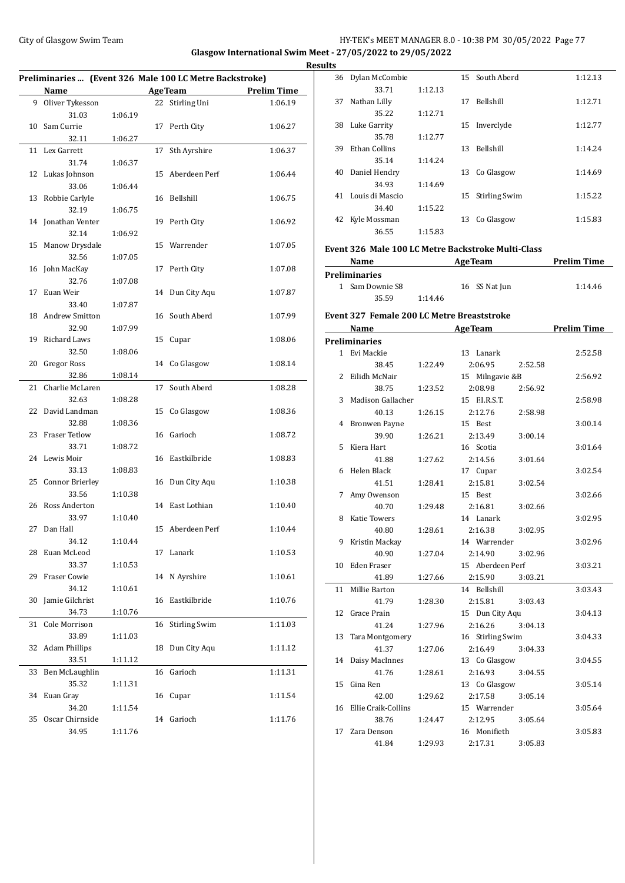Glasgow International Swim Meet - 27/05/2022 to 29/05/2022

Results

### Preliminaries ... (Event 326 Male 100 LC Metre Backstroke)

| | Name | | Age | Team | Prelim Time |
|---|---|---|---|---|---|
| 9 | Oliver Tykesson | | 22 | Stirling Uni | 1:06.19 |
| | 31.03 | 1:06.19 | | | |
| 10 | Sam Currie | | 17 | Perth City | 1:06.27 |
| | 32.11 | 1:06.27 | | | |
| 11 | Lex Garrett | | 17 | Sth Ayrshire | 1:06.37 |
| | 31.74 | 1:06.37 | | | |
| 12 | Lukas Johnson | | 15 | Aberdeen Perf | 1:06.44 |
| | 33.06 | 1:06.44 | | | |
| 13 | Robbie Carlyle | | 16 | Bellshill | 1:06.75 |
| | 32.19 | 1:06.75 | | | |
| 14 | Jonathan Venter | | 19 | Perth City | 1:06.92 |
| | 32.14 | 1:06.92 | | | |
| 15 | Manow Drysdale | | 15 | Warrender | 1:07.05 |
| | 32.56 | 1:07.05 | | | |
| 16 | John MacKay | | 17 | Perth City | 1:07.08 |
| | 32.76 | 1:07.08 | | | |
| 17 | Euan Weir | | 14 | Dun City Aqu | 1:07.87 |
| | 33.40 | 1:07.87 | | | |
| 18 | Andrew Smitton | | 16 | South Aberd | 1:07.99 |
| | 32.90 | 1:07.99 | | | |
| 19 | Richard Laws | | 15 | Cupar | 1:08.06 |
| | 32.50 | 1:08.06 | | | |
| 20 | Gregor Ross | | 14 | Co Glasgow | 1:08.14 |
| | 32.86 | 1:08.14 | | | |
| 21 | Charlie McLaren | | 17 | South Aberd | 1:08.28 |
| | 32.63 | 1:08.28 | | | |
| 22 | David Landman | | 15 | Co Glasgow | 1:08.36 |
| | 32.88 | 1:08.36 | | | |
| 23 | Fraser Tetlow | | 16 | Garioch | 1:08.72 |
| | 33.71 | 1:08.72 | | | |
| 24 | Lewis Moir | | 16 | Eastkilbride | 1:08.83 |
| | 33.13 | 1:08.83 | | | |
| 25 | Connor Brierley | | 16 | Dun City Aqu | 1:10.38 |
| | 33.56 | 1:10.38 | | | |
| 26 | Ross Anderton | | 14 | East Lothian | 1:10.40 |
| | 33.97 | 1:10.40 | | | |
| 27 | Dan Hall | | 15 | Aberdeen Perf | 1:10.44 |
| | 34.12 | 1:10.44 | | | |
| 28 | Euan McLeod | | 17 | Lanark | 1:10.53 |
| | 33.37 | 1:10.53 | | | |
| 29 | Fraser Cowie | | 14 | N Ayrshire | 1:10.61 |
| | 34.12 | 1:10.61 | | | |
| 30 | Jamie Gilchrist | | 16 | Eastkilbride | 1:10.76 |
| | 34.73 | 1:10.76 | | | |
| 31 | Cole Morrison | | 16 | Stirling Swim | 1:11.03 |
| | 33.89 | 1:11.03 | | | |
| 32 | Adam Phillips | | 18 | Dun City Aqu | 1:11.12 |
| | 33.51 | 1:11.12 | | | |
| 33 | Ben McLaughlin | | 16 | Garioch | 1:11.31 |
| | 35.32 | 1:11.31 | | | |
| 34 | Euan Gray | | 16 | Cupar | 1:11.54 |
| | 34.20 | 1:11.54 | | | |
| 35 | Oscar Chirnside | | 14 | Garioch | 1:11.76 |
| | 34.95 | 1:11.76 | | | |
| 36 | Dylan McCombie | | 15 | South Aberd | 1:12.13 |
| | 33.71 | 1:12.13 | | | |
| 37 | Nathan Lilly | | 17 | Bellshill | 1:12.71 |
| | 35.22 | 1:12.71 | | | |
| 38 | Luke Garrity | | 15 | Inverclyde | 1:12.77 |
| | 35.78 | 1:12.77 | | | |
| 39 | Ethan Collins | | 13 | Bellshill | 1:14.24 |
| | 35.14 | 1:14.24 | | | |
| 40 | Daniel Hendry | | 13 | Co Glasgow | 1:14.69 |
| | 34.93 | 1:14.69 | | | |
| 41 | Louis di Mascio | | 15 | Stirling Swim | 1:15.22 |
| | 34.40 | 1:15.22 | | | |
| 42 | Kyle Mossman | | 13 | Co Glasgow | 1:15.83 |
| | 36.55 | 1:15.83 | | | |

### Event 326 Male 100 LC Metre Backstroke Multi-Class

| | Name | | Age | Team | Prelim Time |
|---|---|---|---|---|---|
| **Preliminaries** | | | | | |
| 1 | Sam Downie S8 | | 16 | SS Nat Jun | 1:14.46 |
| | 35.59 | 1:14.46 | | | |

### Event 327 Female 200 LC Metre Breaststroke

| | Name | | | | Age | Team | Prelim Time |
|---|---|---|---|---|---|---|---|
| **Preliminaries** | | | | | | | |
| 1 | Evi Mackie | | | | 13 | Lanark | 2:52.58 |
| | 38.45 | 1:22.49 | 2:06.95 | 2:52.58 | | | |
| 2 | Eilidh McNair | | | | 15 | Milngavie &B | 2:56.92 |
| | 38.75 | 1:23.52 | 2:08.98 | 2:56.92 | | | |
| 3 | Madison Gallacher | | | | 15 | F.I.R.S.T. | 2:58.98 |
| | 40.13 | 1:26.15 | 2:12.76 | 2:58.98 | | | |
| 4 | Bronwen Payne | | | | 15 | Best | 3:00.14 |
| | 39.90 | 1:26.21 | 2:13.49 | 3:00.14 | | | |
| 5 | Kiera Hart | | | | 16 | Scotia | 3:01.64 |
| | 41.88 | 1:27.62 | 2:14.56 | 3:01.64 | | | |
| 6 | Helen Black | | | | 17 | Cupar | 3:02.54 |
| | 41.51 | 1:28.41 | 2:15.81 | 3:02.54 | | | |
| 7 | Amy Owenson | | | | 15 | Best | 3:02.66 |
| | 40.70 | 1:29.48 | 2:16.81 | 3:02.66 | | | |
| 8 | Katie Towers | | | | 14 | Lanark | 3:02.95 |
| | 40.80 | 1:28.61 | 2:16.38 | 3:02.95 | | | |
| 9 | Kristin Mackay | | | | 14 | Warrender | 3:02.96 |
| | 40.90 | 1:27.04 | 2:14.90 | 3:02.96 | | | |
| 10 | Eden Fraser | | | | 15 | Aberdeen Perf | 3:03.21 |
| | 41.89 | 1:27.66 | 2:15.90 | 3:03.21 | | | |
| 11 | Millie Barton | | | | 14 | Bellshill | 3:03.43 |
| | 41.79 | 1:28.30 | 2:15.81 | 3:03.43 | | | |
| 12 | Grace Prain | | | | 15 | Dun City Aqu | 3:04.13 |
| | 41.24 | 1:27.96 | 2:16.26 | 3:04.13 | | | |
| 13 | Tara Montgomery | | | | 16 | Stirling Swim | 3:04.33 |
| | 41.37 | 1:27.06 | 2:16.49 | 3:04.33 | | | |
| 14 | Daisy MacInnes | | | | 13 | Co Glasgow | 3:04.55 |
| | 41.76 | 1:28.61 | 2:16.93 | 3:04.55 | | | |
| 15 | Gina Ren | | | | 13 | Co Glasgow | 3:05.14 |
| | 42.00 | 1:29.62 | 2:17.58 | 3:05.14 | | | |
| 16 | Ellie Craik-Collins | | | | 15 | Warrender | 3:05.64 |
| | 38.76 | 1:24.47 | 2:12.95 | 3:05.64 | | | |
| 17 | Zara Denson | | | | 16 | Monifieth | 3:05.83 |
| | 41.84 | 1:29.93 | 2:17.31 | 3:05.83 | | | |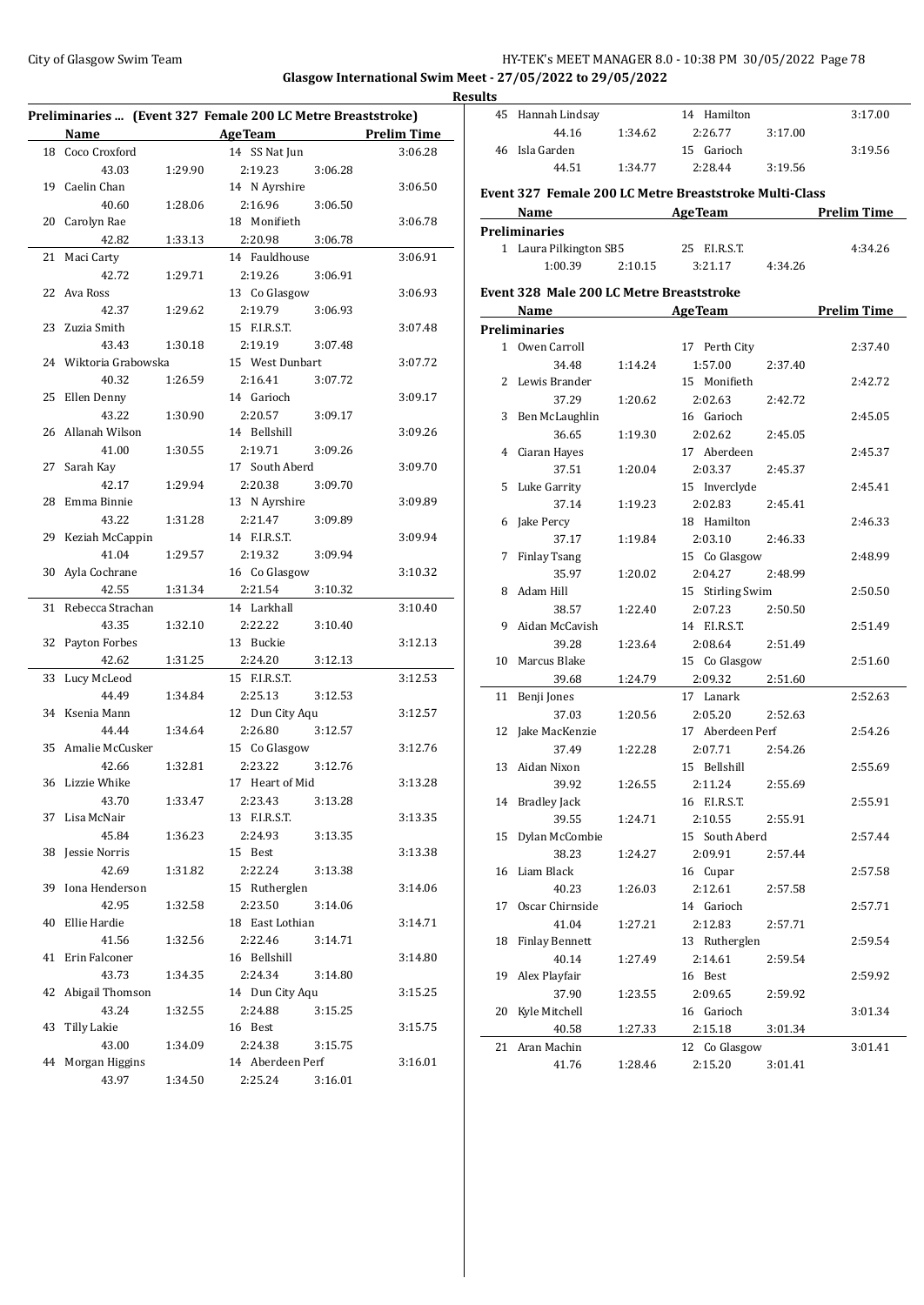**Glasgow International Swim Meet - 27/05/2022 to 29/05/2022**

**Results**

## Preliminaries ... (Event 327 Female 200 LC Metre Breaststroke)

| | Name | Age | Team | Prelim Time |
|---|---|---|---|---|
| 18 | Coco Croxford | 14 | SS Nat Jun | 3:06.28 |
| | 43.03 1:29.90 2:19.23 3:06.28 | | | |
| 19 | Caelin Chan | 14 | N Ayrshire | 3:06.50 |
| | 40.60 1:28.06 2:16.96 3:06.50 | | | |
| 20 | Carolyn Rae | 18 | Monifieth | 3:06.78 |
| | 42.82 1:33.13 2:20.98 3:06.78 | | | |
| 21 | Maci Carty | 14 | Fauldhouse | 3:06.91 |
| | 42.72 1:29.71 2:19.26 3:06.91 | | | |
| 22 | Ava Ross | 13 | Co Glasgow | 3:06.93 |
| | 42.37 1:29.62 2:19.79 3:06.93 | | | |
| 23 | Zuzia Smith | 15 | F.I.R.S.T. | 3:07.48 |
| | 43.43 1:30.18 2:19.19 3:07.48 | | | |
| 24 | Wiktoria Grabowska | 15 | West Dunbart | 3:07.72 |
| | 40.32 1:26.59 2:16.41 3:07.72 | | | |
| 25 | Ellen Denny | 14 | Garioch | 3:09.17 |
| | 43.22 1:30.90 2:20.57 3:09.17 | | | |
| 26 | Allanah Wilson | 14 | Bellshill | 3:09.26 |
| | 41.00 1:30.55 2:19.71 3:09.26 | | | |
| 27 | Sarah Kay | 17 | South Aberd | 3:09.70 |
| | 42.17 1:29.94 2:20.38 3:09.70 | | | |
| 28 | Emma Binnie | 13 | N Ayrshire | 3:09.89 |
| | 43.22 1:31.28 2:21.47 3:09.89 | | | |
| 29 | Keziah McCappin | 14 | F.I.R.S.T. | 3:09.94 |
| | 41.04 1:29.57 2:19.32 3:09.94 | | | |
| 30 | Ayla Cochrane | 16 | Co Glasgow | 3:10.32 |
| | 42.55 1:31.34 2:21.54 3:10.32 | | | |
| 31 | Rebecca Strachan | 14 | Larkhall | 3:10.40 |
| | 43.35 1:32.10 2:22.22 3:10.40 | | | |
| 32 | Payton Forbes | 13 | Buckie | 3:12.13 |
| | 42.62 1:31.25 2:24.20 3:12.13 | | | |
| 33 | Lucy McLeod | 15 | F.I.R.S.T. | 3:12.53 |
| | 44.49 1:34.84 2:25.13 3:12.53 | | | |
| 34 | Ksenia Mann | 12 | Dun City Aqu | 3:12.57 |
| | 44.44 1:34.64 2:26.80 3:12.57 | | | |
| 35 | Amalie McCusker | 15 | Co Glasgow | 3:12.76 |
| | 42.66 1:32.81 2:23.22 3:12.76 | | | |
| 36 | Lizzie Whike | 17 | Heart of Mid | 3:13.28 |
| | 43.70 1:33.47 2:23.43 3:13.28 | | | |
| 37 | Lisa McNair | 13 | F.I.R.S.T. | 3:13.35 |
| | 45.84 1:36.23 2:24.93 3:13.35 | | | |
| 38 | Jessie Norris | 15 | Best | 3:13.38 |
| | 42.69 1:31.82 2:22.24 3:13.38 | | | |
| 39 | Iona Henderson | 15 | Rutherglen | 3:14.06 |
| | 42.95 1:32.58 2:23.50 3:14.06 | | | |
| 40 | Ellie Hardie | 18 | East Lothian | 3:14.71 |
| | 41.56 1:32.56 2:22.46 3:14.71 | | | |
| 41 | Erin Falconer | 16 | Bellshill | 3:14.80 |
| | 43.73 1:34.35 2:24.34 3:14.80 | | | |
| 42 | Abigail Thomson | 14 | Dun City Aqu | 3:15.25 |
| | 43.24 1:32.55 2:24.88 3:15.25 | | | |
| 43 | Tilly Lakie | 16 | Best | 3:15.75 |
| | 43.00 1:34.09 2:24.38 3:15.75 | | | |
| 44 | Morgan Higgins | 14 | Aberdeen Perf | 3:16.01 |
| | 43.97 1:34.50 2:25.24 3:16.01 | | | |
| 45 | Hannah Lindsay | 14 | Hamilton | 3:17.00 |
| | 44.16 1:34.62 2:26.77 3:17.00 | | | |
| 46 | Isla Garden | 15 | Garioch | 3:19.56 |
| | 44.51 1:34.77 2:28.44 3:19.56 | | | |

## Event 327 Female 200 LC Metre Breaststroke Multi-Class

| | Name | Age | Team | Prelim Time |
|---|---|---|---|---|
| **Preliminaries** | | | | |
| 1 | Laura Pilkington SB5 | 25 | F.I.R.S.T. | 4:34.26 |
| | 1:00.39 2:10.15 3:21.17 4:34.26 | | | |

## Event 328 Male 200 LC Metre Breaststroke

| | Name | Age | Team | Prelim Time |
|---|---|---|---|---|
| **Preliminaries** | | | | |
| 1 | Owen Carroll | 17 | Perth City | 2:37.40 |
| | 34.48 1:14.24 1:57.00 2:37.40 | | | |
| 2 | Lewis Brander | 15 | Monifieth | 2:42.72 |
| | 37.29 1:20.62 2:02.63 2:42.72 | | | |
| 3 | Ben McLaughlin | 16 | Garioch | 2:45.05 |
| | 36.65 1:19.30 2:02.62 2:45.05 | | | |
| 4 | Ciaran Hayes | 17 | Aberdeen | 2:45.37 |
| | 37.51 1:20.04 2:03.37 2:45.37 | | | |
| 5 | Luke Garrity | 15 | Inverclyde | 2:45.41 |
| | 37.14 1:19.23 2:02.83 2:45.41 | | | |
| 6 | Jake Percy | 18 | Hamilton | 2:46.33 |
| | 37.17 1:19.84 2:03.10 2:46.33 | | | |
| 7 | Finlay Tsang | 15 | Co Glasgow | 2:48.99 |
| | 35.97 1:20.02 2:04.27 2:48.99 | | | |
| 8 | Adam Hill | 15 | Stirling Swim | 2:50.50 |
| | 38.57 1:22.40 2:07.23 2:50.50 | | | |
| 9 | Aidan McCavish | 14 | F.I.R.S.T. | 2:51.49 |
| | 39.28 1:23.64 2:08.64 2:51.49 | | | |
| 10 | Marcus Blake | 15 | Co Glasgow | 2:51.60 |
| | 39.68 1:24.79 2:09.32 2:51.60 | | | |
| 11 | Benji Jones | 17 | Lanark | 2:52.63 |
| | 37.03 1:20.56 2:05.20 2:52.63 | | | |
| 12 | Jake MacKenzie | 17 | Aberdeen Perf | 2:54.26 |
| | 37.49 1:22.28 2:07.71 2:54.26 | | | |
| 13 | Aidan Nixon | 15 | Bellshill | 2:55.69 |
| | 39.92 1:26.55 2:11.24 2:55.69 | | | |
| 14 | Bradley Jack | 16 | F.I.R.S.T. | 2:55.91 |
| | 39.55 1:24.71 2:10.55 2:55.91 | | | |
| 15 | Dylan McCombie | 15 | South Aberd | 2:57.44 |
| | 38.23 1:24.27 2:09.91 2:57.44 | | | |
| 16 | Liam Black | 16 | Cupar | 2:57.58 |
| | 40.23 1:26.03 2:12.61 2:57.58 | | | |
| 17 | Oscar Chirnside | 14 | Garioch | 2:57.71 |
| | 41.04 1:27.21 2:12.83 2:57.71 | | | |
| 18 | Finlay Bennett | 13 | Rutherglen | 2:59.54 |
| | 40.14 1:27.49 2:14.61 2:59.54 | | | |
| 19 | Alex Playfair | 16 | Best | 2:59.92 |
| | 37.90 1:23.55 2:09.65 2:59.92 | | | |
| 20 | Kyle Mitchell | 16 | Garioch | 3:01.34 |
| | 40.58 1:27.33 2:15.18 3:01.34 | | | |
| 21 | Aran Machin | 12 | Co Glasgow | 3:01.41 |
| | 41.76 1:28.46 2:15.20 3:01.41 | | | |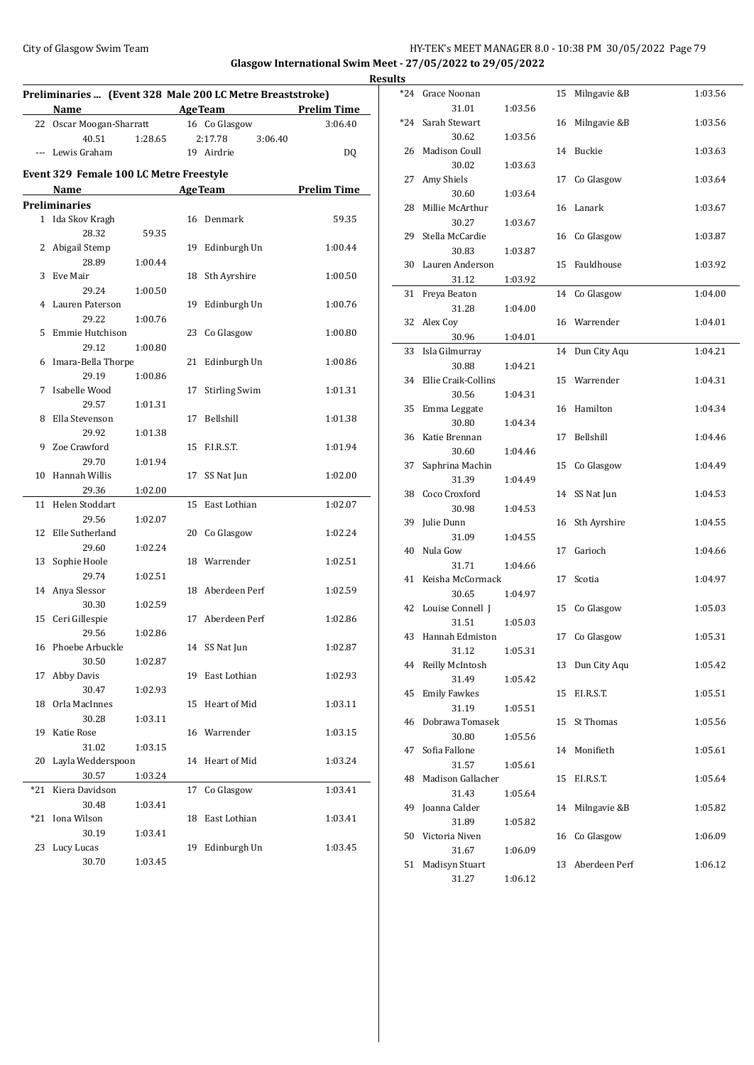## Glasgow International Swim Meet - 27/05/2022 to 29/05/2022

### Results

**Preliminaries ... (Event 328 Male 200 LC Metre Breaststroke)**

| | Name | AgeTeam | | Prelim Time |
|---|---|---|---|---|
| 22 | Oscar Moogan-Sharratt | 16 | Co Glasgow | 3:06.40 |
| | 40.51 1:28.65 2:17.78 3:06.40 | | | |
| --- | Lewis Graham | 19 | Airdrie | DQ |

**Event 329 Female 100 LC Metre Freestyle**

| | Name | AgeTeam | | Prelim Time |
|---|---|---|---|---|
| **Preliminaries** | | | | |
| 1 | Ida Skov Kragh | 16 | Denmark | 59.35 |
| | 28.32 59.35 | | | |
| 2 | Abigail Stemp | 19 | Edinburgh Un | 1:00.44 |
| | 28.89 1:00.44 | | | |
| 3 | Eve Mair | 18 | Sth Ayrshire | 1:00.50 |
| | 29.24 1:00.50 | | | |
| 4 | Lauren Paterson | 19 | Edinburgh Un | 1:00.76 |
| | 29.22 1:00.76 | | | |
| 5 | Emmie Hutchison | 23 | Co Glasgow | 1:00.80 |
| | 29.12 1:00.80 | | | |
| 6 | Imara-Bella Thorpe | 21 | Edinburgh Un | 1:00.86 |
| | 29.19 1:00.86 | | | |
| 7 | Isabelle Wood | 17 | Stirling Swim | 1:01.31 |
| | 29.57 1:01.31 | | | |
| 8 | Ella Stevenson | 17 | Bellshill | 1:01.38 |
| | 29.92 1:01.38 | | | |
| 9 | Zoe Crawford | 15 | F.I.R.S.T. | 1:01.94 |
| | 29.70 1:01.94 | | | |
| 10 | Hannah Willis | 17 | SS Nat Jun | 1:02.00 |
| | 29.36 1:02.00 | | | |
| 11 | Helen Stoddart | 15 | East Lothian | 1:02.07 |
| | 29.56 1:02.07 | | | |
| 12 | Elle Sutherland | 20 | Co Glasgow | 1:02.24 |
| | 29.60 1:02.24 | | | |
| 13 | Sophie Hoole | 18 | Warrender | 1:02.51 |
| | 29.74 1:02.51 | | | |
| 14 | Anya Slessor | 18 | Aberdeen Perf | 1:02.59 |
| | 30.30 1:02.59 | | | |
| 15 | Ceri Gillespie | 17 | Aberdeen Perf | 1:02.86 |
| | 29.56 1:02.86 | | | |
| 16 | Phoebe Arbuckle | 14 | SS Nat Jun | 1:02.87 |
| | 30.50 1:02.87 | | | |
| 17 | Abby Davis | 19 | East Lothian | 1:02.93 |
| | 30.47 1:02.93 | | | |
| 18 | Orla MacInnes | 15 | Heart of Mid | 1:03.11 |
| | 30.28 1:03.11 | | | |
| 19 | Katie Rose | 16 | Warrender | 1:03.15 |
| | 31.02 1:03.15 | | | |
| 20 | Layla Wedderspoon | 14 | Heart of Mid | 1:03.24 |
| | 30.57 1:03.24 | | | |
| *21 | Kiera Davidson | 17 | Co Glasgow | 1:03.41 |
| | 30.48 1:03.41 | | | |
| *21 | Iona Wilson | 18 | East Lothian | 1:03.41 |
| | 30.19 1:03.41 | | | |
| 23 | Lucy Lucas | 19 | Edinburgh Un | 1:03.45 |
| | 30.70 1:03.45 | | | |
| *24 | Grace Noonan | 15 | Milngavie &B | 1:03.56 |
| | 31.01 1:03.56 | | | |
| *24 | Sarah Stewart | 16 | Milngavie &B | 1:03.56 |
| | 30.62 1:03.56 | | | |
| 26 | Madison Coull | 14 | Buckie | 1:03.63 |
| | 30.02 1:03.63 | | | |
| 27 | Amy Shiels | 17 | Co Glasgow | 1:03.64 |
| | 30.60 1:03.64 | | | |
| 28 | Millie McArthur | 16 | Lanark | 1:03.67 |
| | 30.27 1:03.67 | | | |
| 29 | Stella McCardie | 16 | Co Glasgow | 1:03.87 |
| | 30.83 1:03.87 | | | |
| 30 | Lauren Anderson | 15 | Fauldhouse | 1:03.92 |
| | 31.12 1:03.92 | | | |
| 31 | Freya Beaton | 14 | Co Glasgow | 1:04.00 |
| | 31.28 1:04.00 | | | |
| 32 | Alex Coy | 16 | Warrender | 1:04.01 |
| | 30.96 1:04.01 | | | |
| 33 | Isla Gilmurray | 14 | Dun City Aqu | 1:04.21 |
| | 30.88 1:04.21 | | | |
| 34 | Ellie Craik-Collins | 15 | Warrender | 1:04.31 |
| | 30.56 1:04.31 | | | |
| 35 | Emma Leggate | 16 | Hamilton | 1:04.34 |
| | 30.80 1:04.34 | | | |
| 36 | Katie Brennan | 17 | Bellshill | 1:04.46 |
| | 30.60 1:04.46 | | | |
| 37 | Saphrina Machin | 15 | Co Glasgow | 1:04.49 |
| | 31.39 1:04.49 | | | |
| 38 | Coco Croxford | 14 | SS Nat Jun | 1:04.53 |
| | 30.98 1:04.53 | | | |
| 39 | Julie Dunn | 16 | Sth Ayrshire | 1:04.55 |
| | 31.09 1:04.55 | | | |
| 40 | Nula Gow | 17 | Garioch | 1:04.66 |
| | 31.71 1:04.66 | | | |
| 41 | Keisha McCormack | 17 | Scotia | 1:04.97 |
| | 30.65 1:04.97 | | | |
| 42 | Louise Connell J | 15 | Co Glasgow | 1:05.03 |
| | 31.51 1:05.03 | | | |
| 43 | Hannah Edmiston | 17 | Co Glasgow | 1:05.31 |
| | 31.12 1:05.31 | | | |
| 44 | Reilly McIntosh | 13 | Dun City Aqu | 1:05.42 |
| | 31.49 1:05.42 | | | |
| 45 | Emily Fawkes | 15 | F.I.R.S.T. | 1:05.51 |
| | 31.19 1:05.51 | | | |
| 46 | Dobrawa Tomasek | 15 | St Thomas | 1:05.56 |
| | 30.80 1:05.56 | | | |
| 47 | Sofia Fallone | 14 | Monifieth | 1:05.61 |
| | 31.57 1:05.61 | | | |
| 48 | Madison Gallacher | 15 | F.I.R.S.T. | 1:05.64 |
| | 31.43 1:05.64 | | | |
| 49 | Joanna Calder | 14 | Milngavie &B | 1:05.82 |
| | 31.89 1:05.82 | | | |
| 50 | Victoria Niven | 16 | Co Glasgow | 1:06.09 |
| | 31.67 1:06.09 | | | |
| 51 | Madisyn Stuart | 13 | Aberdeen Perf | 1:06.12 |
| | 31.27 1:06.12 | | | |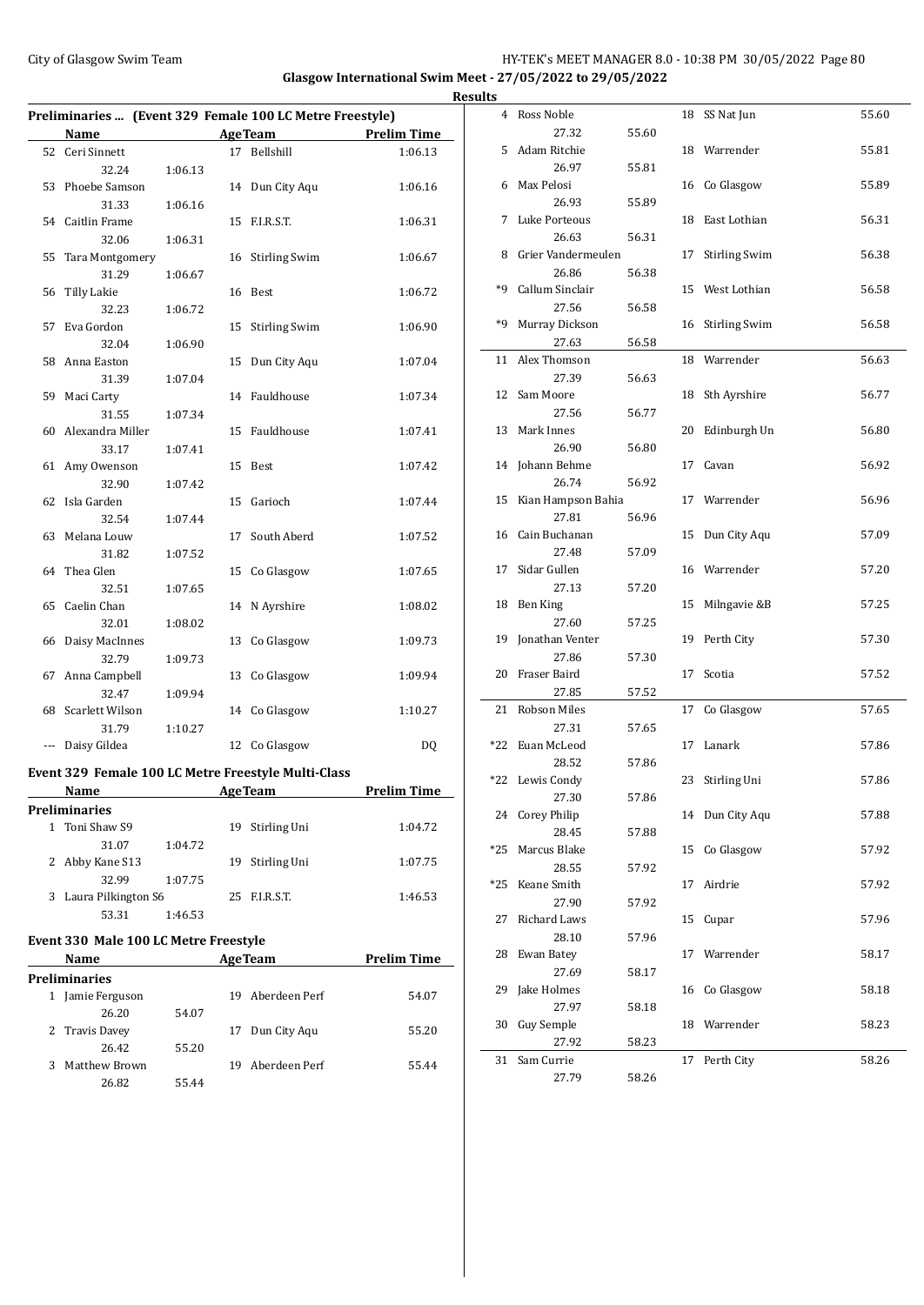Glasgow International Swim Meet - 27/05/2022 to 29/05/2022

Results

### Preliminaries ... (Event 329 Female 100 LC Metre Freestyle)

| | Name | | Age | Team | Prelim Time |
|---|---|---|---|---|---|
| 52 | Ceri Sinnett | | 17 | Bellshill | 1:06.13 |
| | 32.24 | 1:06.13 | | | |
| 53 | Phoebe Samson | | 14 | Dun City Aqu | 1:06.16 |
| | 31.33 | 1:06.16 | | | |
| 54 | Caitlin Frame | | 15 | F.I.R.S.T. | 1:06.31 |
| | 32.06 | 1:06.31 | | | |
| 55 | Tara Montgomery | | 16 | Stirling Swim | 1:06.67 |
| | 31.29 | 1:06.67 | | | |
| 56 | Tilly Lakie | | 16 | Best | 1:06.72 |
| | 32.23 | 1:06.72 | | | |
| 57 | Eva Gordon | | 15 | Stirling Swim | 1:06.90 |
| | 32.04 | 1:06.90 | | | |
| 58 | Anna Easton | | 15 | Dun City Aqu | 1:07.04 |
| | 31.39 | 1:07.04 | | | |
| 59 | Maci Carty | | 14 | Fauldhouse | 1:07.34 |
| | 31.55 | 1:07.34 | | | |
| 60 | Alexandra Miller | | 15 | Fauldhouse | 1:07.41 |
| | 33.17 | 1:07.41 | | | |
| 61 | Amy Owenson | | 15 | Best | 1:07.42 |
| | 32.90 | 1:07.42 | | | |
| 62 | Isla Garden | | 15 | Garioch | 1:07.44 |
| | 32.54 | 1:07.44 | | | |
| 63 | Melana Louw | | 17 | South Aberd | 1:07.52 |
| | 31.82 | 1:07.52 | | | |
| 64 | Thea Glen | | 15 | Co Glasgow | 1:07.65 |
| | 32.51 | 1:07.65 | | | |
| 65 | Caelin Chan | | 14 | N Ayrshire | 1:08.02 |
| | 32.01 | 1:08.02 | | | |
| 66 | Daisy MacInnes | | 13 | Co Glasgow | 1:09.73 |
| | 32.79 | 1:09.73 | | | |
| 67 | Anna Campbell | | 13 | Co Glasgow | 1:09.94 |
| | 32.47 | 1:09.94 | | | |
| 68 | Scarlett Wilson | | 14 | Co Glasgow | 1:10.27 |
| | 31.79 | 1:10.27 | | | |
| --- | Daisy Gildea | | 12 | Co Glasgow | DQ |

### Event 329 Female 100 LC Metre Freestyle Multi-Class

| | Name | | Age | Team | Prelim Time |
|---|---|---|---|---|---|
| **Preliminaries** | | | | | |
| 1 | Toni Shaw S9 | | 19 | Stirling Uni | 1:04.72 |
| | 31.07 | 1:04.72 | | | |
| 2 | Abby Kane S13 | | 19 | Stirling Uni | 1:07.75 |
| | 32.99 | 1:07.75 | | | |
| 3 | Laura Pilkington S6 | | 25 | F.I.R.S.T. | 1:46.53 |
| | 53.31 | 1:46.53 | | | |

### Event 330 Male 100 LC Metre Freestyle

| | Name | | Age | Team | Prelim Time |
|---|---|---|---|---|---|
| **Preliminaries** | | | | | |
| 1 | Jamie Ferguson | | 19 | Aberdeen Perf | 54.07 |
| | 26.20 | 54.07 | | | |
| 2 | Travis Davey | | 17 | Dun City Aqu | 55.20 |
| | 26.42 | 55.20 | | | |
| 3 | Matthew Brown | | 19 | Aberdeen Perf | 55.44 |
| | 26.82 | 55.44 | | | |
| 4 | Ross Noble | | 18 | SS Nat Jun | 55.60 |
| | 27.32 | 55.60 | | | |
| 5 | Adam Ritchie | | 18 | Warrender | 55.81 |
| | 26.97 | 55.81 | | | |
| 6 | Max Pelosi | | 16 | Co Glasgow | 55.89 |
| | 26.93 | 55.89 | | | |
| 7 | Luke Porteous | | 18 | East Lothian | 56.31 |
| | 26.63 | 56.31 | | | |
| 8 | Grier Vandermeulen | | 17 | Stirling Swim | 56.38 |
| | 26.86 | 56.38 | | | |
| *9 | Callum Sinclair | | 15 | West Lothian | 56.58 |
| | 27.56 | 56.58 | | | |
| *9 | Murray Dickson | | 16 | Stirling Swim | 56.58 |
| | 27.63 | 56.58 | | | |
| 11 | Alex Thomson | | 18 | Warrender | 56.63 |
| | 27.39 | 56.63 | | | |
| 12 | Sam Moore | | 18 | Sth Ayrshire | 56.77 |
| | 27.56 | 56.77 | | | |
| 13 | Mark Innes | | 20 | Edinburgh Un | 56.80 |
| | 26.90 | 56.80 | | | |
| 14 | Johann Behme | | 17 | Cavan | 56.92 |
| | 26.74 | 56.92 | | | |
| 15 | Kian Hampson Bahia | | 17 | Warrender | 56.96 |
| | 27.81 | 56.96 | | | |
| 16 | Cain Buchanan | | 15 | Dun City Aqu | 57.09 |
| | 27.48 | 57.09 | | | |
| 17 | Sidar Gullen | | 16 | Warrender | 57.20 |
| | 27.13 | 57.20 | | | |
| 18 | Ben King | | 15 | Milngavie &B | 57.25 |
| | 27.60 | 57.25 | | | |
| 19 | Jonathan Venter | | 19 | Perth City | 57.30 |
| | 27.86 | 57.30 | | | |
| 20 | Fraser Baird | | 17 | Scotia | 57.52 |
| | 27.85 | 57.52 | | | |
| 21 | Robson Miles | | 17 | Co Glasgow | 57.65 |
| | 27.31 | 57.65 | | | |
| *22 | Euan McLeod | | 17 | Lanark | 57.86 |
| | 28.52 | 57.86 | | | |
| *22 | Lewis Condy | | 23 | Stirling Uni | 57.86 |
| | 27.30 | 57.86 | | | |
| 24 | Corey Philip | | 14 | Dun City Aqu | 57.88 |
| | 28.45 | 57.88 | | | |
| *25 | Marcus Blake | | 15 | Co Glasgow | 57.92 |
| | 28.55 | 57.92 | | | |
| *25 | Keane Smith | | 17 | Airdrie | 57.92 |
| | 27.90 | 57.92 | | | |
| 27 | Richard Laws | | 15 | Cupar | 57.96 |
| | 28.10 | 57.96 | | | |
| 28 | Ewan Batey | | 17 | Warrender | 58.17 |
| | 27.69 | 58.17 | | | |
| 29 | Jake Holmes | | 16 | Co Glasgow | 58.18 |
| | 27.97 | 58.18 | | | |
| 30 | Guy Semple | | 18 | Warrender | 58.23 |
| | 27.92 | 58.23 | | | |
| 31 | Sam Currie | | 17 | Perth City | 58.26 |
| | 27.79 | 58.26 | | | |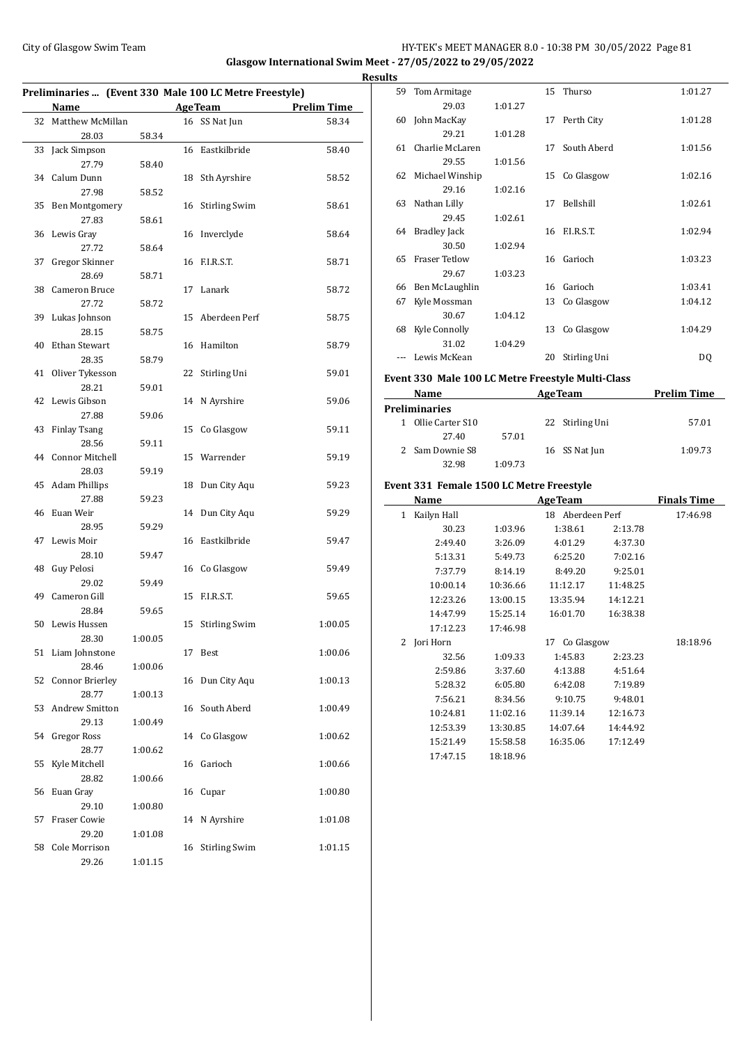## Glasgow International Swim Meet - 27/05/2022 to 29/05/2022

### Results

#### Preliminaries ... (Event 330 Male 100 LC Metre Freestyle)

| | Name | Age | Team | Prelim Time |
|---|---|---|---|---|
| 32 | Matthew McMillan | 16 | SS Nat Jun | 58.34 |
| | 28.03 58.34 | | | |
| 33 | Jack Simpson | 16 | Eastkilbride | 58.40 |
| | 27.79 58.40 | | | |
| 34 | Calum Dunn | 18 | Sth Ayrshire | 58.52 |
| | 27.98 58.52 | | | |
| 35 | Ben Montgomery | 16 | Stirling Swim | 58.61 |
| | 27.83 58.61 | | | |
| 36 | Lewis Gray | 16 | Inverclyde | 58.64 |
| | 27.72 58.64 | | | |
| 37 | Gregor Skinner | 16 | F.I.R.S.T. | 58.71 |
| | 28.69 58.71 | | | |
| 38 | Cameron Bruce | 17 | Lanark | 58.72 |
| | 27.72 58.72 | | | |
| 39 | Lukas Johnson | 15 | Aberdeen Perf | 58.75 |
| | 28.15 58.75 | | | |
| 40 | Ethan Stewart | 16 | Hamilton | 58.79 |
| | 28.35 58.79 | | | |
| 41 | Oliver Tykesson | 22 | Stirling Uni | 59.01 |
| | 28.21 59.01 | | | |
| 42 | Lewis Gibson | 14 | N Ayrshire | 59.06 |
| | 27.88 59.06 | | | |
| 43 | Finlay Tsang | 15 | Co Glasgow | 59.11 |
| | 28.56 59.11 | | | |
| 44 | Connor Mitchell | 15 | Warrender | 59.19 |
| | 28.03 59.19 | | | |
| 45 | Adam Phillips | 18 | Dun City Aqu | 59.23 |
| | 27.88 59.23 | | | |
| 46 | Euan Weir | 14 | Dun City Aqu | 59.29 |
| | 28.95 59.29 | | | |
| 47 | Lewis Moir | 16 | Eastkilbride | 59.47 |
| | 28.10 59.47 | | | |
| 48 | Guy Pelosi | 16 | Co Glasgow | 59.49 |
| | 29.02 59.49 | | | |
| 49 | Cameron Gill | 15 | F.I.R.S.T. | 59.65 |
| | 28.84 59.65 | | | |
| 50 | Lewis Hussen | 15 | Stirling Swim | 1:00.05 |
| | 28.30 1:00.05 | | | |
| 51 | Liam Johnstone | 17 | Best | 1:00.06 |
| | 28.46 1:00.06 | | | |
| 52 | Connor Brierley | 16 | Dun City Aqu | 1:00.13 |
| | 28.77 1:00.13 | | | |
| 53 | Andrew Smitton | 16 | South Aberd | 1:00.49 |
| | 29.13 1:00.49 | | | |
| 54 | Gregor Ross | 14 | Co Glasgow | 1:00.62 |
| | 28.77 1:00.62 | | | |
| 55 | Kyle Mitchell | 16 | Garioch | 1:00.66 |
| | 28.82 1:00.66 | | | |
| 56 | Euan Gray | 16 | Cupar | 1:00.80 |
| | 29.10 1:00.80 | | | |
| 57 | Fraser Cowie | 14 | N Ayrshire | 1:01.08 |
| | 29.20 1:01.08 | | | |
| 58 | Cole Morrison | 16 | Stirling Swim | 1:01.15 |
| | 29.26 1:01.15 | | | |
| 59 | Tom Armitage | 15 | Thurso | 1:01.27 |
| | 29.03 1:01.27 | | | |
| 60 | John MacKay | 17 | Perth City | 1:01.28 |
| | 29.21 1:01.28 | | | |
| 61 | Charlie McLaren | 17 | South Aberd | 1:01.56 |
| | 29.55 1:01.56 | | | |
| 62 | Michael Winship | 15 | Co Glasgow | 1:02.16 |
| | 29.16 1:02.16 | | | |
| 63 | Nathan Lilly | 17 | Bellshill | 1:02.61 |
| | 29.45 1:02.61 | | | |
| 64 | Bradley Jack | 16 | F.I.R.S.T. | 1:02.94 |
| | 30.50 1:02.94 | | | |
| 65 | Fraser Tetlow | 16 | Garioch | 1:03.23 |
| | 29.67 1:03.23 | | | |
| 66 | Ben McLaughlin | 16 | Garioch | 1:03.41 |
| 67 | Kyle Mossman | 13 | Co Glasgow | 1:04.12 |
| | 30.67 1:04.12 | | | |
| 68 | Kyle Connolly | 13 | Co Glasgow | 1:04.29 |
| | 31.02 1:04.29 | | | |
| --- | Lewis McKean | 20 | Stirling Uni | DQ |

#### Event 330 Male 100 LC Metre Freestyle Multi-Class

| | Name | Age | Team | Prelim Time |
|---|---|---|---|---|
| **Preliminaries** | | | | |
| 1 | Ollie Carter S10 | 22 | Stirling Uni | 57.01 |
| | 27.40 57.01 | | | |
| 2 | Sam Downie S8 | 16 | SS Nat Jun | 1:09.73 |
| | 32.98 1:09.73 | | | |

#### Event 331 Female 1500 LC Metre Freestyle

| | Name | Age | Team | Finals Time |
|---|---|---|---|---|
| 1 | Kailyn Hall | 18 | Aberdeen Perf | 17:46.98 |
| | 30.23 1:03.96 1:38.61 2:13.78 | | | |
| | 2:49.40 3:26.09 4:01.29 4:37.30 | | | |
| | 5:13.31 5:49.73 6:25.20 7:02.16 | | | |
| | 7:37.79 8:14.19 8:49.20 9:25.01 | | | |
| | 10:00.14 10:36.66 11:12.17 11:48.25 | | | |
| | 12:23.26 13:00.15 13:35.94 14:12.21 | | | |
| | 14:47.99 15:25.14 16:01.70 16:38.38 | | | |
| | 17:12.23 17:46.98 | | | |
| 2 | Jori Horn | 17 | Co Glasgow | 18:18.96 |
| | 32.56 1:09.33 1:45.83 2:23.23 | | | |
| | 2:59.86 3:37.60 4:13.88 4:51.64 | | | |
| | 5:28.32 6:05.80 6:42.08 7:19.89 | | | |
| | 7:56.21 8:34.56 9:10.75 9:48.01 | | | |
| | 10:24.81 11:02.16 11:39.14 12:16.73 | | | |
| | 12:53.39 13:30.85 14:07.64 14:44.92 | | | |
| | 15:21.49 15:58.58 16:35.06 17:12.49 | | | |
| | 17:47.15 18:18.96 | | | |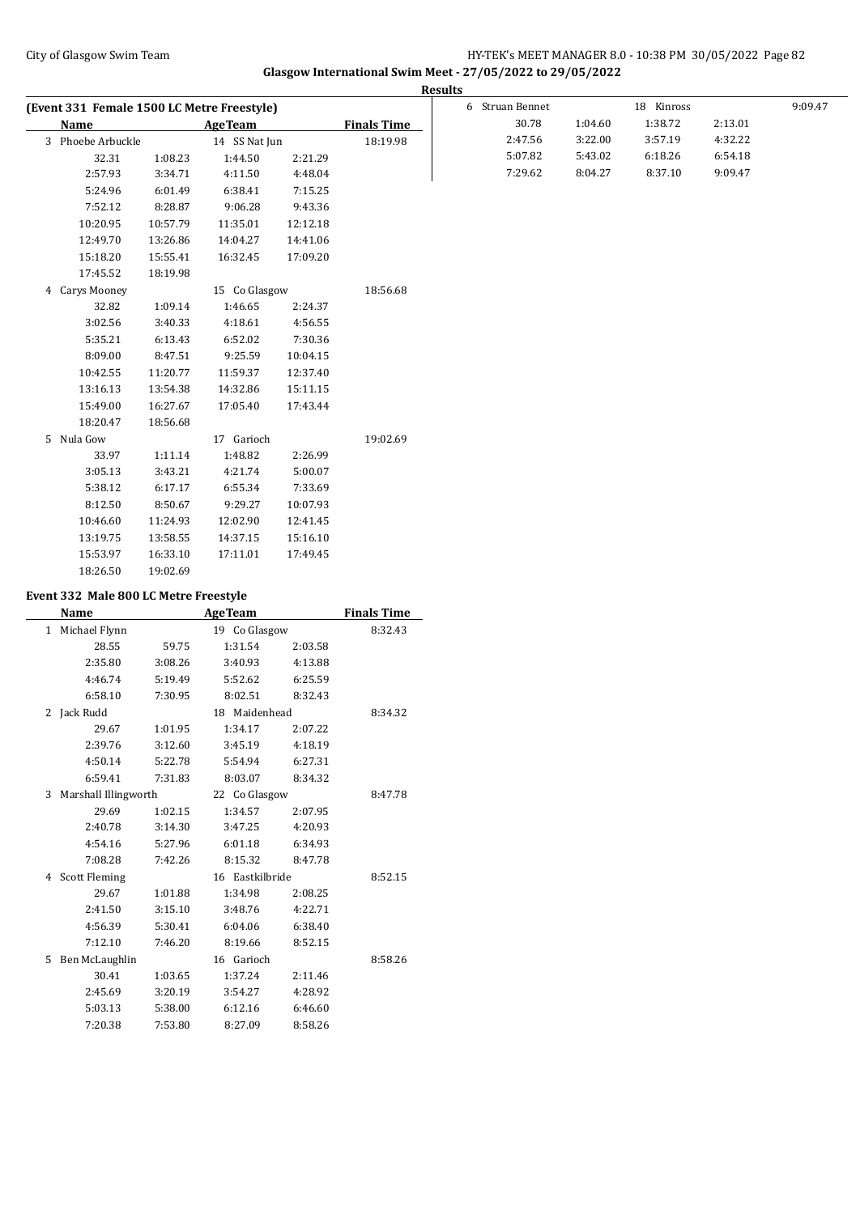**Glasgow International Swim Meet - 27/05/2022 to 29/05/2022**

**Results**

### (Event 331 Female 1500 LC Metre Freestyle)

| Name | | AgeTeam | | Finals Time |
|---|---|---|---|---|
| 3 Phoebe Arbuckle | | 14 SS Nat Jun | | 18:19.98 |
| 32.31 | 1:08.23 | 1:44.50 | 2:21.29 | |
| 2:57.93 | 3:34.71 | 4:11.50 | 4:48.04 | |
| 5:24.96 | 6:01.49 | 6:38.41 | 7:15.25 | |
| 7:52.12 | 8:28.87 | 9:06.28 | 9:43.36 | |
| 10:20.95 | 10:57.79 | 11:35.01 | 12:12.18 | |
| 12:49.70 | 13:26.86 | 14:04.27 | 14:41.06 | |
| 15:18.20 | 15:55.41 | 16:32.45 | 17:09.20 | |
| 17:45.52 | 18:19.98 | | | |
| 4 Carys Mooney | | 15 Co Glasgow | | 18:56.68 |
| 32.82 | 1:09.14 | 1:46.65 | 2:24.37 | |
| 3:02.56 | 3:40.33 | 4:18.61 | 4:56.55 | |
| 5:35.21 | 6:13.43 | 6:52.02 | 7:30.36 | |
| 8:09.00 | 8:47.51 | 9:25.59 | 10:04.15 | |
| 10:42.55 | 11:20.77 | 11:59.37 | 12:37.40 | |
| 13:16.13 | 13:54.38 | 14:32.86 | 15:11.15 | |
| 15:49.00 | 16:27.67 | 17:05.40 | 17:43.44 | |
| 18:20.47 | 18:56.68 | | | |
| 5 Nula Gow | | 17 Garioch | | 19:02.69 |
| 33.97 | 1:11.14 | 1:48.82 | 2:26.99 | |
| 3:05.13 | 3:43.21 | 4:21.74 | 5:00.07 | |
| 5:38.12 | 6:17.17 | 6:55.34 | 7:33.69 | |
| 8:12.50 | 8:50.67 | 9:29.27 | 10:07.93 | |
| 10:46.60 | 11:24.93 | 12:02.90 | 12:41.45 | |
| 13:19.75 | 13:58.55 | 14:37.15 | 15:16.10 | |
| 15:53.97 | 16:33.10 | 17:11.01 | 17:49.45 | |
| 18:26.50 | 19:02.69 | | | |

### Event 332 Male 800 LC Metre Freestyle

| Name | | AgeTeam | | Finals Time |
|---|---|---|---|---|
| 1 Michael Flynn | | 19 Co Glasgow | | 8:32.43 |
| 28.55 | 59.75 | 1:31.54 | 2:03.58 | |
| 2:35.80 | 3:08.26 | 3:40.93 | 4:13.88 | |
| 4:46.74 | 5:19.49 | 5:52.62 | 6:25.59 | |
| 6:58.10 | 7:30.95 | 8:02.51 | 8:32.43 | |
| 2 Jack Rudd | | 18 Maidenhead | | 8:34.32 |
| 29.67 | 1:01.95 | 1:34.17 | 2:07.22 | |
| 2:39.76 | 3:12.60 | 3:45.19 | 4:18.19 | |
| 4:50.14 | 5:22.78 | 5:54.94 | 6:27.31 | |
| 6:59.41 | 7:31.83 | 8:03.07 | 8:34.32 | |
| 3 Marshall Illingworth | | 22 Co Glasgow | | 8:47.78 |
| 29.69 | 1:02.15 | 1:34.57 | 2:07.95 | |
| 2:40.78 | 3:14.30 | 3:47.25 | 4:20.93 | |
| 4:54.16 | 5:27.96 | 6:01.18 | 6:34.93 | |
| 7:08.28 | 7:42.26 | 8:15.32 | 8:47.78 | |
| 4 Scott Fleming | | 16 Eastkilbride | | 8:52.15 |
| 29.67 | 1:01.88 | 1:34.98 | 2:08.25 | |
| 2:41.50 | 3:15.10 | 3:48.76 | 4:22.71 | |
| 4:56.39 | 5:30.41 | 6:04.06 | 6:38.40 | |
| 7:12.10 | 7:46.20 | 8:19.66 | 8:52.15 | |
| 5 Ben McLaughlin | | 16 Garioch | | 8:58.26 |
| 30.41 | 1:03.65 | 1:37.24 | 2:11.46 | |
| 2:45.69 | 3:20.19 | 3:54.27 | 4:28.92 | |
| 5:03.13 | 5:38.00 | 6:12.16 | 6:46.60 | |
| 7:20.38 | 7:53.80 | 8:27.09 | 8:58.26 | |
| 6 Struan Bennet | | 18 Kinross | | 9:09.47 |
| 30.78 | 1:04.60 | 1:38.72 | 2:13.01 | |
| 2:47.56 | 3:22.00 | 3:57.19 | 4:32.22 | |
| 5:07.82 | 5:43.02 | 6:18.26 | 6:54.18 | |
| 7:29.62 | 8:04.27 | 8:37.10 | 9:09.47 | |